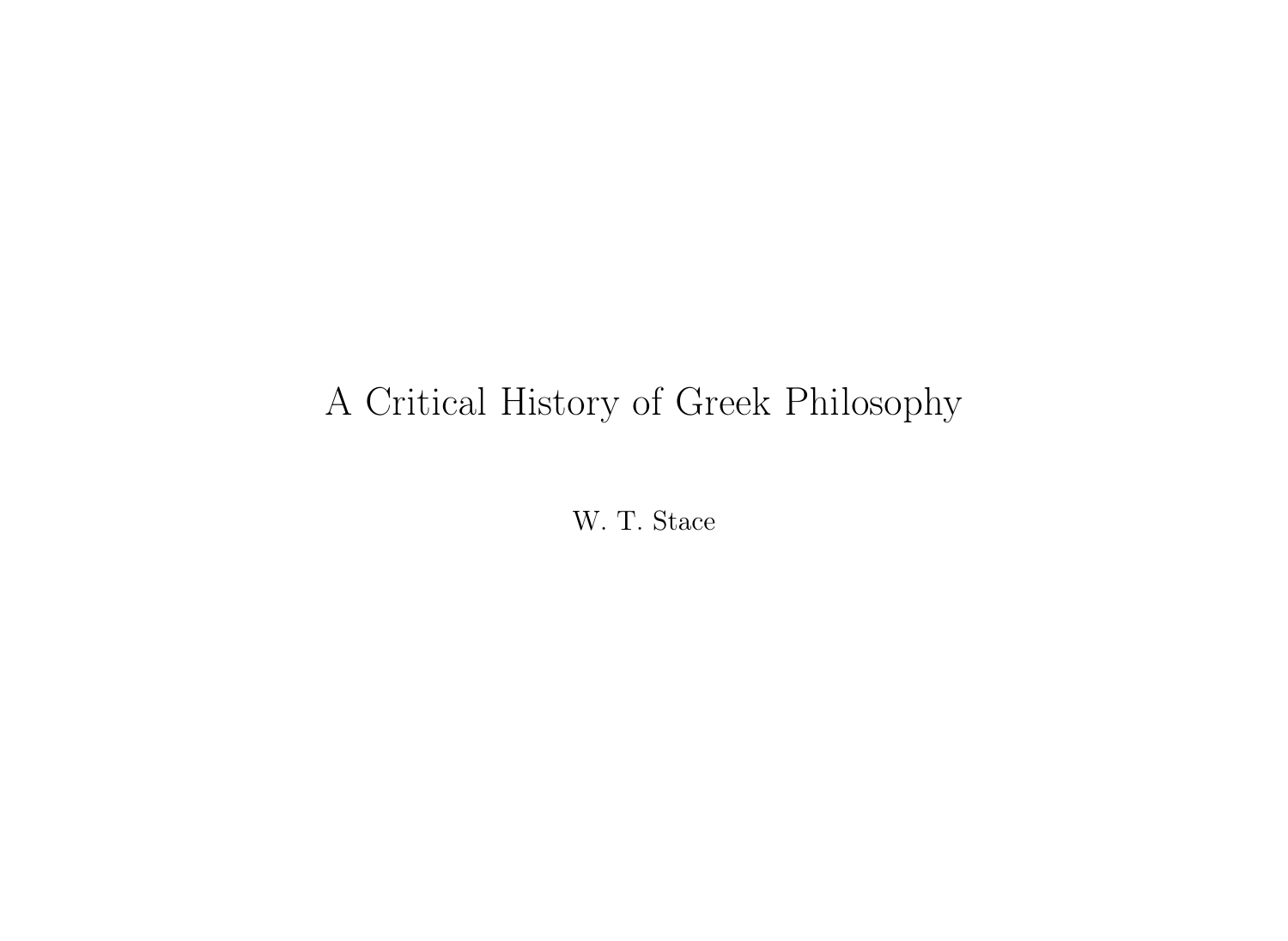# A Critical History of Greek Philosophy

W. T. Stace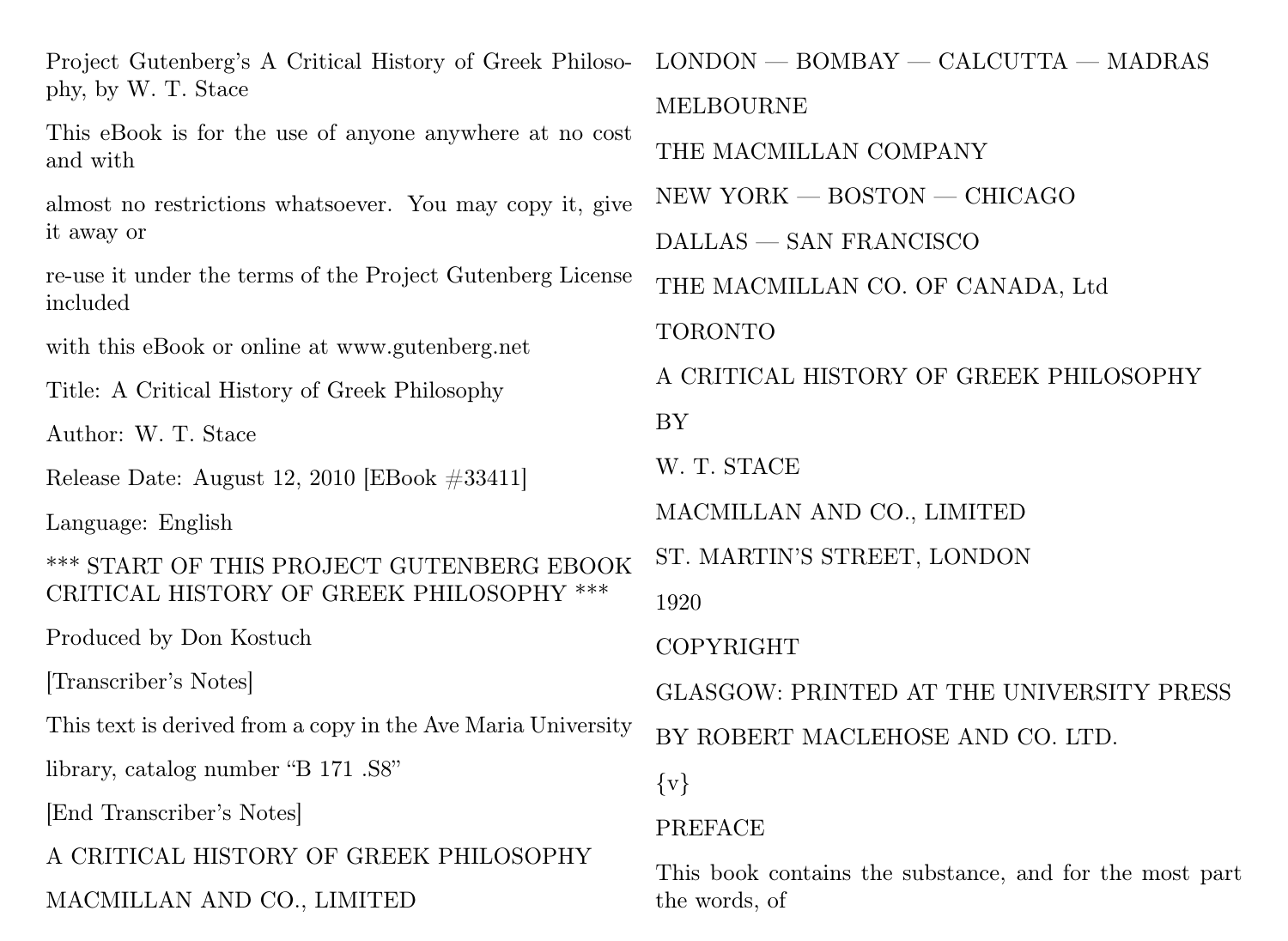Project Gutenberg's A Critical History of Greek Philosophy, by W. T. Stace

This eBook is for the use of anyone anywhere at no cost and with

almost no restrictions whatsoever. You may copy it, give it away or

re-use it under the terms of the Project Gutenberg License included

with this eBook or online at www.gutenberg.net

Title: A Critical History of Greek Philosophy

Author: W. T. Stace

Release Date: August 12, 2010 [EBook #33411]

Language: English

*** START OF THIS PROJECT GUTENBERG EBOOK CRITICAL HISTORY OF GREEK PHILOSOPHY ***

Produced by Don Kostuch

[Transcriber's Notes]

This text is derived from a copy in the Ave Maria University

library, catalog number "B 171 .S8"

[End Transcriber's Notes]

A CRITICAL HISTORY OF GREEK PHILOSOPHY

MACMILLAN AND CO., LIMITED

LONDON — BOMBAY — CALCUTTA — MADRAS

MELBOURNE

THE MACMILLAN COMPANY

NEW YORK — BOSTON — CHICAGO

DALLAS — SAN FRANCISCO

THE MACMILLAN CO. OF CANADA, Ltd

TORONTO

A CRITICAL HISTORY OF GREEK PHILOSOPHY

BY

W. T. STACE

MACMILLAN AND CO., LIMITED

ST. MARTIN'S STREET, LONDON

1920

COPYRIGHT

GLASGOW: PRINTED AT THE UNIVERSITY PRESS

BY ROBERT MACLEHOSE AND CO. LTD.

{v}

PREFACE

This book contains the substance, and for the most part the words, of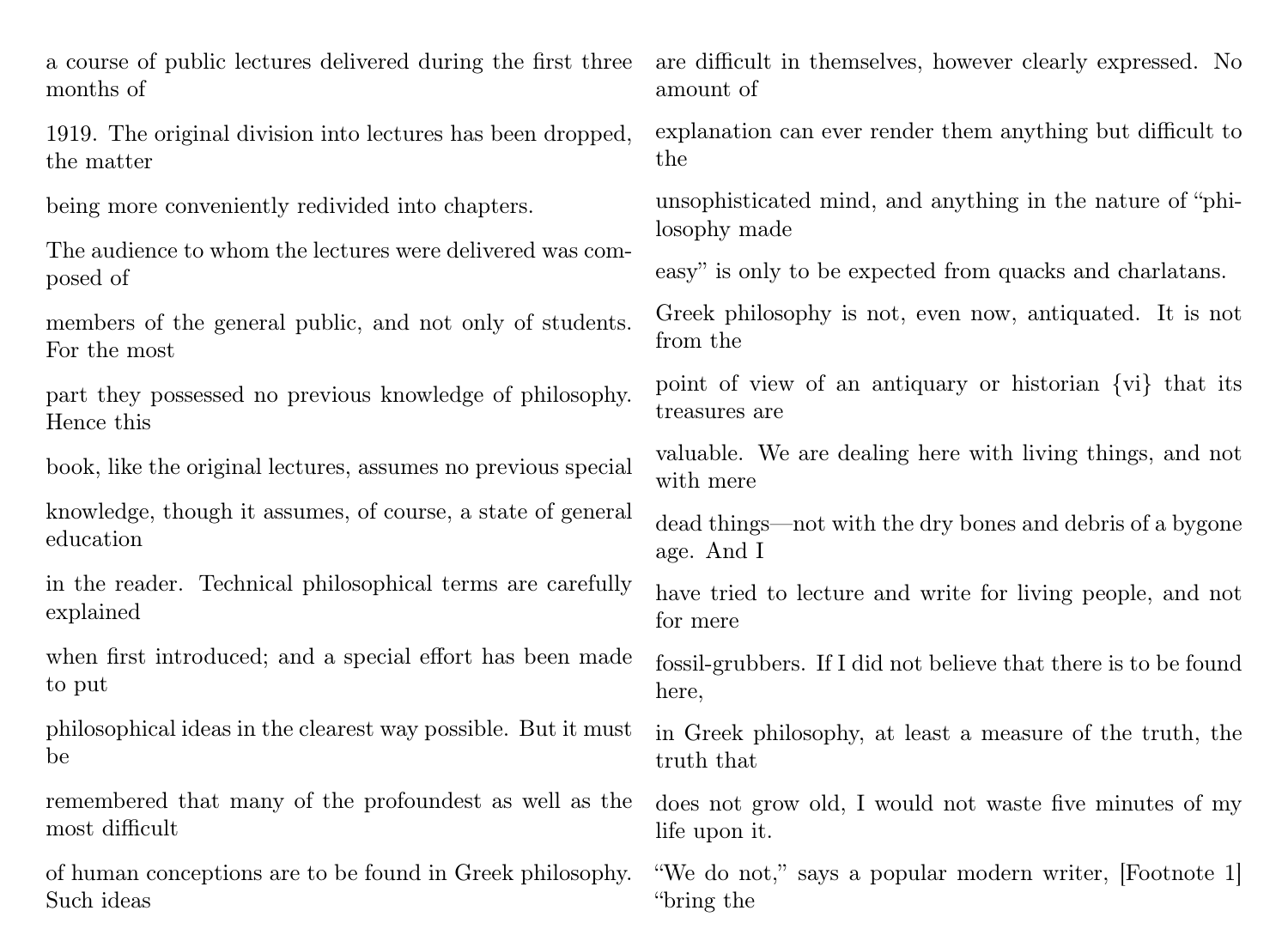a course of public lectures delivered during the first three months of 1919. The original division into lectures has been dropped, the matter being more conveniently redivided into chapters.

The audience to whom the lectures were delivered was composed of members of the general public, and not only of students. For the most part they possessed no previous knowledge of philosophy. Hence this book, like the original lectures, assumes no previous special knowledge, though it assumes, of course, a state of general education in the reader. Technical philosophical terms are carefully explained when first introduced; and a special effort has been made to put philosophical ideas in the clearest way possible. But it must be remembered that many of the profoundest as well as the most difficult of human conceptions are to be found in Greek philosophy. Such ideas are difficult in themselves, however clearly expressed. No amount of explanation can ever render them anything but difficult to the unsophisticated mind, and anything in the nature of "philosophy made easy" is only to be expected from quacks and charlatans.

Greek philosophy is not, even now, antiquated. It is not from the point of view of an antiquary or historian {vi} that its treasures are valuable. We are dealing here with living things, and not with mere dead things—not with the dry bones and debris of a bygone age. And I have tried to lecture and write for living people, and not for mere fossil-grubbers. If I did not believe that there is to be found here, in Greek philosophy, at least a measure of the truth, the truth that does not grow old, I would not waste five minutes of my life upon it.

"We do not," says a popular modern writer, [Footnote 1] "bring the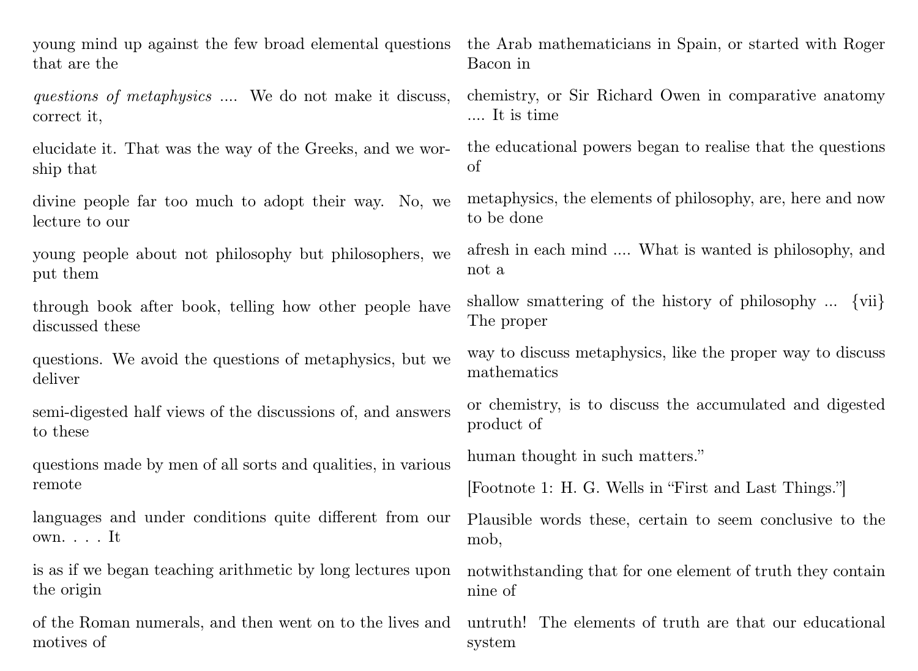young mind up against the few broad elemental questions that are the *questions of metaphysics* .... We do not make it discuss, correct it, elucidate it. That was the way of the Greeks, and we worship that divine people far too much to adopt their way. No, we lecture to our young people about not philosophy but philosophers, we put them through book after book, telling how other people have discussed these questions. We avoid the questions of metaphysics, but we deliver semi-digested half views of the discussions of, and answers to these questions made by men of all sorts and qualities, in various remote languages and under conditions quite different from our own. . . . It is as if we began teaching arithmetic by long lectures upon the origin of the Roman numerals, and then went on to the lives and motives of the Arab mathematicians in Spain, or started with Roger Bacon in chemistry, or Sir Richard Owen in comparative anatomy .... It is time the educational powers began to realise that the questions of metaphysics, the elements of philosophy, are, here and now to be done afresh in each mind .... What is wanted is philosophy, and not a shallow smattering of the history of philosophy ... {vii} The proper way to discuss metaphysics, like the proper way to discuss mathematics or chemistry, is to discuss the accumulated and digested product of human thought in such matters."

[Footnote 1: H. G. Wells in "First and Last Things."]

Plausible words these, certain to seem conclusive to the mob, notwithstanding that for one element of truth they contain nine of untruth! The elements of truth are that our educational system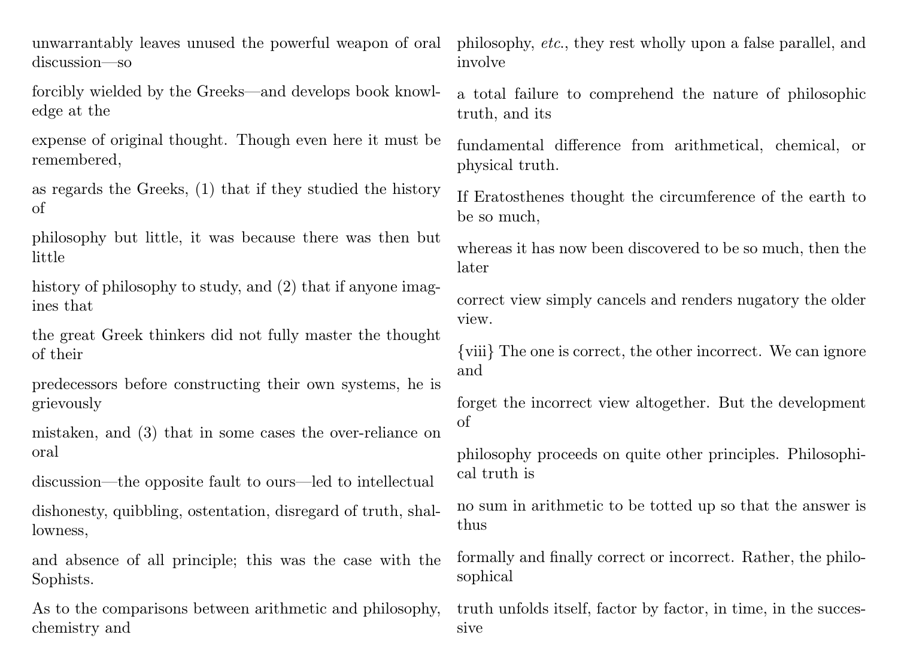unwarrantably leaves unused the powerful weapon of oral discussion—so forcibly wielded by the Greeks—and develops book knowledge at the expense of original thought. Though even here it must be remembered, as regards the Greeks, (1) that if they studied the history of philosophy but little, it was because there was then but little history of philosophy to study, and (2) that if anyone imagines that the great Greek thinkers did not fully master the thought of their predecessors before constructing their own systems, he is grievously mistaken, and (3) that in some cases the over-reliance on oral discussion—the opposite fault to ours—led to intellectual dishonesty, quibbling, ostentation, disregard of truth, shallowness, and absence of all principle; this was the case with the Sophists.

As to the comparisons between arithmetic and philosophy, chemistry and philosophy, *etc.*, they rest wholly upon a false parallel, and involve a total failure to comprehend the nature of philosophic truth, and its fundamental difference from arithmetical, chemical, or physical truth.

If Eratosthenes thought the circumference of the earth to be so much, whereas it has now been discovered to be so much, then the later correct view simply cancels and renders nugatory the older view.

{viii} The one is correct, the other incorrect. We can ignore and forget the incorrect view altogether. But the development of philosophy proceeds on quite other principles. Philosophical truth is no sum in arithmetic to be totted up so that the answer is thus formally and finally correct or incorrect. Rather, the philosophical truth unfolds itself, factor by factor, in time, in the successive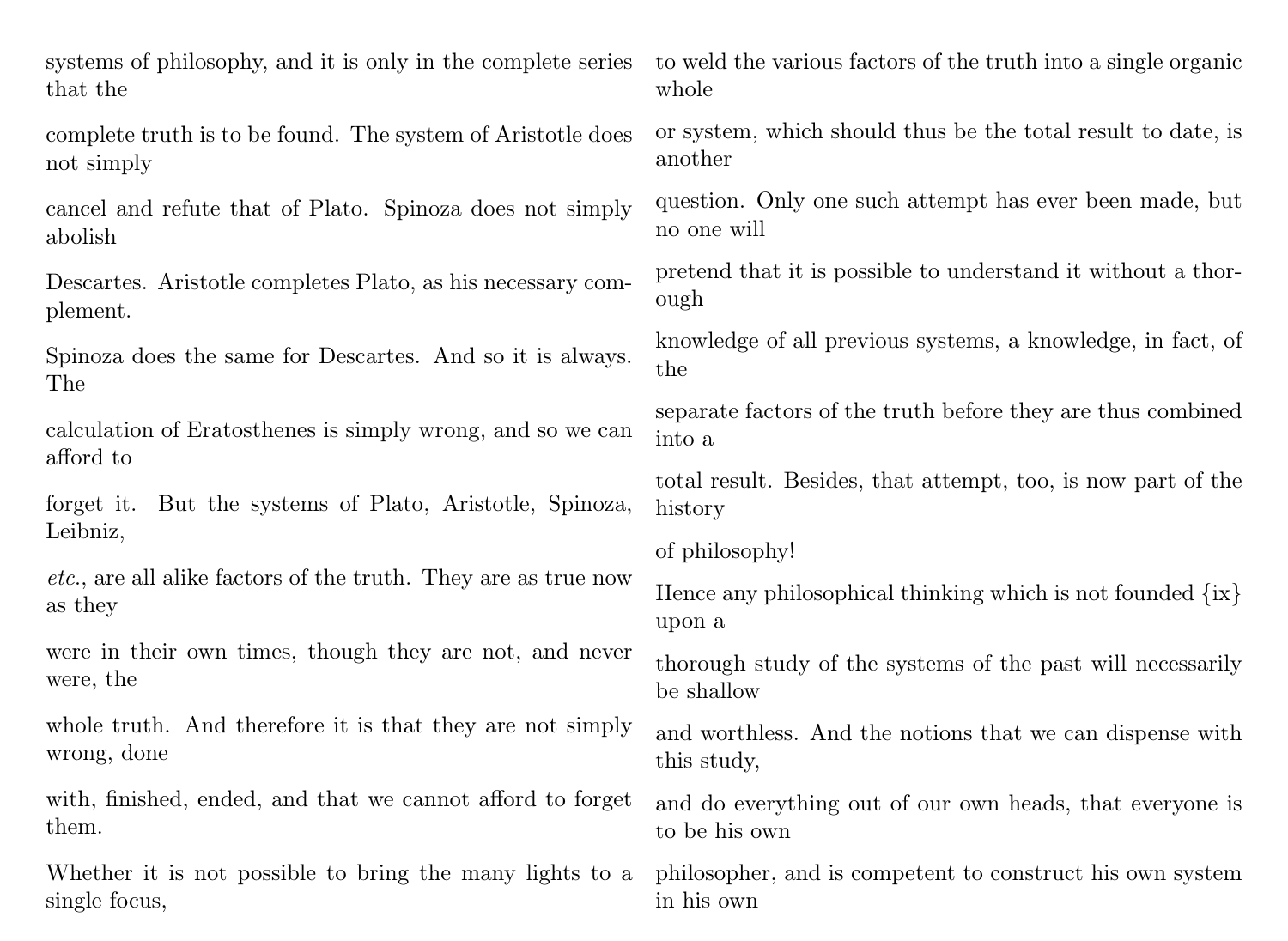systems of philosophy, and it is only in the complete series that the complete truth is to be found. The system of Aristotle does not simply cancel and refute that of Plato. Spinoza does not simply abolish Descartes. Aristotle completes Plato, as his necessary complement. Spinoza does the same for Descartes. And so it is always. The calculation of Eratosthenes is simply wrong, and so we can afford to forget it. But the systems of Plato, Aristotle, Spinoza, Leibniz, *etc.*, are all alike factors of the truth. They are as true now as they were in their own times, though they are not, and never were, the whole truth. And therefore it is that they are not simply wrong, done with, finished, ended, and that we cannot afford to forget them.

Whether it is not possible to bring the many lights to a single focus, to weld the various factors of the truth into a single organic whole or system, which should thus be the total result to date, is another question. Only one such attempt has ever been made, but no one will pretend that it is possible to understand it without a thorough knowledge of all previous systems, a knowledge, in fact, of the separate factors of the truth before they are thus combined into a total result. Besides, that attempt, too, is now part of the history of philosophy!

Hence any philosophical thinking which is not founded {ix} upon a thorough study of the systems of the past will necessarily be shallow and worthless. And the notions that we can dispense with this study, and do everything out of our own heads, that everyone is to be his own philosopher, and is competent to construct his own system in his own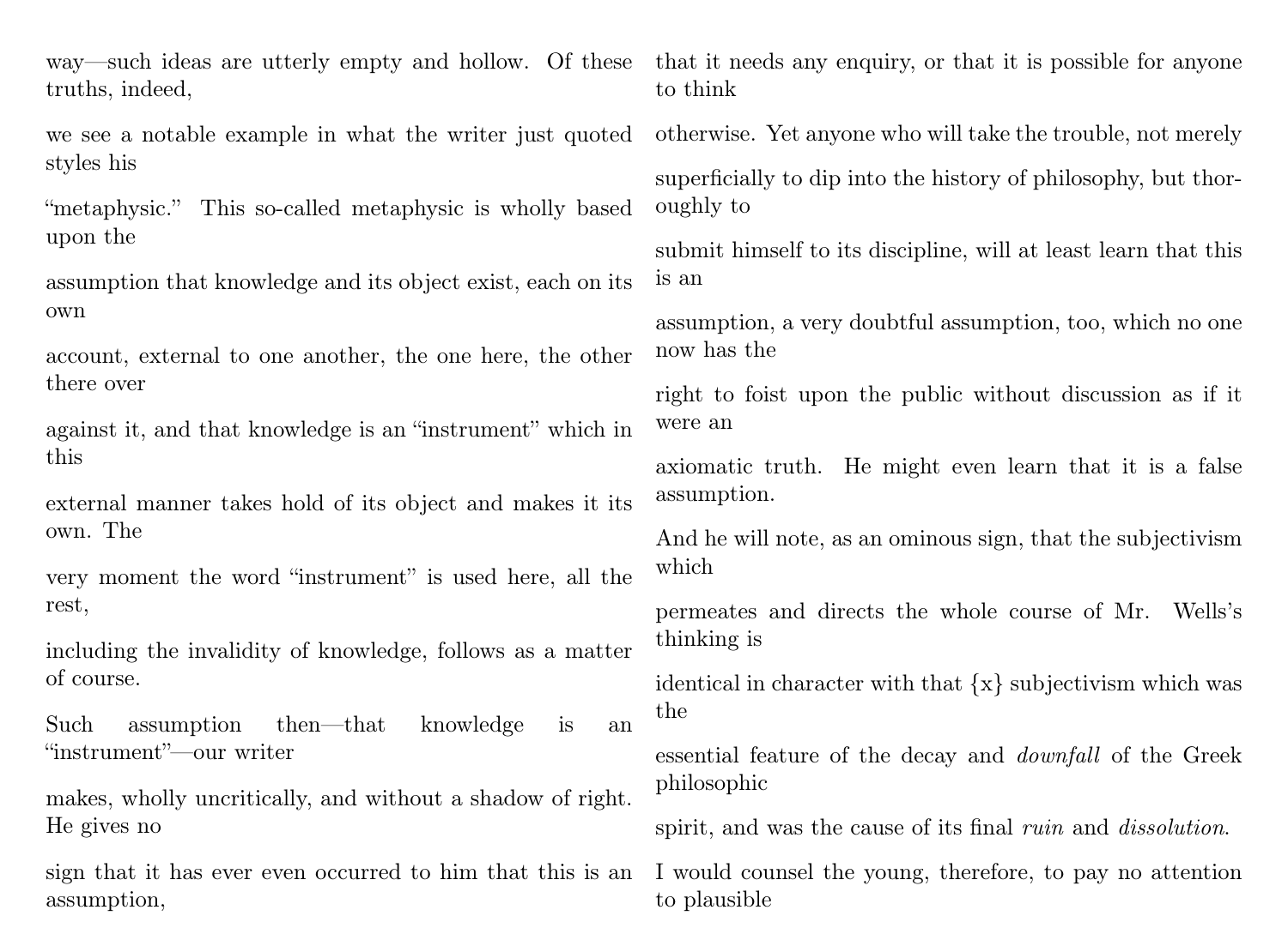way—such ideas are utterly empty and hollow. Of these truths, indeed, we see a notable example in what the writer just quoted styles his "metaphysic." This so-called metaphysic is wholly based upon the assumption that knowledge and its object exist, each on its own account, external to one another, the one here, the other there over against it, and that knowledge is an "instrument" which in this external manner takes hold of its object and makes it its own. The very moment the word "instrument" is used here, all the rest, including the invalidity of knowledge, follows as a matter of course.

Such assumption then—that knowledge is an "instrument"—our writer makes, wholly uncritically, and without a shadow of right. He gives no sign that it has ever even occurred to him that this is an assumption, that it needs any enquiry, or that it is possible for anyone to think otherwise. Yet anyone who will take the trouble, not merely superficially to dip into the history of philosophy, but thoroughly to submit himself to its discipline, will at least learn that this is an assumption, a very doubtful assumption, too, which no one now has the right to foist upon the public without discussion as if it were an axiomatic truth. He might even learn that it is a false assumption.

And he will note, as an ominous sign, that the subjectivism which permeates and directs the whole course of Mr. Wells's thinking is identical in character with that {x} subjectivism which was the essential feature of the decay and *downfall* of the Greek philosophic spirit, and was the cause of its final *ruin* and *dissolution*.

I would counsel the young, therefore, to pay no attention to plausible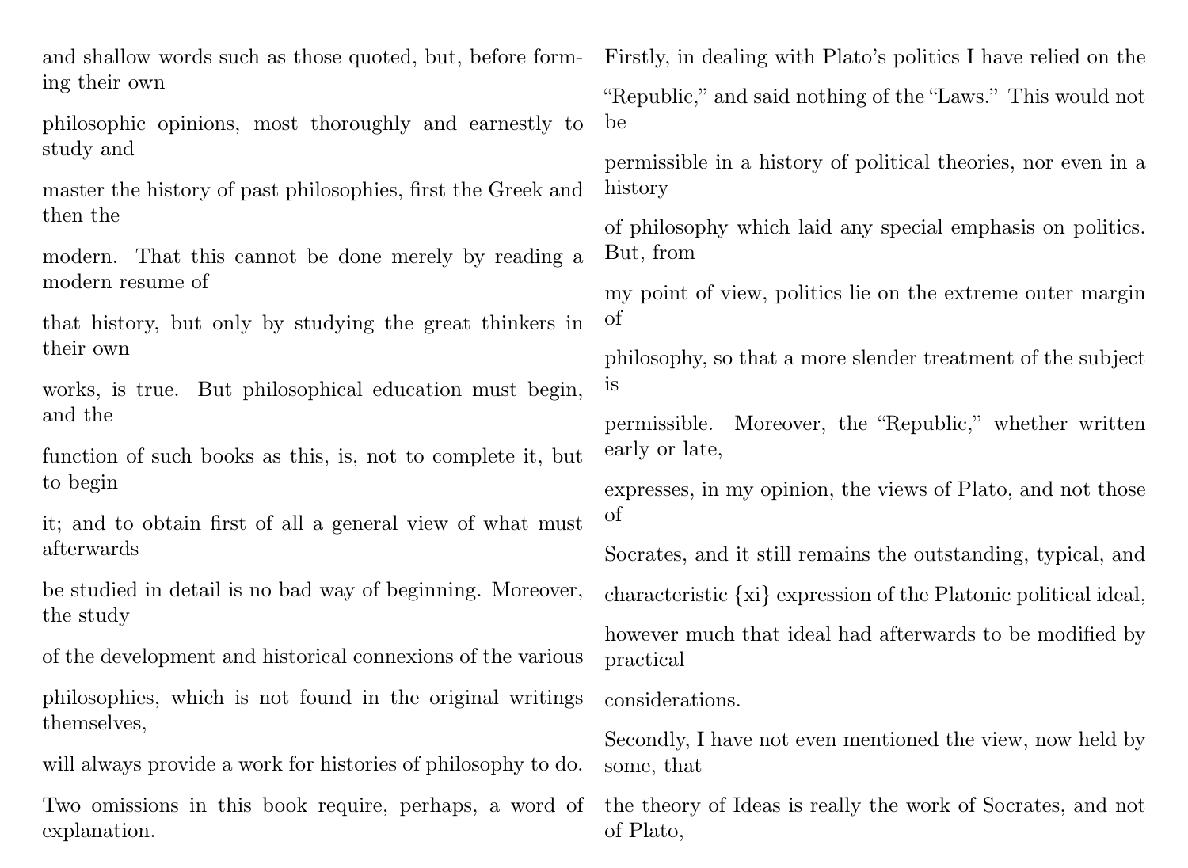and shallow words such as those quoted, but, before forming their own philosophic opinions, most thoroughly and earnestly to study and master the history of past philosophies, first the Greek and then the modern. That this cannot be done merely by reading a modern resume of that history, but only by studying the great thinkers in their own works, is true. But philosophical education must begin, and the function of such books as this, is, not to complete it, but to begin it; and to obtain first of all a general view of what must afterwards be studied in detail is no bad way of beginning. Moreover, the study of the development and historical connexions of the various philosophies, which is not found in the original writings themselves, will always provide a work for histories of philosophy to do.

Two omissions in this book require, perhaps, a word of explanation.

Firstly, in dealing with Plato's politics I have relied on the "Republic," and said nothing of the "Laws." This would not be permissible in a history of political theories, nor even in a history of philosophy which laid any special emphasis on politics. But, from my point of view, politics lie on the extreme outer margin of philosophy, so that a more slender treatment of the subject is permissible. Moreover, the "Republic," whether written early or late, expresses, in my opinion, the views of Plato, and not those of Socrates, and it still remains the outstanding, typical, and characteristic {xi} expression of the Platonic political ideal, however much that ideal had afterwards to be modified by practical considerations.

Secondly, I have not even mentioned the view, now held by some, that the theory of Ideas is really the work of Socrates, and not of Plato,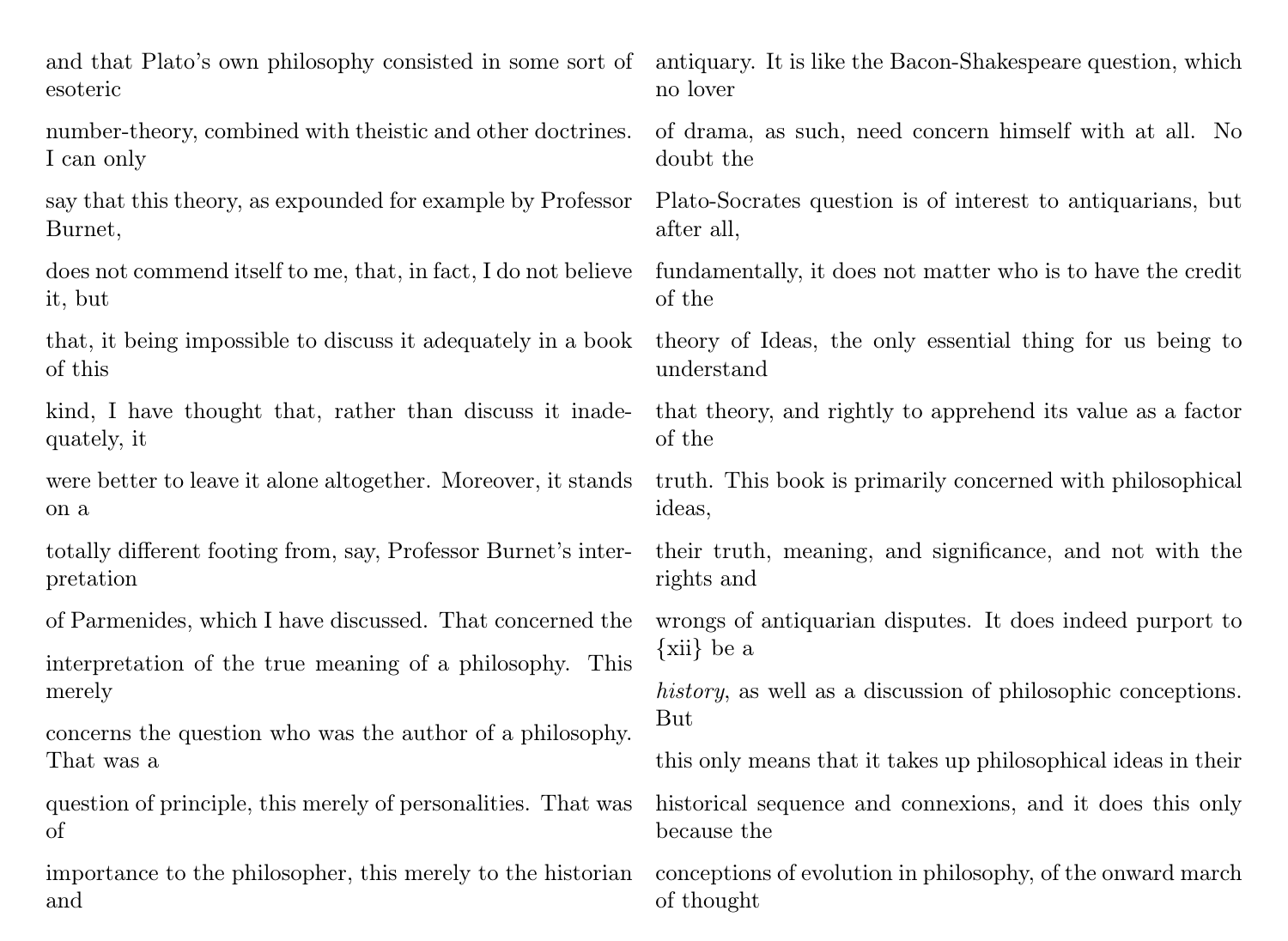and that Plato's own philosophy consisted in some sort of esoteric number-theory, combined with theistic and other doctrines. I can only say that this theory, as expounded for example by Professor Burnet, does not commend itself to me, that, in fact, I do not believe it, but that, it being impossible to discuss it adequately in a book of this kind, I have thought that, rather than discuss it inadequately, it were better to leave it alone altogether. Moreover, it stands on a totally different footing from, say, Professor Burnet's interpretation of Parmenides, which I have discussed. That concerned the interpretation of the true meaning of a philosophy. This merely concerns the question who was the author of a philosophy. That was a question of principle, this merely of personalities. That was of importance to the philosopher, this merely to the historian and antiquary. It is like the Bacon-Shakespeare question, which no lover of drama, as such, need concern himself with at all. No doubt the Plato-Socrates question is of interest to antiquarians, but after all, fundamentally, it does not matter who is to have the credit of the theory of Ideas, the only essential thing for us being to understand that theory, and rightly to apprehend its value as a factor of the truth. This book is primarily concerned with philosophical ideas, their truth, meaning, and significance, and not with the rights and wrongs of antiquarian disputes. It does indeed purport to {xii} be a *history*, as well as a discussion of philosophic conceptions. But this only means that it takes up philosophical ideas in their historical sequence and connexions, and it does this only because the conceptions of evolution in philosophy, of the onward march of thought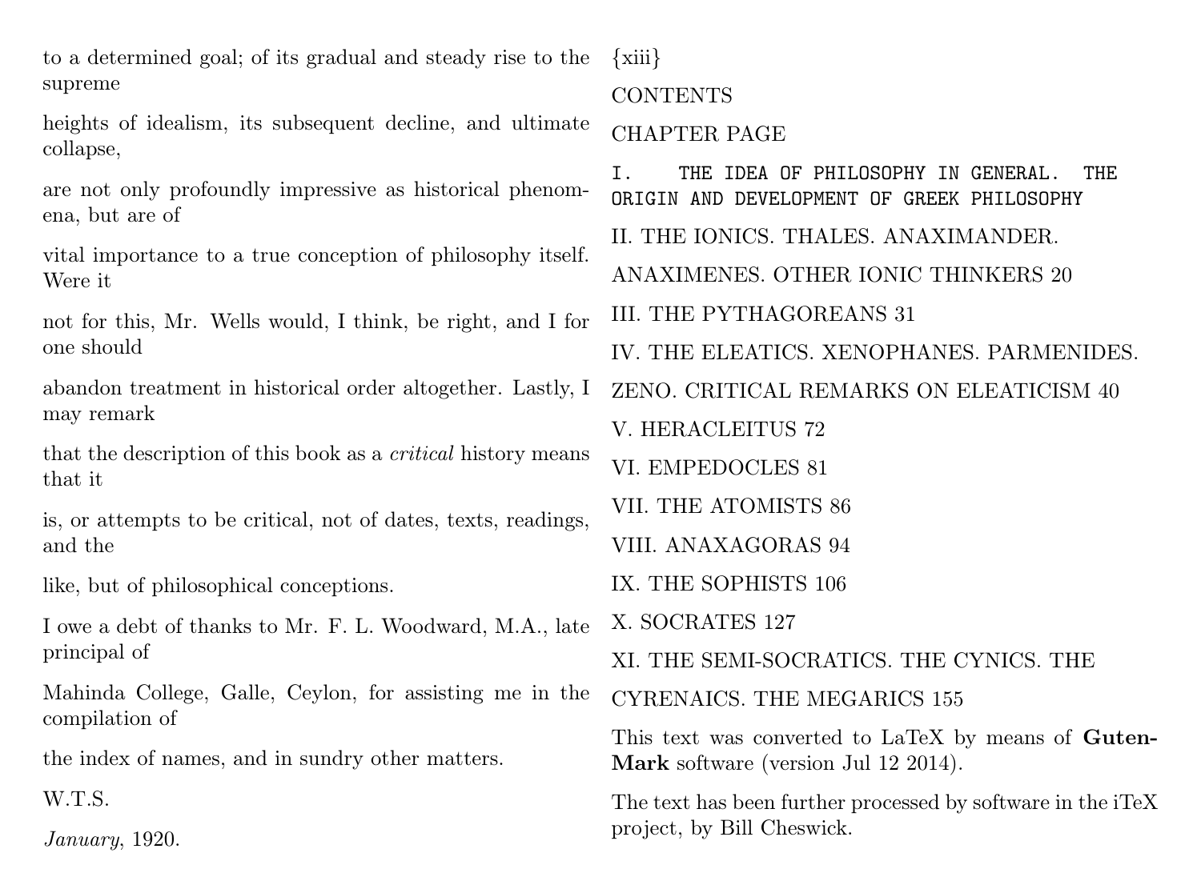to a determined goal; of its gradual and steady rise to the supreme

heights of idealism, its subsequent decline, and ultimate collapse,

are not only profoundly impressive as historical phenomena, but are of

vital importance to a true conception of philosophy itself. Were it

not for this, Mr. Wells would, I think, be right, and I for one should

abandon treatment in historical order altogether. Lastly, I may remark

that the description of this book as a *critical* history means that it

is, or attempts to be critical, not of dates, texts, readings, and the

like, but of philosophical conceptions.

I owe a debt of thanks to Mr. F. L. Woodward, M.A., late principal of

Mahinda College, Galle, Ceylon, for assisting me in the compilation of

the index of names, and in sundry other matters.

W.T.S.

*January*, 1920.

{xiii}

CONTENTS

CHAPTER PAGE

```
I.   THE IDEA OF PHILOSOPHY IN GENERAL.  THE
ORIGIN AND DEVELOPMENT OF GREEK PHILOSOPHY
```

II. THE IONICS. THALES. ANAXIMANDER.

ANAXIMENES. OTHER IONIC THINKERS 20

III. THE PYTHAGOREANS 31

IV. THE ELEATICS. XENOPHANES. PARMENIDES.

ZENO. CRITICAL REMARKS ON ELEATICISM 40

V. HERACLEITUS 72

VI. EMPEDOCLES 81

VII. THE ATOMISTS 86

VIII. ANAXAGORAS 94

IX. THE SOPHISTS 106

X. SOCRATES 127

XI. THE SEMI-SOCRATICS. THE CYNICS. THE

CYRENAICS. THE MEGARICS 155

This text was converted to LaTeX by means of **GutenMark** software (version Jul 12 2014).

The text has been further processed by software in the iTeX project, by Bill Cheswick.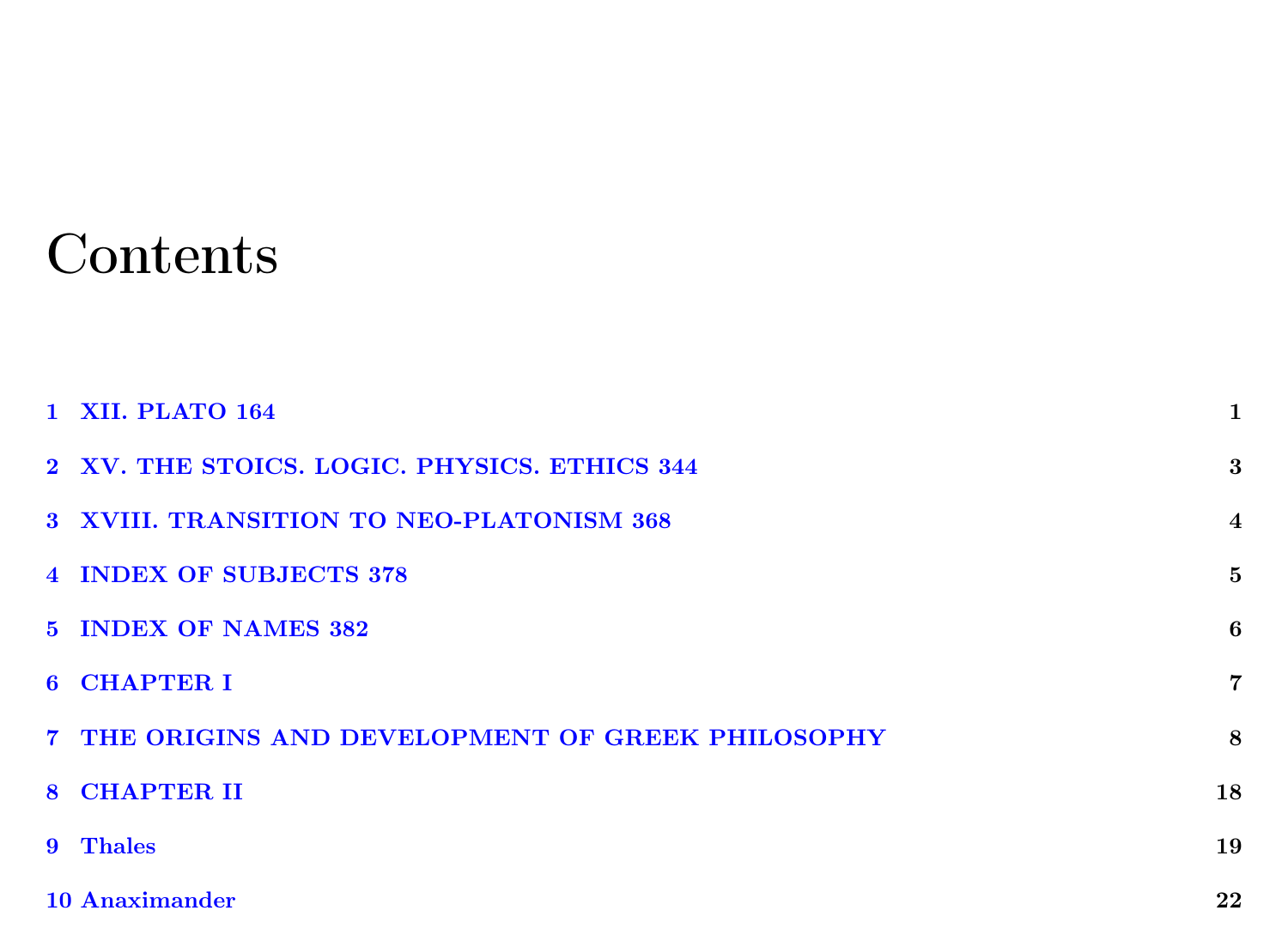# Contents

1 XII. PLATO 164 — 1

2 XV. THE STOICS. LOGIC. PHYSICS. ETHICS 344 — 3

3 XVIII. TRANSITION TO NEO-PLATONISM 368 — 4

4 INDEX OF SUBJECTS 378 — 5

5 INDEX OF NAMES 382 — 6

6 CHAPTER I — 7

7 THE ORIGINS AND DEVELOPMENT OF GREEK PHILOSOPHY — 8

8 CHAPTER II — 18

9 Thales — 19

10 Anaximander — 22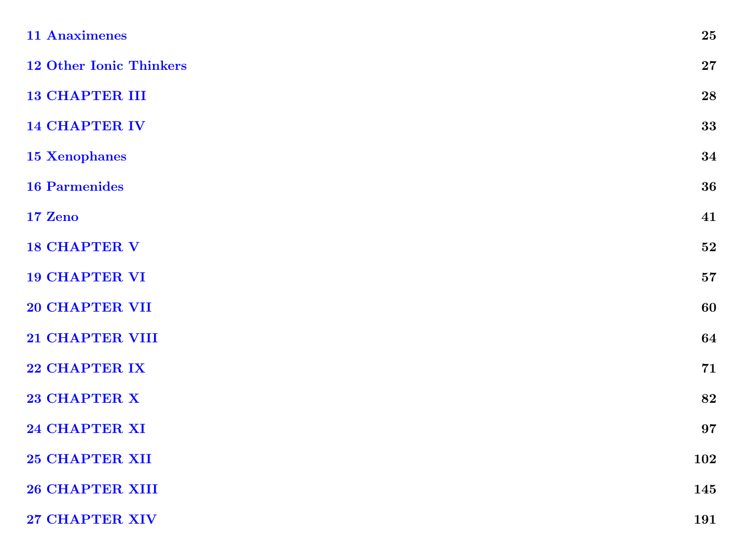**11 Anaximenes** **25**

**12 Other Ionic Thinkers** **27**

**13 CHAPTER III** **28**

**14 CHAPTER IV** **33**

**15 Xenophanes** **34**

**16 Parmenides** **36**

**17 Zeno** **41**

**18 CHAPTER V** **52**

**19 CHAPTER VI** **57**

**20 CHAPTER VII** **60**

**21 CHAPTER VIII** **64**

**22 CHAPTER IX** **71**

**23 CHAPTER X** **82**

**24 CHAPTER XI** **97**

**25 CHAPTER XII** **102**

**26 CHAPTER XIII** **145**

**27 CHAPTER XIV** **191**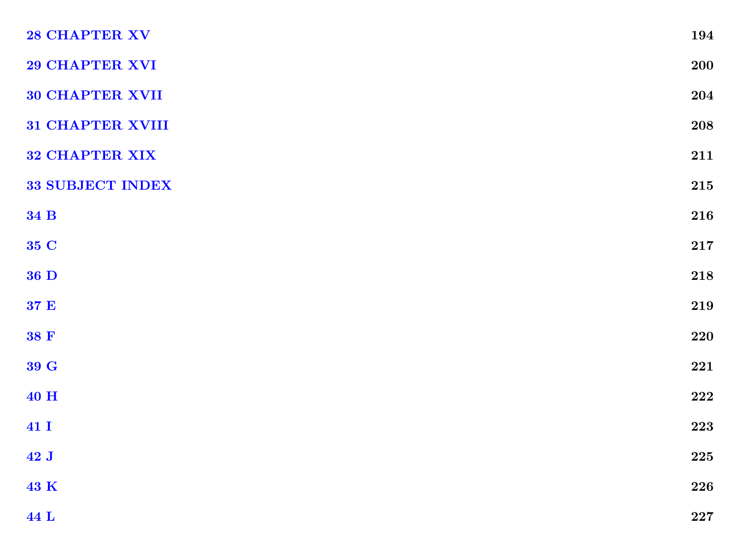**28 CHAPTER XV** 194

**29 CHAPTER XVI** 200

**30 CHAPTER XVII** 204

**31 CHAPTER XVIII** 208

**32 CHAPTER XIX** 211

**33 SUBJECT INDEX** 215

**34 B** 216

**35 C** 217

**36 D** 218

**37 E** 219

**38 F** 220

**39 G** 221

**40 H** 222

**41 I** 223

**42 J** 225

**43 K** 226

**44 L** 227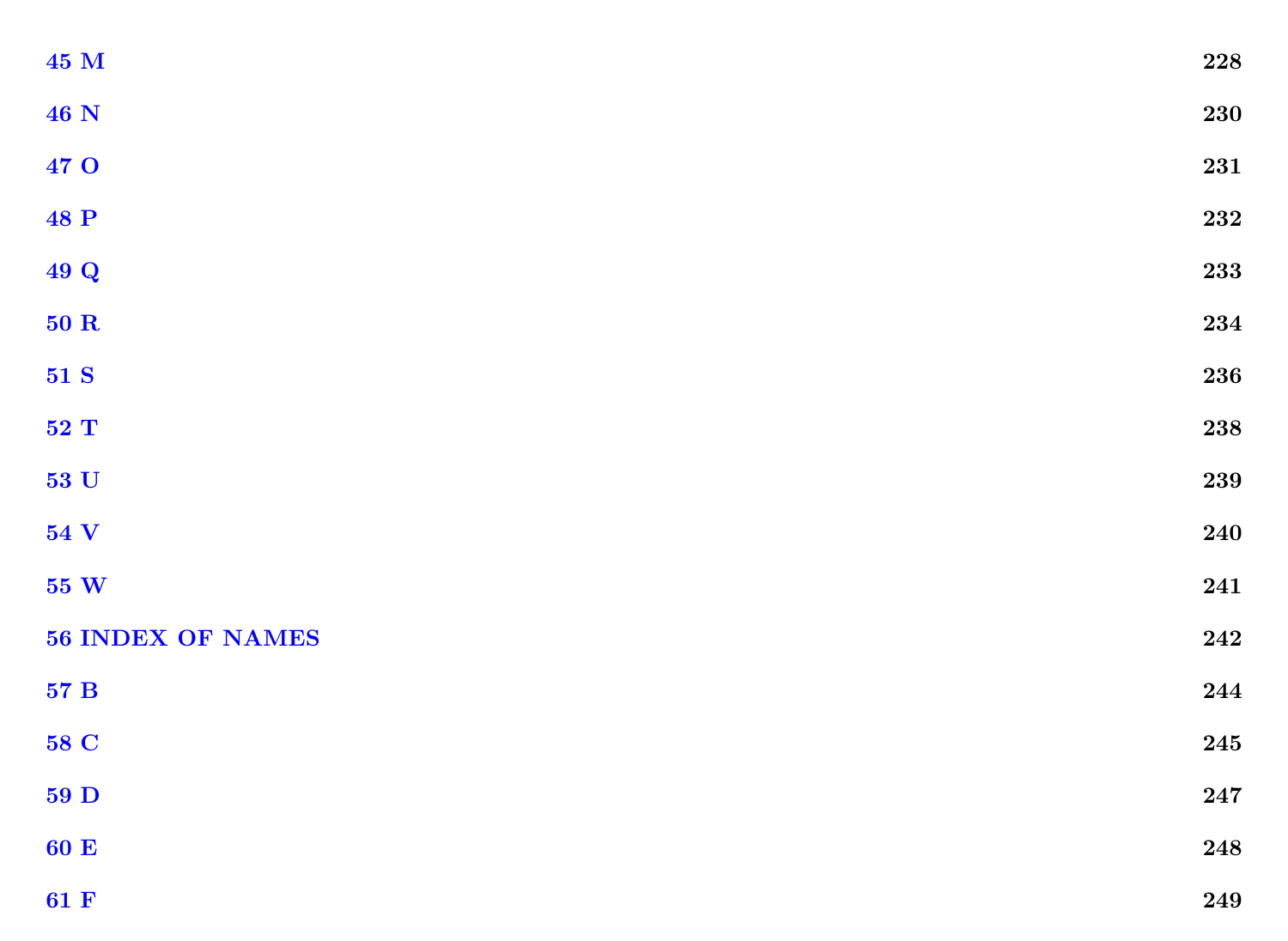**45 M** 228

**46 N** 230

**47 O** 231

**48 P** 232

**49 Q** 233

**50 R** 234

**51 S** 236

**52 T** 238

**53 U** 239

**54 V** 240

**55 W** 241

**56 INDEX OF NAMES** 242

**57 B** 244

**58 C** 245

**59 D** 247

**60 E** 248

**61 F** 249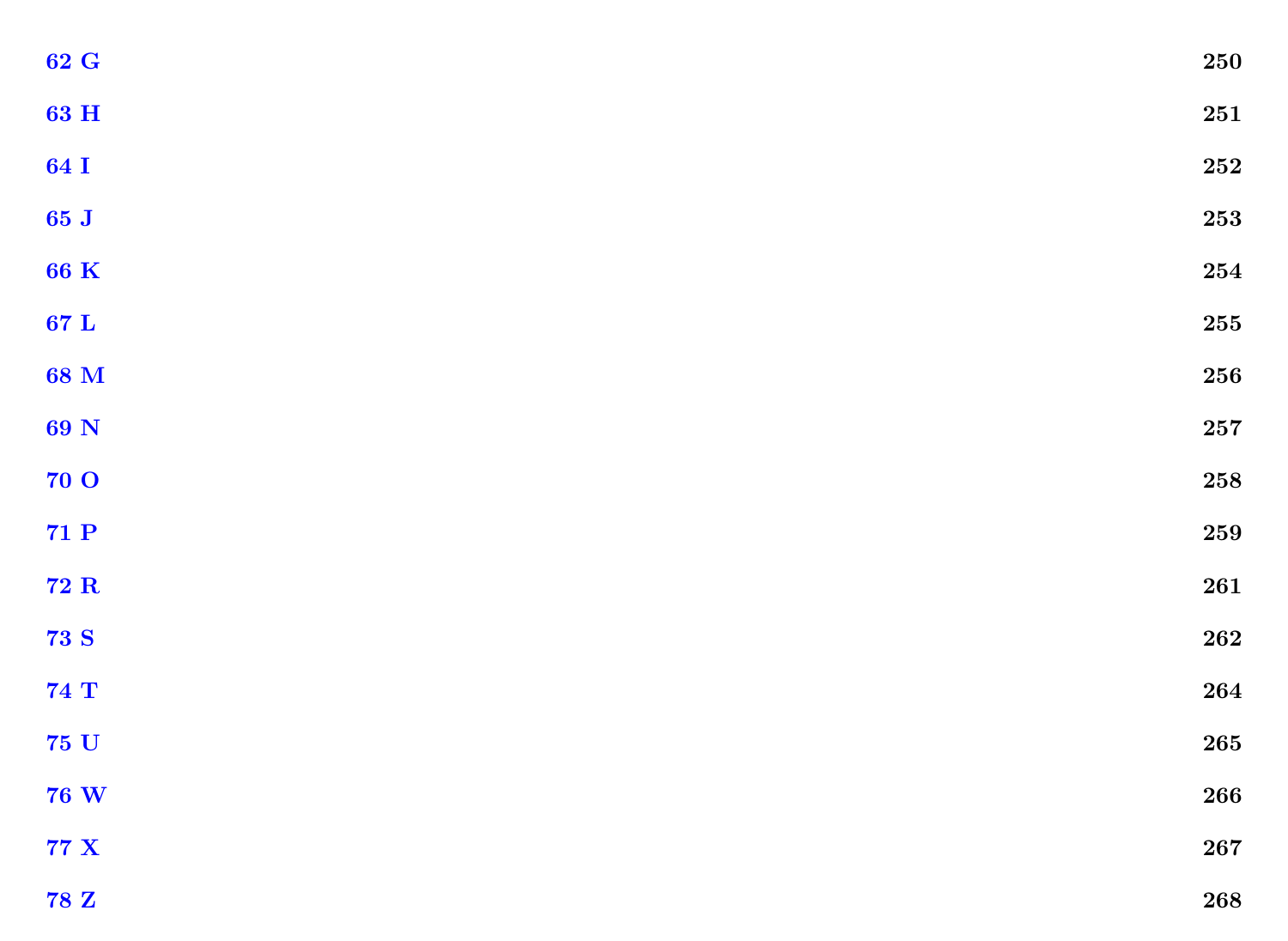**62 G** 250

**63 H** 251

**64 I** 252

**65 J** 253

**66 K** 254

**67 L** 255

**68 M** 256

**69 N** 257

**70 O** 258

**71 P** 259

**72 R** 261

**73 S** 262

**74 T** 264

**75 U** 265

**76 W** 266

**77 X** 267

**78 Z** 268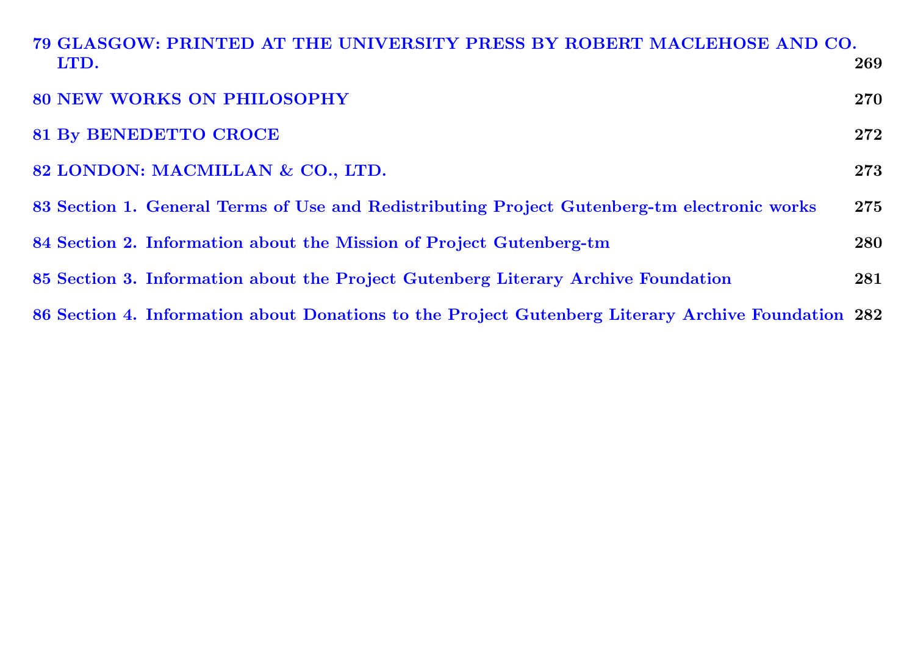79 GLASGOW: PRINTED AT THE UNIVERSITY PRESS BY ROBERT MACLEHOSE AND CO. LTD. 269

80 NEW WORKS ON PHILOSOPHY 270

81 By BENEDETTO CROCE 272

82 LONDON: MACMILLAN & CO., LTD. 273

83 Section 1. General Terms of Use and Redistributing Project Gutenberg-tm electronic works 275

84 Section 2. Information about the Mission of Project Gutenberg-tm 280

85 Section 3. Information about the Project Gutenberg Literary Archive Foundation 281

86 Section 4. Information about Donations to the Project Gutenberg Literary Archive Foundation 282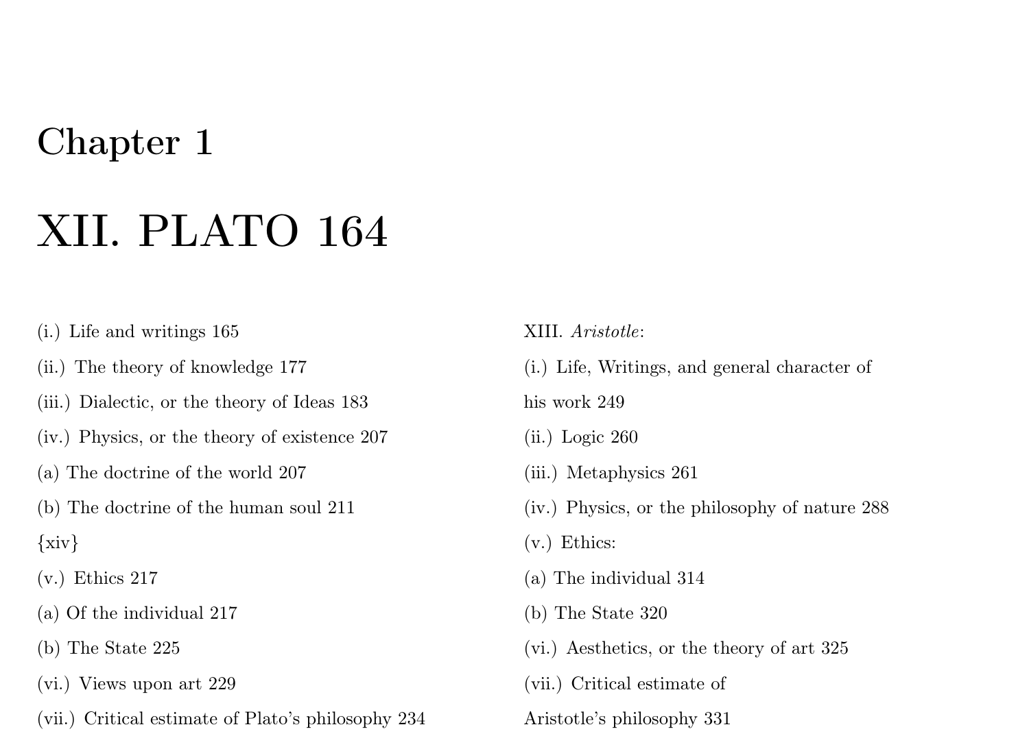# Chapter 1

# XII. PLATO 164

(i.) Life and writings 165

(ii.) The theory of knowledge 177

(iii.) Dialectic, or the theory of Ideas 183

(iv.) Physics, or the theory of existence 207

(a) The doctrine of the world 207

(b) The doctrine of the human soul 211

{xiv}

(v.) Ethics 217

(a) Of the individual 217

(b) The State 225

(vi.) Views upon art 229

(vii.) Critical estimate of Plato's philosophy 234

XIII. *Aristotle*:

(i.) Life, Writings, and general character of his work 249

(ii.) Logic 260

(iii.) Metaphysics 261

(iv.) Physics, or the philosophy of nature 288

(v.) Ethics:

(a) The individual 314

(b) The State 320

(vi.) Aesthetics, or the theory of art 325

(vii.) Critical estimate of Aristotle's philosophy 331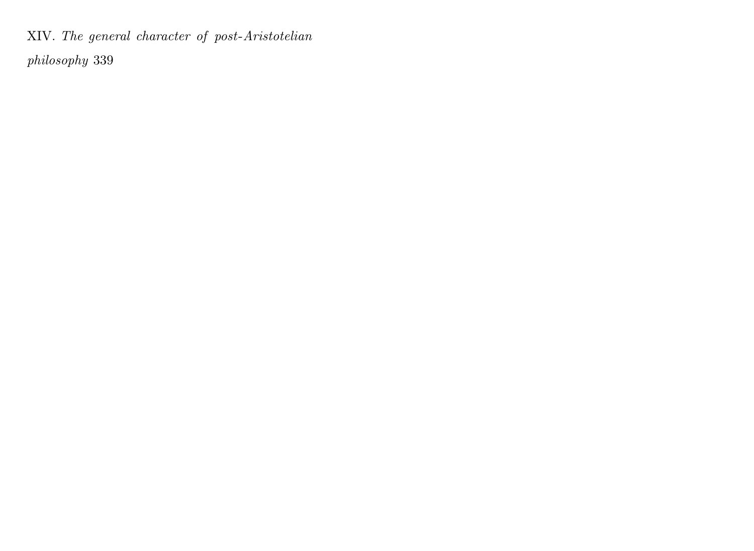XIV. *The general character of post-Aristotelian philosophy* 339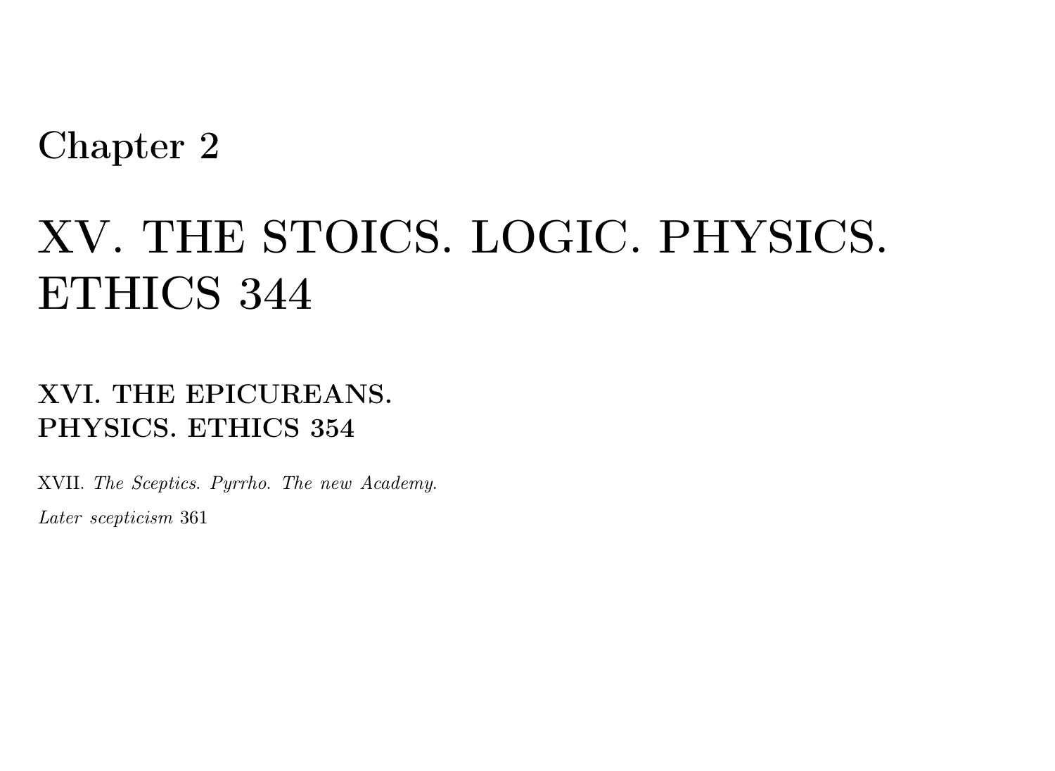# Chapter 2

# XV. THE STOICS. LOGIC. PHYSICS. ETHICS 344

### XVI. THE EPICUREANS. PHYSICS. ETHICS 354

XVII. *The Sceptics. Pyrrho. The new Academy.*

*Later scepticism* 361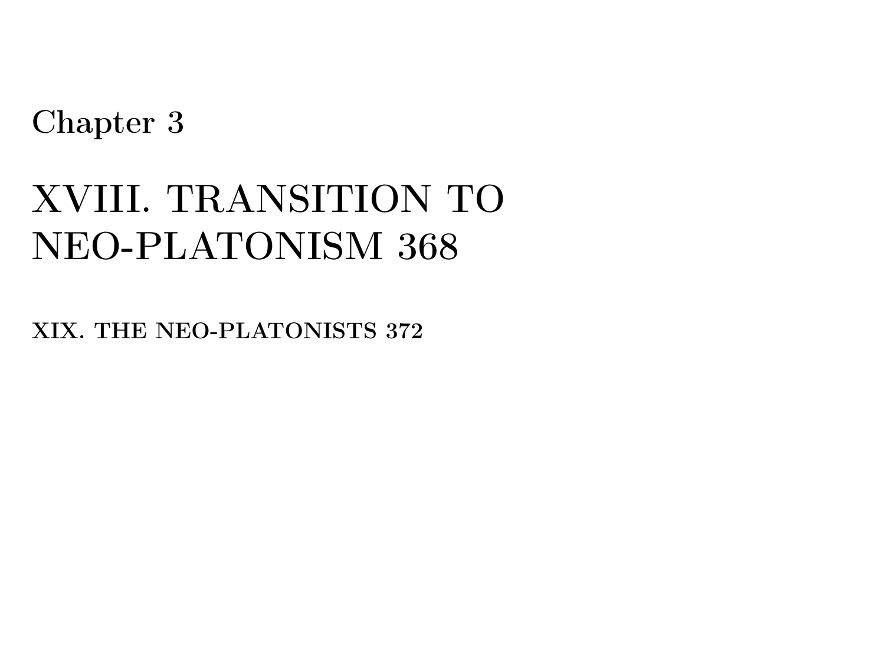# Chapter 3

## XVIII. TRANSITION TO NEO-PLATONISM 368

### XIX. THE NEO-PLATONISTS 372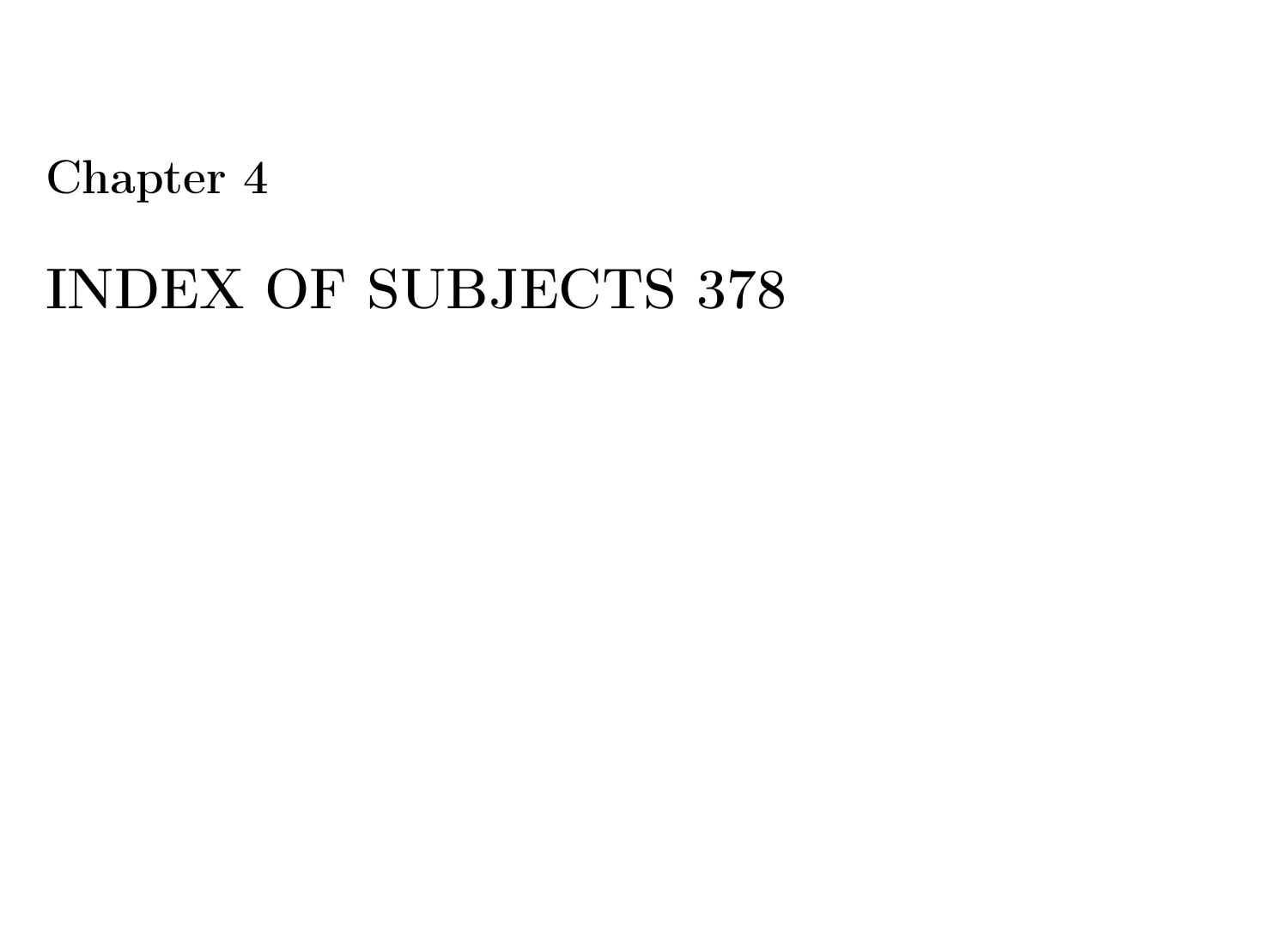Chapter 4

# INDEX OF SUBJECTS 378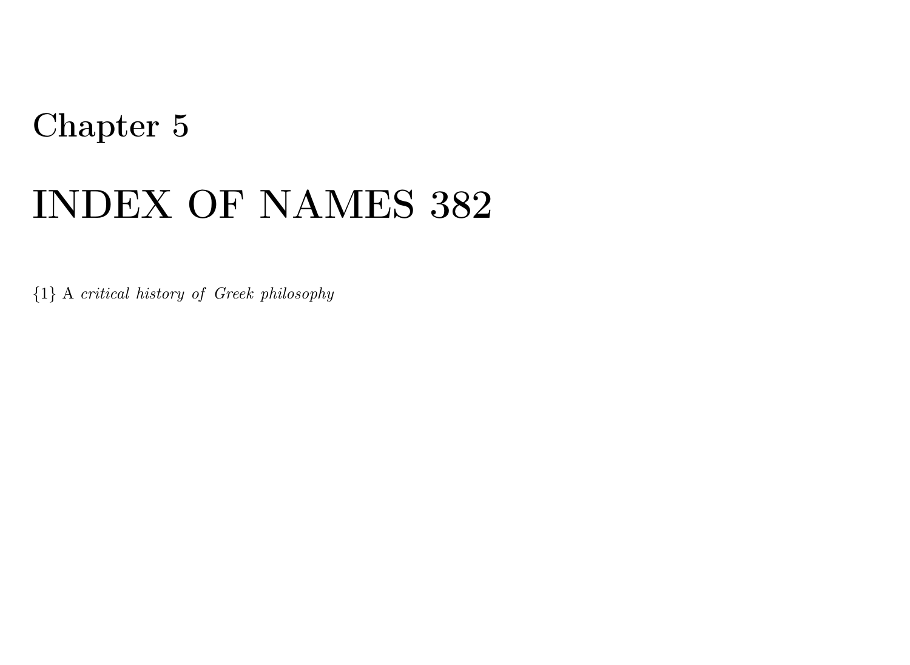# Chapter 5

# INDEX OF NAMES 382

{1} A *critical history of Greek philosophy*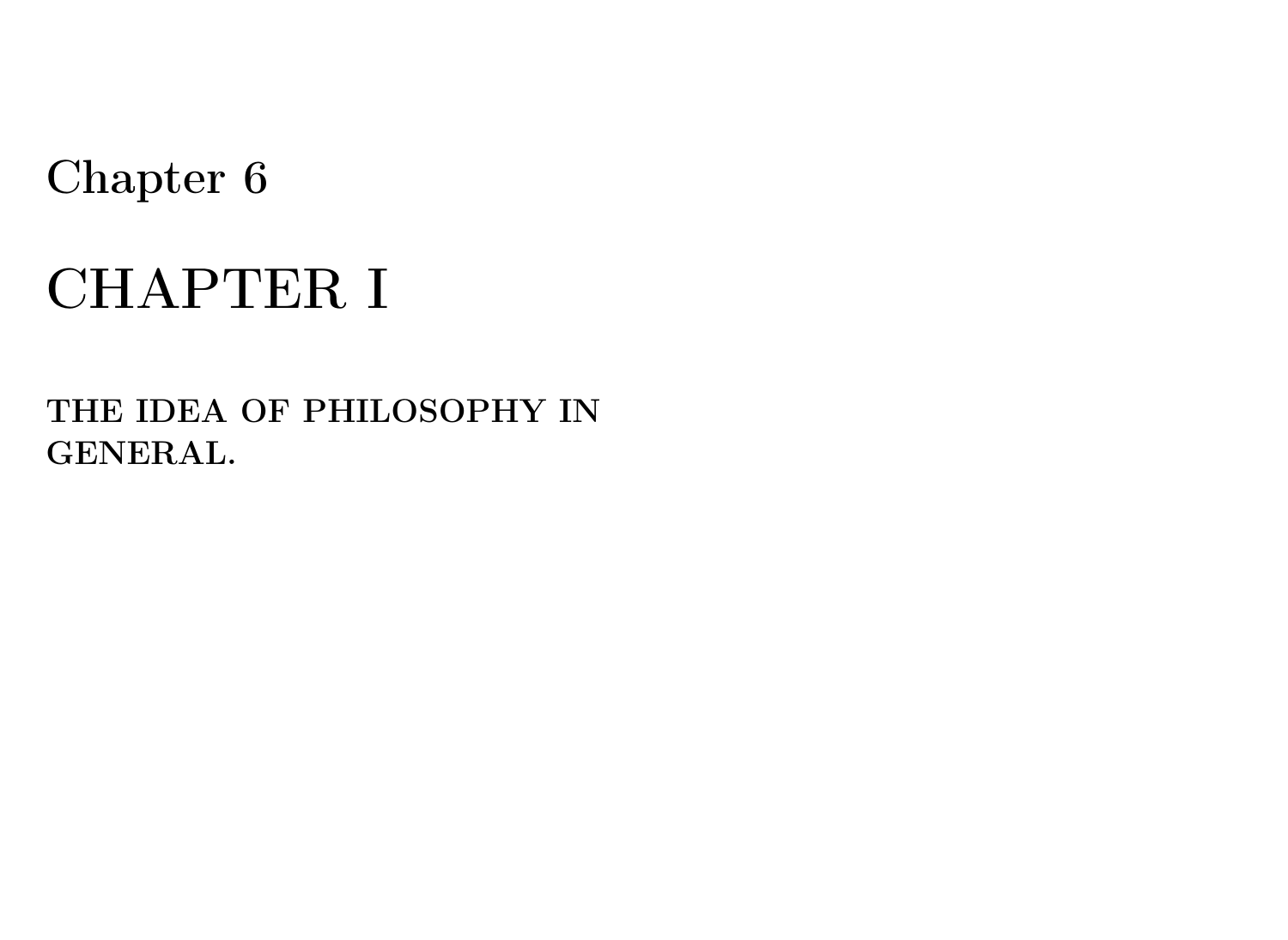# Chapter 6

# CHAPTER I

### THE IDEA OF PHILOSOPHY IN GENERAL.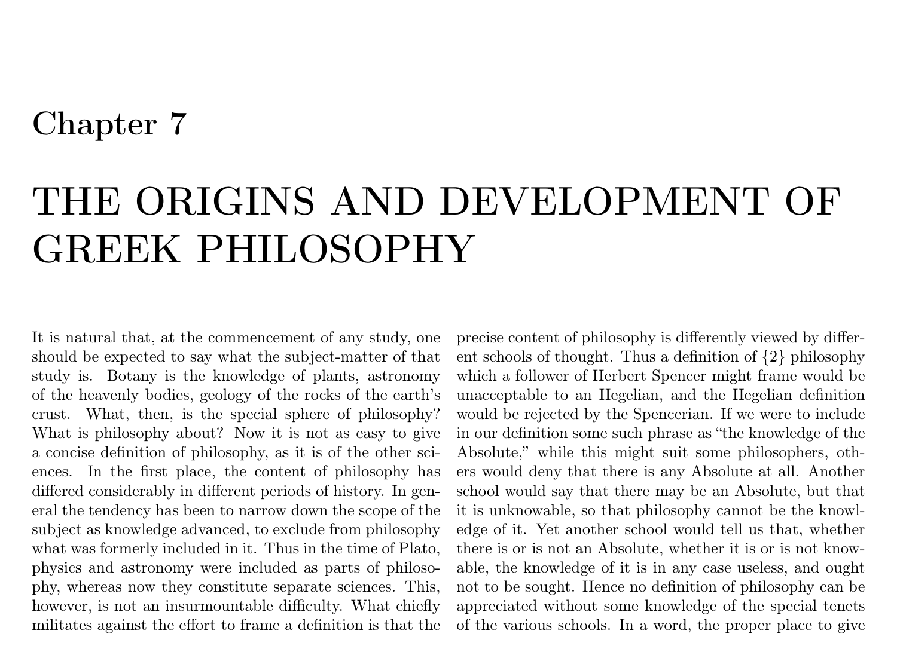# Chapter 7

# THE ORIGINS AND DEVELOPMENT OF GREEK PHILOSOPHY

It is natural that, at the commencement of any study, one should be expected to say what the subject-matter of that study is. Botany is the knowledge of plants, astronomy of the heavenly bodies, geology of the rocks of the earth's crust. What, then, is the special sphere of philosophy? What is philosophy about? Now it is not as easy to give a concise definition of philosophy, as it is of the other sciences. In the first place, the content of philosophy has differed considerably in different periods of history. In general the tendency has been to narrow down the scope of the subject as knowledge advanced, to exclude from philosophy what was formerly included in it. Thus in the time of Plato, physics and astronomy were included as parts of philosophy, whereas now they constitute separate sciences. This, however, is not an insurmountable difficulty. What chiefly militates against the effort to frame a definition is that the precise content of philosophy is differently viewed by different schools of thought. Thus a definition of {2} philosophy which a follower of Herbert Spencer might frame would be unacceptable to an Hegelian, and the Hegelian definition would be rejected by the Spencerian. If we were to include in our definition some such phrase as "the knowledge of the Absolute," while this might suit some philosophers, others would deny that there is any Absolute at all. Another school would say that there may be an Absolute, but that it is unknowable, so that philosophy cannot be the knowledge of it. Yet another school would tell us that, whether there is or is not an Absolute, whether it is or is not knowable, the knowledge of it is in any case useless, and ought not to be sought. Hence no definition of philosophy can be appreciated without some knowledge of the special tenets of the various schools. In a word, the proper place to give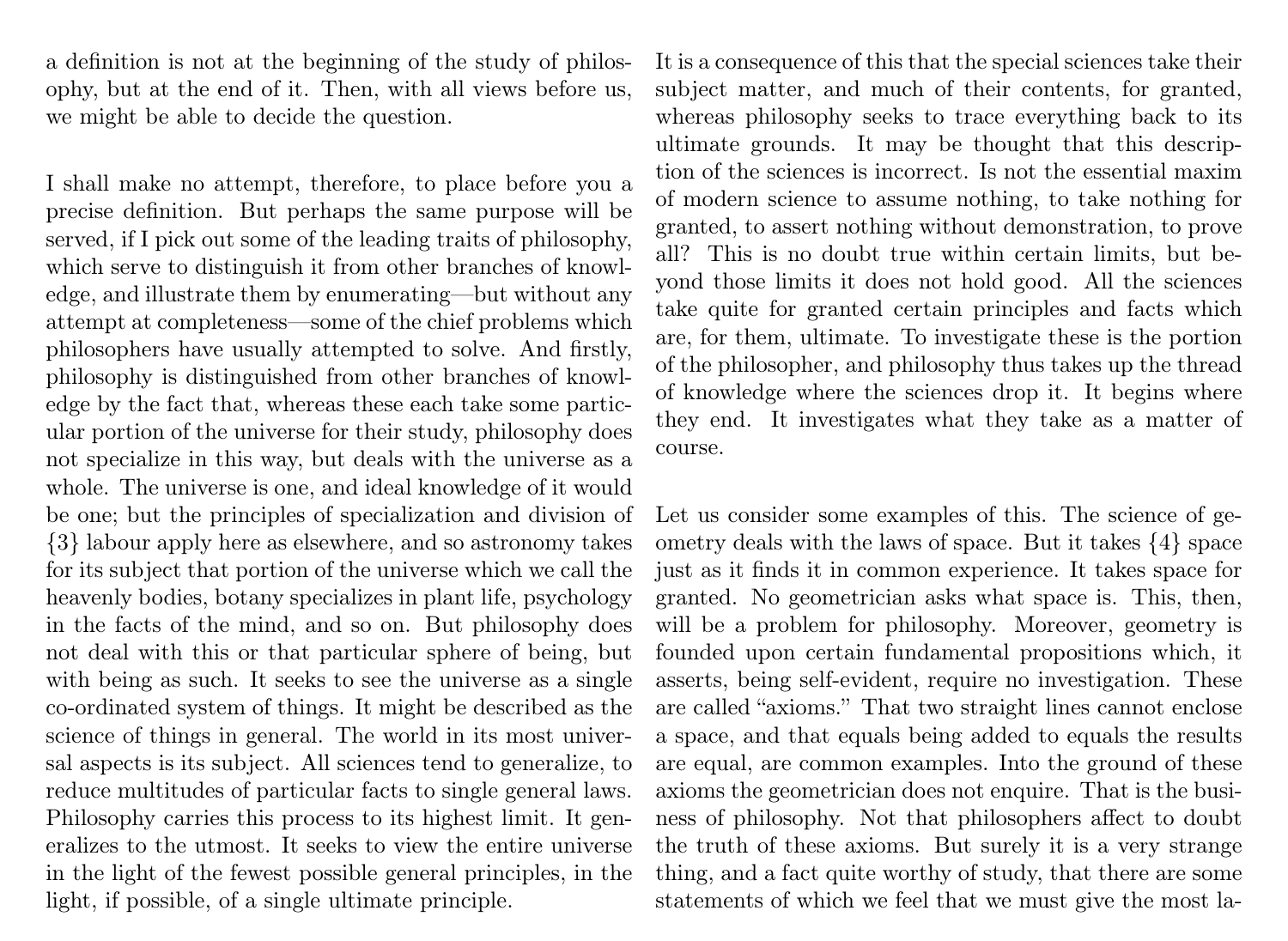a definition is not at the beginning of the study of philosophy, but at the end of it. Then, with all views before us, we might be able to decide the question.

I shall make no attempt, therefore, to place before you a precise definition. But perhaps the same purpose will be served, if I pick out some of the leading traits of philosophy, which serve to distinguish it from other branches of knowledge, and illustrate them by enumerating—but without any attempt at completeness—some of the chief problems which philosophers have usually attempted to solve. And firstly, philosophy is distinguished from other branches of knowledge by the fact that, whereas these each take some particular portion of the universe for their study, philosophy does not specialize in this way, but deals with the universe as a whole. The universe is one, and ideal knowledge of it would be one; but the principles of specialization and division of {3} labour apply here as elsewhere, and so astronomy takes for its subject that portion of the universe which we call the heavenly bodies, botany specializes in plant life, psychology in the facts of the mind, and so on. But philosophy does not deal with this or that particular sphere of being, but with being as such. It seeks to see the universe as a single co-ordinated system of things. It might be described as the science of things in general. The world in its most universal aspects is its subject. All sciences tend to generalize, to reduce multitudes of particular facts to single general laws. Philosophy carries this process to its highest limit. It generalizes to the utmost. It seeks to view the entire universe in the light of the fewest possible general principles, in the light, if possible, of a single ultimate principle.

It is a consequence of this that the special sciences take their subject matter, and much of their contents, for granted, whereas philosophy seeks to trace everything back to its ultimate grounds. It may be thought that this description of the sciences is incorrect. Is not the essential maxim of modern science to assume nothing, to take nothing for granted, to assert nothing without demonstration, to prove all? This is no doubt true within certain limits, but beyond those limits it does not hold good. All the sciences take quite for granted certain principles and facts which are, for them, ultimate. To investigate these is the portion of the philosopher, and philosophy thus takes up the thread of knowledge where the sciences drop it. It begins where they end. It investigates what they take as a matter of course.

Let us consider some examples of this. The science of geometry deals with the laws of space. But it takes {4} space just as it finds it in common experience. It takes space for granted. No geometrician asks what space is. This, then, will be a problem for philosophy. Moreover, geometry is founded upon certain fundamental propositions which, it asserts, being self-evident, require no investigation. These are called "axioms." That two straight lines cannot enclose a space, and that equals being added to equals the results are equal, are common examples. Into the ground of these axioms the geometrician does not enquire. That is the business of philosophy. Not that philosophers affect to doubt the truth of these axioms. But surely it is a very strange thing, and a fact quite worthy of study, that there are some statements of which we feel that we must give the most la-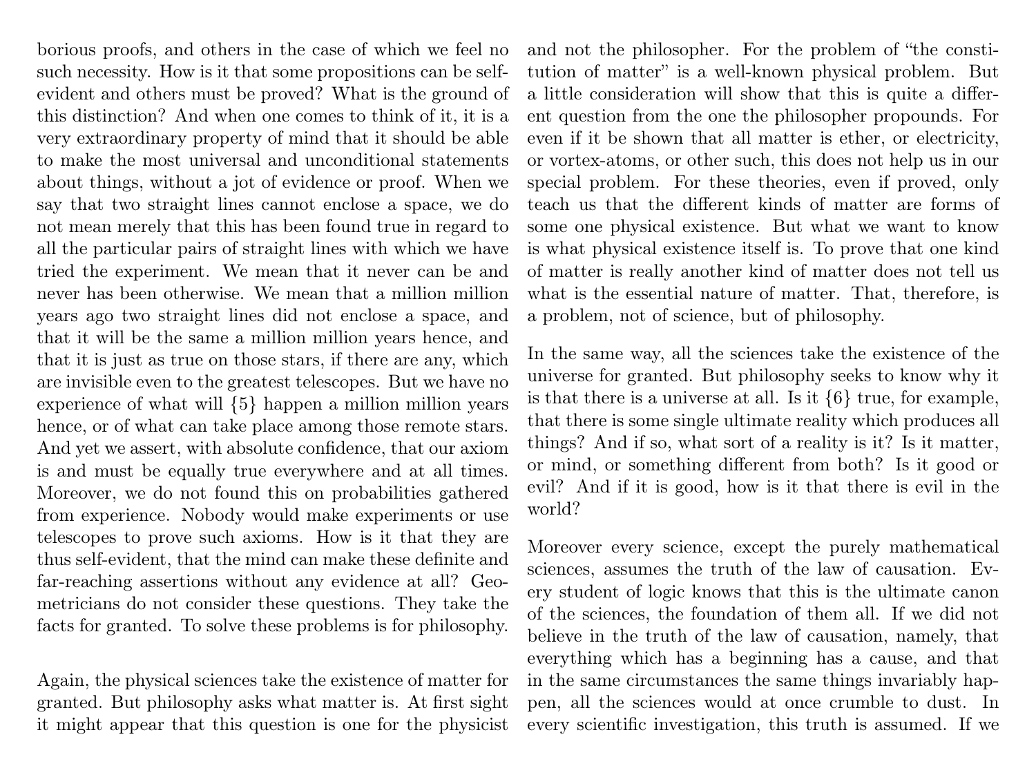borious proofs, and others in the case of which we feel no such necessity. How is it that some propositions can be self-evident and others must be proved? What is the ground of this distinction? And when one comes to think of it, it is a very extraordinary property of mind that it should be able to make the most universal and unconditional statements about things, without a jot of evidence or proof. When we say that two straight lines cannot enclose a space, we do not mean merely that this has been found true in regard to all the particular pairs of straight lines with which we have tried the experiment. We mean that it never can be and never has been otherwise. We mean that a million million years ago two straight lines did not enclose a space, and that it will be the same a million million years hence, and that it is just as true on those stars, if there are any, which are invisible even to the greatest telescopes. But we have no experience of what will {5} happen a million million years hence, or of what can take place among those remote stars. And yet we assert, with absolute confidence, that our axiom is and must be equally true everywhere and at all times. Moreover, we do not found this on probabilities gathered from experience. Nobody would make experiments or use telescopes to prove such axioms. How is it that they are thus self-evident, that the mind can make these definite and far-reaching assertions without any evidence at all? Geometricians do not consider these questions. They take the facts for granted. To solve these problems is for philosophy.

Again, the physical sciences take the existence of matter for granted. But philosophy asks what matter is. At first sight it might appear that this question is one for the physicist and not the philosopher. For the problem of "the constitution of matter" is a well-known physical problem. But a little consideration will show that this is quite a different question from the one the philosopher propounds. For even if it be shown that all matter is ether, or electricity, or vortex-atoms, or other such, this does not help us in our special problem. For these theories, even if proved, only teach us that the different kinds of matter are forms of some one physical existence. But what we want to know is what physical existence itself is. To prove that one kind of matter is really another kind of matter does not tell us what is the essential nature of matter. That, therefore, is a problem, not of science, but of philosophy.

In the same way, all the sciences take the existence of the universe for granted. But philosophy seeks to know why it is that there is a universe at all. Is it {6} true, for example, that there is some single ultimate reality which produces all things? And if so, what sort of a reality is it? Is it matter, or mind, or something different from both? Is it good or evil? And if it is good, how is it that there is evil in the world?

Moreover every science, except the purely mathematical sciences, assumes the truth of the law of causation. Every student of logic knows that this is the ultimate canon of the sciences, the foundation of them all. If we did not believe in the truth of the law of causation, namely, that everything which has a beginning has a cause, and that in the same circumstances the same things invariably happen, all the sciences would at once crumble to dust. In every scientific investigation, this truth is assumed. If we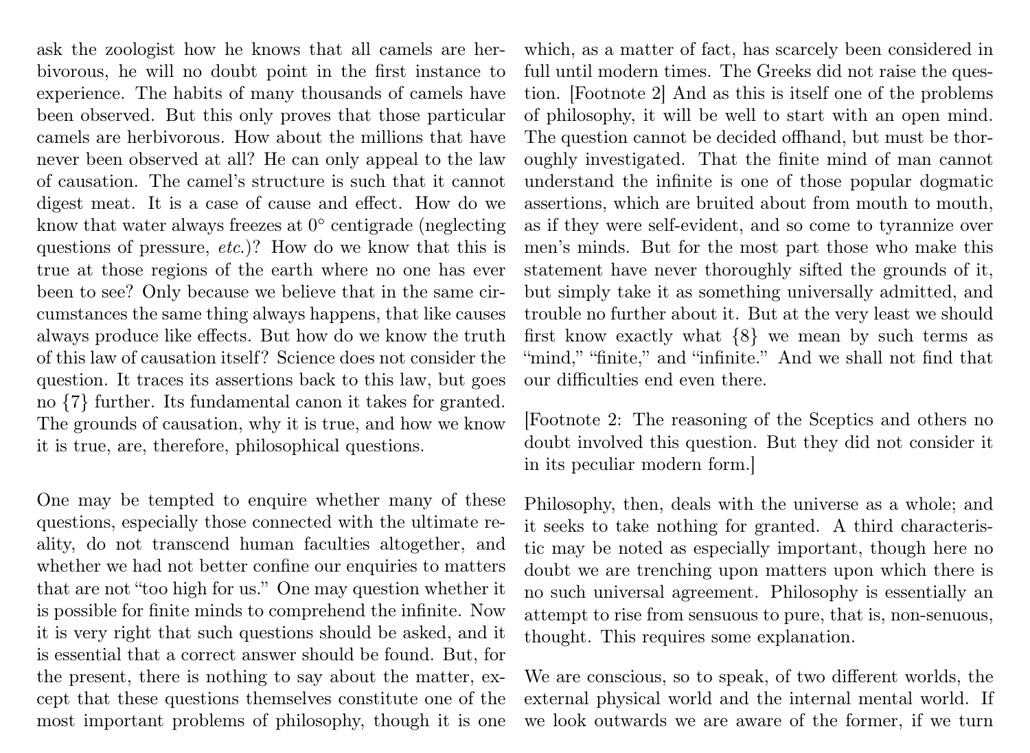ask the zoologist how he knows that all camels are herbivorous, he will no doubt point in the first instance to experience. The habits of many thousands of camels have been observed. But this only proves that those particular camels are herbivorous. How about the millions that have never been observed at all? He can only appeal to the law of causation. The camel's structure is such that it cannot digest meat. It is a case of cause and effect. How do we know that water always freezes at 0° centigrade (neglecting questions of pressure, *etc.*)? How do we know that this is true at those regions of the earth where no one has ever been to see? Only because we believe that in the same circumstances the same thing always happens, that like causes always produce like effects. But how do we know the truth of this law of causation itself? Science does not consider the question. It traces its assertions back to this law, but goes no {7} further. Its fundamental canon it takes for granted. The grounds of causation, why it is true, and how we know it is true, are, therefore, philosophical questions.

One may be tempted to enquire whether many of these questions, especially those connected with the ultimate reality, do not transcend human faculties altogether, and whether we had not better confine our enquiries to matters that are not "too high for us." One may question whether it is possible for finite minds to comprehend the infinite. Now it is very right that such questions should be asked, and it is essential that a correct answer should be found. But, for the present, there is nothing to say about the matter, except that these questions themselves constitute one of the most important problems of philosophy, though it is one which, as a matter of fact, has scarcely been considered in full until modern times. The Greeks did not raise the question. [Footnote 2] And as this is itself one of the problems of philosophy, it will be well to start with an open mind. The question cannot be decided offhand, but must be thoroughly investigated. That the finite mind of man cannot understand the infinite is one of those popular dogmatic assertions, which are bruited about from mouth to mouth, as if they were self-evident, and so come to tyrannize over men's minds. But for the most part those who make this statement have never thoroughly sifted the grounds of it, but simply take it as something universally admitted, and trouble no further about it. But at the very least we should first know exactly what {8} we mean by such terms as "mind," "finite," and "infinite." And we shall not find that our difficulties end even there.

[Footnote 2: The reasoning of the Sceptics and others no doubt involved this question. But they did not consider it in its peculiar modern form.]

Philosophy, then, deals with the universe as a whole; and it seeks to take nothing for granted. A third characteristic may be noted as especially important, though here no doubt we are trenching upon matters upon which there is no such universal agreement. Philosophy is essentially an attempt to rise from sensuous to pure, that is, non-sensuous, thought. This requires some explanation.

We are conscious, so to speak, of two different worlds, the external physical world and the internal mental world. If we look outwards we are aware of the former, if we turn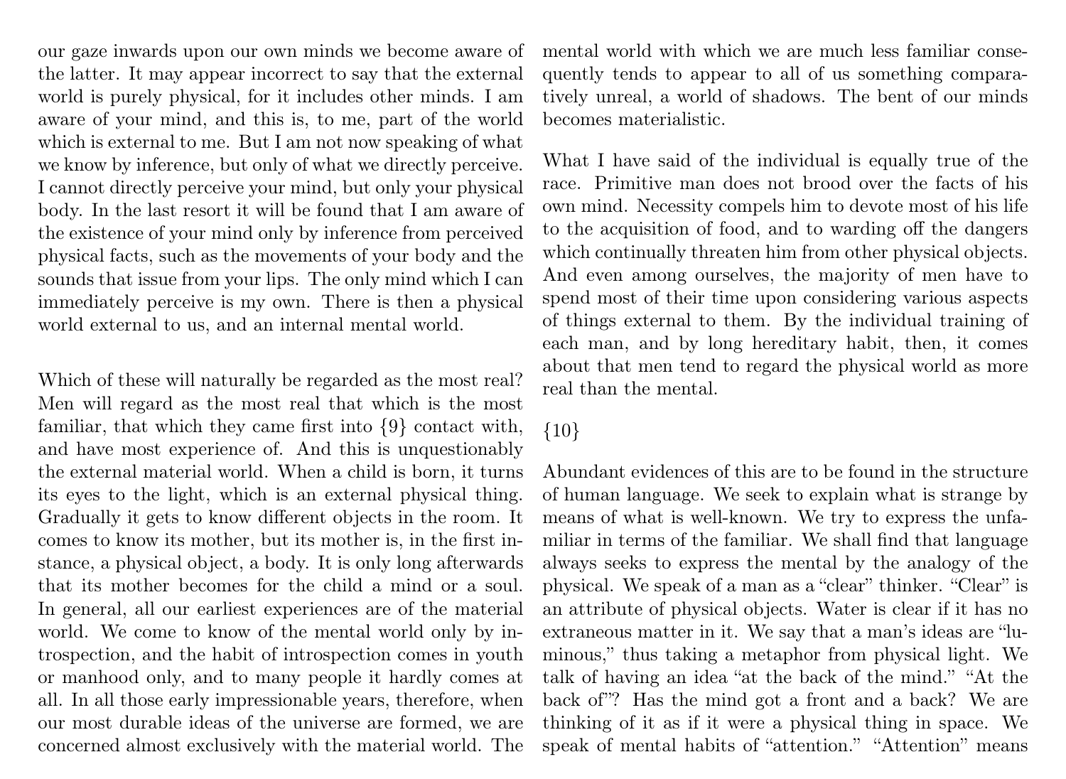our gaze inwards upon our own minds we become aware of the latter. It may appear incorrect to say that the external world is purely physical, for it includes other minds. I am aware of your mind, and this is, to me, part of the world which is external to me. But I am not now speaking of what we know by inference, but only of what we directly perceive. I cannot directly perceive your mind, but only your physical body. In the last resort it will be found that I am aware of the existence of your mind only by inference from perceived physical facts, such as the movements of your body and the sounds that issue from your lips. The only mind which I can immediately perceive is my own. There is then a physical world external to us, and an internal mental world.

Which of these will naturally be regarded as the most real? Men will regard as the most real that which is the most familiar, that which they came first into {9} contact with, and have most experience of. And this is unquestionably the external material world. When a child is born, it turns its eyes to the light, which is an external physical thing. Gradually it gets to know different objects in the room. It comes to know its mother, but its mother is, in the first instance, a physical object, a body. It is only long afterwards that its mother becomes for the child a mind or a soul. In general, all our earliest experiences are of the material world. We come to know of the mental world only by introspection, and the habit of introspection comes in youth or manhood only, and to many people it hardly comes at all. In all those early impressionable years, therefore, when our most durable ideas of the universe are formed, we are concerned almost exclusively with the material world. The mental world with which we are much less familiar consequently tends to appear to all of us something comparatively unreal, a world of shadows. The bent of our minds becomes materialistic.

What I have said of the individual is equally true of the race. Primitive man does not brood over the facts of his own mind. Necessity compels him to devote most of his life to the acquisition of food, and to warding off the dangers which continually threaten him from other physical objects. And even among ourselves, the majority of men have to spend most of their time upon considering various aspects of things external to them. By the individual training of each man, and by long hereditary habit, then, it comes about that men tend to regard the physical world as more real than the mental.

{10}

Abundant evidences of this are to be found in the structure of human language. We seek to explain what is strange by means of what is well-known. We try to express the unfamiliar in terms of the familiar. We shall find that language always seeks to express the mental by the analogy of the physical. We speak of a man as a "clear" thinker. "Clear" is an attribute of physical objects. Water is clear if it has no extraneous matter in it. We say that a man's ideas are "luminous," thus taking a metaphor from physical light. We talk of having an idea "at the back of the mind." "At the back of"? Has the mind got a front and a back? We are thinking of it as if it were a physical thing in space. We speak of mental habits of "attention." "Attention" means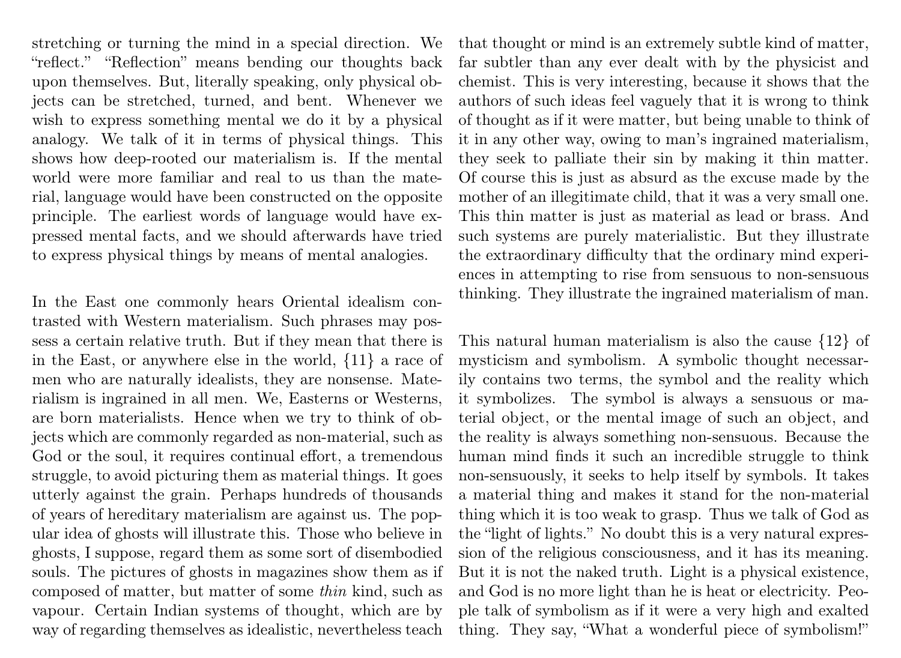stretching or turning the mind in a special direction. We "reflect." "Reflection" means bending our thoughts back upon themselves. But, literally speaking, only physical objects can be stretched, turned, and bent. Whenever we wish to express something mental we do it by a physical analogy. We talk of it in terms of physical things. This shows how deep-rooted our materialism is. If the mental world were more familiar and real to us than the material, language would have been constructed on the opposite principle. The earliest words of language would have expressed mental facts, and we should afterwards have tried to express physical things by means of mental analogies.

In the East one commonly hears Oriental idealism contrasted with Western materialism. Such phrases may possess a certain relative truth. But if they mean that there is in the East, or anywhere else in the world, {11} a race of men who are naturally idealists, they are nonsense. Materialism is ingrained in all men. We, Easterns or Westerns, are born materialists. Hence when we try to think of objects which are commonly regarded as non-material, such as God or the soul, it requires continual effort, a tremendous struggle, to avoid picturing them as material things. It goes utterly against the grain. Perhaps hundreds of thousands of years of hereditary materialism are against us. The popular idea of ghosts will illustrate this. Those who believe in ghosts, I suppose, regard them as some sort of disembodied souls. The pictures of ghosts in magazines show them as if composed of matter, but matter of some *thin* kind, such as vapour. Certain Indian systems of thought, which are by way of regarding themselves as idealistic, nevertheless teach that thought or mind is an extremely subtle kind of matter, far subtler than any ever dealt with by the physicist and chemist. This is very interesting, because it shows that the authors of such ideas feel vaguely that it is wrong to think of thought as if it were matter, but being unable to think of it in any other way, owing to man's ingrained materialism, they seek to palliate their sin by making it thin matter. Of course this is just as absurd as the excuse made by the mother of an illegitimate child, that it was a very small one. This thin matter is just as material as lead or brass. And such systems are purely materialistic. But they illustrate the extraordinary difficulty that the ordinary mind experiences in attempting to rise from sensuous to non-sensuous thinking. They illustrate the ingrained materialism of man.

This natural human materialism is also the cause {12} of mysticism and symbolism. A symbolic thought necessarily contains two terms, the symbol and the reality which it symbolizes. The symbol is always a sensuous or material object, or the mental image of such an object, and the reality is always something non-sensuous. Because the human mind finds it such an incredible struggle to think non-sensuously, it seeks to help itself by symbols. It takes a material thing and makes it stand for the non-material thing which it is too weak to grasp. Thus we talk of God as the "light of lights." No doubt this is a very natural expression of the religious consciousness, and it has its meaning. But it is not the naked truth. Light is a physical existence, and God is no more light than he is heat or electricity. People talk of symbolism as if it were a very high and exalted thing. They say, "What a wonderful piece of symbolism!"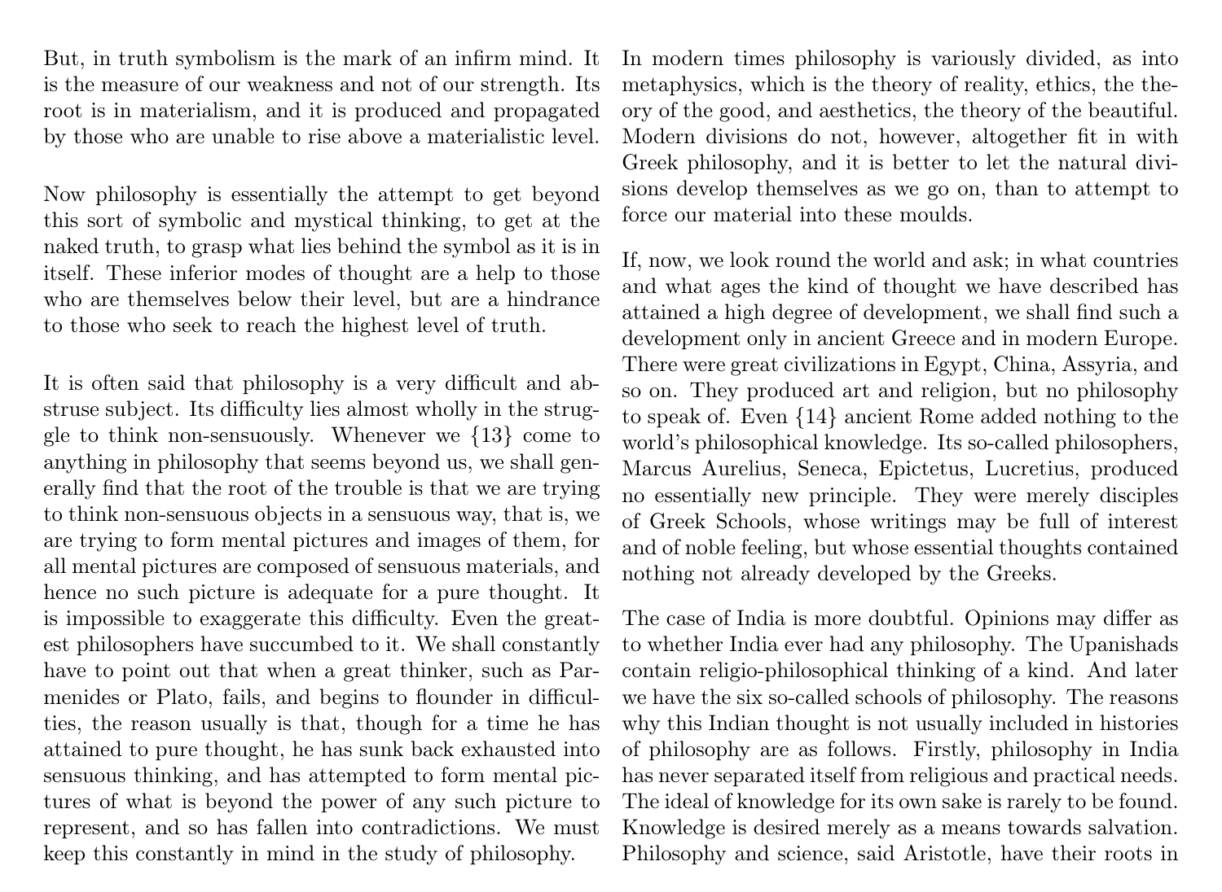But, in truth symbolism is the mark of an infirm mind. It is the measure of our weakness and not of our strength. Its root is in materialism, and it is produced and propagated by those who are unable to rise above a materialistic level.

Now philosophy is essentially the attempt to get beyond this sort of symbolic and mystical thinking, to get at the naked truth, to grasp what lies behind the symbol as it is in itself. These inferior modes of thought are a help to those who are themselves below their level, but are a hindrance to those who seek to reach the highest level of truth.

It is often said that philosophy is a very difficult and abstruse subject. Its difficulty lies almost wholly in the struggle to think non-sensuously. Whenever we {13} come to anything in philosophy that seems beyond us, we shall generally find that the root of the trouble is that we are trying to think non-sensuous objects in a sensuous way, that is, we are trying to form mental pictures and images of them, for all mental pictures are composed of sensuous materials, and hence no such picture is adequate for a pure thought. It is impossible to exaggerate this difficulty. Even the greatest philosophers have succumbed to it. We shall constantly have to point out that when a great thinker, such as Parmenides or Plato, fails, and begins to flounder in difficulties, the reason usually is that, though for a time he has attained to pure thought, he has sunk back exhausted into sensuous thinking, and has attempted to form mental pictures of what is beyond the power of any such picture to represent, and so has fallen into contradictions. We must keep this constantly in mind in the study of philosophy.

In modern times philosophy is variously divided, as into metaphysics, which is the theory of reality, ethics, the theory of the good, and aesthetics, the theory of the beautiful. Modern divisions do not, however, altogether fit in with Greek philosophy, and it is better to let the natural divisions develop themselves as we go on, than to attempt to force our material into these moulds.

If, now, we look round the world and ask; in what countries and what ages the kind of thought we have described has attained a high degree of development, we shall find such a development only in ancient Greece and in modern Europe. There were great civilizations in Egypt, China, Assyria, and so on. They produced art and religion, but no philosophy to speak of. Even {14} ancient Rome added nothing to the world's philosophical knowledge. Its so-called philosophers, Marcus Aurelius, Seneca, Epictetus, Lucretius, produced no essentially new principle. They were merely disciples of Greek Schools, whose writings may be full of interest and of noble feeling, but whose essential thoughts contained nothing not already developed by the Greeks.

The case of India is more doubtful. Opinions may differ as to whether India ever had any philosophy. The Upanishads contain religio-philosophical thinking of a kind. And later we have the six so-called schools of philosophy. The reasons why this Indian thought is not usually included in histories of philosophy are as follows. Firstly, philosophy in India has never separated itself from religious and practical needs. The ideal of knowledge for its own sake is rarely to be found. Knowledge is desired merely as a means towards salvation. Philosophy and science, said Aristotle, have their roots in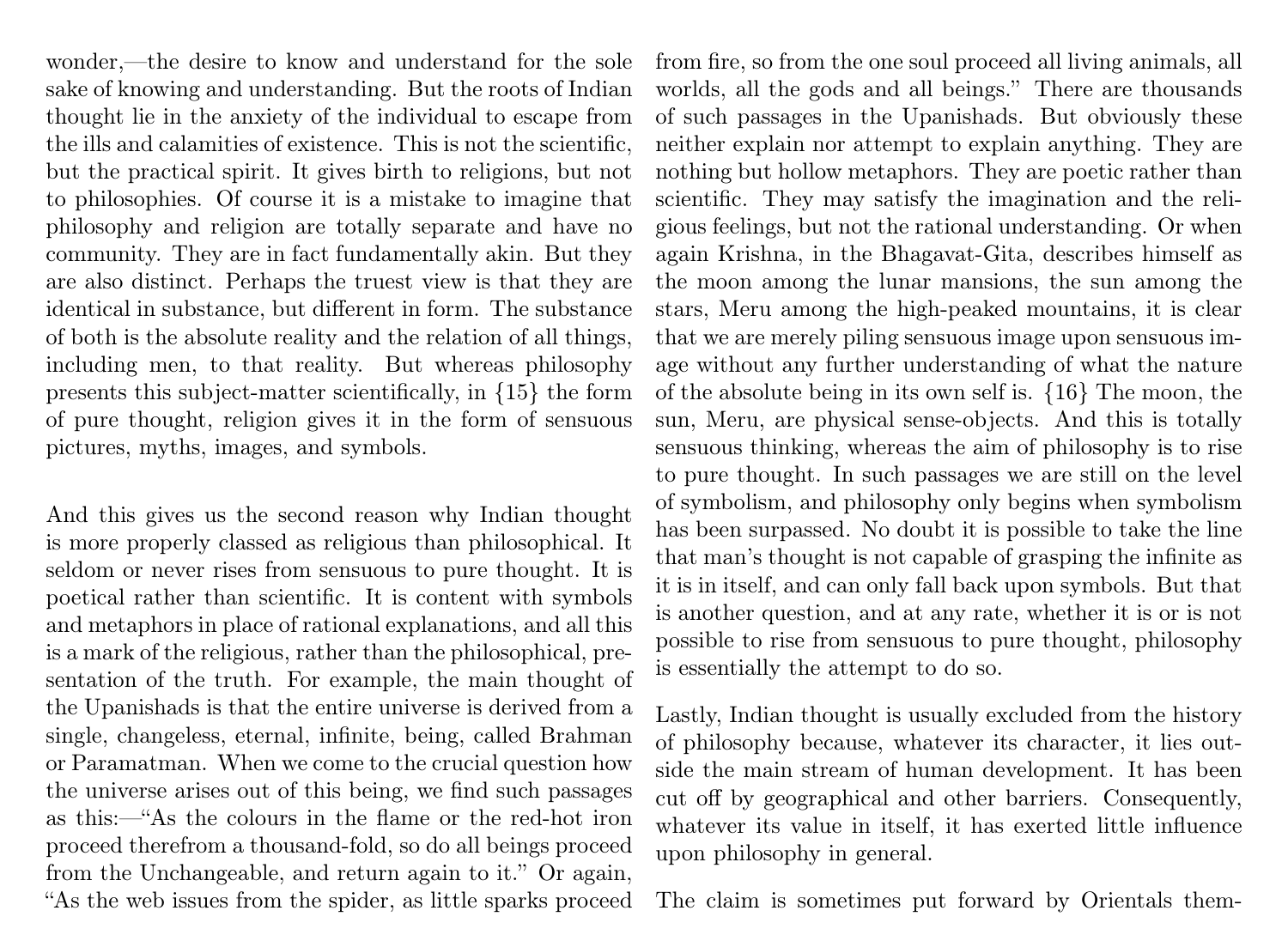wonder,—the desire to know and understand for the sole sake of knowing and understanding. But the roots of Indian thought lie in the anxiety of the individual to escape from the ills and calamities of existence. This is not the scientific, but the practical spirit. It gives birth to religions, but not to philosophies. Of course it is a mistake to imagine that philosophy and religion are totally separate and have no community. They are in fact fundamentally akin. But they are also distinct. Perhaps the truest view is that they are identical in substance, but different in form. The substance of both is the absolute reality and the relation of all things, including men, to that reality. But whereas philosophy presents this subject-matter scientifically, in {15} the form of pure thought, religion gives it in the form of sensuous pictures, myths, images, and symbols.

And this gives us the second reason why Indian thought is more properly classed as religious than philosophical. It seldom or never rises from sensuous to pure thought. It is poetical rather than scientific. It is content with symbols and metaphors in place of rational explanations, and all this is a mark of the religious, rather than the philosophical, presentation of the truth. For example, the main thought of the Upanishads is that the entire universe is derived from a single, changeless, eternal, infinite, being, called Brahman or Paramatman. When we come to the crucial question how the universe arises out of this being, we find such passages as this:—"As the colours in the flame or the red-hot iron proceed therefrom a thousand-fold, so do all beings proceed from the Unchangeable, and return again to it." Or again, "As the web issues from the spider, as little sparks proceed from fire, so from the one soul proceed all living animals, all worlds, all the gods and all beings." There are thousands of such passages in the Upanishads. But obviously these neither explain nor attempt to explain anything. They are nothing but hollow metaphors. They are poetic rather than scientific. They may satisfy the imagination and the religious feelings, but not the rational understanding. Or when again Krishna, in the Bhagavat-Gita, describes himself as the moon among the lunar mansions, the sun among the stars, Meru among the high-peaked mountains, it is clear that we are merely piling sensuous image upon sensuous image without any further understanding of what the nature of the absolute being in its own self is. {16} The moon, the sun, Meru, are physical sense-objects. And this is totally sensuous thinking, whereas the aim of philosophy is to rise to pure thought. In such passages we are still on the level of symbolism, and philosophy only begins when symbolism has been surpassed. No doubt it is possible to take the line that man's thought is not capable of grasping the infinite as it is in itself, and can only fall back upon symbols. But that is another question, and at any rate, whether it is or is not possible to rise from sensuous to pure thought, philosophy is essentially the attempt to do so.

Lastly, Indian thought is usually excluded from the history of philosophy because, whatever its character, it lies outside the main stream of human development. It has been cut off by geographical and other barriers. Consequently, whatever its value in itself, it has exerted little influence upon philosophy in general.

The claim is sometimes put forward by Orientals them-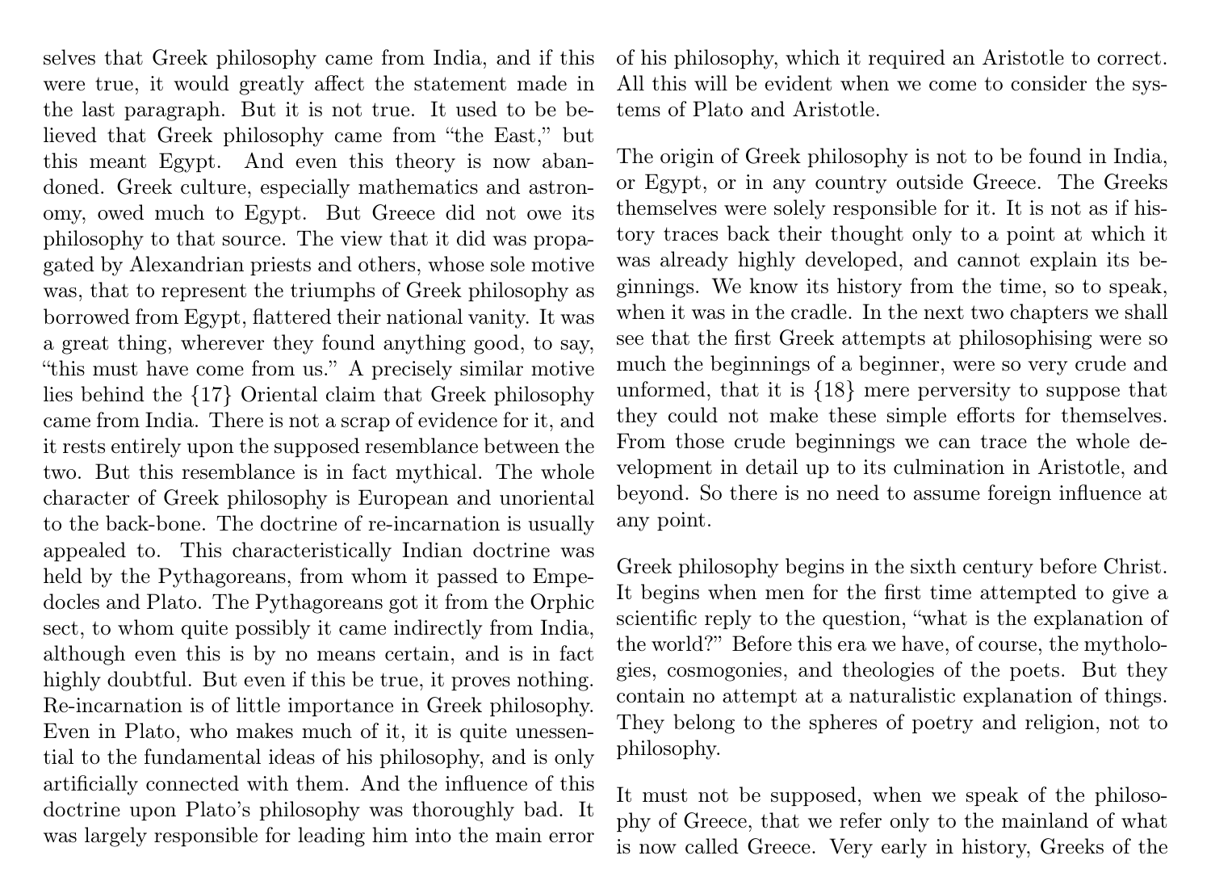selves that Greek philosophy came from India, and if this were true, it would greatly affect the statement made in the last paragraph. But it is not true. It used to be believed that Greek philosophy came from "the East," but this meant Egypt. And even this theory is now abandoned. Greek culture, especially mathematics and astronomy, owed much to Egypt. But Greece did not owe its philosophy to that source. The view that it did was propagated by Alexandrian priests and others, whose sole motive was, that to represent the triumphs of Greek philosophy as borrowed from Egypt, flattered their national vanity. It was a great thing, wherever they found anything good, to say, "this must have come from us." A precisely similar motive lies behind the {17} Oriental claim that Greek philosophy came from India. There is not a scrap of evidence for it, and it rests entirely upon the supposed resemblance between the two. But this resemblance is in fact mythical. The whole character of Greek philosophy is European and unoriental to the back-bone. The doctrine of re-incarnation is usually appealed to. This characteristically Indian doctrine was held by the Pythagoreans, from whom it passed to Empedocles and Plato. The Pythagoreans got it from the Orphic sect, to whom quite possibly it came indirectly from India, although even this is by no means certain, and is in fact highly doubtful. But even if this be true, it proves nothing. Re-incarnation is of little importance in Greek philosophy. Even in Plato, who makes much of it, it is quite unessential to the fundamental ideas of his philosophy, and is only artificially connected with them. And the influence of this doctrine upon Plato's philosophy was thoroughly bad. It was largely responsible for leading him into the main error of his philosophy, which it required an Aristotle to correct. All this will be evident when we come to consider the systems of Plato and Aristotle.

The origin of Greek philosophy is not to be found in India, or Egypt, or in any country outside Greece. The Greeks themselves were solely responsible for it. It is not as if history traces back their thought only to a point at which it was already highly developed, and cannot explain its beginnings. We know its history from the time, so to speak, when it was in the cradle. In the next two chapters we shall see that the first Greek attempts at philosophising were so much the beginnings of a beginner, were so very crude and unformed, that it is {18} mere perversity to suppose that they could not make these simple efforts for themselves. From those crude beginnings we can trace the whole development in detail up to its culmination in Aristotle, and beyond. So there is no need to assume foreign influence at any point.

Greek philosophy begins in the sixth century before Christ. It begins when men for the first time attempted to give a scientific reply to the question, "what is the explanation of the world?" Before this era we have, of course, the mythologies, cosmogonies, and theologies of the poets. But they contain no attempt at a naturalistic explanation of things. They belong to the spheres of poetry and religion, not to philosophy.

It must not be supposed, when we speak of the philosophy of Greece, that we refer only to the mainland of what is now called Greece. Very early in history, Greeks of the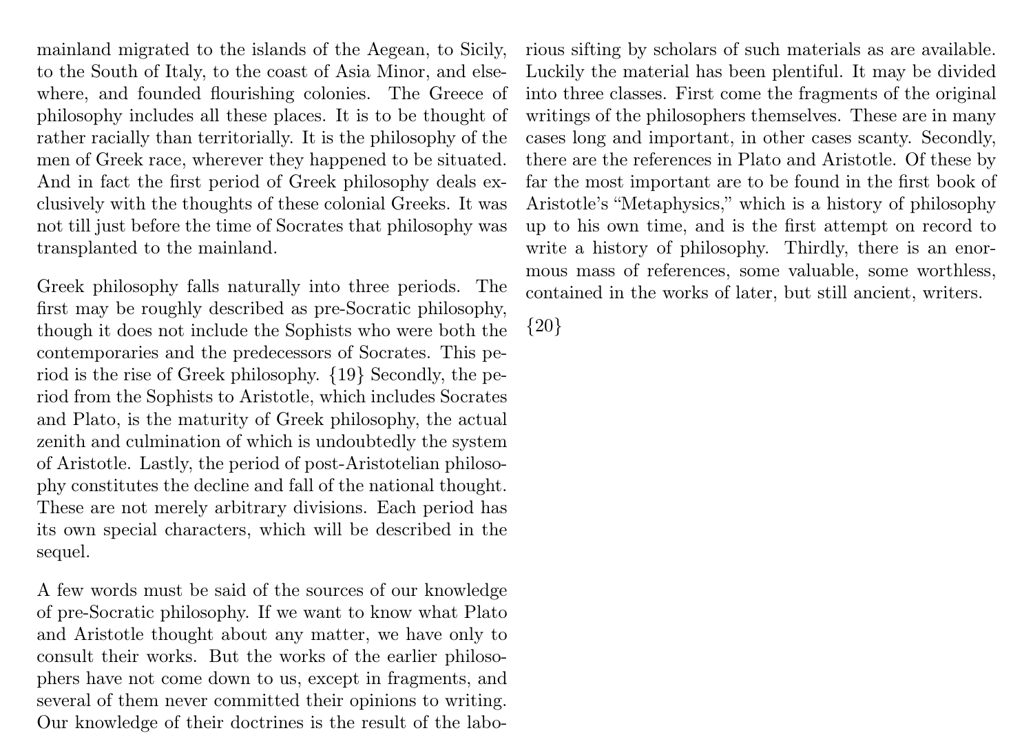mainland migrated to the islands of the Aegean, to Sicily, to the South of Italy, to the coast of Asia Minor, and elsewhere, and founded flourishing colonies. The Greece of philosophy includes all these places. It is to be thought of rather racially than territorially. It is the philosophy of the men of Greek race, wherever they happened to be situated. And in fact the first period of Greek philosophy deals exclusively with the thoughts of these colonial Greeks. It was not till just before the time of Socrates that philosophy was transplanted to the mainland.

Greek philosophy falls naturally into three periods. The first may be roughly described as pre-Socratic philosophy, though it does not include the Sophists who were both the contemporaries and the predecessors of Socrates. This period is the rise of Greek philosophy. {19} Secondly, the period from the Sophists to Aristotle, which includes Socrates and Plato, is the maturity of Greek philosophy, the actual zenith and culmination of which is undoubtedly the system of Aristotle. Lastly, the period of post-Aristotelian philosophy constitutes the decline and fall of the national thought. These are not merely arbitrary divisions. Each period has its own special characters, which will be described in the sequel.

A few words must be said of the sources of our knowledge of pre-Socratic philosophy. If we want to know what Plato and Aristotle thought about any matter, we have only to consult their works. But the works of the earlier philosophers have not come down to us, except in fragments, and several of them never committed their opinions to writing. Our knowledge of their doctrines is the result of the laborious sifting by scholars of such materials as are available. Luckily the material has been plentiful. It may be divided into three classes. First come the fragments of the original writings of the philosophers themselves. These are in many cases long and important, in other cases scanty. Secondly, there are the references in Plato and Aristotle. Of these by far the most important are to be found in the first book of Aristotle's "Metaphysics," which is a history of philosophy up to his own time, and is the first attempt on record to write a history of philosophy. Thirdly, there is an enormous mass of references, some valuable, some worthless, contained in the works of later, but still ancient, writers.

{20}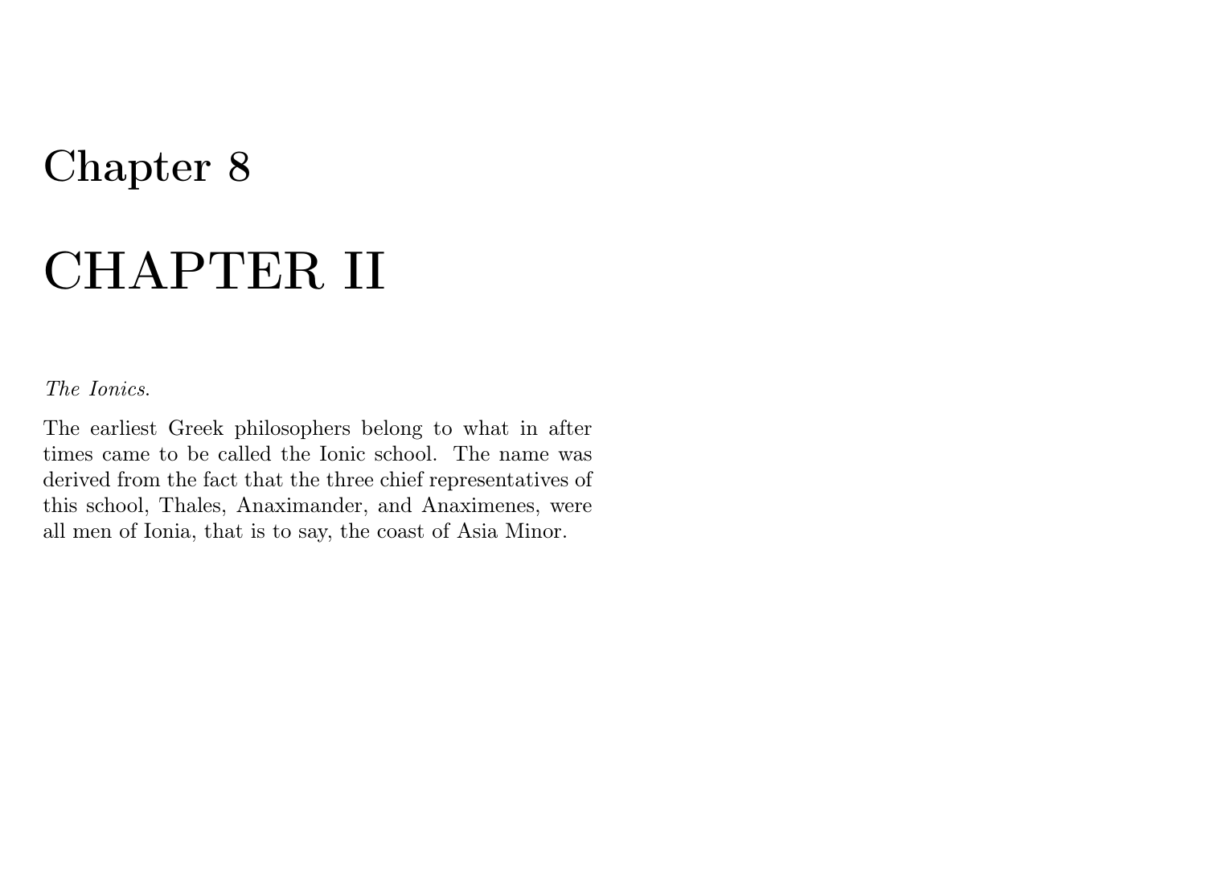# Chapter 8

# CHAPTER II

*The Ionics.*

The earliest Greek philosophers belong to what in after times came to be called the Ionic school. The name was derived from the fact that the three chief representatives of this school, Thales, Anaximander, and Anaximenes, were all men of Ionia, that is to say, the coast of Asia Minor.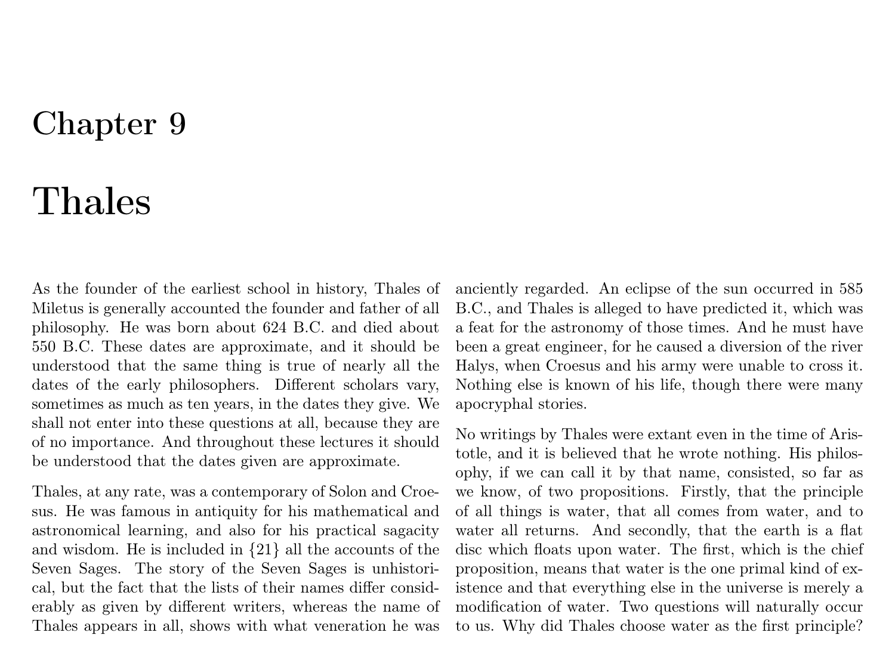# Chapter 9

# Thales

As the founder of the earliest school in history, Thales of Miletus is generally accounted the founder and father of all philosophy. He was born about 624 B.C. and died about 550 B.C. These dates are approximate, and it should be understood that the same thing is true of nearly all the dates of the early philosophers. Different scholars vary, sometimes as much as ten years, in the dates they give. We shall not enter into these questions at all, because they are of no importance. And throughout these lectures it should be understood that the dates given are approximate.

Thales, at any rate, was a contemporary of Solon and Croesus. He was famous in antiquity for his mathematical and astronomical learning, and also for his practical sagacity and wisdom. He is included in {21} all the accounts of the Seven Sages. The story of the Seven Sages is unhistorical, but the fact that the lists of their names differ considerably as given by different writers, whereas the name of Thales appears in all, shows with what veneration he was anciently regarded. An eclipse of the sun occurred in 585 B.C., and Thales is alleged to have predicted it, which was a feat for the astronomy of those times. And he must have been a great engineer, for he caused a diversion of the river Halys, when Croesus and his army were unable to cross it. Nothing else is known of his life, though there were many apocryphal stories.

No writings by Thales were extant even in the time of Aristotle, and it is believed that he wrote nothing. His philosophy, if we can call it by that name, consisted, so far as we know, of two propositions. Firstly, that the principle of all things is water, that all comes from water, and to water all returns. And secondly, that the earth is a flat disc which floats upon water. The first, which is the chief proposition, means that water is the one primal kind of existence and that everything else in the universe is merely a modification of water. Two questions will naturally occur to us. Why did Thales choose water as the first principle?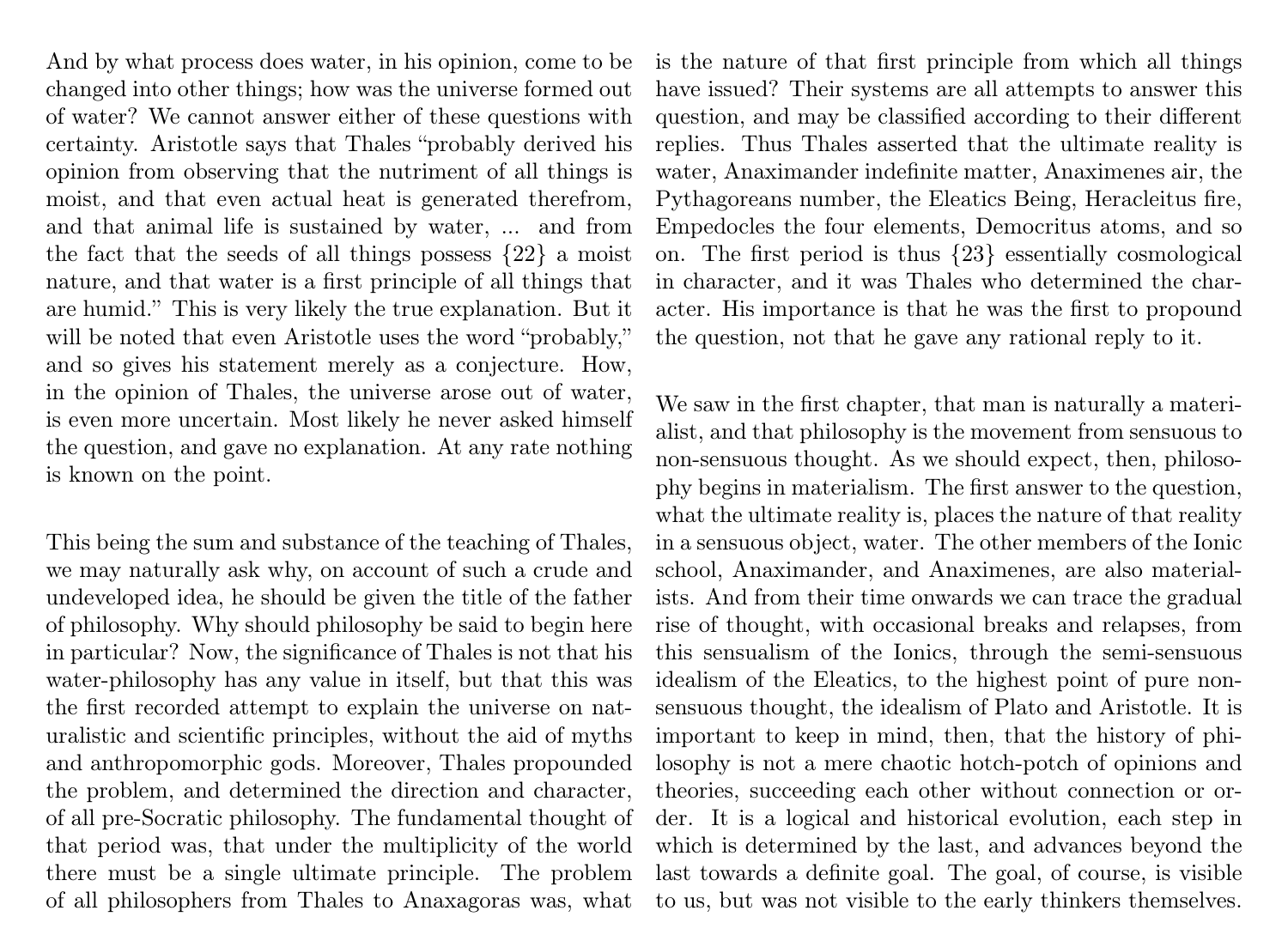And by what process does water, in his opinion, come to be changed into other things; how was the universe formed out of water? We cannot answer either of these questions with certainty. Aristotle says that Thales "probably derived his opinion from observing that the nutriment of all things is moist, and that even actual heat is generated therefrom, and that animal life is sustained by water, ... and from the fact that the seeds of all things possess {22} a moist nature, and that water is a first principle of all things that are humid." This is very likely the true explanation. But it will be noted that even Aristotle uses the word "probably," and so gives his statement merely as a conjecture. How, in the opinion of Thales, the universe arose out of water, is even more uncertain. Most likely he never asked himself the question, and gave no explanation. At any rate nothing is known on the point.

This being the sum and substance of the teaching of Thales, we may naturally ask why, on account of such a crude and undeveloped idea, he should be given the title of the father of philosophy. Why should philosophy be said to begin here in particular? Now, the significance of Thales is not that his water-philosophy has any value in itself, but that this was the first recorded attempt to explain the universe on naturalistic and scientific principles, without the aid of myths and anthropomorphic gods. Moreover, Thales propounded the problem, and determined the direction and character, of all pre-Socratic philosophy. The fundamental thought of that period was, that under the multiplicity of the world there must be a single ultimate principle. The problem of all philosophers from Thales to Anaxagoras was, what is the nature of that first principle from which all things have issued? Their systems are all attempts to answer this question, and may be classified according to their different replies. Thus Thales asserted that the ultimate reality is water, Anaximander indefinite matter, Anaximenes air, the Pythagoreans number, the Eleatics Being, Heracleitus fire, Empedocles the four elements, Democritus atoms, and so on. The first period is thus {23} essentially cosmological in character, and it was Thales who determined the character. His importance is that he was the first to propound the question, not that he gave any rational reply to it.

We saw in the first chapter, that man is naturally a materialist, and that philosophy is the movement from sensuous to non-sensuous thought. As we should expect, then, philosophy begins in materialism. The first answer to the question, what the ultimate reality is, places the nature of that reality in a sensuous object, water. The other members of the Ionic school, Anaximander, and Anaximenes, are also materialists. And from their time onwards we can trace the gradual rise of thought, with occasional breaks and relapses, from this sensualism of the Ionics, through the semi-sensuous idealism of the Eleatics, to the highest point of pure non-sensuous thought, the idealism of Plato and Aristotle. It is important to keep in mind, then, that the history of philosophy is not a mere chaotic hotch-potch of opinions and theories, succeeding each other without connection or order. It is a logical and historical evolution, each step in which is determined by the last, and advances beyond the last towards a definite goal. The goal, of course, is visible to us, but was not visible to the early thinkers themselves.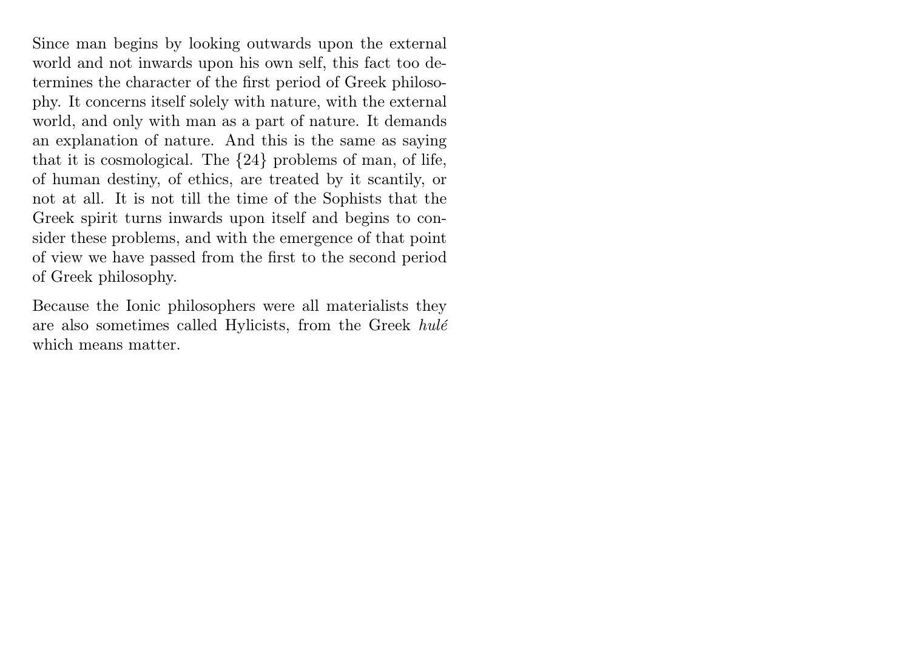Since man begins by looking outwards upon the external world and not inwards upon his own self, this fact too determines the character of the first period of Greek philosophy. It concerns itself solely with nature, with the external world, and only with man as a part of nature. It demands an explanation of nature. And this is the same as saying that it is cosmological. The {24} problems of man, of life, of human destiny, of ethics, are treated by it scantily, or not at all. It is not till the time of the Sophists that the Greek spirit turns inwards upon itself and begins to consider these problems, and with the emergence of that point of view we have passed from the first to the second period of Greek philosophy.

Because the Ionic philosophers were all materialists they are also sometimes called Hylicists, from the Greek *hulé* which means matter.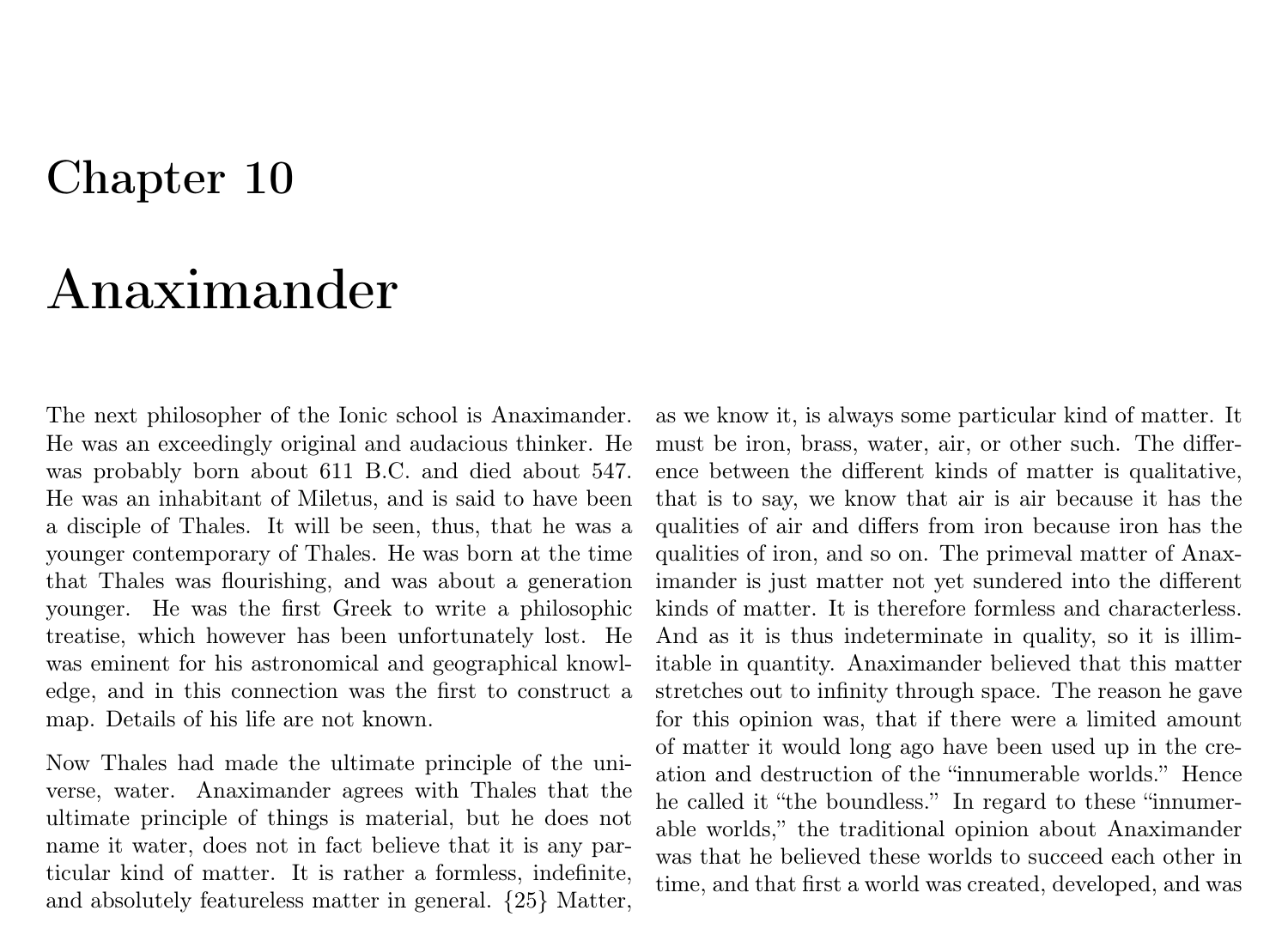# Chapter 10

# Anaximander

The next philosopher of the Ionic school is Anaximander. He was an exceedingly original and audacious thinker. He was probably born about 611 B.C. and died about 547. He was an inhabitant of Miletus, and is said to have been a disciple of Thales. It will be seen, thus, that he was a younger contemporary of Thales. He was born at the time that Thales was flourishing, and was about a generation younger. He was the first Greek to write a philosophic treatise, which however has been unfortunately lost. He was eminent for his astronomical and geographical knowledge, and in this connection was the first to construct a map. Details of his life are not known.

Now Thales had made the ultimate principle of the universe, water. Anaximander agrees with Thales that the ultimate principle of things is material, but he does not name it water, does not in fact believe that it is any particular kind of matter. It is rather a formless, indefinite, and absolutely featureless matter in general. {25} Matter, as we know it, is always some particular kind of matter. It must be iron, brass, water, air, or other such. The difference between the different kinds of matter is qualitative, that is to say, we know that air is air because it has the qualities of air and differs from iron because iron has the qualities of iron, and so on. The primeval matter of Anaximander is just matter not yet sundered into the different kinds of matter. It is therefore formless and characterless. And as it is thus indeterminate in quality, so it is illimitable in quantity. Anaximander believed that this matter stretches out to infinity through space. The reason he gave for this opinion was, that if there were a limited amount of matter it would long ago have been used up in the creation and destruction of the "innumerable worlds." Hence he called it "the boundless." In regard to these "innumerable worlds," the traditional opinion about Anaximander was that he believed these worlds to succeed each other in time, and that first a world was created, developed, and was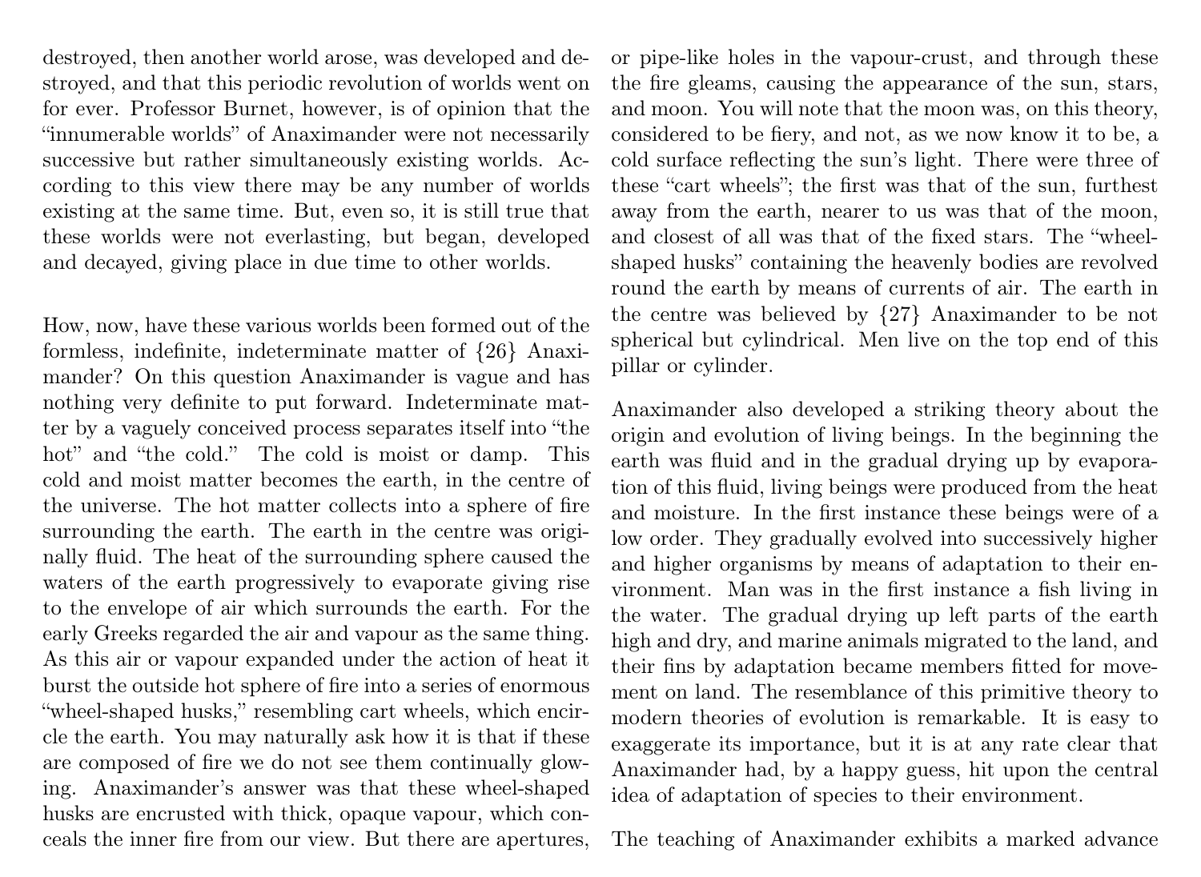destroyed, then another world arose, was developed and destroyed, and that this periodic revolution of worlds went on for ever. Professor Burnet, however, is of opinion that the "innumerable worlds" of Anaximander were not necessarily successive but rather simultaneously existing worlds. According to this view there may be any number of worlds existing at the same time. But, even so, it is still true that these worlds were not everlasting, but began, developed and decayed, giving place in due time to other worlds.

How, now, have these various worlds been formed out of the formless, indefinite, indeterminate matter of {26} Anaximander? On this question Anaximander is vague and has nothing very definite to put forward. Indeterminate matter by a vaguely conceived process separates itself into "the hot" and "the cold." The cold is moist or damp. This cold and moist matter becomes the earth, in the centre of the universe. The hot matter collects into a sphere of fire surrounding the earth. The earth in the centre was originally fluid. The heat of the surrounding sphere caused the waters of the earth progressively to evaporate giving rise to the envelope of air which surrounds the earth. For the early Greeks regarded the air and vapour as the same thing. As this air or vapour expanded under the action of heat it burst the outside hot sphere of fire into a series of enormous "wheel-shaped husks," resembling cart wheels, which encircle the earth. You may naturally ask how it is that if these are composed of fire we do not see them continually glowing. Anaximander's answer was that these wheel-shaped husks are encrusted with thick, opaque vapour, which conceals the inner fire from our view. But there are apertures, or pipe-like holes in the vapour-crust, and through these the fire gleams, causing the appearance of the sun, stars, and moon. You will note that the moon was, on this theory, considered to be fiery, and not, as we now know it to be, a cold surface reflecting the sun's light. There were three of these "cart wheels"; the first was that of the sun, furthest away from the earth, nearer to us was that of the moon, and closest of all was that of the fixed stars. The "wheel-shaped husks" containing the heavenly bodies are revolved round the earth by means of currents of air. The earth in the centre was believed by {27} Anaximander to be not spherical but cylindrical. Men live on the top end of this pillar or cylinder.

Anaximander also developed a striking theory about the origin and evolution of living beings. In the beginning the earth was fluid and in the gradual drying up by evaporation of this fluid, living beings were produced from the heat and moisture. In the first instance these beings were of a low order. They gradually evolved into successively higher and higher organisms by means of adaptation to their environment. Man was in the first instance a fish living in the water. The gradual drying up left parts of the earth high and dry, and marine animals migrated to the land, and their fins by adaptation became members fitted for movement on land. The resemblance of this primitive theory to modern theories of evolution is remarkable. It is easy to exaggerate its importance, but it is at any rate clear that Anaximander had, by a happy guess, hit upon the central idea of adaptation of species to their environment.

The teaching of Anaximander exhibits a marked advance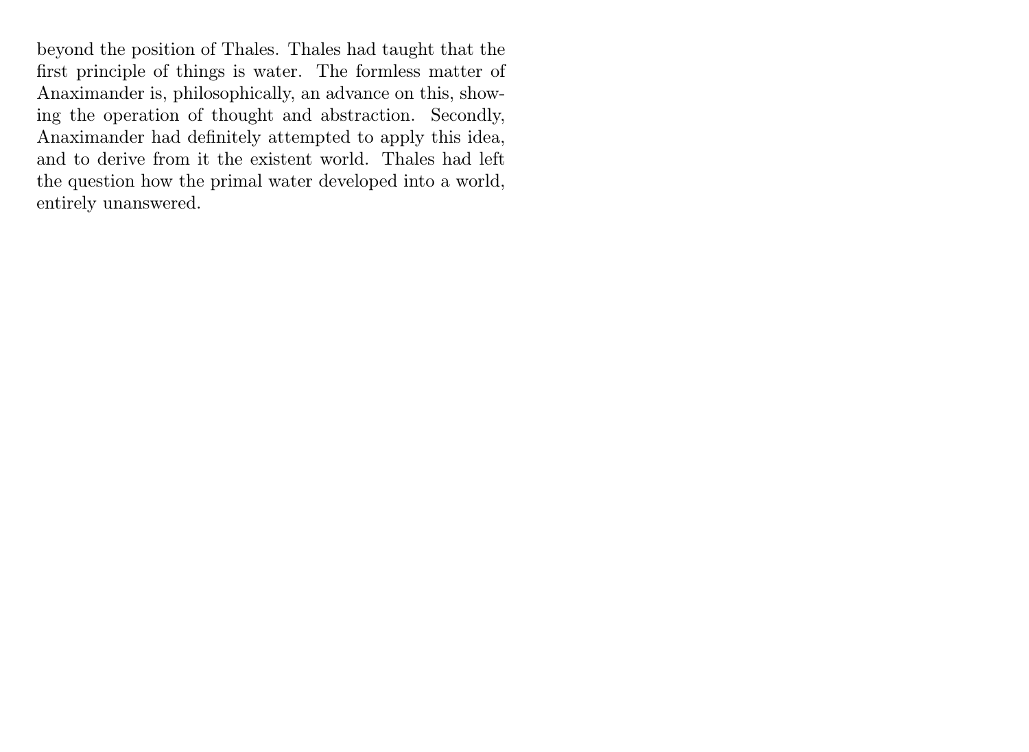beyond the position of Thales. Thales had taught that the first principle of things is water. The formless matter of Anaximander is, philosophically, an advance on this, showing the operation of thought and abstraction. Secondly, Anaximander had definitely attempted to apply this idea, and to derive from it the existent world. Thales had left the question how the primal water developed into a world, entirely unanswered.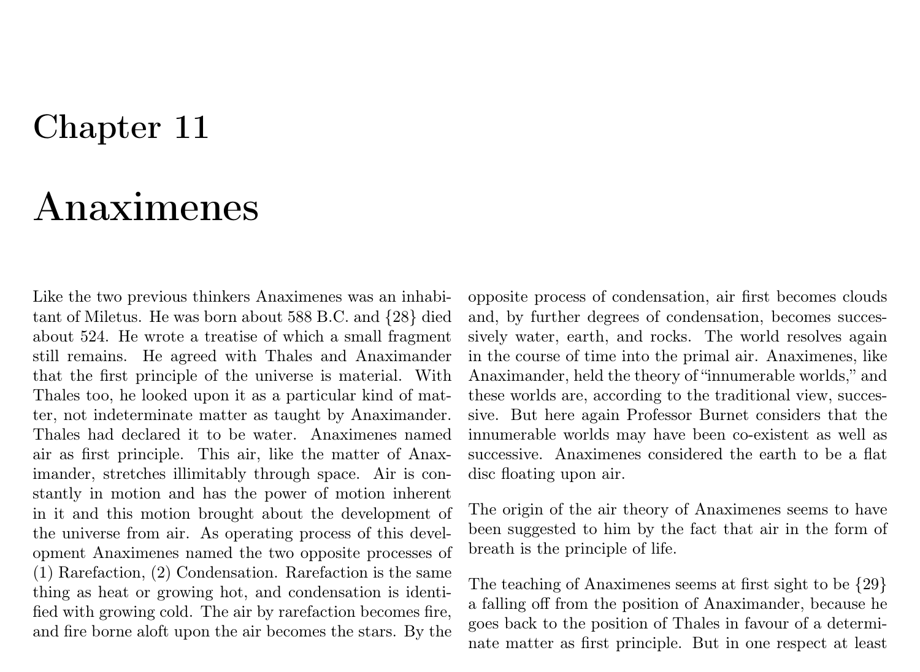# Chapter 11

# Anaximenes

Like the two previous thinkers Anaximenes was an inhabitant of Miletus. He was born about 588 B.C. and {28} died about 524. He wrote a treatise of which a small fragment still remains. He agreed with Thales and Anaximander that the first principle of the universe is material. With Thales too, he looked upon it as a particular kind of matter, not indeterminate matter as taught by Anaximander. Thales had declared it to be water. Anaximenes named air as first principle. This air, like the matter of Anaximander, stretches illimitably through space. Air is constantly in motion and has the power of motion inherent in it and this motion brought about the development of the universe from air. As operating process of this development Anaximenes named the two opposite processes of (1) Rarefaction, (2) Condensation. Rarefaction is the same thing as heat or growing hot, and condensation is identified with growing cold. The air by rarefaction becomes fire, and fire borne aloft upon the air becomes the stars. By the opposite process of condensation, air first becomes clouds and, by further degrees of condensation, becomes successively water, earth, and rocks. The world resolves again in the course of time into the primal air. Anaximenes, like Anaximander, held the theory of "innumerable worlds," and these worlds are, according to the traditional view, successive. But here again Professor Burnet considers that the innumerable worlds may have been co-existent as well as successive. Anaximenes considered the earth to be a flat disc floating upon air.

The origin of the air theory of Anaximenes seems to have been suggested to him by the fact that air in the form of breath is the principle of life.

The teaching of Anaximenes seems at first sight to be {29} a falling off from the position of Anaximander, because he goes back to the position of Thales in favour of a determinate matter as first principle. But in one respect at least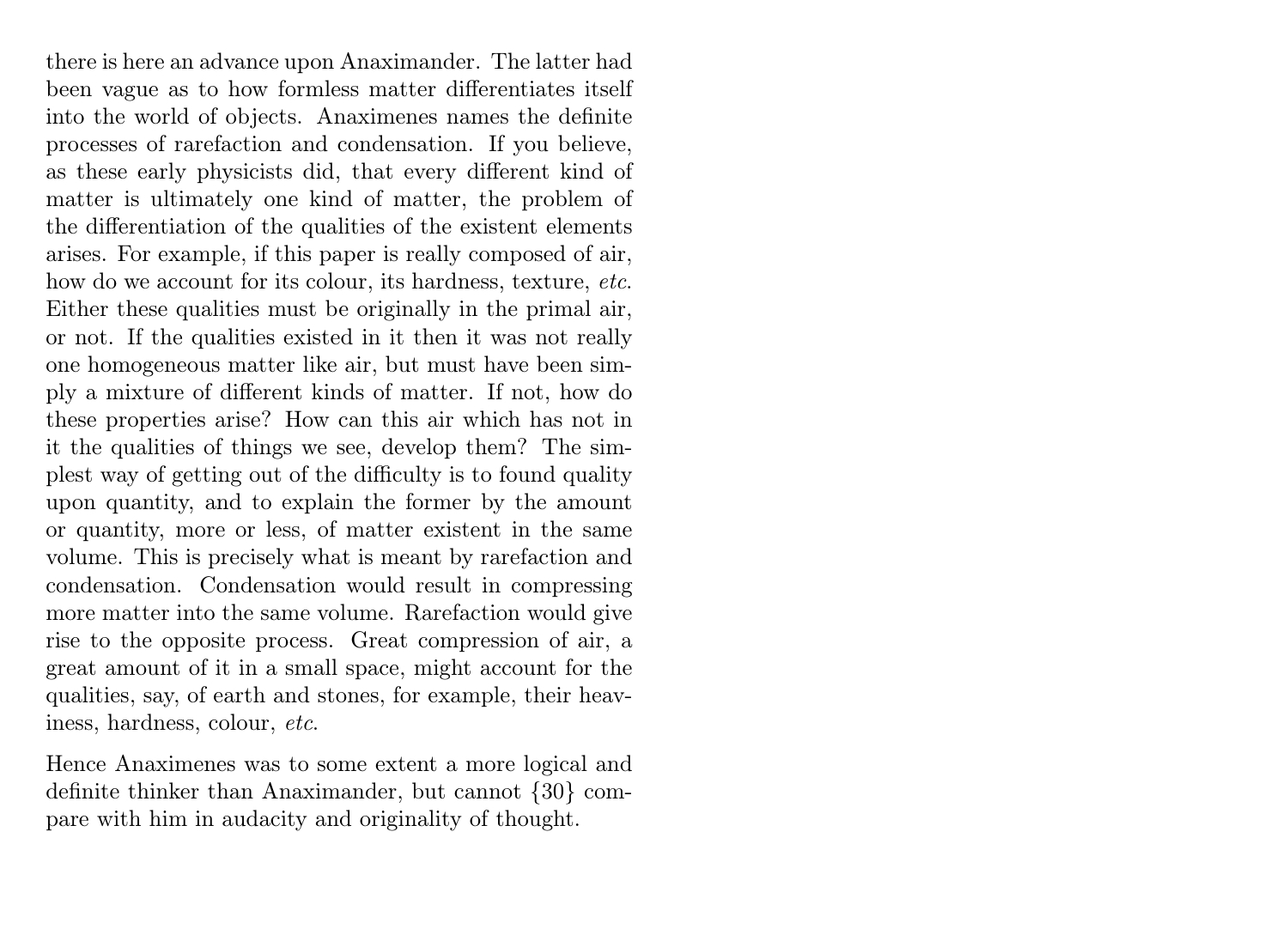there is here an advance upon Anaximander. The latter had been vague as to how formless matter differentiates itself into the world of objects. Anaximenes names the definite processes of rarefaction and condensation. If you believe, as these early physicists did, that every different kind of matter is ultimately one kind of matter, the problem of the differentiation of the qualities of the existent elements arises. For example, if this paper is really composed of air, how do we account for its colour, its hardness, texture, *etc.* Either these qualities must be originally in the primal air, or not. If the qualities existed in it then it was not really one homogeneous matter like air, but must have been simply a mixture of different kinds of matter. If not, how do these properties arise? How can this air which has not in it the qualities of things we see, develop them? The simplest way of getting out of the difficulty is to found quality upon quantity, and to explain the former by the amount or quantity, more or less, of matter existent in the same volume. This is precisely what is meant by rarefaction and condensation. Condensation would result in compressing more matter into the same volume. Rarefaction would give rise to the opposite process. Great compression of air, a great amount of it in a small space, might account for the qualities, say, of earth and stones, for example, their heaviness, hardness, colour, *etc.*

Hence Anaximenes was to some extent a more logical and definite thinker than Anaximander, but cannot {30} compare with him in audacity and originality of thought.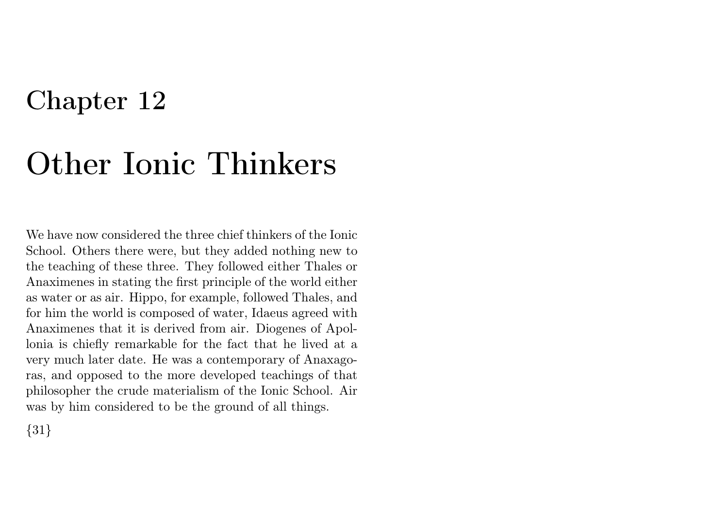# Chapter 12

# Other Ionic Thinkers

We have now considered the three chief thinkers of the Ionic School. Others there were, but they added nothing new to the teaching of these three. They followed either Thales or Anaximenes in stating the first principle of the world either as water or as air. Hippo, for example, followed Thales, and for him the world is composed of water, Idaeus agreed with Anaximenes that it is derived from air. Diogenes of Apollonia is chiefly remarkable for the fact that he lived at a very much later date. He was a contemporary of Anaxagoras, and opposed to the more developed teachings of that philosopher the crude materialism of the Ionic School. Air was by him considered to be the ground of all things.

{31}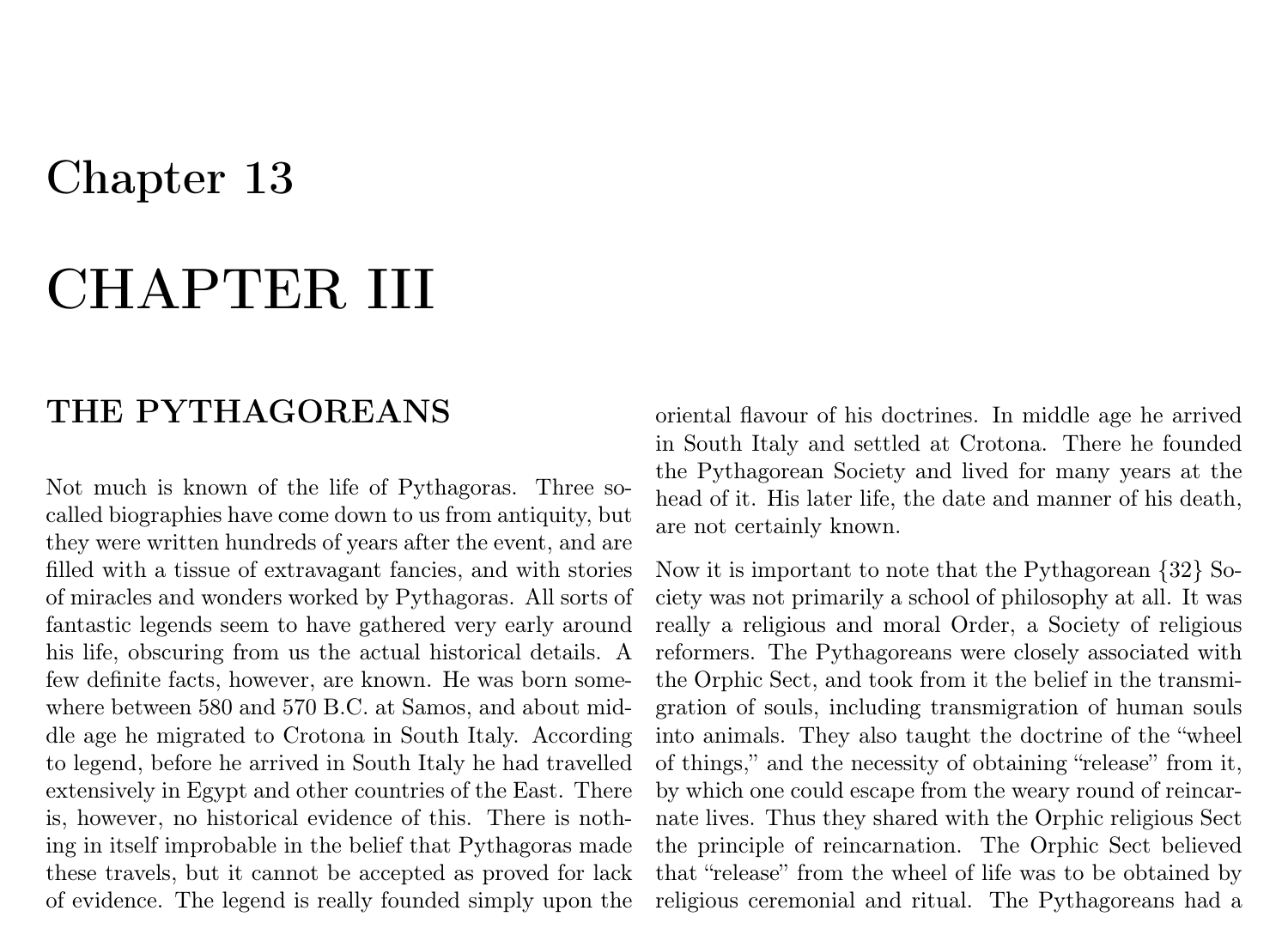# Chapter 13

# CHAPTER III

## THE PYTHAGOREANS

Not much is known of the life of Pythagoras. Three so-called biographies have come down to us from antiquity, but they were written hundreds of years after the event, and are filled with a tissue of extravagant fancies, and with stories of miracles and wonders worked by Pythagoras. All sorts of fantastic legends seem to have gathered very early around his life, obscuring from us the actual historical details. A few definite facts, however, are known. He was born somewhere between 580 and 570 B.C. at Samos, and about middle age he migrated to Crotona in South Italy. According to legend, before he arrived in South Italy he had travelled extensively in Egypt and other countries of the East. There is, however, no historical evidence of this. There is nothing in itself improbable in the belief that Pythagoras made these travels, but it cannot be accepted as proved for lack of evidence. The legend is really founded simply upon the oriental flavour of his doctrines. In middle age he arrived in South Italy and settled at Crotona. There he founded the Pythagorean Society and lived for many years at the head of it. His later life, the date and manner of his death, are not certainly known.

Now it is important to note that the Pythagorean {32} Society was not primarily a school of philosophy at all. It was really a religious and moral Order, a Society of religious reformers. The Pythagoreans were closely associated with the Orphic Sect, and took from it the belief in the transmigration of souls, including transmigration of human souls into animals. They also taught the doctrine of the "wheel of things," and the necessity of obtaining "release" from it, by which one could escape from the weary round of reincarnate lives. Thus they shared with the Orphic religious Sect the principle of reincarnation. The Orphic Sect believed that "release" from the wheel of life was to be obtained by religious ceremonial and ritual. The Pythagoreans had a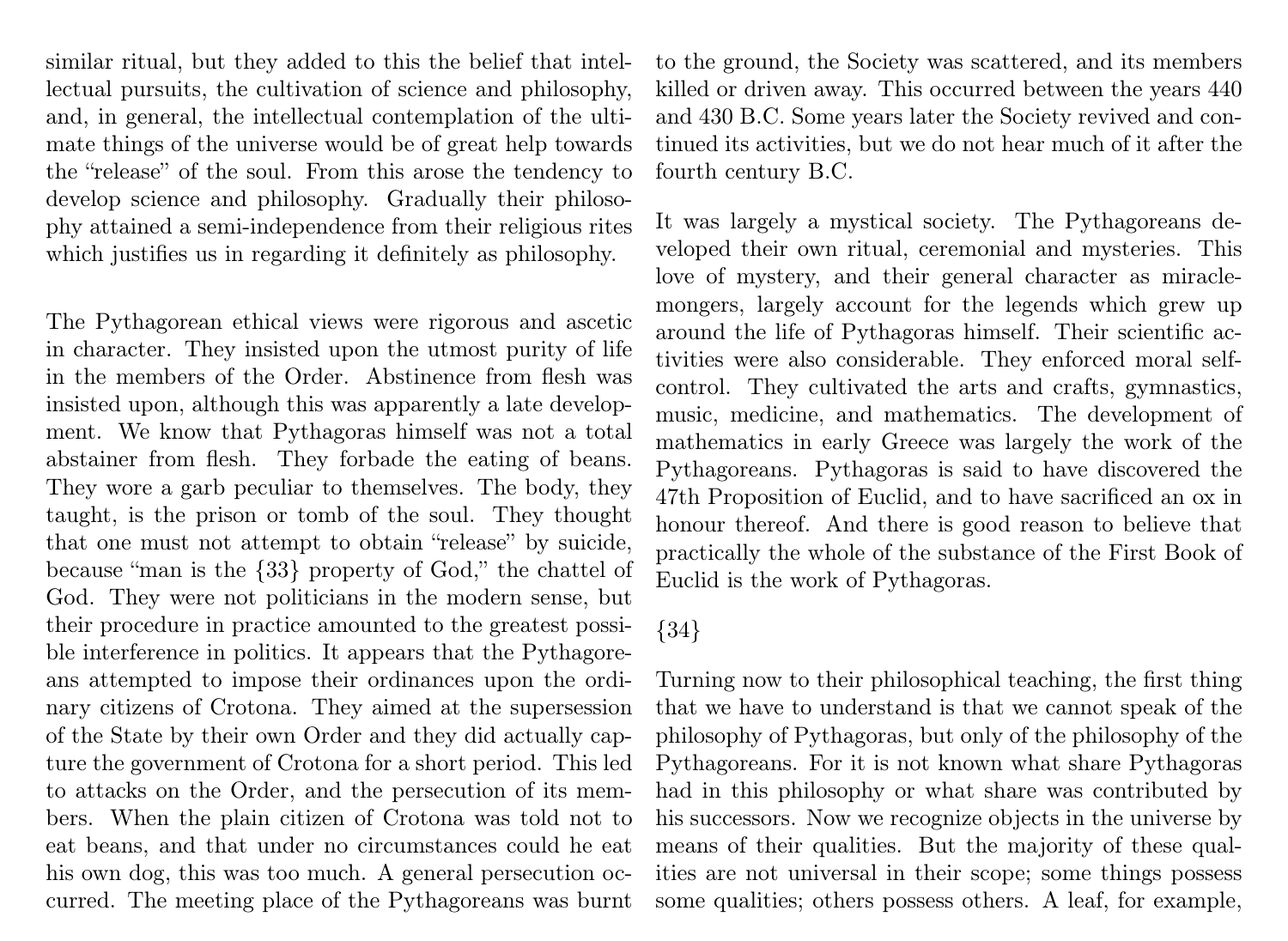similar ritual, but they added to this the belief that intellectual pursuits, the cultivation of science and philosophy, and, in general, the intellectual contemplation of the ultimate things of the universe would be of great help towards the "release" of the soul. From this arose the tendency to develop science and philosophy. Gradually their philosophy attained a semi-independence from their religious rites which justifies us in regarding it definitely as philosophy.

The Pythagorean ethical views were rigorous and ascetic in character. They insisted upon the utmost purity of life in the members of the Order. Abstinence from flesh was insisted upon, although this was apparently a late development. We know that Pythagoras himself was not a total abstainer from flesh. They forbade the eating of beans. They wore a garb peculiar to themselves. The body, they taught, is the prison or tomb of the soul. They thought that one must not attempt to obtain "release" by suicide, because "man is the {33} property of God," the chattel of God. They were not politicians in the modern sense, but their procedure in practice amounted to the greatest possible interference in politics. It appears that the Pythagoreans attempted to impose their ordinances upon the ordinary citizens of Crotona. They aimed at the supersession of the State by their own Order and they did actually capture the government of Crotona for a short period. This led to attacks on the Order, and the persecution of its members. When the plain citizen of Crotona was told not to eat beans, and that under no circumstances could he eat his own dog, this was too much. A general persecution occurred. The meeting place of the Pythagoreans was burnt to the ground, the Society was scattered, and its members killed or driven away. This occurred between the years 440 and 430 B.C. Some years later the Society revived and continued its activities, but we do not hear much of it after the fourth century B.C.

It was largely a mystical society. The Pythagoreans developed their own ritual, ceremonial and mysteries. This love of mystery, and their general character as miracle-mongers, largely account for the legends which grew up around the life of Pythagoras himself. Their scientific activities were also considerable. They enforced moral self-control. They cultivated the arts and crafts, gymnastics, music, medicine, and mathematics. The development of mathematics in early Greece was largely the work of the Pythagoreans. Pythagoras is said to have discovered the 47th Proposition of Euclid, and to have sacrificed an ox in honour thereof. And there is good reason to believe that practically the whole of the substance of the First Book of Euclid is the work of Pythagoras.

{34}

Turning now to their philosophical teaching, the first thing that we have to understand is that we cannot speak of the philosophy of Pythagoras, but only of the philosophy of the Pythagoreans. For it is not known what share Pythagoras had in this philosophy or what share was contributed by his successors. Now we recognize objects in the universe by means of their qualities. But the majority of these qualities are not universal in their scope; some things possess some qualities; others possess others. A leaf, for example,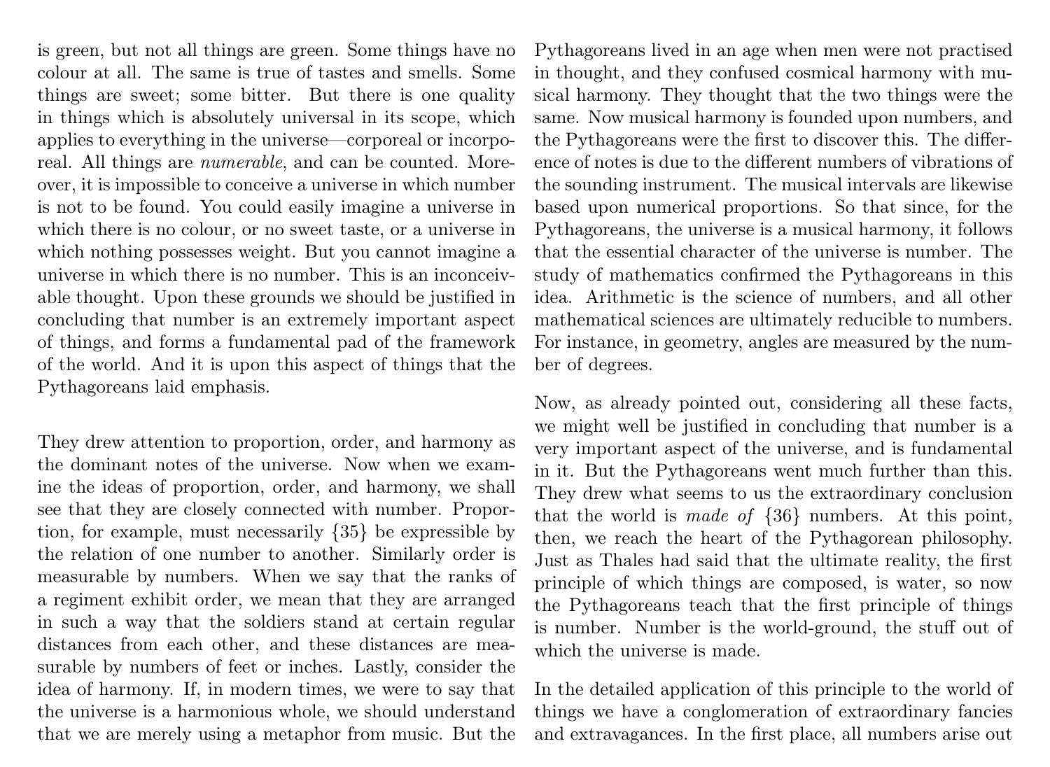is green, but not all things are green. Some things have no colour at all. The same is true of tastes and smells. Some things are sweet; some bitter. But there is one quality in things which is absolutely universal in its scope, which applies to everything in the universe—corporeal or incorporeal. All things are *numerable*, and can be counted. Moreover, it is impossible to conceive a universe in which number is not to be found. You could easily imagine a universe in which there is no colour, or no sweet taste, or a universe in which nothing possesses weight. But you cannot imagine a universe in which there is no number. This is an inconceivable thought. Upon these grounds we should be justified in concluding that number is an extremely important aspect of things, and forms a fundamental pad of the framework of the world. And it is upon this aspect of things that the Pythagoreans laid emphasis.

They drew attention to proportion, order, and harmony as the dominant notes of the universe. Now when we examine the ideas of proportion, order, and harmony, we shall see that they are closely connected with number. Proportion, for example, must necessarily {35} be expressible by the relation of one number to another. Similarly order is measurable by numbers. When we say that the ranks of a regiment exhibit order, we mean that they are arranged in such a way that the soldiers stand at certain regular distances from each other, and these distances are measurable by numbers of feet or inches. Lastly, consider the idea of harmony. If, in modern times, we were to say that the universe is a harmonious whole, we should understand that we are merely using a metaphor from music. But the Pythagoreans lived in an age when men were not practised in thought, and they confused cosmical harmony with musical harmony. They thought that the two things were the same. Now musical harmony is founded upon numbers, and the Pythagoreans were the first to discover this. The difference of notes is due to the different numbers of vibrations of the sounding instrument. The musical intervals are likewise based upon numerical proportions. So that since, for the Pythagoreans, the universe is a musical harmony, it follows that the essential character of the universe is number. The study of mathematics confirmed the Pythagoreans in this idea. Arithmetic is the science of numbers, and all other mathematical sciences are ultimately reducible to numbers. For instance, in geometry, angles are measured by the number of degrees.

Now, as already pointed out, considering all these facts, we might well be justified in concluding that number is a very important aspect of the universe, and is fundamental in it. But the Pythagoreans went much further than this. They drew what seems to us the extraordinary conclusion that the world is *made of* {36} numbers. At this point, then, we reach the heart of the Pythagorean philosophy. Just as Thales had said that the ultimate reality, the first principle of which things are composed, is water, so now the Pythagoreans teach that the first principle of things is number. Number is the world-ground, the stuff out of which the universe is made.

In the detailed application of this principle to the world of things we have a conglomeration of extraordinary fancies and extravagances. In the first place, all numbers arise out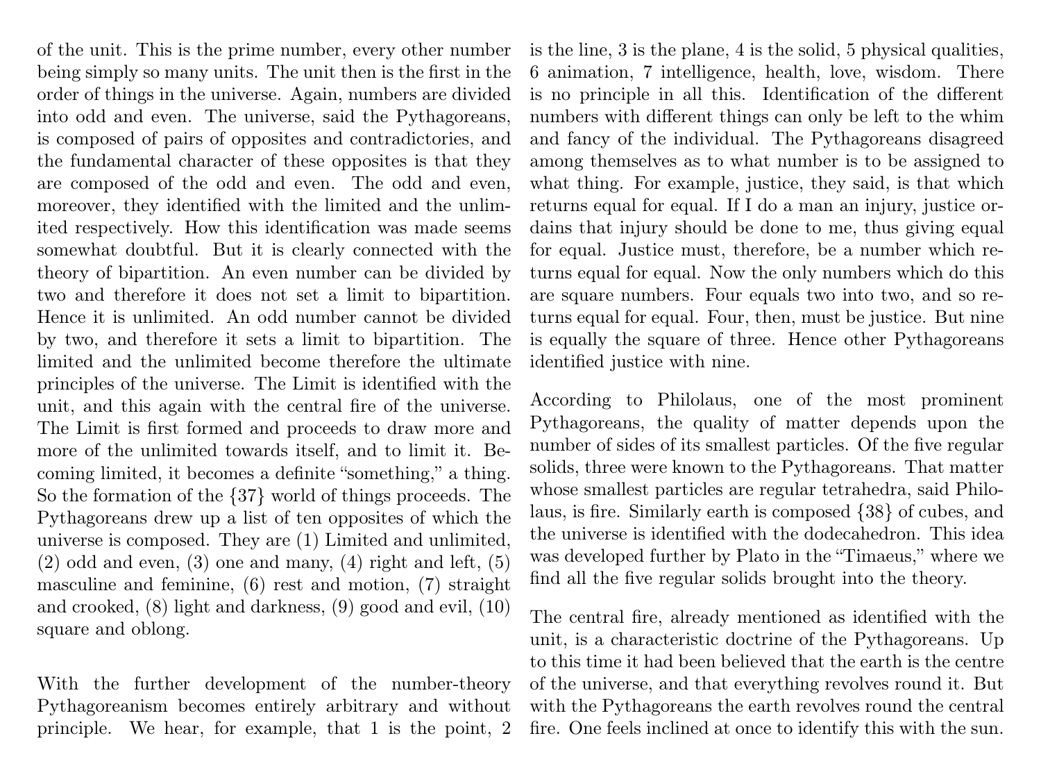of the unit. This is the prime number, every other number being simply so many units. The unit then is the first in the order of things in the universe. Again, numbers are divided into odd and even. The universe, said the Pythagoreans, is composed of pairs of opposites and contradictories, and the fundamental character of these opposites is that they are composed of the odd and even. The odd and even, moreover, they identified with the limited and the unlimited respectively. How this identification was made seems somewhat doubtful. But it is clearly connected with the theory of bipartition. An even number can be divided by two and therefore it does not set a limit to bipartition. Hence it is unlimited. An odd number cannot be divided by two, and therefore it sets a limit to bipartition. The limited and the unlimited become therefore the ultimate principles of the universe. The Limit is identified with the unit, and this again with the central fire of the universe. The Limit is first formed and proceeds to draw more and more of the unlimited towards itself, and to limit it. Becoming limited, it becomes a definite "something," a thing. So the formation of the {37} world of things proceeds. The Pythagoreans drew up a list of ten opposites of which the universe is composed. They are (1) Limited and unlimited, (2) odd and even, (3) one and many, (4) right and left, (5) masculine and feminine, (6) rest and motion, (7) straight and crooked, (8) light and darkness, (9) good and evil, (10) square and oblong.

With the further development of the number-theory Pythagoreanism becomes entirely arbitrary and without principle. We hear, for example, that 1 is the point, 2 is the line, 3 is the plane, 4 is the solid, 5 physical qualities, 6 animation, 7 intelligence, health, love, wisdom. There is no principle in all this. Identification of the different numbers with different things can only be left to the whim and fancy of the individual. The Pythagoreans disagreed among themselves as to what number is to be assigned to what thing. For example, justice, they said, is that which returns equal for equal. If I do a man an injury, justice ordains that injury should be done to me, thus giving equal for equal. Justice must, therefore, be a number which returns equal for equal. Now the only numbers which do this are square numbers. Four equals two into two, and so returns equal for equal. Four, then, must be justice. But nine is equally the square of three. Hence other Pythagoreans identified justice with nine.

According to Philolaus, one of the most prominent Pythagoreans, the quality of matter depends upon the number of sides of its smallest particles. Of the five regular solids, three were known to the Pythagoreans. That matter whose smallest particles are regular tetrahedra, said Philolaus, is fire. Similarly earth is composed {38} of cubes, and the universe is identified with the dodecahedron. This idea was developed further by Plato in the "Timaeus," where we find all the five regular solids brought into the theory.

The central fire, already mentioned as identified with the unit, is a characteristic doctrine of the Pythagoreans. Up to this time it had been believed that the earth is the centre of the universe, and that everything revolves round it. But with the Pythagoreans the earth revolves round the central fire. One feels inclined at once to identify this with the sun.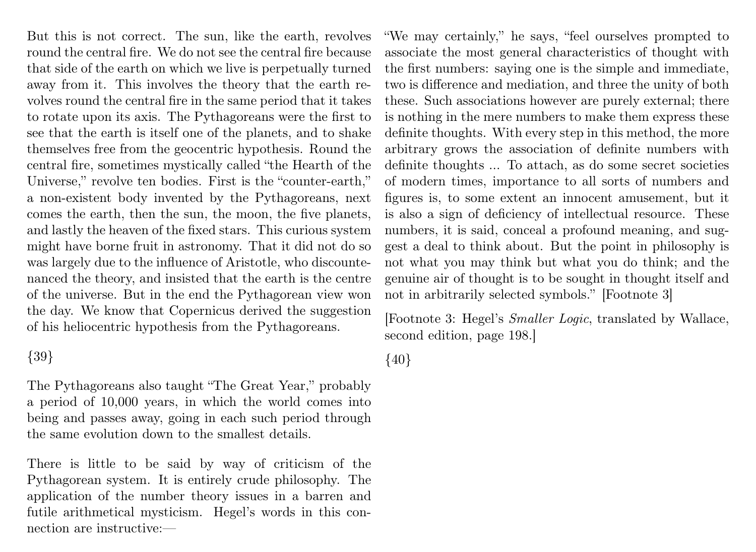But this is not correct. The sun, like the earth, revolves round the central fire. We do not see the central fire because that side of the earth on which we live is perpetually turned away from it. This involves the theory that the earth revolves round the central fire in the same period that it takes to rotate upon its axis. The Pythagoreans were the first to see that the earth is itself one of the planets, and to shake themselves free from the geocentric hypothesis. Round the central fire, sometimes mystically called "the Hearth of the Universe," revolve ten bodies. First is the "counter-earth," a non-existent body invented by the Pythagoreans, next comes the earth, then the sun, the moon, the five planets, and lastly the heaven of the fixed stars. This curious system might have borne fruit in astronomy. That it did not do so was largely due to the influence of Aristotle, who discountenanced the theory, and insisted that the earth is the centre of the universe. But in the end the Pythagorean view won the day. We know that Copernicus derived the suggestion of his heliocentric hypothesis from the Pythagoreans.

{39}

The Pythagoreans also taught "The Great Year," probably a period of 10,000 years, in which the world comes into being and passes away, going in each such period through the same evolution down to the smallest details.

There is little to be said by way of criticism of the Pythagorean system. It is entirely crude philosophy. The application of the number theory issues in a barren and futile arithmetical mysticism. Hegel's words in this connection are instructive:—

"We may certainly," he says, "feel ourselves prompted to associate the most general characteristics of thought with the first numbers: saying one is the simple and immediate, two is difference and mediation, and three the unity of both these. Such associations however are purely external; there is nothing in the mere numbers to make them express these definite thoughts. With every step in this method, the more arbitrary grows the association of definite numbers with definite thoughts ... To attach, as do some secret societies of modern times, importance to all sorts of numbers and figures is, to some extent an innocent amusement, but it is also a sign of deficiency of intellectual resource. These numbers, it is said, conceal a profound meaning, and suggest a deal to think about. But the point in philosophy is not what you may think but what you do think; and the genuine air of thought is to be sought in thought itself and not in arbitrarily selected symbols." [Footnote 3]

[Footnote 3: Hegel's *Smaller Logic*, translated by Wallace, second edition, page 198.]

{40}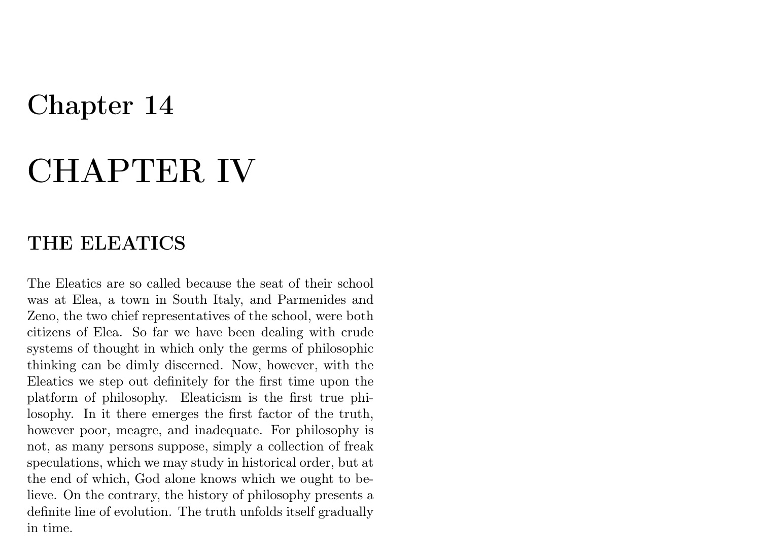# Chapter 14

# CHAPTER IV

## THE ELEATICS

The Eleatics are so called because the seat of their school was at Elea, a town in South Italy, and Parmenides and Zeno, the two chief representatives of the school, were both citizens of Elea. So far we have been dealing with crude systems of thought in which only the germs of philosophic thinking can be dimly discerned. Now, however, with the Eleatics we step out definitely for the first time upon the platform of philosophy. Eleaticism is the first true philosophy. In it there emerges the first factor of the truth, however poor, meagre, and inadequate. For philosophy is not, as many persons suppose, simply a collection of freak speculations, which we may study in historical order, but at the end of which, God alone knows which we ought to believe. On the contrary, the history of philosophy presents a definite line of evolution. The truth unfolds itself gradually in time.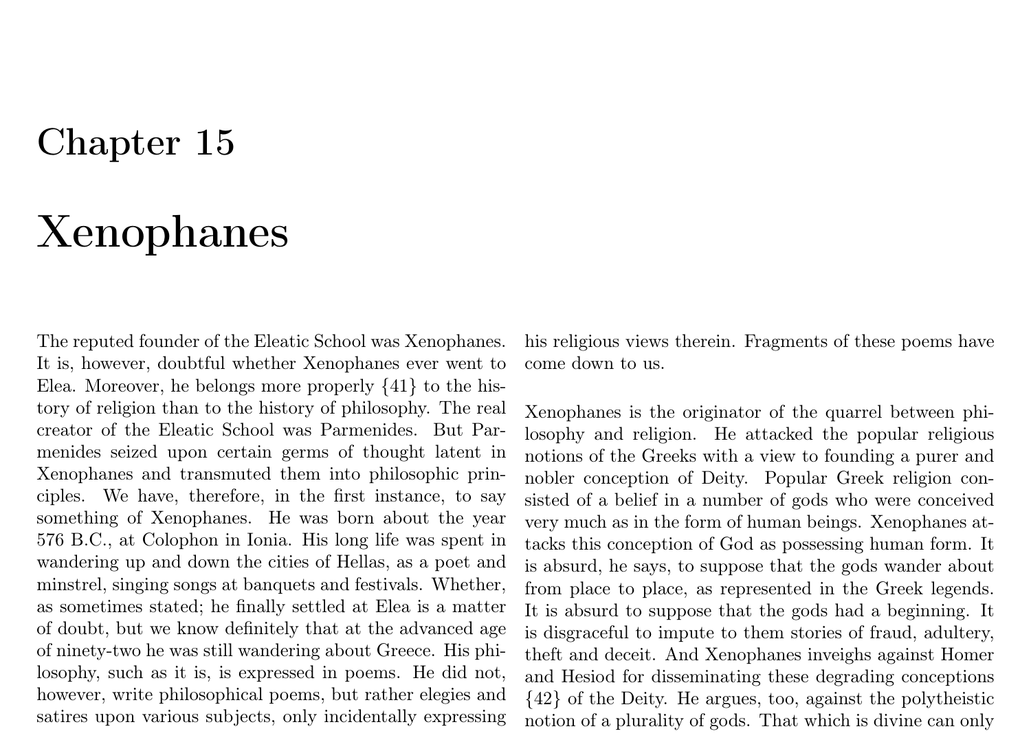# Chapter 15

# Xenophanes

The reputed founder of the Eleatic School was Xenophanes. It is, however, doubtful whether Xenophanes ever went to Elea. Moreover, he belongs more properly {41} to the history of religion than to the history of philosophy. The real creator of the Eleatic School was Parmenides. But Parmenides seized upon certain germs of thought latent in Xenophanes and transmuted them into philosophic principles. We have, therefore, in the first instance, to say something of Xenophanes. He was born about the year 576 B.C., at Colophon in Ionia. His long life was spent in wandering up and down the cities of Hellas, as a poet and minstrel, singing songs at banquets and festivals. Whether, as sometimes stated; he finally settled at Elea is a matter of doubt, but we know definitely that at the advanced age of ninety-two he was still wandering about Greece. His philosophy, such as it is, is expressed in poems. He did not, however, write philosophical poems, but rather elegies and satires upon various subjects, only incidentally expressing his religious views therein. Fragments of these poems have come down to us.

Xenophanes is the originator of the quarrel between philosophy and religion. He attacked the popular religious notions of the Greeks with a view to founding a purer and nobler conception of Deity. Popular Greek religion consisted of a belief in a number of gods who were conceived very much as in the form of human beings. Xenophanes attacks this conception of God as possessing human form. It is absurd, he says, to suppose that the gods wander about from place to place, as represented in the Greek legends. It is absurd to suppose that the gods had a beginning. It is disgraceful to impute to them stories of fraud, adultery, theft and deceit. And Xenophanes inveighs against Homer and Hesiod for disseminating these degrading conceptions {42} of the Deity. He argues, too, against the polytheistic notion of a plurality of gods. That which is divine can only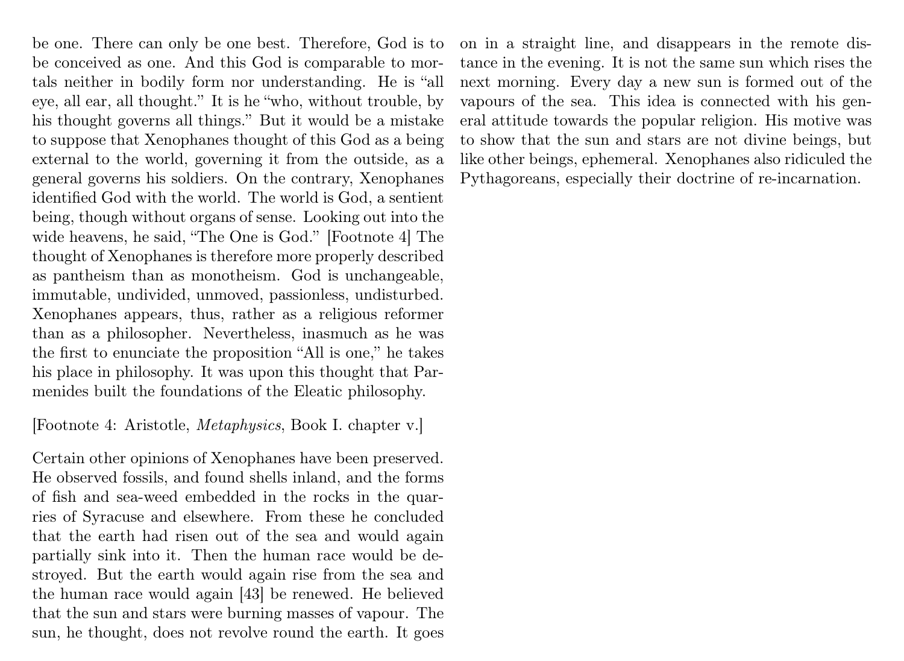be one. There can only be one best. Therefore, God is to be conceived as one. And this God is comparable to mortals neither in bodily form nor understanding. He is "all eye, all ear, all thought." It is he "who, without trouble, by his thought governs all things." But it would be a mistake to suppose that Xenophanes thought of this God as a being external to the world, governing it from the outside, as a general governs his soldiers. On the contrary, Xenophanes identified God with the world. The world is God, a sentient being, though without organs of sense. Looking out into the wide heavens, he said, "The One is God." [Footnote 4] The thought of Xenophanes is therefore more properly described as pantheism than as monotheism. God is unchangeable, immutable, undivided, unmoved, passionless, undisturbed. Xenophanes appears, thus, rather as a religious reformer than as a philosopher. Nevertheless, inasmuch as he was the first to enunciate the proposition "All is one," he takes his place in philosophy. It was upon this thought that Parmenides built the foundations of the Eleatic philosophy.

[Footnote 4: Aristotle, *Metaphysics*, Book I. chapter v.]

Certain other opinions of Xenophanes have been preserved. He observed fossils, and found shells inland, and the forms of fish and sea-weed embedded in the rocks in the quarries of Syracuse and elsewhere. From these he concluded that the earth had risen out of the sea and would again partially sink into it. Then the human race would be destroyed. But the earth would again rise from the sea and the human race would again [43] be renewed. He believed that the sun and stars were burning masses of vapour. The sun, he thought, does not revolve round the earth. It goes on in a straight line, and disappears in the remote distance in the evening. It is not the same sun which rises the next morning. Every day a new sun is formed out of the vapours of the sea. This idea is connected with his general attitude towards the popular religion. His motive was to show that the sun and stars are not divine beings, but like other beings, ephemeral. Xenophanes also ridiculed the Pythagoreans, especially their doctrine of re-incarnation.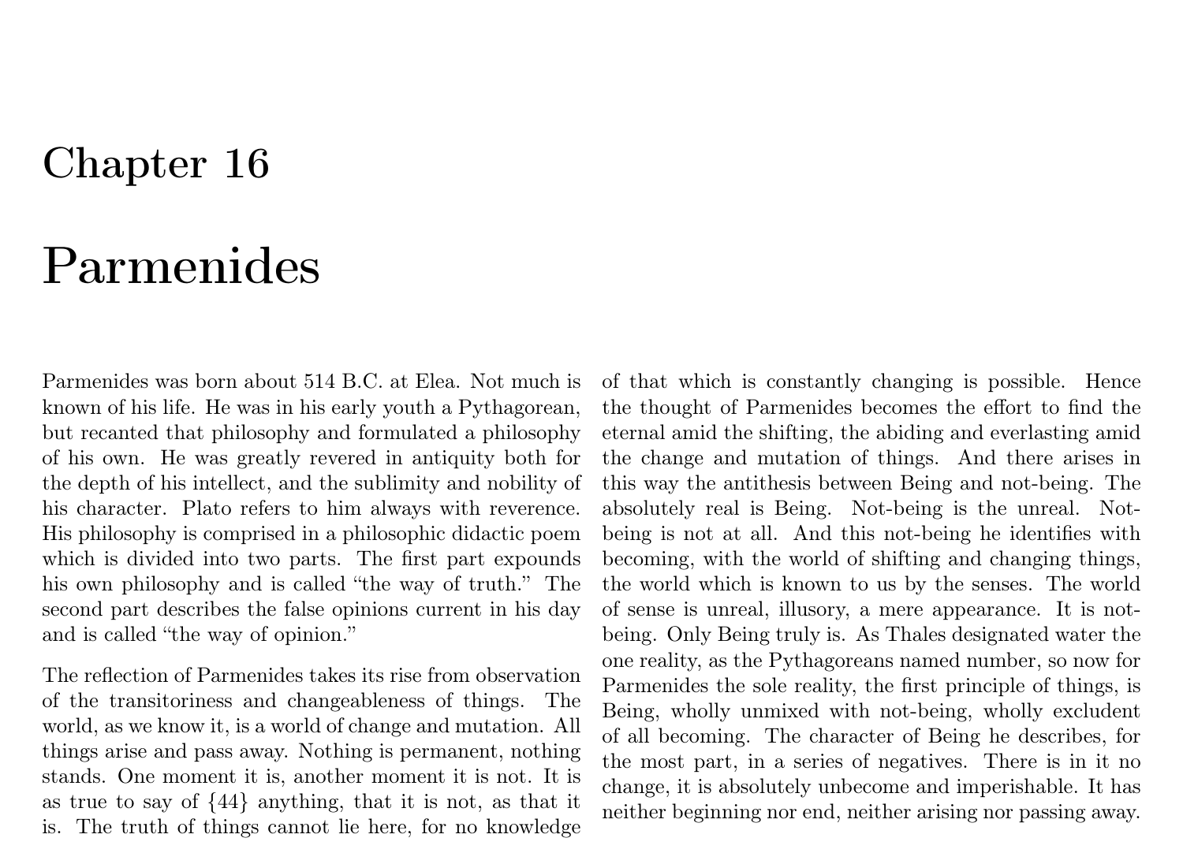# Chapter 16

# Parmenides

Parmenides was born about 514 B.C. at Elea. Not much is known of his life. He was in his early youth a Pythagorean, but recanted that philosophy and formulated a philosophy of his own. He was greatly revered in antiquity both for the depth of his intellect, and the sublimity and nobility of his character. Plato refers to him always with reverence. His philosophy is comprised in a philosophic didactic poem which is divided into two parts. The first part expounds his own philosophy and is called "the way of truth." The second part describes the false opinions current in his day and is called "the way of opinion."

The reflection of Parmenides takes its rise from observation of the transitoriness and changeableness of things. The world, as we know it, is a world of change and mutation. All things arise and pass away. Nothing is permanent, nothing stands. One moment it is, another moment it is not. It is as true to say of {44} anything, that it is not, as that it is. The truth of things cannot lie here, for no knowledge of that which is constantly changing is possible. Hence the thought of Parmenides becomes the effort to find the eternal amid the shifting, the abiding and everlasting amid the change and mutation of things. And there arises in this way the antithesis between Being and not-being. The absolutely real is Being. Not-being is the unreal. Not-being is not at all. And this not-being he identifies with becoming, with the world of shifting and changing things, the world which is known to us by the senses. The world of sense is unreal, illusory, a mere appearance. It is not-being. Only Being truly is. As Thales designated water the one reality, as the Pythagoreans named number, so now for Parmenides the sole reality, the first principle of things, is Being, wholly unmixed with not-being, wholly excludent of all becoming. The character of Being he describes, for the most part, in a series of negatives. There is in it no change, it is absolutely unbecome and imperishable. It has neither beginning nor end, neither arising nor passing away.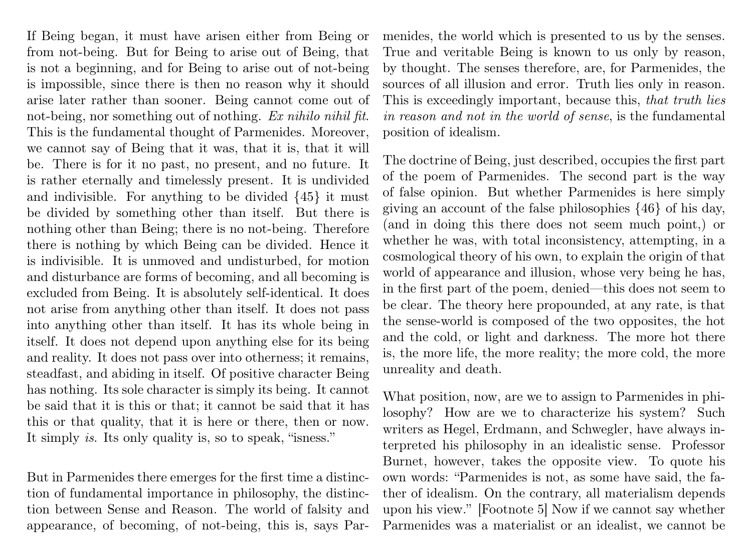If Being began, it must have arisen either from Being or from not-being. But for Being to arise out of Being, that is not a beginning, and for Being to arise out of not-being is impossible, since there is then no reason why it should arise later rather than sooner. Being cannot come out of not-being, nor something out of nothing. *Ex nihilo nihil fit.* This is the fundamental thought of Parmenides. Moreover, we cannot say of Being that it was, that it is, that it will be. There is for it no past, no present, and no future. It is rather eternally and timelessly present. It is undivided and indivisible. For anything to be divided {45} it must be divided by something other than itself. But there is nothing other than Being; there is no not-being. Therefore there is nothing by which Being can be divided. Hence it is indivisible. It is unmoved and undisturbed, for motion and disturbance are forms of becoming, and all becoming is excluded from Being. It is absolutely self-identical. It does not arise from anything other than itself. It does not pass into anything other than itself. It has its whole being in itself. It does not depend upon anything else for its being and reality. It does not pass over into otherness; it remains, steadfast, and abiding in itself. Of positive character Being has nothing. Its sole character is simply its being. It cannot be said that it is this or that; it cannot be said that it has this or that quality, that it is here or there, then or now. It simply *is.* Its only quality is, so to speak, "isness."

But in Parmenides there emerges for the first time a distinction of fundamental importance in philosophy, the distinction between Sense and Reason. The world of falsity and appearance, of becoming, of not-being, this is, says Parmenides, the world which is presented to us by the senses. True and veritable Being is known to us only by reason, by thought. The senses therefore, are, for Parmenides, the sources of all illusion and error. Truth lies only in reason. This is exceedingly important, because this, *that truth lies in reason and not in the world of sense*, is the fundamental position of idealism.

The doctrine of Being, just described, occupies the first part of the poem of Parmenides. The second part is the way of false opinion. But whether Parmenides is here simply giving an account of the false philosophies {46} of his day, (and in doing this there does not seem much point,) or whether he was, with total inconsistency, attempting, in a cosmological theory of his own, to explain the origin of that world of appearance and illusion, whose very being he has, in the first part of the poem, denied—this does not seem to be clear. The theory here propounded, at any rate, is that the sense-world is composed of the two opposites, the hot and the cold, or light and darkness. The more hot there is, the more life, the more reality; the more cold, the more unreality and death.

What position, now, are we to assign to Parmenides in philosophy? How are we to characterize his system? Such writers as Hegel, Erdmann, and Schwegler, have always interpreted his philosophy in an idealistic sense. Professor Burnet, however, takes the opposite view. To quote his own words: "Parmenides is not, as some have said, the father of idealism. On the contrary, all materialism depends upon his view." [Footnote 5] Now if we cannot say whether Parmenides was a materialist or an idealist, we cannot be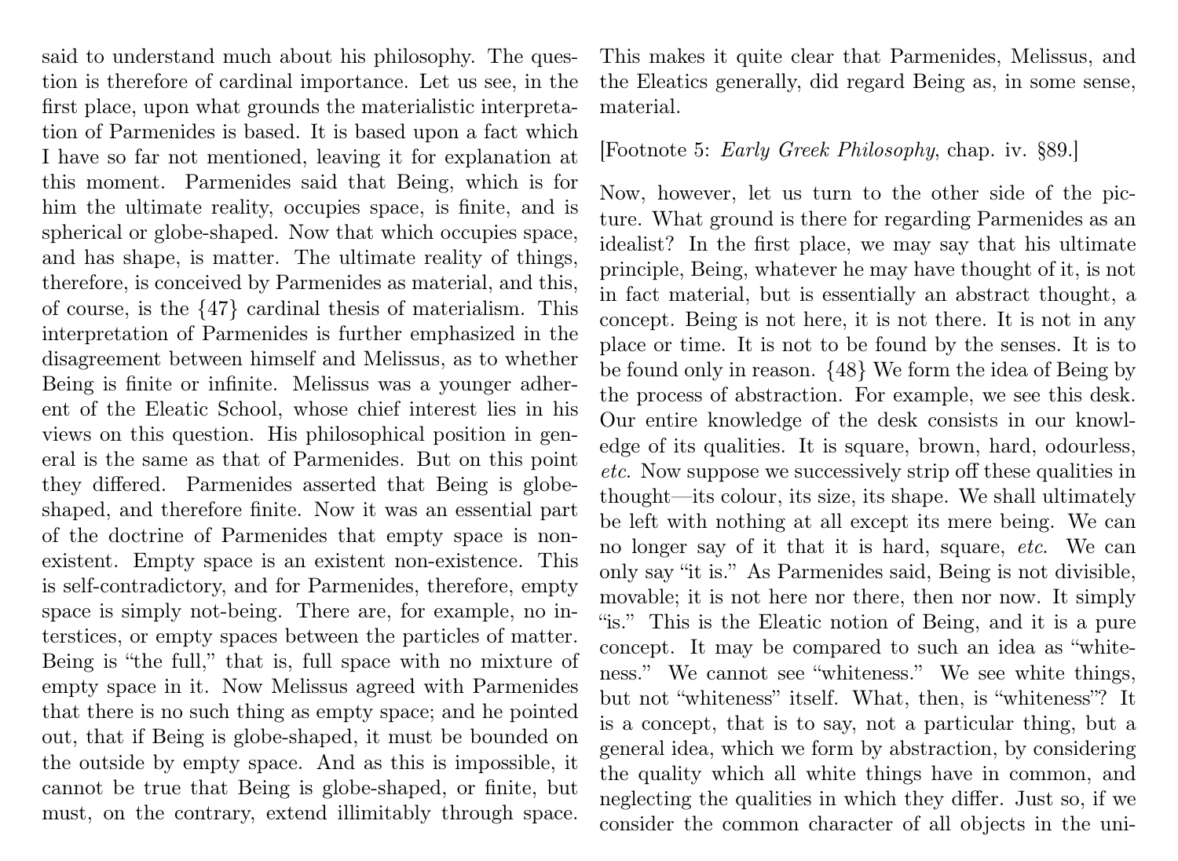said to understand much about his philosophy. The question is therefore of cardinal importance. Let us see, in the first place, upon what grounds the materialistic interpretation of Parmenides is based. It is based upon a fact which I have so far not mentioned, leaving it for explanation at this moment. Parmenides said that Being, which is for him the ultimate reality, occupies space, is finite, and is spherical or globe-shaped. Now that which occupies space, and has shape, is matter. The ultimate reality of things, therefore, is conceived by Parmenides as material, and this, of course, is the {47} cardinal thesis of materialism. This interpretation of Parmenides is further emphasized in the disagreement between himself and Melissus, as to whether Being is finite or infinite. Melissus was a younger adherent of the Eleatic School, whose chief interest lies in his views on this question. His philosophical position in general is the same as that of Parmenides. But on this point they differed. Parmenides asserted that Being is globe-shaped, and therefore finite. Now it was an essential part of the doctrine of Parmenides that empty space is non-existent. Empty space is an existent non-existence. This is self-contradictory, and for Parmenides, therefore, empty space is simply not-being. There are, for example, no interstices, or empty spaces between the particles of matter. Being is "the full," that is, full space with no mixture of empty space in it. Now Melissus agreed with Parmenides that there is no such thing as empty space; and he pointed out, that if Being is globe-shaped, it must be bounded on the outside by empty space. And as this is impossible, it cannot be true that Being is globe-shaped, or finite, but must, on the contrary, extend illimitably through space. This makes it quite clear that Parmenides, Melissus, and the Eleatics generally, did regard Being as, in some sense, material.

[Footnote 5: *Early Greek Philosophy*, chap. iv. §89.]

Now, however, let us turn to the other side of the picture. What ground is there for regarding Parmenides as an idealist? In the first place, we may say that his ultimate principle, Being, whatever he may have thought of it, is not in fact material, but is essentially an abstract thought, a concept. Being is not here, it is not there. It is not in any place or time. It is not to be found by the senses. It is to be found only in reason. {48} We form the idea of Being by the process of abstraction. For example, we see this desk. Our entire knowledge of the desk consists in our knowledge of its qualities. It is square, brown, hard, odourless, *etc.* Now suppose we successively strip off these qualities in thought—its colour, its size, its shape. We shall ultimately be left with nothing at all except its mere being. We can no longer say of it that it is hard, square, *etc.* We can only say "it is." As Parmenides said, Being is not divisible, movable; it is not here nor there, then nor now. It simply "is." This is the Eleatic notion of Being, and it is a pure concept. It may be compared to such an idea as "whiteness." We cannot see "whiteness." We see white things, but not "whiteness" itself. What, then, is "whiteness"? It is a concept, that is to say, not a particular thing, but a general idea, which we form by abstraction, by considering the quality which all white things have in common, and neglecting the qualities in which they differ. Just so, if we consider the common character of all objects in the uni-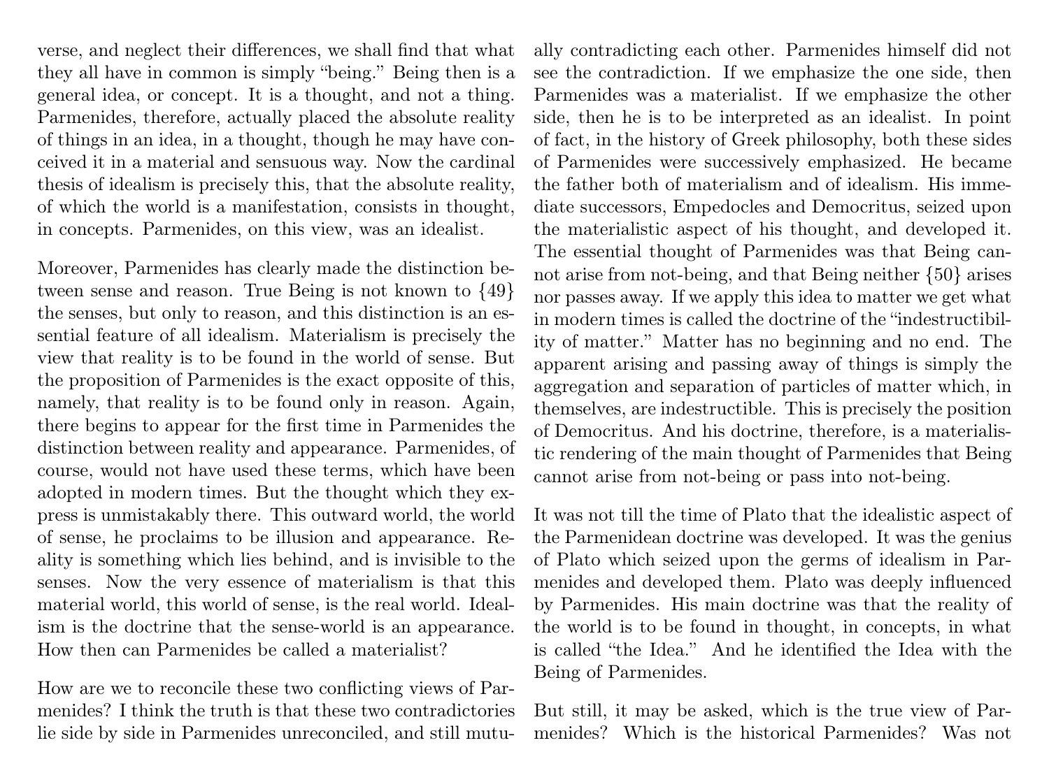verse, and neglect their differences, we shall find that what they all have in common is simply "being." Being then is a general idea, or concept. It is a thought, and not a thing. Parmenides, therefore, actually placed the absolute reality of things in an idea, in a thought, though he may have conceived it in a material and sensuous way. Now the cardinal thesis of idealism is precisely this, that the absolute reality, of which the world is a manifestation, consists in thought, in concepts. Parmenides, on this view, was an idealist.

Moreover, Parmenides has clearly made the distinction between sense and reason. True Being is not known to {49} the senses, but only to reason, and this distinction is an essential feature of all idealism. Materialism is precisely the view that reality is to be found in the world of sense. But the proposition of Parmenides is the exact opposite of this, namely, that reality is to be found only in reason. Again, there begins to appear for the first time in Parmenides the distinction between reality and appearance. Parmenides, of course, would not have used these terms, which have been adopted in modern times. But the thought which they express is unmistakably there. This outward world, the world of sense, he proclaims to be illusion and appearance. Reality is something which lies behind, and is invisible to the senses. Now the very essence of materialism is that this material world, this world of sense, is the real world. Idealism is the doctrine that the sense-world is an appearance. How then can Parmenides be called a materialist?

How are we to reconcile these two conflicting views of Parmenides? I think the truth is that these two contradictories lie side by side in Parmenides unreconciled, and still mutually contradicting each other. Parmenides himself did not see the contradiction. If we emphasize the one side, then Parmenides was a materialist. If we emphasize the other side, then he is to be interpreted as an idealist. In point of fact, in the history of Greek philosophy, both these sides of Parmenides were successively emphasized. He became the father both of materialism and of idealism. His immediate successors, Empedocles and Democritus, seized upon the materialistic aspect of his thought, and developed it. The essential thought of Parmenides was that Being cannot arise from not-being, and that Being neither {50} arises nor passes away. If we apply this idea to matter we get what in modern times is called the doctrine of the "indestructibility of matter." Matter has no beginning and no end. The apparent arising and passing away of things is simply the aggregation and separation of particles of matter which, in themselves, are indestructible. This is precisely the position of Democritus. And his doctrine, therefore, is a materialistic rendering of the main thought of Parmenides that Being cannot arise from not-being or pass into not-being.

It was not till the time of Plato that the idealistic aspect of the Parmenidean doctrine was developed. It was the genius of Plato which seized upon the germs of idealism in Parmenides and developed them. Plato was deeply influenced by Parmenides. His main doctrine was that the reality of the world is to be found in thought, in concepts, in what is called "the Idea." And he identified the Idea with the Being of Parmenides.

But still, it may be asked, which is the true view of Parmenides? Which is the historical Parmenides? Was not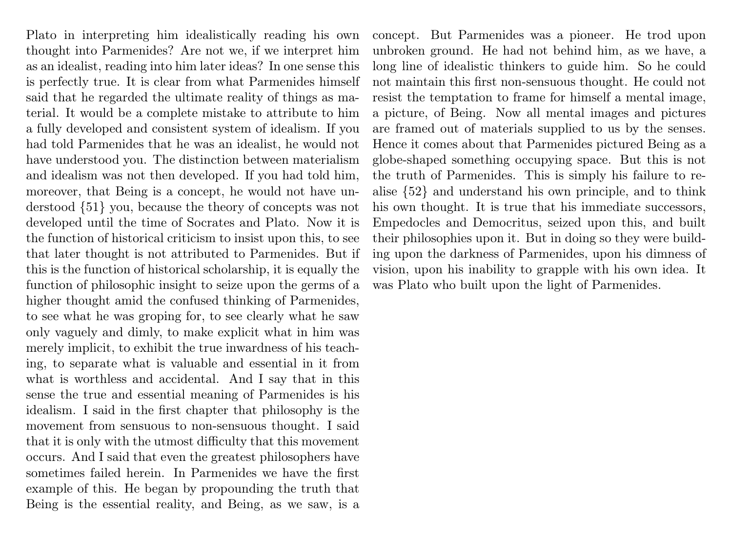Plato in interpreting him idealistically reading his own thought into Parmenides? Are not we, if we interpret him as an idealist, reading into him later ideas? In one sense this is perfectly true. It is clear from what Parmenides himself said that he regarded the ultimate reality of things as material. It would be a complete mistake to attribute to him a fully developed and consistent system of idealism. If you had told Parmenides that he was an idealist, he would not have understood you. The distinction between materialism and idealism was not then developed. If you had told him, moreover, that Being is a concept, he would not have understood {51} you, because the theory of concepts was not developed until the time of Socrates and Plato. Now it is the function of historical criticism to insist upon this, to see that later thought is not attributed to Parmenides. But if this is the function of historical scholarship, it is equally the function of philosophic insight to seize upon the germs of a higher thought amid the confused thinking of Parmenides, to see what he was groping for, to see clearly what he saw only vaguely and dimly, to make explicit what in him was merely implicit, to exhibit the true inwardness of his teaching, to separate what is valuable and essential in it from what is worthless and accidental. And I say that in this sense the true and essential meaning of Parmenides is his idealism. I said in the first chapter that philosophy is the movement from sensuous to non-sensuous thought. I said that it is only with the utmost difficulty that this movement occurs. And I said that even the greatest philosophers have sometimes failed herein. In Parmenides we have the first example of this. He began by propounding the truth that Being is the essential reality, and Being, as we saw, is a concept. But Parmenides was a pioneer. He trod upon unbroken ground. He had not behind him, as we have, a long line of idealistic thinkers to guide him. So he could not maintain this first non-sensuous thought. He could not resist the temptation to frame for himself a mental image, a picture, of Being. Now all mental images and pictures are framed out of materials supplied to us by the senses. Hence it comes about that Parmenides pictured Being as a globe-shaped something occupying space. But this is not the truth of Parmenides. This is simply his failure to realise {52} and understand his own principle, and to think his own thought. It is true that his immediate successors, Empedocles and Democritus, seized upon this, and built their philosophies upon it. But in doing so they were building upon the darkness of Parmenides, upon his dimness of vision, upon his inability to grapple with his own idea. It was Plato who built upon the light of Parmenides.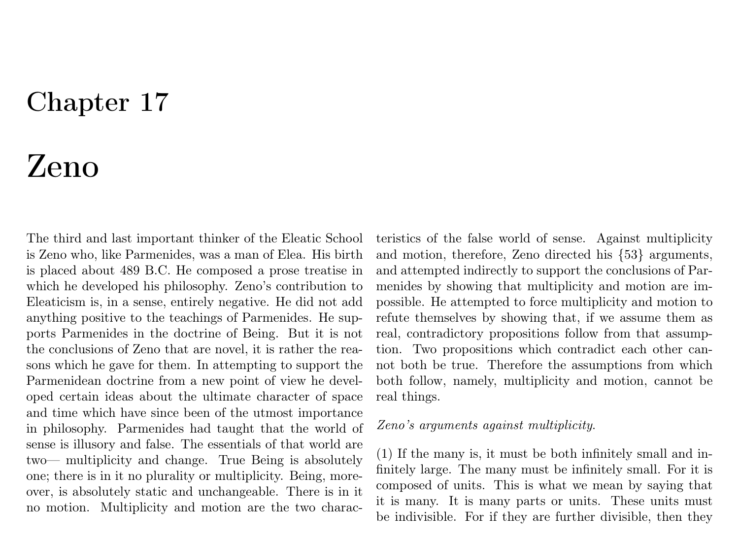# Chapter 17

# Zeno

The third and last important thinker of the Eleatic School is Zeno who, like Parmenides, was a man of Elea. His birth is placed about 489 B.C. He composed a prose treatise in which he developed his philosophy. Zeno's contribution to Eleaticism is, in a sense, entirely negative. He did not add anything positive to the teachings of Parmenides. He supports Parmenides in the doctrine of Being. But it is not the conclusions of Zeno that are novel, it is rather the reasons which he gave for them. In attempting to support the Parmenidean doctrine from a new point of view he developed certain ideas about the ultimate character of space and time which have since been of the utmost importance in philosophy. Parmenides had taught that the world of sense is illusory and false. The essentials of that world are two— multiplicity and change. True Being is absolutely one; there is in it no plurality or multiplicity. Being, moreover, is absolutely static and unchangeable. There is in it no motion. Multiplicity and motion are the two characteristics of the false world of sense. Against multiplicity and motion, therefore, Zeno directed his {53} arguments, and attempted indirectly to support the conclusions of Parmenides by showing that multiplicity and motion are impossible. He attempted to force multiplicity and motion to refute themselves by showing that, if we assume them as real, contradictory propositions follow from that assumption. Two propositions which contradict each other cannot both be true. Therefore the assumptions from which both follow, namely, multiplicity and motion, cannot be real things.

*Zeno's arguments against multiplicity.*

(1) If the many is, it must be both infinitely small and infinitely large. The many must be infinitely small. For it is composed of units. This is what we mean by saying that it is many. It is many parts or units. These units must be indivisible. For if they are further divisible, then they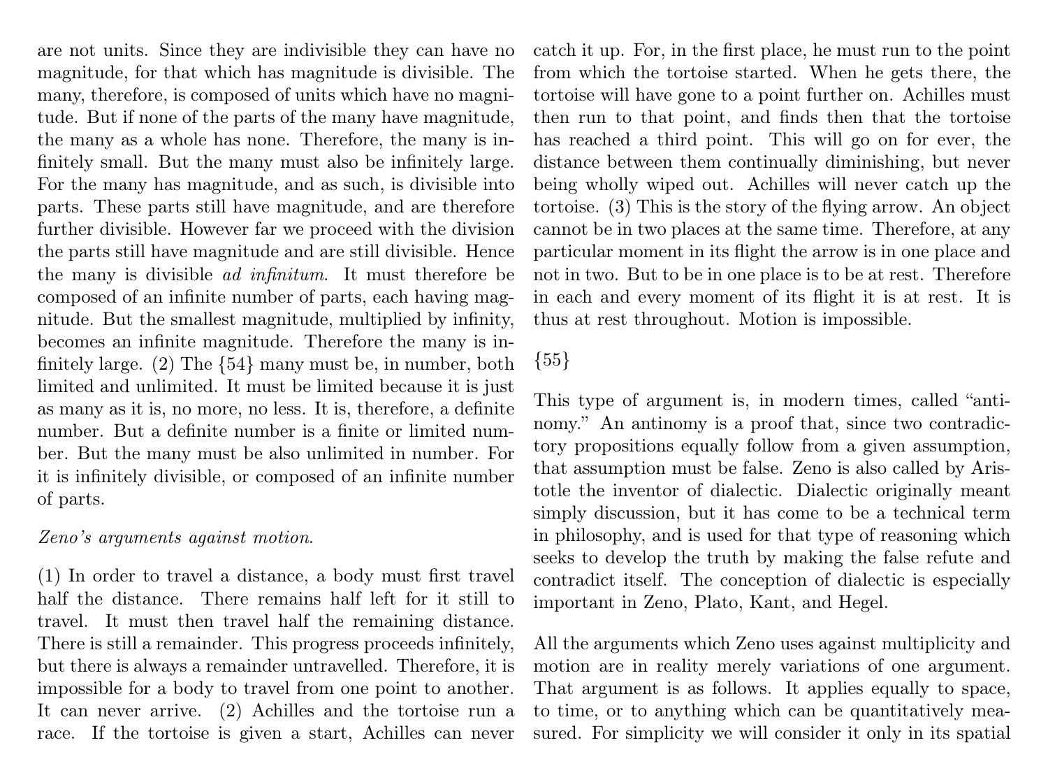are not units. Since they are indivisible they can have no magnitude, for that which has magnitude is divisible. The many, therefore, is composed of units which have no magnitude. But if none of the parts of the many have magnitude, the many as a whole has none. Therefore, the many is infinitely small. But the many must also be infinitely large. For the many has magnitude, and as such, is divisible into parts. These parts still have magnitude, and are therefore further divisible. However far we proceed with the division the parts still have magnitude and are still divisible. Hence the many is divisible *ad infinitum*. It must therefore be composed of an infinite number of parts, each having magnitude. But the smallest magnitude, multiplied by infinity, becomes an infinite magnitude. Therefore the many is infinitely large. (2) The {54} many must be, in number, both limited and unlimited. It must be limited because it is just as many as it is, no more, no less. It is, therefore, a definite number. But a definite number is a finite or limited number. But the many must be also unlimited in number. For it is infinitely divisible, or composed of an infinite number of parts.

*Zeno's arguments against motion.*

(1) In order to travel a distance, a body must first travel half the distance. There remains half left for it still to travel. It must then travel half the remaining distance. There is still a remainder. This progress proceeds infinitely, but there is always a remainder untravelled. Therefore, it is impossible for a body to travel from one point to another. It can never arrive. (2) Achilles and the tortoise run a race. If the tortoise is given a start, Achilles can never catch it up. For, in the first place, he must run to the point from which the tortoise started. When he gets there, the tortoise will have gone to a point further on. Achilles must then run to that point, and finds then that the tortoise has reached a third point. This will go on for ever, the distance between them continually diminishing, but never being wholly wiped out. Achilles will never catch up the tortoise. (3) This is the story of the flying arrow. An object cannot be in two places at the same time. Therefore, at any particular moment in its flight the arrow is in one place and not in two. But to be in one place is to be at rest. Therefore in each and every moment of its flight it is at rest. It is thus at rest throughout. Motion is impossible.

{55}

This type of argument is, in modern times, called "antinomy." An antinomy is a proof that, since two contradictory propositions equally follow from a given assumption, that assumption must be false. Zeno is also called by Aristotle the inventor of dialectic. Dialectic originally meant simply discussion, but it has come to be a technical term in philosophy, and is used for that type of reasoning which seeks to develop the truth by making the false refute and contradict itself. The conception of dialectic is especially important in Zeno, Plato, Kant, and Hegel.

All the arguments which Zeno uses against multiplicity and motion are in reality merely variations of one argument. That argument is as follows. It applies equally to space, to time, or to anything which can be quantitatively measured. For simplicity we will consider it only in its spatial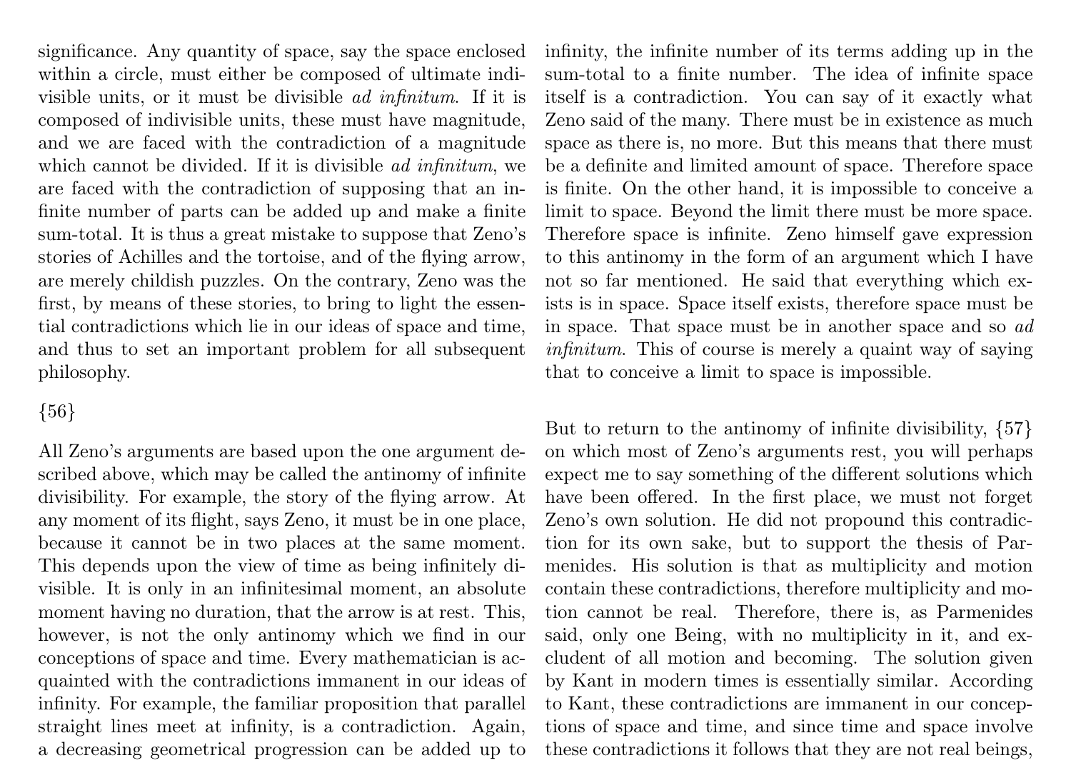significance. Any quantity of space, say the space enclosed within a circle, must either be composed of ultimate indivisible units, or it must be divisible *ad infinitum*. If it is composed of indivisible units, these must have magnitude, and we are faced with the contradiction of a magnitude which cannot be divided. If it is divisible *ad infinitum*, we are faced with the contradiction of supposing that an infinite number of parts can be added up and make a finite sum-total. It is thus a great mistake to suppose that Zeno's stories of Achilles and the tortoise, and of the flying arrow, are merely childish puzzles. On the contrary, Zeno was the first, by means of these stories, to bring to light the essential contradictions which lie in our ideas of space and time, and thus to set an important problem for all subsequent philosophy.

{56}

All Zeno's arguments are based upon the one argument described above, which may be called the antinomy of infinite divisibility. For example, the story of the flying arrow. At any moment of its flight, says Zeno, it must be in one place, because it cannot be in two places at the same moment. This depends upon the view of time as being infinitely divisible. It is only in an infinitesimal moment, an absolute moment having no duration, that the arrow is at rest. This, however, is not the only antinomy which we find in our conceptions of space and time. Every mathematician is acquainted with the contradictions immanent in our ideas of infinity. For example, the familiar proposition that parallel straight lines meet at infinity, is a contradiction. Again, a decreasing geometrical progression can be added up to infinity, the infinite number of its terms adding up in the sum-total to a finite number. The idea of infinite space itself is a contradiction. You can say of it exactly what Zeno said of the many. There must be in existence as much space as there is, no more. But this means that there must be a definite and limited amount of space. Therefore space is finite. On the other hand, it is impossible to conceive a limit to space. Beyond the limit there must be more space. Therefore space is infinite. Zeno himself gave expression to this antinomy in the form of an argument which I have not so far mentioned. He said that everything which exists is in space. Space itself exists, therefore space must be in space. That space must be in another space and so *ad infinitum*. This of course is merely a quaint way of saying that to conceive a limit to space is impossible.

But to return to the antinomy of infinite divisibility, {57} on which most of Zeno's arguments rest, you will perhaps expect me to say something of the different solutions which have been offered. In the first place, we must not forget Zeno's own solution. He did not propound this contradiction for its own sake, but to support the thesis of Parmenides. His solution is that as multiplicity and motion contain these contradictions, therefore multiplicity and motion cannot be real. Therefore, there is, as Parmenides said, only one Being, with no multiplicity in it, and excludent of all motion and becoming. The solution given by Kant in modern times is essentially similar. According to Kant, these contradictions are immanent in our conceptions of space and time, and since time and space involve these contradictions it follows that they are not real beings,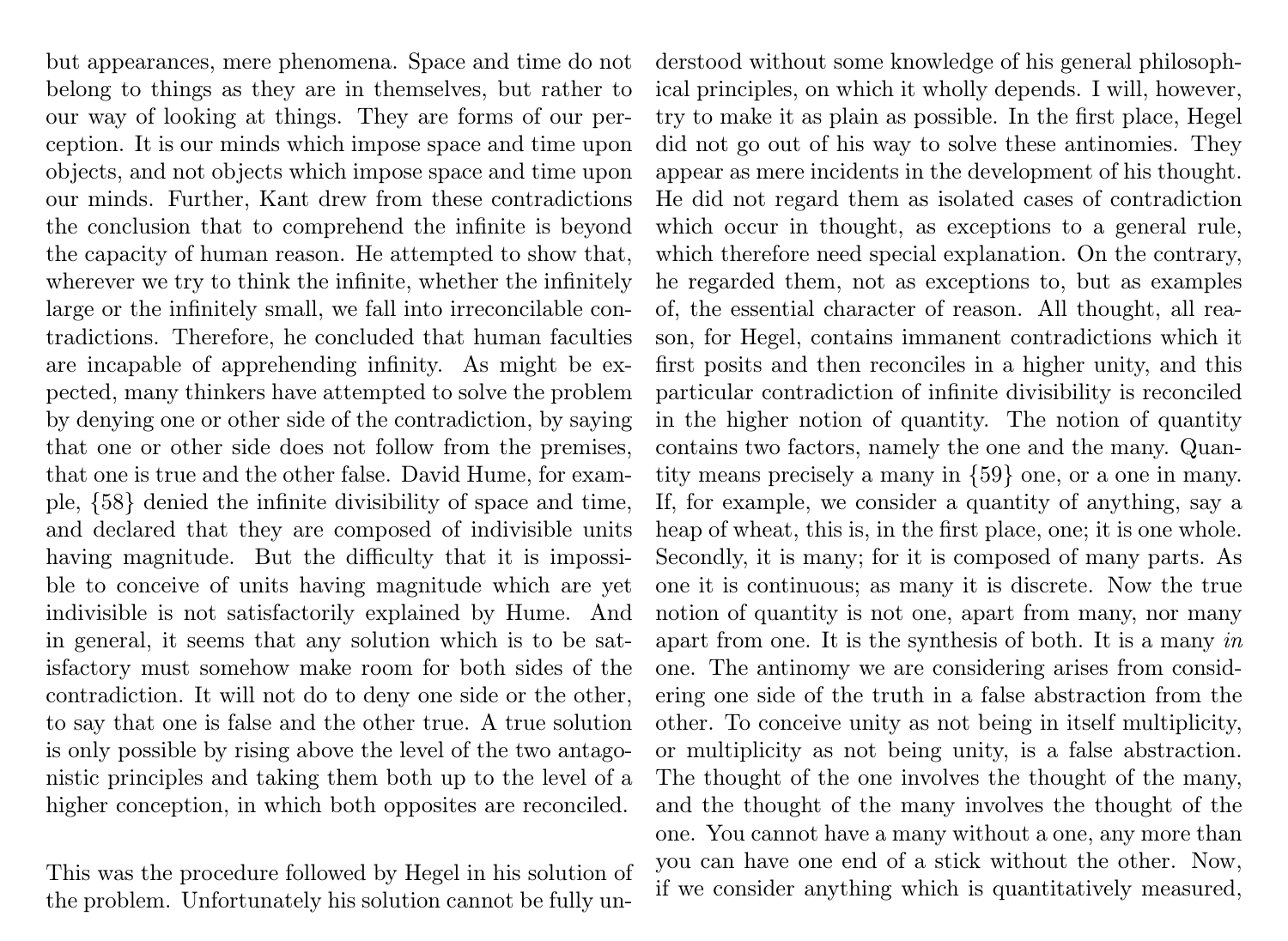but appearances, mere phenomena. Space and time do not belong to things as they are in themselves, but rather to our way of looking at things. They are forms of our perception. It is our minds which impose space and time upon objects, and not objects which impose space and time upon our minds. Further, Kant drew from these contradictions the conclusion that to comprehend the infinite is beyond the capacity of human reason. He attempted to show that, wherever we try to think the infinite, whether the infinitely large or the infinitely small, we fall into irreconcilable contradictions. Therefore, he concluded that human faculties are incapable of apprehending infinity. As might be expected, many thinkers have attempted to solve the problem by denying one or other side of the contradiction, by saying that one or other side does not follow from the premises, that one is true and the other false. David Hume, for example, {58} denied the infinite divisibility of space and time, and declared that they are composed of indivisible units having magnitude. But the difficulty that it is impossible to conceive of units having magnitude which are yet indivisible is not satisfactorily explained by Hume. And in general, it seems that any solution which is to be satisfactory must somehow make room for both sides of the contradiction. It will not do to deny one side or the other, to say that one is false and the other true. A true solution is only possible by rising above the level of the two antagonistic principles and taking them both up to the level of a higher conception, in which both opposites are reconciled.

This was the procedure followed by Hegel in his solution of the problem. Unfortunately his solution cannot be fully understood without some knowledge of his general philosophical principles, on which it wholly depends. I will, however, try to make it as plain as possible. In the first place, Hegel did not go out of his way to solve these antinomies. They appear as mere incidents in the development of his thought. He did not regard them as isolated cases of contradiction which occur in thought, as exceptions to a general rule, which therefore need special explanation. On the contrary, he regarded them, not as exceptions to, but as examples of, the essential character of reason. All thought, all reason, for Hegel, contains immanent contradictions which it first posits and then reconciles in a higher unity, and this particular contradiction of infinite divisibility is reconciled in the higher notion of quantity. The notion of quantity contains two factors, namely the one and the many. Quantity means precisely a many in {59} one, or a one in many. If, for example, we consider a quantity of anything, say a heap of wheat, this is, in the first place, one; it is one whole. Secondly, it is many; for it is composed of many parts. As one it is continuous; as many it is discrete. Now the true notion of quantity is not one, apart from many, nor many apart from one. It is the synthesis of both. It is a many *in* one. The antinomy we are considering arises from considering one side of the truth in a false abstraction from the other. To conceive unity as not being in itself multiplicity, or multiplicity as not being unity, is a false abstraction. The thought of the one involves the thought of the many, and the thought of the many involves the thought of the one. You cannot have a many without a one, any more than you can have one end of a stick without the other. Now, if we consider anything which is quantitatively measured,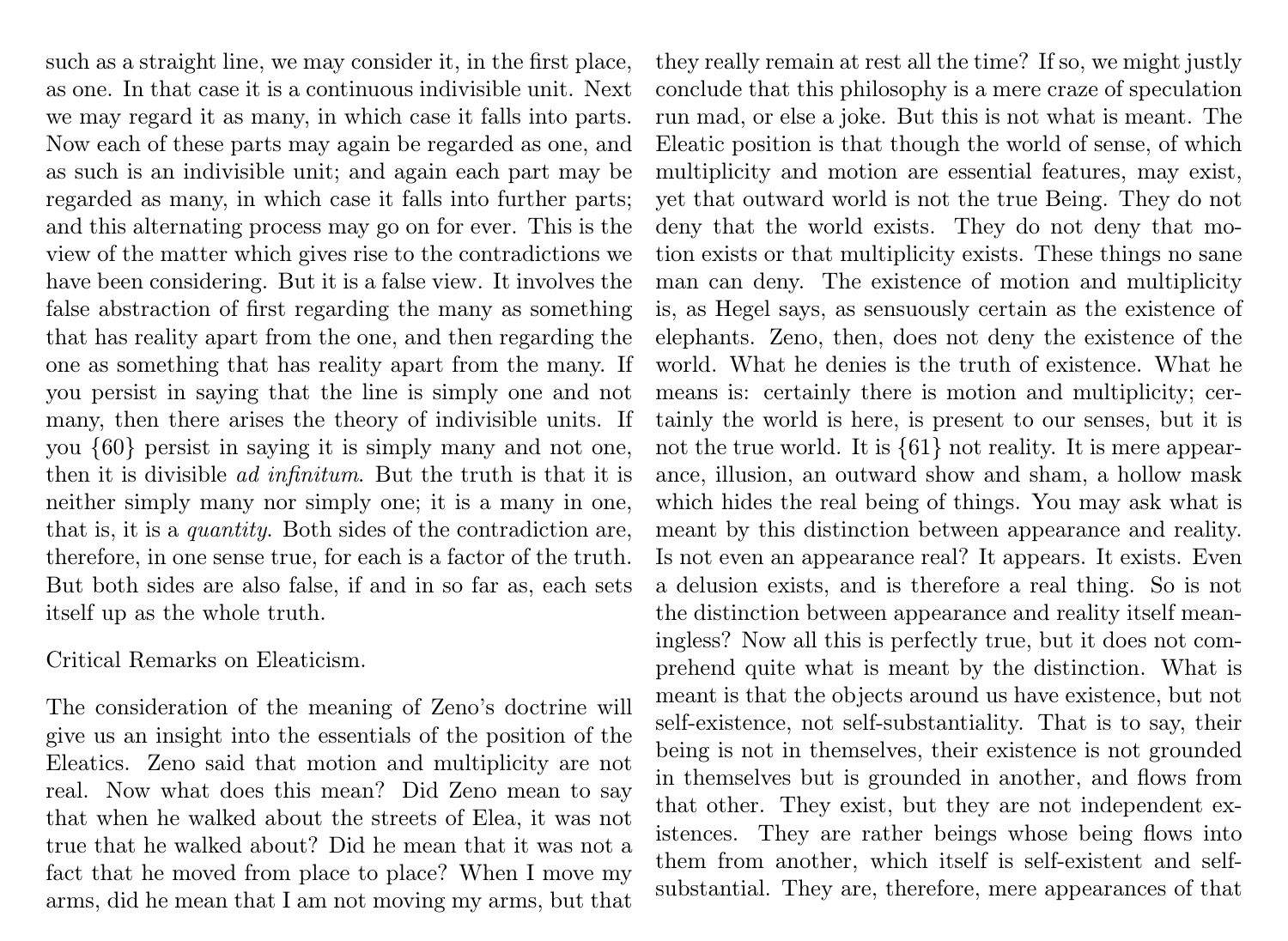such as a straight line, we may consider it, in the first place, as one. In that case it is a continuous indivisible unit. Next we may regard it as many, in which case it falls into parts. Now each of these parts may again be regarded as one, and as such is an indivisible unit; and again each part may be regarded as many, in which case it falls into further parts; and this alternating process may go on for ever. This is the view of the matter which gives rise to the contradictions we have been considering. But it is a false view. It involves the false abstraction of first regarding the many as something that has reality apart from the one, and then regarding the one as something that has reality apart from the many. If you persist in saying that the line is simply one and not many, then there arises the theory of indivisible units. If you {60} persist in saying it is simply many and not one, then it is divisible *ad infinitum*. But the truth is that it is neither simply many nor simply one; it is a many in one, that is, it is a *quantity*. Both sides of the contradiction are, therefore, in one sense true, for each is a factor of the truth. But both sides are also false, if and in so far as, each sets itself up as the whole truth.

Critical Remarks on Eleaticism.

The consideration of the meaning of Zeno's doctrine will give us an insight into the essentials of the position of the Eleatics. Zeno said that motion and multiplicity are not real. Now what does this mean? Did Zeno mean to say that when he walked about the streets of Elea, it was not true that he walked about? Did he mean that it was not a fact that he moved from place to place? When I move my arms, did he mean that I am not moving my arms, but that they really remain at rest all the time? If so, we might justly conclude that this philosophy is a mere craze of speculation run mad, or else a joke. But this is not what is meant. The Eleatic position is that though the world of sense, of which multiplicity and motion are essential features, may exist, yet that outward world is not the true Being. They do not deny that the world exists. They do not deny that motion exists or that multiplicity exists. These things no sane man can deny. The existence of motion and multiplicity is, as Hegel says, as sensuously certain as the existence of elephants. Zeno, then, does not deny the existence of the world. What he denies is the truth of existence. What he means is: certainly there is motion and multiplicity; certainly the world is here, is present to our senses, but it is not the true world. It is {61} not reality. It is mere appearance, illusion, an outward show and sham, a hollow mask which hides the real being of things. You may ask what is meant by this distinction between appearance and reality. Is not even an appearance real? It appears. It exists. Even a delusion exists, and is therefore a real thing. So is not the distinction between appearance and reality itself meaningless? Now all this is perfectly true, but it does not comprehend quite what is meant by the distinction. What is meant is that the objects around us have existence, but not self-existence, not self-substantiality. That is to say, their being is not in themselves, their existence is not grounded in themselves but is grounded in another, and flows from that other. They exist, but they are not independent existences. They are rather beings whose being flows into them from another, which itself is self-existent and self-substantial. They are, therefore, mere appearances of that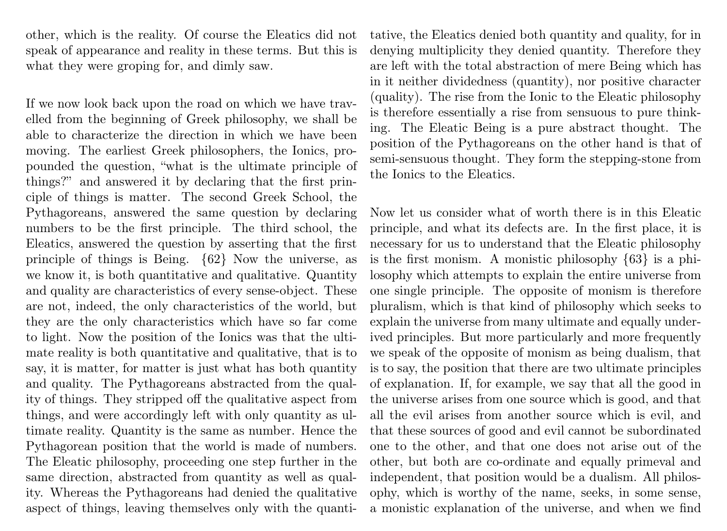other, which is the reality. Of course the Eleatics did not speak of appearance and reality in these terms. But this is what they were groping for, and dimly saw.

If we now look back upon the road on which we have travelled from the beginning of Greek philosophy, we shall be able to characterize the direction in which we have been moving. The earliest Greek philosophers, the Ionics, propounded the question, "what is the ultimate principle of things?" and answered it by declaring that the first principle of things is matter. The second Greek School, the Pythagoreans, answered the same question by declaring numbers to be the first principle. The third school, the Eleatics, answered the question by asserting that the first principle of things is Being. {62} Now the universe, as we know it, is both quantitative and qualitative. Quantity and quality are characteristics of every sense-object. These are not, indeed, the only characteristics of the world, but they are the only characteristics which have so far come to light. Now the position of the Ionics was that the ultimate reality is both quantitative and qualitative, that is to say, it is matter, for matter is just what has both quantity and quality. The Pythagoreans abstracted from the quality of things. They stripped off the qualitative aspect from things, and were accordingly left with only quantity as ultimate reality. Quantity is the same as number. Hence the Pythagorean position that the world is made of numbers. The Eleatic philosophy, proceeding one step further in the same direction, abstracted from quantity as well as quality. Whereas the Pythagoreans had denied the qualitative aspect of things, leaving themselves only with the quantitative, the Eleatics denied both quantity and quality, for in denying multiplicity they denied quantity. Therefore they are left with the total abstraction of mere Being which has in it neither dividedness (quantity), nor positive character (quality). The rise from the Ionic to the Eleatic philosophy is therefore essentially a rise from sensuous to pure thinking. The Eleatic Being is a pure abstract thought. The position of the Pythagoreans on the other hand is that of semi-sensuous thought. They form the stepping-stone from the Ionics to the Eleatics.

Now let us consider what of worth there is in this Eleatic principle, and what its defects are. In the first place, it is necessary for us to understand that the Eleatic philosophy is the first monism. A monistic philosophy {63} is a philosophy which attempts to explain the entire universe from one single principle. The opposite of monism is therefore pluralism, which is that kind of philosophy which seeks to explain the universe from many ultimate and equally underived principles. But more particularly and more frequently we speak of the opposite of monism as being dualism, that is to say, the position that there are two ultimate principles of explanation. If, for example, we say that all the good in the universe arises from one source which is good, and that all the evil arises from another source which is evil, and that these sources of good and evil cannot be subordinated one to the other, and that one does not arise out of the other, but both are co-ordinate and equally primeval and independent, that position would be a dualism. All philosophy, which is worthy of the name, seeks, in some sense, a monistic explanation of the universe, and when we find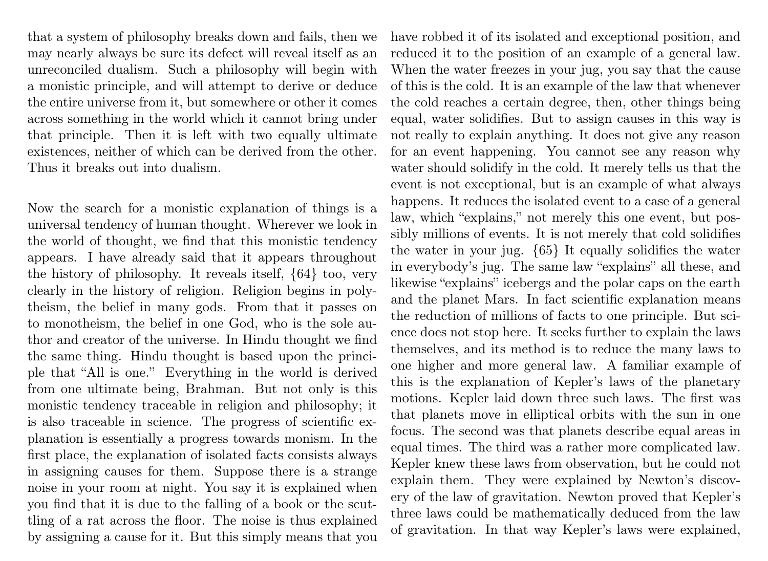that a system of philosophy breaks down and fails, then we may nearly always be sure its defect will reveal itself as an unreconciled dualism. Such a philosophy will begin with a monistic principle, and will attempt to derive or deduce the entire universe from it, but somewhere or other it comes across something in the world which it cannot bring under that principle. Then it is left with two equally ultimate existences, neither of which can be derived from the other. Thus it breaks out into dualism.

Now the search for a monistic explanation of things is a universal tendency of human thought. Wherever we look in the world of thought, we find that this monistic tendency appears. I have already said that it appears throughout the history of philosophy. It reveals itself, {64} too, very clearly in the history of religion. Religion begins in polytheism, the belief in many gods. From that it passes on to monotheism, the belief in one God, who is the sole author and creator of the universe. In Hindu thought we find the same thing. Hindu thought is based upon the principle that "All is one." Everything in the world is derived from one ultimate being, Brahman. But not only is this monistic tendency traceable in religion and philosophy; it is also traceable in science. The progress of scientific explanation is essentially a progress towards monism. In the first place, the explanation of isolated facts consists always in assigning causes for them. Suppose there is a strange noise in your room at night. You say it is explained when you find that it is due to the falling of a book or the scuttling of a rat across the floor. The noise is thus explained by assigning a cause for it. But this simply means that you have robbed it of its isolated and exceptional position, and reduced it to the position of an example of a general law. When the water freezes in your jug, you say that the cause of this is the cold. It is an example of the law that whenever the cold reaches a certain degree, then, other things being equal, water solidifies. But to assign causes in this way is not really to explain anything. It does not give any reason for an event happening. You cannot see any reason why water should solidify in the cold. It merely tells us that the event is not exceptional, but is an example of what always happens. It reduces the isolated event to a case of a general law, which "explains," not merely this one event, but possibly millions of events. It is not merely that cold solidifies the water in your jug. {65} It equally solidifies the water in everybody's jug. The same law "explains" all these, and likewise "explains" icebergs and the polar caps on the earth and the planet Mars. In fact scientific explanation means the reduction of millions of facts to one principle. But science does not stop here. It seeks further to explain the laws themselves, and its method is to reduce the many laws to one higher and more general law. A familiar example of this is the explanation of Kepler's laws of the planetary motions. Kepler laid down three such laws. The first was that planets move in elliptical orbits with the sun in one focus. The second was that planets describe equal areas in equal times. The third was a rather more complicated law. Kepler knew these laws from observation, but he could not explain them. They were explained by Newton's discovery of the law of gravitation. Newton proved that Kepler's three laws could be mathematically deduced from the law of gravitation. In that way Kepler's laws were explained,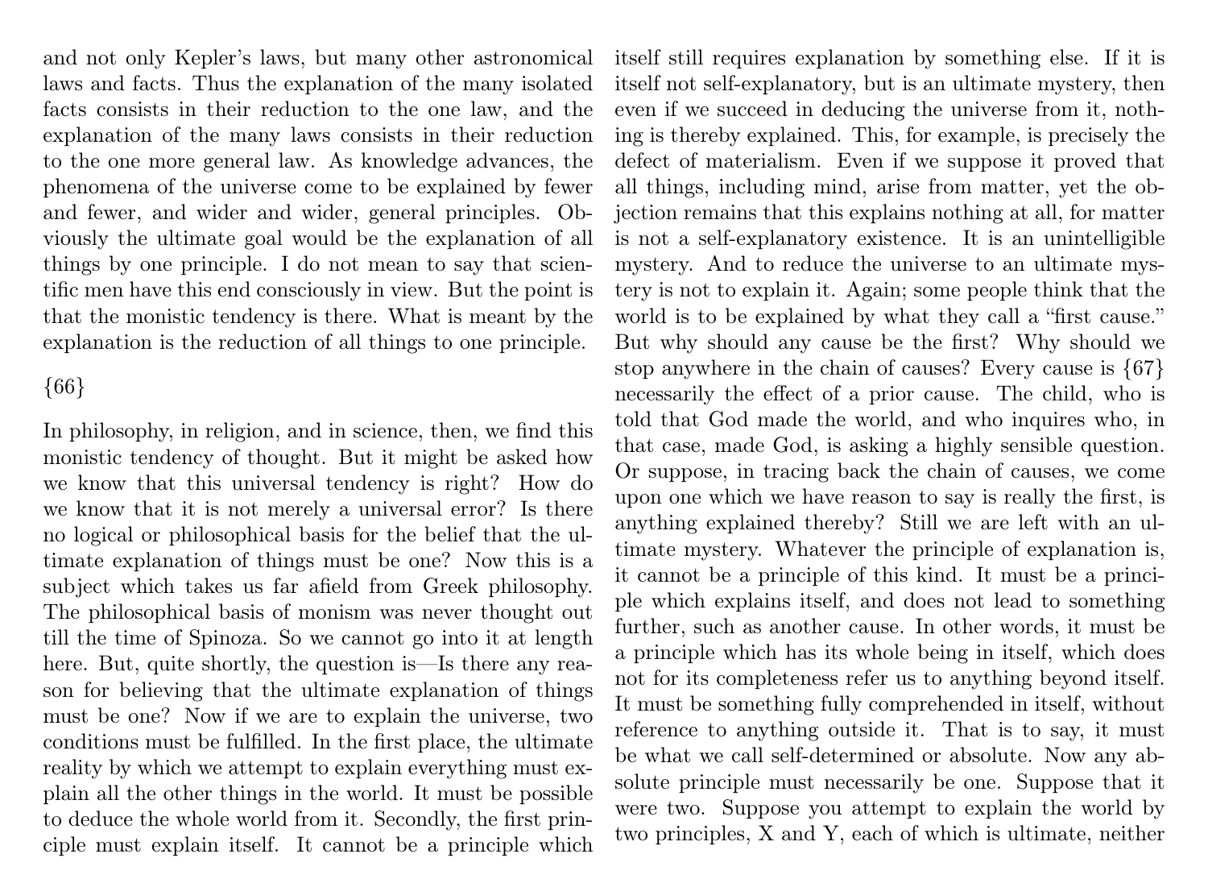and not only Kepler's laws, but many other astronomical laws and facts. Thus the explanation of the many isolated facts consists in their reduction to the one law, and the explanation of the many laws consists in their reduction to the one more general law. As knowledge advances, the phenomena of the universe come to be explained by fewer and fewer, and wider and wider, general principles. Obviously the ultimate goal would be the explanation of all things by one principle. I do not mean to say that scientific men have this end consciously in view. But the point is that the monistic tendency is there. What is meant by the explanation is the reduction of all things to one principle.

{66}

In philosophy, in religion, and in science, then, we find this monistic tendency of thought. But it might be asked how we know that this universal tendency is right? How do we know that it is not merely a universal error? Is there no logical or philosophical basis for the belief that the ultimate explanation of things must be one? Now this is a subject which takes us far afield from Greek philosophy. The philosophical basis of monism was never thought out till the time of Spinoza. So we cannot go into it at length here. But, quite shortly, the question is—Is there any reason for believing that the ultimate explanation of things must be one? Now if we are to explain the universe, two conditions must be fulfilled. In the first place, the ultimate reality by which we attempt to explain everything must explain all the other things in the world. It must be possible to deduce the whole world from it. Secondly, the first principle must explain itself. It cannot be a principle which itself still requires explanation by something else. If it is itself not self-explanatory, but is an ultimate mystery, then even if we succeed in deducing the universe from it, nothing is thereby explained. This, for example, is precisely the defect of materialism. Even if we suppose it proved that all things, including mind, arise from matter, yet the objection remains that this explains nothing at all, for matter is not a self-explanatory existence. It is an unintelligible mystery. And to reduce the universe to an ultimate mystery is not to explain it. Again; some people think that the world is to be explained by what they call a "first cause." But why should any cause be the first? Why should we stop anywhere in the chain of causes? Every cause is {67} necessarily the effect of a prior cause. The child, who is told that God made the world, and who inquires who, in that case, made God, is asking a highly sensible question. Or suppose, in tracing back the chain of causes, we come upon one which we have reason to say is really the first, is anything explained thereby? Still we are left with an ultimate mystery. Whatever the principle of explanation is, it cannot be a principle of this kind. It must be a principle which explains itself, and does not lead to something further, such as another cause. In other words, it must be a principle which has its whole being in itself, which does not for its completeness refer us to anything beyond itself. It must be something fully comprehended in itself, without reference to anything outside it. That is to say, it must be what we call self-determined or absolute. Now any absolute principle must necessarily be one. Suppose that it were two. Suppose you attempt to explain the world by two principles, X and Y, each of which is ultimate, neither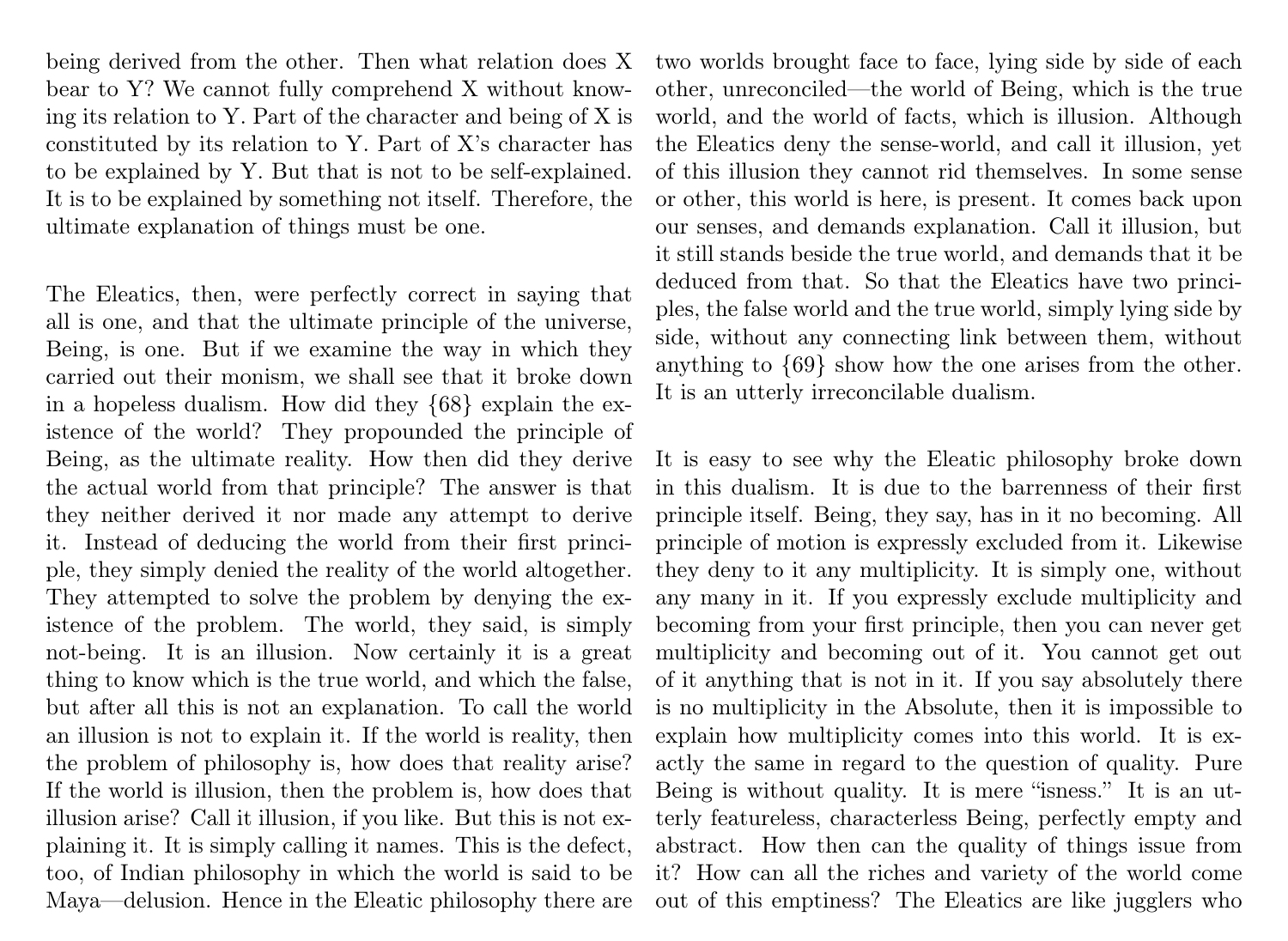being derived from the other. Then what relation does X bear to Y? We cannot fully comprehend X without knowing its relation to Y. Part of the character and being of X is constituted by its relation to Y. Part of X's character has to be explained by Y. But that is not to be self-explained. It is to be explained by something not itself. Therefore, the ultimate explanation of things must be one.

The Eleatics, then, were perfectly correct in saying that all is one, and that the ultimate principle of the universe, Being, is one. But if we examine the way in which they carried out their monism, we shall see that it broke down in a hopeless dualism. How did they {68} explain the existence of the world? They propounded the principle of Being, as the ultimate reality. How then did they derive the actual world from that principle? The answer is that they neither derived it nor made any attempt to derive it. Instead of deducing the world from their first principle, they simply denied the reality of the world altogether. They attempted to solve the problem by denying the existence of the problem. The world, they said, is simply not-being. It is an illusion. Now certainly it is a great thing to know which is the true world, and which the false, but after all this is not an explanation. To call the world an illusion is not to explain it. If the world is reality, then the problem of philosophy is, how does that reality arise? If the world is illusion, then the problem is, how does that illusion arise? Call it illusion, if you like. But this is not explaining it. It is simply calling it names. This is the defect, too, of Indian philosophy in which the world is said to be Maya—delusion. Hence in the Eleatic philosophy there are two worlds brought face to face, lying side by side of each other, unreconciled—the world of Being, which is the true world, and the world of facts, which is illusion. Although the Eleatics deny the sense-world, and call it illusion, yet of this illusion they cannot rid themselves. In some sense or other, this world is here, is present. It comes back upon our senses, and demands explanation. Call it illusion, but it still stands beside the true world, and demands that it be deduced from that. So that the Eleatics have two principles, the false world and the true world, simply lying side by side, without any connecting link between them, without anything to {69} show how the one arises from the other. It is an utterly irreconcilable dualism.

It is easy to see why the Eleatic philosophy broke down in this dualism. It is due to the barrenness of their first principle itself. Being, they say, has in it no becoming. All principle of motion is expressly excluded from it. Likewise they deny to it any multiplicity. It is simply one, without any many in it. If you expressly exclude multiplicity and becoming from your first principle, then you can never get multiplicity and becoming out of it. You cannot get out of it anything that is not in it. If you say absolutely there is no multiplicity in the Absolute, then it is impossible to explain how multiplicity comes into this world. It is exactly the same in regard to the question of quality. Pure Being is without quality. It is mere "isness." It is an utterly featureless, characterless Being, perfectly empty and abstract. How then can the quality of things issue from it? How can all the riches and variety of the world come out of this emptiness? The Eleatics are like jugglers who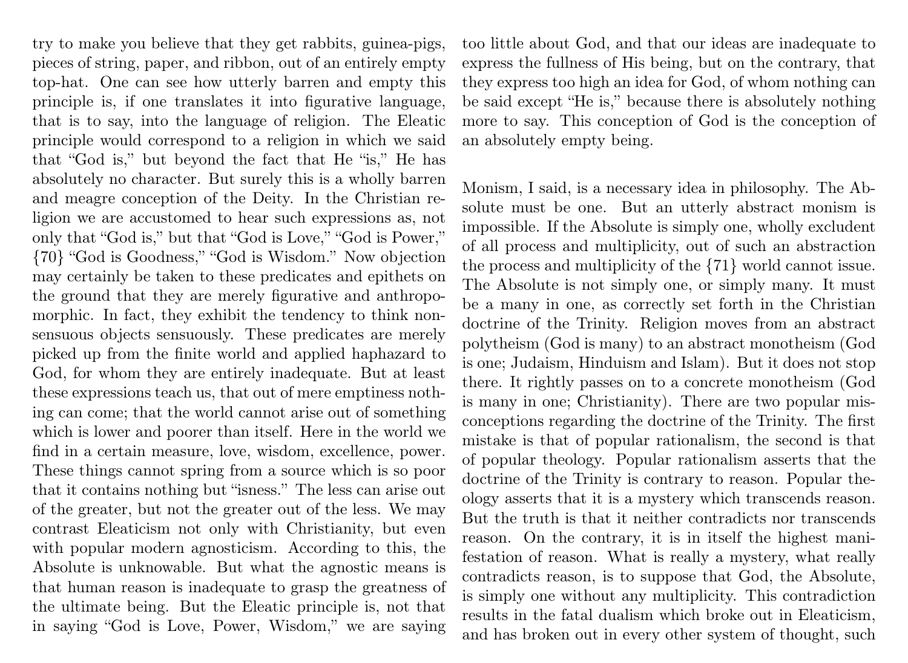try to make you believe that they get rabbits, guinea-pigs, pieces of string, paper, and ribbon, out of an entirely empty top-hat. One can see how utterly barren and empty this principle is, if one translates it into figurative language, that is to say, into the language of religion. The Eleatic principle would correspond to a religion in which we said that "God is," but beyond the fact that He "is," He has absolutely no character. But surely this is a wholly barren and meagre conception of the Deity. In the Christian religion we are accustomed to hear such expressions as, not only that "God is," but that "God is Love," "God is Power," {70} "God is Goodness," "God is Wisdom." Now objection may certainly be taken to these predicates and epithets on the ground that they are merely figurative and anthropomorphic. In fact, they exhibit the tendency to think non-sensuous objects sensuously. These predicates are merely picked up from the finite world and applied haphazard to God, for whom they are entirely inadequate. But at least these expressions teach us, that out of mere emptiness nothing can come; that the world cannot arise out of something which is lower and poorer than itself. Here in the world we find in a certain measure, love, wisdom, excellence, power. These things cannot spring from a source which is so poor that it contains nothing but "isness." The less can arise out of the greater, but not the greater out of the less. We may contrast Eleaticism not only with Christianity, but even with popular modern agnosticism. According to this, the Absolute is unknowable. But what the agnostic means is that human reason is inadequate to grasp the greatness of the ultimate being. But the Eleatic principle is, not that in saying "God is Love, Power, Wisdom," we are saying too little about God, and that our ideas are inadequate to express the fullness of His being, but on the contrary, that they express too high an idea for God, of whom nothing can be said except "He is," because there is absolutely nothing more to say. This conception of God is the conception of an absolutely empty being.

Monism, I said, is a necessary idea in philosophy. The Absolute must be one. But an utterly abstract monism is impossible. If the Absolute is simply one, wholly excludent of all process and multiplicity, out of such an abstraction the process and multiplicity of the {71} world cannot issue. The Absolute is not simply one, or simply many. It must be a many in one, as correctly set forth in the Christian doctrine of the Trinity. Religion moves from an abstract polytheism (God is many) to an abstract monotheism (God is one; Judaism, Hinduism and Islam). But it does not stop there. It rightly passes on to a concrete monotheism (God is many in one; Christianity). There are two popular misconceptions regarding the doctrine of the Trinity. The first mistake is that of popular rationalism, the second is that of popular theology. Popular rationalism asserts that the doctrine of the Trinity is contrary to reason. Popular theology asserts that it is a mystery which transcends reason. But the truth is that it neither contradicts nor transcends reason. On the contrary, it is in itself the highest manifestation of reason. What is really a mystery, what really contradicts reason, is to suppose that God, the Absolute, is simply one without any multiplicity. This contradiction results in the fatal dualism which broke out in Eleaticism, and has broken out in every other system of thought, such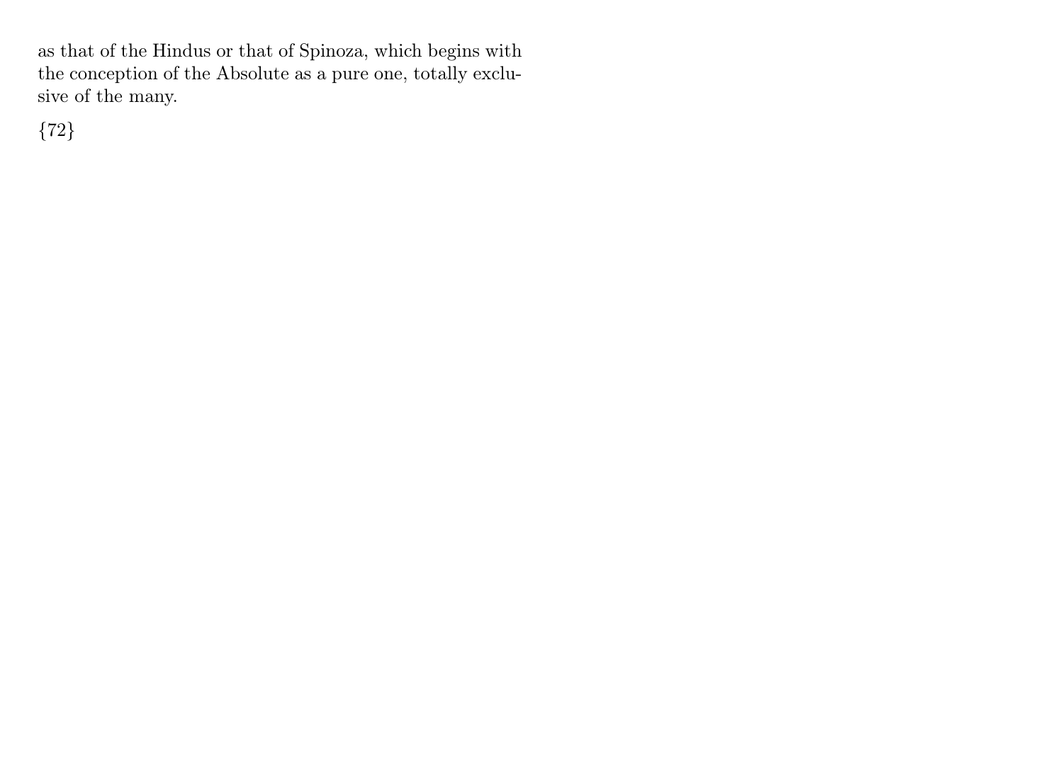as that of the Hindus or that of Spinoza, which begins with the conception of the Absolute as a pure one, totally exclusive of the many.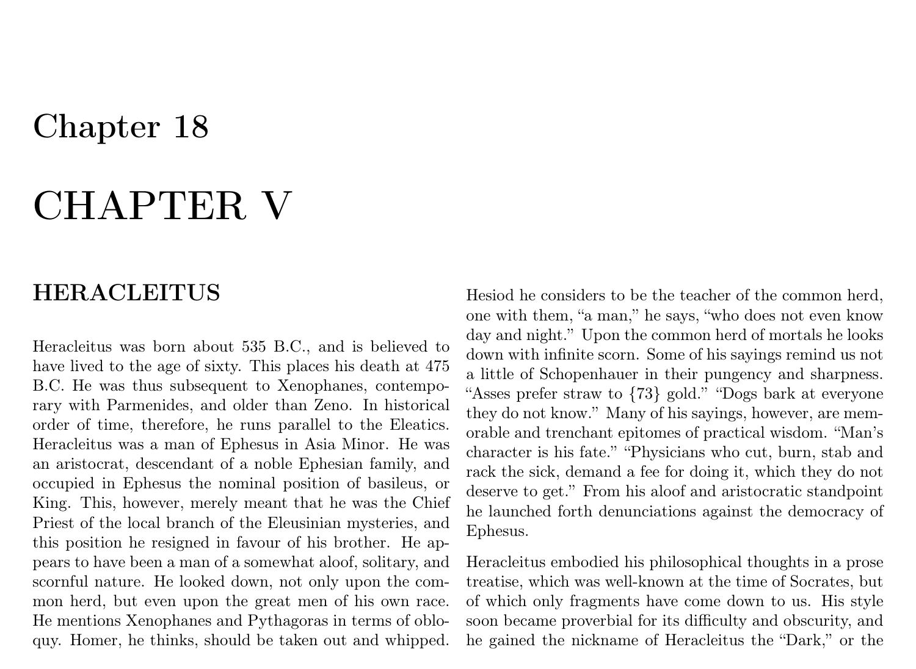# Chapter 18

# CHAPTER V

## HERACLEITUS

Heracleitus was born about 535 B.C., and is believed to have lived to the age of sixty. This places his death at 475 B.C. He was thus subsequent to Xenophanes, contemporary with Parmenides, and older than Zeno. In historical order of time, therefore, he runs parallel to the Eleatics. Heracleitus was a man of Ephesus in Asia Minor. He was an aristocrat, descendant of a noble Ephesian family, and occupied in Ephesus the nominal position of basileus, or King. This, however, merely meant that he was the Chief Priest of the local branch of the Eleusinian mysteries, and this position he resigned in favour of his brother. He appears to have been a man of a somewhat aloof, solitary, and scornful nature. He looked down, not only upon the common herd, but even upon the great men of his own race. He mentions Xenophanes and Pythagoras in terms of obloquy. Homer, he thinks, should be taken out and whipped. Hesiod he considers to be the teacher of the common herd, one with them, "a man," he says, "who does not even know day and night." Upon the common herd of mortals he looks down with infinite scorn. Some of his sayings remind us not a little of Schopenhauer in their pungency and sharpness. "Asses prefer straw to {73} gold." "Dogs bark at everyone they do not know." Many of his sayings, however, are memorable and trenchant epitomes of practical wisdom. "Man's character is his fate." "Physicians who cut, burn, stab and rack the sick, demand a fee for doing it, which they do not deserve to get." From his aloof and aristocratic standpoint he launched forth denunciations against the democracy of Ephesus.

Heracleitus embodied his philosophical thoughts in a prose treatise, which was well-known at the time of Socrates, but of which only fragments have come down to us. His style soon became proverbial for its difficulty and obscurity, and he gained the nickname of Heracleitus the "Dark," or the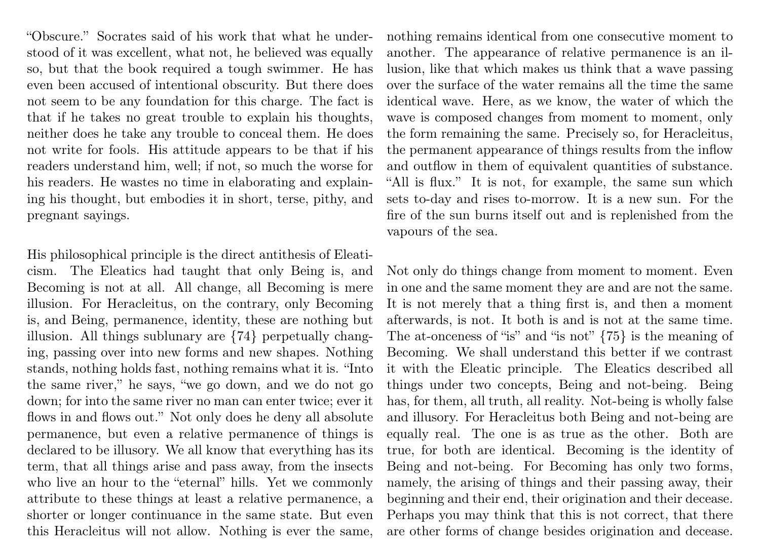"Obscure." Socrates said of his work that what he understood of it was excellent, what not, he believed was equally so, but that the book required a tough swimmer. He has even been accused of intentional obscurity. But there does not seem to be any foundation for this charge. The fact is that if he takes no great trouble to explain his thoughts, neither does he take any trouble to conceal them. He does not write for fools. His attitude appears to be that if his readers understand him, well; if not, so much the worse for his readers. He wastes no time in elaborating and explaining his thought, but embodies it in short, terse, pithy, and pregnant sayings.

His philosophical principle is the direct antithesis of Eleaticism. The Eleatics had taught that only Being is, and Becoming is not at all. All change, all Becoming is mere illusion. For Heracleitus, on the contrary, only Becoming is, and Being, permanence, identity, these are nothing but illusion. All things sublunary are {74} perpetually changing, passing over into new forms and new shapes. Nothing stands, nothing holds fast, nothing remains what it is. "Into the same river," he says, "we go down, and we do not go down; for into the same river no man can enter twice; ever it flows in and flows out." Not only does he deny all absolute permanence, but even a relative permanence of things is declared to be illusory. We all know that everything has its term, that all things arise and pass away, from the insects who live an hour to the "eternal" hills. Yet we commonly attribute to these things at least a relative permanence, a shorter or longer continuance in the same state. But even this Heracleitus will not allow. Nothing is ever the same, nothing remains identical from one consecutive moment to another. The appearance of relative permanence is an illusion, like that which makes us think that a wave passing over the surface of the water remains all the time the same identical wave. Here, as we know, the water of which the wave is composed changes from moment to moment, only the form remaining the same. Precisely so, for Heracleitus, the permanent appearance of things results from the inflow and outflow in them of equivalent quantities of substance. "All is flux." It is not, for example, the same sun which sets to-day and rises to-morrow. It is a new sun. For the fire of the sun burns itself out and is replenished from the vapours of the sea.

Not only do things change from moment to moment. Even in one and the same moment they are and are not the same. It is not merely that a thing first is, and then a moment afterwards, is not. It both is and is not at the same time. The at-onceness of "is" and "is not" {75} is the meaning of Becoming. We shall understand this better if we contrast it with the Eleatic principle. The Eleatics described all things under two concepts, Being and not-being. Being has, for them, all truth, all reality. Not-being is wholly false and illusory. For Heracleitus both Being and not-being are equally real. The one is as true as the other. Both are true, for both are identical. Becoming is the identity of Being and not-being. For Becoming has only two forms, namely, the arising of things and their passing away, their beginning and their end, their origination and their decease. Perhaps you may think that this is not correct, that there are other forms of change besides origination and decease.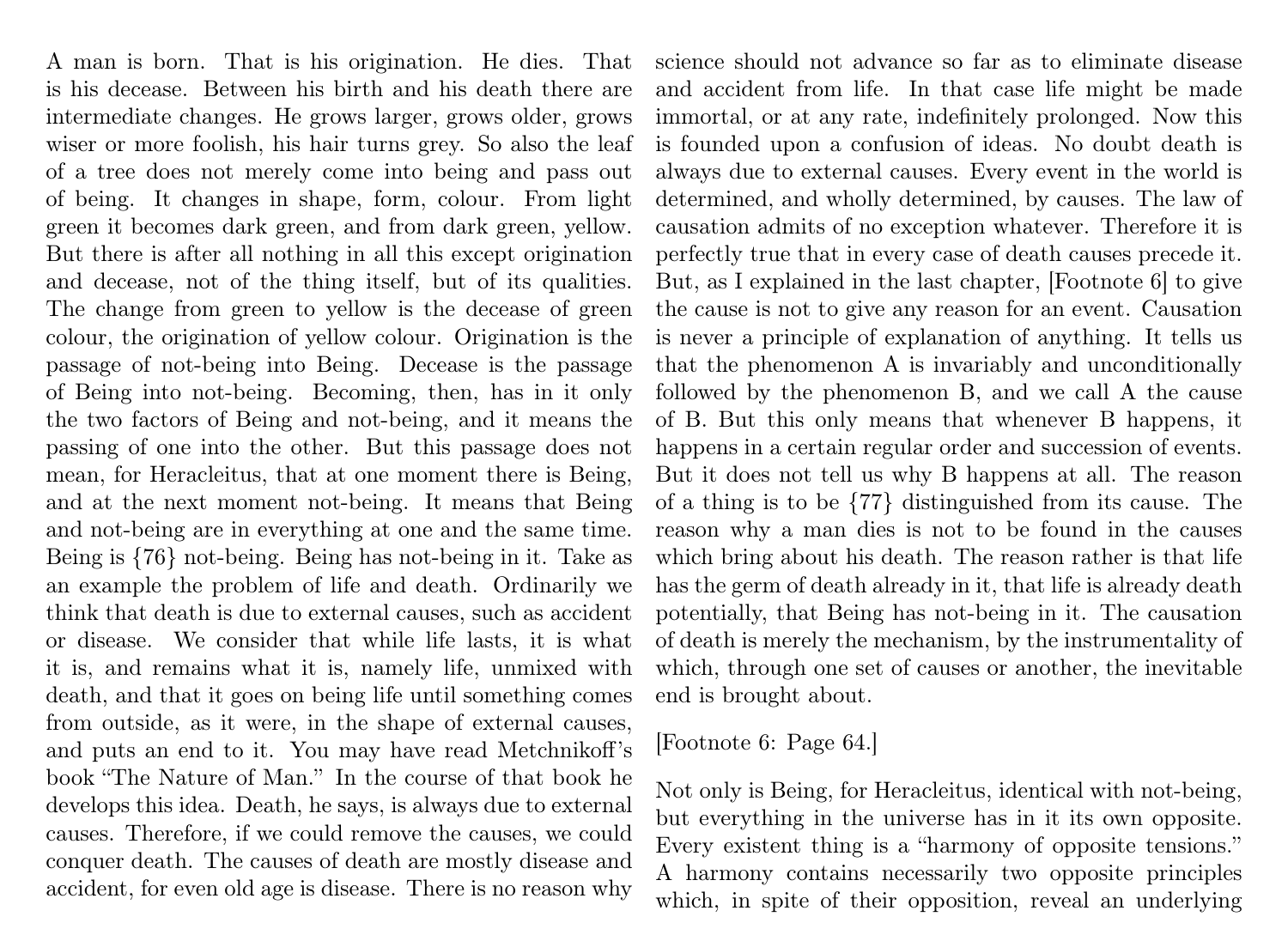A man is born. That is his origination. He dies. That is his decease. Between his birth and his death there are intermediate changes. He grows larger, grows older, grows wiser or more foolish, his hair turns grey. So also the leaf of a tree does not merely come into being and pass out of being. It changes in shape, form, colour. From light green it becomes dark green, and from dark green, yellow. But there is after all nothing in all this except origination and decease, not of the thing itself, but of its qualities. The change from green to yellow is the decease of green colour, the origination of yellow colour. Origination is the passage of not-being into Being. Decease is the passage of Being into not-being. Becoming, then, has in it only the two factors of Being and not-being, and it means the passing of one into the other. But this passage does not mean, for Heracleitus, that at one moment there is Being, and at the next moment not-being. It means that Being and not-being are in everything at one and the same time. Being is {76} not-being. Being has not-being in it. Take as an example the problem of life and death. Ordinarily we think that death is due to external causes, such as accident or disease. We consider that while life lasts, it is what it is, and remains what it is, namely life, unmixed with death, and that it goes on being life until something comes from outside, as it were, in the shape of external causes, and puts an end to it. You may have read Metchnikoff's book "The Nature of Man." In the course of that book he develops this idea. Death, he says, is always due to external causes. Therefore, if we could remove the causes, we could conquer death. The causes of death are mostly disease and accident, for even old age is disease. There is no reason why science should not advance so far as to eliminate disease and accident from life. In that case life might be made immortal, or at any rate, indefinitely prolonged. Now this is founded upon a confusion of ideas. No doubt death is always due to external causes. Every event in the world is determined, and wholly determined, by causes. The law of causation admits of no exception whatever. Therefore it is perfectly true that in every case of death causes precede it. But, as I explained in the last chapter, [Footnote 6] to give the cause is not to give any reason for an event. Causation is never a principle of explanation of anything. It tells us that the phenomenon A is invariably and unconditionally followed by the phenomenon B, and we call A the cause of B. But this only means that whenever B happens, it happens in a certain regular order and succession of events. But it does not tell us why B happens at all. The reason of a thing is to be {77} distinguished from its cause. The reason why a man dies is not to be found in the causes which bring about his death. The reason rather is that life has the germ of death already in it, that life is already death potentially, that Being has not-being in it. The causation of death is merely the mechanism, by the instrumentality of which, through one set of causes or another, the inevitable end is brought about.

[Footnote 6: Page 64.]

Not only is Being, for Heracleitus, identical with not-being, but everything in the universe has in it its own opposite. Every existent thing is a "harmony of opposite tensions." A harmony contains necessarily two opposite principles which, in spite of their opposition, reveal an underlying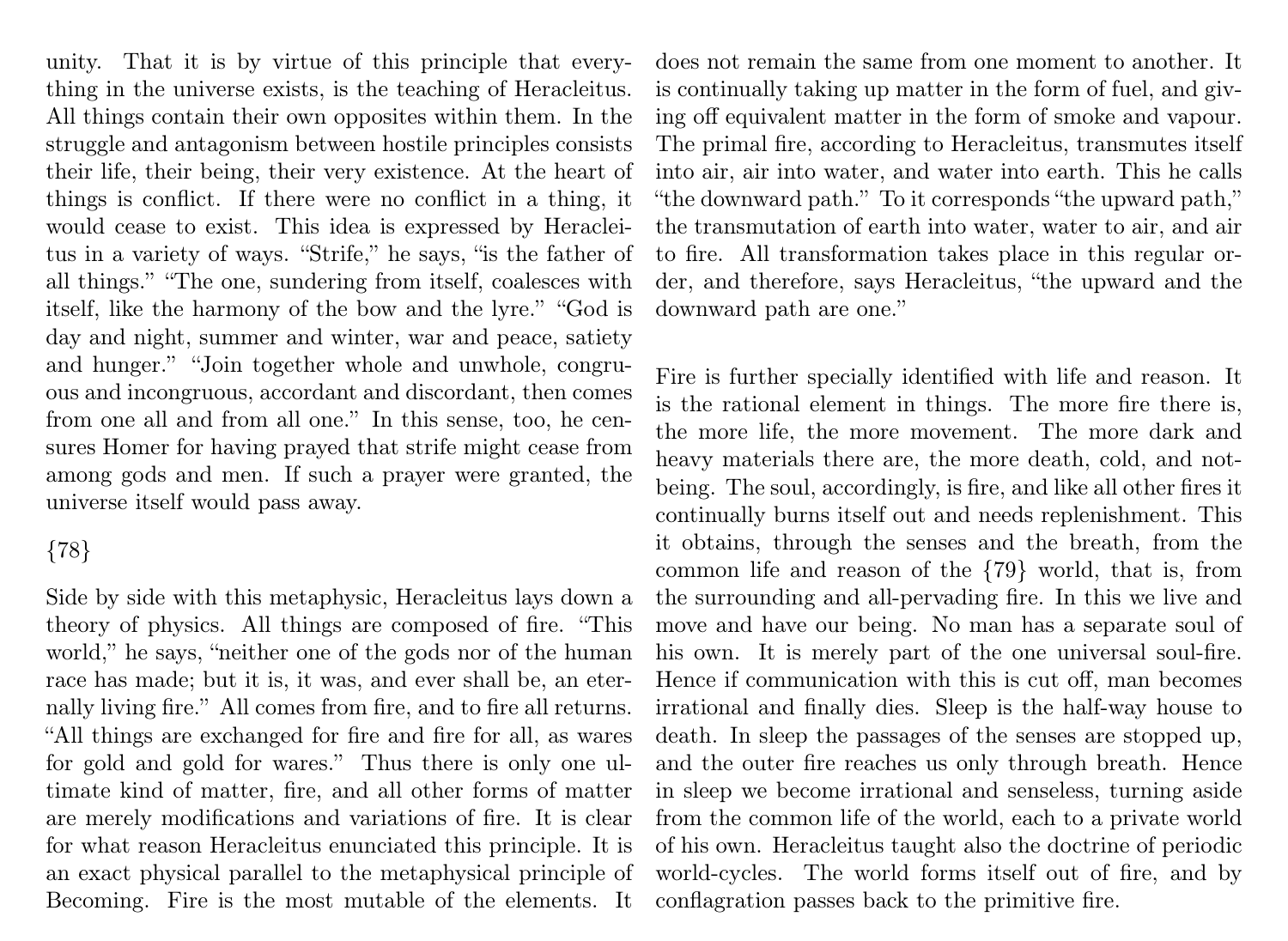unity. That it is by virtue of this principle that everything in the universe exists, is the teaching of Heracleitus. All things contain their own opposites within them. In the struggle and antagonism between hostile principles consists their life, their being, their very existence. At the heart of things is conflict. If there were no conflict in a thing, it would cease to exist. This idea is expressed by Heracleitus in a variety of ways. "Strife," he says, "is the father of all things." "The one, sundering from itself, coalesces with itself, like the harmony of the bow and the lyre." "God is day and night, summer and winter, war and peace, satiety and hunger." "Join together whole and unwhole, congruous and incongruous, accordant and discordant, then comes from one all and from all one." In this sense, too, he censures Homer for having prayed that strife might cease from among gods and men. If such a prayer were granted, the universe itself would pass away.

{78}

Side by side with this metaphysic, Heracleitus lays down a theory of physics. All things are composed of fire. "This world," he says, "neither one of the gods nor of the human race has made; but it is, it was, and ever shall be, an eternally living fire." All comes from fire, and to fire all returns. "All things are exchanged for fire and fire for all, as wares for gold and gold for wares." Thus there is only one ultimate kind of matter, fire, and all other forms of matter are merely modifications and variations of fire. It is clear for what reason Heracleitus enunciated this principle. It is an exact physical parallel to the metaphysical principle of Becoming. Fire is the most mutable of the elements. It does not remain the same from one moment to another. It is continually taking up matter in the form of fuel, and giving off equivalent matter in the form of smoke and vapour. The primal fire, according to Heracleitus, transmutes itself into air, air into water, and water into earth. This he calls "the downward path." To it corresponds "the upward path," the transmutation of earth into water, water to air, and air to fire. All transformation takes place in this regular order, and therefore, says Heracleitus, "the upward and the downward path are one."

Fire is further specially identified with life and reason. It is the rational element in things. The more fire there is, the more life, the more movement. The more dark and heavy materials there are, the more death, cold, and not-being. The soul, accordingly, is fire, and like all other fires it continually burns itself out and needs replenishment. This it obtains, through the senses and the breath, from the common life and reason of the {79} world, that is, from the surrounding and all-pervading fire. In this we live and move and have our being. No man has a separate soul of his own. It is merely part of the one universal soul-fire. Hence if communication with this is cut off, man becomes irrational and finally dies. Sleep is the half-way house to death. In sleep the passages of the senses are stopped up, and the outer fire reaches us only through breath. Hence in sleep we become irrational and senseless, turning aside from the common life of the world, each to a private world of his own. Heracleitus taught also the doctrine of periodic world-cycles. The world forms itself out of fire, and by conflagration passes back to the primitive fire.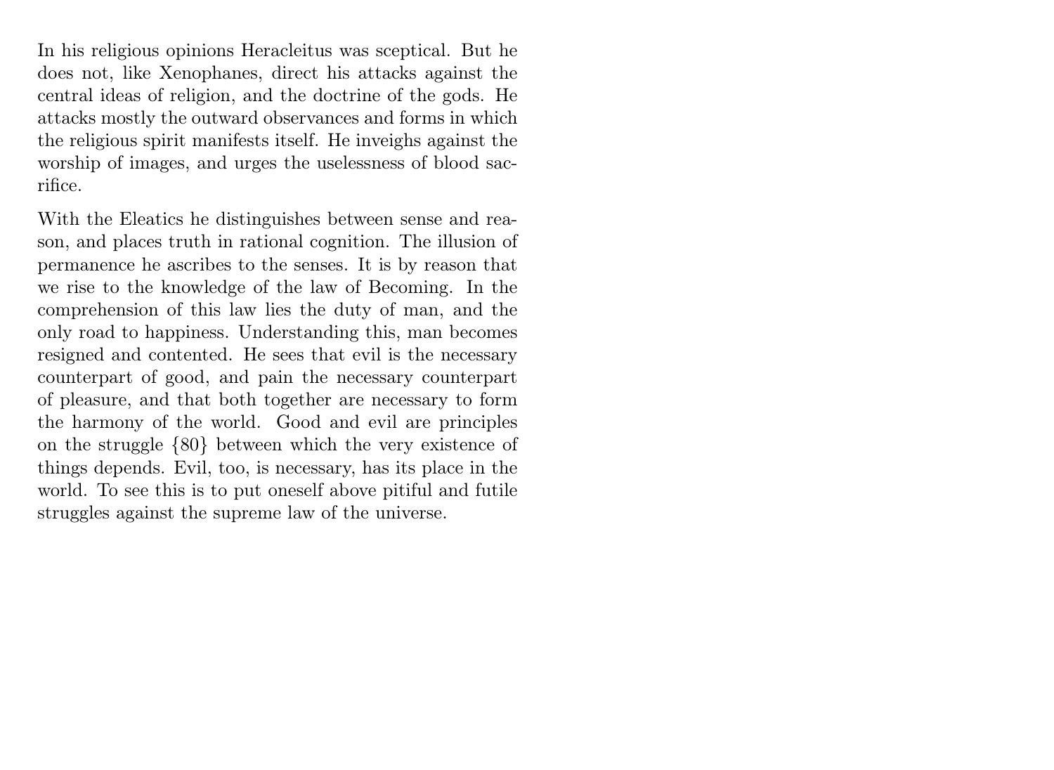In his religious opinions Heracleitus was sceptical. But he does not, like Xenophanes, direct his attacks against the central ideas of religion, and the doctrine of the gods. He attacks mostly the outward observances and forms in which the religious spirit manifests itself. He inveighs against the worship of images, and urges the uselessness of blood sacrifice.

With the Eleatics he distinguishes between sense and reason, and places truth in rational cognition. The illusion of permanence he ascribes to the senses. It is by reason that we rise to the knowledge of the law of Becoming. In the comprehension of this law lies the duty of man, and the only road to happiness. Understanding this, man becomes resigned and contented. He sees that evil is the necessary counterpart of good, and pain the necessary counterpart of pleasure, and that both together are necessary to form the harmony of the world. Good and evil are principles on the struggle {80} between which the very existence of things depends. Evil, too, is necessary, has its place in the world. To see this is to put oneself above pitiful and futile struggles against the supreme law of the universe.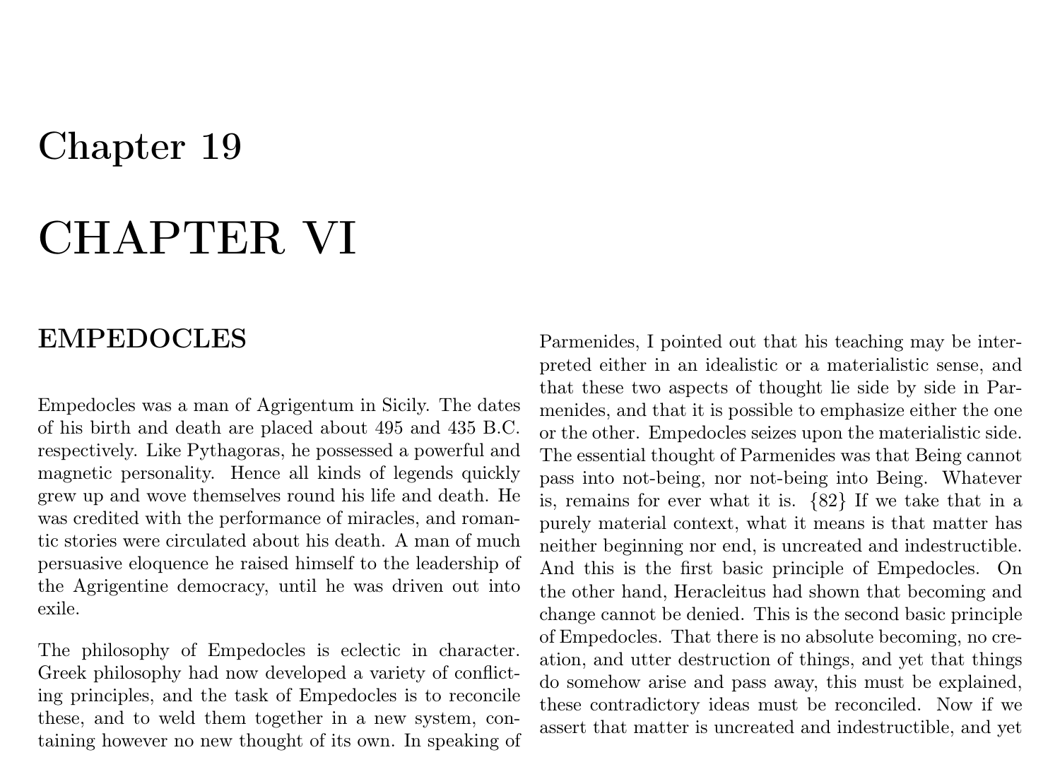# Chapter 19

# CHAPTER VI

## EMPEDOCLES

Empedocles was a man of Agrigentum in Sicily. The dates of his birth and death are placed about 495 and 435 B.C. respectively. Like Pythagoras, he possessed a powerful and magnetic personality. Hence all kinds of legends quickly grew up and wove themselves round his life and death. He was credited with the performance of miracles, and romantic stories were circulated about his death. A man of much persuasive eloquence he raised himself to the leadership of the Agrigentine democracy, until he was driven out into exile.

The philosophy of Empedocles is eclectic in character. Greek philosophy had now developed a variety of conflicting principles, and the task of Empedocles is to reconcile these, and to weld them together in a new system, containing however no new thought of its own. In speaking of Parmenides, I pointed out that his teaching may be interpreted either in an idealistic or a materialistic sense, and that these two aspects of thought lie side by side in Parmenides, and that it is possible to emphasize either the one or the other. Empedocles seizes upon the materialistic side. The essential thought of Parmenides was that Being cannot pass into not-being, nor not-being into Being. Whatever is, remains for ever what it is. {82} If we take that in a purely material context, what it means is that matter has neither beginning nor end, is uncreated and indestructible. And this is the first basic principle of Empedocles. On the other hand, Heracleitus had shown that becoming and change cannot be denied. This is the second basic principle of Empedocles. That there is no absolute becoming, no creation, and utter destruction of things, and yet that things do somehow arise and pass away, this must be explained, these contradictory ideas must be reconciled. Now if we assert that matter is uncreated and indestructible, and yet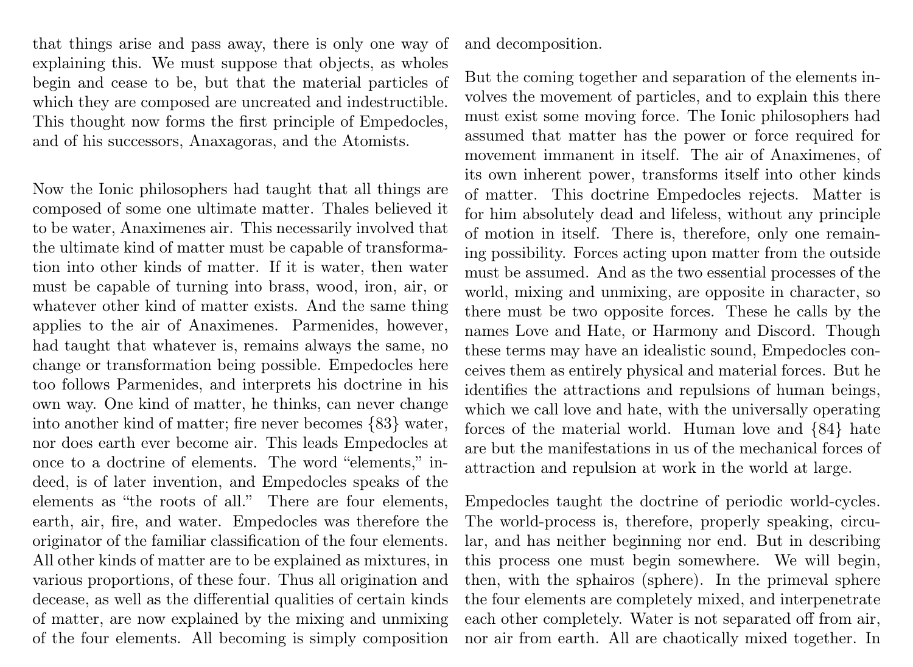that things arise and pass away, there is only one way of explaining this. We must suppose that objects, as wholes begin and cease to be, but that the material particles of which they are composed are uncreated and indestructible. This thought now forms the first principle of Empedocles, and of his successors, Anaxagoras, and the Atomists.

Now the Ionic philosophers had taught that all things are composed of some one ultimate matter. Thales believed it to be water, Anaximenes air. This necessarily involved that the ultimate kind of matter must be capable of transformation into other kinds of matter. If it is water, then water must be capable of turning into brass, wood, iron, air, or whatever other kind of matter exists. And the same thing applies to the air of Anaximenes. Parmenides, however, had taught that whatever is, remains always the same, no change or transformation being possible. Empedocles here too follows Parmenides, and interprets his doctrine in his own way. One kind of matter, he thinks, can never change into another kind of matter; fire never becomes {83} water, nor does earth ever become air. This leads Empedocles at once to a doctrine of elements. The word "elements," indeed, is of later invention, and Empedocles speaks of the elements as "the roots of all." There are four elements, earth, air, fire, and water. Empedocles was therefore the originator of the familiar classification of the four elements. All other kinds of matter are to be explained as mixtures, in various proportions, of these four. Thus all origination and decease, as well as the differential qualities of certain kinds of matter, are now explained by the mixing and unmixing of the four elements. All becoming is simply composition and decomposition.

But the coming together and separation of the elements involves the movement of particles, and to explain this there must exist some moving force. The Ionic philosophers had assumed that matter has the power or force required for movement immanent in itself. The air of Anaximenes, of its own inherent power, transforms itself into other kinds of matter. This doctrine Empedocles rejects. Matter is for him absolutely dead and lifeless, without any principle of motion in itself. There is, therefore, only one remaining possibility. Forces acting upon matter from the outside must be assumed. And as the two essential processes of the world, mixing and unmixing, are opposite in character, so there must be two opposite forces. These he calls by the names Love and Hate, or Harmony and Discord. Though these terms may have an idealistic sound, Empedocles conceives them as entirely physical and material forces. But he identifies the attractions and repulsions of human beings, which we call love and hate, with the universally operating forces of the material world. Human love and {84} hate are but the manifestations in us of the mechanical forces of attraction and repulsion at work in the world at large.

Empedocles taught the doctrine of periodic world-cycles. The world-process is, therefore, properly speaking, circular, and has neither beginning nor end. But in describing this process one must begin somewhere. We will begin, then, with the sphairos (sphere). In the primeval sphere the four elements are completely mixed, and interpenetrate each other completely. Water is not separated off from air, nor air from earth. All are chaotically mixed together. In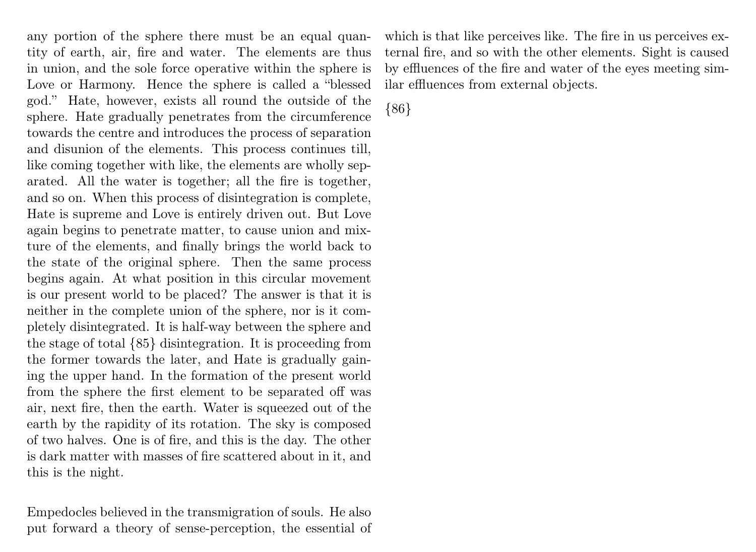any portion of the sphere there must be an equal quantity of earth, air, fire and water. The elements are thus in union, and the sole force operative within the sphere is Love or Harmony. Hence the sphere is called a "blessed god." Hate, however, exists all round the outside of the sphere. Hate gradually penetrates from the circumference towards the centre and introduces the process of separation and disunion of the elements. This process continues till, like coming together with like, the elements are wholly separated. All the water is together; all the fire is together, and so on. When this process of disintegration is complete, Hate is supreme and Love is entirely driven out. But Love again begins to penetrate matter, to cause union and mixture of the elements, and finally brings the world back to the state of the original sphere. Then the same process begins again. At what position in this circular movement is our present world to be placed? The answer is that it is neither in the complete union of the sphere, nor is it completely disintegrated. It is half-way between the sphere and the stage of total {85} disintegration. It is proceeding from the former towards the later, and Hate is gradually gaining the upper hand. In the formation of the present world from the sphere the first element to be separated off was air, next fire, then the earth. Water is squeezed out of the earth by the rapidity of its rotation. The sky is composed of two halves. One is of fire, and this is the day. The other is dark matter with masses of fire scattered about in it, and this is the night.

Empedocles believed in the transmigration of souls. He also put forward a theory of sense-perception, the essential of which is that like perceives like. The fire in us perceives external fire, and so with the other elements. Sight is caused by effluences of the fire and water of the eyes meeting similar effluences from external objects.

{86}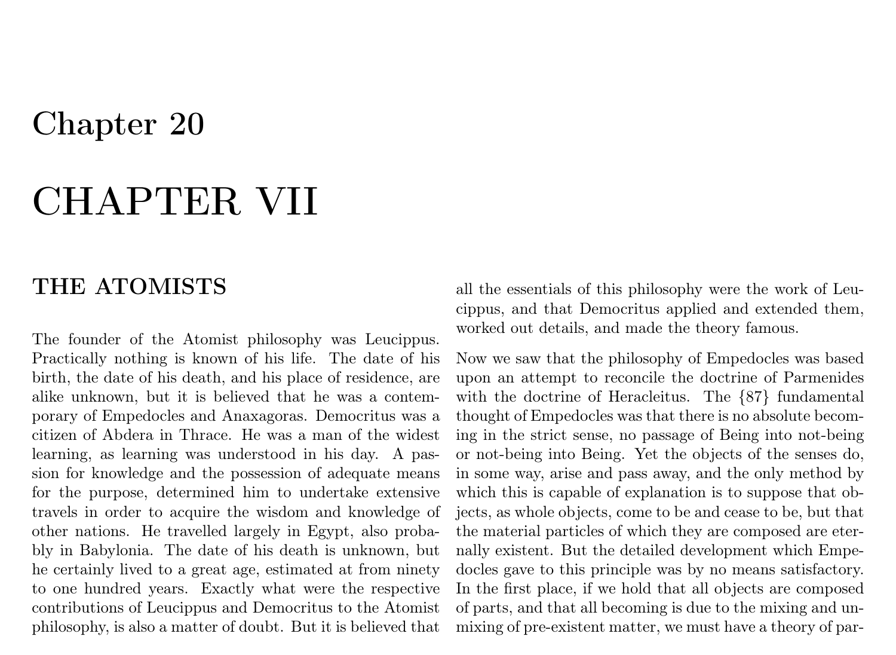# Chapter 20

# CHAPTER VII

## THE ATOMISTS

The founder of the Atomist philosophy was Leucippus. Practically nothing is known of his life. The date of his birth, the date of his death, and his place of residence, are alike unknown, but it is believed that he was a contemporary of Empedocles and Anaxagoras. Democritus was a citizen of Abdera in Thrace. He was a man of the widest learning, as learning was understood in his day. A passion for knowledge and the possession of adequate means for the purpose, determined him to undertake extensive travels in order to acquire the wisdom and knowledge of other nations. He travelled largely in Egypt, also probably in Babylonia. The date of his death is unknown, but he certainly lived to a great age, estimated at from ninety to one hundred years. Exactly what were the respective contributions of Leucippus and Democritus to the Atomist philosophy, is also a matter of doubt. But it is believed that all the essentials of this philosophy were the work of Leucippus, and that Democritus applied and extended them, worked out details, and made the theory famous.

Now we saw that the philosophy of Empedocles was based upon an attempt to reconcile the doctrine of Parmenides with the doctrine of Heracleitus. The {87} fundamental thought of Empedocles was that there is no absolute becoming in the strict sense, no passage of Being into not-being or not-being into Being. Yet the objects of the senses do, in some way, arise and pass away, and the only method by which this is capable of explanation is to suppose that objects, as whole objects, come to be and cease to be, but that the material particles of which they are composed are eternally existent. But the detailed development which Empedocles gave to this principle was by no means satisfactory. In the first place, if we hold that all objects are composed of parts, and that all becoming is due to the mixing and unmixing of pre-existent matter, we must have a theory of par-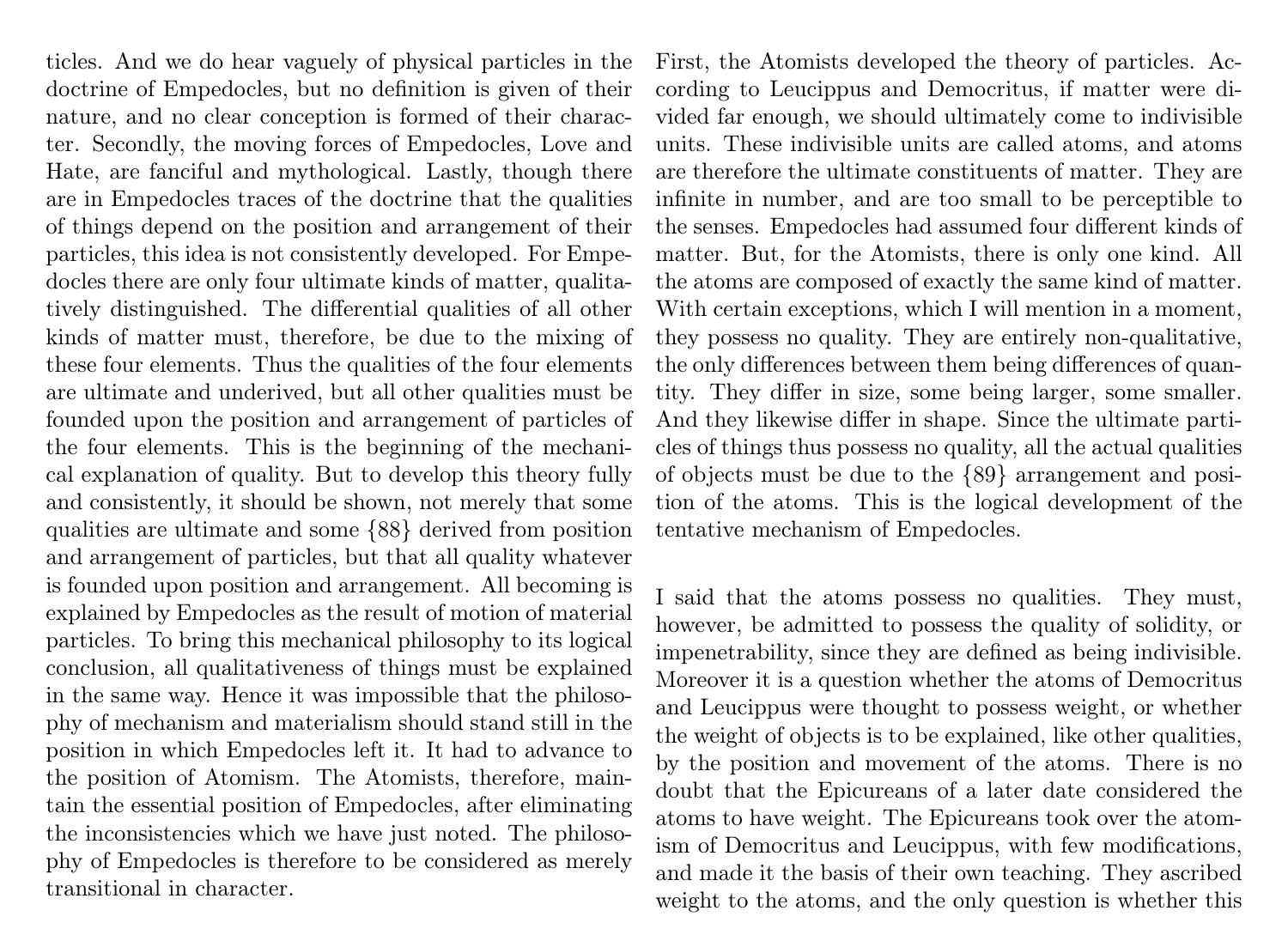ticles. And we do hear vaguely of physical particles in the doctrine of Empedocles, but no definition is given of their nature, and no clear conception is formed of their character. Secondly, the moving forces of Empedocles, Love and Hate, are fanciful and mythological. Lastly, though there are in Empedocles traces of the doctrine that the qualities of things depend on the position and arrangement of their particles, this idea is not consistently developed. For Empedocles there are only four ultimate kinds of matter, qualitatively distinguished. The differential qualities of all other kinds of matter must, therefore, be due to the mixing of these four elements. Thus the qualities of the four elements are ultimate and underived, but all other qualities must be founded upon the position and arrangement of particles of the four elements. This is the beginning of the mechanical explanation of quality. But to develop this theory fully and consistently, it should be shown, not merely that some qualities are ultimate and some {88} derived from position and arrangement of particles, but that all quality whatever is founded upon position and arrangement. All becoming is explained by Empedocles as the result of motion of material particles. To bring this mechanical philosophy to its logical conclusion, all qualitativeness of things must be explained in the same way. Hence it was impossible that the philosophy of mechanism and materialism should stand still in the position in which Empedocles left it. It had to advance to the position of Atomism. The Atomists, therefore, maintain the essential position of Empedocles, after eliminating the inconsistencies which we have just noted. The philosophy of Empedocles is therefore to be considered as merely transitional in character.

First, the Atomists developed the theory of particles. According to Leucippus and Democritus, if matter were divided far enough, we should ultimately come to indivisible units. These indivisible units are called atoms, and atoms are therefore the ultimate constituents of matter. They are infinite in number, and are too small to be perceptible to the senses. Empedocles had assumed four different kinds of matter. But, for the Atomists, there is only one kind. All the atoms are composed of exactly the same kind of matter. With certain exceptions, which I will mention in a moment, they possess no quality. They are entirely non-qualitative, the only differences between them being differences of quantity. They differ in size, some being larger, some smaller. And they likewise differ in shape. Since the ultimate particles of things thus possess no quality, all the actual qualities of objects must be due to the {89} arrangement and position of the atoms. This is the logical development of the tentative mechanism of Empedocles.

I said that the atoms possess no qualities. They must, however, be admitted to possess the quality of solidity, or impenetrability, since they are defined as being indivisible. Moreover it is a question whether the atoms of Democritus and Leucippus were thought to possess weight, or whether the weight of objects is to be explained, like other qualities, by the position and movement of the atoms. There is no doubt that the Epicureans of a later date considered the atoms to have weight. The Epicureans took over the atomism of Democritus and Leucippus, with few modifications, and made it the basis of their own teaching. They ascribed weight to the atoms, and the only question is whether this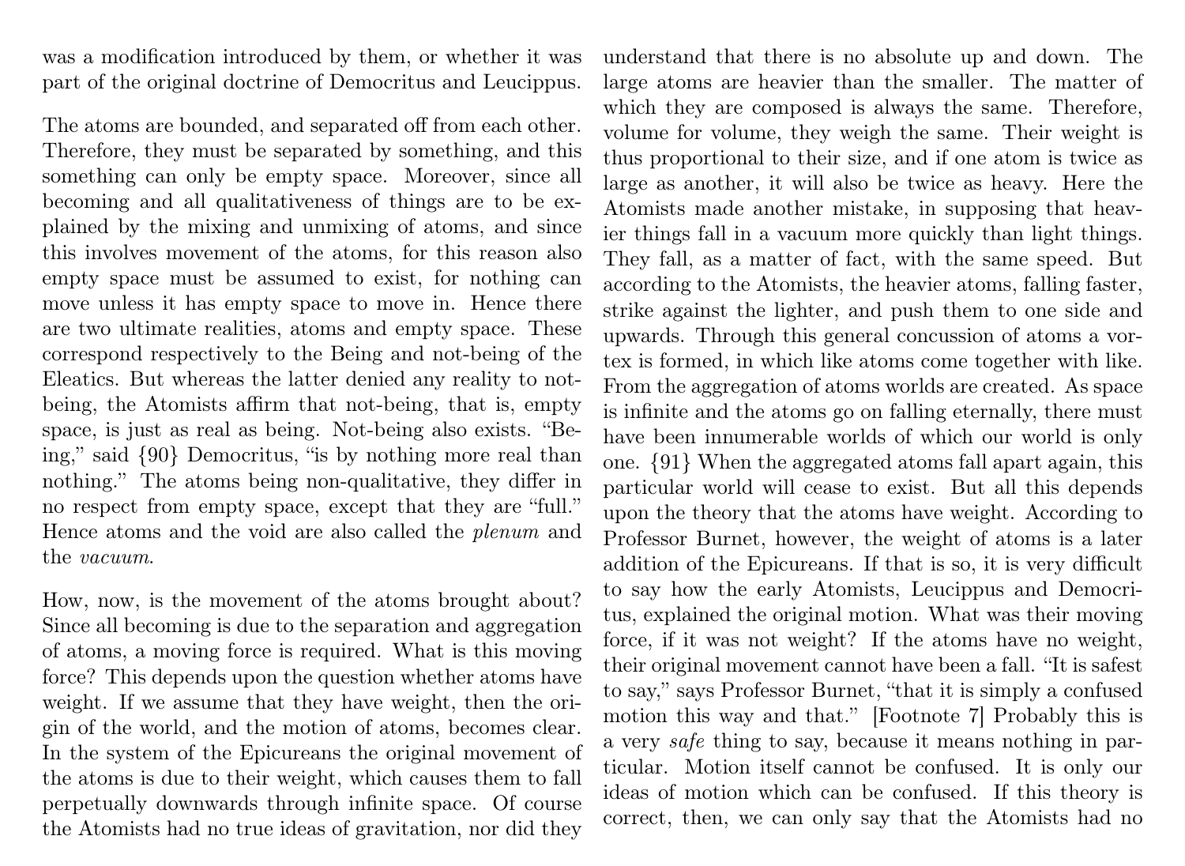was a modification introduced by them, or whether it was part of the original doctrine of Democritus and Leucippus.

The atoms are bounded, and separated off from each other. Therefore, they must be separated by something, and this something can only be empty space. Moreover, since all becoming and all qualitativeness of things are to be explained by the mixing and unmixing of atoms, and since this involves movement of the atoms, for this reason also empty space must be assumed to exist, for nothing can move unless it has empty space to move in. Hence there are two ultimate realities, atoms and empty space. These correspond respectively to the Being and not-being of the Eleatics. But whereas the latter denied any reality to not-being, the Atomists affirm that not-being, that is, empty space, is just as real as being. Not-being also exists. "Being," said {90} Democritus, "is by nothing more real than nothing." The atoms being non-qualitative, they differ in no respect from empty space, except that they are "full." Hence atoms and the void are also called the *plenum* and the *vacuum*.

How, now, is the movement of the atoms brought about? Since all becoming is due to the separation and aggregation of atoms, a moving force is required. What is this moving force? This depends upon the question whether atoms have weight. If we assume that they have weight, then the origin of the world, and the motion of atoms, becomes clear. In the system of the Epicureans the original movement of the atoms is due to their weight, which causes them to fall perpetually downwards through infinite space. Of course the Atomists had no true ideas of gravitation, nor did they understand that there is no absolute up and down. The large atoms are heavier than the smaller. The matter of which they are composed is always the same. Therefore, volume for volume, they weigh the same. Their weight is thus proportional to their size, and if one atom is twice as large as another, it will also be twice as heavy. Here the Atomists made another mistake, in supposing that heavier things fall in a vacuum more quickly than light things. They fall, as a matter of fact, with the same speed. But according to the Atomists, the heavier atoms, falling faster, strike against the lighter, and push them to one side and upwards. Through this general concussion of atoms a vortex is formed, in which like atoms come together with like. From the aggregation of atoms worlds are created. As space is infinite and the atoms go on falling eternally, there must have been innumerable worlds of which our world is only one. {91} When the aggregated atoms fall apart again, this particular world will cease to exist. But all this depends upon the theory that the atoms have weight. According to Professor Burnet, however, the weight of atoms is a later addition of the Epicureans. If that is so, it is very difficult to say how the early Atomists, Leucippus and Democritus, explained the original motion. What was their moving force, if it was not weight? If the atoms have no weight, their original movement cannot have been a fall. "It is safest to say," says Professor Burnet, "that it is simply a confused motion this way and that." [Footnote 7] Probably this is a very *safe* thing to say, because it means nothing in particular. Motion itself cannot be confused. It is only our ideas of motion which can be confused. If this theory is correct, then, we can only say that the Atomists had no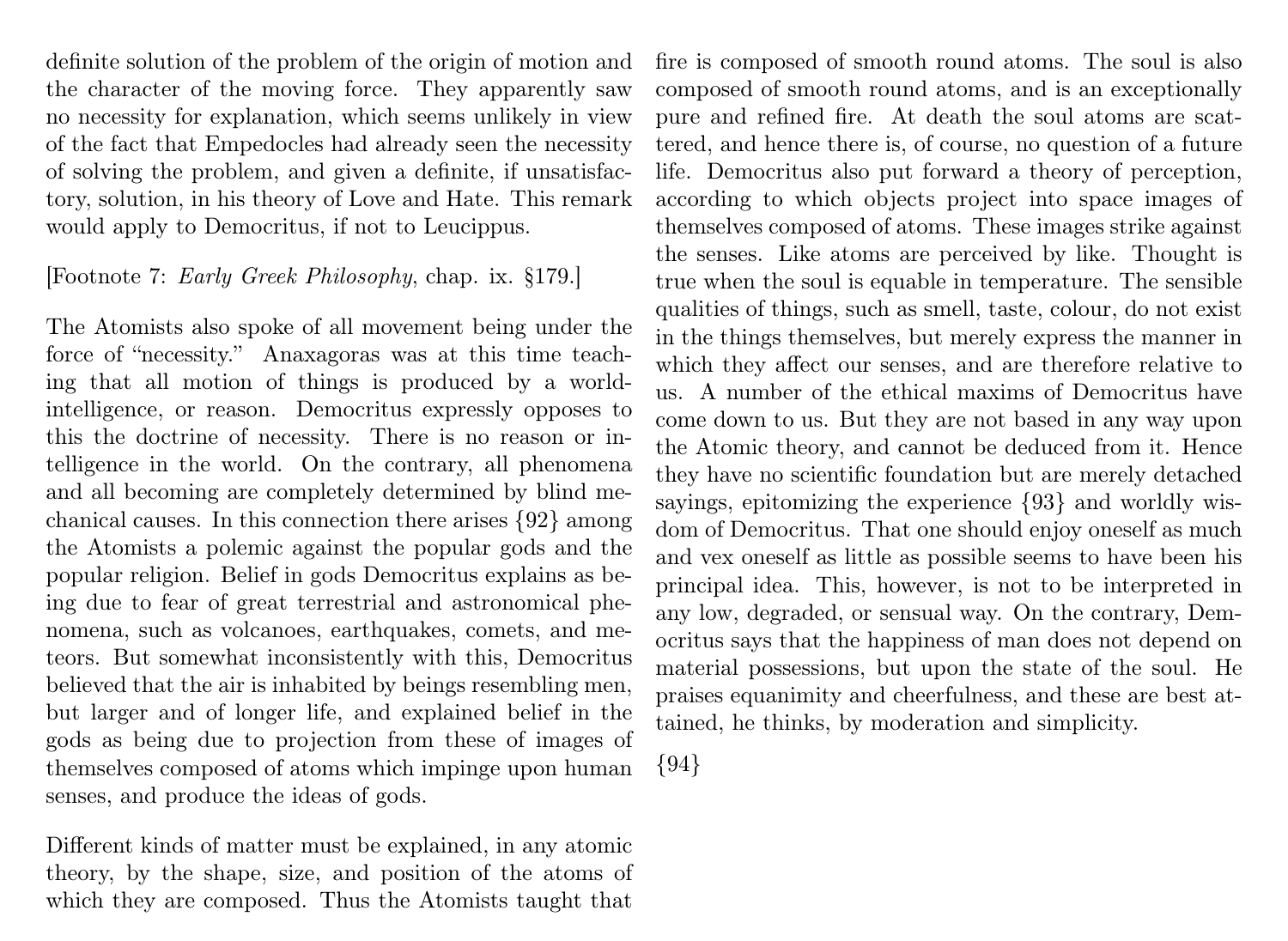definite solution of the problem of the origin of motion and the character of the moving force. They apparently saw no necessity for explanation, which seems unlikely in view of the fact that Empedocles had already seen the necessity of solving the problem, and given a definite, if unsatisfactory, solution, in his theory of Love and Hate. This remark would apply to Democritus, if not to Leucippus.

[Footnote 7: *Early Greek Philosophy*, chap. ix. §179.]

The Atomists also spoke of all movement being under the force of "necessity." Anaxagoras was at this time teaching that all motion of things is produced by a world-intelligence, or reason. Democritus expressly opposes to this the doctrine of necessity. There is no reason or intelligence in the world. On the contrary, all phenomena and all becoming are completely determined by blind mechanical causes. In this connection there arises {92} among the Atomists a polemic against the popular gods and the popular religion. Belief in gods Democritus explains as being due to fear of great terrestrial and astronomical phenomena, such as volcanoes, earthquakes, comets, and meteors. But somewhat inconsistently with this, Democritus believed that the air is inhabited by beings resembling men, but larger and of longer life, and explained belief in the gods as being due to projection from these of images of themselves composed of atoms which impinge upon human senses, and produce the ideas of gods.

Different kinds of matter must be explained, in any atomic theory, by the shape, size, and position of the atoms of which they are composed. Thus the Atomists taught that fire is composed of smooth round atoms. The soul is also composed of smooth round atoms, and is an exceptionally pure and refined fire. At death the soul atoms are scattered, and hence there is, of course, no question of a future life. Democritus also put forward a theory of perception, according to which objects project into space images of themselves composed of atoms. These images strike against the senses. Like atoms are perceived by like. Thought is true when the soul is equable in temperature. The sensible qualities of things, such as smell, taste, colour, do not exist in the things themselves, but merely express the manner in which they affect our senses, and are therefore relative to us. A number of the ethical maxims of Democritus have come down to us. But they are not based in any way upon the Atomic theory, and cannot be deduced from it. Hence they have no scientific foundation but are merely detached sayings, epitomizing the experience {93} and worldly wisdom of Democritus. That one should enjoy oneself as much and vex oneself as little as possible seems to have been his principal idea. This, however, is not to be interpreted in any low, degraded, or sensual way. On the contrary, Democritus says that the happiness of man does not depend on material possessions, but upon the state of the soul. He praises equanimity and cheerfulness, and these are best attained, he thinks, by moderation and simplicity.

{94}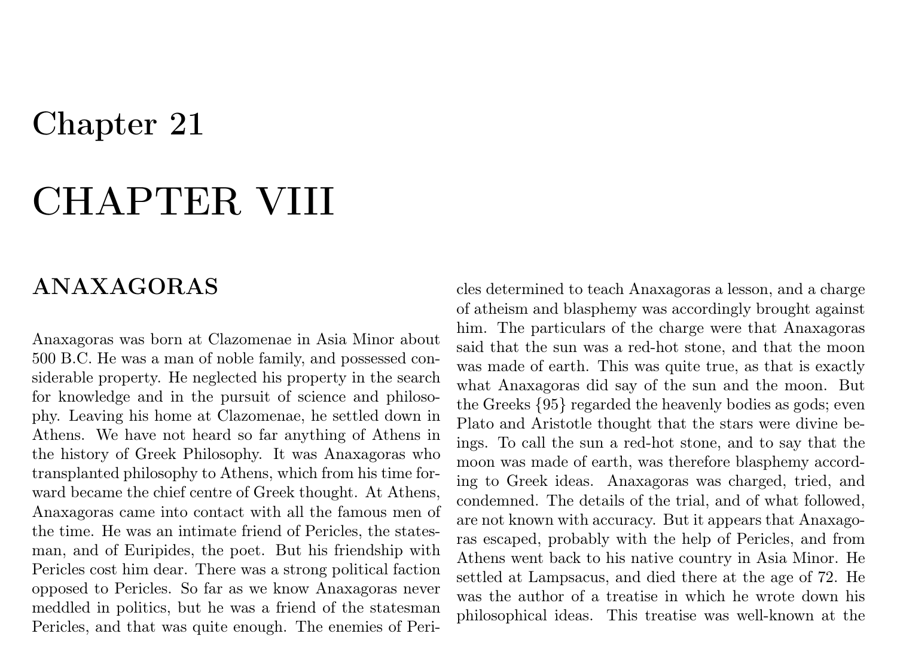# Chapter 21

# CHAPTER VIII

## ANAXAGORAS

Anaxagoras was born at Clazomenae in Asia Minor about 500 B.C. He was a man of noble family, and possessed considerable property. He neglected his property in the search for knowledge and in the pursuit of science and philosophy. Leaving his home at Clazomenae, he settled down in Athens. We have not heard so far anything of Athens in the history of Greek Philosophy. It was Anaxagoras who transplanted philosophy to Athens, which from his time forward became the chief centre of Greek thought. At Athens, Anaxagoras came into contact with all the famous men of the time. He was an intimate friend of Pericles, the statesman, and of Euripides, the poet. But his friendship with Pericles cost him dear. There was a strong political faction opposed to Pericles. So far as we know Anaxagoras never meddled in politics, but he was a friend of the statesman Pericles, and that was quite enough. The enemies of Pericles determined to teach Anaxagoras a lesson, and a charge of atheism and blasphemy was accordingly brought against him. The particulars of the charge were that Anaxagoras said that the sun was a red-hot stone, and that the moon was made of earth. This was quite true, as that is exactly what Anaxagoras did say of the sun and the moon. But the Greeks {95} regarded the heavenly bodies as gods; even Plato and Aristotle thought that the stars were divine beings. To call the sun a red-hot stone, and to say that the moon was made of earth, was therefore blasphemy according to Greek ideas. Anaxagoras was charged, tried, and condemned. The details of the trial, and of what followed, are not known with accuracy. But it appears that Anaxagoras escaped, probably with the help of Pericles, and from Athens went back to his native country in Asia Minor. He settled at Lampsacus, and died there at the age of 72. He was the author of a treatise in which he wrote down his philosophical ideas. This treatise was well-known at the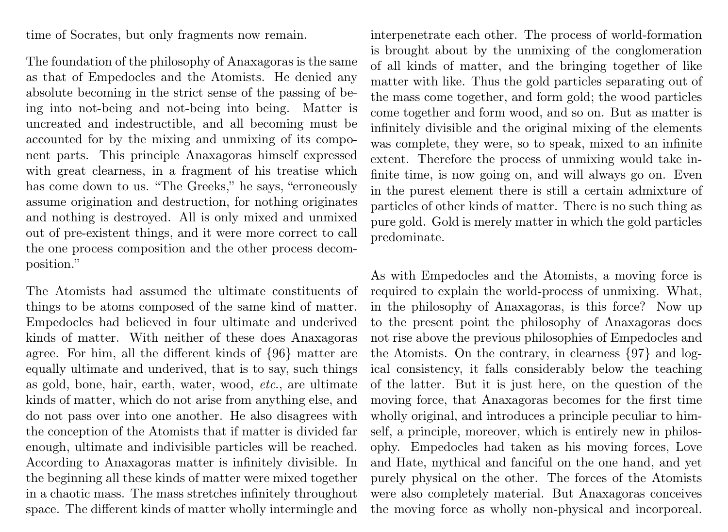time of Socrates, but only fragments now remain.

The foundation of the philosophy of Anaxagoras is the same as that of Empedocles and the Atomists. He denied any absolute becoming in the strict sense of the passing of being into not-being and not-being into being. Matter is uncreated and indestructible, and all becoming must be accounted for by the mixing and unmixing of its component parts. This principle Anaxagoras himself expressed with great clearness, in a fragment of his treatise which has come down to us. "The Greeks," he says, "erroneously assume origination and destruction, for nothing originates and nothing is destroyed. All is only mixed and unmixed out of pre-existent things, and it were more correct to call the one process composition and the other process decomposition."

The Atomists had assumed the ultimate constituents of things to be atoms composed of the same kind of matter. Empedocles had believed in four ultimate and underived kinds of matter. With neither of these does Anaxagoras agree. For him, all the different kinds of {96} matter are equally ultimate and underived, that is to say, such things as gold, bone, hair, earth, water, wood, *etc.*, are ultimate kinds of matter, which do not arise from anything else, and do not pass over into one another. He also disagrees with the conception of the Atomists that if matter is divided far enough, ultimate and indivisible particles will be reached. According to Anaxagoras matter is infinitely divisible. In the beginning all these kinds of matter were mixed together in a chaotic mass. The mass stretches infinitely throughout space. The different kinds of matter wholly intermingle and interpenetrate each other. The process of world-formation is brought about by the unmixing of the conglomeration of all kinds of matter, and the bringing together of like matter with like. Thus the gold particles separating out of the mass come together, and form gold; the wood particles come together and form wood, and so on. But as matter is infinitely divisible and the original mixing of the elements was complete, they were, so to speak, mixed to an infinite extent. Therefore the process of unmixing would take infinite time, is now going on, and will always go on. Even in the purest element there is still a certain admixture of particles of other kinds of matter. There is no such thing as pure gold. Gold is merely matter in which the gold particles predominate.

As with Empedocles and the Atomists, a moving force is required to explain the world-process of unmixing. What, in the philosophy of Anaxagoras, is this force? Now up to the present point the philosophy of Anaxagoras does not rise above the previous philosophies of Empedocles and the Atomists. On the contrary, in clearness {97} and logical consistency, it falls considerably below the teaching of the latter. But it is just here, on the question of the moving force, that Anaxagoras becomes for the first time wholly original, and introduces a principle peculiar to himself, a principle, moreover, which is entirely new in philosophy. Empedocles had taken as his moving forces, Love and Hate, mythical and fanciful on the one hand, and yet purely physical on the other. The forces of the Atomists were also completely material. But Anaxagoras conceives the moving force as wholly non-physical and incorporeal.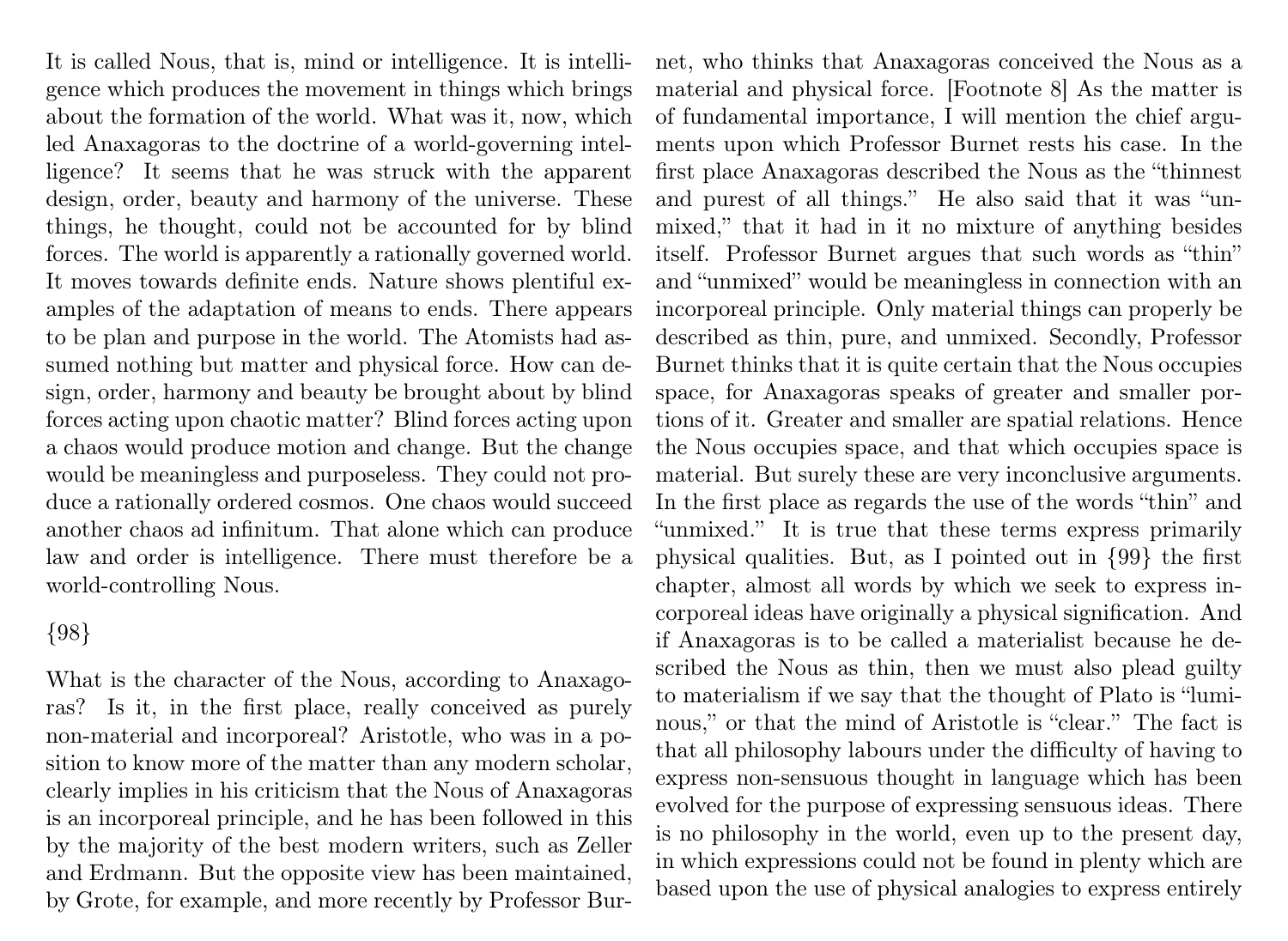It is called Nous, that is, mind or intelligence. It is intelligence which produces the movement in things which brings about the formation of the world. What was it, now, which led Anaxagoras to the doctrine of a world-governing intelligence? It seems that he was struck with the apparent design, order, beauty and harmony of the universe. These things, he thought, could not be accounted for by blind forces. The world is apparently a rationally governed world. It moves towards definite ends. Nature shows plentiful examples of the adaptation of means to ends. There appears to be plan and purpose in the world. The Atomists had assumed nothing but matter and physical force. How can design, order, harmony and beauty be brought about by blind forces acting upon chaotic matter? Blind forces acting upon a chaos would produce motion and change. But the change would be meaningless and purposeless. They could not produce a rationally ordered cosmos. One chaos would succeed another chaos ad infinitum. That alone which can produce law and order is intelligence. There must therefore be a world-controlling Nous.

{98}

What is the character of the Nous, according to Anaxagoras? Is it, in the first place, really conceived as purely non-material and incorporeal? Aristotle, who was in a position to know more of the matter than any modern scholar, clearly implies in his criticism that the Nous of Anaxagoras is an incorporeal principle, and he has been followed in this by the majority of the best modern writers, such as Zeller and Erdmann. But the opposite view has been maintained, by Grote, for example, and more recently by Professor Burnet, who thinks that Anaxagoras conceived the Nous as a material and physical force. [Footnote 8] As the matter is of fundamental importance, I will mention the chief arguments upon which Professor Burnet rests his case. In the first place Anaxagoras described the Nous as the "thinnest and purest of all things." He also said that it was "unmixed," that it had in it no mixture of anything besides itself. Professor Burnet argues that such words as "thin" and "unmixed" would be meaningless in connection with an incorporeal principle. Only material things can properly be described as thin, pure, and unmixed. Secondly, Professor Burnet thinks that it is quite certain that the Nous occupies space, for Anaxagoras speaks of greater and smaller portions of it. Greater and smaller are spatial relations. Hence the Nous occupies space, and that which occupies space is material. But surely these are very inconclusive arguments. In the first place as regards the use of the words "thin" and "unmixed." It is true that these terms express primarily physical qualities. But, as I pointed out in {99} the first chapter, almost all words by which we seek to express incorporeal ideas have originally a physical signification. And if Anaxagoras is to be called a materialist because he described the Nous as thin, then we must also plead guilty to materialism if we say that the thought of Plato is "luminous," or that the mind of Aristotle is "clear." The fact is that all philosophy labours under the difficulty of having to express non-sensuous thought in language which has been evolved for the purpose of expressing sensuous ideas. There is no philosophy in the world, even up to the present day, in which expressions could not be found in plenty which are based upon the use of physical analogies to express entirely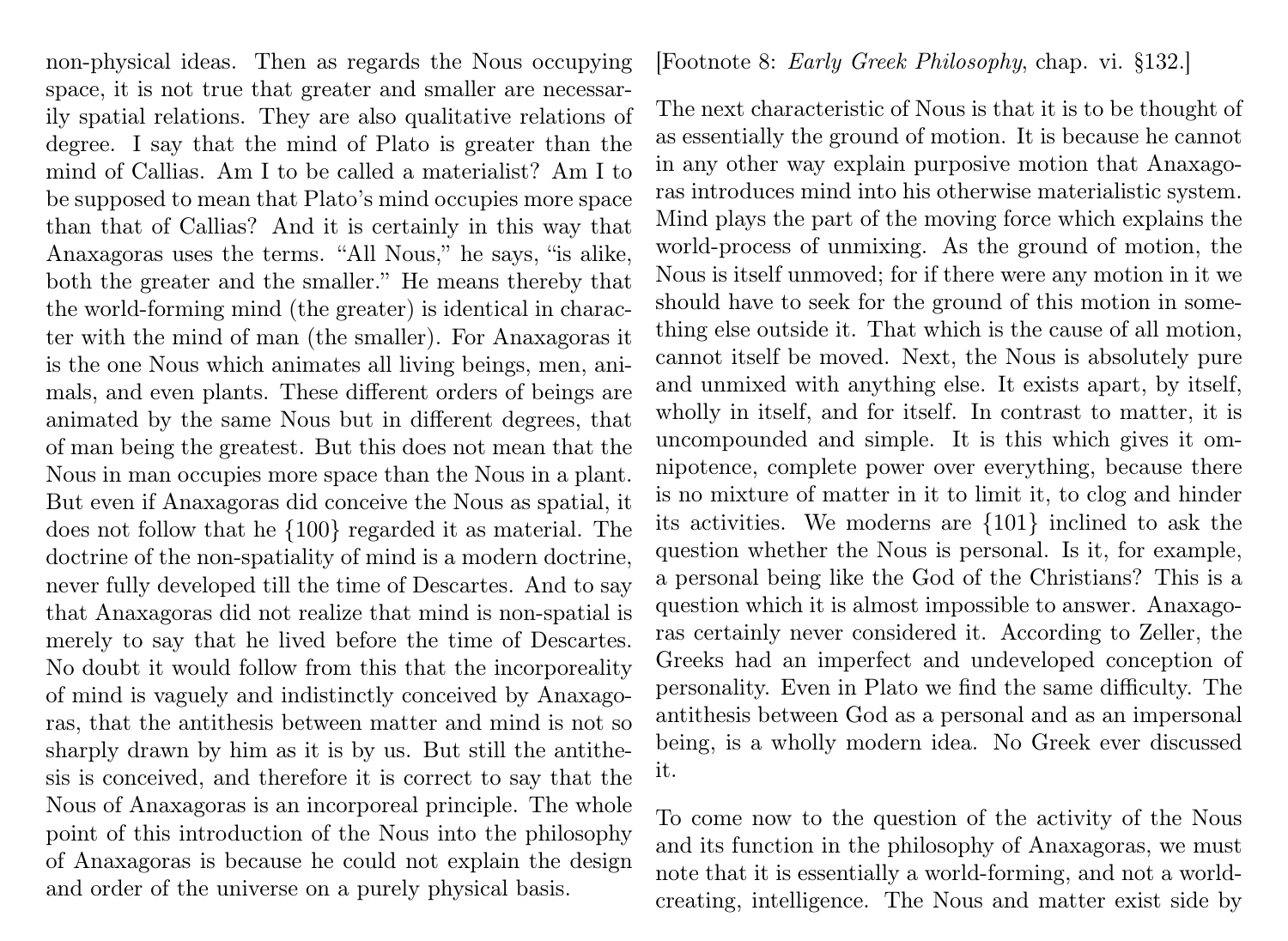non-physical ideas. Then as regards the Nous occupying space, it is not true that greater and smaller are necessarily spatial relations. They are also qualitative relations of degree. I say that the mind of Plato is greater than the mind of Callias. Am I to be called a materialist? Am I to be supposed to mean that Plato's mind occupies more space than that of Callias? And it is certainly in this way that Anaxagoras uses the terms. "All Nous," he says, "is alike, both the greater and the smaller." He means thereby that the world-forming mind (the greater) is identical in character with the mind of man (the smaller). For Anaxagoras it is the one Nous which animates all living beings, men, animals, and even plants. These different orders of beings are animated by the same Nous but in different degrees, that of man being the greatest. But this does not mean that the Nous in man occupies more space than the Nous in a plant. But even if Anaxagoras did conceive the Nous as spatial, it does not follow that he {100} regarded it as material. The doctrine of the non-spatiality of mind is a modern doctrine, never fully developed till the time of Descartes. And to say that Anaxagoras did not realize that mind is non-spatial is merely to say that he lived before the time of Descartes. No doubt it would follow from this that the incorporeality of mind is vaguely and indistinctly conceived by Anaxagoras, that the antithesis between matter and mind is not so sharply drawn by him as it is by us. But still the antithesis is conceived, and therefore it is correct to say that the Nous of Anaxagoras is an incorporeal principle. The whole point of this introduction of the Nous into the philosophy of Anaxagoras is because he could not explain the design and order of the universe on a purely physical basis.

[Footnote 8: *Early Greek Philosophy*, chap. vi. §132.]

The next characteristic of Nous is that it is to be thought of as essentially the ground of motion. It is because he cannot in any other way explain purposive motion that Anaxagoras introduces mind into his otherwise materialistic system. Mind plays the part of the moving force which explains the world-process of unmixing. As the ground of motion, the Nous is itself unmoved; for if there were any motion in it we should have to seek for the ground of this motion in something else outside it. That which is the cause of all motion, cannot itself be moved. Next, the Nous is absolutely pure and unmixed with anything else. It exists apart, by itself, wholly in itself, and for itself. In contrast to matter, it is uncompounded and simple. It is this which gives it omnipotence, complete power over everything, because there is no mixture of matter in it to limit it, to clog and hinder its activities. We moderns are {101} inclined to ask the question whether the Nous is personal. Is it, for example, a personal being like the God of the Christians? This is a question which it is almost impossible to answer. Anaxagoras certainly never considered it. According to Zeller, the Greeks had an imperfect and undeveloped conception of personality. Even in Plato we find the same difficulty. The antithesis between God as a personal and as an impersonal being, is a wholly modern idea. No Greek ever discussed it.

To come now to the question of the activity of the Nous and its function in the philosophy of Anaxagoras, we must note that it is essentially a world-forming, and not a world-creating, intelligence. The Nous and matter exist side by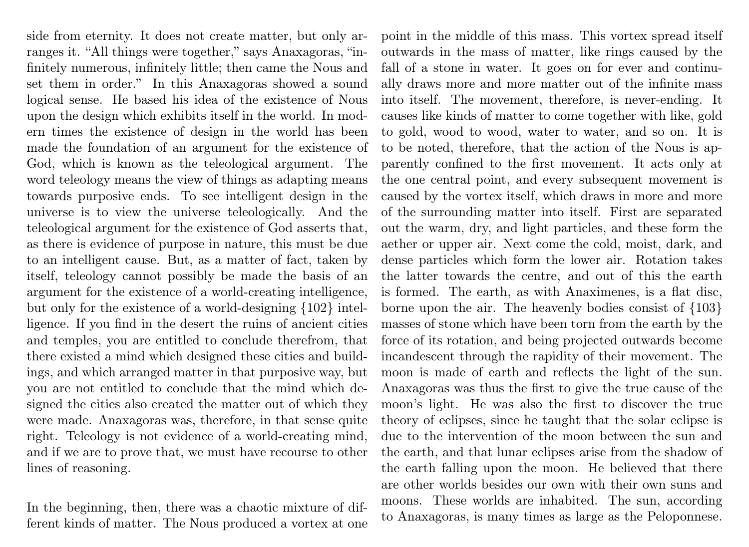side from eternity. It does not create matter, but only arranges it. “All things were together,” says Anaxagoras, “infinitely numerous, infinitely little; then came the Nous and set them in order.” In this Anaxagoras showed a sound logical sense. He based his idea of the existence of Nous upon the design which exhibits itself in the world. In modern times the existence of design in the world has been made the foundation of an argument for the existence of God, which is known as the teleological argument. The word teleology means the view of things as adapting means towards purposive ends. To see intelligent design in the universe is to view the universe teleologically. And the teleological argument for the existence of God asserts that, as there is evidence of purpose in nature, this must be due to an intelligent cause. But, as a matter of fact, taken by itself, teleology cannot possibly be made the basis of an argument for the existence of a world-creating intelligence, but only for the existence of a world-designing {102} intelligence. If you find in the desert the ruins of ancient cities and temples, you are entitled to conclude therefrom, that there existed a mind which designed these cities and buildings, and which arranged matter in that purposive way, but you are not entitled to conclude that the mind which designed the cities also created the matter out of which they were made. Anaxagoras was, therefore, in that sense quite right. Teleology is not evidence of a world-creating mind, and if we are to prove that, we must have recourse to other lines of reasoning.

In the beginning, then, there was a chaotic mixture of different kinds of matter. The Nous produced a vortex at one point in the middle of this mass. This vortex spread itself outwards in the mass of matter, like rings caused by the fall of a stone in water. It goes on for ever and continually draws more and more matter out of the infinite mass into itself. The movement, therefore, is never-ending. It causes like kinds of matter to come together with like, gold to gold, wood to wood, water to water, and so on. It is to be noted, therefore, that the action of the Nous is apparently confined to the first movement. It acts only at the one central point, and every subsequent movement is caused by the vortex itself, which draws in more and more of the surrounding matter into itself. First are separated out the warm, dry, and light particles, and these form the aether or upper air. Next come the cold, moist, dark, and dense particles which form the lower air. Rotation takes the latter towards the centre, and out of this the earth is formed. The earth, as with Anaximenes, is a flat disc, borne upon the air. The heavenly bodies consist of {103} masses of stone which have been torn from the earth by the force of its rotation, and being projected outwards become incandescent through the rapidity of their movement. The moon is made of earth and reflects the light of the sun. Anaxagoras was thus the first to give the true cause of the moon's light. He was also the first to discover the true theory of eclipses, since he taught that the solar eclipse is due to the intervention of the moon between the sun and the earth, and that lunar eclipses arise from the shadow of the earth falling upon the moon. He believed that there are other worlds besides our own with their own suns and moons. These worlds are inhabited. The sun, according to Anaxagoras, is many times as large as the Peloponnese.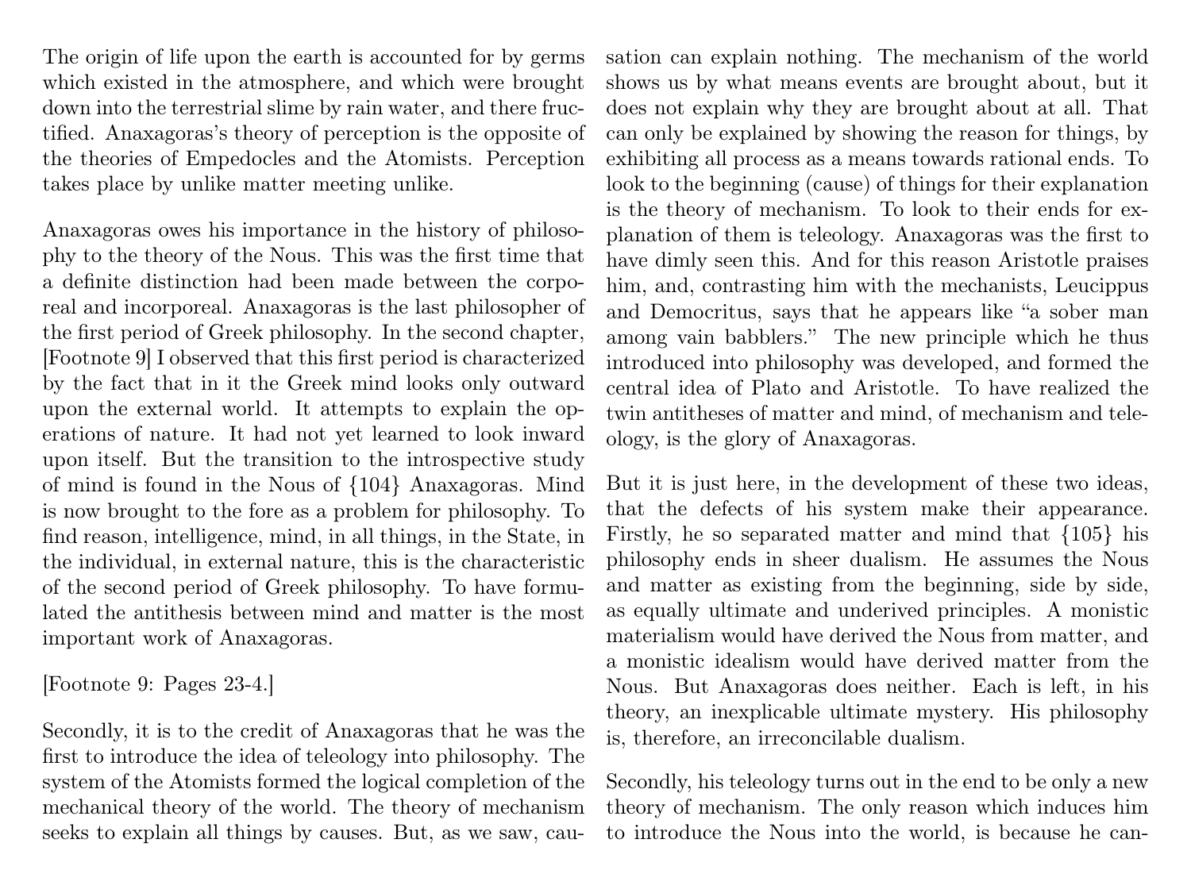The origin of life upon the earth is accounted for by germs which existed in the atmosphere, and which were brought down into the terrestrial slime by rain water, and there fructified. Anaxagoras's theory of perception is the opposite of the theories of Empedocles and the Atomists. Perception takes place by unlike matter meeting unlike.

Anaxagoras owes his importance in the history of philosophy to the theory of the Nous. This was the first time that a definite distinction had been made between the corporeal and incorporeal. Anaxagoras is the last philosopher of the first period of Greek philosophy. In the second chapter, [Footnote 9] I observed that this first period is characterized by the fact that in it the Greek mind looks only outward upon the external world. It attempts to explain the operations of nature. It had not yet learned to look inward upon itself. But the transition to the introspective study of mind is found in the Nous of {104} Anaxagoras. Mind is now brought to the fore as a problem for philosophy. To find reason, intelligence, mind, in all things, in the State, in the individual, in external nature, this is the characteristic of the second period of Greek philosophy. To have formulated the antithesis between mind and matter is the most important work of Anaxagoras.

[Footnote 9: Pages 23-4.]

Secondly, it is to the credit of Anaxagoras that he was the first to introduce the idea of teleology into philosophy. The system of the Atomists formed the logical completion of the mechanical theory of the world. The theory of mechanism seeks to explain all things by causes. But, as we saw, causation can explain nothing. The mechanism of the world shows us by what means events are brought about, but it does not explain why they are brought about at all. That can only be explained by showing the reason for things, by exhibiting all process as a means towards rational ends. To look to the beginning (cause) of things for their explanation is the theory of mechanism. To look to their ends for explanation of them is teleology. Anaxagoras was the first to have dimly seen this. And for this reason Aristotle praises him, and, contrasting him with the mechanists, Leucippus and Democritus, says that he appears like "a sober man among vain babblers." The new principle which he thus introduced into philosophy was developed, and formed the central idea of Plato and Aristotle. To have realized the twin antitheses of matter and mind, of mechanism and teleology, is the glory of Anaxagoras.

But it is just here, in the development of these two ideas, that the defects of his system make their appearance. Firstly, he so separated matter and mind that {105} his philosophy ends in sheer dualism. He assumes the Nous and matter as existing from the beginning, side by side, as equally ultimate and underived principles. A monistic materialism would have derived the Nous from matter, and a monistic idealism would have derived matter from the Nous. But Anaxagoras does neither. Each is left, in his theory, an inexplicable ultimate mystery. His philosophy is, therefore, an irreconcilable dualism.

Secondly, his teleology turns out in the end to be only a new theory of mechanism. The only reason which induces him to introduce the Nous into the world, is because he can-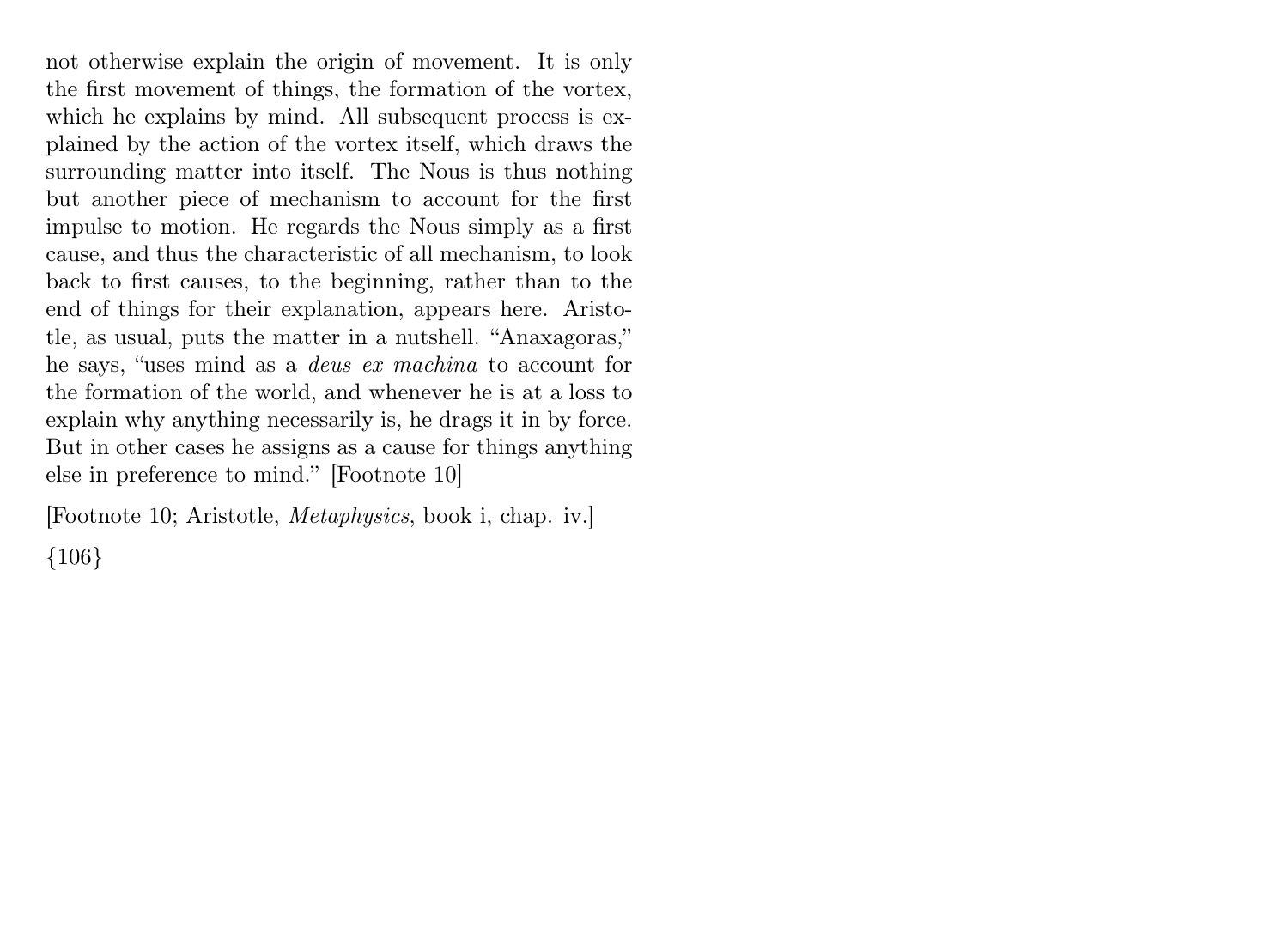not otherwise explain the origin of movement. It is only the first movement of things, the formation of the vortex, which he explains by mind. All subsequent process is explained by the action of the vortex itself, which draws the surrounding matter into itself. The Nous is thus nothing but another piece of mechanism to account for the first impulse to motion. He regards the Nous simply as a first cause, and thus the characteristic of all mechanism, to look back to first causes, to the beginning, rather than to the end of things for their explanation, appears here. Aristotle, as usual, puts the matter in a nutshell. "Anaxagoras," he says, "uses mind as a *deus ex machina* to account for the formation of the world, and whenever he is at a loss to explain why anything necessarily is, he drags it in by force. But in other cases he assigns as a cause for things anything else in preference to mind." [Footnote 10]

[Footnote 10; Aristotle, *Metaphysics*, book i, chap. iv.]

{106}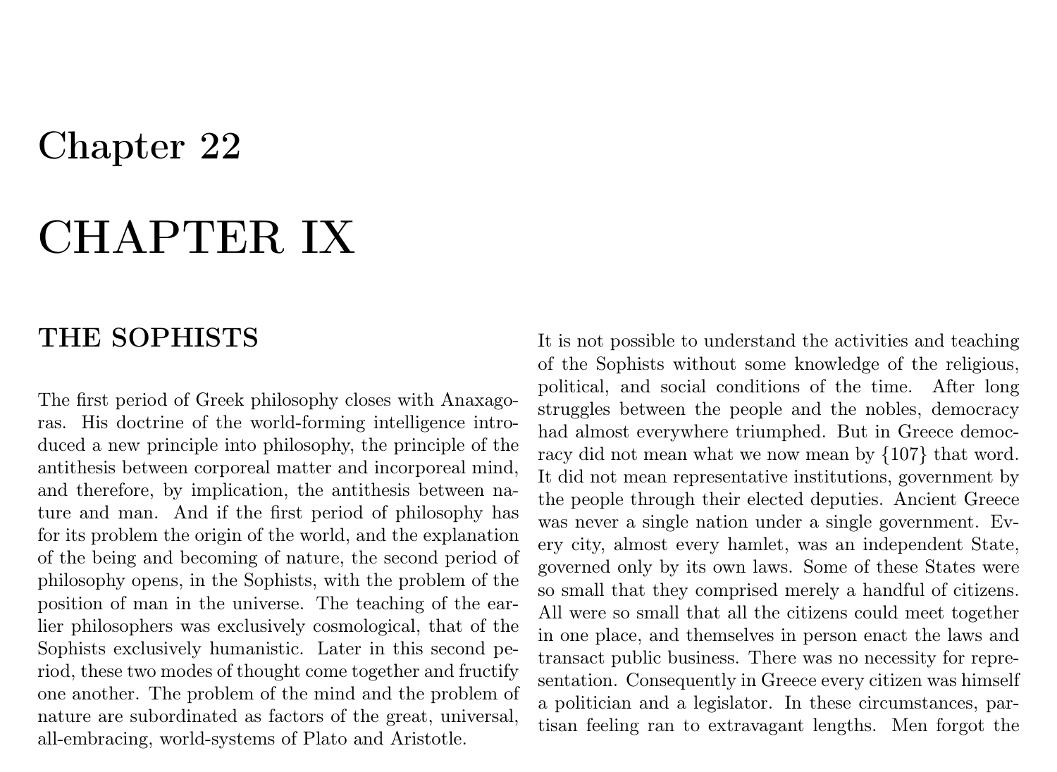# Chapter 22

# CHAPTER IX

## THE SOPHISTS

The first period of Greek philosophy closes with Anaxagoras. His doctrine of the world-forming intelligence introduced a new principle into philosophy, the principle of the antithesis between corporeal matter and incorporeal mind, and therefore, by implication, the antithesis between nature and man. And if the first period of philosophy has for its problem the origin of the world, and the explanation of the being and becoming of nature, the second period of philosophy opens, in the Sophists, with the problem of the position of man in the universe. The teaching of the earlier philosophers was exclusively cosmological, that of the Sophists exclusively humanistic. Later in this second period, these two modes of thought come together and fructify one another. The problem of the mind and the problem of nature are subordinated as factors of the great, universal, all-embracing, world-systems of Plato and Aristotle.

It is not possible to understand the activities and teaching of the Sophists without some knowledge of the religious, political, and social conditions of the time. After long struggles between the people and the nobles, democracy had almost everywhere triumphed. But in Greece democracy did not mean what we now mean by {107} that word. It did not mean representative institutions, government by the people through their elected deputies. Ancient Greece was never a single nation under a single government. Every city, almost every hamlet, was an independent State, governed only by its own laws. Some of these States were so small that they comprised merely a handful of citizens. All were so small that all the citizens could meet together in one place, and themselves in person enact the laws and transact public business. There was no necessity for representation. Consequently in Greece every citizen was himself a politician and a legislator. In these circumstances, partisan feeling ran to extravagant lengths. Men forgot the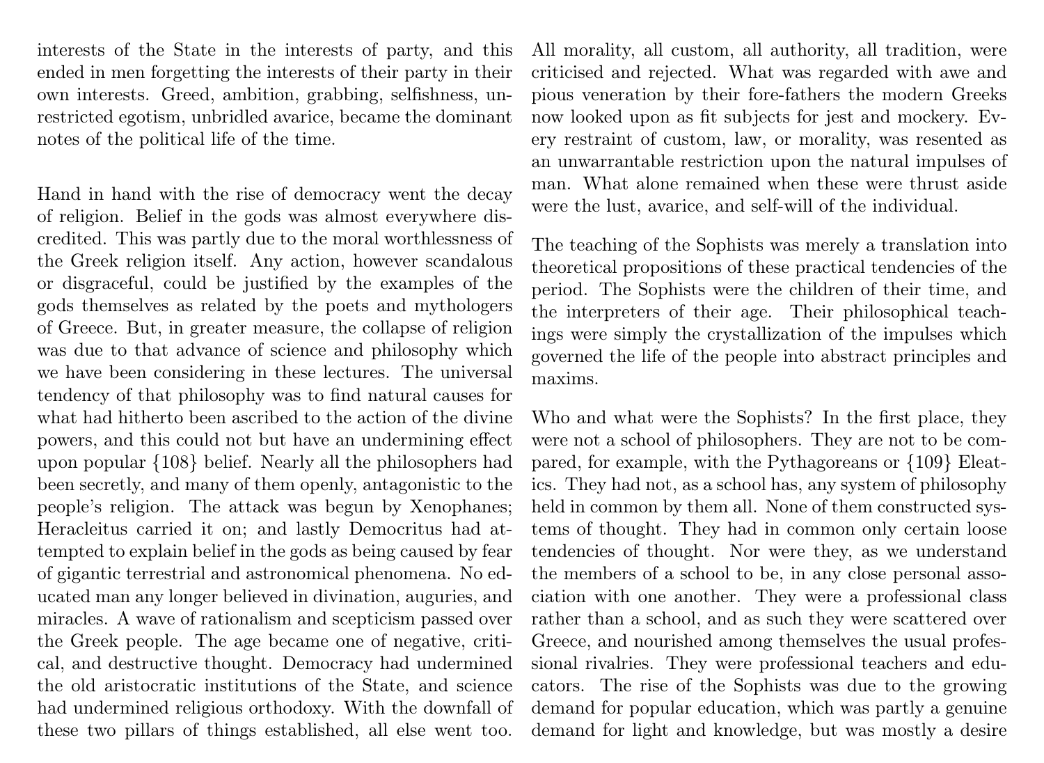interests of the State in the interests of party, and this ended in men forgetting the interests of their party in their own interests. Greed, ambition, grabbing, selfishness, unrestricted egotism, unbridled avarice, became the dominant notes of the political life of the time.

Hand in hand with the rise of democracy went the decay of religion. Belief in the gods was almost everywhere discredited. This was partly due to the moral worthlessness of the Greek religion itself. Any action, however scandalous or disgraceful, could be justified by the examples of the gods themselves as related by the poets and mythologers of Greece. But, in greater measure, the collapse of religion was due to that advance of science and philosophy which we have been considering in these lectures. The universal tendency of that philosophy was to find natural causes for what had hitherto been ascribed to the action of the divine powers, and this could not but have an undermining effect upon popular {108} belief. Nearly all the philosophers had been secretly, and many of them openly, antagonistic to the people's religion. The attack was begun by Xenophanes; Heracleitus carried it on; and lastly Democritus had attempted to explain belief in the gods as being caused by fear of gigantic terrestrial and astronomical phenomena. No educated man any longer believed in divination, auguries, and miracles. A wave of rationalism and scepticism passed over the Greek people. The age became one of negative, critical, and destructive thought. Democracy had undermined the old aristocratic institutions of the State, and science had undermined religious orthodoxy. With the downfall of these two pillars of things established, all else went too. All morality, all custom, all authority, all tradition, were criticised and rejected. What was regarded with awe and pious veneration by their fore-fathers the modern Greeks now looked upon as fit subjects for jest and mockery. Every restraint of custom, law, or morality, was resented as an unwarrantable restriction upon the natural impulses of man. What alone remained when these were thrust aside were the lust, avarice, and self-will of the individual.

The teaching of the Sophists was merely a translation into theoretical propositions of these practical tendencies of the period. The Sophists were the children of their time, and the interpreters of their age. Their philosophical teachings were simply the crystallization of the impulses which governed the life of the people into abstract principles and maxims.

Who and what were the Sophists? In the first place, they were not a school of philosophers. They are not to be compared, for example, with the Pythagoreans or {109} Eleatics. They had not, as a school has, any system of philosophy held in common by them all. None of them constructed systems of thought. They had in common only certain loose tendencies of thought. Nor were they, as we understand the members of a school to be, in any close personal association with one another. They were a professional class rather than a school, and as such they were scattered over Greece, and nourished among themselves the usual professional rivalries. They were professional teachers and educators. The rise of the Sophists was due to the growing demand for popular education, which was partly a genuine demand for light and knowledge, but was mostly a desire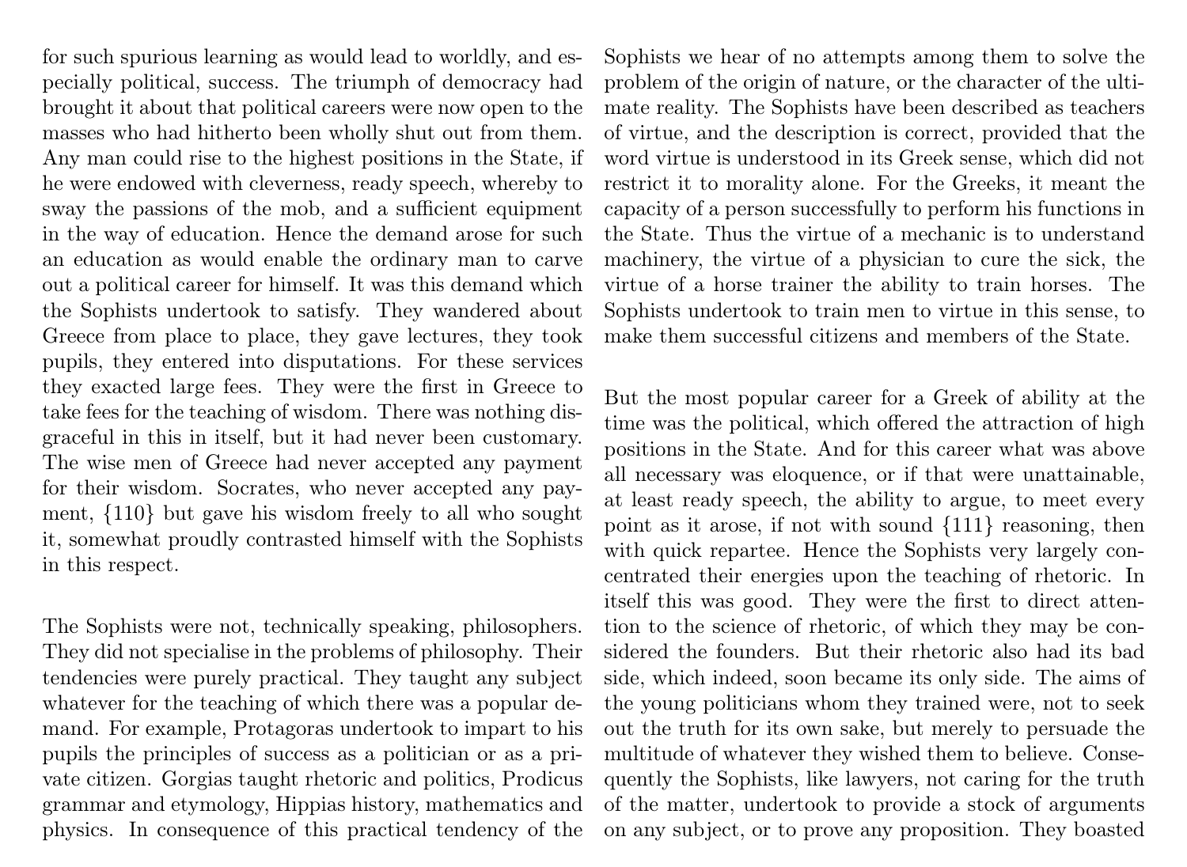for such spurious learning as would lead to worldly, and especially political, success. The triumph of democracy had brought it about that political careers were now open to the masses who had hitherto been wholly shut out from them. Any man could rise to the highest positions in the State, if he were endowed with cleverness, ready speech, whereby to sway the passions of the mob, and a sufficient equipment in the way of education. Hence the demand arose for such an education as would enable the ordinary man to carve out a political career for himself. It was this demand which the Sophists undertook to satisfy. They wandered about Greece from place to place, they gave lectures, they took pupils, they entered into disputations. For these services they exacted large fees. They were the first in Greece to take fees for the teaching of wisdom. There was nothing disgraceful in this in itself, but it had never been customary. The wise men of Greece had never accepted any payment for their wisdom. Socrates, who never accepted any payment, {110} but gave his wisdom freely to all who sought it, somewhat proudly contrasted himself with the Sophists in this respect.

The Sophists were not, technically speaking, philosophers. They did not specialise in the problems of philosophy. Their tendencies were purely practical. They taught any subject whatever for the teaching of which there was a popular demand. For example, Protagoras undertook to impart to his pupils the principles of success as a politician or as a private citizen. Gorgias taught rhetoric and politics, Prodicus grammar and etymology, Hippias history, mathematics and physics. In consequence of this practical tendency of the Sophists we hear of no attempts among them to solve the problem of the origin of nature, or the character of the ultimate reality. The Sophists have been described as teachers of virtue, and the description is correct, provided that the word virtue is understood in its Greek sense, which did not restrict it to morality alone. For the Greeks, it meant the capacity of a person successfully to perform his functions in the State. Thus the virtue of a mechanic is to understand machinery, the virtue of a physician to cure the sick, the virtue of a horse trainer the ability to train horses. The Sophists undertook to train men to virtue in this sense, to make them successful citizens and members of the State.

But the most popular career for a Greek of ability at the time was the political, which offered the attraction of high positions in the State. And for this career what was above all necessary was eloquence, or if that were unattainable, at least ready speech, the ability to argue, to meet every point as it arose, if not with sound {111} reasoning, then with quick repartee. Hence the Sophists very largely concentrated their energies upon the teaching of rhetoric. In itself this was good. They were the first to direct attention to the science of rhetoric, of which they may be considered the founders. But their rhetoric also had its bad side, which indeed, soon became its only side. The aims of the young politicians whom they trained were, not to seek out the truth for its own sake, but merely to persuade the multitude of whatever they wished them to believe. Consequently the Sophists, like lawyers, not caring for the truth of the matter, undertook to provide a stock of arguments on any subject, or to prove any proposition. They boasted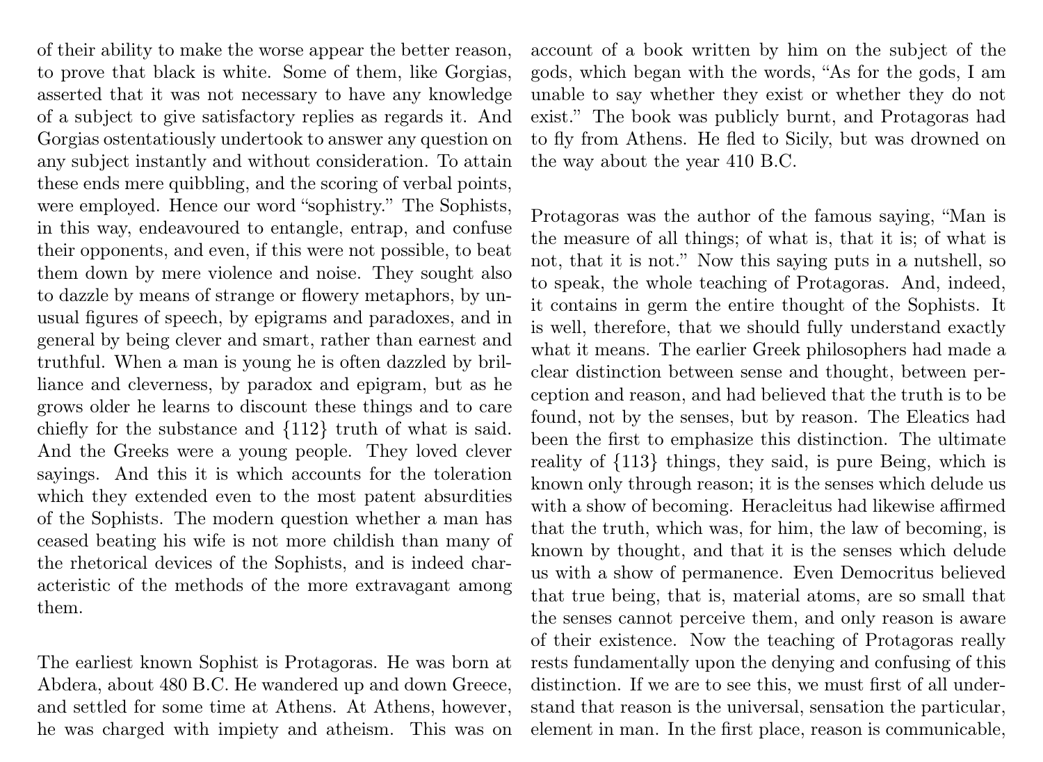of their ability to make the worse appear the better reason, to prove that black is white. Some of them, like Gorgias, asserted that it was not necessary to have any knowledge of a subject to give satisfactory replies as regards it. And Gorgias ostentatiously undertook to answer any question on any subject instantly and without consideration. To attain these ends mere quibbling, and the scoring of verbal points, were employed. Hence our word "sophistry." The Sophists, in this way, endeavoured to entangle, entrap, and confuse their opponents, and even, if this were not possible, to beat them down by mere violence and noise. They sought also to dazzle by means of strange or flowery metaphors, by unusual figures of speech, by epigrams and paradoxes, and in general by being clever and smart, rather than earnest and truthful. When a man is young he is often dazzled by brilliance and cleverness, by paradox and epigram, but as he grows older he learns to discount these things and to care chiefly for the substance and {112} truth of what is said. And the Greeks were a young people. They loved clever sayings. And this it is which accounts for the toleration which they extended even to the most patent absurdities of the Sophists. The modern question whether a man has ceased beating his wife is not more childish than many of the rhetorical devices of the Sophists, and is indeed characteristic of the methods of the more extravagant among them.

The earliest known Sophist is Protagoras. He was born at Abdera, about 480 B.C. He wandered up and down Greece, and settled for some time at Athens. At Athens, however, he was charged with impiety and atheism. This was on account of a book written by him on the subject of the gods, which began with the words, "As for the gods, I am unable to say whether they exist or whether they do not exist." The book was publicly burnt, and Protagoras had to fly from Athens. He fled to Sicily, but was drowned on the way about the year 410 B.C.

Protagoras was the author of the famous saying, "Man is the measure of all things; of what is, that it is; of what is not, that it is not." Now this saying puts in a nutshell, so to speak, the whole teaching of Protagoras. And, indeed, it contains in germ the entire thought of the Sophists. It is well, therefore, that we should fully understand exactly what it means. The earlier Greek philosophers had made a clear distinction between sense and thought, between perception and reason, and had believed that the truth is to be found, not by the senses, but by reason. The Eleatics had been the first to emphasize this distinction. The ultimate reality of {113} things, they said, is pure Being, which is known only through reason; it is the senses which delude us with a show of becoming. Heracleitus had likewise affirmed that the truth, which was, for him, the law of becoming, is known by thought, and that it is the senses which delude us with a show of permanence. Even Democritus believed that true being, that is, material atoms, are so small that the senses cannot perceive them, and only reason is aware of their existence. Now the teaching of Protagoras really rests fundamentally upon the denying and confusing of this distinction. If we are to see this, we must first of all understand that reason is the universal, sensation the particular, element in man. In the first place, reason is communicable,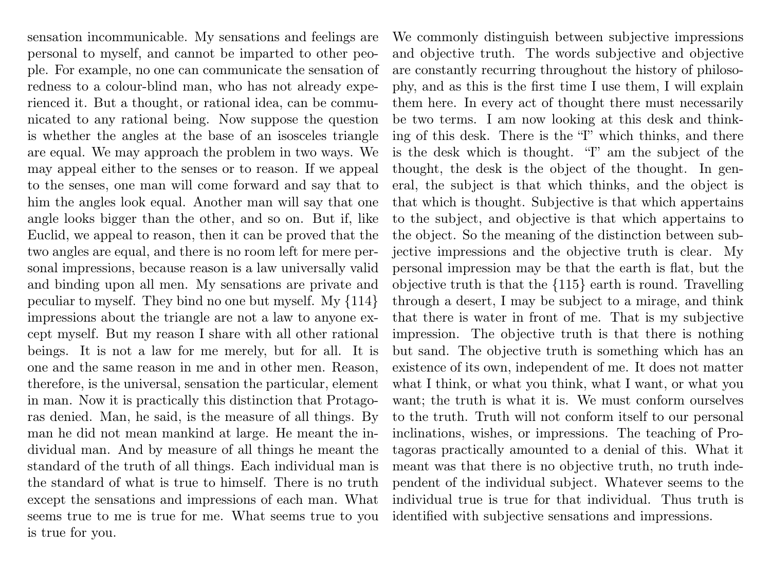sensation incommunicable. My sensations and feelings are personal to myself, and cannot be imparted to other people. For example, no one can communicate the sensation of redness to a colour-blind man, who has not already experienced it. But a thought, or rational idea, can be communicated to any rational being. Now suppose the question is whether the angles at the base of an isosceles triangle are equal. We may approach the problem in two ways. We may appeal either to the senses or to reason. If we appeal to the senses, one man will come forward and say that to him the angles look equal. Another man will say that one angle looks bigger than the other, and so on. But if, like Euclid, we appeal to reason, then it can be proved that the two angles are equal, and there is no room left for mere personal impressions, because reason is a law universally valid and binding upon all men. My sensations are private and peculiar to myself. They bind no one but myself. My {114} impressions about the triangle are not a law to anyone except myself. But my reason I share with all other rational beings. It is not a law for me merely, but for all. It is one and the same reason in me and in other men. Reason, therefore, is the universal, sensation the particular, element in man. Now it is practically this distinction that Protagoras denied. Man, he said, is the measure of all things. By man he did not mean mankind at large. He meant the individual man. And by measure of all things he meant the standard of the truth of all things. Each individual man is the standard of what is true to himself. There is no truth except the sensations and impressions of each man. What seems true to me is true for me. What seems true to you is true for you.

We commonly distinguish between subjective impressions and objective truth. The words subjective and objective are constantly recurring throughout the history of philosophy, and as this is the first time I use them, I will explain them here. In every act of thought there must necessarily be two terms. I am now looking at this desk and thinking of this desk. There is the "I" which thinks, and there is the desk which is thought. "I" am the subject of the thought, the desk is the object of the thought. In general, the subject is that which thinks, and the object is that which is thought. Subjective is that which appertains to the subject, and objective is that which appertains to the object. So the meaning of the distinction between subjective impressions and the objective truth is clear. My personal impression may be that the earth is flat, but the objective truth is that the {115} earth is round. Travelling through a desert, I may be subject to a mirage, and think that there is water in front of me. That is my subjective impression. The objective truth is that there is nothing but sand. The objective truth is something which has an existence of its own, independent of me. It does not matter what I think, or what you think, what I want, or what you want; the truth is what it is. We must conform ourselves to the truth. Truth will not conform itself to our personal inclinations, wishes, or impressions. The teaching of Protagoras practically amounted to a denial of this. What it meant was that there is no objective truth, no truth independent of the individual subject. Whatever seems to the individual true is true for that individual. Thus truth is identified with subjective sensations and impressions.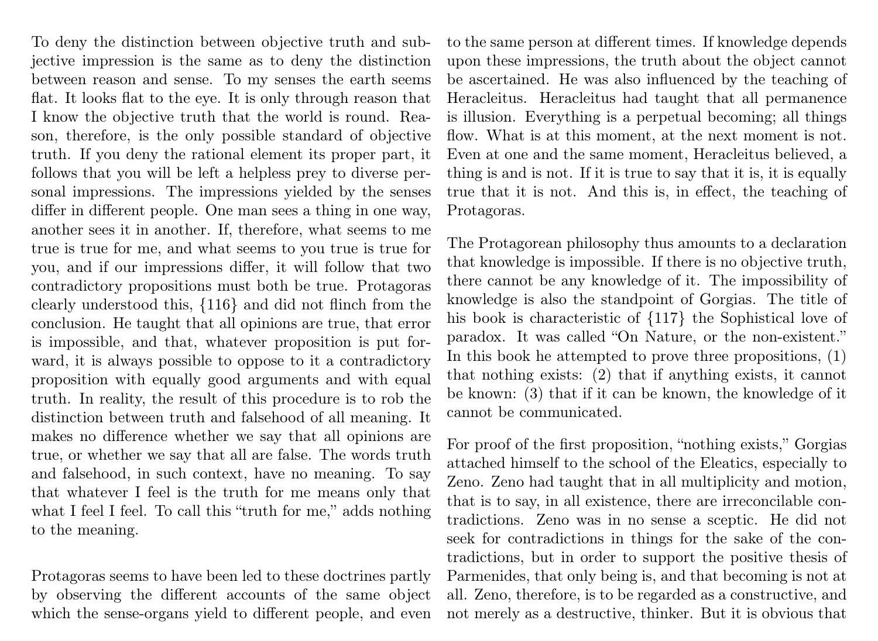To deny the distinction between objective truth and subjective impression is the same as to deny the distinction between reason and sense. To my senses the earth seems flat. It looks flat to the eye. It is only through reason that I know the objective truth that the world is round. Reason, therefore, is the only possible standard of objective truth. If you deny the rational element its proper part, it follows that you will be left a helpless prey to diverse personal impressions. The impressions yielded by the senses differ in different people. One man sees a thing in one way, another sees it in another. If, therefore, what seems to me true is true for me, and what seems to you true is true for you, and if our impressions differ, it will follow that two contradictory propositions must both be true. Protagoras clearly understood this, {116} and did not flinch from the conclusion. He taught that all opinions are true, that error is impossible, and that, whatever proposition is put forward, it is always possible to oppose to it a contradictory proposition with equally good arguments and with equal truth. In reality, the result of this procedure is to rob the distinction between truth and falsehood of all meaning. It makes no difference whether we say that all opinions are true, or whether we say that all are false. The words truth and falsehood, in such context, have no meaning. To say that whatever I feel is the truth for me means only that what I feel I feel. To call this "truth for me," adds nothing to the meaning.

Protagoras seems to have been led to these doctrines partly by observing the different accounts of the same object which the sense-organs yield to different people, and even to the same person at different times. If knowledge depends upon these impressions, the truth about the object cannot be ascertained. He was also influenced by the teaching of Heracleitus. Heracleitus had taught that all permanence is illusion. Everything is a perpetual becoming; all things flow. What is at this moment, at the next moment is not. Even at one and the same moment, Heracleitus believed, a thing is and is not. If it is true to say that it is, it is equally true that it is not. And this is, in effect, the teaching of Protagoras.

The Protagorean philosophy thus amounts to a declaration that knowledge is impossible. If there is no objective truth, there cannot be any knowledge of it. The impossibility of knowledge is also the standpoint of Gorgias. The title of his book is characteristic of {117} the Sophistical love of paradox. It was called "On Nature, or the non-existent." In this book he attempted to prove three propositions, (1) that nothing exists: (2) that if anything exists, it cannot be known: (3) that if it can be known, the knowledge of it cannot be communicated.

For proof of the first proposition, "nothing exists," Gorgias attached himself to the school of the Eleatics, especially to Zeno. Zeno had taught that in all multiplicity and motion, that is to say, in all existence, there are irreconcilable contradictions. Zeno was in no sense a sceptic. He did not seek for contradictions in things for the sake of the contradictions, but in order to support the positive thesis of Parmenides, that only being is, and that becoming is not at all. Zeno, therefore, is to be regarded as a constructive, and not merely as a destructive, thinker. But it is obvious that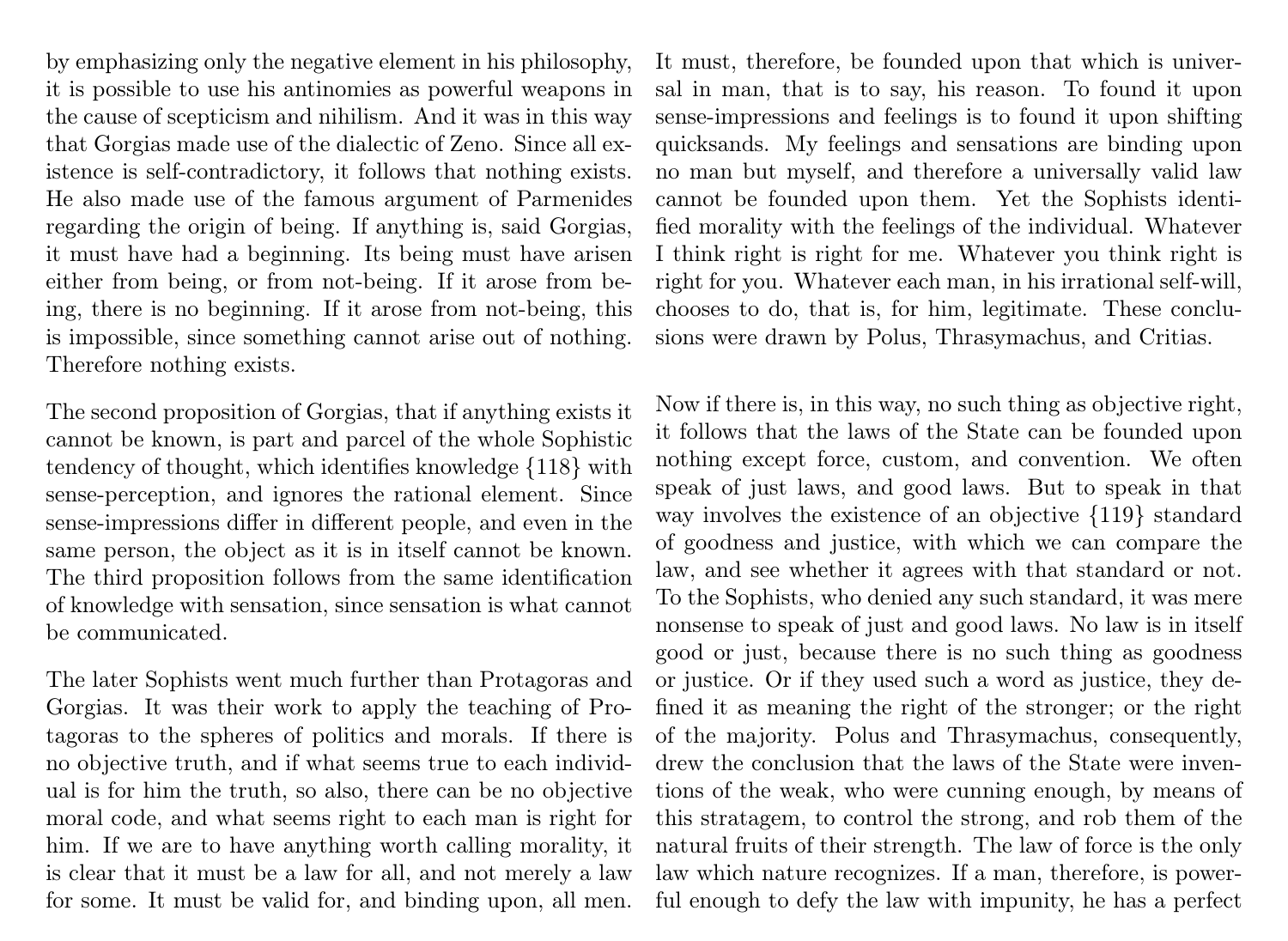by emphasizing only the negative element in his philosophy, it is possible to use his antinomies as powerful weapons in the cause of scepticism and nihilism. And it was in this way that Gorgias made use of the dialectic of Zeno. Since all existence is self-contradictory, it follows that nothing exists. He also made use of the famous argument of Parmenides regarding the origin of being. If anything is, said Gorgias, it must have had a beginning. Its being must have arisen either from being, or from not-being. If it arose from being, there is no beginning. If it arose from not-being, this is impossible, since something cannot arise out of nothing. Therefore nothing exists.

The second proposition of Gorgias, that if anything exists it cannot be known, is part and parcel of the whole Sophistic tendency of thought, which identifies knowledge {118} with sense-perception, and ignores the rational element. Since sense-impressions differ in different people, and even in the same person, the object as it is in itself cannot be known. The third proposition follows from the same identification of knowledge with sensation, since sensation is what cannot be communicated.

The later Sophists went much further than Protagoras and Gorgias. It was their work to apply the teaching of Protagoras to the spheres of politics and morals. If there is no objective truth, and if what seems true to each individual is for him the truth, so also, there can be no objective moral code, and what seems right to each man is right for him. If we are to have anything worth calling morality, it is clear that it must be a law for all, and not merely a law for some. It must be valid for, and binding upon, all men. It must, therefore, be founded upon that which is universal in man, that is to say, his reason. To found it upon sense-impressions and feelings is to found it upon shifting quicksands. My feelings and sensations are binding upon no man but myself, and therefore a universally valid law cannot be founded upon them. Yet the Sophists identified morality with the feelings of the individual. Whatever I think right is right for me. Whatever you think right is right for you. Whatever each man, in his irrational self-will, chooses to do, that is, for him, legitimate. These conclusions were drawn by Polus, Thrasymachus, and Critias.

Now if there is, in this way, no such thing as objective right, it follows that the laws of the State can be founded upon nothing except force, custom, and convention. We often speak of just laws, and good laws. But to speak in that way involves the existence of an objective {119} standard of goodness and justice, with which we can compare the law, and see whether it agrees with that standard or not. To the Sophists, who denied any such standard, it was mere nonsense to speak of just and good laws. No law is in itself good or just, because there is no such thing as goodness or justice. Or if they used such a word as justice, they defined it as meaning the right of the stronger; or the right of the majority. Polus and Thrasymachus, consequently, drew the conclusion that the laws of the State were inventions of the weak, who were cunning enough, by means of this stratagem, to control the strong, and rob them of the natural fruits of their strength. The law of force is the only law which nature recognizes. If a man, therefore, is powerful enough to defy the law with impunity, he has a perfect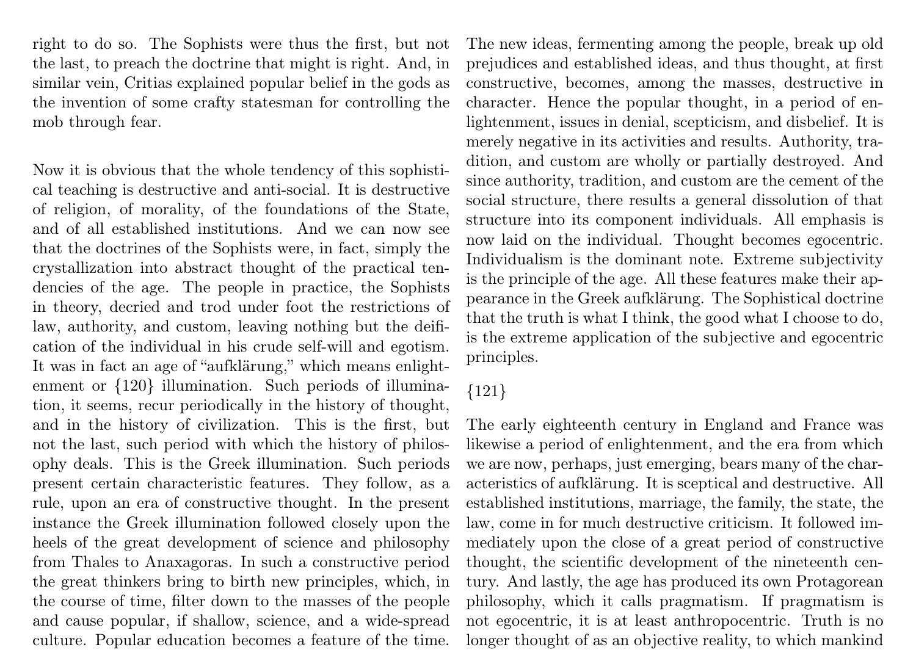right to do so. The Sophists were thus the first, but not the last, to preach the doctrine that might is right. And, in similar vein, Critias explained popular belief in the gods as the invention of some crafty statesman for controlling the mob through fear.

Now it is obvious that the whole tendency of this sophistical teaching is destructive and anti-social. It is destructive of religion, of morality, of the foundations of the State, and of all established institutions. And we can now see that the doctrines of the Sophists were, in fact, simply the crystallization into abstract thought of the practical tendencies of the age. The people in practice, the Sophists in theory, decried and trod under foot the restrictions of law, authority, and custom, leaving nothing but the deification of the individual in his crude self-will and egotism. It was in fact an age of "aufklärung," which means enlightenment or {120} illumination. Such periods of illumination, it seems, recur periodically in the history of thought, and in the history of civilization. This is the first, but not the last, such period with which the history of philosophy deals. This is the Greek illumination. Such periods present certain characteristic features. They follow, as a rule, upon an era of constructive thought. In the present instance the Greek illumination followed closely upon the heels of the great development of science and philosophy from Thales to Anaxagoras. In such a constructive period the great thinkers bring to birth new principles, which, in the course of time, filter down to the masses of the people and cause popular, if shallow, science, and a wide-spread culture. Popular education becomes a feature of the time. The new ideas, fermenting among the people, break up old prejudices and established ideas, and thus thought, at first constructive, becomes, among the masses, destructive in character. Hence the popular thought, in a period of enlightenment, issues in denial, scepticism, and disbelief. It is merely negative in its activities and results. Authority, tradition, and custom are wholly or partially destroyed. And since authority, tradition, and custom are the cement of the social structure, there results a general dissolution of that structure into its component individuals. All emphasis is now laid on the individual. Thought becomes egocentric. Individualism is the dominant note. Extreme subjectivity is the principle of the age. All these features make their appearance in the Greek aufklärung. The Sophistical doctrine that the truth is what I think, the good what I choose to do, is the extreme application of the subjective and egocentric principles.

{121}

The early eighteenth century in England and France was likewise a period of enlightenment, and the era from which we are now, perhaps, just emerging, bears many of the characteristics of aufklärung. It is sceptical and destructive. All established institutions, marriage, the family, the state, the law, come in for much destructive criticism. It followed immediately upon the close of a great period of constructive thought, the scientific development of the nineteenth century. And lastly, the age has produced its own Protagorean philosophy, which it calls pragmatism. If pragmatism is not egocentric, it is at least anthropocentric. Truth is no longer thought of as an objective reality, to which mankind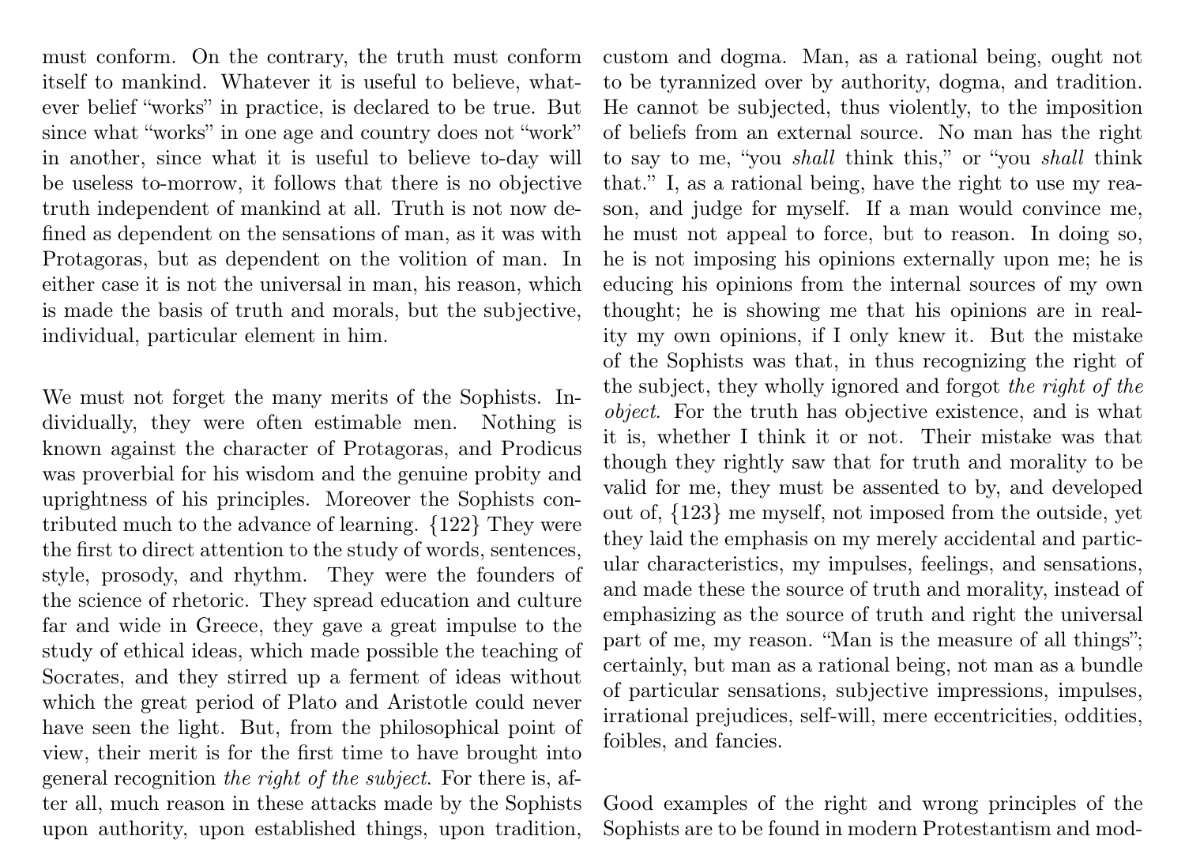must conform. On the contrary, the truth must conform itself to mankind. Whatever it is useful to believe, whatever belief "works" in practice, is declared to be true. But since what "works" in one age and country does not "work" in another, since what it is useful to believe to-day will be useless to-morrow, it follows that there is no objective truth independent of mankind at all. Truth is not now defined as dependent on the sensations of man, as it was with Protagoras, but as dependent on the volition of man. In either case it is not the universal in man, his reason, which is made the basis of truth and morals, but the subjective, individual, particular element in him.

We must not forget the many merits of the Sophists. Individually, they were often estimable men. Nothing is known against the character of Protagoras, and Prodicus was proverbial for his wisdom and the genuine probity and uprightness of his principles. Moreover the Sophists contributed much to the advance of learning. {122} They were the first to direct attention to the study of words, sentences, style, prosody, and rhythm. They were the founders of the science of rhetoric. They spread education and culture far and wide in Greece, they gave a great impulse to the study of ethical ideas, which made possible the teaching of Socrates, and they stirred up a ferment of ideas without which the great period of Plato and Aristotle could never have seen the light. But, from the philosophical point of view, their merit is for the first time to have brought into general recognition *the right of the subject*. For there is, after all, much reason in these attacks made by the Sophists upon authority, upon established things, upon tradition, custom and dogma. Man, as a rational being, ought not to be tyrannized over by authority, dogma, and tradition. He cannot be subjected, thus violently, to the imposition of beliefs from an external source. No man has the right to say to me, "you *shall* think this," or "you *shall* think that." I, as a rational being, have the right to use my reason, and judge for myself. If a man would convince me, he must not appeal to force, but to reason. In doing so, he is not imposing his opinions externally upon me; he is educing his opinions from the internal sources of my own thought; he is showing me that his opinions are in reality my own opinions, if I only knew it. But the mistake of the Sophists was that, in thus recognizing the right of the subject, they wholly ignored and forgot *the right of the object*. For the truth has objective existence, and is what it is, whether I think it or not. Their mistake was that though they rightly saw that for truth and morality to be valid for me, they must be assented to by, and developed out of, {123} me myself, not imposed from the outside, yet they laid the emphasis on my merely accidental and particular characteristics, my impulses, feelings, and sensations, and made these the source of truth and morality, instead of emphasizing as the source of truth and right the universal part of me, my reason. "Man is the measure of all things"; certainly, but man as a rational being, not man as a bundle of particular sensations, subjective impressions, impulses, irrational prejudices, self-will, mere eccentricities, oddities, foibles, and fancies.

Good examples of the right and wrong principles of the Sophists are to be found in modern Protestantism and mod-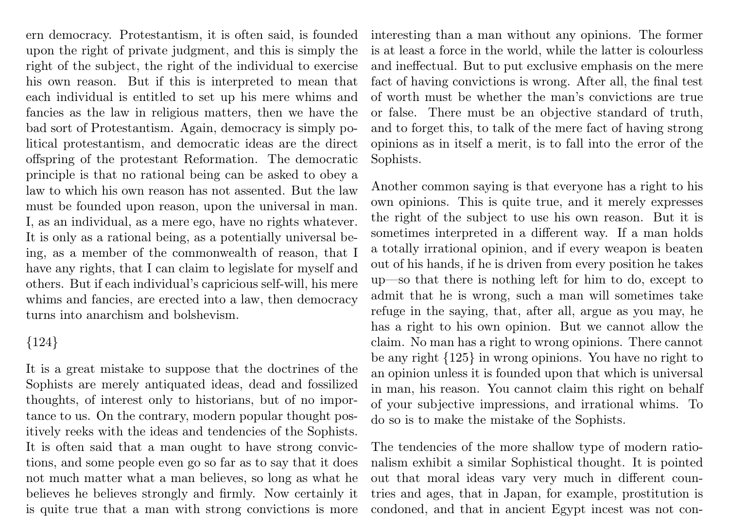ern democracy. Protestantism, it is often said, is founded upon the right of private judgment, and this is simply the right of the subject, the right of the individual to exercise his own reason. But if this is interpreted to mean that each individual is entitled to set up his mere whims and fancies as the law in religious matters, then we have the bad sort of Protestantism. Again, democracy is simply political protestantism, and democratic ideas are the direct offspring of the protestant Reformation. The democratic principle is that no rational being can be asked to obey a law to which his own reason has not assented. But the law must be founded upon reason, upon the universal in man. I, as an individual, as a mere ego, have no rights whatever. It is only as a rational being, as a potentially universal being, as a member of the commonwealth of reason, that I have any rights, that I can claim to legislate for myself and others. But if each individual's capricious self-will, his mere whims and fancies, are erected into a law, then democracy turns into anarchism and bolshevism.

{124}

It is a great mistake to suppose that the doctrines of the Sophists are merely antiquated ideas, dead and fossilized thoughts, of interest only to historians, but of no importance to us. On the contrary, modern popular thought positively reeks with the ideas and tendencies of the Sophists. It is often said that a man ought to have strong convictions, and some people even go so far as to say that it does not much matter what a man believes, so long as what he believes he believes strongly and firmly. Now certainly it is quite true that a man with strong convictions is more interesting than a man without any opinions. The former is at least a force in the world, while the latter is colourless and ineffectual. But to put exclusive emphasis on the mere fact of having convictions is wrong. After all, the final test of worth must be whether the man's convictions are true or false. There must be an objective standard of truth, and to forget this, to talk of the mere fact of having strong opinions as in itself a merit, is to fall into the error of the Sophists.

Another common saying is that everyone has a right to his own opinions. This is quite true, and it merely expresses the right of the subject to use his own reason. But it is sometimes interpreted in a different way. If a man holds a totally irrational opinion, and if every weapon is beaten out of his hands, if he is driven from every position he takes up—so that there is nothing left for him to do, except to admit that he is wrong, such a man will sometimes take refuge in the saying, that, after all, argue as you may, he has a right to his own opinion. But we cannot allow the claim. No man has a right to wrong opinions. There cannot be any right {125} in wrong opinions. You have no right to an opinion unless it is founded upon that which is universal in man, his reason. You cannot claim this right on behalf of your subjective impressions, and irrational whims. To do so is to make the mistake of the Sophists.

The tendencies of the more shallow type of modern rationalism exhibit a similar Sophistical thought. It is pointed out that moral ideas vary very much in different countries and ages, that in Japan, for example, prostitution is condoned, and that in ancient Egypt incest was not con-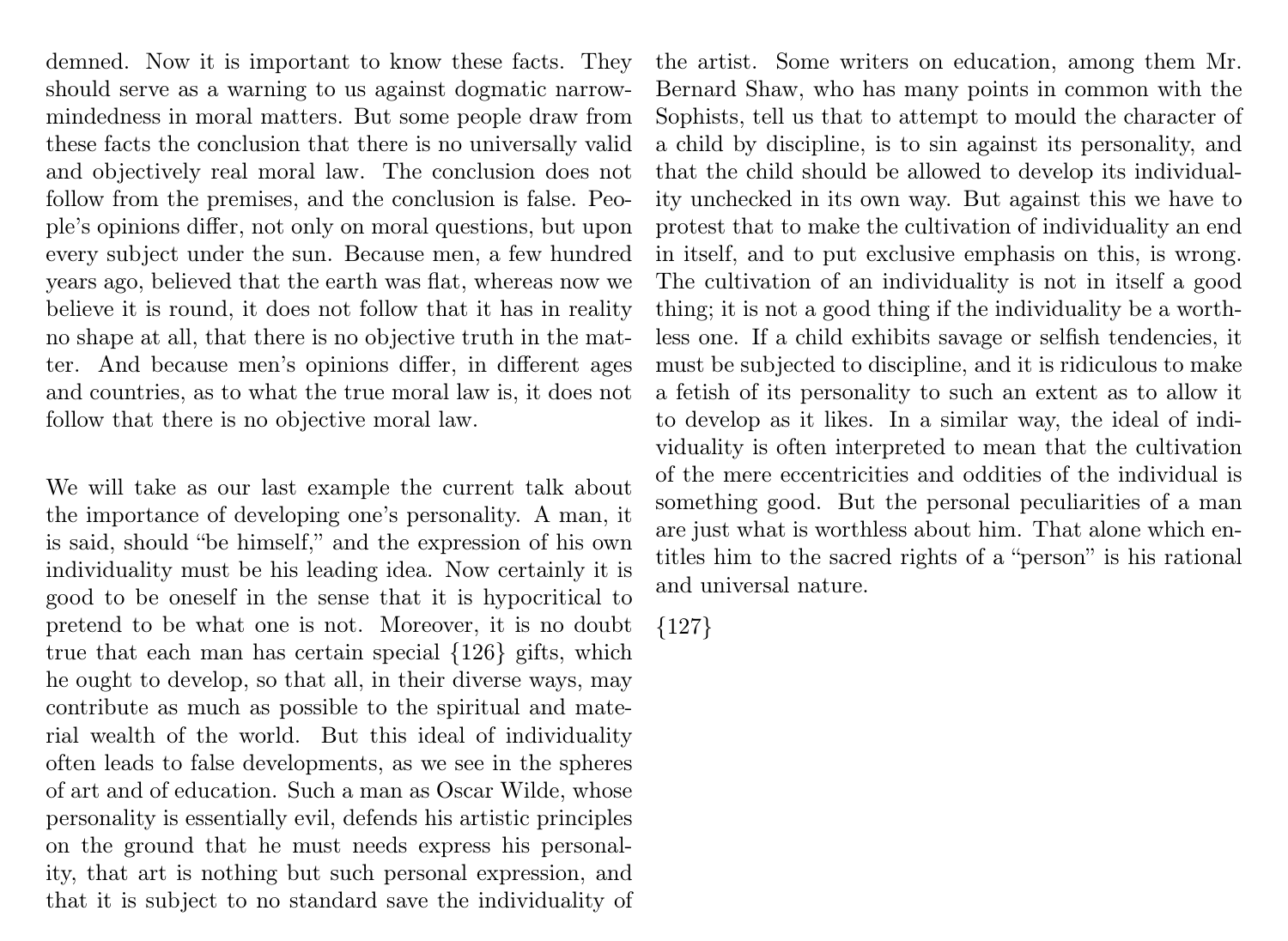demned. Now it is important to know these facts. They should serve as a warning to us against dogmatic narrow-mindedness in moral matters. But some people draw from these facts the conclusion that there is no universally valid and objectively real moral law. The conclusion does not follow from the premises, and the conclusion is false. People's opinions differ, not only on moral questions, but upon every subject under the sun. Because men, a few hundred years ago, believed that the earth was flat, whereas now we believe it is round, it does not follow that it has in reality no shape at all, that there is no objective truth in the matter. And because men's opinions differ, in different ages and countries, as to what the true moral law is, it does not follow that there is no objective moral law.

We will take as our last example the current talk about the importance of developing one's personality. A man, it is said, should "be himself," and the expression of his own individuality must be his leading idea. Now certainly it is good to be oneself in the sense that it is hypocritical to pretend to be what one is not. Moreover, it is no doubt true that each man has certain special {126} gifts, which he ought to develop, so that all, in their diverse ways, may contribute as much as possible to the spiritual and material wealth of the world. But this ideal of individuality often leads to false developments, as we see in the spheres of art and of education. Such a man as Oscar Wilde, whose personality is essentially evil, defends his artistic principles on the ground that he must needs express his personality, that art is nothing but such personal expression, and that it is subject to no standard save the individuality of the artist. Some writers on education, among them Mr. Bernard Shaw, who has many points in common with the Sophists, tell us that to attempt to mould the character of a child by discipline, is to sin against its personality, and that the child should be allowed to develop its individuality unchecked in its own way. But against this we have to protest that to make the cultivation of individuality an end in itself, and to put exclusive emphasis on this, is wrong. The cultivation of an individuality is not in itself a good thing; it is not a good thing if the individuality be a worthless one. If a child exhibits savage or selfish tendencies, it must be subjected to discipline, and it is ridiculous to make a fetish of its personality to such an extent as to allow it to develop as it likes. In a similar way, the ideal of individuality is often interpreted to mean that the cultivation of the mere eccentricities and oddities of the individual is something good. But the personal peculiarities of a man are just what is worthless about him. That alone which entitles him to the sacred rights of a "person" is his rational and universal nature.

{127}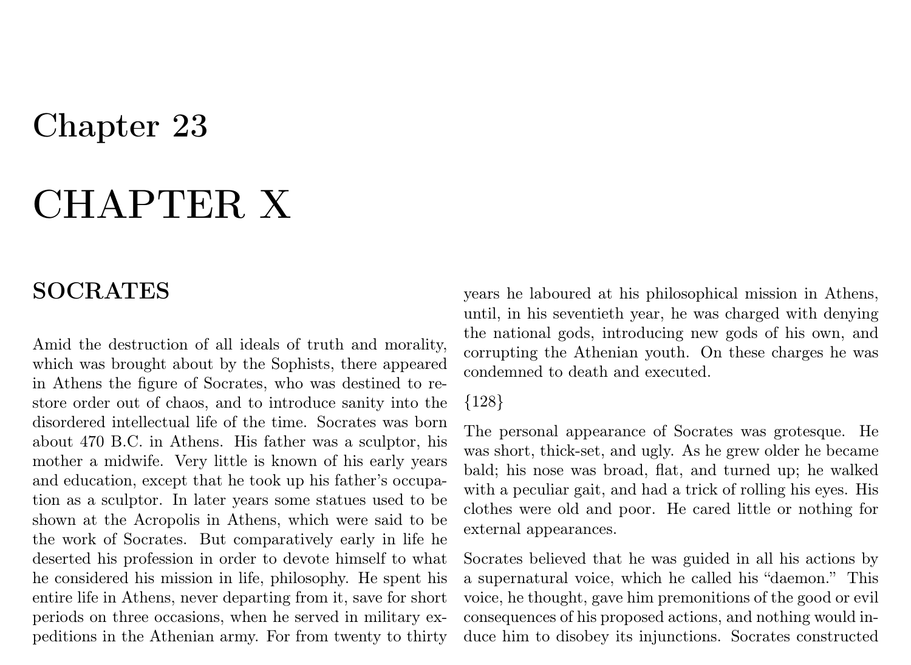# Chapter 23

# CHAPTER X

## SOCRATES

Amid the destruction of all ideals of truth and morality, which was brought about by the Sophists, there appeared in Athens the figure of Socrates, who was destined to restore order out of chaos, and to introduce sanity into the disordered intellectual life of the time. Socrates was born about 470 B.C. in Athens. His father was a sculptor, his mother a midwife. Very little is known of his early years and education, except that he took up his father's occupation as a sculptor. In later years some statues used to be shown at the Acropolis in Athens, which were said to be the work of Socrates. But comparatively early in life he deserted his profession in order to devote himself to what he considered his mission in life, philosophy. He spent his entire life in Athens, never departing from it, save for short periods on three occasions, when he served in military expeditions in the Athenian army. For from twenty to thirty years he laboured at his philosophical mission in Athens, until, in his seventieth year, he was charged with denying the national gods, introducing new gods of his own, and corrupting the Athenian youth. On these charges he was condemned to death and executed.

{128}

The personal appearance of Socrates was grotesque. He was short, thick-set, and ugly. As he grew older he became bald; his nose was broad, flat, and turned up; he walked with a peculiar gait, and had a trick of rolling his eyes. His clothes were old and poor. He cared little or nothing for external appearances.

Socrates believed that he was guided in all his actions by a supernatural voice, which he called his "daemon." This voice, he thought, gave him premonitions of the good or evil consequences of his proposed actions, and nothing would induce him to disobey its injunctions. Socrates constructed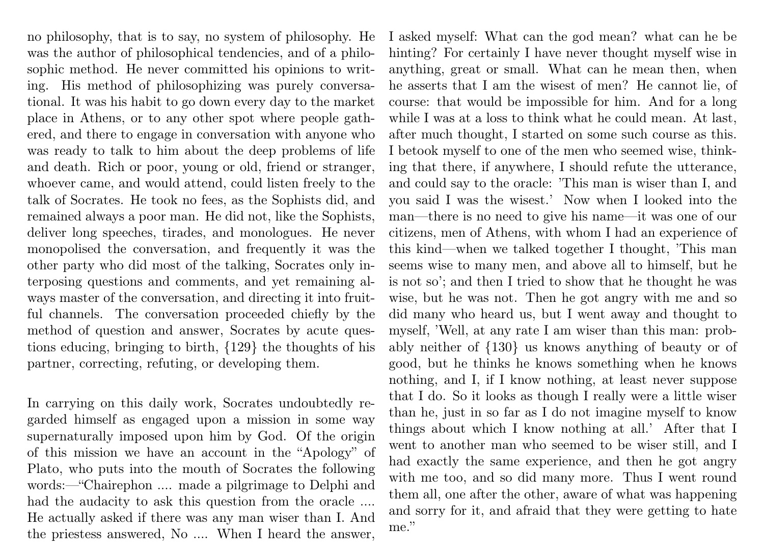no philosophy, that is to say, no system of philosophy. He was the author of philosophical tendencies, and of a philosophic method. He never committed his opinions to writing. His method of philosophizing was purely conversational. It was his habit to go down every day to the market place in Athens, or to any other spot where people gathered, and there to engage in conversation with anyone who was ready to talk to him about the deep problems of life and death. Rich or poor, young or old, friend or stranger, whoever came, and would attend, could listen freely to the talk of Socrates. He took no fees, as the Sophists did, and remained always a poor man. He did not, like the Sophists, deliver long speeches, tirades, and monologues. He never monopolised the conversation, and frequently it was the other party who did most of the talking, Socrates only interposing questions and comments, and yet remaining always master of the conversation, and directing it into fruitful channels. The conversation proceeded chiefly by the method of question and answer, Socrates by acute questions educing, bringing to birth, {129} the thoughts of his partner, correcting, refuting, or developing them.

In carrying on this daily work, Socrates undoubtedly regarded himself as engaged upon a mission in some way supernaturally imposed upon him by God. Of the origin of this mission we have an account in the "Apology" of Plato, who puts into the mouth of Socrates the following words:—"Chairephon .... made a pilgrimage to Delphi and had the audacity to ask this question from the oracle .... He actually asked if there was any man wiser than I. And the priestess answered, No .... When I heard the answer, I asked myself: What can the god mean? what can he be hinting? For certainly I have never thought myself wise in anything, great or small. What can he mean then, when he asserts that I am the wisest of men? He cannot lie, of course: that would be impossible for him. And for a long while I was at a loss to think what he could mean. At last, after much thought, I started on some such course as this. I betook myself to one of the men who seemed wise, thinking that there, if anywhere, I should refute the utterance, and could say to the oracle: 'This man is wiser than I, and you said I was the wisest.' Now when I looked into the man—there is no need to give his name—it was one of our citizens, men of Athens, with whom I had an experience of this kind—when we talked together I thought, 'This man seems wise to many men, and above all to himself, but he is not so'; and then I tried to show that he thought he was wise, but he was not. Then he got angry with me and so did many who heard us, but I went away and thought to myself, 'Well, at any rate I am wiser than this man: probably neither of {130} us knows anything of beauty or of good, but he thinks he knows something when he knows nothing, and I, if I know nothing, at least never suppose that I do. So it looks as though I really were a little wiser than he, just in so far as I do not imagine myself to know things about which I know nothing at all.' After that I went to another man who seemed to be wiser still, and I had exactly the same experience, and then he got angry with me too, and so did many more. Thus I went round them all, one after the other, aware of what was happening and sorry for it, and afraid that they were getting to hate me."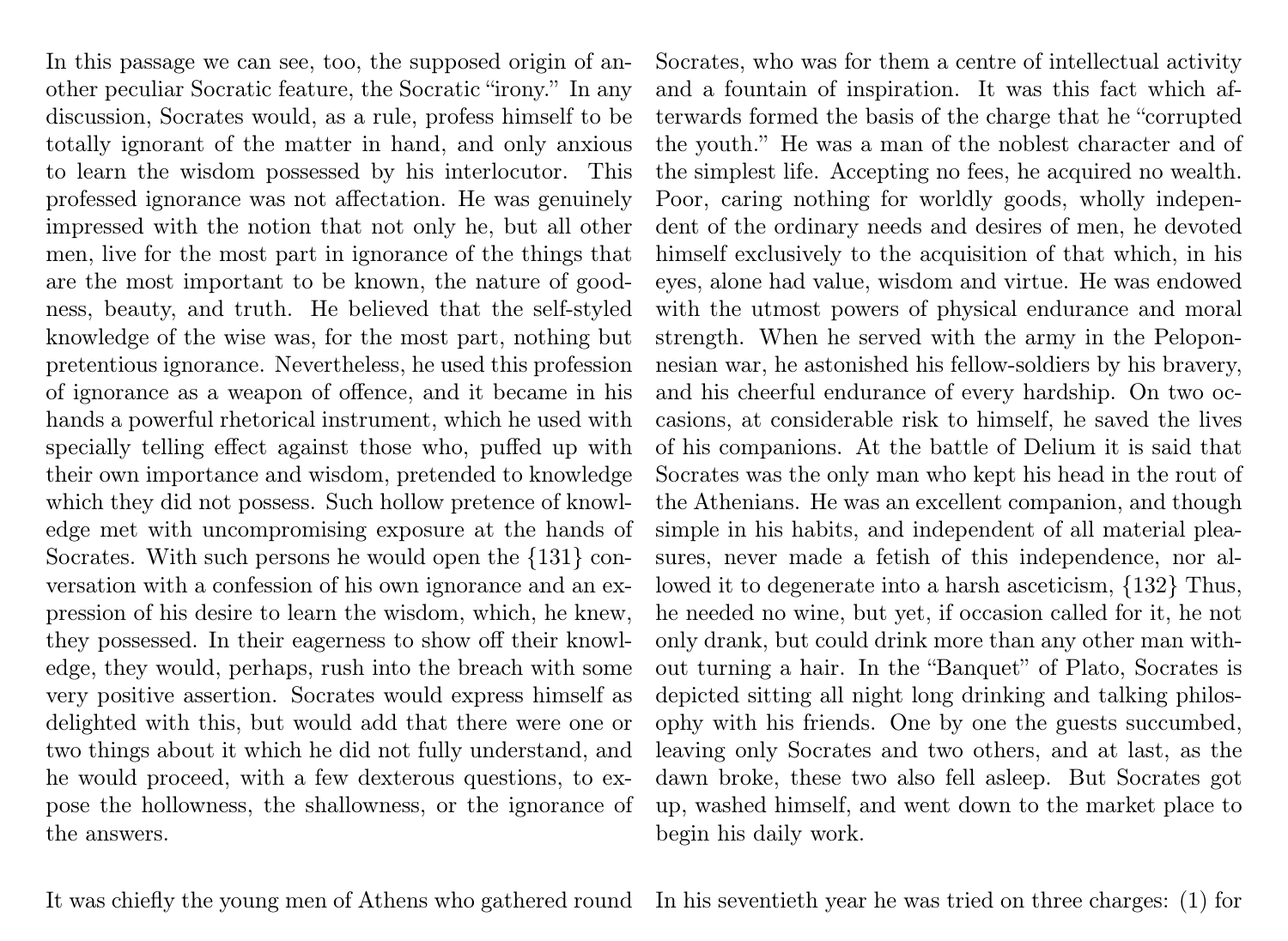In this passage we can see, too, the supposed origin of another peculiar Socratic feature, the Socratic "irony." In any discussion, Socrates would, as a rule, profess himself to be totally ignorant of the matter in hand, and only anxious to learn the wisdom possessed by his interlocutor. This professed ignorance was not affectation. He was genuinely impressed with the notion that not only he, but all other men, live for the most part in ignorance of the things that are the most important to be known, the nature of goodness, beauty, and truth. He believed that the self-styled knowledge of the wise was, for the most part, nothing but pretentious ignorance. Nevertheless, he used this profession of ignorance as a weapon of offence, and it became in his hands a powerful rhetorical instrument, which he used with specially telling effect against those who, puffed up with their own importance and wisdom, pretended to knowledge which they did not possess. Such hollow pretence of knowledge met with uncompromising exposure at the hands of Socrates. With such persons he would open the {131} conversation with a confession of his own ignorance and an expression of his desire to learn the wisdom, which, he knew, they possessed. In their eagerness to show off their knowledge, they would, perhaps, rush into the breach with some very positive assertion. Socrates would express himself as delighted with this, but would add that there were one or two things about it which he did not fully understand, and he would proceed, with a few dexterous questions, to expose the hollowness, the shallowness, or the ignorance of the answers.

It was chiefly the young men of Athens who gathered round Socrates, who was for them a centre of intellectual activity and a fountain of inspiration. It was this fact which afterwards formed the basis of the charge that he "corrupted the youth." He was a man of the noblest character and of the simplest life. Accepting no fees, he acquired no wealth. Poor, caring nothing for worldly goods, wholly independent of the ordinary needs and desires of men, he devoted himself exclusively to the acquisition of that which, in his eyes, alone had value, wisdom and virtue. He was endowed with the utmost powers of physical endurance and moral strength. When he served with the army in the Peloponnesian war, he astonished his fellow-soldiers by his bravery, and his cheerful endurance of every hardship. On two occasions, at considerable risk to himself, he saved the lives of his companions. At the battle of Delium it is said that Socrates was the only man who kept his head in the rout of the Athenians. He was an excellent companion, and though simple in his habits, and independent of all material pleasures, never made a fetish of this independence, nor allowed it to degenerate into a harsh asceticism, {132} Thus, he needed no wine, but yet, if occasion called for it, he not only drank, but could drink more than any other man without turning a hair. In the "Banquet" of Plato, Socrates is depicted sitting all night long drinking and talking philosophy with his friends. One by one the guests succumbed, leaving only Socrates and two others, and at last, as the dawn broke, these two also fell asleep. But Socrates got up, washed himself, and went down to the market place to begin his daily work.

In his seventieth year he was tried on three charges: (1) for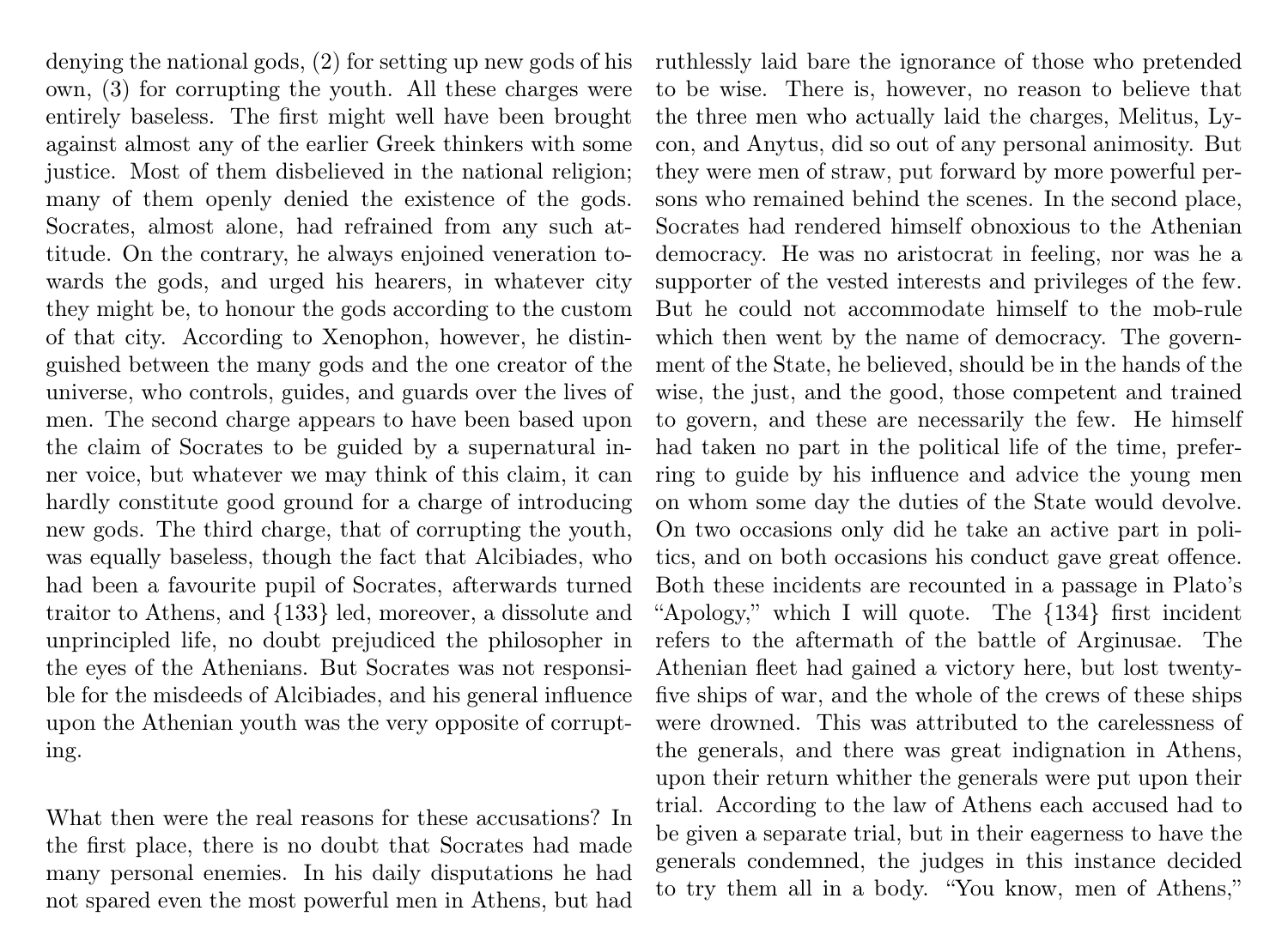denying the national gods, (2) for setting up new gods of his own, (3) for corrupting the youth. All these charges were entirely baseless. The first might well have been brought against almost any of the earlier Greek thinkers with some justice. Most of them disbelieved in the national religion; many of them openly denied the existence of the gods. Socrates, almost alone, had refrained from any such attitude. On the contrary, he always enjoined veneration towards the gods, and urged his hearers, in whatever city they might be, to honour the gods according to the custom of that city. According to Xenophon, however, he distinguished between the many gods and the one creator of the universe, who controls, guides, and guards over the lives of men. The second charge appears to have been based upon the claim of Socrates to be guided by a supernatural inner voice, but whatever we may think of this claim, it can hardly constitute good ground for a charge of introducing new gods. The third charge, that of corrupting the youth, was equally baseless, though the fact that Alcibiades, who had been a favourite pupil of Socrates, afterwards turned traitor to Athens, and {133} led, moreover, a dissolute and unprincipled life, no doubt prejudiced the philosopher in the eyes of the Athenians. But Socrates was not responsible for the misdeeds of Alcibiades, and his general influence upon the Athenian youth was the very opposite of corrupting.

What then were the real reasons for these accusations? In the first place, there is no doubt that Socrates had made many personal enemies. In his daily disputations he had not spared even the most powerful men in Athens, but had ruthlessly laid bare the ignorance of those who pretended to be wise. There is, however, no reason to believe that the three men who actually laid the charges, Melitus, Lycon, and Anytus, did so out of any personal animosity. But they were men of straw, put forward by more powerful persons who remained behind the scenes. In the second place, Socrates had rendered himself obnoxious to the Athenian democracy. He was no aristocrat in feeling, nor was he a supporter of the vested interests and privileges of the few. But he could not accommodate himself to the mob-rule which then went by the name of democracy. The government of the State, he believed, should be in the hands of the wise, the just, and the good, those competent and trained to govern, and these are necessarily the few. He himself had taken no part in the political life of the time, preferring to guide by his influence and advice the young men on whom some day the duties of the State would devolve. On two occasions only did he take an active part in politics, and on both occasions his conduct gave great offence. Both these incidents are recounted in a passage in Plato's "Apology," which I will quote. The {134} first incident refers to the aftermath of the battle of Arginusae. The Athenian fleet had gained a victory here, but lost twenty-five ships of war, and the whole of the crews of these ships were drowned. This was attributed to the carelessness of the generals, and there was great indignation in Athens, upon their return whither the generals were put upon their trial. According to the law of Athens each accused had to be given a separate trial, but in their eagerness to have the generals condemned, the judges in this instance decided to try them all in a body. "You know, men of Athens,"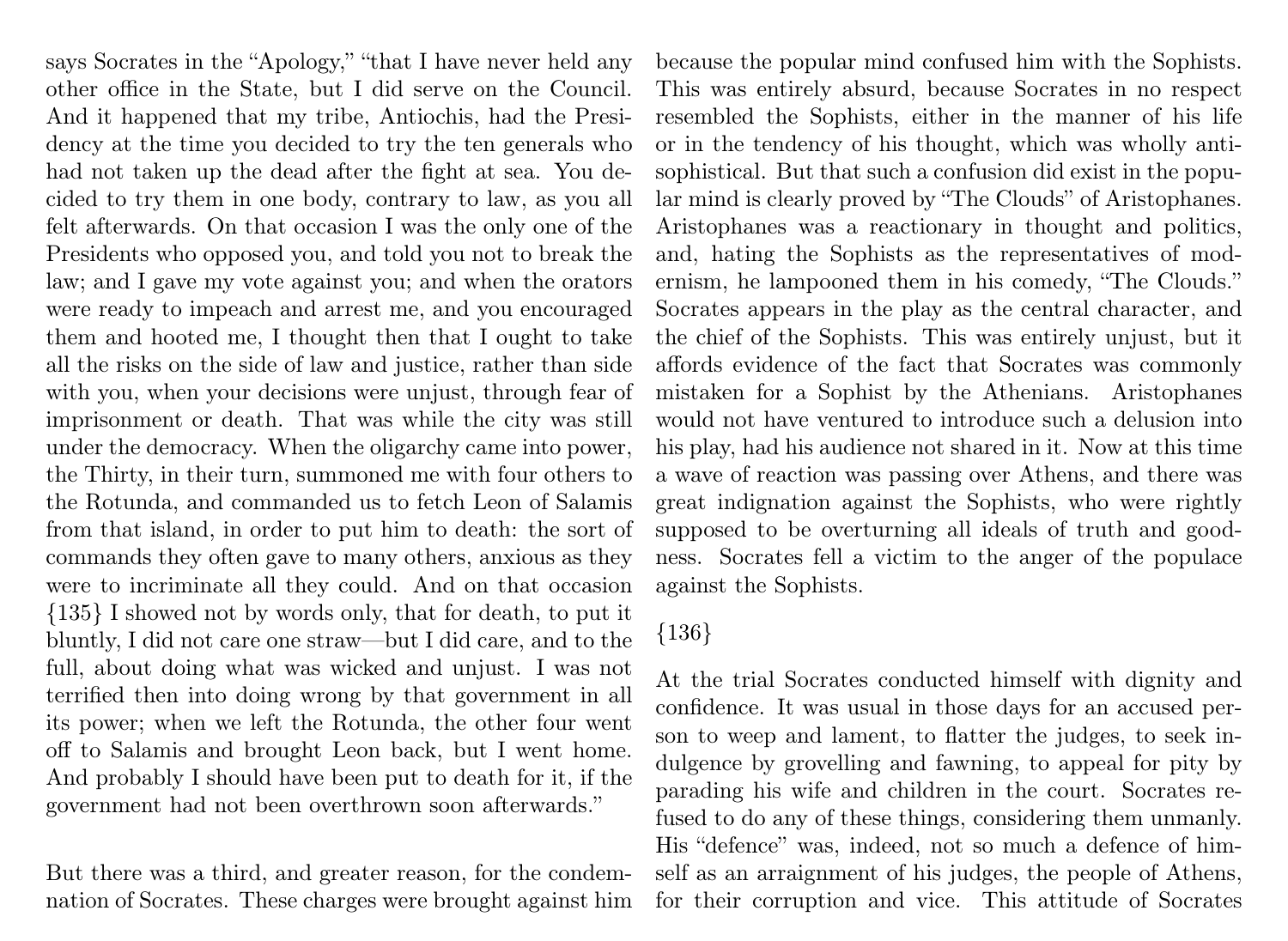says Socrates in the "Apology," "that I have never held any other office in the State, but I did serve on the Council. And it happened that my tribe, Antiochis, had the Presidency at the time you decided to try the ten generals who had not taken up the dead after the fight at sea. You decided to try them in one body, contrary to law, as you all felt afterwards. On that occasion I was the only one of the Presidents who opposed you, and told you not to break the law; and I gave my vote against you; and when the orators were ready to impeach and arrest me, and you encouraged them and hooted me, I thought then that I ought to take all the risks on the side of law and justice, rather than side with you, when your decisions were unjust, through fear of imprisonment or death. That was while the city was still under the democracy. When the oligarchy came into power, the Thirty, in their turn, summoned me with four others to the Rotunda, and commanded us to fetch Leon of Salamis from that island, in order to put him to death: the sort of commands they often gave to many others, anxious as they were to incriminate all they could. And on that occasion {135} I showed not by words only, that for death, to put it bluntly, I did not care one straw—but I did care, and to the full, about doing what was wicked and unjust. I was not terrified then into doing wrong by that government in all its power; when we left the Rotunda, the other four went off to Salamis and brought Leon back, but I went home. And probably I should have been put to death for it, if the government had not been overthrown soon afterwards."

But there was a third, and greater reason, for the condemnation of Socrates. These charges were brought against him because the popular mind confused him with the Sophists. This was entirely absurd, because Socrates in no respect resembled the Sophists, either in the manner of his life or in the tendency of his thought, which was wholly antisophistical. But that such a confusion did exist in the popular mind is clearly proved by "The Clouds" of Aristophanes. Aristophanes was a reactionary in thought and politics, and, hating the Sophists as the representatives of modernism, he lampooned them in his comedy, "The Clouds." Socrates appears in the play as the central character, and the chief of the Sophists. This was entirely unjust, but it affords evidence of the fact that Socrates was commonly mistaken for a Sophist by the Athenians. Aristophanes would not have ventured to introduce such a delusion into his play, had his audience not shared in it. Now at this time a wave of reaction was passing over Athens, and there was great indignation against the Sophists, who were rightly supposed to be overturning all ideals of truth and goodness. Socrates fell a victim to the anger of the populace against the Sophists.

{136}

At the trial Socrates conducted himself with dignity and confidence. It was usual in those days for an accused person to weep and lament, to flatter the judges, to seek indulgence by grovelling and fawning, to appeal for pity by parading his wife and children in the court. Socrates refused to do any of these things, considering them unmanly. His "defence" was, indeed, not so much a defence of himself as an arraignment of his judges, the people of Athens, for their corruption and vice. This attitude of Socrates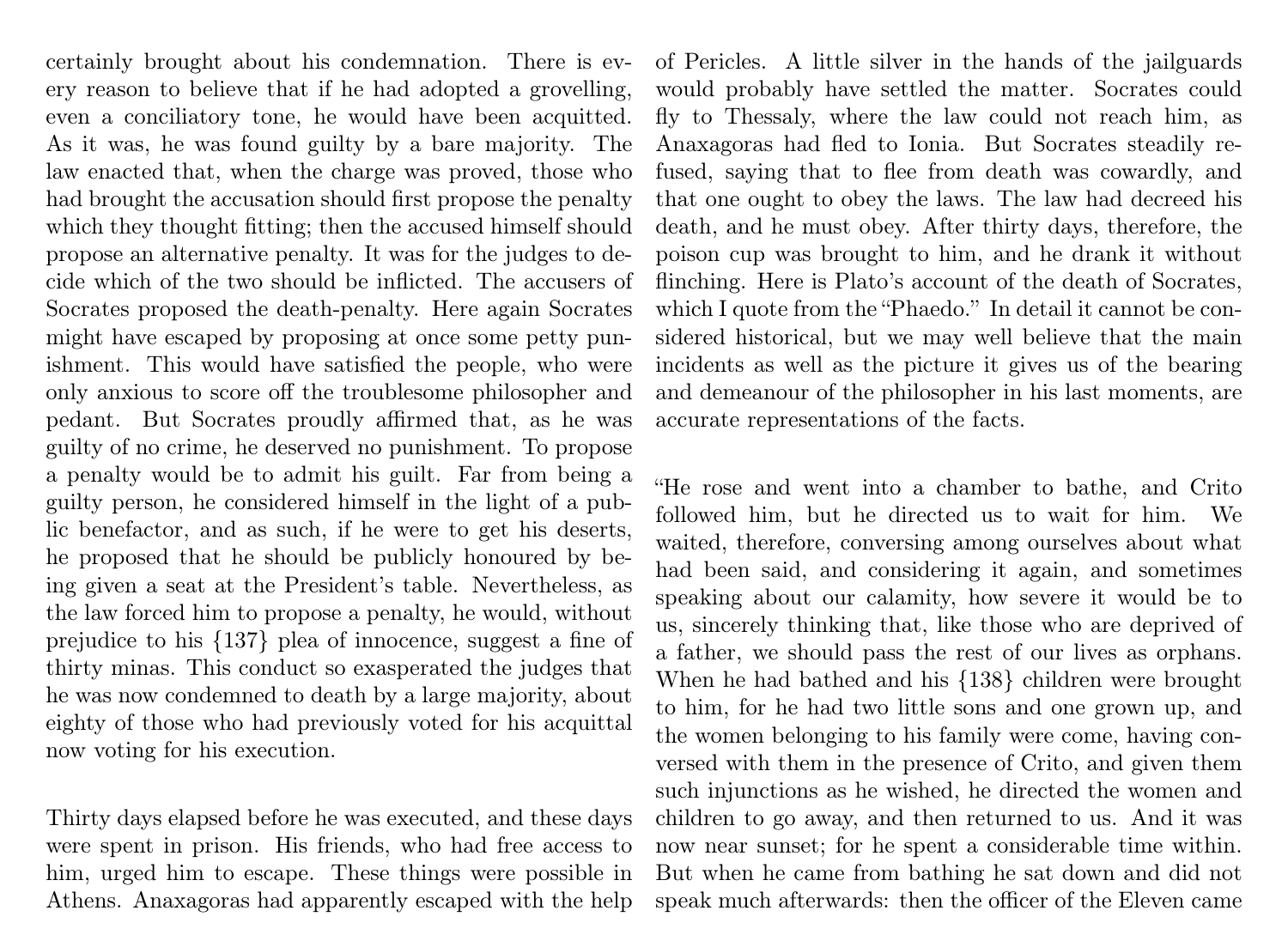certainly brought about his condemnation. There is every reason to believe that if he had adopted a grovelling, even a conciliatory tone, he would have been acquitted. As it was, he was found guilty by a bare majority. The law enacted that, when the charge was proved, those who had brought the accusation should first propose the penalty which they thought fitting; then the accused himself should propose an alternative penalty. It was for the judges to decide which of the two should be inflicted. The accusers of Socrates proposed the death-penalty. Here again Socrates might have escaped by proposing at once some petty punishment. This would have satisfied the people, who were only anxious to score off the troublesome philosopher and pedant. But Socrates proudly affirmed that, as he was guilty of no crime, he deserved no punishment. To propose a penalty would be to admit his guilt. Far from being a guilty person, he considered himself in the light of a public benefactor, and as such, if he were to get his deserts, he proposed that he should be publicly honoured by being given a seat at the President's table. Nevertheless, as the law forced him to propose a penalty, he would, without prejudice to his {137} plea of innocence, suggest a fine of thirty minas. This conduct so exasperated the judges that he was now condemned to death by a large majority, about eighty of those who had previously voted for his acquittal now voting for his execution.

Thirty days elapsed before he was executed, and these days were spent in prison. His friends, who had free access to him, urged him to escape. These things were possible in Athens. Anaxagoras had apparently escaped with the help of Pericles. A little silver in the hands of the jailguards would probably have settled the matter. Socrates could fly to Thessaly, where the law could not reach him, as Anaxagoras had fled to Ionia. But Socrates steadily refused, saying that to flee from death was cowardly, and that one ought to obey the laws. The law had decreed his death, and he must obey. After thirty days, therefore, the poison cup was brought to him, and he drank it without flinching. Here is Plato's account of the death of Socrates, which I quote from the "Phaedo." In detail it cannot be considered historical, but we may well believe that the main incidents as well as the picture it gives us of the bearing and demeanour of the philosopher in his last moments, are accurate representations of the facts.

"He rose and went into a chamber to bathe, and Crito followed him, but he directed us to wait for him. We waited, therefore, conversing among ourselves about what had been said, and considering it again, and sometimes speaking about our calamity, how severe it would be to us, sincerely thinking that, like those who are deprived of a father, we should pass the rest of our lives as orphans. When he had bathed and his {138} children were brought to him, for he had two little sons and one grown up, and the women belonging to his family were come, having conversed with them in the presence of Crito, and given them such injunctions as he wished, he directed the women and children to go away, and then returned to us. And it was now near sunset; for he spent a considerable time within. But when he came from bathing he sat down and did not speak much afterwards: then the officer of the Eleven came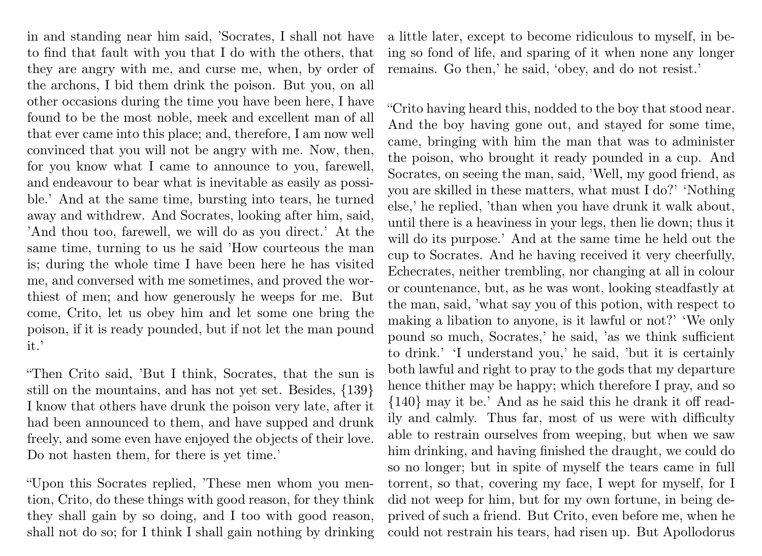in and standing near him said, 'Socrates, I shall not have to find that fault with you that I do with the others, that they are angry with me, and curse me, when, by order of the archons, I bid them drink the poison. But you, on all other occasions during the time you have been here, I have found to be the most noble, meek and excellent man of all that ever came into this place; and, therefore, I am now well convinced that you will not be angry with me. Now, then, for you know what I came to announce to you, farewell, and endeavour to bear what is inevitable as easily as possible.' And at the same time, bursting into tears, he turned away and withdrew. And Socrates, looking after him, said, 'And thou too, farewell, we will do as you direct.' At the same time, turning to us he said 'How courteous the man is; during the whole time I have been here he has visited me, and conversed with me sometimes, and proved the worthiest of men; and how generously he weeps for me. But come, Crito, let us obey him and let some one bring the poison, if it is ready pounded, but if not let the man pound it.'

"Then Crito said, 'But I think, Socrates, that the sun is still on the mountains, and has not yet set. Besides, {139} I know that others have drunk the poison very late, after it had been announced to them, and have supped and drunk freely, and some even have enjoyed the objects of their love. Do not hasten them, for there is yet time.'

"Upon this Socrates replied, 'These men whom you mention, Crito, do these things with good reason, for they think they shall gain by so doing, and I too with good reason, shall not do so; for I think I shall gain nothing by drinking a little later, except to become ridiculous to myself, in being so fond of life, and sparing of it when none any longer remains. Go then,' he said, 'obey, and do not resist.'

"Crito having heard this, nodded to the boy that stood near. And the boy having gone out, and stayed for some time, came, bringing with him the man that was to administer the poison, who brought it ready pounded in a cup. And Socrates, on seeing the man, said, 'Well, my good friend, as you are skilled in these matters, what must I do?' 'Nothing else,' he replied, 'than when you have drunk it walk about, until there is a heaviness in your legs, then lie down; thus it will do its purpose.' And at the same time he held out the cup to Socrates. And he having received it very cheerfully, Echecrates, neither trembling, nor changing at all in colour or countenance, but, as he was wont, looking steadfastly at the man, said, 'what say you of this potion, with respect to making a libation to anyone, is it lawful or not?' 'We only pound so much, Socrates,' he said, 'as we think sufficient to drink.' 'I understand you,' he said, 'but it is certainly both lawful and right to pray to the gods that my departure hence thither may be happy; which therefore I pray, and so {140} may it be.' And as he said this he drank it off readily and calmly. Thus far, most of us were with difficulty able to restrain ourselves from weeping, but when we saw him drinking, and having finished the draught, we could do so no longer; but in spite of myself the tears came in full torrent, so that, covering my face, I wept for myself, for I did not weep for him, but for my own fortune, in being deprived of such a friend. But Crito, even before me, when he could not restrain his tears, had risen up. But Apollodorus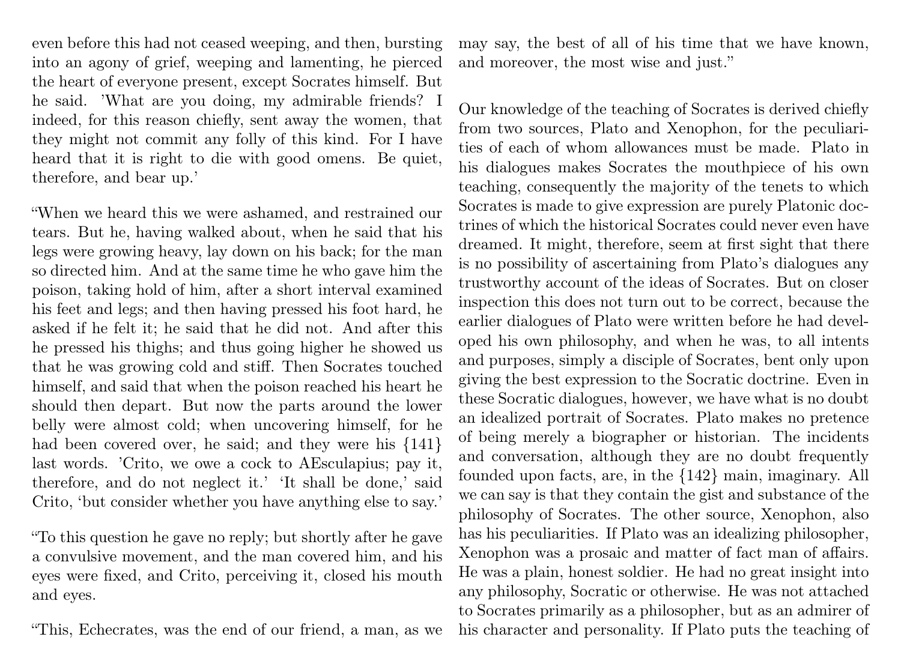even before this had not ceased weeping, and then, bursting into an agony of grief, weeping and lamenting, he pierced the heart of everyone present, except Socrates himself. But he said. 'What are you doing, my admirable friends? I indeed, for this reason chiefly, sent away the women, that they might not commit any folly of this kind. For I have heard that it is right to die with good omens. Be quiet, therefore, and bear up.'

"When we heard this we were ashamed, and restrained our tears. But he, having walked about, when he said that his legs were growing heavy, lay down on his back; for the man so directed him. And at the same time he who gave him the poison, taking hold of him, after a short interval examined his feet and legs; and then having pressed his foot hard, he asked if he felt it; he said that he did not. And after this he pressed his thighs; and thus going higher he showed us that he was growing cold and stiff. Then Socrates touched himself, and said that when the poison reached his heart he should then depart. But now the parts around the lower belly were almost cold; when uncovering himself, for he had been covered over, he said; and they were his {141} last words. 'Crito, we owe a cock to AEsculapius; pay it, therefore, and do not neglect it.' 'It shall be done,' said Crito, 'but consider whether you have anything else to say.'

"To this question he gave no reply; but shortly after he gave a convulsive movement, and the man covered him, and his eyes were fixed, and Crito, perceiving it, closed his mouth and eyes.

"This, Echecrates, was the end of our friend, a man, as we may say, the best of all of his time that we have known, and moreover, the most wise and just."

Our knowledge of the teaching of Socrates is derived chiefly from two sources, Plato and Xenophon, for the peculiarities of each of whom allowances must be made. Plato in his dialogues makes Socrates the mouthpiece of his own teaching, consequently the majority of the tenets to which Socrates is made to give expression are purely Platonic doctrines of which the historical Socrates could never even have dreamed. It might, therefore, seem at first sight that there is no possibility of ascertaining from Plato's dialogues any trustworthy account of the ideas of Socrates. But on closer inspection this does not turn out to be correct, because the earlier dialogues of Plato were written before he had developed his own philosophy, and when he was, to all intents and purposes, simply a disciple of Socrates, bent only upon giving the best expression to the Socratic doctrine. Even in these Socratic dialogues, however, we have what is no doubt an idealized portrait of Socrates. Plato makes no pretence of being merely a biographer or historian. The incidents and conversation, although they are no doubt frequently founded upon facts, are, in the {142} main, imaginary. All we can say is that they contain the gist and substance of the philosophy of Socrates. The other source, Xenophon, also has his peculiarities. If Plato was an idealizing philosopher, Xenophon was a prosaic and matter of fact man of affairs. He was a plain, honest soldier. He had no great insight into any philosophy, Socratic or otherwise. He was not attached to Socrates primarily as a philosopher, but as an admirer of his character and personality. If Plato puts the teaching of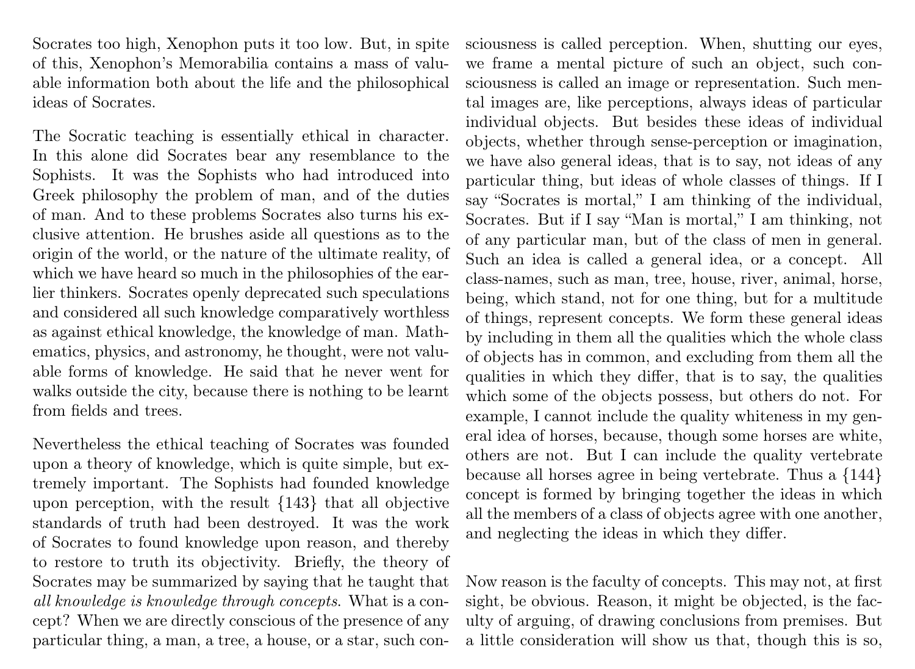Socrates too high, Xenophon puts it too low. But, in spite of this, Xenophon's Memorabilia contains a mass of valuable information both about the life and the philosophical ideas of Socrates.

The Socratic teaching is essentially ethical in character. In this alone did Socrates bear any resemblance to the Sophists. It was the Sophists who had introduced into Greek philosophy the problem of man, and of the duties of man. And to these problems Socrates also turns his exclusive attention. He brushes aside all questions as to the origin of the world, or the nature of the ultimate reality, of which we have heard so much in the philosophies of the earlier thinkers. Socrates openly deprecated such speculations and considered all such knowledge comparatively worthless as against ethical knowledge, the knowledge of man. Mathematics, physics, and astronomy, he thought, were not valuable forms of knowledge. He said that he never went for walks outside the city, because there is nothing to be learnt from fields and trees.

Nevertheless the ethical teaching of Socrates was founded upon a theory of knowledge, which is quite simple, but extremely important. The Sophists had founded knowledge upon perception, with the result {143} that all objective standards of truth had been destroyed. It was the work of Socrates to found knowledge upon reason, and thereby to restore to truth its objectivity. Briefly, the theory of Socrates may be summarized by saying that he taught that *all knowledge is knowledge through concepts*. What is a concept? When we are directly conscious of the presence of any particular thing, a man, a tree, a house, or a star, such consciousness is called perception. When, shutting our eyes, we frame a mental picture of such an object, such consciousness is called an image or representation. Such mental images are, like perceptions, always ideas of particular individual objects. But besides these ideas of individual objects, whether through sense-perception or imagination, we have also general ideas, that is to say, not ideas of any particular thing, but ideas of whole classes of things. If I say "Socrates is mortal," I am thinking of the individual, Socrates. But if I say "Man is mortal," I am thinking, not of any particular man, but of the class of men in general. Such an idea is called a general idea, or a concept. All class-names, such as man, tree, house, river, animal, horse, being, which stand, not for one thing, but for a multitude of things, represent concepts. We form these general ideas by including in them all the qualities which the whole class of objects has in common, and excluding from them all the qualities in which they differ, that is to say, the qualities which some of the objects possess, but others do not. For example, I cannot include the quality whiteness in my general idea of horses, because, though some horses are white, others are not. But I can include the quality vertebrate because all horses agree in being vertebrate. Thus a {144} concept is formed by bringing together the ideas in which all the members of a class of objects agree with one another, and neglecting the ideas in which they differ.

Now reason is the faculty of concepts. This may not, at first sight, be obvious. Reason, it might be objected, is the faculty of arguing, of drawing conclusions from premises. But a little consideration will show us that, though this is so,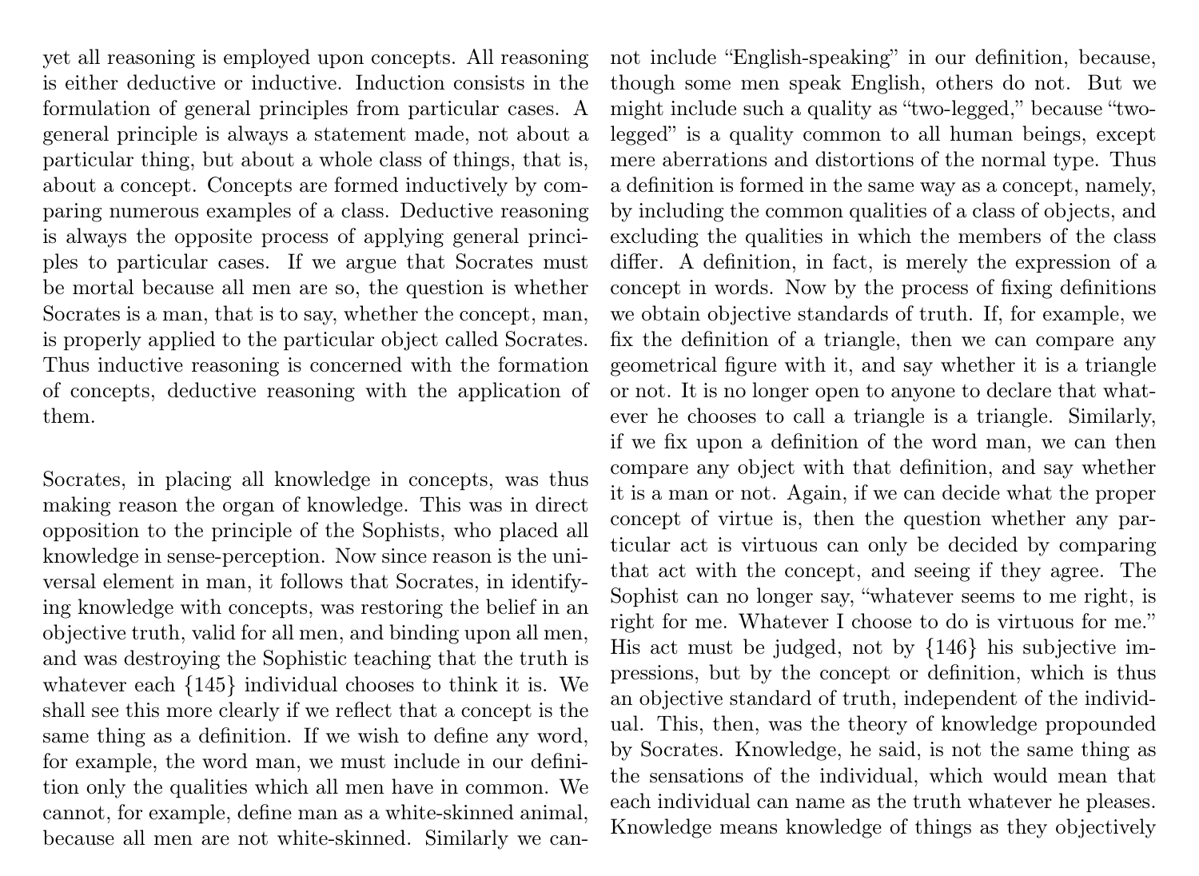yet all reasoning is employed upon concepts. All reasoning is either deductive or inductive. Induction consists in the formulation of general principles from particular cases. A general principle is always a statement made, not about a particular thing, but about a whole class of things, that is, about a concept. Concepts are formed inductively by comparing numerous examples of a class. Deductive reasoning is always the opposite process of applying general principles to particular cases. If we argue that Socrates must be mortal because all men are so, the question is whether Socrates is a man, that is to say, whether the concept, man, is properly applied to the particular object called Socrates. Thus inductive reasoning is concerned with the formation of concepts, deductive reasoning with the application of them.

Socrates, in placing all knowledge in concepts, was thus making reason the organ of knowledge. This was in direct opposition to the principle of the Sophists, who placed all knowledge in sense-perception. Now since reason is the universal element in man, it follows that Socrates, in identifying knowledge with concepts, was restoring the belief in an objective truth, valid for all men, and binding upon all men, and was destroying the Sophistic teaching that the truth is whatever each {145} individual chooses to think it is. We shall see this more clearly if we reflect that a concept is the same thing as a definition. If we wish to define any word, for example, the word man, we must include in our definition only the qualities which all men have in common. We cannot, for example, define man as a white-skinned animal, because all men are not white-skinned. Similarly we cannot include "English-speaking" in our definition, because, though some men speak English, others do not. But we might include such a quality as "two-legged," because "two-legged" is a quality common to all human beings, except mere aberrations and distortions of the normal type. Thus a definition is formed in the same way as a concept, namely, by including the common qualities of a class of objects, and excluding the qualities in which the members of the class differ. A definition, in fact, is merely the expression of a concept in words. Now by the process of fixing definitions we obtain objective standards of truth. If, for example, we fix the definition of a triangle, then we can compare any geometrical figure with it, and say whether it is a triangle or not. It is no longer open to anyone to declare that whatever he chooses to call a triangle is a triangle. Similarly, if we fix upon a definition of the word man, we can then compare any object with that definition, and say whether it is a man or not. Again, if we can decide what the proper concept of virtue is, then the question whether any particular act is virtuous can only be decided by comparing that act with the concept, and seeing if they agree. The Sophist can no longer say, "whatever seems to me right, is right for me. Whatever I choose to do is virtuous for me." His act must be judged, not by {146} his subjective impressions, but by the concept or definition, which is thus an objective standard of truth, independent of the individual. This, then, was the theory of knowledge propounded by Socrates. Knowledge, he said, is not the same thing as the sensations of the individual, which would mean that each individual can name as the truth whatever he pleases. Knowledge means knowledge of things as they objectively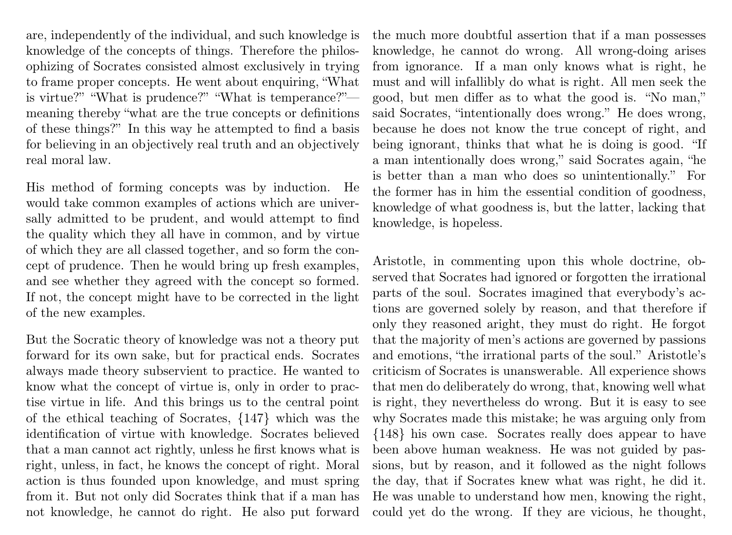are, independently of the individual, and such knowledge is knowledge of the concepts of things. Therefore the philosophizing of Socrates consisted almost exclusively in trying to frame proper concepts. He went about enquiring, "What is virtue?" "What is prudence?" "What is temperance?"—meaning thereby "what are the true concepts or definitions of these things?" In this way he attempted to find a basis for believing in an objectively real truth and an objectively real moral law.

His method of forming concepts was by induction. He would take common examples of actions which are universally admitted to be prudent, and would attempt to find the quality which they all have in common, and by virtue of which they are all classed together, and so form the concept of prudence. Then he would bring up fresh examples, and see whether they agreed with the concept so formed. If not, the concept might have to be corrected in the light of the new examples.

But the Socratic theory of knowledge was not a theory put forward for its own sake, but for practical ends. Socrates always made theory subservient to practice. He wanted to know what the concept of virtue is, only in order to practise virtue in life. And this brings us to the central point of the ethical teaching of Socrates, {147} which was the identification of virtue with knowledge. Socrates believed that a man cannot act rightly, unless he first knows what is right, unless, in fact, he knows the concept of right. Moral action is thus founded upon knowledge, and must spring from it. But not only did Socrates think that if a man has not knowledge, he cannot do right. He also put forward the much more doubtful assertion that if a man possesses knowledge, he cannot do wrong. All wrong-doing arises from ignorance. If a man only knows what is right, he must and will infallibly do what is right. All men seek the good, but men differ as to what the good is. "No man," said Socrates, "intentionally does wrong." He does wrong, because he does not know the true concept of right, and being ignorant, thinks that what he is doing is good. "If a man intentionally does wrong," said Socrates again, "he is better than a man who does so unintentionally." For the former has in him the essential condition of goodness, knowledge of what goodness is, but the latter, lacking that knowledge, is hopeless.

Aristotle, in commenting upon this whole doctrine, observed that Socrates had ignored or forgotten the irrational parts of the soul. Socrates imagined that everybody's actions are governed solely by reason, and that therefore if only they reasoned aright, they must do right. He forgot that the majority of men's actions are governed by passions and emotions, "the irrational parts of the soul." Aristotle's criticism of Socrates is unanswerable. All experience shows that men do deliberately do wrong, that, knowing well what is right, they nevertheless do wrong. But it is easy to see why Socrates made this mistake; he was arguing only from {148} his own case. Socrates really does appear to have been above human weakness. He was not guided by passions, but by reason, and it followed as the night follows the day, that if Socrates knew what was right, he did it. He was unable to understand how men, knowing the right, could yet do the wrong. If they are vicious, he thought,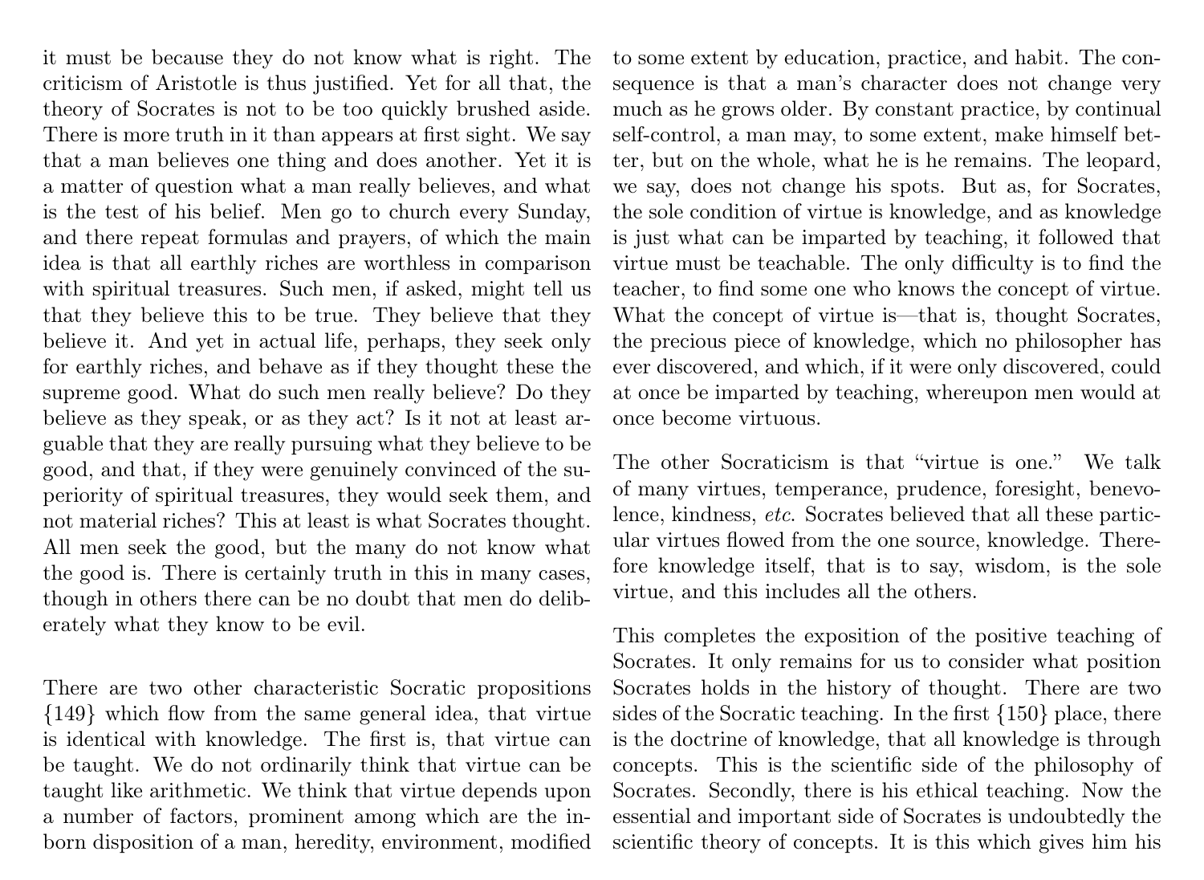it must be because they do not know what is right. The criticism of Aristotle is thus justified. Yet for all that, the theory of Socrates is not to be too quickly brushed aside. There is more truth in it than appears at first sight. We say that a man believes one thing and does another. Yet it is a matter of question what a man really believes, and what is the test of his belief. Men go to church every Sunday, and there repeat formulas and prayers, of which the main idea is that all earthly riches are worthless in comparison with spiritual treasures. Such men, if asked, might tell us that they believe this to be true. They believe that they believe it. And yet in actual life, perhaps, they seek only for earthly riches, and behave as if they thought these the supreme good. What do such men really believe? Do they believe as they speak, or as they act? Is it not at least arguable that they are really pursuing what they believe to be good, and that, if they were genuinely convinced of the superiority of spiritual treasures, they would seek them, and not material riches? This at least is what Socrates thought. All men seek the good, but the many do not know what the good is. There is certainly truth in this in many cases, though in others there can be no doubt that men do deliberately what they know to be evil.

There are two other characteristic Socratic propositions {149} which flow from the same general idea, that virtue is identical with knowledge. The first is, that virtue can be taught. We do not ordinarily think that virtue can be taught like arithmetic. We think that virtue depends upon a number of factors, prominent among which are the inborn disposition of a man, heredity, environment, modified to some extent by education, practice, and habit. The consequence is that a man's character does not change very much as he grows older. By constant practice, by continual self-control, a man may, to some extent, make himself better, but on the whole, what he is he remains. The leopard, we say, does not change his spots. But as, for Socrates, the sole condition of virtue is knowledge, and as knowledge is just what can be imparted by teaching, it followed that virtue must be teachable. The only difficulty is to find the teacher, to find some one who knows the concept of virtue. What the concept of virtue is—that is, thought Socrates, the precious piece of knowledge, which no philosopher has ever discovered, and which, if it were only discovered, could at once be imparted by teaching, whereupon men would at once become virtuous.

The other Socraticism is that "virtue is one." We talk of many virtues, temperance, prudence, foresight, benevolence, kindness, *etc.* Socrates believed that all these particular virtues flowed from the one source, knowledge. Therefore knowledge itself, that is to say, wisdom, is the sole virtue, and this includes all the others.

This completes the exposition of the positive teaching of Socrates. It only remains for us to consider what position Socrates holds in the history of thought. There are two sides of the Socratic teaching. In the first {150} place, there is the doctrine of knowledge, that all knowledge is through concepts. This is the scientific side of the philosophy of Socrates. Secondly, there is his ethical teaching. Now the essential and important side of Socrates is undoubtedly the scientific theory of concepts. It is this which gives him his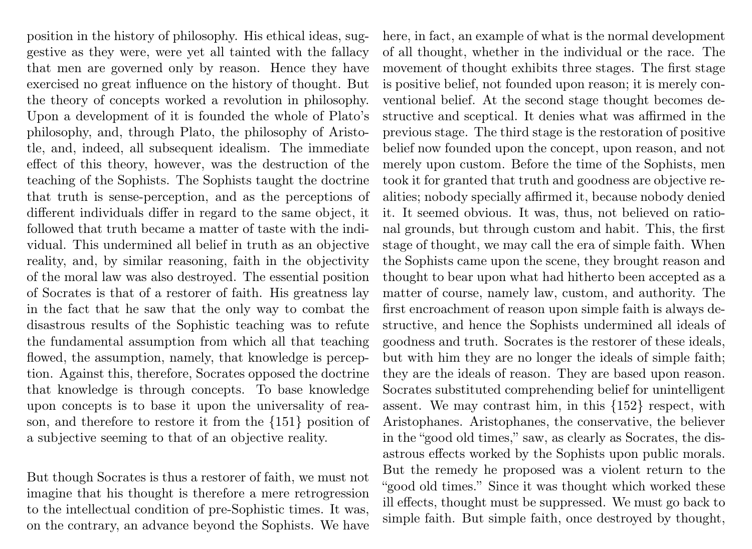position in the history of philosophy. His ethical ideas, suggestive as they were, were yet all tainted with the fallacy that men are governed only by reason. Hence they have exercised no great influence on the history of thought. But the theory of concepts worked a revolution in philosophy. Upon a development of it is founded the whole of Plato's philosophy, and, through Plato, the philosophy of Aristotle, and, indeed, all subsequent idealism. The immediate effect of this theory, however, was the destruction of the teaching of the Sophists. The Sophists taught the doctrine that truth is sense-perception, and as the perceptions of different individuals differ in regard to the same object, it followed that truth became a matter of taste with the individual. This undermined all belief in truth as an objective reality, and, by similar reasoning, faith in the objectivity of the moral law was also destroyed. The essential position of Socrates is that of a restorer of faith. His greatness lay in the fact that he saw that the only way to combat the disastrous results of the Sophistic teaching was to refute the fundamental assumption from which all that teaching flowed, the assumption, namely, that knowledge is perception. Against this, therefore, Socrates opposed the doctrine that knowledge is through concepts. To base knowledge upon concepts is to base it upon the universality of reason, and therefore to restore it from the {151} position of a subjective seeming to that of an objective reality.

But though Socrates is thus a restorer of faith, we must not imagine that his thought is therefore a mere retrogression to the intellectual condition of pre-Sophistic times. It was, on the contrary, an advance beyond the Sophists. We have here, in fact, an example of what is the normal development of all thought, whether in the individual or the race. The movement of thought exhibits three stages. The first stage is positive belief, not founded upon reason; it is merely conventional belief. At the second stage thought becomes destructive and sceptical. It denies what was affirmed in the previous stage. The third stage is the restoration of positive belief now founded upon the concept, upon reason, and not merely upon custom. Before the time of the Sophists, men took it for granted that truth and goodness are objective realities; nobody specially affirmed it, because nobody denied it. It seemed obvious. It was, thus, not believed on rational grounds, but through custom and habit. This, the first stage of thought, we may call the era of simple faith. When the Sophists came upon the scene, they brought reason and thought to bear upon what had hitherto been accepted as a matter of course, namely law, custom, and authority. The first encroachment of reason upon simple faith is always destructive, and hence the Sophists undermined all ideals of goodness and truth. Socrates is the restorer of these ideals, but with him they are no longer the ideals of simple faith; they are the ideals of reason. They are based upon reason. Socrates substituted comprehending belief for unintelligent assent. We may contrast him, in this {152} respect, with Aristophanes. Aristophanes, the conservative, the believer in the "good old times," saw, as clearly as Socrates, the disastrous effects worked by the Sophists upon public morals. But the remedy he proposed was a violent return to the "good old times." Since it was thought which worked these ill effects, thought must be suppressed. We must go back to simple faith. But simple faith, once destroyed by thought,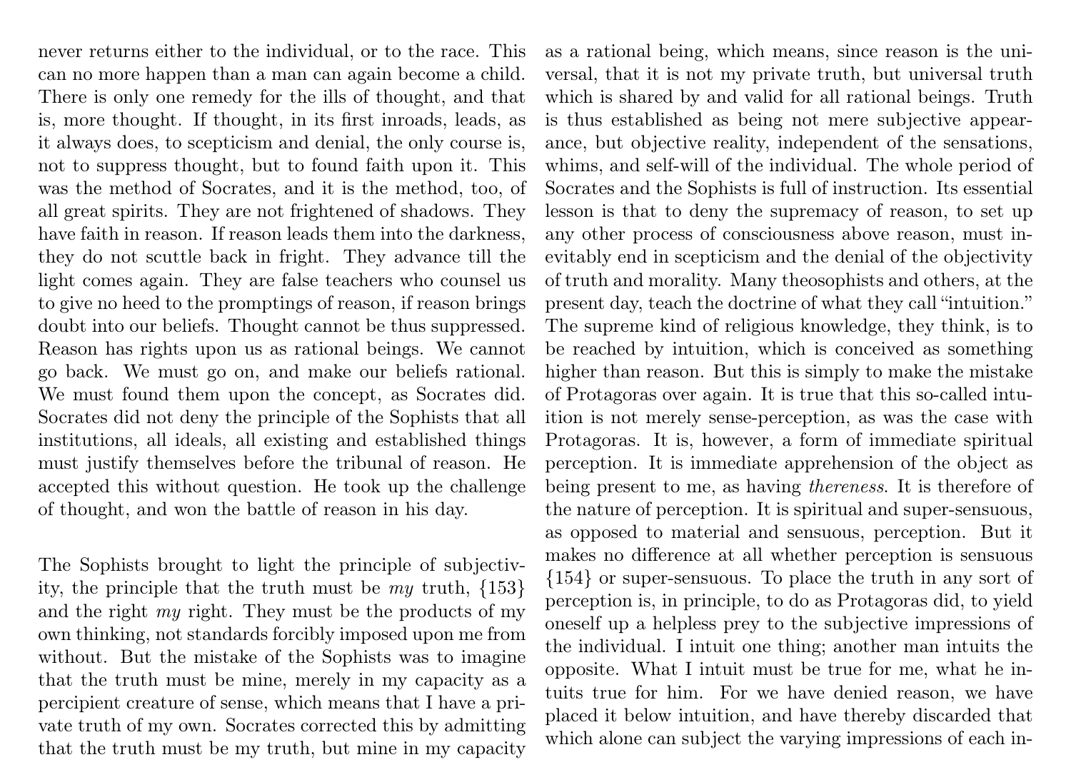never returns either to the individual, or to the race. This can no more happen than a man can again become a child. There is only one remedy for the ills of thought, and that is, more thought. If thought, in its first inroads, leads, as it always does, to scepticism and denial, the only course is, not to suppress thought, but to found faith upon it. This was the method of Socrates, and it is the method, too, of all great spirits. They are not frightened of shadows. They have faith in reason. If reason leads them into the darkness, they do not scuttle back in fright. They advance till the light comes again. They are false teachers who counsel us to give no heed to the promptings of reason, if reason brings doubt into our beliefs. Thought cannot be thus suppressed. Reason has rights upon us as rational beings. We cannot go back. We must go on, and make our beliefs rational. We must found them upon the concept, as Socrates did. Socrates did not deny the principle of the Sophists that all institutions, all ideals, all existing and established things must justify themselves before the tribunal of reason. He accepted this without question. He took up the challenge of thought, and won the battle of reason in his day.

The Sophists brought to light the principle of subjectivity, the principle that the truth must be *my* truth, {153} and the right *my* right. They must be the products of my own thinking, not standards forcibly imposed upon me from without. But the mistake of the Sophists was to imagine that the truth must be mine, merely in my capacity as a percipient creature of sense, which means that I have a private truth of my own. Socrates corrected this by admitting that the truth must be my truth, but mine in my capacity as a rational being, which means, since reason is the universal, that it is not my private truth, but universal truth which is shared by and valid for all rational beings. Truth is thus established as being not mere subjective appearance, but objective reality, independent of the sensations, whims, and self-will of the individual. The whole period of Socrates and the Sophists is full of instruction. Its essential lesson is that to deny the supremacy of reason, to set up any other process of consciousness above reason, must inevitably end in scepticism and the denial of the objectivity of truth and morality. Many theosophists and others, at the present day, teach the doctrine of what they call "intuition." The supreme kind of religious knowledge, they think, is to be reached by intuition, which is conceived as something higher than reason. But this is simply to make the mistake of Protagoras over again. It is true that this so-called intuition is not merely sense-perception, as was the case with Protagoras. It is, however, a form of immediate spiritual perception. It is immediate apprehension of the object as being present to me, as having *thereness*. It is therefore of the nature of perception. It is spiritual and super-sensuous, as opposed to material and sensuous, perception. But it makes no difference at all whether perception is sensuous {154} or super-sensuous. To place the truth in any sort of perception is, in principle, to do as Protagoras did, to yield oneself up a helpless prey to the subjective impressions of the individual. I intuit one thing; another man intuits the opposite. What I intuit must be true for me, what he intuits true for him. For we have denied reason, we have placed it below intuition, and have thereby discarded that which alone can subject the varying impressions of each in-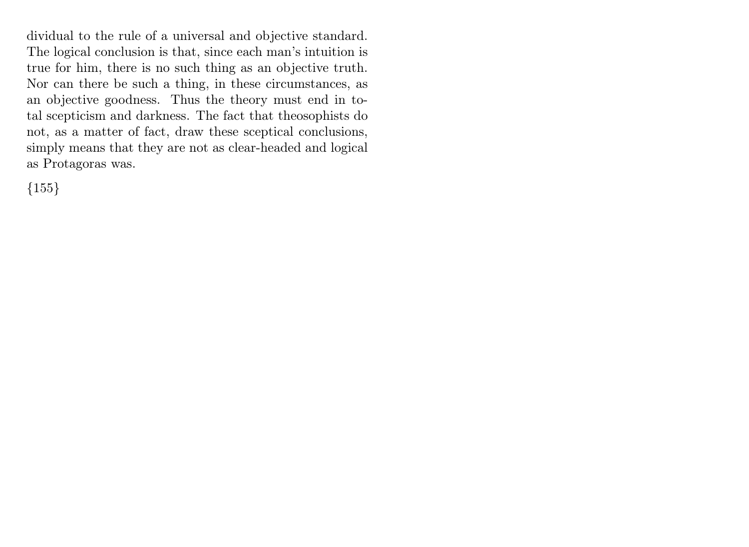dividual to the rule of a universal and objective standard. The logical conclusion is that, since each man's intuition is true for him, there is no such thing as an objective truth. Nor can there be such a thing, in these circumstances, as an objective goodness. Thus the theory must end in total scepticism and darkness. The fact that theosophists do not, as a matter of fact, draw these sceptical conclusions, simply means that they are not as clear-headed and logical as Protagoras was.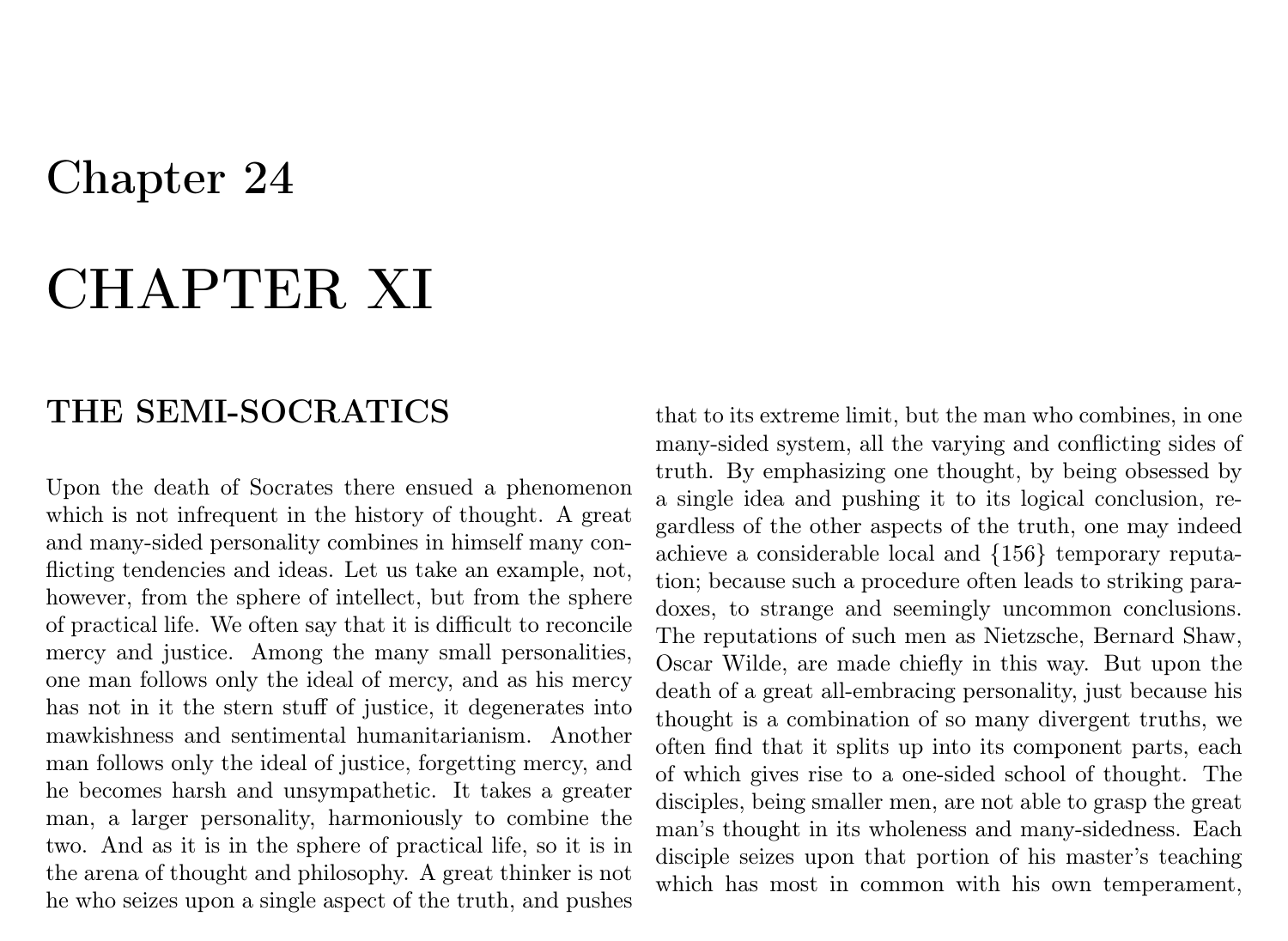# Chapter 24

# CHAPTER XI

## THE SEMI-SOCRATICS

Upon the death of Socrates there ensued a phenomenon which is not infrequent in the history of thought. A great and many-sided personality combines in himself many conflicting tendencies and ideas. Let us take an example, not, however, from the sphere of intellect, but from the sphere of practical life. We often say that it is difficult to reconcile mercy and justice. Among the many small personalities, one man follows only the ideal of mercy, and as his mercy has not in it the stern stuff of justice, it degenerates into mawkishness and sentimental humanitarianism. Another man follows only the ideal of justice, forgetting mercy, and he becomes harsh and unsympathetic. It takes a greater man, a larger personality, harmoniously to combine the two. And as it is in the sphere of practical life, so it is in the arena of thought and philosophy. A great thinker is not he who seizes upon a single aspect of the truth, and pushes that to its extreme limit, but the man who combines, in one many-sided system, all the varying and conflicting sides of truth. By emphasizing one thought, by being obsessed by a single idea and pushing it to its logical conclusion, regardless of the other aspects of the truth, one may indeed achieve a considerable local and {156} temporary reputation; because such a procedure often leads to striking paradoxes, to strange and seemingly uncommon conclusions. The reputations of such men as Nietzsche, Bernard Shaw, Oscar Wilde, are made chiefly in this way. But upon the death of a great all-embracing personality, just because his thought is a combination of so many divergent truths, we often find that it splits up into its component parts, each of which gives rise to a one-sided school of thought. The disciples, being smaller men, are not able to grasp the great man's thought in its wholeness and many-sidedness. Each disciple seizes upon that portion of his master's teaching which has most in common with his own temperament,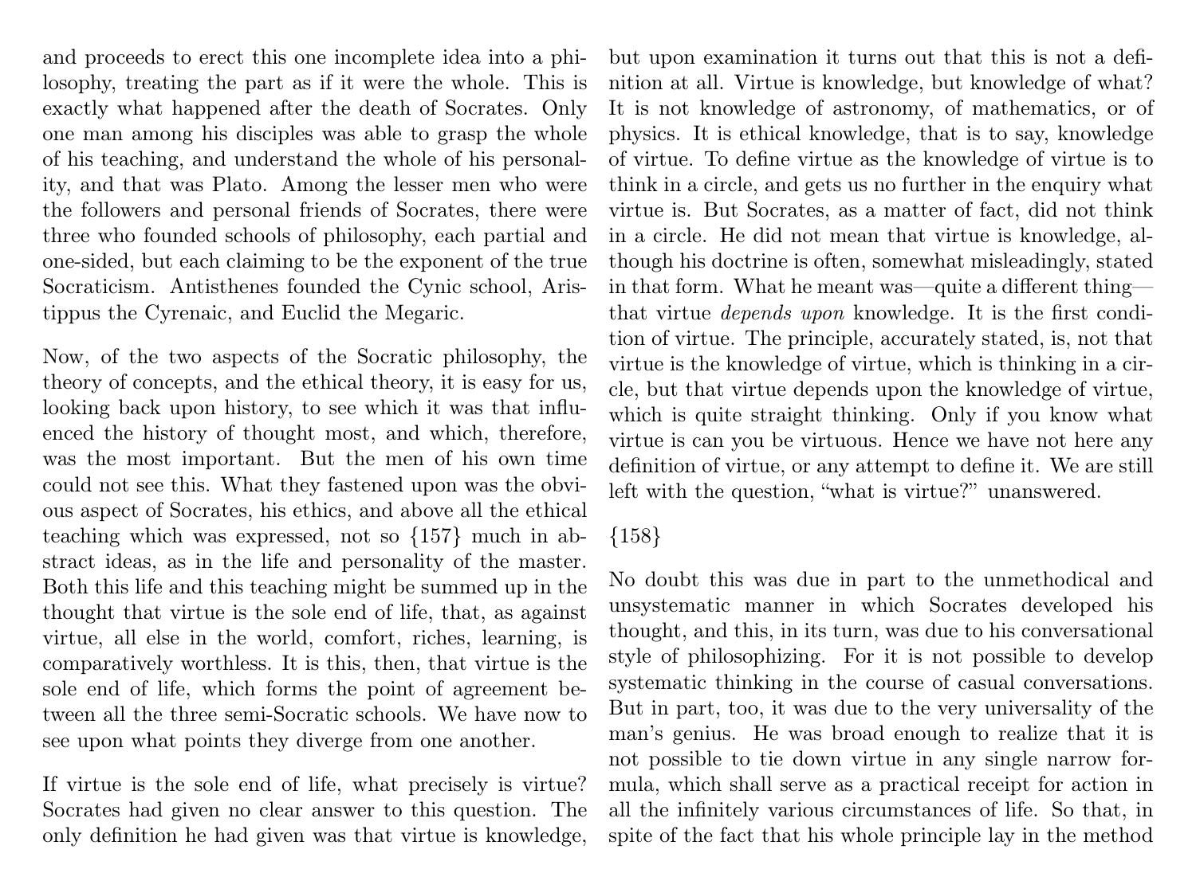and proceeds to erect this one incomplete idea into a philosophy, treating the part as if it were the whole. This is exactly what happened after the death of Socrates. Only one man among his disciples was able to grasp the whole of his teaching, and understand the whole of his personality, and that was Plato. Among the lesser men who were the followers and personal friends of Socrates, there were three who founded schools of philosophy, each partial and one-sided, but each claiming to be the exponent of the true Socraticism. Antisthenes founded the Cynic school, Aristippus the Cyrenaic, and Euclid the Megaric.

Now, of the two aspects of the Socratic philosophy, the theory of concepts, and the ethical theory, it is easy for us, looking back upon history, to see which it was that influenced the history of thought most, and which, therefore, was the most important. But the men of his own time could not see this. What they fastened upon was the obvious aspect of Socrates, his ethics, and above all the ethical teaching which was expressed, not so {157} much in abstract ideas, as in the life and personality of the master. Both this life and this teaching might be summed up in the thought that virtue is the sole end of life, that, as against virtue, all else in the world, comfort, riches, learning, is comparatively worthless. It is this, then, that virtue is the sole end of life, which forms the point of agreement between all the three semi-Socratic schools. We have now to see upon what points they diverge from one another.

If virtue is the sole end of life, what precisely is virtue? Socrates had given no clear answer to this question. The only definition he had given was that virtue is knowledge, but upon examination it turns out that this is not a definition at all. Virtue is knowledge, but knowledge of what? It is not knowledge of astronomy, of mathematics, or of physics. It is ethical knowledge, that is to say, knowledge of virtue. To define virtue as the knowledge of virtue is to think in a circle, and gets us no further in the enquiry what virtue is. But Socrates, as a matter of fact, did not think in a circle. He did not mean that virtue is knowledge, although his doctrine is often, somewhat misleadingly, stated in that form. What he meant was—quite a different thing—that virtue *depends upon* knowledge. It is the first condition of virtue. The principle, accurately stated, is, not that virtue is the knowledge of virtue, which is thinking in a circle, but that virtue depends upon the knowledge of virtue, which is quite straight thinking. Only if you know what virtue is can you be virtuous. Hence we have not here any definition of virtue, or any attempt to define it. We are still left with the question, "what is virtue?" unanswered.

{158}

No doubt this was due in part to the unmethodical and unsystematic manner in which Socrates developed his thought, and this, in its turn, was due to his conversational style of philosophizing. For it is not possible to develop systematic thinking in the course of casual conversations. But in part, too, it was due to the very universality of the man's genius. He was broad enough to realize that it is not possible to tie down virtue in any single narrow formula, which shall serve as a practical receipt for action in all the infinitely various circumstances of life. So that, in spite of the fact that his whole principle lay in the method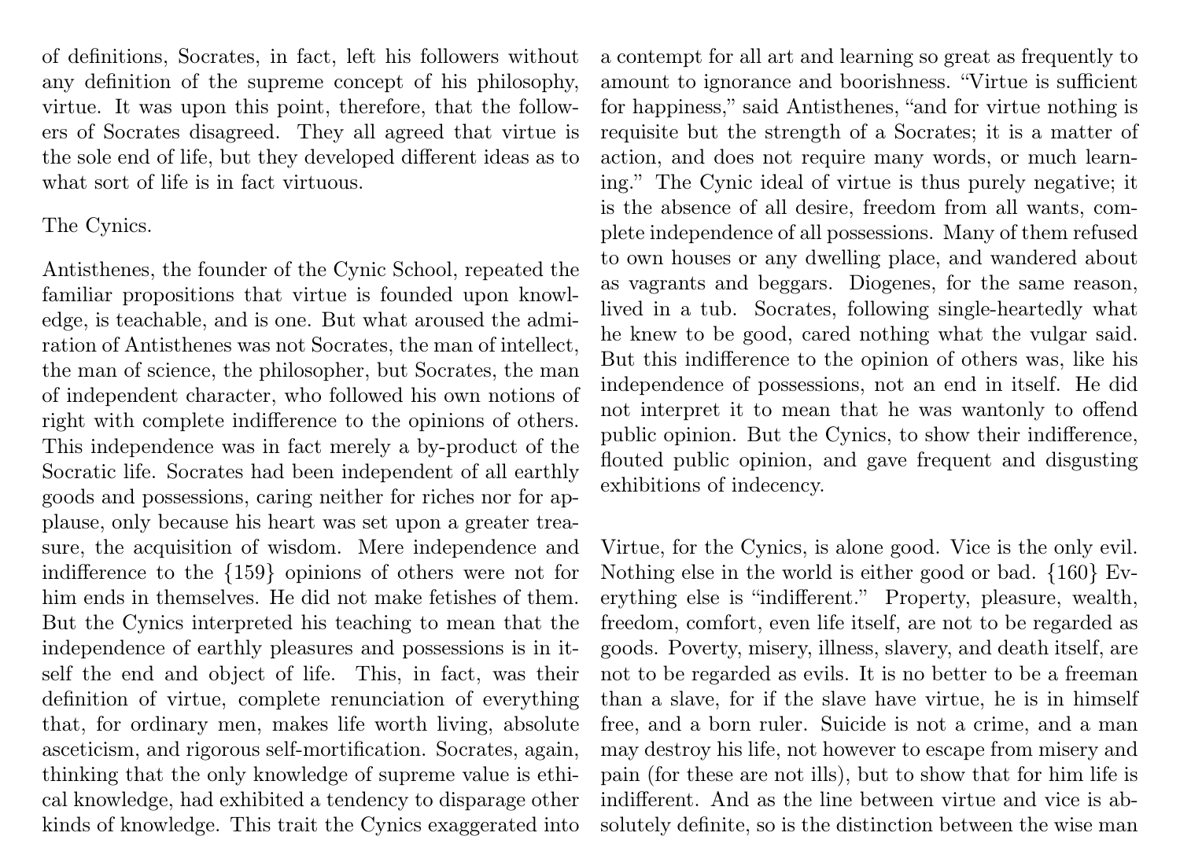of definitions, Socrates, in fact, left his followers without any definition of the supreme concept of his philosophy, virtue. It was upon this point, therefore, that the followers of Socrates disagreed. They all agreed that virtue is the sole end of life, but they developed different ideas as to what sort of life is in fact virtuous.

## The Cynics.

Antisthenes, the founder of the Cynic School, repeated the familiar propositions that virtue is founded upon knowledge, is teachable, and is one. But what aroused the admiration of Antisthenes was not Socrates, the man of intellect, the man of science, the philosopher, but Socrates, the man of independent character, who followed his own notions of right with complete indifference to the opinions of others. This independence was in fact merely a by-product of the Socratic life. Socrates had been independent of all earthly goods and possessions, caring neither for riches nor for applause, only because his heart was set upon a greater treasure, the acquisition of wisdom. Mere independence and indifference to the {159} opinions of others were not for him ends in themselves. He did not make fetishes of them. But the Cynics interpreted his teaching to mean that the independence of earthly pleasures and possessions is in itself the end and object of life. This, in fact, was their definition of virtue, complete renunciation of everything that, for ordinary men, makes life worth living, absolute asceticism, and rigorous self-mortification. Socrates, again, thinking that the only knowledge of supreme value is ethical knowledge, had exhibited a tendency to disparage other kinds of knowledge. This trait the Cynics exaggerated into a contempt for all art and learning so great as frequently to amount to ignorance and boorishness. "Virtue is sufficient for happiness," said Antisthenes, "and for virtue nothing is requisite but the strength of a Socrates; it is a matter of action, and does not require many words, or much learning." The Cynic ideal of virtue is thus purely negative; it is the absence of all desire, freedom from all wants, complete independence of all possessions. Many of them refused to own houses or any dwelling place, and wandered about as vagrants and beggars. Diogenes, for the same reason, lived in a tub. Socrates, following single-heartedly what he knew to be good, cared nothing what the vulgar said. But this indifference to the opinion of others was, like his independence of possessions, not an end in itself. He did not interpret it to mean that he was wantonly to offend public opinion. But the Cynics, to show their indifference, flouted public opinion, and gave frequent and disgusting exhibitions of indecency.

Virtue, for the Cynics, is alone good. Vice is the only evil. Nothing else in the world is either good or bad. {160} Everything else is "indifferent." Property, pleasure, wealth, freedom, comfort, even life itself, are not to be regarded as goods. Poverty, misery, illness, slavery, and death itself, are not to be regarded as evils. It is no better to be a freeman than a slave, for if the slave have virtue, he is in himself free, and a born ruler. Suicide is not a crime, and a man may destroy his life, not however to escape from misery and pain (for these are not ills), but to show that for him life is indifferent. And as the line between virtue and vice is absolutely definite, so is the distinction between the wise man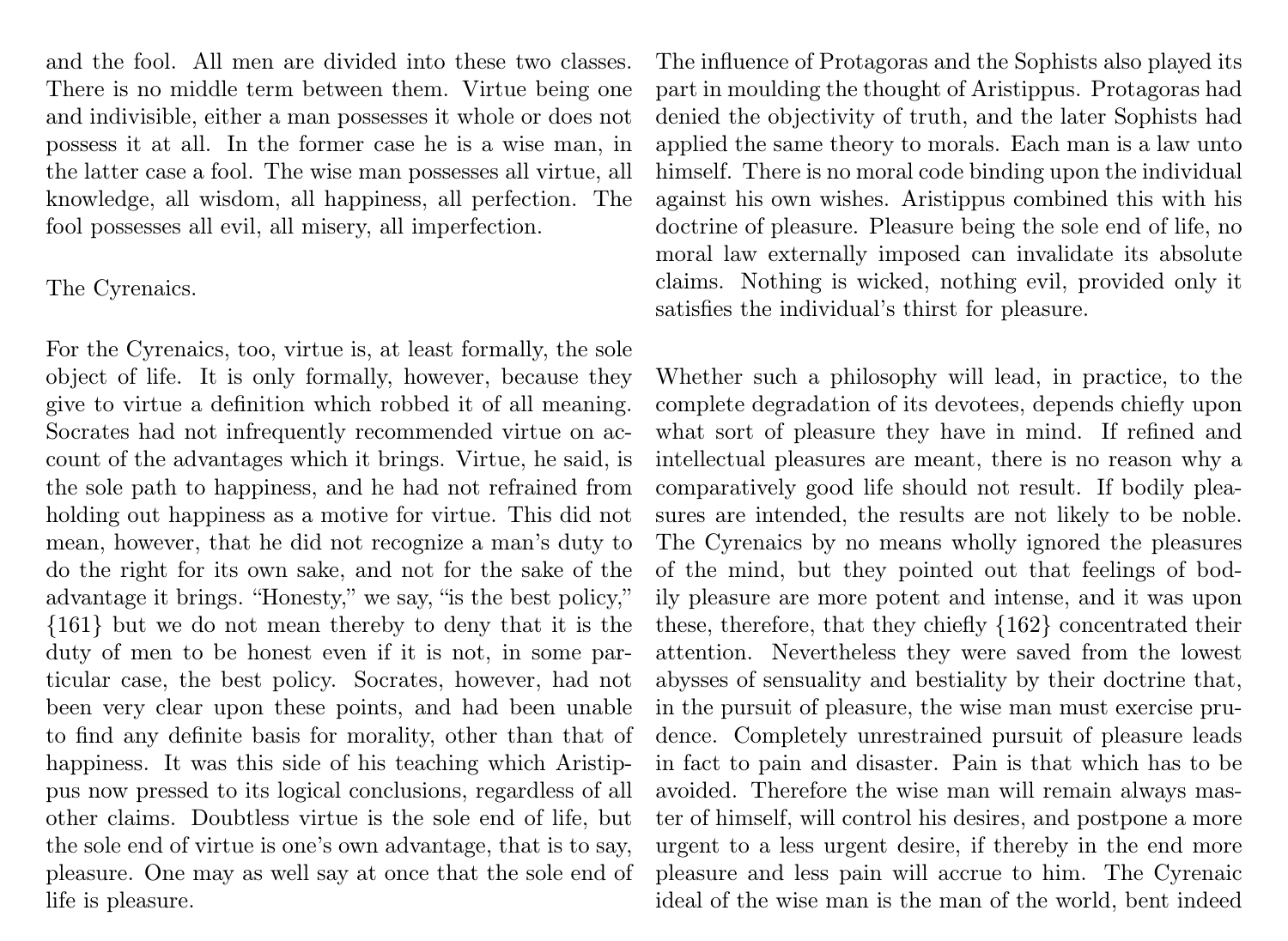and the fool. All men are divided into these two classes. There is no middle term between them. Virtue being one and indivisible, either a man possesses it whole or does not possess it at all. In the former case he is a wise man, in the latter case a fool. The wise man possesses all virtue, all knowledge, all wisdom, all happiness, all perfection. The fool possesses all evil, all misery, all imperfection.

## The Cyrenaics.

For the Cyrenaics, too, virtue is, at least formally, the sole object of life. It is only formally, however, because they give to virtue a definition which robbed it of all meaning. Socrates had not infrequently recommended virtue on account of the advantages which it brings. Virtue, he said, is the sole path to happiness, and he had not refrained from holding out happiness as a motive for virtue. This did not mean, however, that he did not recognize a man's duty to do the right for its own sake, and not for the sake of the advantage it brings. "Honesty," we say, "is the best policy," {161} but we do not mean thereby to deny that it is the duty of men to be honest even if it is not, in some particular case, the best policy. Socrates, however, had not been very clear upon these points, and had been unable to find any definite basis for morality, other than that of happiness. It was this side of his teaching which Aristippus now pressed to its logical conclusions, regardless of all other claims. Doubtless virtue is the sole end of life, but the sole end of virtue is one's own advantage, that is to say, pleasure. One may as well say at once that the sole end of life is pleasure.

The influence of Protagoras and the Sophists also played its part in moulding the thought of Aristippus. Protagoras had denied the objectivity of truth, and the later Sophists had applied the same theory to morals. Each man is a law unto himself. There is no moral code binding upon the individual against his own wishes. Aristippus combined this with his doctrine of pleasure. Pleasure being the sole end of life, no moral law externally imposed can invalidate its absolute claims. Nothing is wicked, nothing evil, provided only it satisfies the individual's thirst for pleasure.

Whether such a philosophy will lead, in practice, to the complete degradation of its devotees, depends chiefly upon what sort of pleasure they have in mind. If refined and intellectual pleasures are meant, there is no reason why a comparatively good life should not result. If bodily pleasures are intended, the results are not likely to be noble. The Cyrenaics by no means wholly ignored the pleasures of the mind, but they pointed out that feelings of bodily pleasure are more potent and intense, and it was upon these, therefore, that they chiefly {162} concentrated their attention. Nevertheless they were saved from the lowest abysses of sensuality and bestiality by their doctrine that, in the pursuit of pleasure, the wise man must exercise prudence. Completely unrestrained pursuit of pleasure leads in fact to pain and disaster. Pain is that which has to be avoided. Therefore the wise man will remain always master of himself, will control his desires, and postpone a more urgent to a less urgent desire, if thereby in the end more pleasure and less pain will accrue to him. The Cyrenaic ideal of the wise man is the man of the world, bent indeed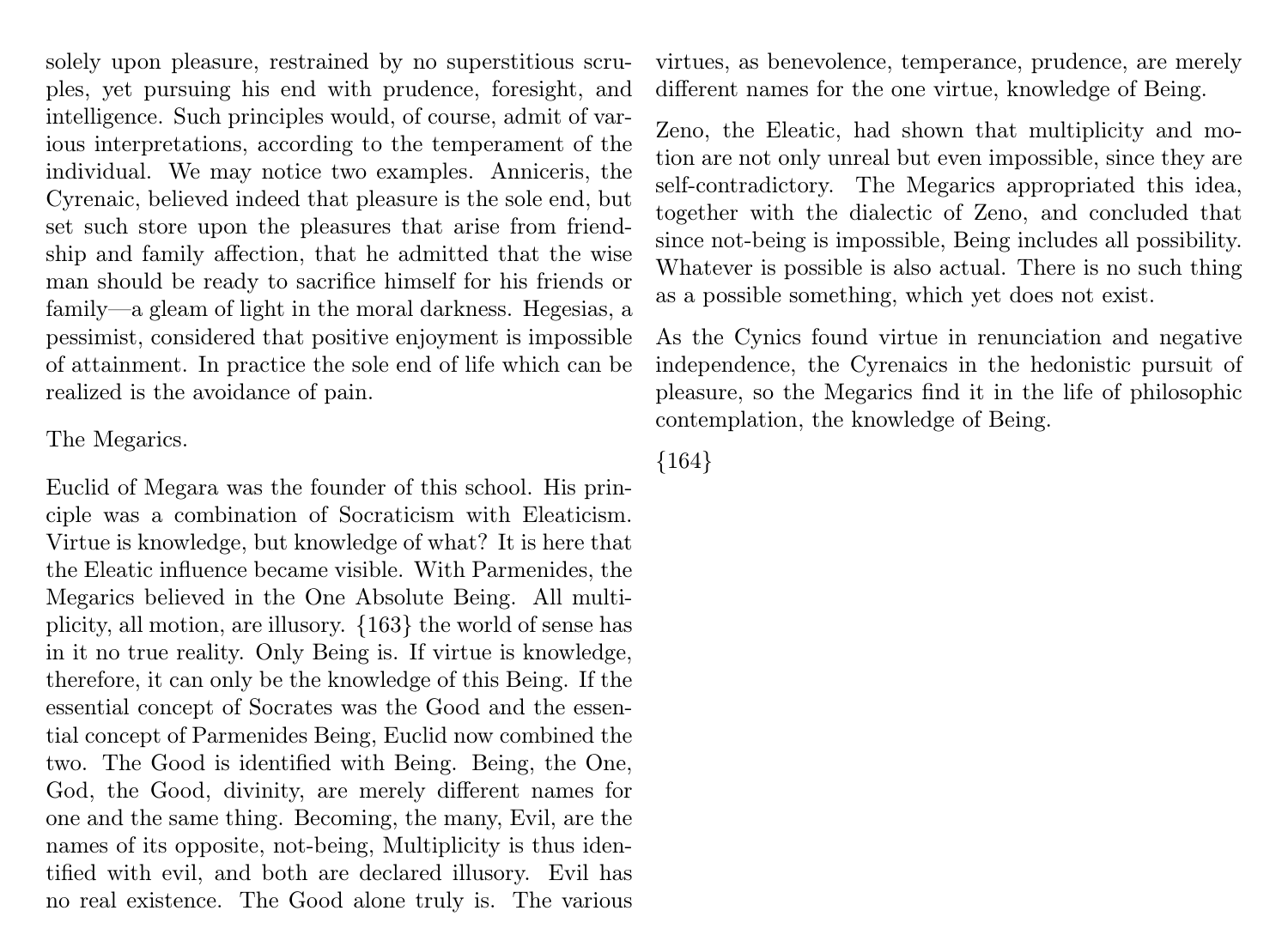solely upon pleasure, restrained by no superstitious scruples, yet pursuing his end with prudence, foresight, and intelligence. Such principles would, of course, admit of various interpretations, according to the temperament of the individual. We may notice two examples. Anniceris, the Cyrenaic, believed indeed that pleasure is the sole end, but set such store upon the pleasures that arise from friendship and family affection, that he admitted that the wise man should be ready to sacrifice himself for his friends or family—a gleam of light in the moral darkness. Hegesias, a pessimist, considered that positive enjoyment is impossible of attainment. In practice the sole end of life which can be realized is the avoidance of pain.

The Megarics.

Euclid of Megara was the founder of this school. His principle was a combination of Socraticism with Eleaticism. Virtue is knowledge, but knowledge of what? It is here that the Eleatic influence became visible. With Parmenides, the Megarics believed in the One Absolute Being. All multiplicity, all motion, are illusory. {163} the world of sense has in it no true reality. Only Being is. If virtue is knowledge, therefore, it can only be the knowledge of this Being. If the essential concept of Socrates was the Good and the essential concept of Parmenides Being, Euclid now combined the two. The Good is identified with Being. Being, the One, God, the Good, divinity, are merely different names for one and the same thing. Becoming, the many, Evil, are the names of its opposite, not-being, Multiplicity is thus identified with evil, and both are declared illusory. Evil has no real existence. The Good alone truly is. The various virtues, as benevolence, temperance, prudence, are merely different names for the one virtue, knowledge of Being.

Zeno, the Eleatic, had shown that multiplicity and motion are not only unreal but even impossible, since they are self-contradictory. The Megarics appropriated this idea, together with the dialectic of Zeno, and concluded that since not-being is impossible, Being includes all possibility. Whatever is possible is also actual. There is no such thing as a possible something, which yet does not exist.

As the Cynics found virtue in renunciation and negative independence, the Cyrenaics in the hedonistic pursuit of pleasure, so the Megarics find it in the life of philosophic contemplation, the knowledge of Being.

{164}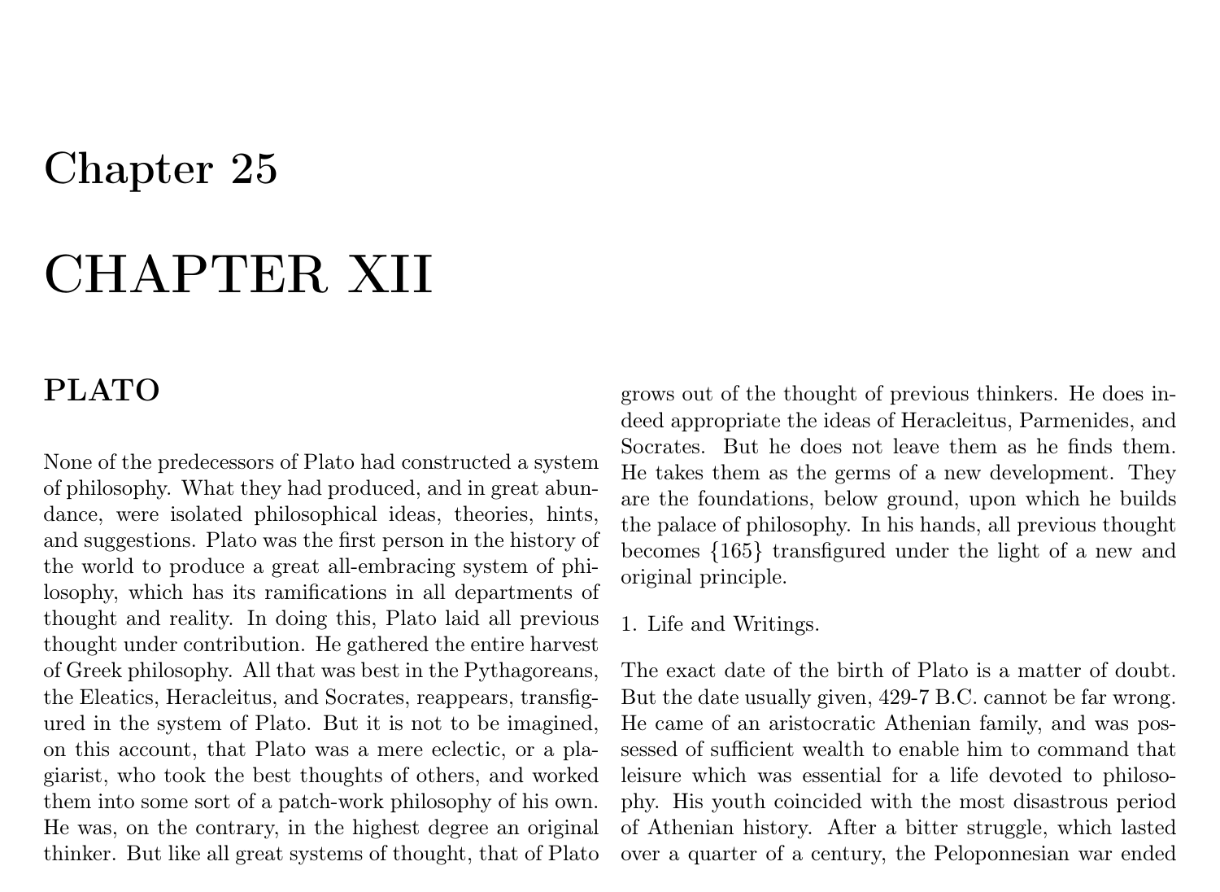# Chapter 25

# CHAPTER XII

## PLATO

None of the predecessors of Plato had constructed a system of philosophy. What they had produced, and in great abundance, were isolated philosophical ideas, theories, hints, and suggestions. Plato was the first person in the history of the world to produce a great all-embracing system of philosophy, which has its ramifications in all departments of thought and reality. In doing this, Plato laid all previous thought under contribution. He gathered the entire harvest of Greek philosophy. All that was best in the Pythagoreans, the Eleatics, Heracleitus, and Socrates, reappears, transfigured in the system of Plato. But it is not to be imagined, on this account, that Plato was a mere eclectic, or a plagiarist, who took the best thoughts of others, and worked them into some sort of a patch-work philosophy of his own. He was, on the contrary, in the highest degree an original thinker. But like all great systems of thought, that of Plato grows out of the thought of previous thinkers. He does indeed appropriate the ideas of Heracleitus, Parmenides, and Socrates. But he does not leave them as he finds them. He takes them as the germs of a new development. They are the foundations, below ground, upon which he builds the palace of philosophy. In his hands, all previous thought becomes {165} transfigured under the light of a new and original principle.

1. Life and Writings.

The exact date of the birth of Plato is a matter of doubt. But the date usually given, 429-7 B.C. cannot be far wrong. He came of an aristocratic Athenian family, and was possessed of sufficient wealth to enable him to command that leisure which was essential for a life devoted to philosophy. His youth coincided with the most disastrous period of Athenian history. After a bitter struggle, which lasted over a quarter of a century, the Peloponnesian war ended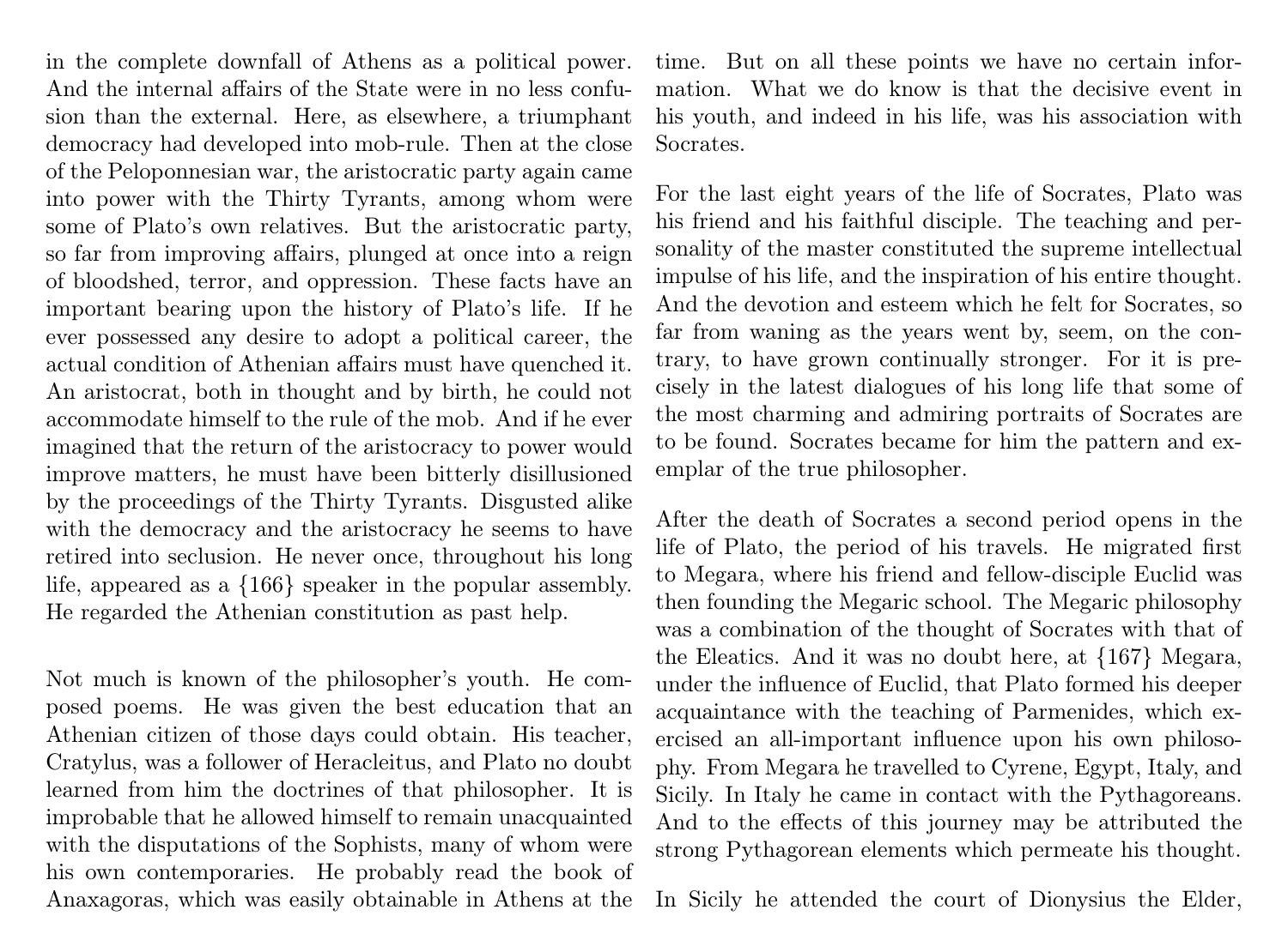in the complete downfall of Athens as a political power. And the internal affairs of the State were in no less confusion than the external. Here, as elsewhere, a triumphant democracy had developed into mob-rule. Then at the close of the Peloponnesian war, the aristocratic party again came into power with the Thirty Tyrants, among whom were some of Plato's own relatives. But the aristocratic party, so far from improving affairs, plunged at once into a reign of bloodshed, terror, and oppression. These facts have an important bearing upon the history of Plato's life. If he ever possessed any desire to adopt a political career, the actual condition of Athenian affairs must have quenched it. An aristocrat, both in thought and by birth, he could not accommodate himself to the rule of the mob. And if he ever imagined that the return of the aristocracy to power would improve matters, he must have been bitterly disillusioned by the proceedings of the Thirty Tyrants. Disgusted alike with the democracy and the aristocracy he seems to have retired into seclusion. He never once, throughout his long life, appeared as a {166} speaker in the popular assembly. He regarded the Athenian constitution as past help.

Not much is known of the philosopher's youth. He composed poems. He was given the best education that an Athenian citizen of those days could obtain. His teacher, Cratylus, was a follower of Heracleitus, and Plato no doubt learned from him the doctrines of that philosopher. It is improbable that he allowed himself to remain unacquainted with the disputations of the Sophists, many of whom were his own contemporaries. He probably read the book of Anaxagoras, which was easily obtainable in Athens at the time. But on all these points we have no certain information. What we do know is that the decisive event in his youth, and indeed in his life, was his association with Socrates.

For the last eight years of the life of Socrates, Plato was his friend and his faithful disciple. The teaching and personality of the master constituted the supreme intellectual impulse of his life, and the inspiration of his entire thought. And the devotion and esteem which he felt for Socrates, so far from waning as the years went by, seem, on the contrary, to have grown continually stronger. For it is precisely in the latest dialogues of his long life that some of the most charming and admiring portraits of Socrates are to be found. Socrates became for him the pattern and exemplar of the true philosopher.

After the death of Socrates a second period opens in the life of Plato, the period of his travels. He migrated first to Megara, where his friend and fellow-disciple Euclid was then founding the Megaric school. The Megaric philosophy was a combination of the thought of Socrates with that of the Eleatics. And it was no doubt here, at {167} Megara, under the influence of Euclid, that Plato formed his deeper acquaintance with the teaching of Parmenides, which exercised an all-important influence upon his own philosophy. From Megara he travelled to Cyrene, Egypt, Italy, and Sicily. In Italy he came in contact with the Pythagoreans. And to the effects of this journey may be attributed the strong Pythagorean elements which permeate his thought.

In Sicily he attended the court of Dionysius the Elder,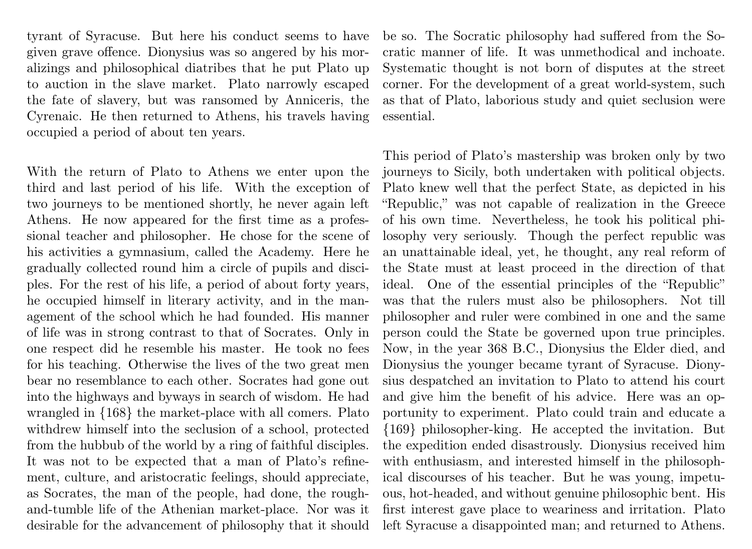tyrant of Syracuse. But here his conduct seems to have given grave offence. Dionysius was so angered by his moralizings and philosophical diatribes that he put Plato up to auction in the slave market. Plato narrowly escaped the fate of slavery, but was ransomed by Anniceris, the Cyrenaic. He then returned to Athens, his travels having occupied a period of about ten years.

With the return of Plato to Athens we enter upon the third and last period of his life. With the exception of two journeys to be mentioned shortly, he never again left Athens. He now appeared for the first time as a professional teacher and philosopher. He chose for the scene of his activities a gymnasium, called the Academy. Here he gradually collected round him a circle of pupils and disciples. For the rest of his life, a period of about forty years, he occupied himself in literary activity, and in the management of the school which he had founded. His manner of life was in strong contrast to that of Socrates. Only in one respect did he resemble his master. He took no fees for his teaching. Otherwise the lives of the two great men bear no resemblance to each other. Socrates had gone out into the highways and byways in search of wisdom. He had wrangled in {168} the market-place with all comers. Plato withdrew himself into the seclusion of a school, protected from the hubbub of the world by a ring of faithful disciples. It was not to be expected that a man of Plato's refinement, culture, and aristocratic feelings, should appreciate, as Socrates, the man of the people, had done, the rough-and-tumble life of the Athenian market-place. Nor was it desirable for the advancement of philosophy that it should be so. The Socratic philosophy had suffered from the Socratic manner of life. It was unmethodical and inchoate. Systematic thought is not born of disputes at the street corner. For the development of a great world-system, such as that of Plato, laborious study and quiet seclusion were essential.

This period of Plato's mastership was broken only by two journeys to Sicily, both undertaken with political objects. Plato knew well that the perfect State, as depicted in his "Republic," was not capable of realization in the Greece of his own time. Nevertheless, he took his political philosophy very seriously. Though the perfect republic was an unattainable ideal, yet, he thought, any real reform of the State must at least proceed in the direction of that ideal. One of the essential principles of the "Republic" was that the rulers must also be philosophers. Not till philosopher and ruler were combined in one and the same person could the State be governed upon true principles. Now, in the year 368 B.C., Dionysius the Elder died, and Dionysius the younger became tyrant of Syracuse. Dionysius despatched an invitation to Plato to attend his court and give him the benefit of his advice. Here was an opportunity to experiment. Plato could train and educate a {169} philosopher-king. He accepted the invitation. But the expedition ended disastrously. Dionysius received him with enthusiasm, and interested himself in the philosophical discourses of his teacher. But he was young, impetuous, hot-headed, and without genuine philosophic bent. His first interest gave place to weariness and irritation. Plato left Syracuse a disappointed man; and returned to Athens.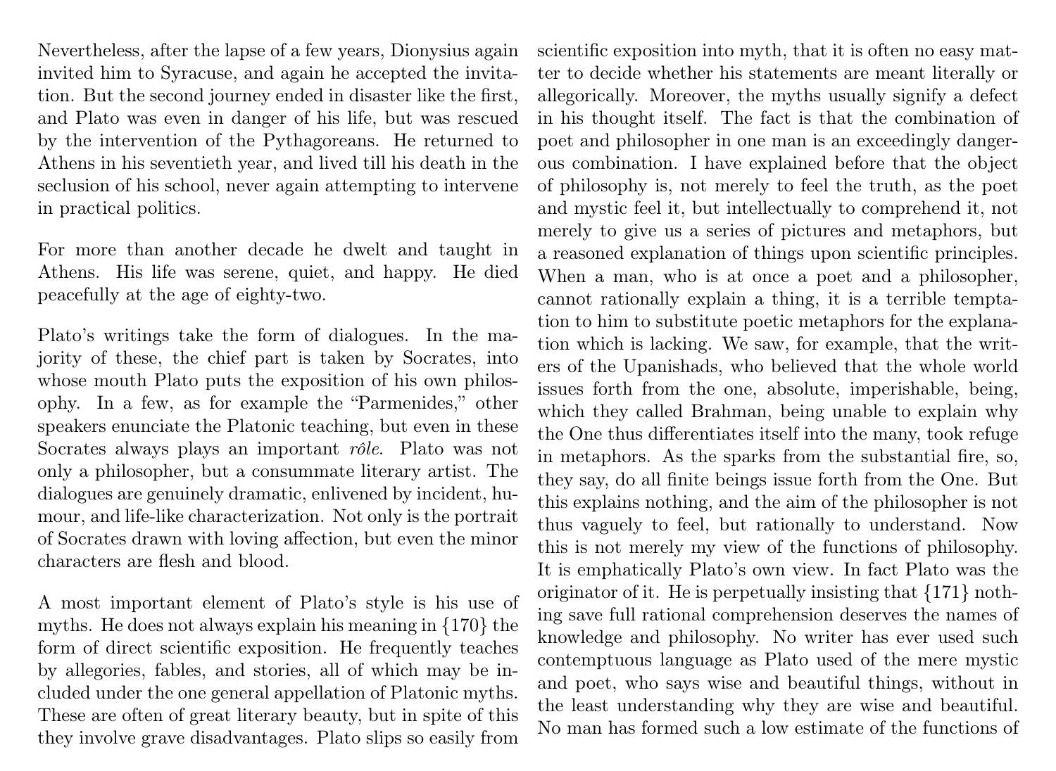Nevertheless, after the lapse of a few years, Dionysius again invited him to Syracuse, and again he accepted the invitation. But the second journey ended in disaster like the first, and Plato was even in danger of his life, but was rescued by the intervention of the Pythagoreans. He returned to Athens in his seventieth year, and lived till his death in the seclusion of his school, never again attempting to intervene in practical politics.

For more than another decade he dwelt and taught in Athens. His life was serene, quiet, and happy. He died peacefully at the age of eighty-two.

Plato's writings take the form of dialogues. In the majority of these, the chief part is taken by Socrates, into whose mouth Plato puts the exposition of his own philosophy. In a few, as for example the "Parmenides," other speakers enunciate the Platonic teaching, but even in these Socrates always plays an important *rôle*. Plato was not only a philosopher, but a consummate literary artist. The dialogues are genuinely dramatic, enlivened by incident, humour, and life-like characterization. Not only is the portrait of Socrates drawn with loving affection, but even the minor characters are flesh and blood.

A most important element of Plato's style is his use of myths. He does not always explain his meaning in {170} the form of direct scientific exposition. He frequently teaches by allegories, fables, and stories, all of which may be included under the one general appellation of Platonic myths. These are often of great literary beauty, but in spite of this they involve grave disadvantages. Plato slips so easily from scientific exposition into myth, that it is often no easy matter to decide whether his statements are meant literally or allegorically. Moreover, the myths usually signify a defect in his thought itself. The fact is that the combination of poet and philosopher in one man is an exceedingly dangerous combination. I have explained before that the object of philosophy is, not merely to feel the truth, as the poet and mystic feel it, but intellectually to comprehend it, not merely to give us a series of pictures and metaphors, but a reasoned explanation of things upon scientific principles. When a man, who is at once a poet and a philosopher, cannot rationally explain a thing, it is a terrible temptation to him to substitute poetic metaphors for the explanation which is lacking. We saw, for example, that the writers of the Upanishads, who believed that the whole world issues forth from the one, absolute, imperishable, being, which they called Brahman, being unable to explain why the One thus differentiates itself into the many, took refuge in metaphors. As the sparks from the substantial fire, so, they say, do all finite beings issue forth from the One. But this explains nothing, and the aim of the philosopher is not thus vaguely to feel, but rationally to understand. Now this is not merely my view of the functions of philosophy. It is emphatically Plato's own view. In fact Plato was the originator of it. He is perpetually insisting that {171} nothing save full rational comprehension deserves the names of knowledge and philosophy. No writer has ever used such contemptuous language as Plato used of the mere mystic and poet, who says wise and beautiful things, without in the least understanding why they are wise and beautiful. No man has formed such a low estimate of the functions of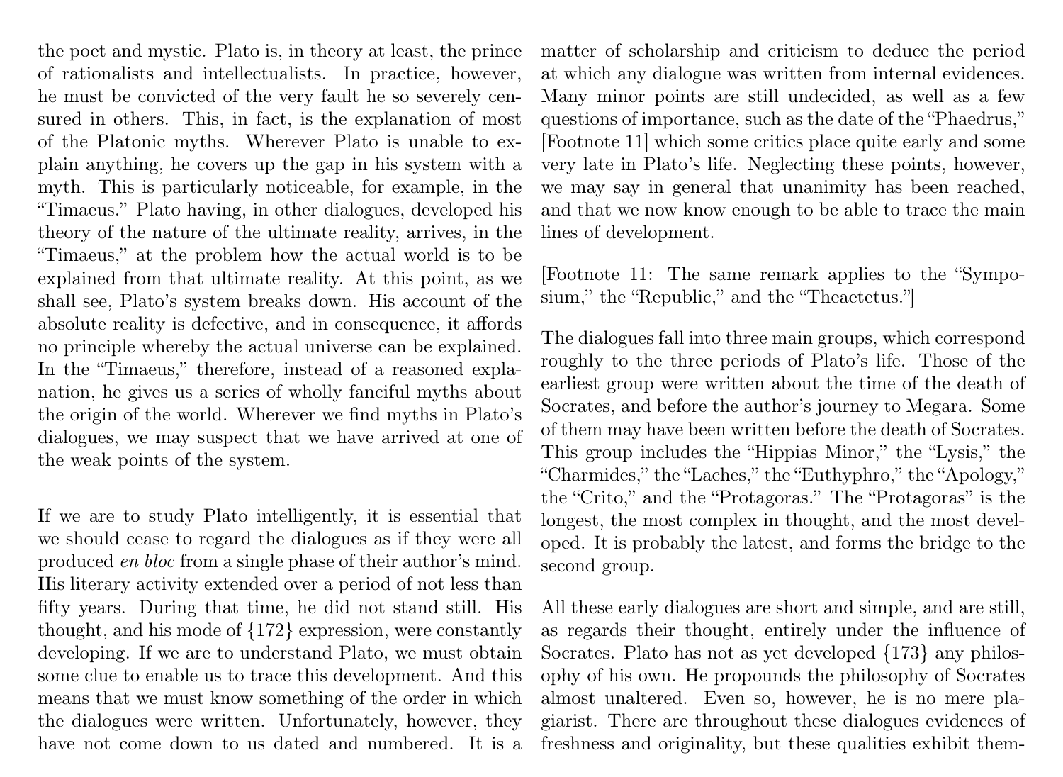the poet and mystic. Plato is, in theory at least, the prince of rationalists and intellectualists. In practice, however, he must be convicted of the very fault he so severely censured in others. This, in fact, is the explanation of most of the Platonic myths. Wherever Plato is unable to explain anything, he covers up the gap in his system with a myth. This is particularly noticeable, for example, in the "Timaeus." Plato having, in other dialogues, developed his theory of the nature of the ultimate reality, arrives, in the "Timaeus," at the problem how the actual world is to be explained from that ultimate reality. At this point, as we shall see, Plato's system breaks down. His account of the absolute reality is defective, and in consequence, it affords no principle whereby the actual universe can be explained. In the "Timaeus," therefore, instead of a reasoned explanation, he gives us a series of wholly fanciful myths about the origin of the world. Wherever we find myths in Plato's dialogues, we may suspect that we have arrived at one of the weak points of the system.

If we are to study Plato intelligently, it is essential that we should cease to regard the dialogues as if they were all produced *en bloc* from a single phase of their author's mind. His literary activity extended over a period of not less than fifty years. During that time, he did not stand still. His thought, and his mode of {172} expression, were constantly developing. If we are to understand Plato, we must obtain some clue to enable us to trace this development. And this means that we must know something of the order in which the dialogues were written. Unfortunately, however, they have not come down to us dated and numbered. It is a matter of scholarship and criticism to deduce the period at which any dialogue was written from internal evidences. Many minor points are still undecided, as well as a few questions of importance, such as the date of the "Phaedrus," [Footnote 11] which some critics place quite early and some very late in Plato's life. Neglecting these points, however, we may say in general that unanimity has been reached, and that we now know enough to be able to trace the main lines of development.

[Footnote 11: The same remark applies to the "Symposium," the "Republic," and the "Theaetetus."]

The dialogues fall into three main groups, which correspond roughly to the three periods of Plato's life. Those of the earliest group were written about the time of the death of Socrates, and before the author's journey to Megara. Some of them may have been written before the death of Socrates. This group includes the "Hippias Minor," the "Lysis," the "Charmides," the "Laches," the "Euthyphro," the "Apology," the "Crito," and the "Protagoras." The "Protagoras" is the longest, the most complex in thought, and the most developed. It is probably the latest, and forms the bridge to the second group.

All these early dialogues are short and simple, and are still, as regards their thought, entirely under the influence of Socrates. Plato has not as yet developed {173} any philosophy of his own. He propounds the philosophy of Socrates almost unaltered. Even so, however, he is no mere plagiarist. There are throughout these dialogues evidences of freshness and originality, but these qualities exhibit them-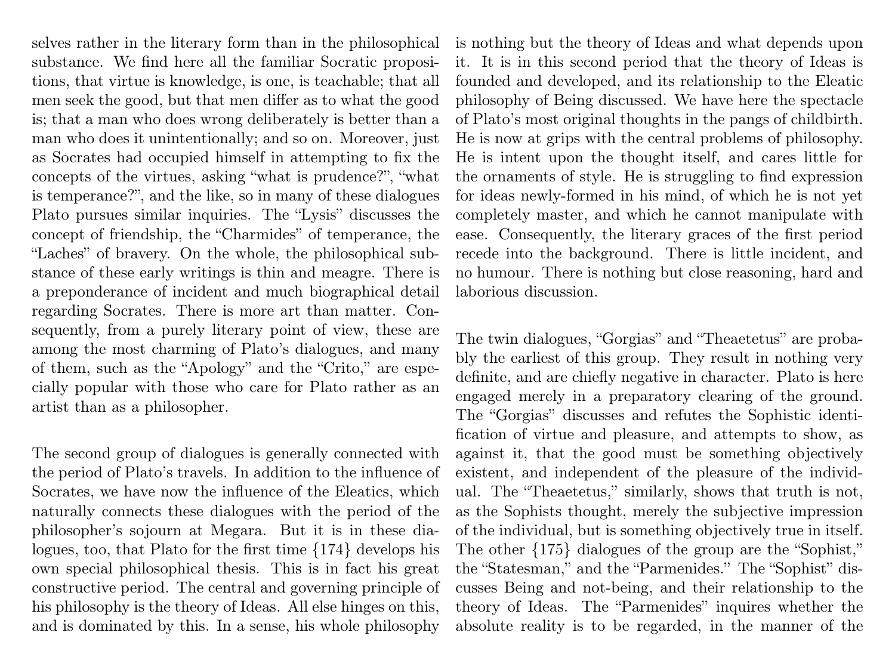selves rather in the literary form than in the philosophical substance. We find here all the familiar Socratic propositions, that virtue is knowledge, is one, is teachable; that all men seek the good, but that men differ as to what the good is; that a man who does wrong deliberately is better than a man who does it unintentionally; and so on. Moreover, just as Socrates had occupied himself in attempting to fix the concepts of the virtues, asking "what is prudence?", "what is temperance?", and the like, so in many of these dialogues Plato pursues similar inquiries. The "Lysis" discusses the concept of friendship, the "Charmides" of temperance, the "Laches" of bravery. On the whole, the philosophical substance of these early writings is thin and meagre. There is a preponderance of incident and much biographical detail regarding Socrates. There is more art than matter. Consequently, from a purely literary point of view, these are among the most charming of Plato's dialogues, and many of them, such as the "Apology" and the "Crito," are especially popular with those who care for Plato rather as an artist than as a philosopher.

The second group of dialogues is generally connected with the period of Plato's travels. In addition to the influence of Socrates, we have now the influence of the Eleatics, which naturally connects these dialogues with the period of the philosopher's sojourn at Megara. But it is in these dialogues, too, that Plato for the first time {174} develops his own special philosophical thesis. This is in fact his great constructive period. The central and governing principle of his philosophy is the theory of Ideas. All else hinges on this, and is dominated by this. In a sense, his whole philosophy is nothing but the theory of Ideas and what depends upon it. It is in this second period that the theory of Ideas is founded and developed, and its relationship to the Eleatic philosophy of Being discussed. We have here the spectacle of Plato's most original thoughts in the pangs of childbirth. He is now at grips with the central problems of philosophy. He is intent upon the thought itself, and cares little for the ornaments of style. He is struggling to find expression for ideas newly-formed in his mind, of which he is not yet completely master, and which he cannot manipulate with ease. Consequently, the literary graces of the first period recede into the background. There is little incident, and no humour. There is nothing but close reasoning, hard and laborious discussion.

The twin dialogues, "Gorgias" and "Theaetetus" are probably the earliest of this group. They result in nothing very definite, and are chiefly negative in character. Plato is here engaged merely in a preparatory clearing of the ground. The "Gorgias" discusses and refutes the Sophistic identification of virtue and pleasure, and attempts to show, as against it, that the good must be something objectively existent, and independent of the pleasure of the individual. The "Theaetetus," similarly, shows that truth is not, as the Sophists thought, merely the subjective impression of the individual, but is something objectively true in itself. The other {175} dialogues of the group are the "Sophist," the "Statesman," and the "Parmenides." The "Sophist" discusses Being and not-being, and their relationship to the theory of Ideas. The "Parmenides" inquires whether the absolute reality is to be regarded, in the manner of the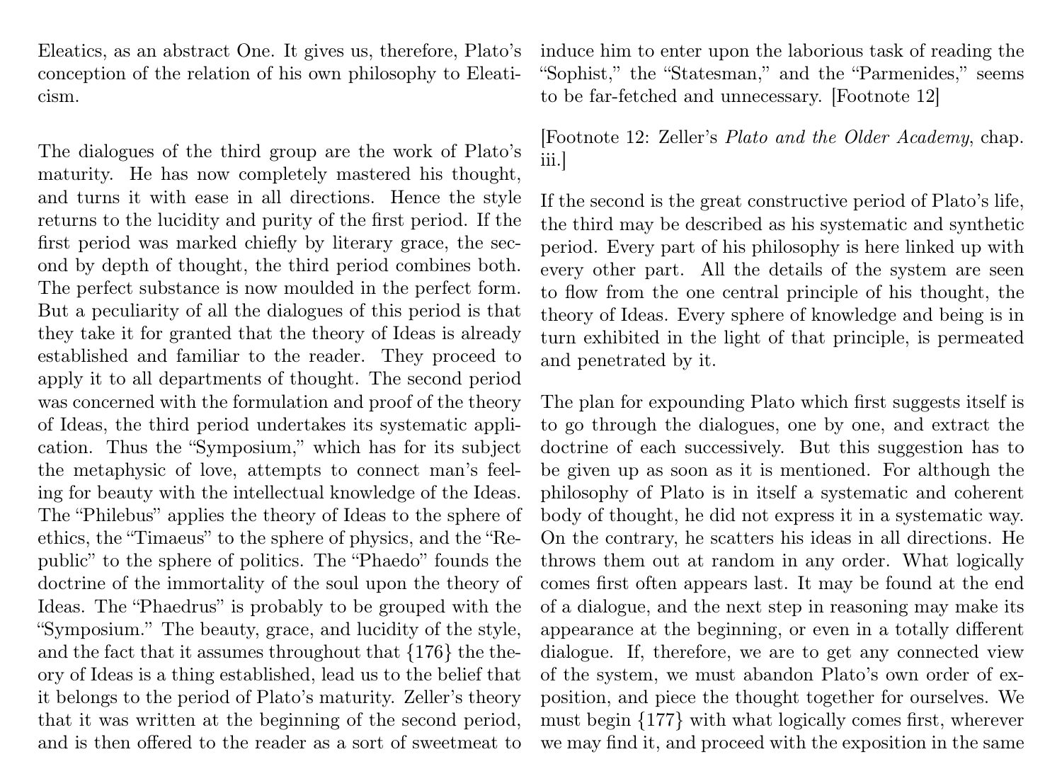Eleatics, as an abstract One. It gives us, therefore, Plato's conception of the relation of his own philosophy to Eleaticism.

The dialogues of the third group are the work of Plato's maturity. He has now completely mastered his thought, and turns it with ease in all directions. Hence the style returns to the lucidity and purity of the first period. If the first period was marked chiefly by literary grace, the second by depth of thought, the third period combines both. The perfect substance is now moulded in the perfect form. But a peculiarity of all the dialogues of this period is that they take it for granted that the theory of Ideas is already established and familiar to the reader. They proceed to apply it to all departments of thought. The second period was concerned with the formulation and proof of the theory of Ideas, the third period undertakes its systematic application. Thus the "Symposium," which has for its subject the metaphysic of love, attempts to connect man's feeling for beauty with the intellectual knowledge of the Ideas. The "Philebus" applies the theory of Ideas to the sphere of ethics, the "Timaeus" to the sphere of physics, and the "Republic" to the sphere of politics. The "Phaedo" founds the doctrine of the immortality of the soul upon the theory of Ideas. The "Phaedrus" is probably to be grouped with the "Symposium." The beauty, grace, and lucidity of the style, and the fact that it assumes throughout that {176} the theory of Ideas is a thing established, lead us to the belief that it belongs to the period of Plato's maturity. Zeller's theory that it was written at the beginning of the second period, and is then offered to the reader as a sort of sweetmeat to induce him to enter upon the laborious task of reading the "Sophist," the "Statesman," and the "Parmenides," seems to be far-fetched and unnecessary. [Footnote 12]

[Footnote 12: Zeller's *Plato and the Older Academy*, chap. iii.]

If the second is the great constructive period of Plato's life, the third may be described as his systematic and synthetic period. Every part of his philosophy is here linked up with every other part. All the details of the system are seen to flow from the one central principle of his thought, the theory of Ideas. Every sphere of knowledge and being is in turn exhibited in the light of that principle, is permeated and penetrated by it.

The plan for expounding Plato which first suggests itself is to go through the dialogues, one by one, and extract the doctrine of each successively. But this suggestion has to be given up as soon as it is mentioned. For although the philosophy of Plato is in itself a systematic and coherent body of thought, he did not express it in a systematic way. On the contrary, he scatters his ideas in all directions. He throws them out at random in any order. What logically comes first often appears last. It may be found at the end of a dialogue, and the next step in reasoning may make its appearance at the beginning, or even in a totally different dialogue. If, therefore, we are to get any connected view of the system, we must abandon Plato's own order of exposition, and piece the thought together for ourselves. We must begin {177} with what logically comes first, wherever we may find it, and proceed with the exposition in the same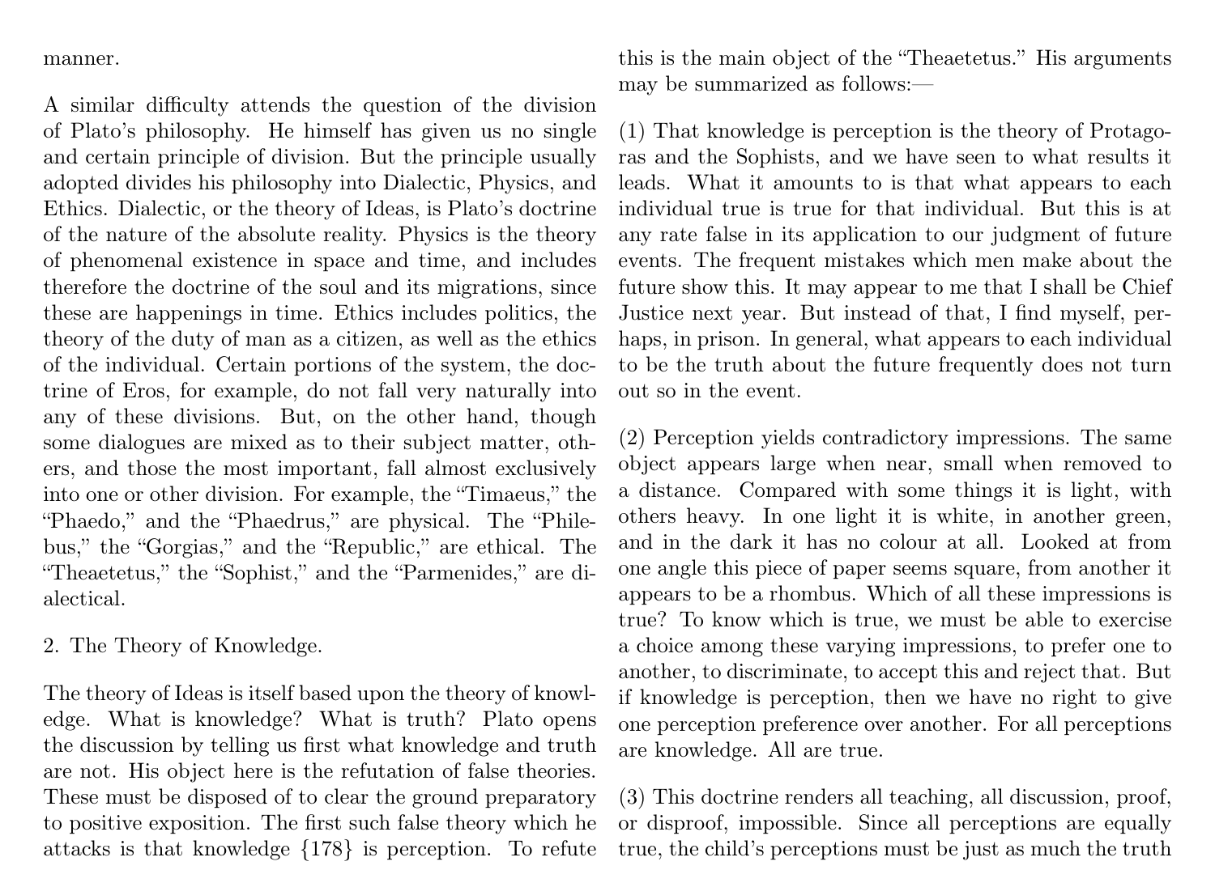manner.

A similar difficulty attends the question of the division of Plato's philosophy. He himself has given us no single and certain principle of division. But the principle usually adopted divides his philosophy into Dialectic, Physics, and Ethics. Dialectic, or the theory of Ideas, is Plato's doctrine of the nature of the absolute reality. Physics is the theory of phenomenal existence in space and time, and includes therefore the doctrine of the soul and its migrations, since these are happenings in time. Ethics includes politics, the theory of the duty of man as a citizen, as well as the ethics of the individual. Certain portions of the system, the doctrine of Eros, for example, do not fall very naturally into any of these divisions. But, on the other hand, though some dialogues are mixed as to their subject matter, others, and those the most important, fall almost exclusively into one or other division. For example, the "Timaeus," the "Phaedo," and the "Phaedrus," are physical. The "Philebus," the "Gorgias," and the "Republic," are ethical. The "Theaetetus," the "Sophist," and the "Parmenides," are dialectical.

## 2. The Theory of Knowledge.

The theory of Ideas is itself based upon the theory of knowledge. What is knowledge? What is truth? Plato opens the discussion by telling us first what knowledge and truth are not. His object here is the refutation of false theories. These must be disposed of to clear the ground preparatory to positive exposition. The first such false theory which he attacks is that knowledge {178} is perception. To refute this is the main object of the "Theaetetus." His arguments may be summarized as follows:—

(1) That knowledge is perception is the theory of Protagoras and the Sophists, and we have seen to what results it leads. What it amounts to is that what appears to each individual true is true for that individual. But this is at any rate false in its application to our judgment of future events. The frequent mistakes which men make about the future show this. It may appear to me that I shall be Chief Justice next year. But instead of that, I find myself, perhaps, in prison. In general, what appears to each individual to be the truth about the future frequently does not turn out so in the event.

(2) Perception yields contradictory impressions. The same object appears large when near, small when removed to a distance. Compared with some things it is light, with others heavy. In one light it is white, in another green, and in the dark it has no colour at all. Looked at from one angle this piece of paper seems square, from another it appears to be a rhombus. Which of all these impressions is true? To know which is true, we must be able to exercise a choice among these varying impressions, to prefer one to another, to discriminate, to accept this and reject that. But if knowledge is perception, then we have no right to give one perception preference over another. For all perceptions are knowledge. All are true.

(3) This doctrine renders all teaching, all discussion, proof, or disproof, impossible. Since all perceptions are equally true, the child's perceptions must be just as much the truth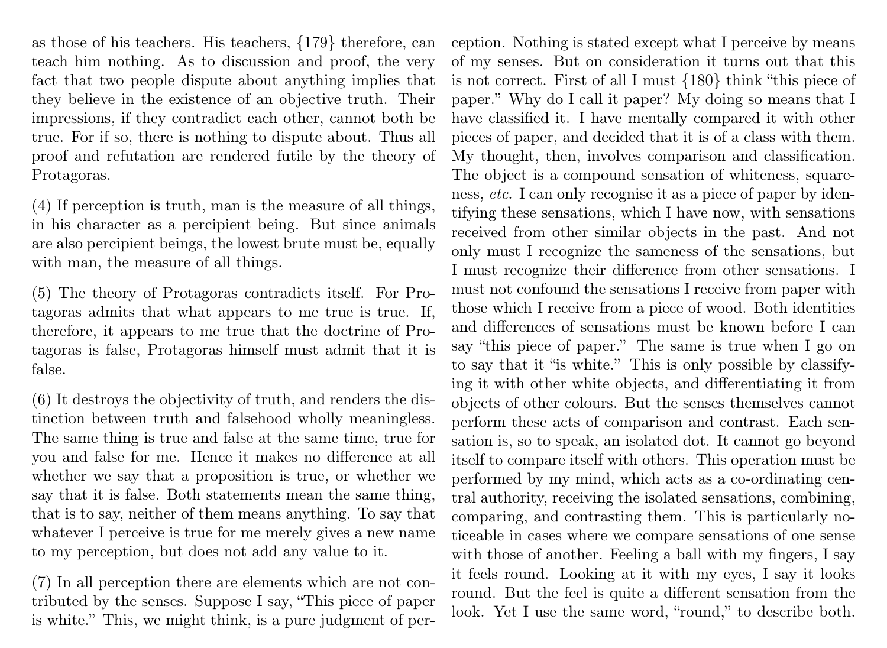as those of his teachers. His teachers, {179} therefore, can teach him nothing. As to discussion and proof, the very fact that two people dispute about anything implies that they believe in the existence of an objective truth. Their impressions, if they contradict each other, cannot both be true. For if so, there is nothing to dispute about. Thus all proof and refutation are rendered futile by the theory of Protagoras.

(4) If perception is truth, man is the measure of all things, in his character as a percipient being. But since animals are also percipient beings, the lowest brute must be, equally with man, the measure of all things.

(5) The theory of Protagoras contradicts itself. For Protagoras admits that what appears to me true is true. If, therefore, it appears to me true that the doctrine of Protagoras is false, Protagoras himself must admit that it is false.

(6) It destroys the objectivity of truth, and renders the distinction between truth and falsehood wholly meaningless. The same thing is true and false at the same time, true for you and false for me. Hence it makes no difference at all whether we say that a proposition is true, or whether we say that it is false. Both statements mean the same thing, that is to say, neither of them means anything. To say that whatever I perceive is true for me merely gives a new name to my perception, but does not add any value to it.

(7) In all perception there are elements which are not contributed by the senses. Suppose I say, "This piece of paper is white." This, we might think, is a pure judgment of perception. Nothing is stated except what I perceive by means of my senses. But on consideration it turns out that this is not correct. First of all I must {180} think "this piece of paper." Why do I call it paper? My doing so means that I have classified it. I have mentally compared it with other pieces of paper, and decided that it is of a class with them. My thought, then, involves comparison and classification. The object is a compound sensation of whiteness, squareness, *etc.* I can only recognise it as a piece of paper by identifying these sensations, which I have now, with sensations received from other similar objects in the past. And not only must I recognize the sameness of the sensations, but I must recognize their difference from other sensations. I must not confound the sensations I receive from paper with those which I receive from a piece of wood. Both identities and differences of sensations must be known before I can say "this piece of paper." The same is true when I go on to say that it "is white." This is only possible by classifying it with other white objects, and differentiating it from objects of other colours. But the senses themselves cannot perform these acts of comparison and contrast. Each sensation is, so to speak, an isolated dot. It cannot go beyond itself to compare itself with others. This operation must be performed by my mind, which acts as a co-ordinating central authority, receiving the isolated sensations, combining, comparing, and contrasting them. This is particularly noticeable in cases where we compare sensations of one sense with those of another. Feeling a ball with my fingers, I say it feels round. Looking at it with my eyes, I say it looks round. But the feel is quite a different sensation from the look. Yet I use the same word, "round," to describe both.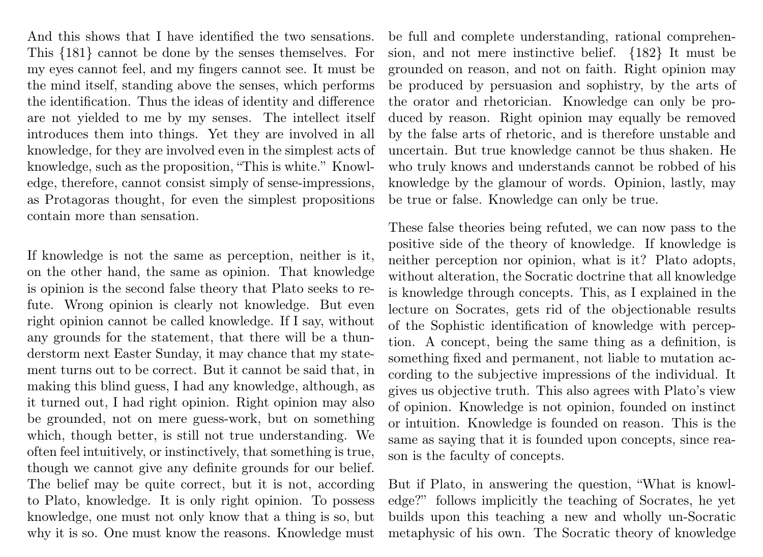And this shows that I have identified the two sensations. This {181} cannot be done by the senses themselves. For my eyes cannot feel, and my fingers cannot see. It must be the mind itself, standing above the senses, which performs the identification. Thus the ideas of identity and difference are not yielded to me by my senses. The intellect itself introduces them into things. Yet they are involved in all knowledge, for they are involved even in the simplest acts of knowledge, such as the proposition, "This is white." Knowledge, therefore, cannot consist simply of sense-impressions, as Protagoras thought, for even the simplest propositions contain more than sensation.

If knowledge is not the same as perception, neither is it, on the other hand, the same as opinion. That knowledge is opinion is the second false theory that Plato seeks to refute. Wrong opinion is clearly not knowledge. But even right opinion cannot be called knowledge. If I say, without any grounds for the statement, that there will be a thunderstorm next Easter Sunday, it may chance that my statement turns out to be correct. But it cannot be said that, in making this blind guess, I had any knowledge, although, as it turned out, I had right opinion. Right opinion may also be grounded, not on mere guess-work, but on something which, though better, is still not true understanding. We often feel intuitively, or instinctively, that something is true, though we cannot give any definite grounds for our belief. The belief may be quite correct, but it is not, according to Plato, knowledge. It is only right opinion. To possess knowledge, one must not only know that a thing is so, but why it is so. One must know the reasons. Knowledge must be full and complete understanding, rational comprehension, and not mere instinctive belief. {182} It must be grounded on reason, and not on faith. Right opinion may be produced by persuasion and sophistry, by the arts of the orator and rhetorician. Knowledge can only be produced by reason. Right opinion may equally be removed by the false arts of rhetoric, and is therefore unstable and uncertain. But true knowledge cannot be thus shaken. He who truly knows and understands cannot be robbed of his knowledge by the glamour of words. Opinion, lastly, may be true or false. Knowledge can only be true.

These false theories being refuted, we can now pass to the positive side of the theory of knowledge. If knowledge is neither perception nor opinion, what is it? Plato adopts, without alteration, the Socratic doctrine that all knowledge is knowledge through concepts. This, as I explained in the lecture on Socrates, gets rid of the objectionable results of the Sophistic identification of knowledge with perception. A concept, being the same thing as a definition, is something fixed and permanent, not liable to mutation according to the subjective impressions of the individual. It gives us objective truth. This also agrees with Plato's view of opinion. Knowledge is not opinion, founded on instinct or intuition. Knowledge is founded on reason. This is the same as saying that it is founded upon concepts, since reason is the faculty of concepts.

But if Plato, in answering the question, "What is knowledge?" follows implicitly the teaching of Socrates, he yet builds upon this teaching a new and wholly un-Socratic metaphysic of his own. The Socratic theory of knowledge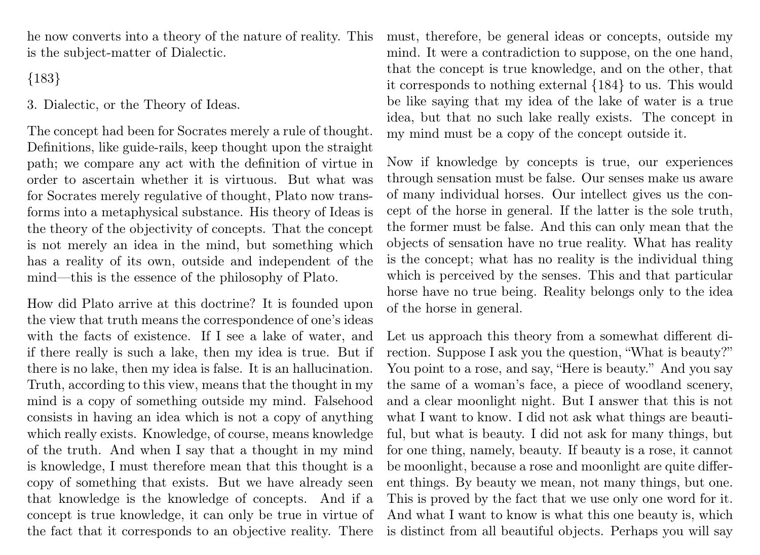he now converts into a theory of the nature of reality. This is the subject-matter of Dialectic.

{183}

### 3. Dialectic, or the Theory of Ideas.

The concept had been for Socrates merely a rule of thought. Definitions, like guide-rails, keep thought upon the straight path; we compare any act with the definition of virtue in order to ascertain whether it is virtuous. But what was for Socrates merely regulative of thought, Plato now transforms into a metaphysical substance. His theory of Ideas is the theory of the objectivity of concepts. That the concept is not merely an idea in the mind, but something which has a reality of its own, outside and independent of the mind—this is the essence of the philosophy of Plato.

How did Plato arrive at this doctrine? It is founded upon the view that truth means the correspondence of one's ideas with the facts of existence. If I see a lake of water, and if there really is such a lake, then my idea is true. But if there is no lake, then my idea is false. It is an hallucination. Truth, according to this view, means that the thought in my mind is a copy of something outside my mind. Falsehood consists in having an idea which is not a copy of anything which really exists. Knowledge, of course, means knowledge of the truth. And when I say that a thought in my mind is knowledge, I must therefore mean that this thought is a copy of something that exists. But we have already seen that knowledge is the knowledge of concepts. And if a concept is true knowledge, it can only be true in virtue of the fact that it corresponds to an objective reality. There must, therefore, be general ideas or concepts, outside my mind. It were a contradiction to suppose, on the one hand, that the concept is true knowledge, and on the other, that it corresponds to nothing external {184} to us. This would be like saying that my idea of the lake of water is a true idea, but that no such lake really exists. The concept in my mind must be a copy of the concept outside it.

Now if knowledge by concepts is true, our experiences through sensation must be false. Our senses make us aware of many individual horses. Our intellect gives us the concept of the horse in general. If the latter is the sole truth, the former must be false. And this can only mean that the objects of sensation have no true reality. What has reality is the concept; what has no reality is the individual thing which is perceived by the senses. This and that particular horse have no true being. Reality belongs only to the idea of the horse in general.

Let us approach this theory from a somewhat different direction. Suppose I ask you the question, "What is beauty?" You point to a rose, and say, "Here is beauty." And you say the same of a woman's face, a piece of woodland scenery, and a clear moonlight night. But I answer that this is not what I want to know. I did not ask what things are beautiful, but what is beauty. I did not ask for many things, but for one thing, namely, beauty. If beauty is a rose, it cannot be moonlight, because a rose and moonlight are quite different things. By beauty we mean, not many things, but one. This is proved by the fact that we use only one word for it. And what I want to know is what this one beauty is, which is distinct from all beautiful objects. Perhaps you will say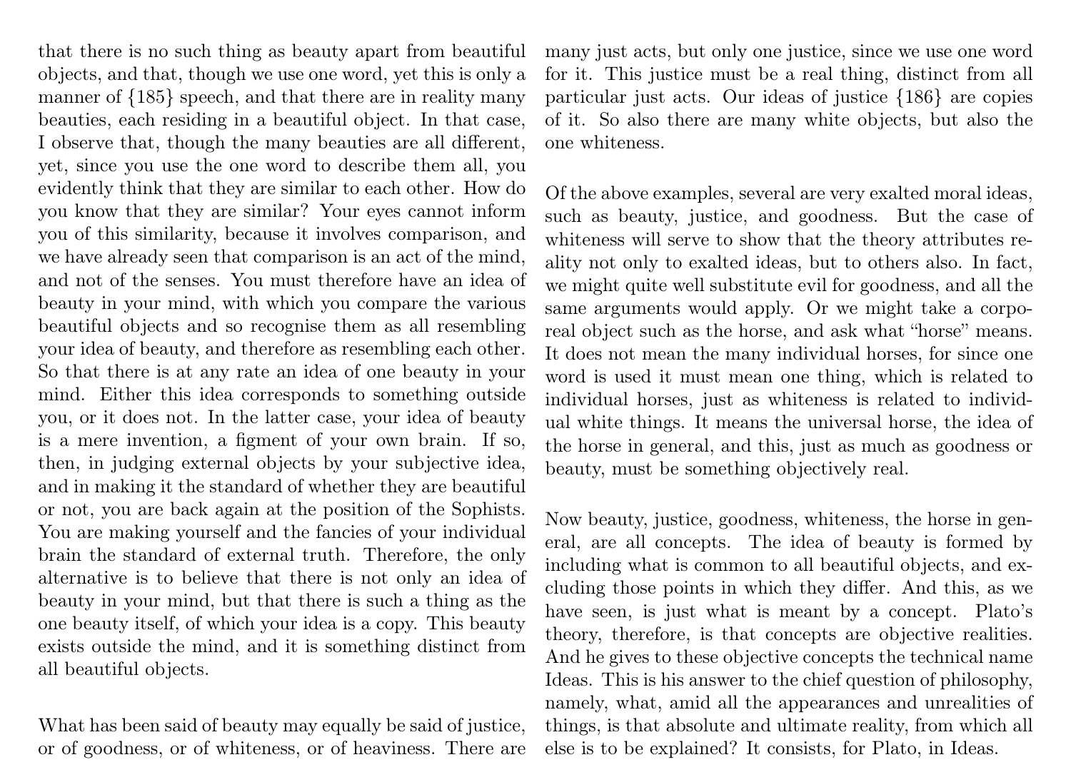that there is no such thing as beauty apart from beautiful objects, and that, though we use one word, yet this is only a manner of {185} speech, and that there are in reality many beauties, each residing in a beautiful object. In that case, I observe that, though the many beauties are all different, yet, since you use the one word to describe them all, you evidently think that they are similar to each other. How do you know that they are similar? Your eyes cannot inform you of this similarity, because it involves comparison, and we have already seen that comparison is an act of the mind, and not of the senses. You must therefore have an idea of beauty in your mind, with which you compare the various beautiful objects and so recognise them as all resembling your idea of beauty, and therefore as resembling each other. So that there is at any rate an idea of one beauty in your mind. Either this idea corresponds to something outside you, or it does not. In the latter case, your idea of beauty is a mere invention, a figment of your own brain. If so, then, in judging external objects by your subjective idea, and in making it the standard of whether they are beautiful or not, you are back again at the position of the Sophists. You are making yourself and the fancies of your individual brain the standard of external truth. Therefore, the only alternative is to believe that there is not only an idea of beauty in your mind, but that there is such a thing as the one beauty itself, of which your idea is a copy. This beauty exists outside the mind, and it is something distinct from all beautiful objects.

What has been said of beauty may equally be said of justice, or of goodness, or of whiteness, or of heaviness. There are many just acts, but only one justice, since we use one word for it. This justice must be a real thing, distinct from all particular just acts. Our ideas of justice {186} are copies of it. So also there are many white objects, but also the one whiteness.

Of the above examples, several are very exalted moral ideas, such as beauty, justice, and goodness. But the case of whiteness will serve to show that the theory attributes reality not only to exalted ideas, but to others also. In fact, we might quite well substitute evil for goodness, and all the same arguments would apply. Or we might take a corporeal object such as the horse, and ask what "horse" means. It does not mean the many individual horses, for since one word is used it must mean one thing, which is related to individual horses, just as whiteness is related to individual white things. It means the universal horse, the idea of the horse in general, and this, just as much as goodness or beauty, must be something objectively real.

Now beauty, justice, goodness, whiteness, the horse in general, are all concepts. The idea of beauty is formed by including what is common to all beautiful objects, and excluding those points in which they differ. And this, as we have seen, is just what is meant by a concept. Plato's theory, therefore, is that concepts are objective realities. And he gives to these objective concepts the technical name Ideas. This is his answer to the chief question of philosophy, namely, what, amid all the appearances and unrealities of things, is that absolute and ultimate reality, from which all else is to be explained? It consists, for Plato, in Ideas.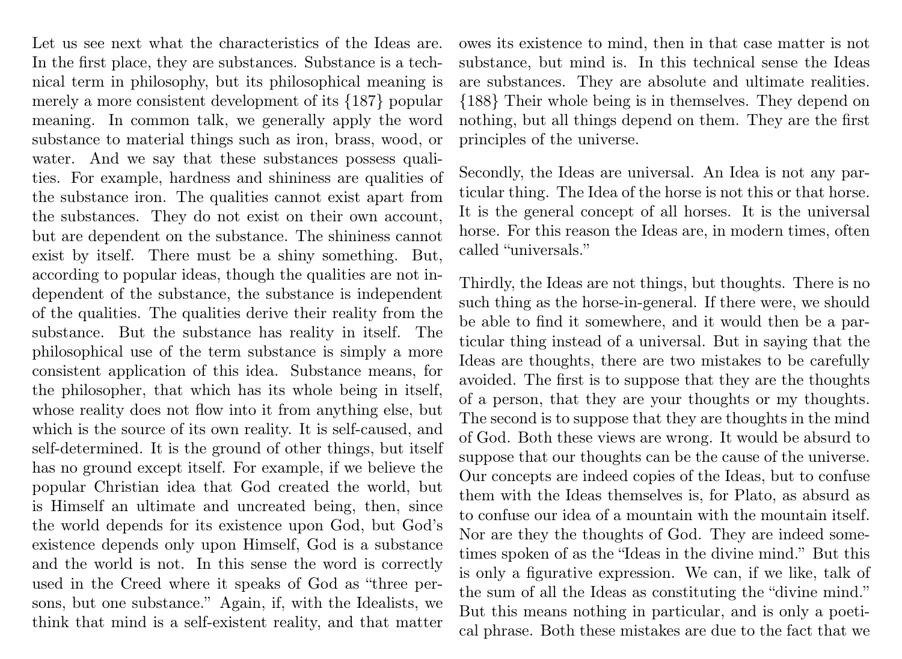Let us see next what the characteristics of the Ideas are. In the first place, they are substances. Substance is a technical term in philosophy, but its philosophical meaning is merely a more consistent development of its {187} popular meaning. In common talk, we generally apply the word substance to material things such as iron, brass, wood, or water. And we say that these substances possess qualities. For example, hardness and shininess are qualities of the substance iron. The qualities cannot exist apart from the substances. They do not exist on their own account, but are dependent on the substance. The shininess cannot exist by itself. There must be a shiny something. But, according to popular ideas, though the qualities are not independent of the substance, the substance is independent of the qualities. The qualities derive their reality from the substance. But the substance has reality in itself. The philosophical use of the term substance is simply a more consistent application of this idea. Substance means, for the philosopher, that which has its whole being in itself, whose reality does not flow into it from anything else, but which is the source of its own reality. It is self-caused, and self-determined. It is the ground of other things, but itself has no ground except itself. For example, if we believe the popular Christian idea that God created the world, but is Himself an ultimate and uncreated being, then, since the world depends for its existence upon God, but God's existence depends only upon Himself, God is a substance and the world is not. In this sense the word is correctly used in the Creed where it speaks of God as "three persons, but one substance." Again, if, with the Idealists, we think that mind is a self-existent reality, and that matter owes its existence to mind, then in that case matter is not substance, but mind is. In this technical sense the Ideas are substances. They are absolute and ultimate realities. {188} Their whole being is in themselves. They depend on nothing, but all things depend on them. They are the first principles of the universe.

Secondly, the Ideas are universal. An Idea is not any particular thing. The Idea of the horse is not this or that horse. It is the general concept of all horses. It is the universal horse. For this reason the Ideas are, in modern times, often called "universals."

Thirdly, the Ideas are not things, but thoughts. There is no such thing as the horse-in-general. If there were, we should be able to find it somewhere, and it would then be a particular thing instead of a universal. But in saying that the Ideas are thoughts, there are two mistakes to be carefully avoided. The first is to suppose that they are the thoughts of a person, that they are your thoughts or my thoughts. The second is to suppose that they are thoughts in the mind of God. Both these views are wrong. It would be absurd to suppose that our thoughts can be the cause of the universe. Our concepts are indeed copies of the Ideas, but to confuse them with the Ideas themselves is, for Plato, as absurd as to confuse our idea of a mountain with the mountain itself. Nor are they the thoughts of God. They are indeed sometimes spoken of as the "Ideas in the divine mind." But this is only a figurative expression. We can, if we like, talk of the sum of all the Ideas as constituting the "divine mind." But this means nothing in particular, and is only a poetical phrase. Both these mistakes are due to the fact that we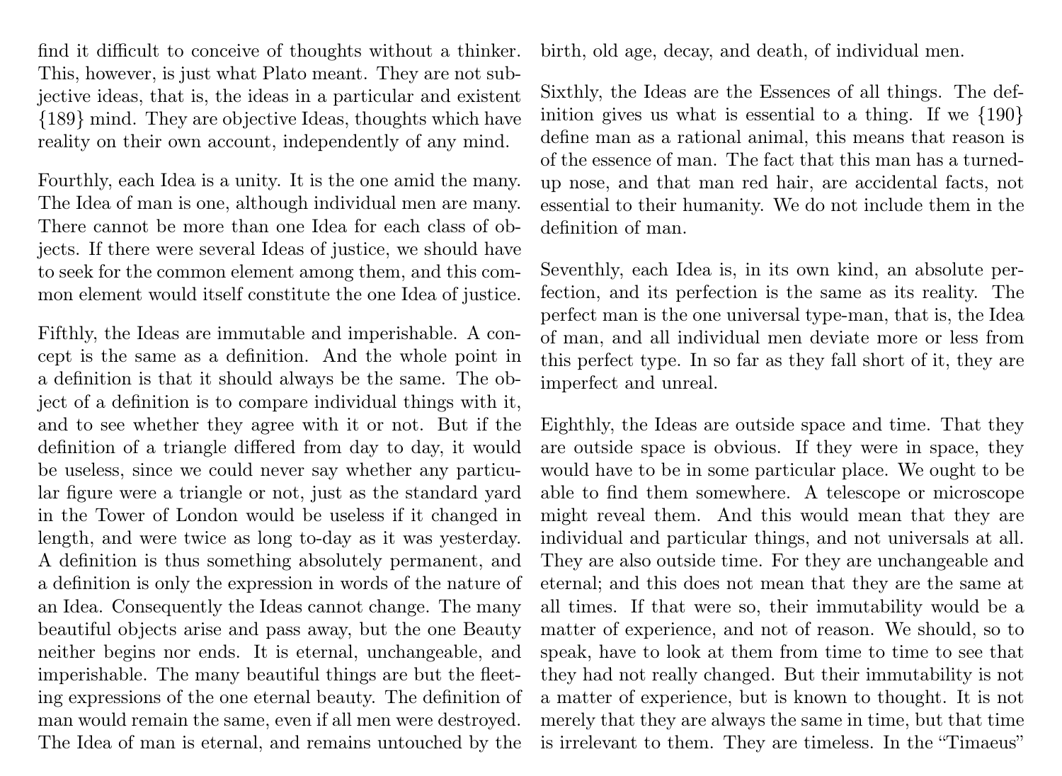find it difficult to conceive of thoughts without a thinker. This, however, is just what Plato meant. They are not subjective ideas, that is, the ideas in a particular and existent {189} mind. They are objective Ideas, thoughts which have reality on their own account, independently of any mind.

Fourthly, each Idea is a unity. It is the one amid the many. The Idea of man is one, although individual men are many. There cannot be more than one Idea for each class of objects. If there were several Ideas of justice, we should have to seek for the common element among them, and this common element would itself constitute the one Idea of justice.

Fifthly, the Ideas are immutable and imperishable. A concept is the same as a definition. And the whole point in a definition is that it should always be the same. The object of a definition is to compare individual things with it, and to see whether they agree with it or not. But if the definition of a triangle differed from day to day, it would be useless, since we could never say whether any particular figure were a triangle or not, just as the standard yard in the Tower of London would be useless if it changed in length, and were twice as long to-day as it was yesterday. A definition is thus something absolutely permanent, and a definition is only the expression in words of the nature of an Idea. Consequently the Ideas cannot change. The many beautiful objects arise and pass away, but the one Beauty neither begins nor ends. It is eternal, unchangeable, and imperishable. The many beautiful things are but the fleeting expressions of the one eternal beauty. The definition of man would remain the same, even if all men were destroyed. The Idea of man is eternal, and remains untouched by the birth, old age, decay, and death, of individual men.

Sixthly, the Ideas are the Essences of all things. The definition gives us what is essential to a thing. If we {190} define man as a rational animal, this means that reason is of the essence of man. The fact that this man has a turned-up nose, and that man red hair, are accidental facts, not essential to their humanity. We do not include them in the definition of man.

Seventhly, each Idea is, in its own kind, an absolute perfection, and its perfection is the same as its reality. The perfect man is the one universal type-man, that is, the Idea of man, and all individual men deviate more or less from this perfect type. In so far as they fall short of it, they are imperfect and unreal.

Eighthly, the Ideas are outside space and time. That they are outside space is obvious. If they were in space, they would have to be in some particular place. We ought to be able to find them somewhere. A telescope or microscope might reveal them. And this would mean that they are individual and particular things, and not universals at all. They are also outside time. For they are unchangeable and eternal; and this does not mean that they are the same at all times. If that were so, their immutability would be a matter of experience, and not of reason. We should, so to speak, have to look at them from time to time to see that they had not really changed. But their immutability is not a matter of experience, but is known to thought. It is not merely that they are always the same in time, but that time is irrelevant to them. They are timeless. In the "Timaeus"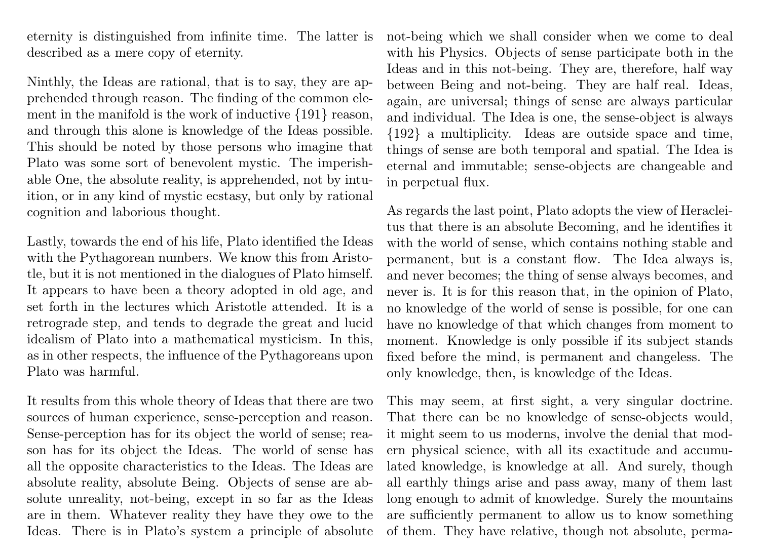eternity is distinguished from infinite time. The latter is described as a mere copy of eternity.

Ninthly, the Ideas are rational, that is to say, they are apprehended through reason. The finding of the common element in the manifold is the work of inductive {191} reason, and through this alone is knowledge of the Ideas possible. This should be noted by those persons who imagine that Plato was some sort of benevolent mystic. The imperishable One, the absolute reality, is apprehended, not by intuition, or in any kind of mystic ecstasy, but only by rational cognition and laborious thought.

Lastly, towards the end of his life, Plato identified the Ideas with the Pythagorean numbers. We know this from Aristotle, but it is not mentioned in the dialogues of Plato himself. It appears to have been a theory adopted in old age, and set forth in the lectures which Aristotle attended. It is a retrograde step, and tends to degrade the great and lucid idealism of Plato into a mathematical mysticism. In this, as in other respects, the influence of the Pythagoreans upon Plato was harmful.

It results from this whole theory of Ideas that there are two sources of human experience, sense-perception and reason. Sense-perception has for its object the world of sense; reason has for its object the Ideas. The world of sense has all the opposite characteristics to the Ideas. The Ideas are absolute reality, absolute Being. Objects of sense are absolute unreality, not-being, except in so far as the Ideas are in them. Whatever reality they have they owe to the Ideas. There is in Plato's system a principle of absolute not-being which we shall consider when we come to deal with his Physics. Objects of sense participate both in the Ideas and in this not-being. They are, therefore, half way between Being and not-being. They are half real. Ideas, again, are universal; things of sense are always particular and individual. The Idea is one, the sense-object is always {192} a multiplicity. Ideas are outside space and time, things of sense are both temporal and spatial. The Idea is eternal and immutable; sense-objects are changeable and in perpetual flux.

As regards the last point, Plato adopts the view of Heracleitus that there is an absolute Becoming, and he identifies it with the world of sense, which contains nothing stable and permanent, but is a constant flow. The Idea always is, and never becomes; the thing of sense always becomes, and never is. It is for this reason that, in the opinion of Plato, no knowledge of the world of sense is possible, for one can have no knowledge of that which changes from moment to moment. Knowledge is only possible if its subject stands fixed before the mind, is permanent and changeless. The only knowledge, then, is knowledge of the Ideas.

This may seem, at first sight, a very singular doctrine. That there can be no knowledge of sense-objects would, it might seem to us moderns, involve the denial that modern physical science, with all its exactitude and accumulated knowledge, is knowledge at all. And surely, though all earthly things arise and pass away, many of them last long enough to admit of knowledge. Surely the mountains are sufficiently permanent to allow us to know something of them. They have relative, though not absolute, perma-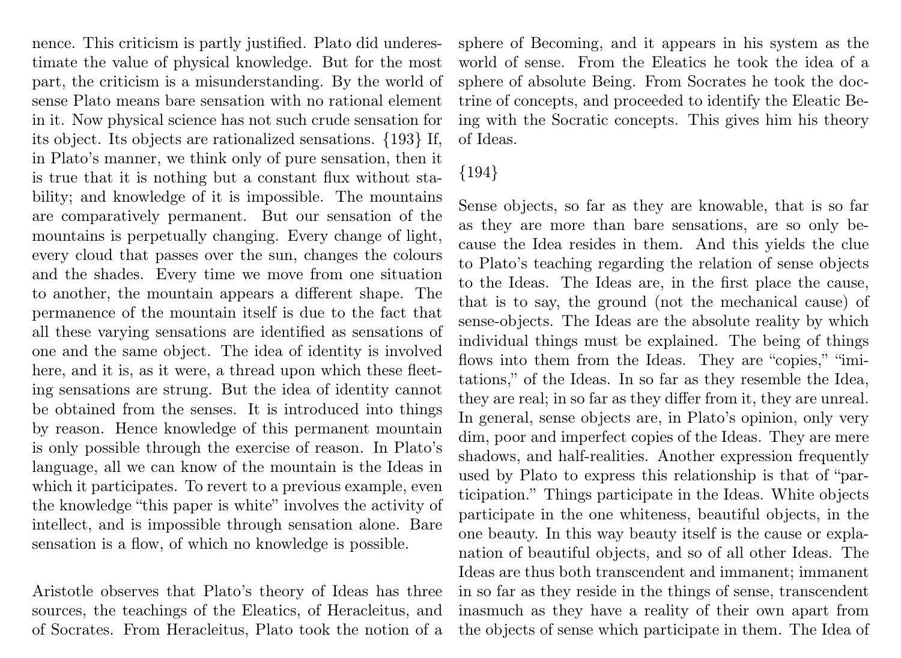nence. This criticism is partly justified. Plato did underestimate the value of physical knowledge. But for the most part, the criticism is a misunderstanding. By the world of sense Plato means bare sensation with no rational element in it. Now physical science has not such crude sensation for its object. Its objects are rationalized sensations. {193} If, in Plato's manner, we think only of pure sensation, then it is true that it is nothing but a constant flux without stability; and knowledge of it is impossible. The mountains are comparatively permanent. But our sensation of the mountains is perpetually changing. Every change of light, every cloud that passes over the sun, changes the colours and the shades. Every time we move from one situation to another, the mountain appears a different shape. The permanence of the mountain itself is due to the fact that all these varying sensations are identified as sensations of one and the same object. The idea of identity is involved here, and it is, as it were, a thread upon which these fleeting sensations are strung. But the idea of identity cannot be obtained from the senses. It is introduced into things by reason. Hence knowledge of this permanent mountain is only possible through the exercise of reason. In Plato's language, all we can know of the mountain is the Ideas in which it participates. To revert to a previous example, even the knowledge "this paper is white" involves the activity of intellect, and is impossible through sensation alone. Bare sensation is a flow, of which no knowledge is possible.

Aristotle observes that Plato's theory of Ideas has three sources, the teachings of the Eleatics, of Heracleitus, and of Socrates. From Heracleitus, Plato took the notion of a sphere of Becoming, and it appears in his system as the world of sense. From the Eleatics he took the idea of a sphere of absolute Being. From Socrates he took the doctrine of concepts, and proceeded to identify the Eleatic Being with the Socratic concepts. This gives him his theory of Ideas.

{194}

Sense objects, so far as they are knowable, that is so far as they are more than bare sensations, are so only because the Idea resides in them. And this yields the clue to Plato's teaching regarding the relation of sense objects to the Ideas. The Ideas are, in the first place the cause, that is to say, the ground (not the mechanical cause) of sense-objects. The Ideas are the absolute reality by which individual things must be explained. The being of things flows into them from the Ideas. They are "copies," "imitations," of the Ideas. In so far as they resemble the Idea, they are real; in so far as they differ from it, they are unreal. In general, sense objects are, in Plato's opinion, only very dim, poor and imperfect copies of the Ideas. They are mere shadows, and half-realities. Another expression frequently used by Plato to express this relationship is that of "participation." Things participate in the Ideas. White objects participate in the one whiteness, beautiful objects, in the one beauty. In this way beauty itself is the cause or explanation of beautiful objects, and so of all other Ideas. The Ideas are thus both transcendent and immanent; immanent in so far as they reside in the things of sense, transcendent inasmuch as they have a reality of their own apart from the objects of sense which participate in them. The Idea of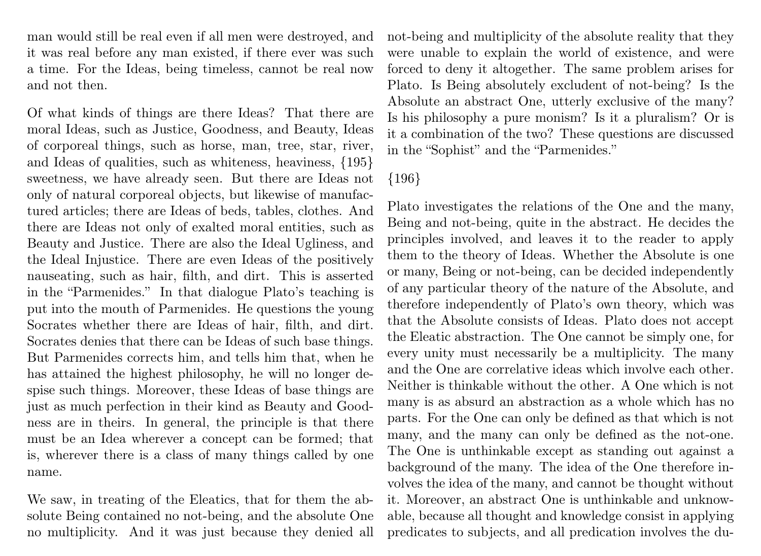man would still be real even if all men were destroyed, and it was real before any man existed, if there ever was such a time. For the Ideas, being timeless, cannot be real now and not then.

Of what kinds of things are there Ideas? That there are moral Ideas, such as Justice, Goodness, and Beauty, Ideas of corporeal things, such as horse, man, tree, star, river, and Ideas of qualities, such as whiteness, heaviness, {195} sweetness, we have already seen. But there are Ideas not only of natural corporeal objects, but likewise of manufactured articles; there are Ideas of beds, tables, clothes. And there are Ideas not only of exalted moral entities, such as Beauty and Justice. There are also the Ideal Ugliness, and the Ideal Injustice. There are even Ideas of the positively nauseating, such as hair, filth, and dirt. This is asserted in the "Parmenides." In that dialogue Plato's teaching is put into the mouth of Parmenides. He questions the young Socrates whether there are Ideas of hair, filth, and dirt. Socrates denies that there can be Ideas of such base things. But Parmenides corrects him, and tells him that, when he has attained the highest philosophy, he will no longer despise such things. Moreover, these Ideas of base things are just as much perfection in their kind as Beauty and Goodness are in theirs. In general, the principle is that there must be an Idea wherever a concept can be formed; that is, wherever there is a class of many things called by one name.

We saw, in treating of the Eleatics, that for them the absolute Being contained no not-being, and the absolute One no multiplicity. And it was just because they denied all not-being and multiplicity of the absolute reality that they were unable to explain the world of existence, and were forced to deny it altogether. The same problem arises for Plato. Is Being absolutely excludent of not-being? Is the Absolute an abstract One, utterly exclusive of the many? Is his philosophy a pure monism? Is it a pluralism? Or is it a combination of the two? These questions are discussed in the "Sophist" and the "Parmenides."

{196}

Plato investigates the relations of the One and the many, Being and not-being, quite in the abstract. He decides the principles involved, and leaves it to the reader to apply them to the theory of Ideas. Whether the Absolute is one or many, Being or not-being, can be decided independently of any particular theory of the nature of the Absolute, and therefore independently of Plato's own theory, which was that the Absolute consists of Ideas. Plato does not accept the Eleatic abstraction. The One cannot be simply one, for every unity must necessarily be a multiplicity. The many and the One are correlative ideas which involve each other. Neither is thinkable without the other. A One which is not many is as absurd an abstraction as a whole which has no parts. For the One can only be defined as that which is not many, and the many can only be defined as the not-one. The One is unthinkable except as standing out against a background of the many. The idea of the One therefore involves the idea of the many, and cannot be thought without it. Moreover, an abstract One is unthinkable and unknowable, because all thought and knowledge consist in applying predicates to subjects, and all predication involves the du-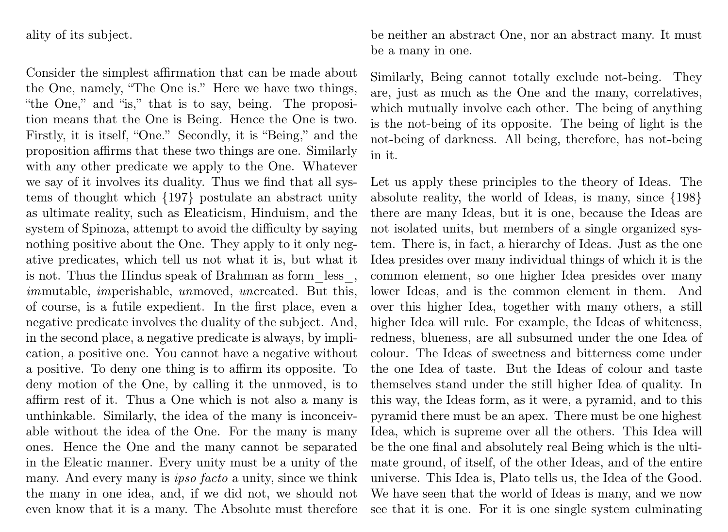ality of its subject.

Consider the simplest affirmation that can be made about the One, namely, "The One is." Here we have two things, "the One," and "is," that is to say, being. The proposition means that the One is Being. Hence the One is two. Firstly, it is itself, "One." Secondly, it is "Being," and the proposition affirms that these two things are one. Similarly with any other predicate we apply to the One. Whatever we say of it involves its duality. Thus we find that all systems of thought which {197} postulate an abstract unity as ultimate reality, such as Eleaticism, Hinduism, and the system of Spinoza, attempt to avoid the difficulty by saying nothing positive about the One. They apply to it only negative predicates, which tell us not what it is, but what it is not. Thus the Hindus speak of Brahman as form_less_, *im*mutable, *im*perishable, *un*moved, *un*created. But this, of course, is a futile expedient. In the first place, even a negative predicate involves the duality of the subject. And, in the second place, a negative predicate is always, by implication, a positive one. You cannot have a negative without a positive. To deny one thing is to affirm its opposite. To deny motion of the One, by calling it the unmoved, is to affirm rest of it. Thus a One which is not also a many is unthinkable. Similarly, the idea of the many is inconceivable without the idea of the One. For the many is many ones. Hence the One and the many cannot be separated in the Eleatic manner. Every unity must be a unity of the many. And every many is *ipso facto* a unity, since we think the many in one idea, and, if we did not, we should not even know that it is a many. The Absolute must therefore be neither an abstract One, nor an abstract many. It must be a many in one.

Similarly, Being cannot totally exclude not-being. They are, just as much as the One and the many, correlatives, which mutually involve each other. The being of anything is the not-being of its opposite. The being of light is the not-being of darkness. All being, therefore, has not-being in it.

Let us apply these principles to the theory of Ideas. The absolute reality, the world of Ideas, is many, since {198} there are many Ideas, but it is one, because the Ideas are not isolated units, but members of a single organized system. There is, in fact, a hierarchy of Ideas. Just as the one Idea presides over many individual things of which it is the common element, so one higher Idea presides over many lower Ideas, and is the common element in them. And over this higher Idea, together with many others, a still higher Idea will rule. For example, the Ideas of whiteness, redness, blueness, are all subsumed under the one Idea of colour. The Ideas of sweetness and bitterness come under the one Idea of taste. But the Ideas of colour and taste themselves stand under the still higher Idea of quality. In this way, the Ideas form, as it were, a pyramid, and to this pyramid there must be an apex. There must be one highest Idea, which is supreme over all the others. This Idea will be the one final and absolutely real Being which is the ultimate ground, of itself, of the other Ideas, and of the entire universe. This Idea is, Plato tells us, the Idea of the Good. We have seen that the world of Ideas is many, and we now see that it is one. For it is one single system culminating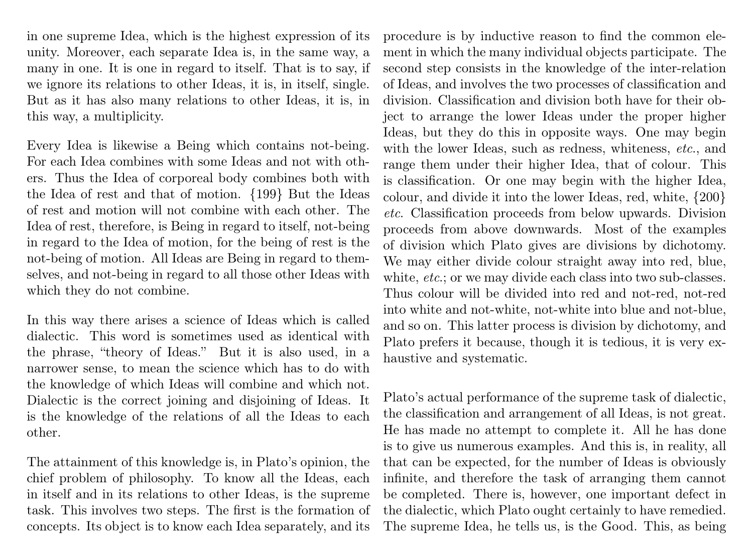in one supreme Idea, which is the highest expression of its unity. Moreover, each separate Idea is, in the same way, a many in one. It is one in regard to itself. That is to say, if we ignore its relations to other Ideas, it is, in itself, single. But as it has also many relations to other Ideas, it is, in this way, a multiplicity.

Every Idea is likewise a Being which contains not-being. For each Idea combines with some Ideas and not with others. Thus the Idea of corporeal body combines both with the Idea of rest and that of motion. {199} But the Ideas of rest and motion will not combine with each other. The Idea of rest, therefore, is Being in regard to itself, not-being in regard to the Idea of motion, for the being of rest is the not-being of motion. All Ideas are Being in regard to themselves, and not-being in regard to all those other Ideas with which they do not combine.

In this way there arises a science of Ideas which is called dialectic. This word is sometimes used as identical with the phrase, "theory of Ideas." But it is also used, in a narrower sense, to mean the science which has to do with the knowledge of which Ideas will combine and which not. Dialectic is the correct joining and disjoining of Ideas. It is the knowledge of the relations of all the Ideas to each other.

The attainment of this knowledge is, in Plato's opinion, the chief problem of philosophy. To know all the Ideas, each in itself and in its relations to other Ideas, is the supreme task. This involves two steps. The first is the formation of concepts. Its object is to know each Idea separately, and its procedure is by inductive reason to find the common element in which the many individual objects participate. The second step consists in the knowledge of the inter-relation of Ideas, and involves the two processes of classification and division. Classification and division both have for their object to arrange the lower Ideas under the proper higher Ideas, but they do this in opposite ways. One may begin with the lower Ideas, such as redness, whiteness, *etc.*, and range them under their higher Idea, that of colour. This is classification. Or one may begin with the higher Idea, colour, and divide it into the lower Ideas, red, white, {200} *etc.* Classification proceeds from below upwards. Division proceeds from above downwards. Most of the examples of division which Plato gives are divisions by dichotomy. We may either divide colour straight away into red, blue, white, *etc.*; or we may divide each class into two sub-classes. Thus colour will be divided into red and not-red, not-red into white and not-white, not-white into blue and not-blue, and so on. This latter process is division by dichotomy, and Plato prefers it because, though it is tedious, it is very exhaustive and systematic.

Plato's actual performance of the supreme task of dialectic, the classification and arrangement of all Ideas, is not great. He has made no attempt to complete it. All he has done is to give us numerous examples. And this is, in reality, all that can be expected, for the number of Ideas is obviously infinite, and therefore the task of arranging them cannot be completed. There is, however, one important defect in the dialectic, which Plato ought certainly to have remedied. The supreme Idea, he tells us, is the Good. This, as being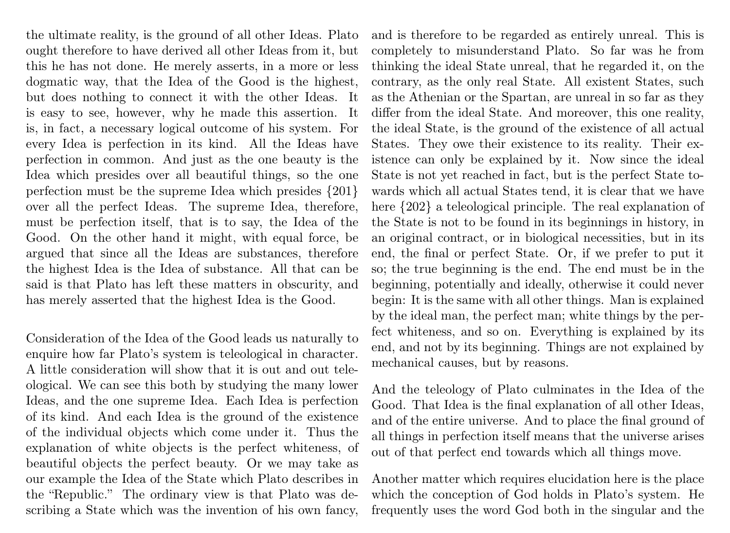the ultimate reality, is the ground of all other Ideas. Plato ought therefore to have derived all other Ideas from it, but this he has not done. He merely asserts, in a more or less dogmatic way, that the Idea of the Good is the highest, but does nothing to connect it with the other Ideas. It is easy to see, however, why he made this assertion. It is, in fact, a necessary logical outcome of his system. For every Idea is perfection in its kind. All the Ideas have perfection in common. And just as the one beauty is the Idea which presides over all beautiful things, so the one perfection must be the supreme Idea which presides {201} over all the perfect Ideas. The supreme Idea, therefore, must be perfection itself, that is to say, the Idea of the Good. On the other hand it might, with equal force, be argued that since all the Ideas are substances, therefore the highest Idea is the Idea of substance. All that can be said is that Plato has left these matters in obscurity, and has merely asserted that the highest Idea is the Good.

Consideration of the Idea of the Good leads us naturally to enquire how far Plato's system is teleological in character. A little consideration will show that it is out and out teleological. We can see this both by studying the many lower Ideas, and the one supreme Idea. Each Idea is perfection of its kind. And each Idea is the ground of the existence of the individual objects which come under it. Thus the explanation of white objects is the perfect whiteness, of beautiful objects the perfect beauty. Or we may take as our example the Idea of the State which Plato describes in the "Republic." The ordinary view is that Plato was describing a State which was the invention of his own fancy, and is therefore to be regarded as entirely unreal. This is completely to misunderstand Plato. So far was he from thinking the ideal State unreal, that he regarded it, on the contrary, as the only real State. All existent States, such as the Athenian or the Spartan, are unreal in so far as they differ from the ideal State. And moreover, this one reality, the ideal State, is the ground of the existence of all actual States. They owe their existence to its reality. Their existence can only be explained by it. Now since the ideal State is not yet reached in fact, but is the perfect State towards which all actual States tend, it is clear that we have here {202} a teleological principle. The real explanation of the State is not to be found in its beginnings in history, in an original contract, or in biological necessities, but in its end, the final or perfect State. Or, if we prefer to put it so; the true beginning is the end. The end must be in the beginning, potentially and ideally, otherwise it could never begin: It is the same with all other things. Man is explained by the ideal man, the perfect man; white things by the perfect whiteness, and so on. Everything is explained by its end, and not by its beginning. Things are not explained by mechanical causes, but by reasons.

And the teleology of Plato culminates in the Idea of the Good. That Idea is the final explanation of all other Ideas, and of the entire universe. And to place the final ground of all things in perfection itself means that the universe arises out of that perfect end towards which all things move.

Another matter which requires elucidation here is the place which the conception of God holds in Plato's system. He frequently uses the word God both in the singular and the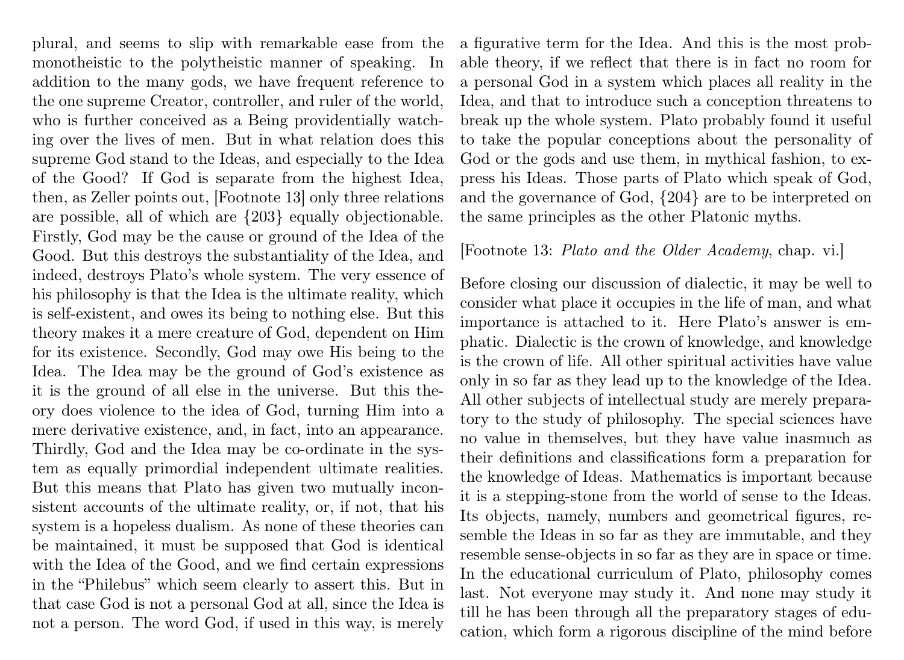plural, and seems to slip with remarkable ease from the monotheistic to the polytheistic manner of speaking. In addition to the many gods, we have frequent reference to the one supreme Creator, controller, and ruler of the world, who is further conceived as a Being providentially watching over the lives of men. But in what relation does this supreme God stand to the Ideas, and especially to the Idea of the Good? If God is separate from the highest Idea, then, as Zeller points out, [Footnote 13] only three relations are possible, all of which are {203} equally objectionable. Firstly, God may be the cause or ground of the Idea of the Good. But this destroys the substantiality of the Idea, and indeed, destroys Plato's whole system. The very essence of his philosophy is that the Idea is the ultimate reality, which is self-existent, and owes its being to nothing else. But this theory makes it a mere creature of God, dependent on Him for its existence. Secondly, God may owe His being to the Idea. The Idea may be the ground of God's existence as it is the ground of all else in the universe. But this theory does violence to the idea of God, turning Him into a mere derivative existence, and, in fact, into an appearance. Thirdly, God and the Idea may be co-ordinate in the system as equally primordial independent ultimate realities. But this means that Plato has given two mutually inconsistent accounts of the ultimate reality, or, if not, that his system is a hopeless dualism. As none of these theories can be maintained, it must be supposed that God is identical with the Idea of the Good, and we find certain expressions in the "Philebus" which seem clearly to assert this. But in that case God is not a personal God at all, since the Idea is not a person. The word God, if used in this way, is merely a figurative term for the Idea. And this is the most probable theory, if we reflect that there is in fact no room for a personal God in a system which places all reality in the Idea, and that to introduce such a conception threatens to break up the whole system. Plato probably found it useful to take the popular conceptions about the personality of God or the gods and use them, in mythical fashion, to express his Ideas. Those parts of Plato which speak of God, and the governance of God, {204} are to be interpreted on the same principles as the other Platonic myths.

[Footnote 13: *Plato and the Older Academy*, chap. vi.]

Before closing our discussion of dialectic, it may be well to consider what place it occupies in the life of man, and what importance is attached to it. Here Plato's answer is emphatic. Dialectic is the crown of knowledge, and knowledge is the crown of life. All other spiritual activities have value only in so far as they lead up to the knowledge of the Idea. All other subjects of intellectual study are merely preparatory to the study of philosophy. The special sciences have no value in themselves, but they have value inasmuch as their definitions and classifications form a preparation for the knowledge of Ideas. Mathematics is important because it is a stepping-stone from the world of sense to the Ideas. Its objects, namely, numbers and geometrical figures, resemble the Ideas in so far as they are immutable, and they resemble sense-objects in so far as they are in space or time. In the educational curriculum of Plato, philosophy comes last. Not everyone may study it. And none may study it till he has been through all the preparatory stages of education, which form a rigorous discipline of the mind before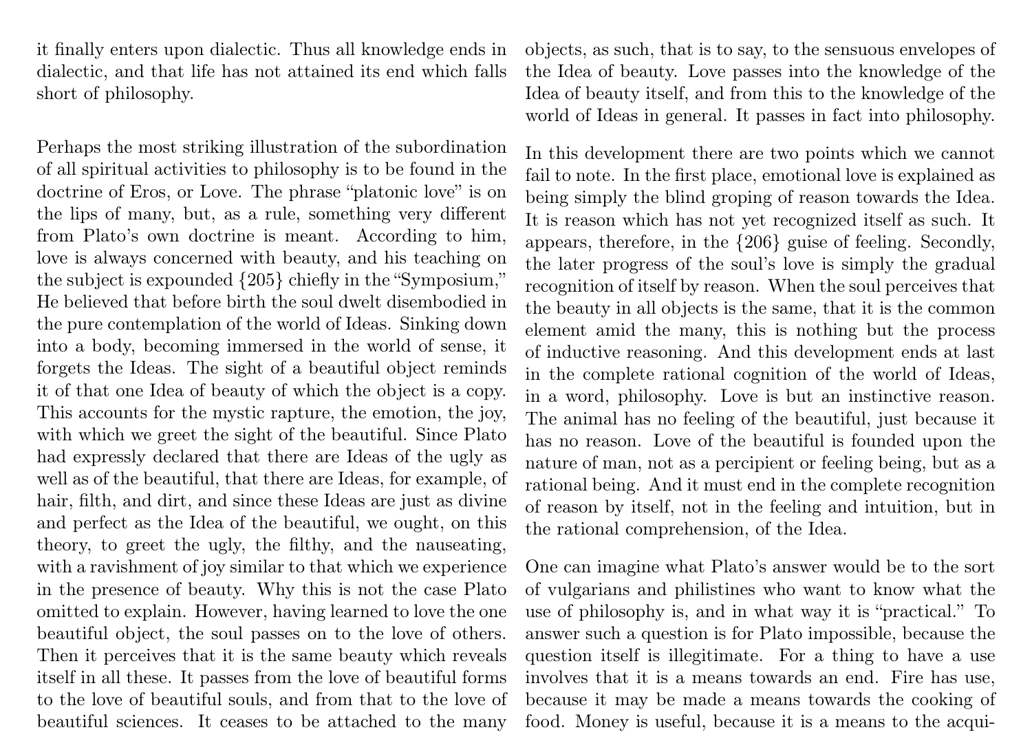it finally enters upon dialectic. Thus all knowledge ends in dialectic, and that life has not attained its end which falls short of philosophy.

Perhaps the most striking illustration of the subordination of all spiritual activities to philosophy is to be found in the doctrine of Eros, or Love. The phrase "platonic love" is on the lips of many, but, as a rule, something very different from Plato's own doctrine is meant. According to him, love is always concerned with beauty, and his teaching on the subject is expounded {205} chiefly in the "Symposium," He believed that before birth the soul dwelt disembodied in the pure contemplation of the world of Ideas. Sinking down into a body, becoming immersed in the world of sense, it forgets the Ideas. The sight of a beautiful object reminds it of that one Idea of beauty of which the object is a copy. This accounts for the mystic rapture, the emotion, the joy, with which we greet the sight of the beautiful. Since Plato had expressly declared that there are Ideas of the ugly as well as of the beautiful, that there are Ideas, for example, of hair, filth, and dirt, and since these Ideas are just as divine and perfect as the Idea of the beautiful, we ought, on this theory, to greet the ugly, the filthy, and the nauseating, with a ravishment of joy similar to that which we experience in the presence of beauty. Why this is not the case Plato omitted to explain. However, having learned to love the one beautiful object, the soul passes on to the love of others. Then it perceives that it is the same beauty which reveals itself in all these. It passes from the love of beautiful forms to the love of beautiful souls, and from that to the love of beautiful sciences. It ceases to be attached to the many objects, as such, that is to say, to the sensuous envelopes of the Idea of beauty. Love passes into the knowledge of the Idea of beauty itself, and from this to the knowledge of the world of Ideas in general. It passes in fact into philosophy.

In this development there are two points which we cannot fail to note. In the first place, emotional love is explained as being simply the blind groping of reason towards the Idea. It is reason which has not yet recognized itself as such. It appears, therefore, in the {206} guise of feeling. Secondly, the later progress of the soul's love is simply the gradual recognition of itself by reason. When the soul perceives that the beauty in all objects is the same, that it is the common element amid the many, this is nothing but the process of inductive reasoning. And this development ends at last in the complete rational cognition of the world of Ideas, in a word, philosophy. Love is but an instinctive reason. The animal has no feeling of the beautiful, just because it has no reason. Love of the beautiful is founded upon the nature of man, not as a percipient or feeling being, but as a rational being. And it must end in the complete recognition of reason by itself, not in the feeling and intuition, but in the rational comprehension, of the Idea.

One can imagine what Plato's answer would be to the sort of vulgarians and philistines who want to know what the use of philosophy is, and in what way it is "practical." To answer such a question is for Plato impossible, because the question itself is illegitimate. For a thing to have a use involves that it is a means towards an end. Fire has use, because it may be made a means towards the cooking of food. Money is useful, because it is a means to the acqui-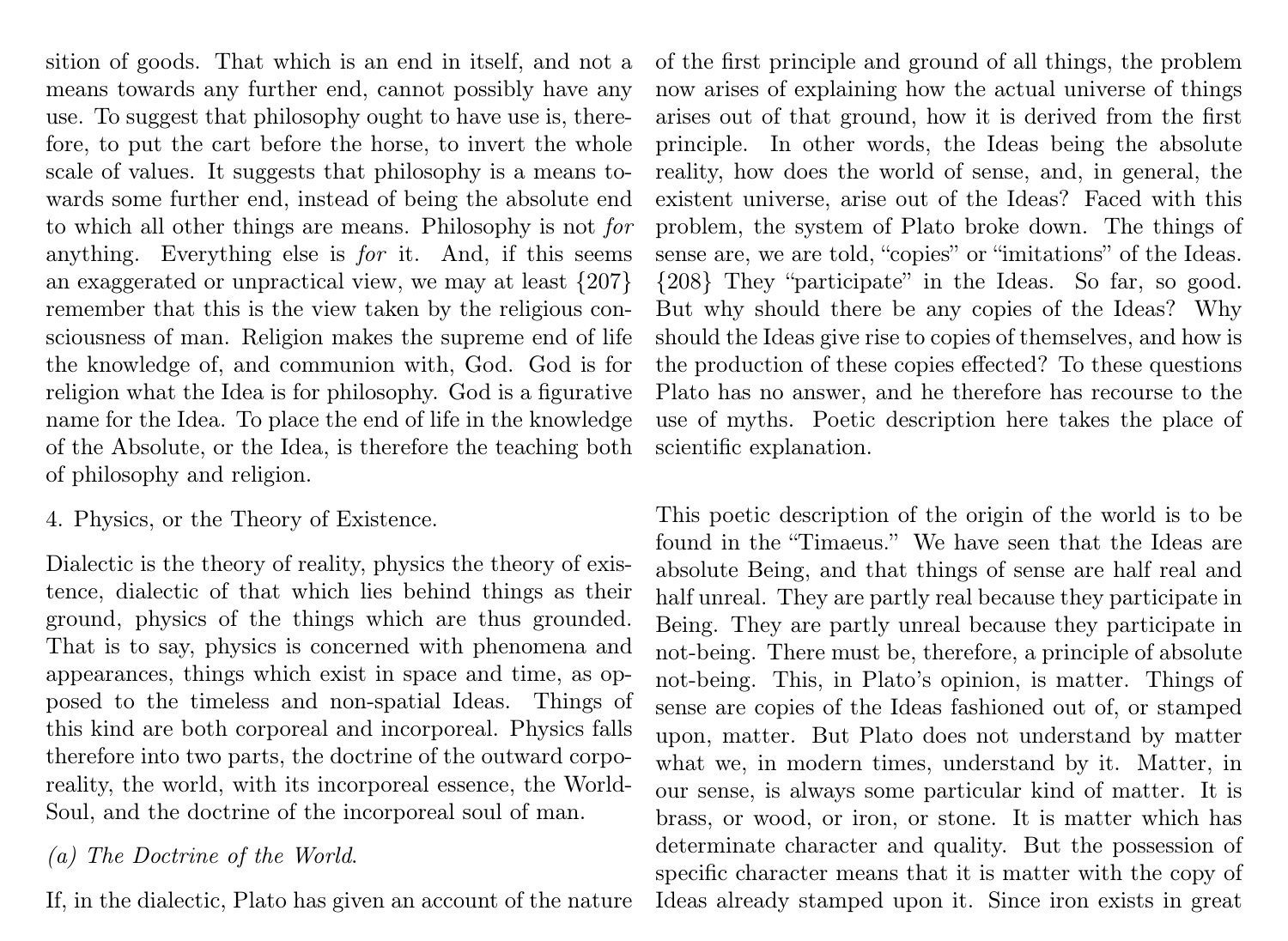sition of goods. That which is an end in itself, and not a means towards any further end, cannot possibly have any use. To suggest that philosophy ought to have use is, therefore, to put the cart before the horse, to invert the whole scale of values. It suggests that philosophy is a means towards some further end, instead of being the absolute end to which all other things are means. Philosophy is not *for* anything. Everything else is *for* it. And, if this seems an exaggerated or unpractical view, we may at least {207} remember that this is the view taken by the religious consciousness of man. Religion makes the supreme end of life the knowledge of, and communion with, God. God is for religion what the Idea is for philosophy. God is a figurative name for the Idea. To place the end of life in the knowledge of the Absolute, or the Idea, is therefore the teaching both of philosophy and religion.

### 4. Physics, or the Theory of Existence.

Dialectic is the theory of reality, physics the theory of existence, dialectic of that which lies behind things as their ground, physics of the things which are thus grounded. That is to say, physics is concerned with phenomena and appearances, things which exist in space and time, as opposed to the timeless and non-spatial Ideas. Things of this kind are both corporeal and incorporeal. Physics falls therefore into two parts, the doctrine of the outward corporeality, the world, with its incorporeal essence, the World-Soul, and the doctrine of the incorporeal soul of man.

#### *(a) The Doctrine of the World*.

If, in the dialectic, Plato has given an account of the nature of the first principle and ground of all things, the problem now arises of explaining how the actual universe of things arises out of that ground, how it is derived from the first principle. In other words, the Ideas being the absolute reality, how does the world of sense, and, in general, the existent universe, arise out of the Ideas? Faced with this problem, the system of Plato broke down. The things of sense are, we are told, "copies" or "imitations" of the Ideas. {208} They "participate" in the Ideas. So far, so good. But why should there be any copies of the Ideas? Why should the Ideas give rise to copies of themselves, and how is the production of these copies effected? To these questions Plato has no answer, and he therefore has recourse to the use of myths. Poetic description here takes the place of scientific explanation.

This poetic description of the origin of the world is to be found in the "Timaeus." We have seen that the Ideas are absolute Being, and that things of sense are half real and half unreal. They are partly real because they participate in Being. They are partly unreal because they participate in not-being. There must be, therefore, a principle of absolute not-being. This, in Plato's opinion, is matter. Things of sense are copies of the Ideas fashioned out of, or stamped upon, matter. But Plato does not understand by matter what we, in modern times, understand by it. Matter, in our sense, is always some particular kind of matter. It is brass, or wood, or iron, or stone. It is matter which has determinate character and quality. But the possession of specific character means that it is matter with the copy of Ideas already stamped upon it. Since iron exists in great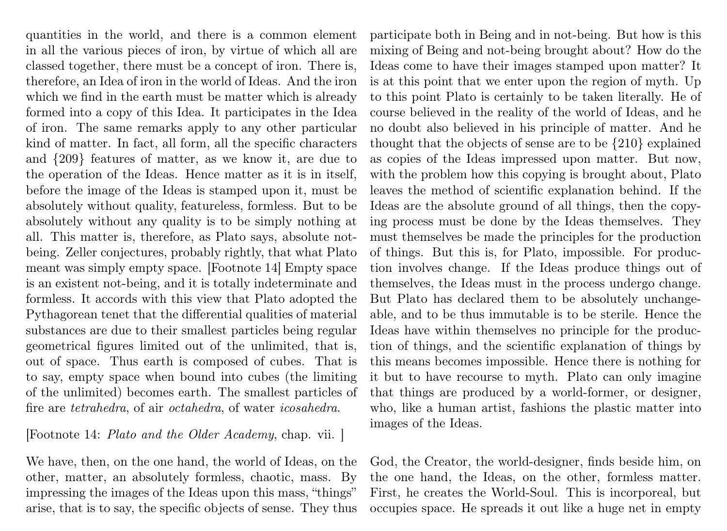quantities in the world, and there is a common element in all the various pieces of iron, by virtue of which all are classed together, there must be a concept of iron. There is, therefore, an Idea of iron in the world of Ideas. And the iron which we find in the earth must be matter which is already formed into a copy of this Idea. It participates in the Idea of iron. The same remarks apply to any other particular kind of matter. In fact, all form, all the specific characters and {209} features of matter, as we know it, are due to the operation of the Ideas. Hence matter as it is in itself, before the image of the Ideas is stamped upon it, must be absolutely without quality, featureless, formless. But to be absolutely without any quality is to be simply nothing at all. This matter is, therefore, as Plato says, absolute not-being. Zeller conjectures, probably rightly, that what Plato meant was simply empty space. [Footnote 14] Empty space is an existent not-being, and it is totally indeterminate and formless. It accords with this view that Plato adopted the Pythagorean tenet that the differential qualities of material substances are due to their smallest particles being regular geometrical figures limited out of the unlimited, that is, out of space. Thus earth is composed of cubes. That is to say, empty space when bound into cubes (the limiting of the unlimited) becomes earth. The smallest particles of fire are *tetrahedra*, of air *octahedra*, of water *icosahedra*.

[Footnote 14: *Plato and the Older Academy*, chap. vii. ]

We have, then, on the one hand, the world of Ideas, on the other, matter, an absolutely formless, chaotic, mass. By impressing the images of the Ideas upon this mass, "things" arise, that is to say, the specific objects of sense. They thus participate both in Being and in not-being. But how is this mixing of Being and not-being brought about? How do the Ideas come to have their images stamped upon matter? It is at this point that we enter upon the region of myth. Up to this point Plato is certainly to be taken literally. He of course believed in the reality of the world of Ideas, and he no doubt also believed in his principle of matter. And he thought that the objects of sense are to be {210} explained as copies of the Ideas impressed upon matter. But now, with the problem how this copying is brought about, Plato leaves the method of scientific explanation behind. If the Ideas are the absolute ground of all things, then the copying process must be done by the Ideas themselves. They must themselves be made the principles for the production of things. But this is, for Plato, impossible. For production involves change. If the Ideas produce things out of themselves, the Ideas must in the process undergo change. But Plato has declared them to be absolutely unchangeable, and to be thus immutable is to be sterile. Hence the Ideas have within themselves no principle for the production of things, and the scientific explanation of things by this means becomes impossible. Hence there is nothing for it but to have recourse to myth. Plato can only imagine that things are produced by a world-former, or designer, who, like a human artist, fashions the plastic matter into images of the Ideas.

God, the Creator, the world-designer, finds beside him, on the one hand, the Ideas, on the other, formless matter. First, he creates the World-Soul. This is incorporeal, but occupies space. He spreads it out like a huge net in empty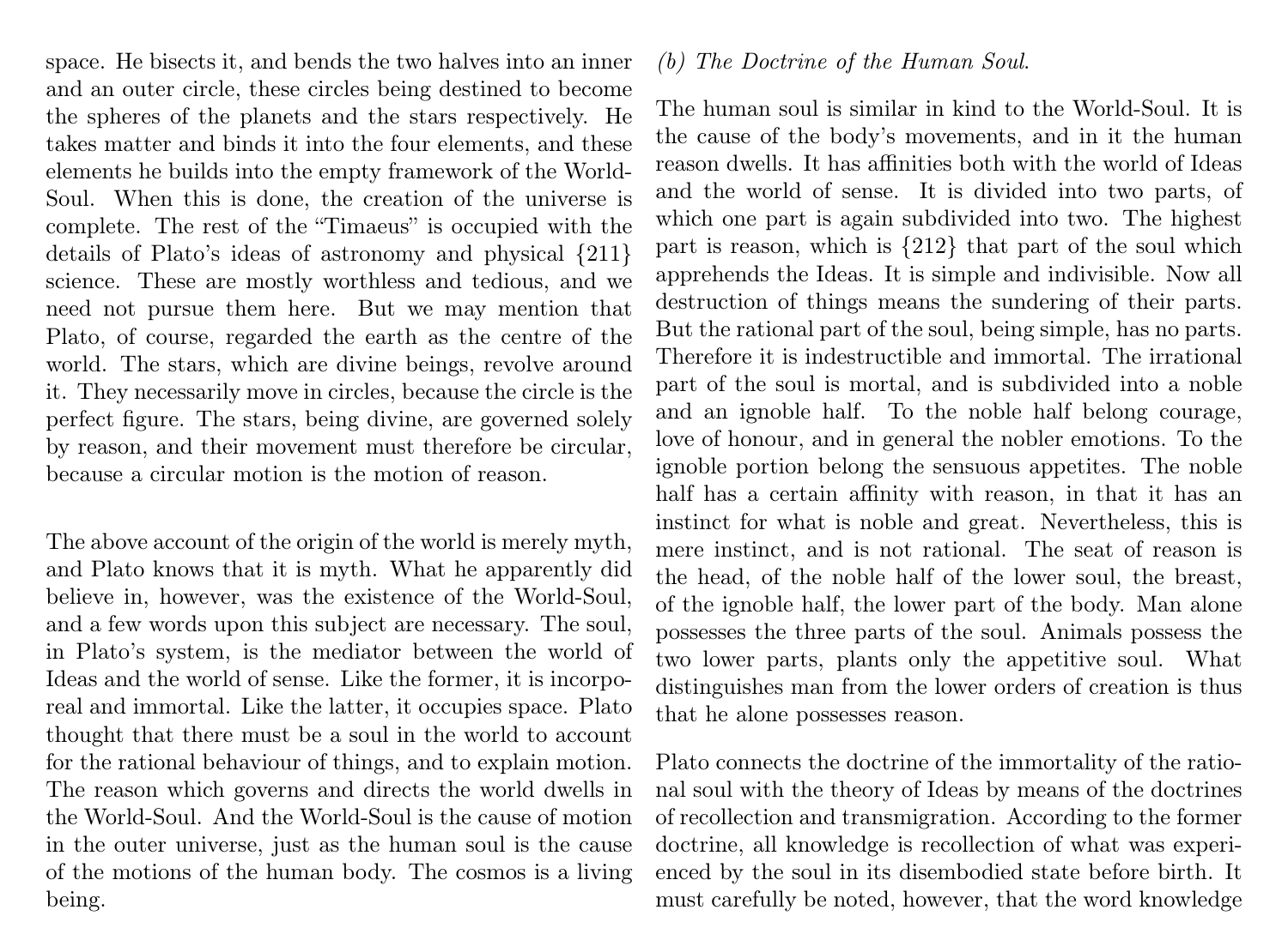space. He bisects it, and bends the two halves into an inner and an outer circle, these circles being destined to become the spheres of the planets and the stars respectively. He takes matter and binds it into the four elements, and these elements he builds into the empty framework of the World-Soul. When this is done, the creation of the universe is complete. The rest of the "Timaeus" is occupied with the details of Plato's ideas of astronomy and physical {211} science. These are mostly worthless and tedious, and we need not pursue them here. But we may mention that Plato, of course, regarded the earth as the centre of the world. The stars, which are divine beings, revolve around it. They necessarily move in circles, because the circle is the perfect figure. The stars, being divine, are governed solely by reason, and their movement must therefore be circular, because a circular motion is the motion of reason.

The above account of the origin of the world is merely myth, and Plato knows that it is myth. What he apparently did believe in, however, was the existence of the World-Soul, and a few words upon this subject are necessary. The soul, in Plato's system, is the mediator between the world of Ideas and the world of sense. Like the former, it is incorporeal and immortal. Like the latter, it occupies space. Plato thought that there must be a soul in the world to account for the rational behaviour of things, and to explain motion. The reason which governs and directs the world dwells in the World-Soul. And the World-Soul is the cause of motion in the outer universe, just as the human soul is the cause of the motions of the human body. The cosmos is a living being.

*(b) The Doctrine of the Human Soul.*

The human soul is similar in kind to the World-Soul. It is the cause of the body's movements, and in it the human reason dwells. It has affinities both with the world of Ideas and the world of sense. It is divided into two parts, of which one part is again subdivided into two. The highest part is reason, which is {212} that part of the soul which apprehends the Ideas. It is simple and indivisible. Now all destruction of things means the sundering of their parts. But the rational part of the soul, being simple, has no parts. Therefore it is indestructible and immortal. The irrational part of the soul is mortal, and is subdivided into a noble and an ignoble half. To the noble half belong courage, love of honour, and in general the nobler emotions. To the ignoble portion belong the sensuous appetites. The noble half has a certain affinity with reason, in that it has an instinct for what is noble and great. Nevertheless, this is mere instinct, and is not rational. The seat of reason is the head, of the noble half of the lower soul, the breast, of the ignoble half, the lower part of the body. Man alone possesses the three parts of the soul. Animals possess the two lower parts, plants only the appetitive soul. What distinguishes man from the lower orders of creation is thus that he alone possesses reason.

Plato connects the doctrine of the immortality of the rational soul with the theory of Ideas by means of the doctrines of recollection and transmigration. According to the former doctrine, all knowledge is recollection of what was experienced by the soul in its disembodied state before birth. It must carefully be noted, however, that the word knowledge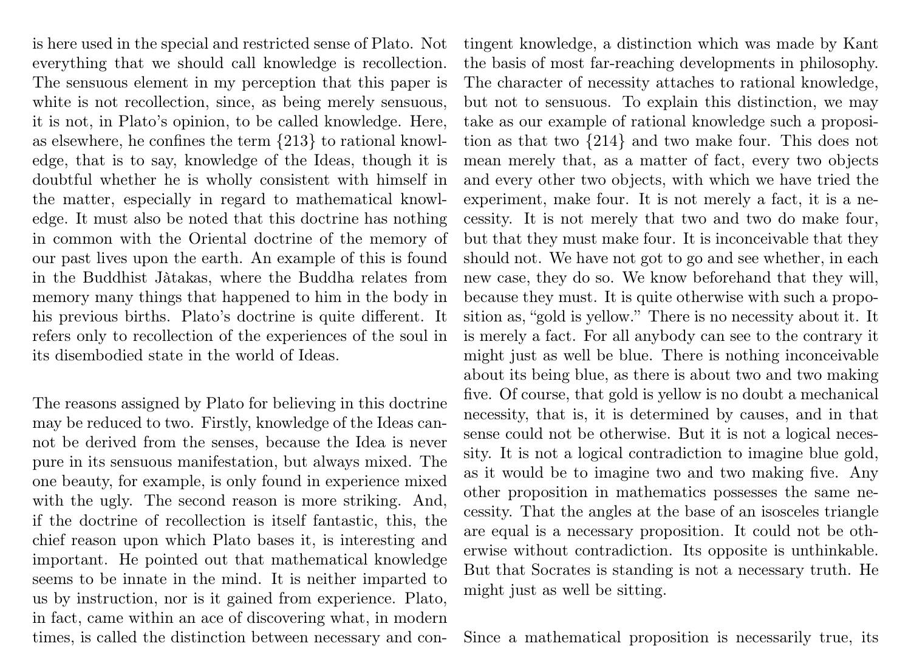is here used in the special and restricted sense of Plato. Not everything that we should call knowledge is recollection. The sensuous element in my perception that this paper is white is not recollection, since, as being merely sensuous, it is not, in Plato's opinion, to be called knowledge. Here, as elsewhere, he confines the term {213} to rational knowledge, that is to say, knowledge of the Ideas, though it is doubtful whether he is wholly consistent with himself in the matter, especially in regard to mathematical knowledge. It must also be noted that this doctrine has nothing in common with the Oriental doctrine of the memory of our past lives upon the earth. An example of this is found in the Buddhist Jàtakas, where the Buddha relates from memory many things that happened to him in the body in his previous births. Plato's doctrine is quite different. It refers only to recollection of the experiences of the soul in its disembodied state in the world of Ideas.

The reasons assigned by Plato for believing in this doctrine may be reduced to two. Firstly, knowledge of the Ideas cannot be derived from the senses, because the Idea is never pure in its sensuous manifestation, but always mixed. The one beauty, for example, is only found in experience mixed with the ugly. The second reason is more striking. And, if the doctrine of recollection is itself fantastic, this, the chief reason upon which Plato bases it, is interesting and important. He pointed out that mathematical knowledge seems to be innate in the mind. It is neither imparted to us by instruction, nor is it gained from experience. Plato, in fact, came within an ace of discovering what, in modern times, is called the distinction between necessary and contingent knowledge, a distinction which was made by Kant the basis of most far-reaching developments in philosophy. The character of necessity attaches to rational knowledge, but not to sensuous. To explain this distinction, we may take as our example of rational knowledge such a proposition as that two {214} and two make four. This does not mean merely that, as a matter of fact, every two objects and every other two objects, with which we have tried the experiment, make four. It is not merely a fact, it is a necessity. It is not merely that two and two do make four, but that they must make four. It is inconceivable that they should not. We have not got to go and see whether, in each new case, they do so. We know beforehand that they will, because they must. It is quite otherwise with such a proposition as, "gold is yellow." There is no necessity about it. It is merely a fact. For all anybody can see to the contrary it might just as well be blue. There is nothing inconceivable about its being blue, as there is about two and two making five. Of course, that gold is yellow is no doubt a mechanical necessity, that is, it is determined by causes, and in that sense could not be otherwise. But it is not a logical necessity. It is not a logical contradiction to imagine blue gold, as it would be to imagine two and two making five. Any other proposition in mathematics possesses the same necessity. That the angles at the base of an isosceles triangle are equal is a necessary proposition. It could not be otherwise without contradiction. Its opposite is unthinkable. But that Socrates is standing is not a necessary truth. He might just as well be sitting.

Since a mathematical proposition is necessarily true, its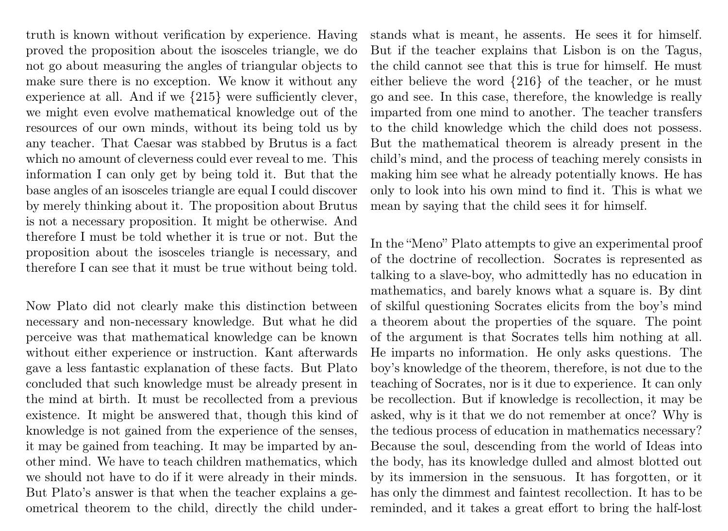truth is known without verification by experience. Having proved the proposition about the isosceles triangle, we do not go about measuring the angles of triangular objects to make sure there is no exception. We know it without any experience at all. And if we {215} were sufficiently clever, we might even evolve mathematical knowledge out of the resources of our own minds, without its being told us by any teacher. That Caesar was stabbed by Brutus is a fact which no amount of cleverness could ever reveal to me. This information I can only get by being told it. But that the base angles of an isosceles triangle are equal I could discover by merely thinking about it. The proposition about Brutus is not a necessary proposition. It might be otherwise. And therefore I must be told whether it is true or not. But the proposition about the isosceles triangle is necessary, and therefore I can see that it must be true without being told.

Now Plato did not clearly make this distinction between necessary and non-necessary knowledge. But what he did perceive was that mathematical knowledge can be known without either experience or instruction. Kant afterwards gave a less fantastic explanation of these facts. But Plato concluded that such knowledge must be already present in the mind at birth. It must be recollected from a previous existence. It might be answered that, though this kind of knowledge is not gained from the experience of the senses, it may be gained from teaching. It may be imparted by another mind. We have to teach children mathematics, which we should not have to do if it were already in their minds. But Plato's answer is that when the teacher explains a geometrical theorem to the child, directly the child understands what is meant, he assents. He sees it for himself. But if the teacher explains that Lisbon is on the Tagus, the child cannot see that this is true for himself. He must either believe the word {216} of the teacher, or he must go and see. In this case, therefore, the knowledge is really imparted from one mind to another. The teacher transfers to the child knowledge which the child does not possess. But the mathematical theorem is already present in the child's mind, and the process of teaching merely consists in making him see what he already potentially knows. He has only to look into his own mind to find it. This is what we mean by saying that the child sees it for himself.

In the "Meno" Plato attempts to give an experimental proof of the doctrine of recollection. Socrates is represented as talking to a slave-boy, who admittedly has no education in mathematics, and barely knows what a square is. By dint of skilful questioning Socrates elicits from the boy's mind a theorem about the properties of the square. The point of the argument is that Socrates tells him nothing at all. He imparts no information. He only asks questions. The boy's knowledge of the theorem, therefore, is not due to the teaching of Socrates, nor is it due to experience. It can only be recollection. But if knowledge is recollection, it may be asked, why is it that we do not remember at once? Why is the tedious process of education in mathematics necessary? Because the soul, descending from the world of Ideas into the body, has its knowledge dulled and almost blotted out by its immersion in the sensuous. It has forgotten, or it has only the dimmest and faintest recollection. It has to be reminded, and it takes a great effort to bring the half-lost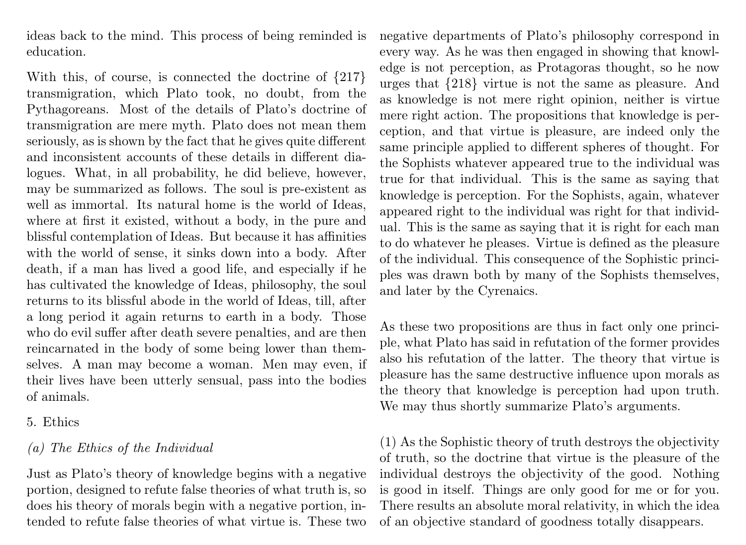ideas back to the mind. This process of being reminded is education.

With this, of course, is connected the doctrine of {217} transmigration, which Plato took, no doubt, from the Pythagoreans. Most of the details of Plato's doctrine of transmigration are mere myth. Plato does not mean them seriously, as is shown by the fact that he gives quite different and inconsistent accounts of these details in different dialogues. What, in all probability, he did believe, however, may be summarized as follows. The soul is pre-existent as well as immortal. Its natural home is the world of Ideas, where at first it existed, without a body, in the pure and blissful contemplation of Ideas. But because it has affinities with the world of sense, it sinks down into a body. After death, if a man has lived a good life, and especially if he has cultivated the knowledge of Ideas, philosophy, the soul returns to its blissful abode in the world of Ideas, till, after a long period it again returns to earth in a body. Those who do evil suffer after death severe penalties, and are then reincarnated in the body of some being lower than themselves. A man may become a woman. Men may even, if their lives have been utterly sensual, pass into the bodies of animals.

## 5. Ethics

### *(a) The Ethics of the Individual*

Just as Plato's theory of knowledge begins with a negative portion, designed to refute false theories of what truth is, so does his theory of morals begin with a negative portion, intended to refute false theories of what virtue is. These two negative departments of Plato's philosophy correspond in every way. As he was then engaged in showing that knowledge is not perception, as Protagoras thought, so he now urges that {218} virtue is not the same as pleasure. And as knowledge is not mere right opinion, neither is virtue mere right action. The propositions that knowledge is perception, and that virtue is pleasure, are indeed only the same principle applied to different spheres of thought. For the Sophists whatever appeared true to the individual was true for that individual. This is the same as saying that knowledge is perception. For the Sophists, again, whatever appeared right to the individual was right for that individual. This is the same as saying that it is right for each man to do whatever he pleases. Virtue is defined as the pleasure of the individual. This consequence of the Sophistic principles was drawn both by many of the Sophists themselves, and later by the Cyrenaics.

As these two propositions are thus in fact only one principle, what Plato has said in refutation of the former provides also his refutation of the latter. The theory that virtue is pleasure has the same destructive influence upon morals as the theory that knowledge is perception had upon truth. We may thus shortly summarize Plato's arguments.

(1) As the Sophistic theory of truth destroys the objectivity of truth, so the doctrine that virtue is the pleasure of the individual destroys the objectivity of the good. Nothing is good in itself. Things are only good for me or for you. There results an absolute moral relativity, in which the idea of an objective standard of goodness totally disappears.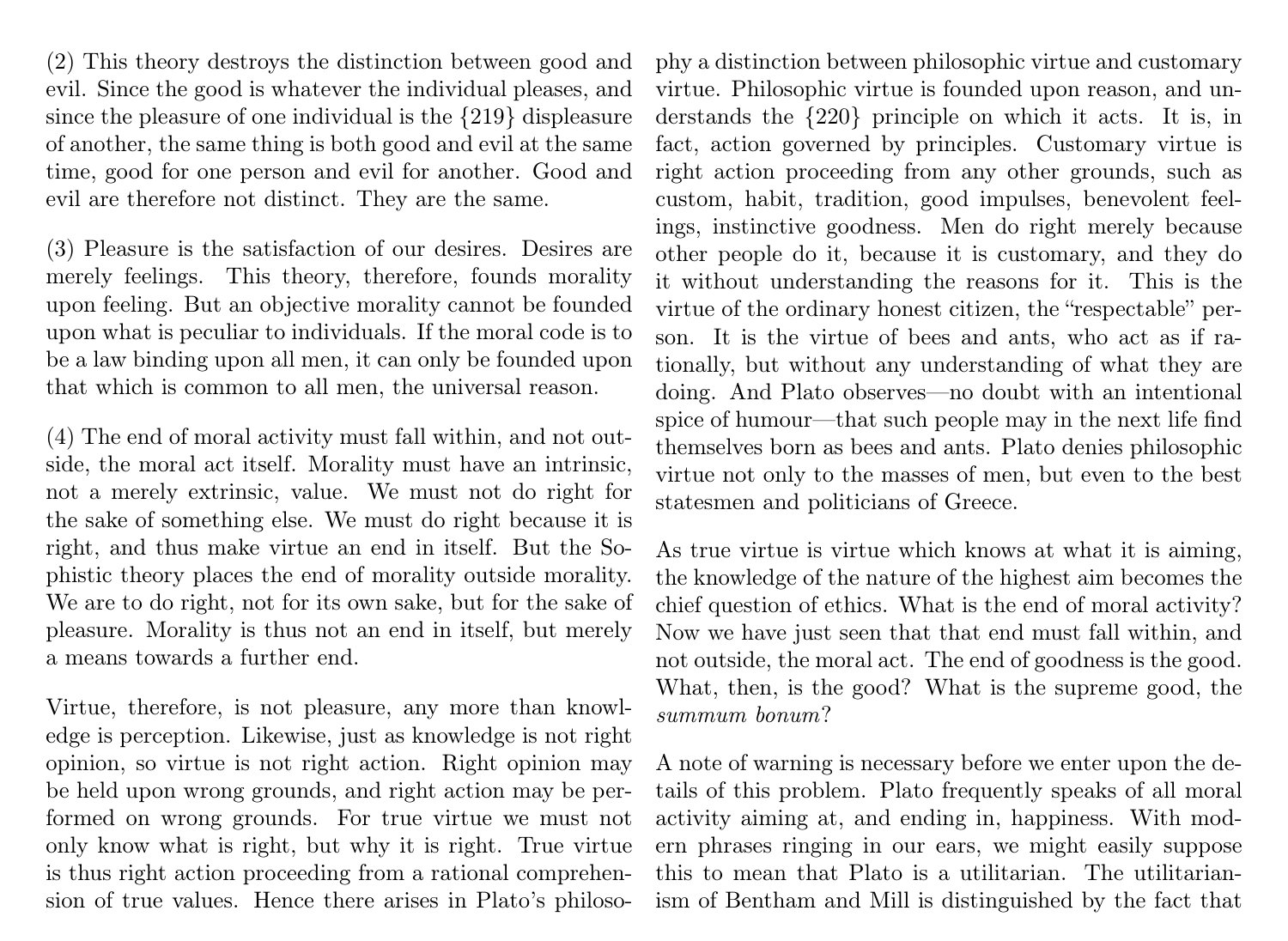(2) This theory destroys the distinction between good and evil. Since the good is whatever the individual pleases, and since the pleasure of one individual is the {219} displeasure of another, the same thing is both good and evil at the same time, good for one person and evil for another. Good and evil are therefore not distinct. They are the same.

(3) Pleasure is the satisfaction of our desires. Desires are merely feelings. This theory, therefore, founds morality upon feeling. But an objective morality cannot be founded upon what is peculiar to individuals. If the moral code is to be a law binding upon all men, it can only be founded upon that which is common to all men, the universal reason.

(4) The end of moral activity must fall within, and not outside, the moral act itself. Morality must have an intrinsic, not a merely extrinsic, value. We must not do right for the sake of something else. We must do right because it is right, and thus make virtue an end in itself. But the Sophistic theory places the end of morality outside morality. We are to do right, not for its own sake, but for the sake of pleasure. Morality is thus not an end in itself, but merely a means towards a further end.

Virtue, therefore, is not pleasure, any more than knowledge is perception. Likewise, just as knowledge is not right opinion, so virtue is not right action. Right opinion may be held upon wrong grounds, and right action may be performed on wrong grounds. For true virtue we must not only know what is right, but why it is right. True virtue is thus right action proceeding from a rational comprehension of true values. Hence there arises in Plato's philosophy a distinction between philosophic virtue and customary virtue. Philosophic virtue is founded upon reason, and understands the {220} principle on which it acts. It is, in fact, action governed by principles. Customary virtue is right action proceeding from any other grounds, such as custom, habit, tradition, good impulses, benevolent feelings, instinctive goodness. Men do right merely because other people do it, because it is customary, and they do it without understanding the reasons for it. This is the virtue of the ordinary honest citizen, the "respectable" person. It is the virtue of bees and ants, who act as if rationally, but without any understanding of what they are doing. And Plato observes—no doubt with an intentional spice of humour—that such people may in the next life find themselves born as bees and ants. Plato denies philosophic virtue not only to the masses of men, but even to the best statesmen and politicians of Greece.

As true virtue is virtue which knows at what it is aiming, the knowledge of the nature of the highest aim becomes the chief question of ethics. What is the end of moral activity? Now we have just seen that that end must fall within, and not outside, the moral act. The end of goodness is the good. What, then, is the good? What is the supreme good, the *summum bonum*?

A note of warning is necessary before we enter upon the details of this problem. Plato frequently speaks of all moral activity aiming at, and ending in, happiness. With modern phrases ringing in our ears, we might easily suppose this to mean that Plato is a utilitarian. The utilitarianism of Bentham and Mill is distinguished by the fact that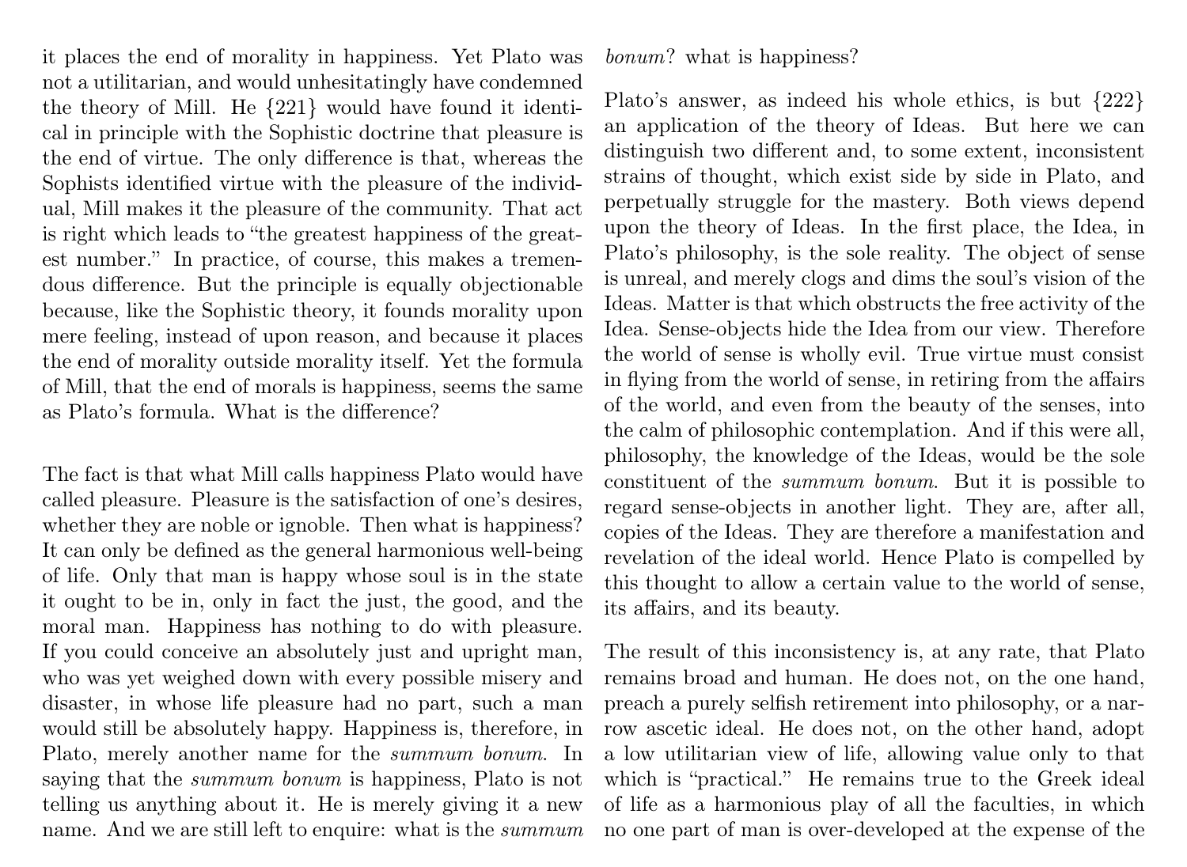it places the end of morality in happiness. Yet Plato was not a utilitarian, and would unhesitatingly have condemned the theory of Mill. He {221} would have found it identical in principle with the Sophistic doctrine that pleasure is the end of virtue. The only difference is that, whereas the Sophists identified virtue with the pleasure of the individual, Mill makes it the pleasure of the community. That act is right which leads to "the greatest happiness of the greatest number." In practice, of course, this makes a tremendous difference. But the principle is equally objectionable because, like the Sophistic theory, it founds morality upon mere feeling, instead of upon reason, and because it places the end of morality outside morality itself. Yet the formula of Mill, that the end of morals is happiness, seems the same as Plato's formula. What is the difference?

The fact is that what Mill calls happiness Plato would have called pleasure. Pleasure is the satisfaction of one's desires, whether they are noble or ignoble. Then what is happiness? It can only be defined as the general harmonious well-being of life. Only that man is happy whose soul is in the state it ought to be in, only in fact the just, the good, and the moral man. Happiness has nothing to do with pleasure. If you could conceive an absolutely just and upright man, who was yet weighed down with every possible misery and disaster, in whose life pleasure had no part, such a man would still be absolutely happy. Happiness is, therefore, in Plato, merely another name for the *summum bonum*. In saying that the *summum bonum* is happiness, Plato is not telling us anything about it. He is merely giving it a new name. And we are still left to enquire: what is the *summum bonum*? what is happiness?

Plato's answer, as indeed his whole ethics, is but {222} an application of the theory of Ideas. But here we can distinguish two different and, to some extent, inconsistent strains of thought, which exist side by side in Plato, and perpetually struggle for the mastery. Both views depend upon the theory of Ideas. In the first place, the Idea, in Plato's philosophy, is the sole reality. The object of sense is unreal, and merely clogs and dims the soul's vision of the Ideas. Matter is that which obstructs the free activity of the Idea. Sense-objects hide the Idea from our view. Therefore the world of sense is wholly evil. True virtue must consist in flying from the world of sense, in retiring from the affairs of the world, and even from the beauty of the senses, into the calm of philosophic contemplation. And if this were all, philosophy, the knowledge of the Ideas, would be the sole constituent of the *summum bonum*. But it is possible to regard sense-objects in another light. They are, after all, copies of the Ideas. They are therefore a manifestation and revelation of the ideal world. Hence Plato is compelled by this thought to allow a certain value to the world of sense, its affairs, and its beauty.

The result of this inconsistency is, at any rate, that Plato remains broad and human. He does not, on the one hand, preach a purely selfish retirement into philosophy, or a narrow ascetic ideal. He does not, on the other hand, adopt a low utilitarian view of life, allowing value only to that which is "practical." He remains true to the Greek ideal of life as a harmonious play of all the faculties, in which no one part of man is over-developed at the expense of the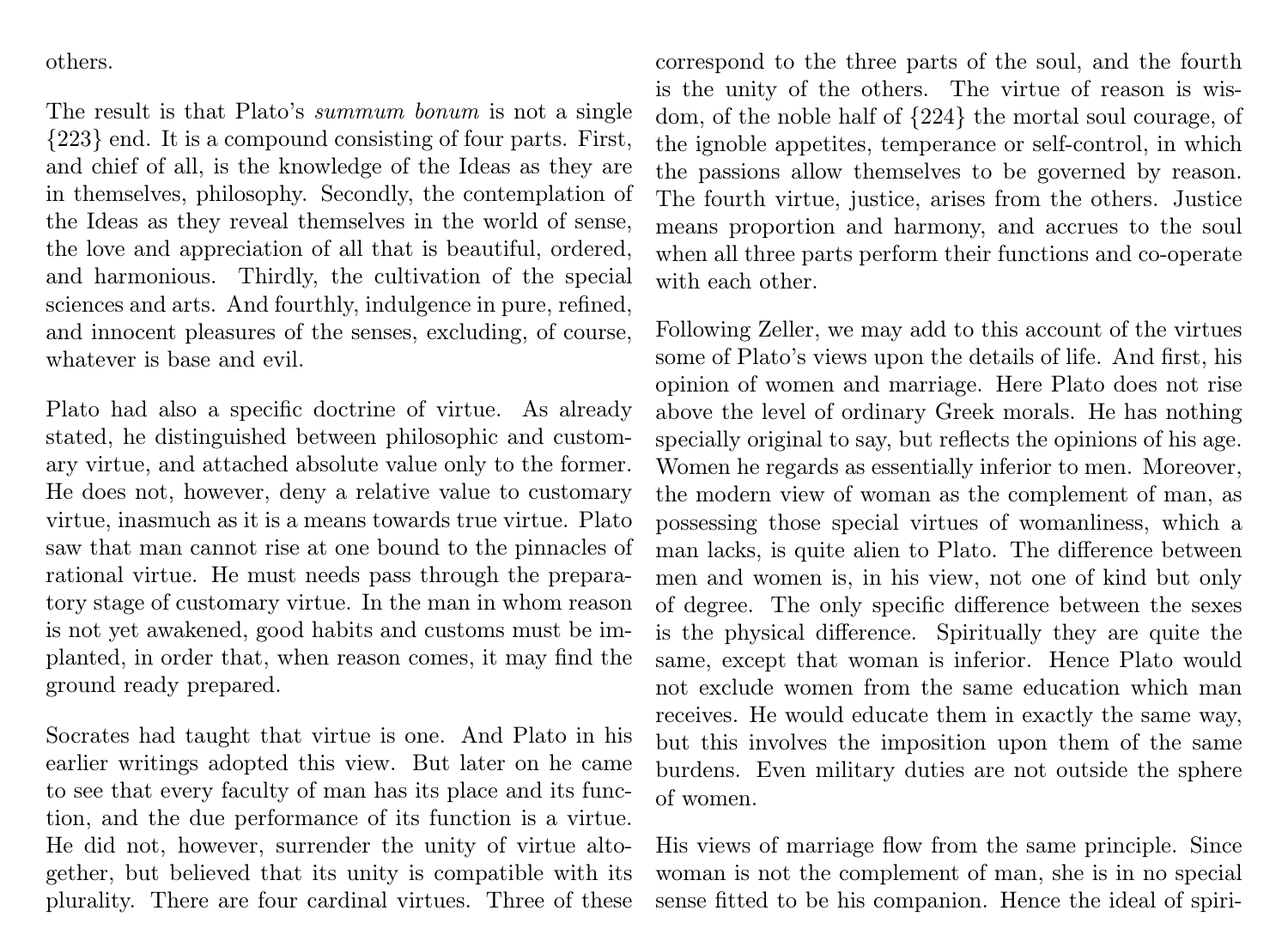others.

The result is that Plato's *summum bonum* is not a single {223} end. It is a compound consisting of four parts. First, and chief of all, is the knowledge of the Ideas as they are in themselves, philosophy. Secondly, the contemplation of the Ideas as they reveal themselves in the world of sense, the love and appreciation of all that is beautiful, ordered, and harmonious. Thirdly, the cultivation of the special sciences and arts. And fourthly, indulgence in pure, refined, and innocent pleasures of the senses, excluding, of course, whatever is base and evil.

Plato had also a specific doctrine of virtue. As already stated, he distinguished between philosophic and customary virtue, and attached absolute value only to the former. He does not, however, deny a relative value to customary virtue, inasmuch as it is a means towards true virtue. Plato saw that man cannot rise at one bound to the pinnacles of rational virtue. He must needs pass through the preparatory stage of customary virtue. In the man in whom reason is not yet awakened, good habits and customs must be implanted, in order that, when reason comes, it may find the ground ready prepared.

Socrates had taught that virtue is one. And Plato in his earlier writings adopted this view. But later on he came to see that every faculty of man has its place and its function, and the due performance of its function is a virtue. He did not, however, surrender the unity of virtue altogether, but believed that its unity is compatible with its plurality. There are four cardinal virtues. Three of these correspond to the three parts of the soul, and the fourth is the unity of the others. The virtue of reason is wisdom, of the noble half of {224} the mortal soul courage, of the ignoble appetites, temperance or self-control, in which the passions allow themselves to be governed by reason. The fourth virtue, justice, arises from the others. Justice means proportion and harmony, and accrues to the soul when all three parts perform their functions and co-operate with each other.

Following Zeller, we may add to this account of the virtues some of Plato's views upon the details of life. And first, his opinion of women and marriage. Here Plato does not rise above the level of ordinary Greek morals. He has nothing specially original to say, but reflects the opinions of his age. Women he regards as essentially inferior to men. Moreover, the modern view of woman as the complement of man, as possessing those special virtues of womanliness, which a man lacks, is quite alien to Plato. The difference between men and women is, in his view, not one of kind but only of degree. The only specific difference between the sexes is the physical difference. Spiritually they are quite the same, except that woman is inferior. Hence Plato would not exclude women from the same education which man receives. He would educate them in exactly the same way, but this involves the imposition upon them of the same burdens. Even military duties are not outside the sphere of women.

His views of marriage flow from the same principle. Since woman is not the complement of man, she is in no special sense fitted to be his companion. Hence the ideal of spiri-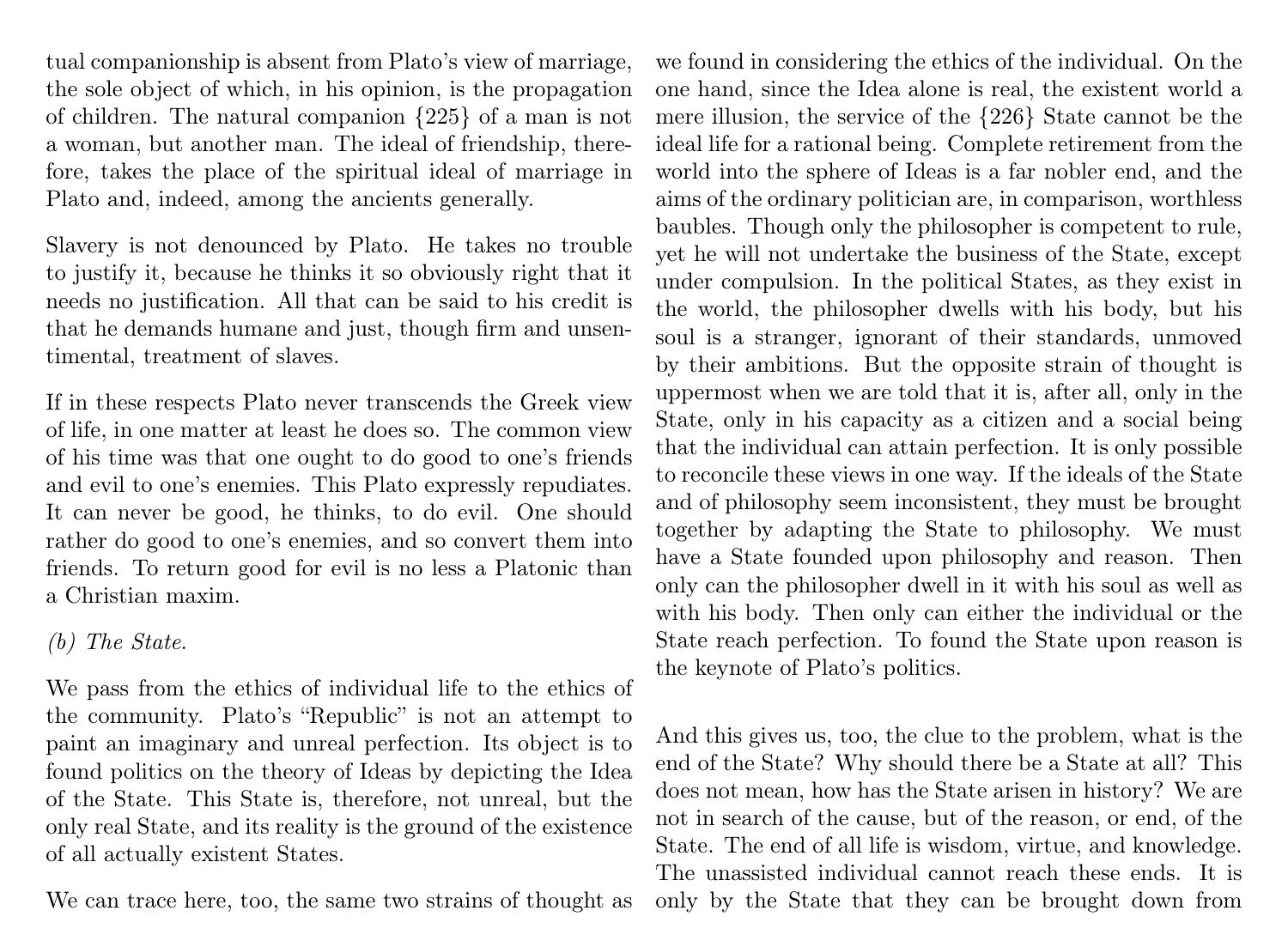tual companionship is absent from Plato's view of marriage, the sole object of which, in his opinion, is the propagation of children. The natural companion {225} of a man is not a woman, but another man. The ideal of friendship, therefore, takes the place of the spiritual ideal of marriage in Plato and, indeed, among the ancients generally.

Slavery is not denounced by Plato. He takes no trouble to justify it, because he thinks it so obviously right that it needs no justification. All that can be said to his credit is that he demands humane and just, though firm and unsentimental, treatment of slaves.

If in these respects Plato never transcends the Greek view of life, in one matter at least he does so. The common view of his time was that one ought to do good to one's friends and evil to one's enemies. This Plato expressly repudiates. It can never be good, he thinks, to do evil. One should rather do good to one's enemies, and so convert them into friends. To return good for evil is no less a Platonic than a Christian maxim.

*(b) The State.*

We pass from the ethics of individual life to the ethics of the community. Plato's "Republic" is not an attempt to paint an imaginary and unreal perfection. Its object is to found politics on the theory of Ideas by depicting the Idea of the State. This State is, therefore, not unreal, but the only real State, and its reality is the ground of the existence of all actually existent States.

We can trace here, too, the same two strains of thought as we found in considering the ethics of the individual. On the one hand, since the Idea alone is real, the existent world a mere illusion, the service of the {226} State cannot be the ideal life for a rational being. Complete retirement from the world into the sphere of Ideas is a far nobler end, and the aims of the ordinary politician are, in comparison, worthless baubles. Though only the philosopher is competent to rule, yet he will not undertake the business of the State, except under compulsion. In the political States, as they exist in the world, the philosopher dwells with his body, but his soul is a stranger, ignorant of their standards, unmoved by their ambitions. But the opposite strain of thought is uppermost when we are told that it is, after all, only in the State, only in his capacity as a citizen and a social being that the individual can attain perfection. It is only possible to reconcile these views in one way. If the ideals of the State and of philosophy seem inconsistent, they must be brought together by adapting the State to philosophy. We must have a State founded upon philosophy and reason. Then only can the philosopher dwell in it with his soul as well as with his body. Then only can either the individual or the State reach perfection. To found the State upon reason is the keynote of Plato's politics.

And this gives us, too, the clue to the problem, what is the end of the State? Why should there be a State at all? This does not mean, how has the State arisen in history? We are not in search of the cause, but of the reason, or end, of the State. The end of all life is wisdom, virtue, and knowledge. The unassisted individual cannot reach these ends. It is only by the State that they can be brought down from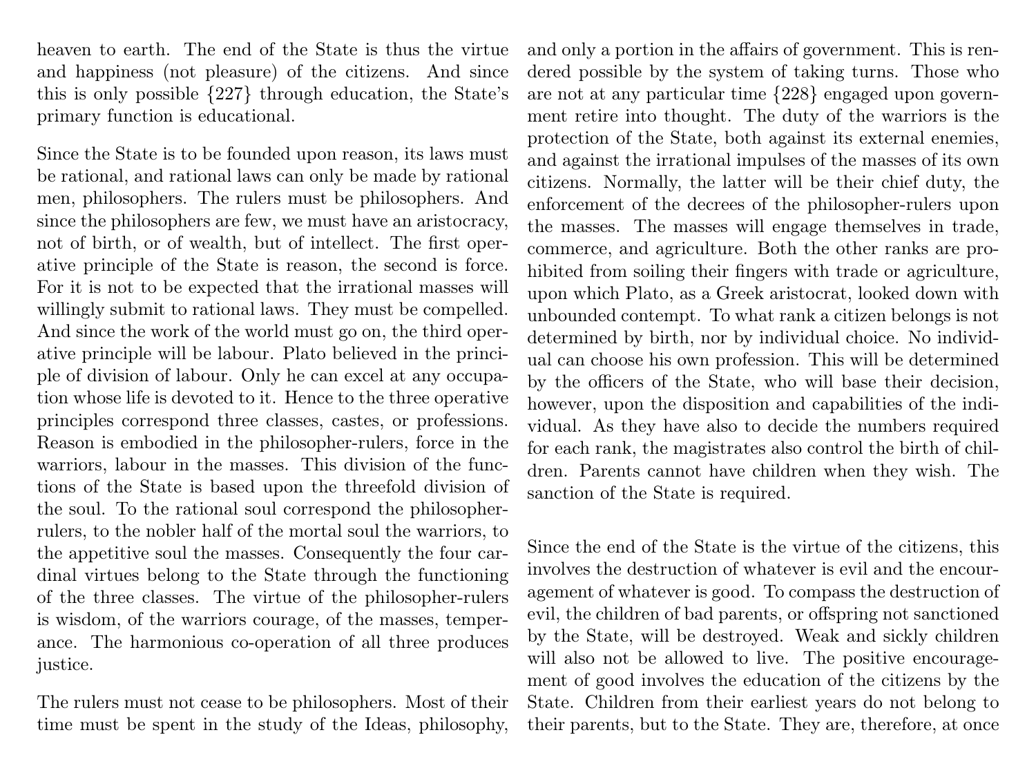heaven to earth. The end of the State is thus the virtue and happiness (not pleasure) of the citizens. And since this is only possible {227} through education, the State's primary function is educational.

Since the State is to be founded upon reason, its laws must be rational, and rational laws can only be made by rational men, philosophers. The rulers must be philosophers. And since the philosophers are few, we must have an aristocracy, not of birth, or of wealth, but of intellect. The first operative principle of the State is reason, the second is force. For it is not to be expected that the irrational masses will willingly submit to rational laws. They must be compelled. And since the work of the world must go on, the third operative principle will be labour. Plato believed in the principle of division of labour. Only he can excel at any occupation whose life is devoted to it. Hence to the three operative principles correspond three classes, castes, or professions. Reason is embodied in the philosopher-rulers, force in the warriors, labour in the masses. This division of the functions of the State is based upon the threefold division of the soul. To the rational soul correspond the philosopher-rulers, to the nobler half of the mortal soul the warriors, to the appetitive soul the masses. Consequently the four cardinal virtues belong to the State through the functioning of the three classes. The virtue of the philosopher-rulers is wisdom, of the warriors courage, of the masses, temperance. The harmonious co-operation of all three produces justice.

The rulers must not cease to be philosophers. Most of their time must be spent in the study of the Ideas, philosophy, and only a portion in the affairs of government. This is rendered possible by the system of taking turns. Those who are not at any particular time {228} engaged upon government retire into thought. The duty of the warriors is the protection of the State, both against its external enemies, and against the irrational impulses of the masses of its own citizens. Normally, the latter will be their chief duty, the enforcement of the decrees of the philosopher-rulers upon the masses. The masses will engage themselves in trade, commerce, and agriculture. Both the other ranks are prohibited from soiling their fingers with trade or agriculture, upon which Plato, as a Greek aristocrat, looked down with unbounded contempt. To what rank a citizen belongs is not determined by birth, nor by individual choice. No individual can choose his own profession. This will be determined by the officers of the State, who will base their decision, however, upon the disposition and capabilities of the individual. As they have also to decide the numbers required for each rank, the magistrates also control the birth of children. Parents cannot have children when they wish. The sanction of the State is required.

Since the end of the State is the virtue of the citizens, this involves the destruction of whatever is evil and the encouragement of whatever is good. To compass the destruction of evil, the children of bad parents, or offspring not sanctioned by the State, will be destroyed. Weak and sickly children will also not be allowed to live. The positive encouragement of good involves the education of the citizens by the State. Children from their earliest years do not belong to their parents, but to the State. They are, therefore, at once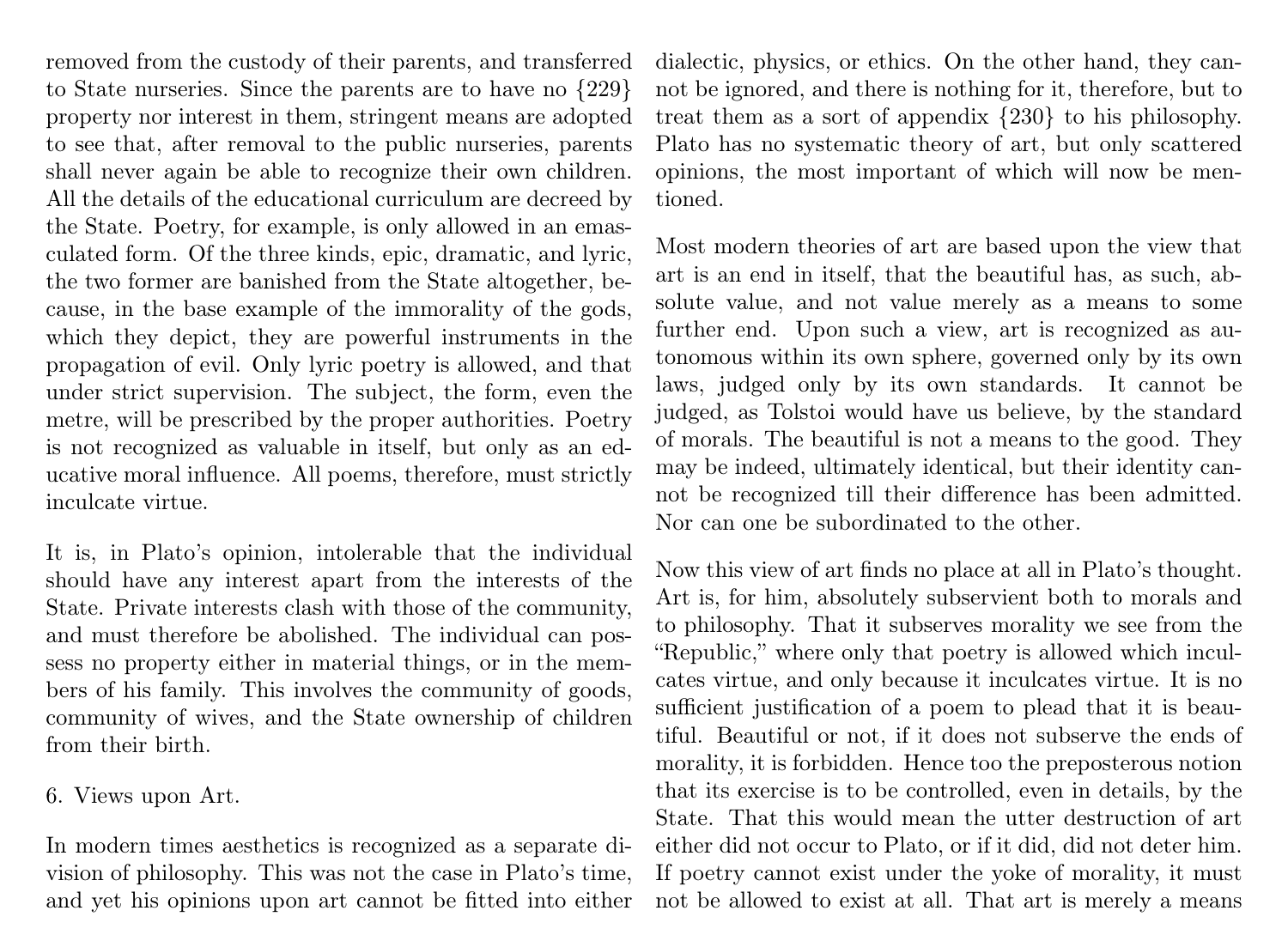removed from the custody of their parents, and transferred to State nurseries. Since the parents are to have no {229} property nor interest in them, stringent means are adopted to see that, after removal to the public nurseries, parents shall never again be able to recognize their own children. All the details of the educational curriculum are decreed by the State. Poetry, for example, is only allowed in an emasculated form. Of the three kinds, epic, dramatic, and lyric, the two former are banished from the State altogether, because, in the base example of the immorality of the gods, which they depict, they are powerful instruments in the propagation of evil. Only lyric poetry is allowed, and that under strict supervision. The subject, the form, even the metre, will be prescribed by the proper authorities. Poetry is not recognized as valuable in itself, but only as an educative moral influence. All poems, therefore, must strictly inculcate virtue.

It is, in Plato's opinion, intolerable that the individual should have any interest apart from the interests of the State. Private interests clash with those of the community, and must therefore be abolished. The individual can possess no property either in material things, or in the members of his family. This involves the community of goods, community of wives, and the State ownership of children from their birth.

6. Views upon Art.

In modern times aesthetics is recognized as a separate division of philosophy. This was not the case in Plato's time, and yet his opinions upon art cannot be fitted into either dialectic, physics, or ethics. On the other hand, they cannot be ignored, and there is nothing for it, therefore, but to treat them as a sort of appendix {230} to his philosophy. Plato has no systematic theory of art, but only scattered opinions, the most important of which will now be mentioned.

Most modern theories of art are based upon the view that art is an end in itself, that the beautiful has, as such, absolute value, and not value merely as a means to some further end. Upon such a view, art is recognized as autonomous within its own sphere, governed only by its own laws, judged only by its own standards. It cannot be judged, as Tolstoi would have us believe, by the standard of morals. The beautiful is not a means to the good. They may be indeed, ultimately identical, but their identity cannot be recognized till their difference has been admitted. Nor can one be subordinated to the other.

Now this view of art finds no place at all in Plato's thought. Art is, for him, absolutely subservient both to morals and to philosophy. That it subserves morality we see from the "Republic," where only that poetry is allowed which inculcates virtue, and only because it inculcates virtue. It is no sufficient justification of a poem to plead that it is beautiful. Beautiful or not, if it does not subserve the ends of morality, it is forbidden. Hence too the preposterous notion that its exercise is to be controlled, even in details, by the State. That this would mean the utter destruction of art either did not occur to Plato, or if it did, did not deter him. If poetry cannot exist under the yoke of morality, it must not be allowed to exist at all. That art is merely a means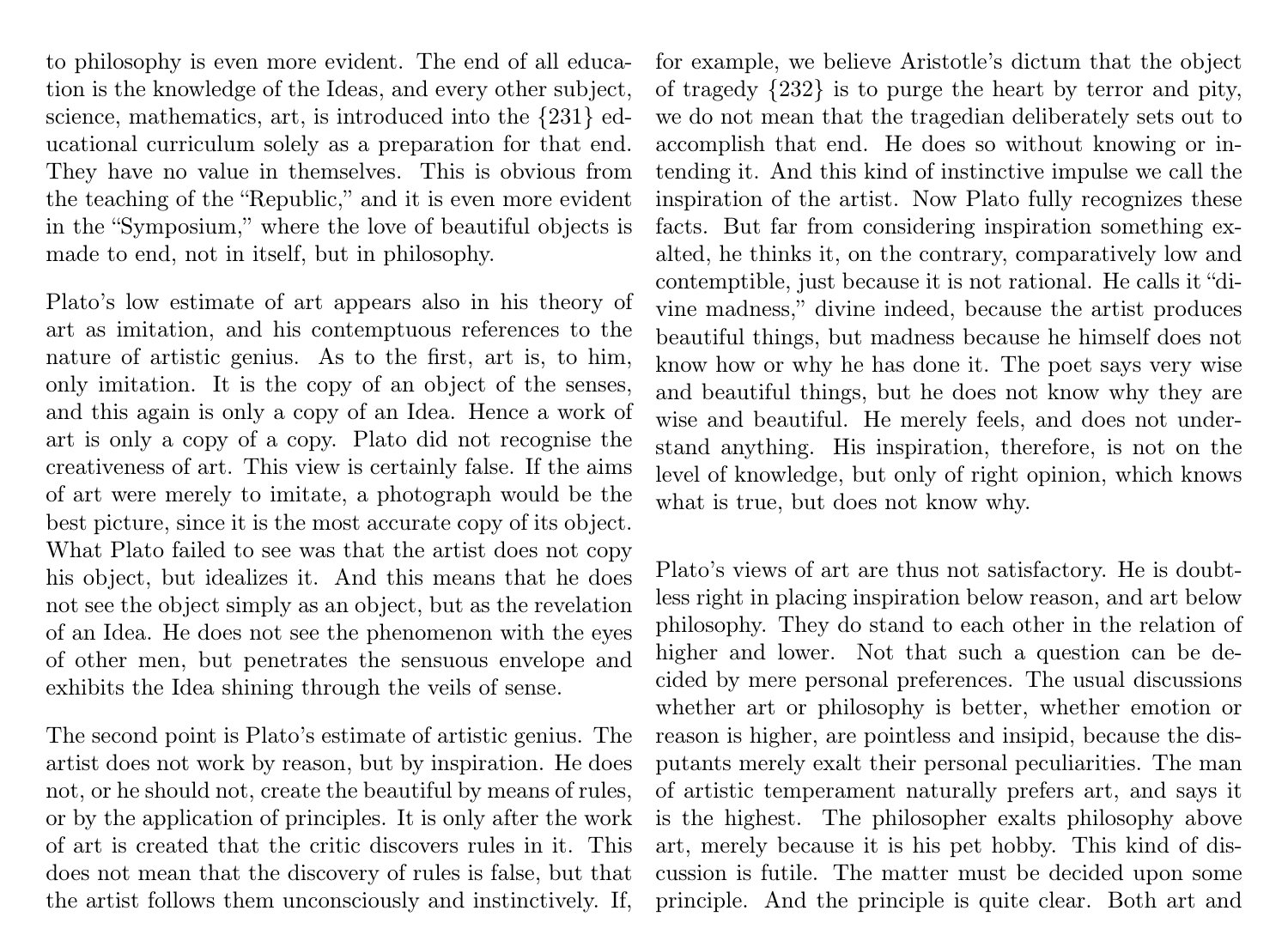to philosophy is even more evident. The end of all education is the knowledge of the Ideas, and every other subject, science, mathematics, art, is introduced into the {231} educational curriculum solely as a preparation for that end. They have no value in themselves. This is obvious from the teaching of the "Republic," and it is even more evident in the "Symposium," where the love of beautiful objects is made to end, not in itself, but in philosophy.

Plato's low estimate of art appears also in his theory of art as imitation, and his contemptuous references to the nature of artistic genius. As to the first, art is, to him, only imitation. It is the copy of an object of the senses, and this again is only a copy of an Idea. Hence a work of art is only a copy of a copy. Plato did not recognise the creativeness of art. This view is certainly false. If the aims of art were merely to imitate, a photograph would be the best picture, since it is the most accurate copy of its object. What Plato failed to see was that the artist does not copy his object, but idealizes it. And this means that he does not see the object simply as an object, but as the revelation of an Idea. He does not see the phenomenon with the eyes of other men, but penetrates the sensuous envelope and exhibits the Idea shining through the veils of sense.

The second point is Plato's estimate of artistic genius. The artist does not work by reason, but by inspiration. He does not, or he should not, create the beautiful by means of rules, or by the application of principles. It is only after the work of art is created that the critic discovers rules in it. This does not mean that the discovery of rules is false, but that the artist follows them unconsciously and instinctively. If, for example, we believe Aristotle's dictum that the object of tragedy {232} is to purge the heart by terror and pity, we do not mean that the tragedian deliberately sets out to accomplish that end. He does so without knowing or intending it. And this kind of instinctive impulse we call the inspiration of the artist. Now Plato fully recognizes these facts. But far from considering inspiration something exalted, he thinks it, on the contrary, comparatively low and contemptible, just because it is not rational. He calls it "divine madness," divine indeed, because the artist produces beautiful things, but madness because he himself does not know how or why he has done it. The poet says very wise and beautiful things, but he does not know why they are wise and beautiful. He merely feels, and does not understand anything. His inspiration, therefore, is not on the level of knowledge, but only of right opinion, which knows what is true, but does not know why.

Plato's views of art are thus not satisfactory. He is doubtless right in placing inspiration below reason, and art below philosophy. They do stand to each other in the relation of higher and lower. Not that such a question can be decided by mere personal preferences. The usual discussions whether art or philosophy is better, whether emotion or reason is higher, are pointless and insipid, because the disputants merely exalt their personal peculiarities. The man of artistic temperament naturally prefers art, and says it is the highest. The philosopher exalts philosophy above art, merely because it is his pet hobby. This kind of discussion is futile. The matter must be decided upon some principle. And the principle is quite clear. Both art and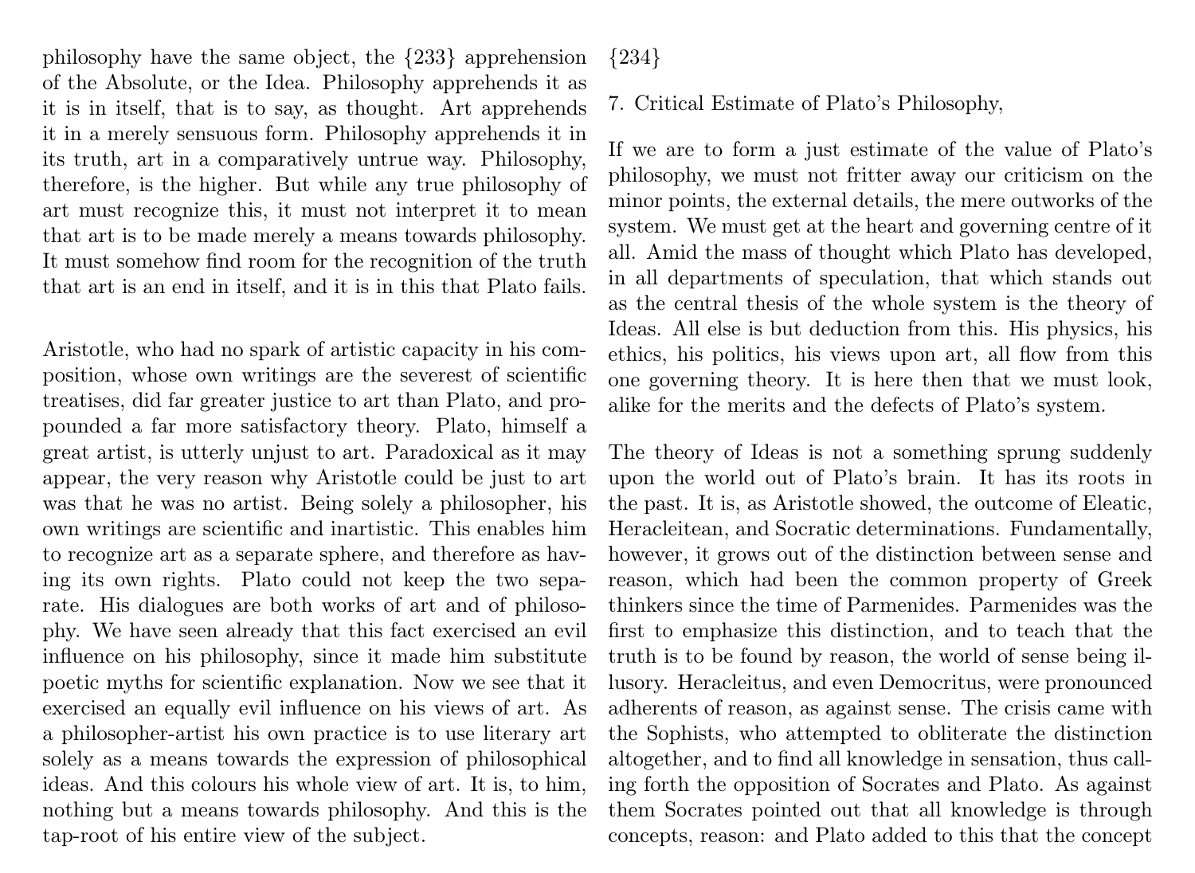philosophy have the same object, the {233} apprehension of the Absolute, or the Idea. Philosophy apprehends it as it is in itself, that is to say, as thought. Art apprehends it in a merely sensuous form. Philosophy apprehends it in its truth, art in a comparatively untrue way. Philosophy, therefore, is the higher. But while any true philosophy of art must recognize this, it must not interpret it to mean that art is to be made merely a means towards philosophy. It must somehow find room for the recognition of the truth that art is an end in itself, and it is in this that Plato fails.

Aristotle, who had no spark of artistic capacity in his composition, whose own writings are the severest of scientific treatises, did far greater justice to art than Plato, and propounded a far more satisfactory theory. Plato, himself a great artist, is utterly unjust to art. Paradoxical as it may appear, the very reason why Aristotle could be just to art was that he was no artist. Being solely a philosopher, his own writings are scientific and inartistic. This enables him to recognize art as a separate sphere, and therefore as having its own rights. Plato could not keep the two separate. His dialogues are both works of art and of philosophy. We have seen already that this fact exercised an evil influence on his philosophy, since it made him substitute poetic myths for scientific explanation. Now we see that it exercised an equally evil influence on his views of art. As a philosopher-artist his own practice is to use literary art solely as a means towards the expression of philosophical ideas. And this colours his whole view of art. It is, to him, nothing but a means towards philosophy. And this is the tap-root of his entire view of the subject.

{234}

## 7. Critical Estimate of Plato's Philosophy,

If we are to form a just estimate of the value of Plato's philosophy, we must not fritter away our criticism on the minor points, the external details, the mere outworks of the system. We must get at the heart and governing centre of it all. Amid the mass of thought which Plato has developed, in all departments of speculation, that which stands out as the central thesis of the whole system is the theory of Ideas. All else is but deduction from this. His physics, his ethics, his politics, his views upon art, all flow from this one governing theory. It is here then that we must look, alike for the merits and the defects of Plato's system.

The theory of Ideas is not a something sprung suddenly upon the world out of Plato's brain. It has its roots in the past. It is, as Aristotle showed, the outcome of Eleatic, Heracleitean, and Socratic determinations. Fundamentally, however, it grows out of the distinction between sense and reason, which had been the common property of Greek thinkers since the time of Parmenides. Parmenides was the first to emphasize this distinction, and to teach that the truth is to be found by reason, the world of sense being illusory. Heracleitus, and even Democritus, were pronounced adherents of reason, as against sense. The crisis came with the Sophists, who attempted to obliterate the distinction altogether, and to find all knowledge in sensation, thus calling forth the opposition of Socrates and Plato. As against them Socrates pointed out that all knowledge is through concepts, reason: and Plato added to this that the concept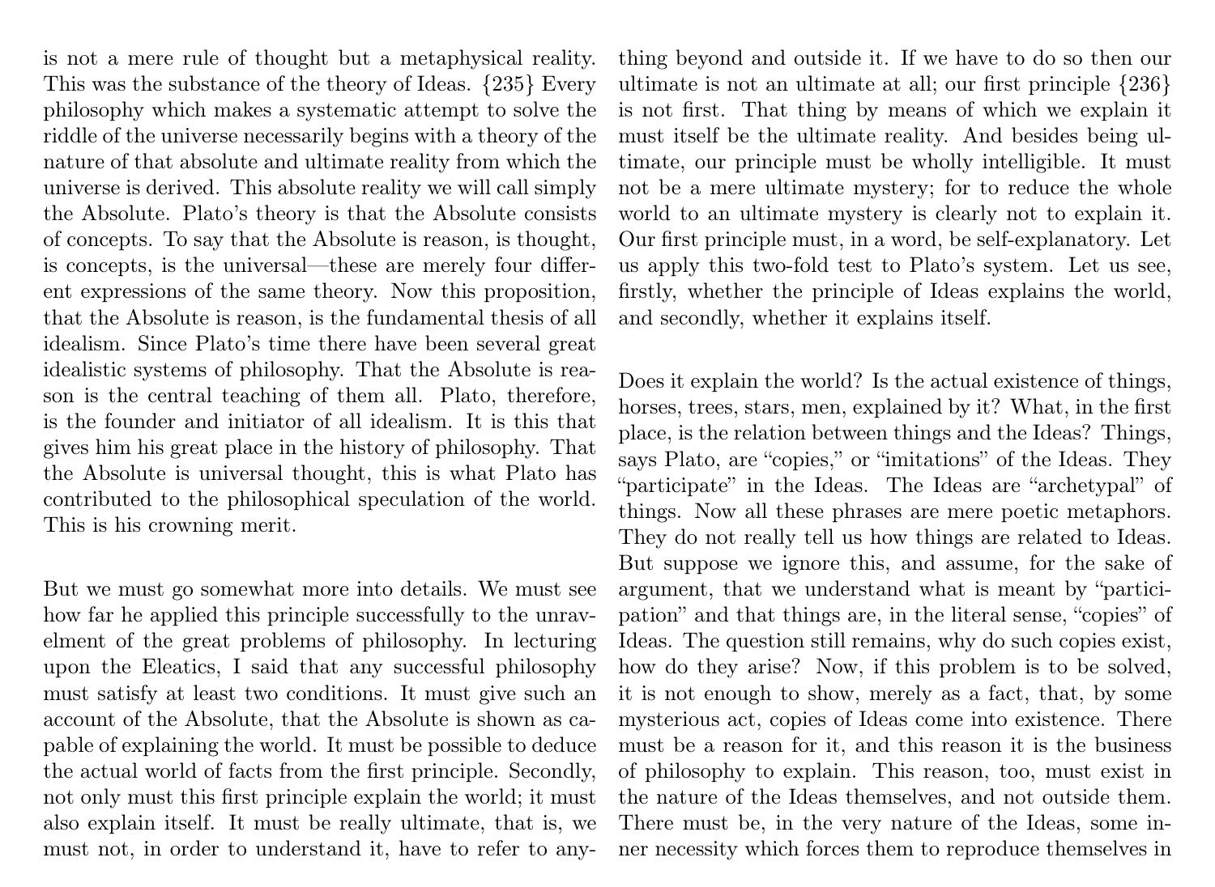is not a mere rule of thought but a metaphysical reality. This was the substance of the theory of Ideas. {235} Every philosophy which makes a systematic attempt to solve the riddle of the universe necessarily begins with a theory of the nature of that absolute and ultimate reality from which the universe is derived. This absolute reality we will call simply the Absolute. Plato's theory is that the Absolute consists of concepts. To say that the Absolute is reason, is thought, is concepts, is the universal—these are merely four different expressions of the same theory. Now this proposition, that the Absolute is reason, is the fundamental thesis of all idealism. Since Plato's time there have been several great idealistic systems of philosophy. That the Absolute is reason is the central teaching of them all. Plato, therefore, is the founder and initiator of all idealism. It is this that gives him his great place in the history of philosophy. That the Absolute is universal thought, this is what Plato has contributed to the philosophical speculation of the world. This is his crowning merit.

But we must go somewhat more into details. We must see how far he applied this principle successfully to the unravelment of the great problems of philosophy. In lecturing upon the Eleatics, I said that any successful philosophy must satisfy at least two conditions. It must give such an account of the Absolute, that the Absolute is shown as capable of explaining the world. It must be possible to deduce the actual world of facts from the first principle. Secondly, not only must this first principle explain the world; it must also explain itself. It must be really ultimate, that is, we must not, in order to understand it, have to refer to anything beyond and outside it. If we have to do so then our ultimate is not an ultimate at all; our first principle {236} is not first. That thing by means of which we explain it must itself be the ultimate reality. And besides being ultimate, our principle must be wholly intelligible. It must not be a mere ultimate mystery; for to reduce the whole world to an ultimate mystery is clearly not to explain it. Our first principle must, in a word, be self-explanatory. Let us apply this two-fold test to Plato's system. Let us see, firstly, whether the principle of Ideas explains the world, and secondly, whether it explains itself.

Does it explain the world? Is the actual existence of things, horses, trees, stars, men, explained by it? What, in the first place, is the relation between things and the Ideas? Things, says Plato, are "copies," or "imitations" of the Ideas. They "participate" in the Ideas. The Ideas are "archetypal" of things. Now all these phrases are mere poetic metaphors. They do not really tell us how things are related to Ideas. But suppose we ignore this, and assume, for the sake of argument, that we understand what is meant by "participation" and that things are, in the literal sense, "copies" of Ideas. The question still remains, why do such copies exist, how do they arise? Now, if this problem is to be solved, it is not enough to show, merely as a fact, that, by some mysterious act, copies of Ideas come into existence. There must be a reason for it, and this reason it is the business of philosophy to explain. This reason, too, must exist in the nature of the Ideas themselves, and not outside them. There must be, in the very nature of the Ideas, some inner necessity which forces them to reproduce themselves in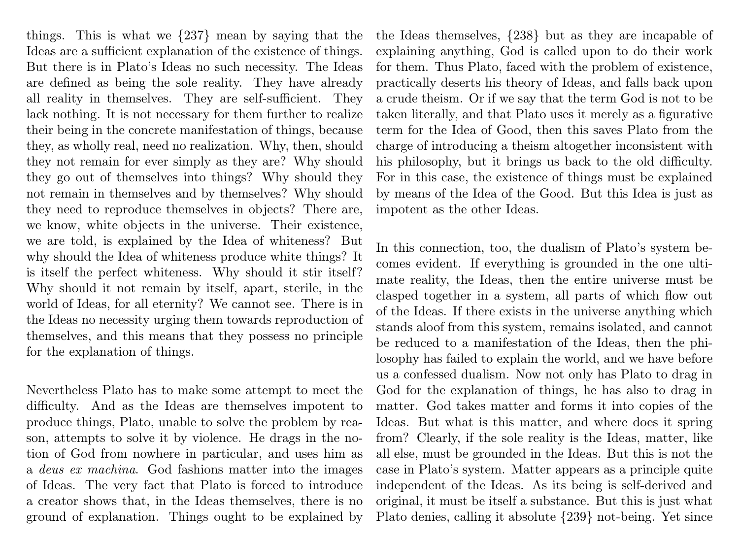things. This is what we {237} mean by saying that the Ideas are a sufficient explanation of the existence of things. But there is in Plato's Ideas no such necessity. The Ideas are defined as being the sole reality. They have already all reality in themselves. They are self-sufficient. They lack nothing. It is not necessary for them further to realize their being in the concrete manifestation of things, because they, as wholly real, need no realization. Why, then, should they not remain for ever simply as they are? Why should they go out of themselves into things? Why should they not remain in themselves and by themselves? Why should they need to reproduce themselves in objects? There are, we know, white objects in the universe. Their existence, we are told, is explained by the Idea of whiteness? But why should the Idea of whiteness produce white things? It is itself the perfect whiteness. Why should it stir itself? Why should it not remain by itself, apart, sterile, in the world of Ideas, for all eternity? We cannot see. There is in the Ideas no necessity urging them towards reproduction of themselves, and this means that they possess no principle for the explanation of things.

Nevertheless Plato has to make some attempt to meet the difficulty. And as the Ideas are themselves impotent to produce things, Plato, unable to solve the problem by reason, attempts to solve it by violence. He drags in the notion of God from nowhere in particular, and uses him as a *deus ex machina*. God fashions matter into the images of Ideas. The very fact that Plato is forced to introduce a creator shows that, in the Ideas themselves, there is no ground of explanation. Things ought to be explained by the Ideas themselves, {238} but as they are incapable of explaining anything, God is called upon to do their work for them. Thus Plato, faced with the problem of existence, practically deserts his theory of Ideas, and falls back upon a crude theism. Or if we say that the term God is not to be taken literally, and that Plato uses it merely as a figurative term for the Idea of Good, then this saves Plato from the charge of introducing a theism altogether inconsistent with his philosophy, but it brings us back to the old difficulty. For in this case, the existence of things must be explained by means of the Idea of the Good. But this Idea is just as impotent as the other Ideas.

In this connection, too, the dualism of Plato's system becomes evident. If everything is grounded in the one ultimate reality, the Ideas, then the entire universe must be clasped together in a system, all parts of which flow out of the Ideas. If there exists in the universe anything which stands aloof from this system, remains isolated, and cannot be reduced to a manifestation of the Ideas, then the philosophy has failed to explain the world, and we have before us a confessed dualism. Now not only has Plato to drag in God for the explanation of things, he has also to drag in matter. God takes matter and forms it into copies of the Ideas. But what is this matter, and where does it spring from? Clearly, if the sole reality is the Ideas, matter, like all else, must be grounded in the Ideas. But this is not the case in Plato's system. Matter appears as a principle quite independent of the Ideas. As its being is self-derived and original, it must be itself a substance. But this is just what Plato denies, calling it absolute {239} not-being. Yet since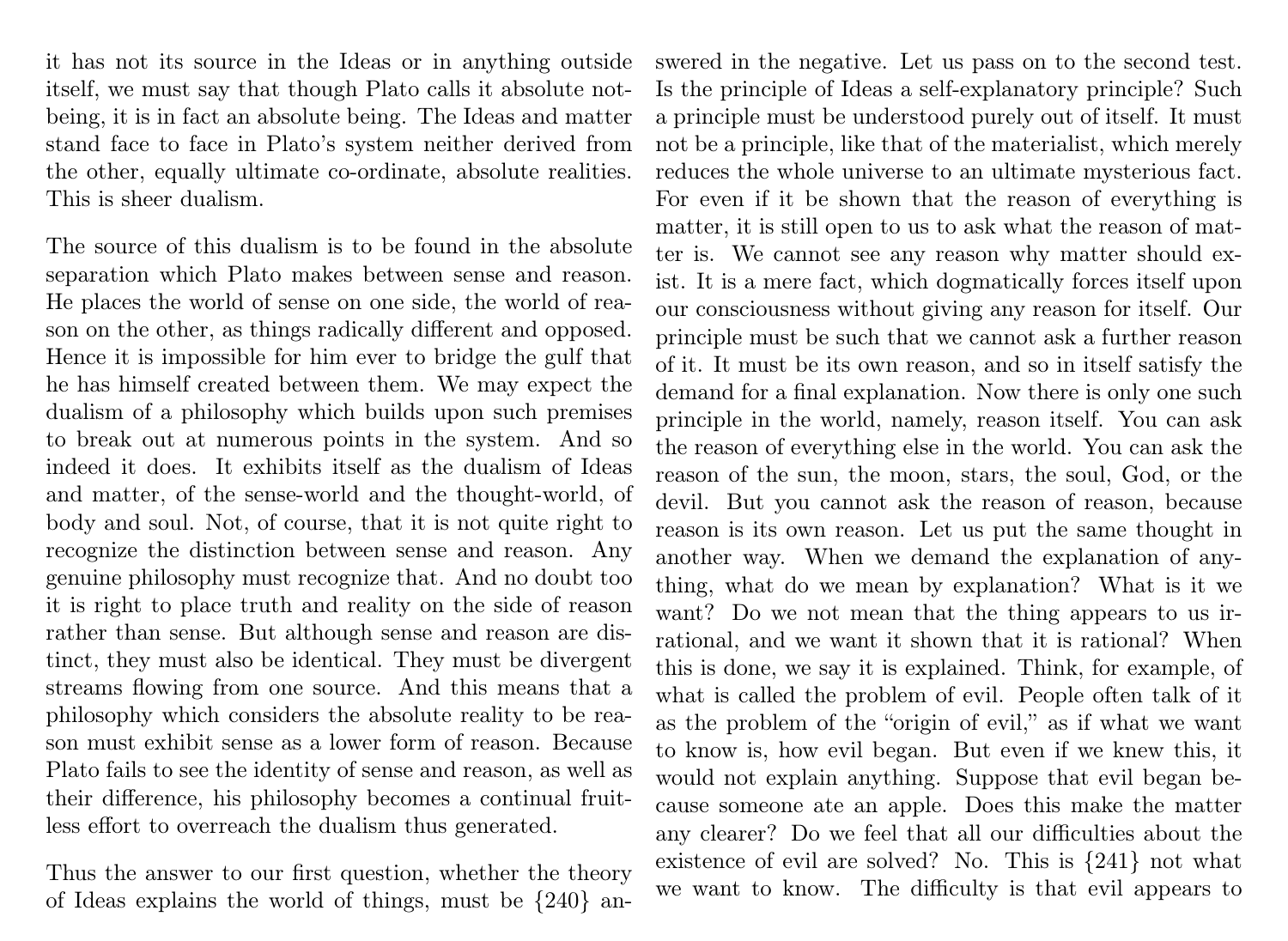it has not its source in the Ideas or in anything outside itself, we must say that though Plato calls it absolute not-being, it is in fact an absolute being. The Ideas and matter stand face to face in Plato's system neither derived from the other, equally ultimate co-ordinate, absolute realities. This is sheer dualism.

The source of this dualism is to be found in the absolute separation which Plato makes between sense and reason. He places the world of sense on one side, the world of reason on the other, as things radically different and opposed. Hence it is impossible for him ever to bridge the gulf that he has himself created between them. We may expect the dualism of a philosophy which builds upon such premises to break out at numerous points in the system. And so indeed it does. It exhibits itself as the dualism of Ideas and matter, of the sense-world and the thought-world, of body and soul. Not, of course, that it is not quite right to recognize the distinction between sense and reason. Any genuine philosophy must recognize that. And no doubt too it is right to place truth and reality on the side of reason rather than sense. But although sense and reason are distinct, they must also be identical. They must be divergent streams flowing from one source. And this means that a philosophy which considers the absolute reality to be reason must exhibit sense as a lower form of reason. Because Plato fails to see the identity of sense and reason, as well as their difference, his philosophy becomes a continual fruitless effort to overreach the dualism thus generated.

Thus the answer to our first question, whether the theory of Ideas explains the world of things, must be {240} answered in the negative. Let us pass on to the second test. Is the principle of Ideas a self-explanatory principle? Such a principle must be understood purely out of itself. It must not be a principle, like that of the materialist, which merely reduces the whole universe to an ultimate mysterious fact. For even if it be shown that the reason of everything is matter, it is still open to us to ask what the reason of matter is. We cannot see any reason why matter should exist. It is a mere fact, which dogmatically forces itself upon our consciousness without giving any reason for itself. Our principle must be such that we cannot ask a further reason of it. It must be its own reason, and so in itself satisfy the demand for a final explanation. Now there is only one such principle in the world, namely, reason itself. You can ask the reason of everything else in the world. You can ask the reason of the sun, the moon, stars, the soul, God, or the devil. But you cannot ask the reason of reason, because reason is its own reason. Let us put the same thought in another way. When we demand the explanation of anything, what do we mean by explanation? What is it we want? Do we not mean that the thing appears to us irrational, and we want it shown that it is rational? When this is done, we say it is explained. Think, for example, of what is called the problem of evil. People often talk of it as the problem of the "origin of evil," as if what we want to know is, how evil began. But even if we knew this, it would not explain anything. Suppose that evil began because someone ate an apple. Does this make the matter any clearer? Do we feel that all our difficulties about the existence of evil are solved? No. This is {241} not what we want to know. The difficulty is that evil appears to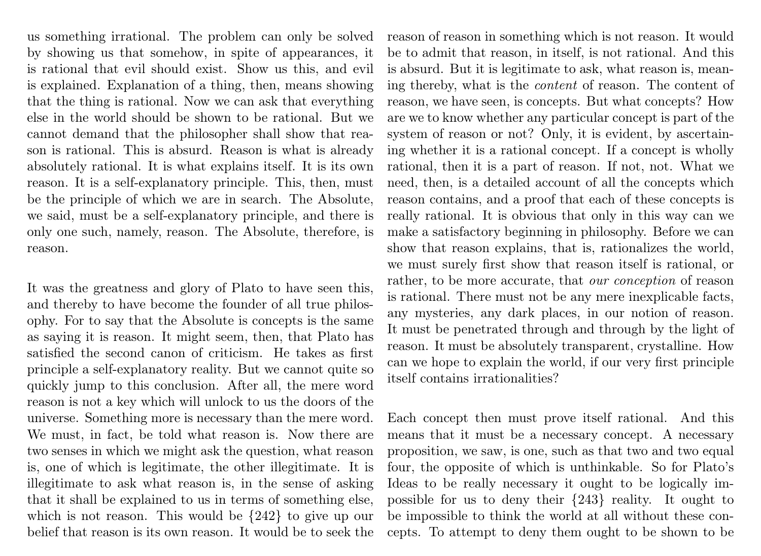us something irrational. The problem can only be solved by showing us that somehow, in spite of appearances, it is rational that evil should exist. Show us this, and evil is explained. Explanation of a thing, then, means showing that the thing is rational. Now we can ask that everything else in the world should be shown to be rational. But we cannot demand that the philosopher shall show that reason is rational. This is absurd. Reason is what is already absolutely rational. It is what explains itself. It is its own reason. It is a self-explanatory principle. This, then, must be the principle of which we are in search. The Absolute, we said, must be a self-explanatory principle, and there is only one such, namely, reason. The Absolute, therefore, is reason.

It was the greatness and glory of Plato to have seen this, and thereby to have become the founder of all true philosophy. For to say that the Absolute is concepts is the same as saying it is reason. It might seem, then, that Plato has satisfied the second canon of criticism. He takes as first principle a self-explanatory reality. But we cannot quite so quickly jump to this conclusion. After all, the mere word reason is not a key which will unlock to us the doors of the universe. Something more is necessary than the mere word. We must, in fact, be told what reason is. Now there are two senses in which we might ask the question, what reason is, one of which is legitimate, the other illegitimate. It is illegitimate to ask what reason is, in the sense of asking that it shall be explained to us in terms of something else, which is not reason. This would be {242} to give up our belief that reason is its own reason. It would be to seek the reason of reason in something which is not reason. It would be to admit that reason, in itself, is not rational. And this is absurd. But it is legitimate to ask, what reason is, meaning thereby, what is the *content* of reason. The content of reason, we have seen, is concepts. But what concepts? How are we to know whether any particular concept is part of the system of reason or not? Only, it is evident, by ascertaining whether it is a rational concept. If a concept is wholly rational, then it is a part of reason. If not, not. What we need, then, is a detailed account of all the concepts which reason contains, and a proof that each of these concepts is really rational. It is obvious that only in this way can we make a satisfactory beginning in philosophy. Before we can show that reason explains, that is, rationalizes the world, we must surely first show that reason itself is rational, or rather, to be more accurate, that *our conception* of reason is rational. There must not be any mere inexplicable facts, any mysteries, any dark places, in our notion of reason. It must be penetrated through and through by the light of reason. It must be absolutely transparent, crystalline. How can we hope to explain the world, if our very first principle itself contains irrationalities?

Each concept then must prove itself rational. And this means that it must be a necessary concept. A necessary proposition, we saw, is one, such as that two and two equal four, the opposite of which is unthinkable. So for Plato's Ideas to be really necessary it ought to be logically impossible for us to deny their {243} reality. It ought to be impossible to think the world at all without these concepts. To attempt to deny them ought to be shown to be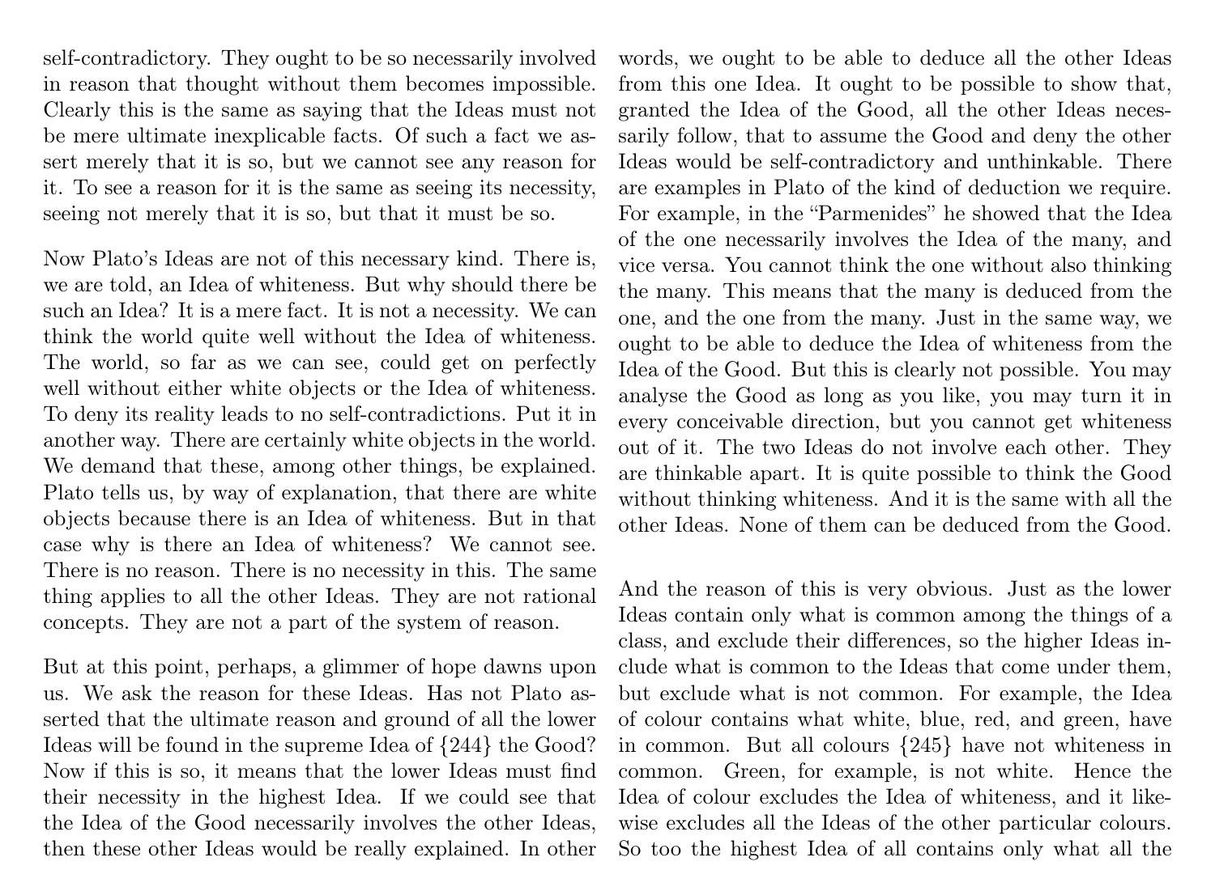self-contradictory. They ought to be so necessarily involved in reason that thought without them becomes impossible. Clearly this is the same as saying that the Ideas must not be mere ultimate inexplicable facts. Of such a fact we assert merely that it is so, but we cannot see any reason for it. To see a reason for it is the same as seeing its necessity, seeing not merely that it is so, but that it must be so.

Now Plato's Ideas are not of this necessary kind. There is, we are told, an Idea of whiteness. But why should there be such an Idea? It is a mere fact. It is not a necessity. We can think the world quite well without the Idea of whiteness. The world, so far as we can see, could get on perfectly well without either white objects or the Idea of whiteness. To deny its reality leads to no self-contradictions. Put it in another way. There are certainly white objects in the world. We demand that these, among other things, be explained. Plato tells us, by way of explanation, that there are white objects because there is an Idea of whiteness. But in that case why is there an Idea of whiteness? We cannot see. There is no reason. There is no necessity in this. The same thing applies to all the other Ideas. They are not rational concepts. They are not a part of the system of reason.

But at this point, perhaps, a glimmer of hope dawns upon us. We ask the reason for these Ideas. Has not Plato asserted that the ultimate reason and ground of all the lower Ideas will be found in the supreme Idea of {244} the Good? Now if this is so, it means that the lower Ideas must find their necessity in the highest Idea. If we could see that the Idea of the Good necessarily involves the other Ideas, then these other Ideas would be really explained. In other words, we ought to be able to deduce all the other Ideas from this one Idea. It ought to be possible to show that, granted the Idea of the Good, all the other Ideas necessarily follow, that to assume the Good and deny the other Ideas would be self-contradictory and unthinkable. There are examples in Plato of the kind of deduction we require. For example, in the "Parmenides" he showed that the Idea of the one necessarily involves the Idea of the many, and vice versa. You cannot think the one without also thinking the many. This means that the many is deduced from the one, and the one from the many. Just in the same way, we ought to be able to deduce the Idea of whiteness from the Idea of the Good. But this is clearly not possible. You may analyse the Good as long as you like, you may turn it in every conceivable direction, but you cannot get whiteness out of it. The two Ideas do not involve each other. They are thinkable apart. It is quite possible to think the Good without thinking whiteness. And it is the same with all the other Ideas. None of them can be deduced from the Good.

And the reason of this is very obvious. Just as the lower Ideas contain only what is common among the things of a class, and exclude their differences, so the higher Ideas include what is common to the Ideas that come under them, but exclude what is not common. For example, the Idea of colour contains what white, blue, red, and green, have in common. But all colours {245} have not whiteness in common. Green, for example, is not white. Hence the Idea of colour excludes the Idea of whiteness, and it likewise excludes all the Ideas of the other particular colours. So too the highest Idea of all contains only what all the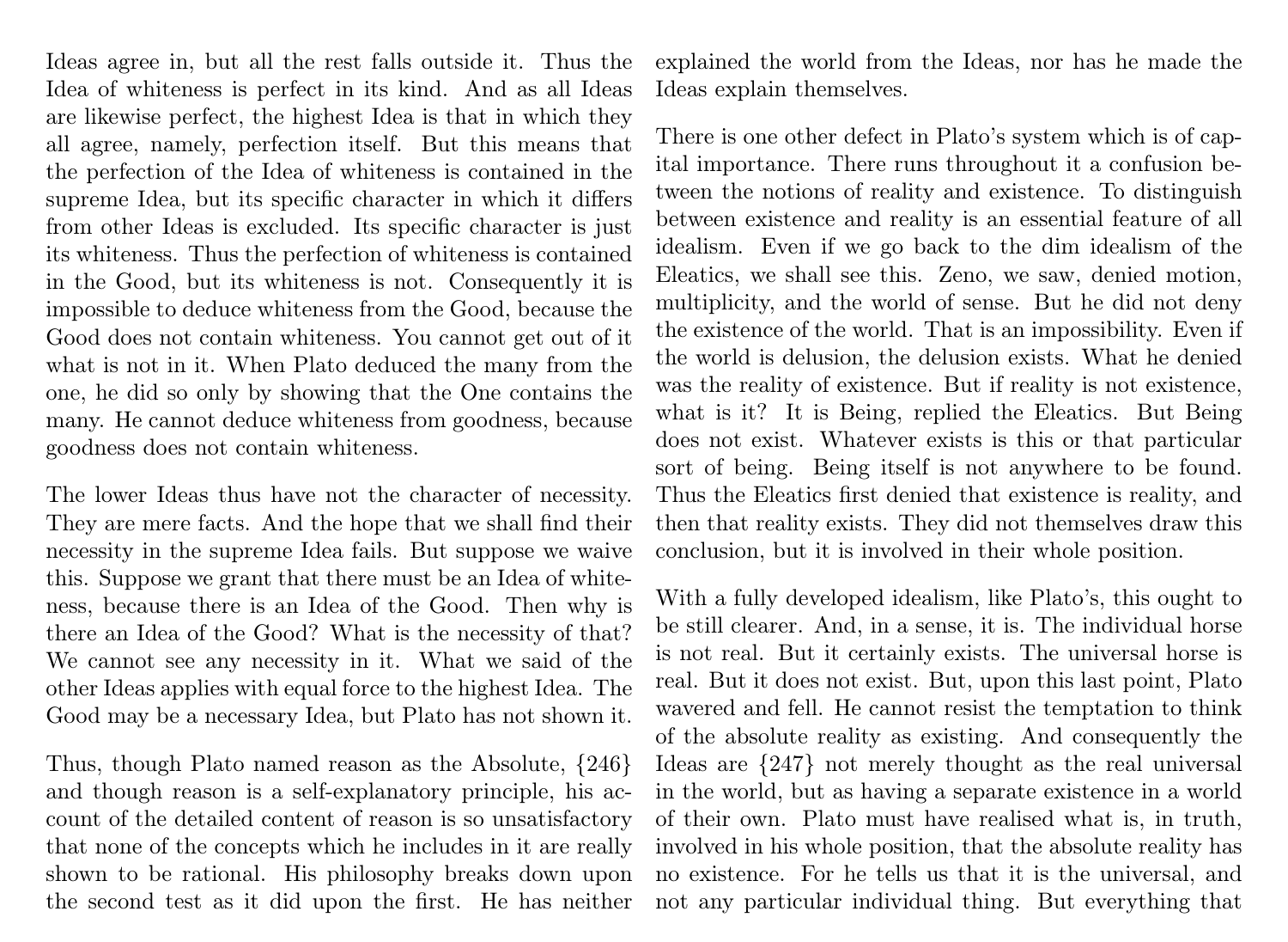Ideas agree in, but all the rest falls outside it. Thus the Idea of whiteness is perfect in its kind. And as all Ideas are likewise perfect, the highest Idea is that in which they all agree, namely, perfection itself. But this means that the perfection of the Idea of whiteness is contained in the supreme Idea, but its specific character in which it differs from other Ideas is excluded. Its specific character is just its whiteness. Thus the perfection of whiteness is contained in the Good, but its whiteness is not. Consequently it is impossible to deduce whiteness from the Good, because the Good does not contain whiteness. You cannot get out of it what is not in it. When Plato deduced the many from the one, he did so only by showing that the One contains the many. He cannot deduce whiteness from goodness, because goodness does not contain whiteness.

The lower Ideas thus have not the character of necessity. They are mere facts. And the hope that we shall find their necessity in the supreme Idea fails. But suppose we waive this. Suppose we grant that there must be an Idea of whiteness, because there is an Idea of the Good. Then why is there an Idea of the Good? What is the necessity of that? We cannot see any necessity in it. What we said of the other Ideas applies with equal force to the highest Idea. The Good may be a necessary Idea, but Plato has not shown it.

Thus, though Plato named reason as the Absolute, {246} and though reason is a self-explanatory principle, his account of the detailed content of reason is so unsatisfactory that none of the concepts which he includes in it are really shown to be rational. His philosophy breaks down upon the second test as it did upon the first. He has neither explained the world from the Ideas, nor has he made the Ideas explain themselves.

There is one other defect in Plato's system which is of capital importance. There runs throughout it a confusion between the notions of reality and existence. To distinguish between existence and reality is an essential feature of all idealism. Even if we go back to the dim idealism of the Eleatics, we shall see this. Zeno, we saw, denied motion, multiplicity, and the world of sense. But he did not deny the existence of the world. That is an impossibility. Even if the world is delusion, the delusion exists. What he denied was the reality of existence. But if reality is not existence, what is it? It is Being, replied the Eleatics. But Being does not exist. Whatever exists is this or that particular sort of being. Being itself is not anywhere to be found. Thus the Eleatics first denied that existence is reality, and then that reality exists. They did not themselves draw this conclusion, but it is involved in their whole position.

With a fully developed idealism, like Plato's, this ought to be still clearer. And, in a sense, it is. The individual horse is not real. But it certainly exists. The universal horse is real. But it does not exist. But, upon this last point, Plato wavered and fell. He cannot resist the temptation to think of the absolute reality as existing. And consequently the Ideas are {247} not merely thought as the real universal in the world, but as having a separate existence in a world of their own. Plato must have realised what is, in truth, involved in his whole position, that the absolute reality has no existence. For he tells us that it is the universal, and not any particular individual thing. But everything that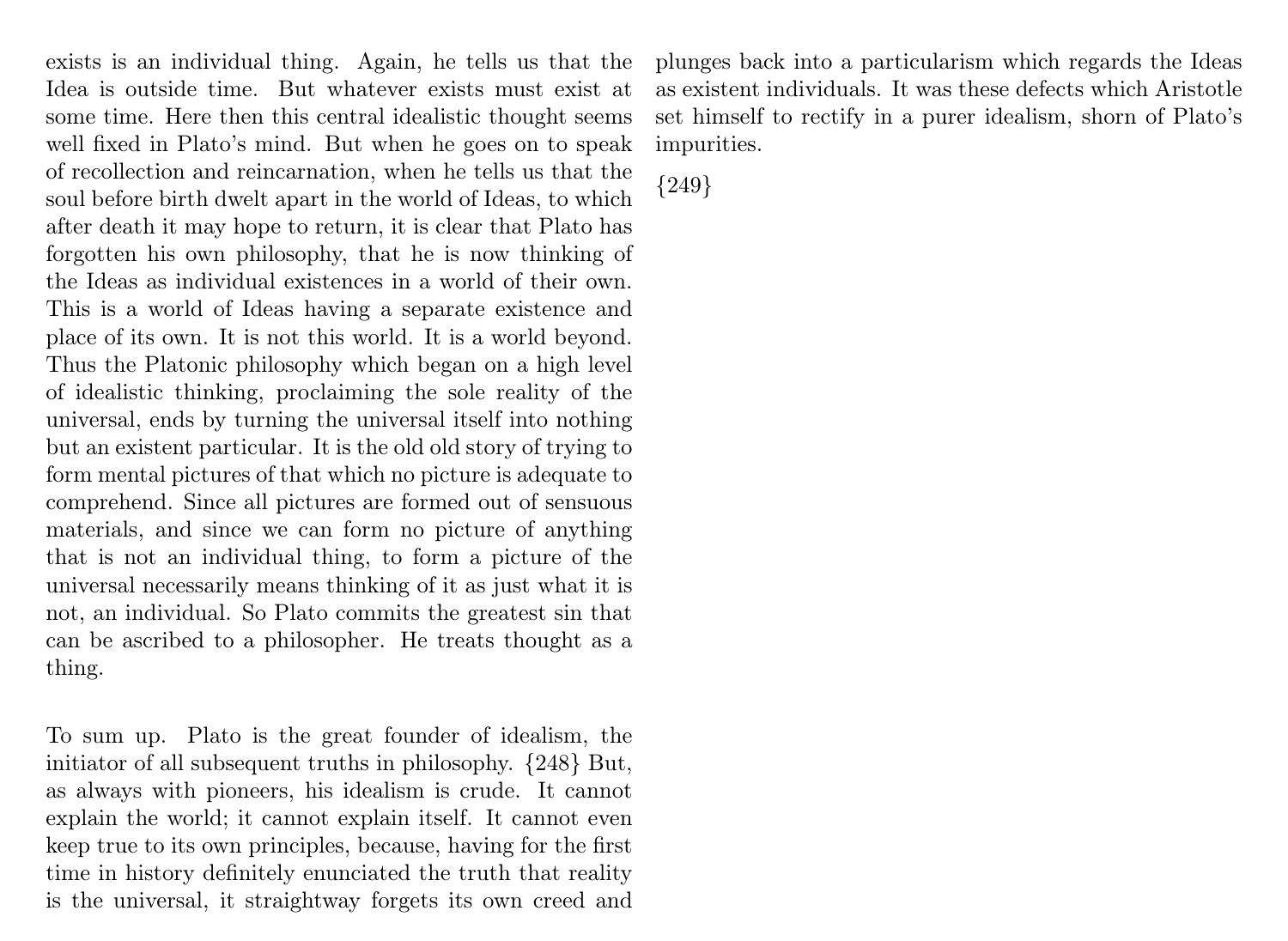exists is an individual thing. Again, he tells us that the Idea is outside time. But whatever exists must exist at some time. Here then this central idealistic thought seems well fixed in Plato's mind. But when he goes on to speak of recollection and reincarnation, when he tells us that the soul before birth dwelt apart in the world of Ideas, to which after death it may hope to return, it is clear that Plato has forgotten his own philosophy, that he is now thinking of the Ideas as individual existences in a world of their own. This is a world of Ideas having a separate existence and place of its own. It is not this world. It is a world beyond. Thus the Platonic philosophy which began on a high level of idealistic thinking, proclaiming the sole reality of the universal, ends by turning the universal itself into nothing but an existent particular. It is the old old story of trying to form mental pictures of that which no picture is adequate to comprehend. Since all pictures are formed out of sensuous materials, and since we can form no picture of anything that is not an individual thing, to form a picture of the universal necessarily means thinking of it as just what it is not, an individual. So Plato commits the greatest sin that can be ascribed to a philosopher. He treats thought as a thing.

To sum up. Plato is the great founder of idealism, the initiator of all subsequent truths in philosophy. {248} But, as always with pioneers, his idealism is crude. It cannot explain the world; it cannot explain itself. It cannot even keep true to its own principles, because, having for the first time in history definitely enunciated the truth that reality is the universal, it straightway forgets its own creed and plunges back into a particularism which regards the Ideas as existent individuals. It was these defects which Aristotle set himself to rectify in a purer idealism, shorn of Plato's impurities.

{249}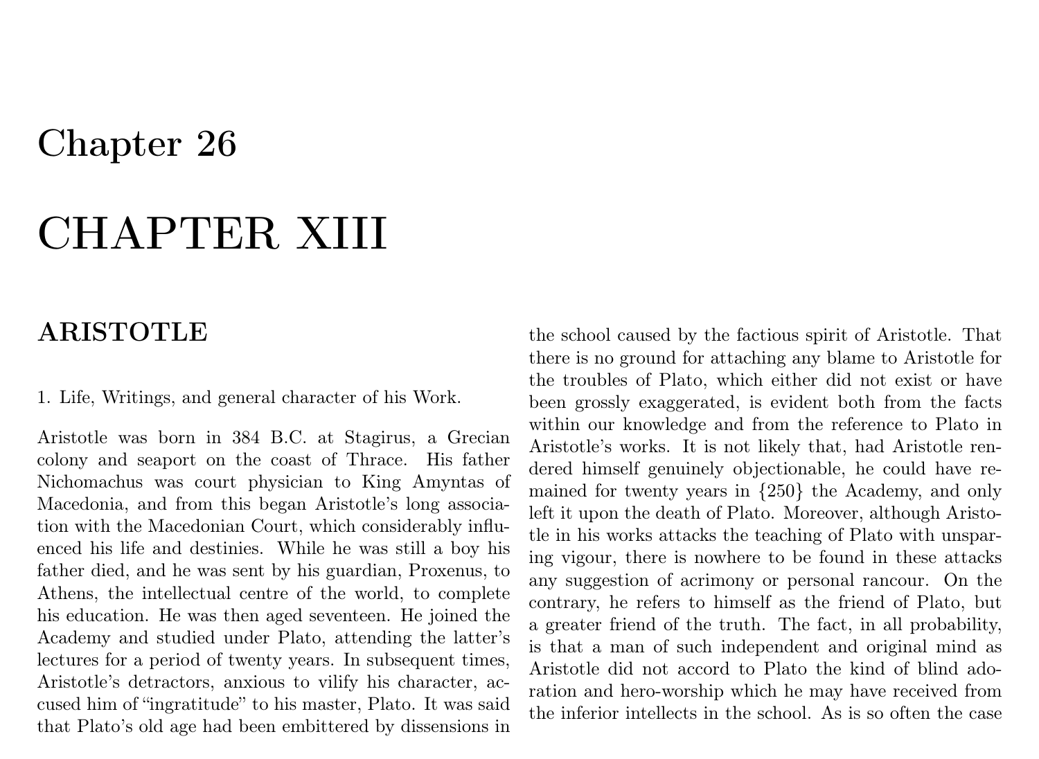# Chapter 26

# CHAPTER XIII

## ARISTOTLE

1. Life, Writings, and general character of his Work.

Aristotle was born in 384 B.C. at Stagirus, a Grecian colony and seaport on the coast of Thrace. His father Nichomachus was court physician to King Amyntas of Macedonia, and from this began Aristotle's long association with the Macedonian Court, which considerably influenced his life and destinies. While he was still a boy his father died, and he was sent by his guardian, Proxenus, to Athens, the intellectual centre of the world, to complete his education. He was then aged seventeen. He joined the Academy and studied under Plato, attending the latter's lectures for a period of twenty years. In subsequent times, Aristotle's detractors, anxious to vilify his character, accused him of "ingratitude" to his master, Plato. It was said that Plato's old age had been embittered by dissensions in the school caused by the factious spirit of Aristotle. That there is no ground for attaching any blame to Aristotle for the troubles of Plato, which either did not exist or have been grossly exaggerated, is evident both from the facts within our knowledge and from the reference to Plato in Aristotle's works. It is not likely that, had Aristotle rendered himself genuinely objectionable, he could have remained for twenty years in {250} the Academy, and only left it upon the death of Plato. Moreover, although Aristotle in his works attacks the teaching of Plato with unsparing vigour, there is nowhere to be found in these attacks any suggestion of acrimony or personal rancour. On the contrary, he refers to himself as the friend of Plato, but a greater friend of the truth. The fact, in all probability, is that a man of such independent and original mind as Aristotle did not accord to Plato the kind of blind adoration and hero-worship which he may have received from the inferior intellects in the school. As is so often the case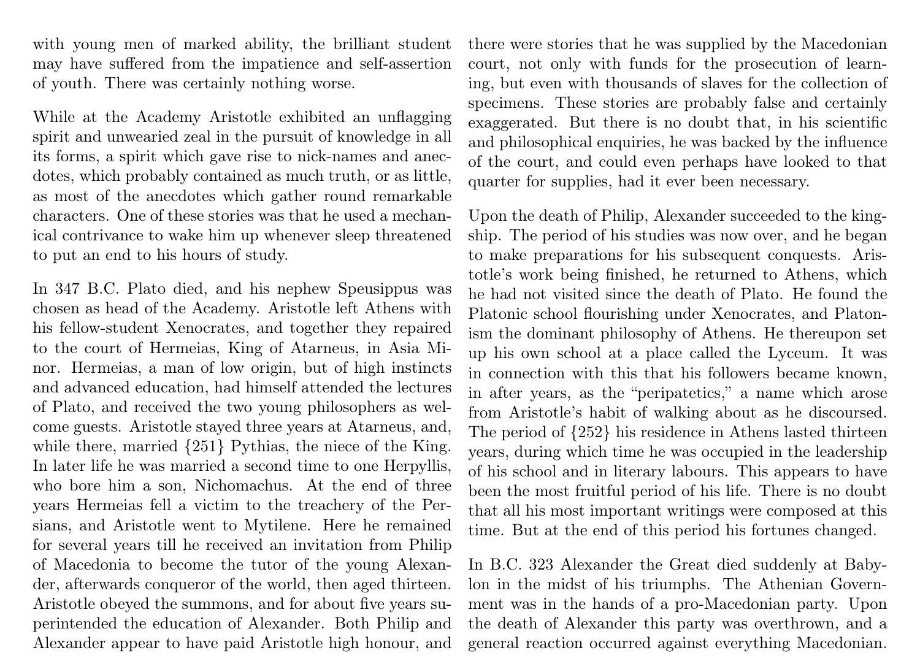with young men of marked ability, the brilliant student may have suffered from the impatience and self-assertion of youth. There was certainly nothing worse.

While at the Academy Aristotle exhibited an unflagging spirit and unwearied zeal in the pursuit of knowledge in all its forms, a spirit which gave rise to nick-names and anecdotes, which probably contained as much truth, or as little, as most of the anecdotes which gather round remarkable characters. One of these stories was that he used a mechanical contrivance to wake him up whenever sleep threatened to put an end to his hours of study.

In 347 B.C. Plato died, and his nephew Speusippus was chosen as head of the Academy. Aristotle left Athens with his fellow-student Xenocrates, and together they repaired to the court of Hermeias, King of Atarneus, in Asia Minor. Hermeias, a man of low origin, but of high instincts and advanced education, had himself attended the lectures of Plato, and received the two young philosophers as welcome guests. Aristotle stayed three years at Atarneus, and, while there, married {251} Pythias, the niece of the King. In later life he was married a second time to one Herpyllis, who bore him a son, Nichomachus. At the end of three years Hermeias fell a victim to the treachery of the Persians, and Aristotle went to Mytilene. Here he remained for several years till he received an invitation from Philip of Macedonia to become the tutor of the young Alexander, afterwards conqueror of the world, then aged thirteen. Aristotle obeyed the summons, and for about five years superintended the education of Alexander. Both Philip and Alexander appear to have paid Aristotle high honour, and there were stories that he was supplied by the Macedonian court, not only with funds for the prosecution of learning, but even with thousands of slaves for the collection of specimens. These stories are probably false and certainly exaggerated. But there is no doubt that, in his scientific and philosophical enquiries, he was backed by the influence of the court, and could even perhaps have looked to that quarter for supplies, had it ever been necessary.

Upon the death of Philip, Alexander succeeded to the kingship. The period of his studies was now over, and he began to make preparations for his subsequent conquests. Aristotle's work being finished, he returned to Athens, which he had not visited since the death of Plato. He found the Platonic school flourishing under Xenocrates, and Platonism the dominant philosophy of Athens. He thereupon set up his own school at a place called the Lyceum. It was in connection with this that his followers became known, in after years, as the "peripatetics," a name which arose from Aristotle's habit of walking about as he discoursed. The period of {252} his residence in Athens lasted thirteen years, during which time he was occupied in the leadership of his school and in literary labours. This appears to have been the most fruitful period of his life. There is no doubt that all his most important writings were composed at this time. But at the end of this period his fortunes changed.

In B.C. 323 Alexander the Great died suddenly at Babylon in the midst of his triumphs. The Athenian Government was in the hands of a pro-Macedonian party. Upon the death of Alexander this party was overthrown, and a general reaction occurred against everything Macedonian.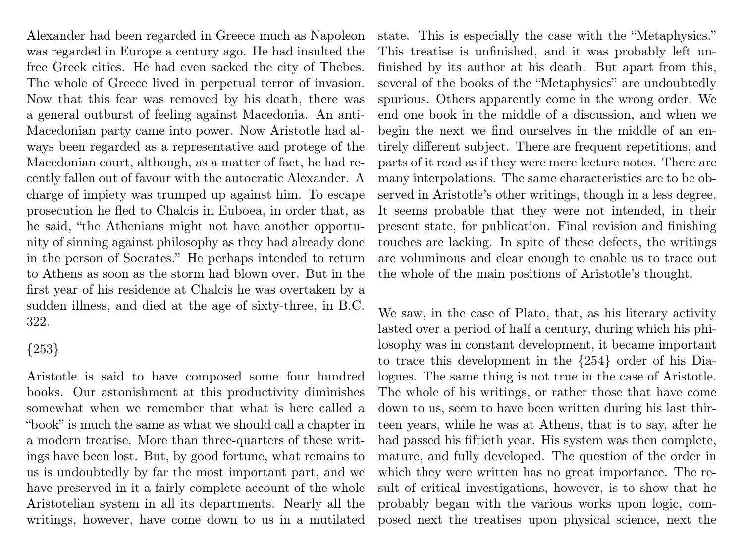Alexander had been regarded in Greece much as Napoleon was regarded in Europe a century ago. He had insulted the free Greek cities. He had even sacked the city of Thebes. The whole of Greece lived in perpetual terror of invasion. Now that this fear was removed by his death, there was a general outburst of feeling against Macedonia. An anti-Macedonian party came into power. Now Aristotle had always been regarded as a representative and protege of the Macedonian court, although, as a matter of fact, he had recently fallen out of favour with the autocratic Alexander. A charge of impiety was trumped up against him. To escape prosecution he fled to Chalcis in Euboea, in order that, as he said, "the Athenians might not have another opportunity of sinning against philosophy as they had already done in the person of Socrates." He perhaps intended to return to Athens as soon as the storm had blown over. But in the first year of his residence at Chalcis he was overtaken by a sudden illness, and died at the age of sixty-three, in B.C. 322.

{253}

Aristotle is said to have composed some four hundred books. Our astonishment at this productivity diminishes somewhat when we remember that what is here called a "book" is much the same as what we should call a chapter in a modern treatise. More than three-quarters of these writings have been lost. But, by good fortune, what remains to us is undoubtedly by far the most important part, and we have preserved in it a fairly complete account of the whole Aristotelian system in all its departments. Nearly all the writings, however, have come down to us in a mutilated state. This is especially the case with the "Metaphysics." This treatise is unfinished, and it was probably left unfinished by its author at his death. But apart from this, several of the books of the "Metaphysics" are undoubtedly spurious. Others apparently come in the wrong order. We end one book in the middle of a discussion, and when we begin the next we find ourselves in the middle of an entirely different subject. There are frequent repetitions, and parts of it read as if they were mere lecture notes. There are many interpolations. The same characteristics are to be observed in Aristotle's other writings, though in a less degree. It seems probable that they were not intended, in their present state, for publication. Final revision and finishing touches are lacking. In spite of these defects, the writings are voluminous and clear enough to enable us to trace out the whole of the main positions of Aristotle's thought.

We saw, in the case of Plato, that, as his literary activity lasted over a period of half a century, during which his philosophy was in constant development, it became important to trace this development in the {254} order of his Dialogues. The same thing is not true in the case of Aristotle. The whole of his writings, or rather those that have come down to us, seem to have been written during his last thirteen years, while he was at Athens, that is to say, after he had passed his fiftieth year. His system was then complete, mature, and fully developed. The question of the order in which they were written has no great importance. The result of critical investigations, however, is to show that he probably began with the various works upon logic, composed next the treatises upon physical science, next the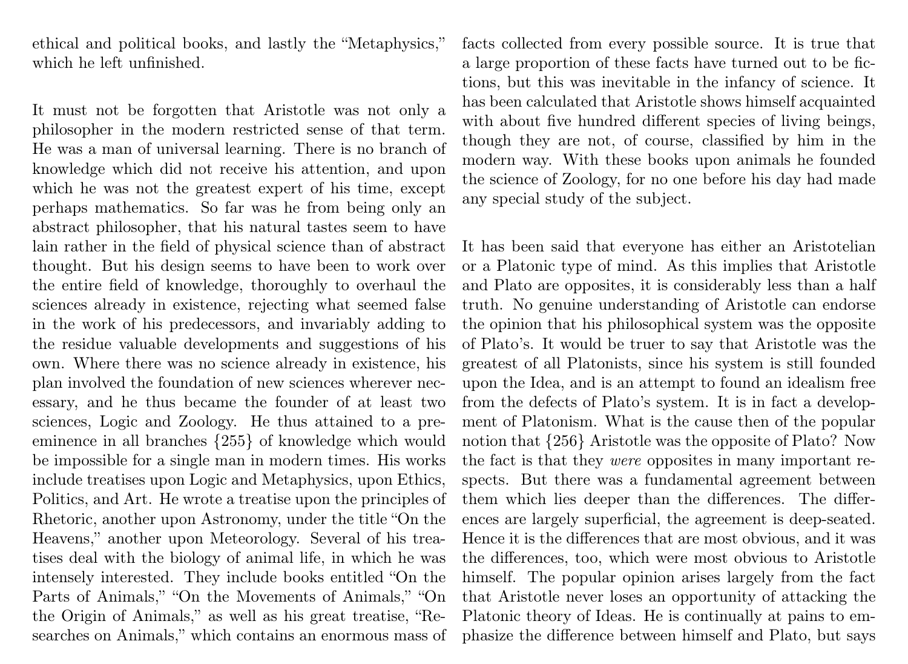ethical and political books, and lastly the "Metaphysics," which he left unfinished.

It must not be forgotten that Aristotle was not only a philosopher in the modern restricted sense of that term. He was a man of universal learning. There is no branch of knowledge which did not receive his attention, and upon which he was not the greatest expert of his time, except perhaps mathematics. So far was he from being only an abstract philosopher, that his natural tastes seem to have lain rather in the field of physical science than of abstract thought. But his design seems to have been to work over the entire field of knowledge, thoroughly to overhaul the sciences already in existence, rejecting what seemed false in the work of his predecessors, and invariably adding to the residue valuable developments and suggestions of his own. Where there was no science already in existence, his plan involved the foundation of new sciences wherever necessary, and he thus became the founder of at least two sciences, Logic and Zoology. He thus attained to a preeminence in all branches {255} of knowledge which would be impossible for a single man in modern times. His works include treatises upon Logic and Metaphysics, upon Ethics, Politics, and Art. He wrote a treatise upon the principles of Rhetoric, another upon Astronomy, under the title "On the Heavens," another upon Meteorology. Several of his treatises deal with the biology of animal life, in which he was intensely interested. They include books entitled "On the Parts of Animals," "On the Movements of Animals," "On the Origin of Animals," as well as his great treatise, "Researches on Animals," which contains an enormous mass of facts collected from every possible source. It is true that a large proportion of these facts have turned out to be fictions, but this was inevitable in the infancy of science. It has been calculated that Aristotle shows himself acquainted with about five hundred different species of living beings, though they are not, of course, classified by him in the modern way. With these books upon animals he founded the science of Zoology, for no one before his day had made any special study of the subject.

It has been said that everyone has either an Aristotelian or a Platonic type of mind. As this implies that Aristotle and Plato are opposites, it is considerably less than a half truth. No genuine understanding of Aristotle can endorse the opinion that his philosophical system was the opposite of Plato's. It would be truer to say that Aristotle was the greatest of all Platonists, since his system is still founded upon the Idea, and is an attempt to found an idealism free from the defects of Plato's system. It is in fact a development of Platonism. What is the cause then of the popular notion that {256} Aristotle was the opposite of Plato? Now the fact is that they *were* opposites in many important respects. But there was a fundamental agreement between them which lies deeper than the differences. The differences are largely superficial, the agreement is deep-seated. Hence it is the differences that are most obvious, and it was the differences, too, which were most obvious to Aristotle himself. The popular opinion arises largely from the fact that Aristotle never loses an opportunity of attacking the Platonic theory of Ideas. He is continually at pains to emphasize the difference between himself and Plato, but says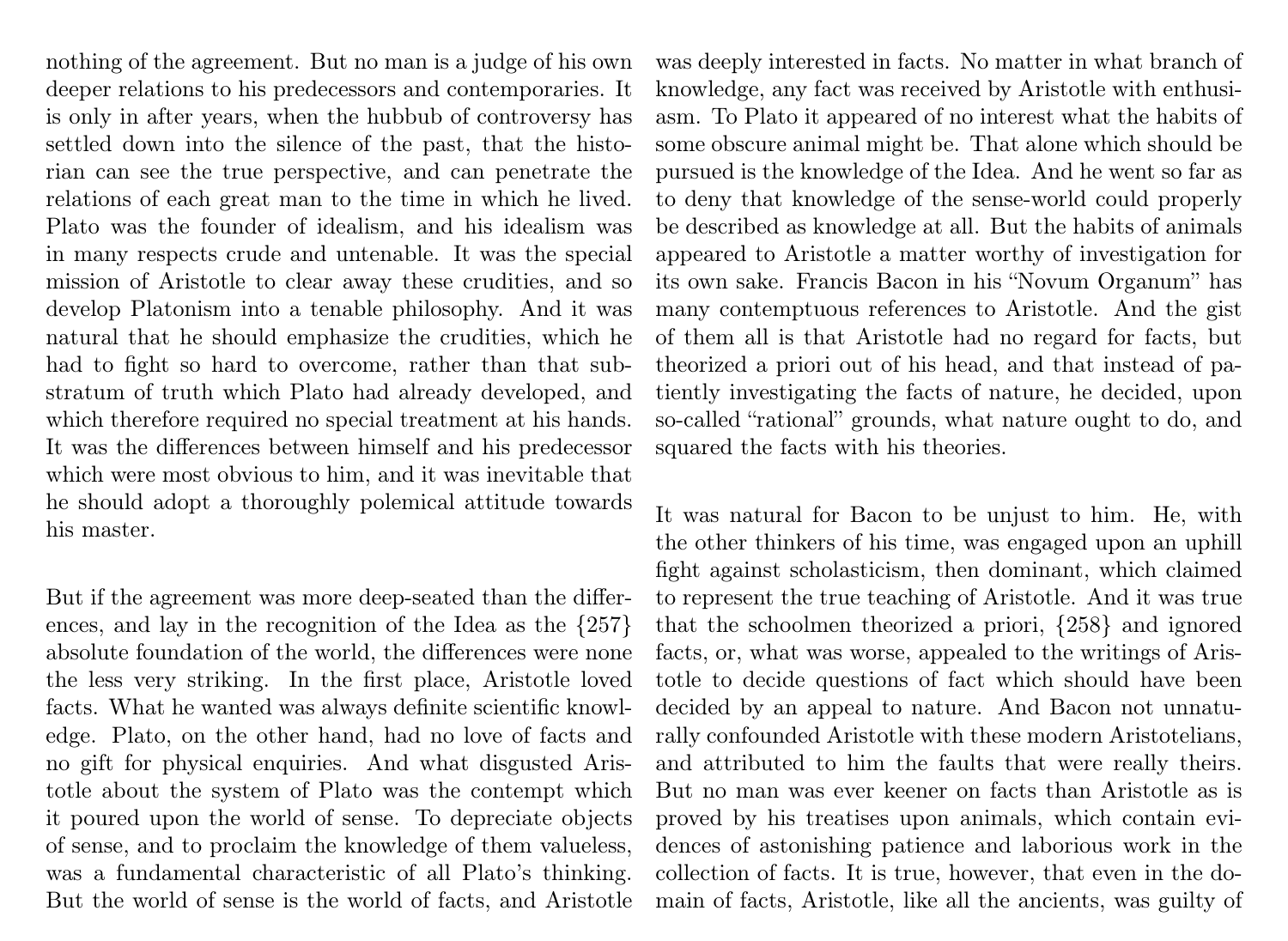nothing of the agreement. But no man is a judge of his own deeper relations to his predecessors and contemporaries. It is only in after years, when the hubbub of controversy has settled down into the silence of the past, that the historian can see the true perspective, and can penetrate the relations of each great man to the time in which he lived. Plato was the founder of idealism, and his idealism was in many respects crude and untenable. It was the special mission of Aristotle to clear away these crudities, and so develop Platonism into a tenable philosophy. And it was natural that he should emphasize the crudities, which he had to fight so hard to overcome, rather than that substratum of truth which Plato had already developed, and which therefore required no special treatment at his hands. It was the differences between himself and his predecessor which were most obvious to him, and it was inevitable that he should adopt a thoroughly polemical attitude towards his master.

But if the agreement was more deep-seated than the differences, and lay in the recognition of the Idea as the {257} absolute foundation of the world, the differences were none the less very striking. In the first place, Aristotle loved facts. What he wanted was always definite scientific knowledge. Plato, on the other hand, had no love of facts and no gift for physical enquiries. And what disgusted Aristotle about the system of Plato was the contempt which it poured upon the world of sense. To depreciate objects of sense, and to proclaim the knowledge of them valueless, was a fundamental characteristic of all Plato's thinking. But the world of sense is the world of facts, and Aristotle was deeply interested in facts. No matter in what branch of knowledge, any fact was received by Aristotle with enthusiasm. To Plato it appeared of no interest what the habits of some obscure animal might be. That alone which should be pursued is the knowledge of the Idea. And he went so far as to deny that knowledge of the sense-world could properly be described as knowledge at all. But the habits of animals appeared to Aristotle a matter worthy of investigation for its own sake. Francis Bacon in his "Novum Organum" has many contemptuous references to Aristotle. And the gist of them all is that Aristotle had no regard for facts, but theorized a priori out of his head, and that instead of patiently investigating the facts of nature, he decided, upon so-called "rational" grounds, what nature ought to do, and squared the facts with his theories.

It was natural for Bacon to be unjust to him. He, with the other thinkers of his time, was engaged upon an uphill fight against scholasticism, then dominant, which claimed to represent the true teaching of Aristotle. And it was true that the schoolmen theorized a priori, {258} and ignored facts, or, what was worse, appealed to the writings of Aristotle to decide questions of fact which should have been decided by an appeal to nature. And Bacon not unnaturally confounded Aristotle with these modern Aristotelians, and attributed to him the faults that were really theirs. But no man was ever keener on facts than Aristotle as is proved by his treatises upon animals, which contain evidences of astonishing patience and laborious work in the collection of facts. It is true, however, that even in the domain of facts, Aristotle, like all the ancients, was guilty of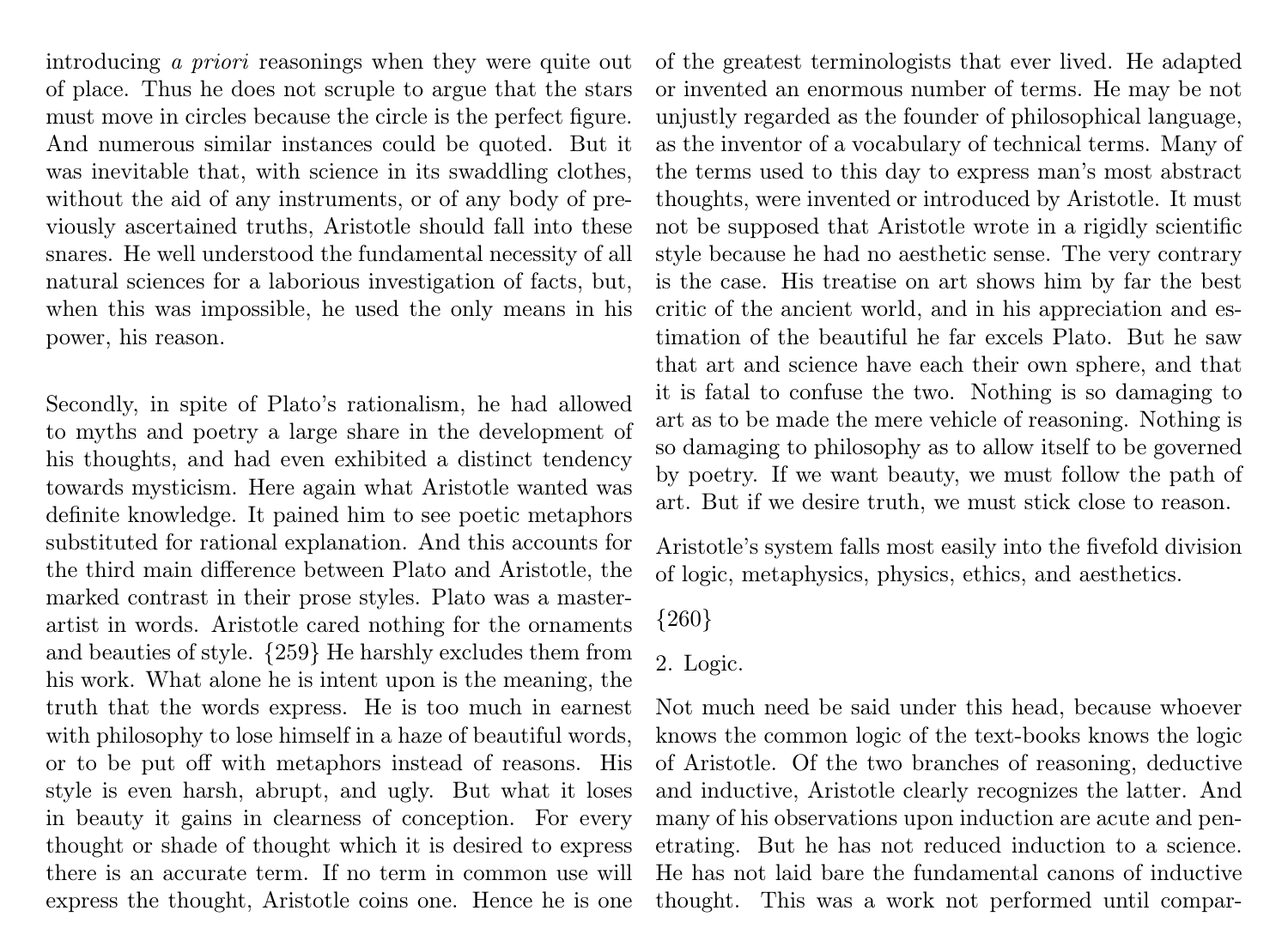introducing *a priori* reasonings when they were quite out of place. Thus he does not scruple to argue that the stars must move in circles because the circle is the perfect figure. And numerous similar instances could be quoted. But it was inevitable that, with science in its swaddling clothes, without the aid of any instruments, or of any body of previously ascertained truths, Aristotle should fall into these snares. He well understood the fundamental necessity of all natural sciences for a laborious investigation of facts, but, when this was impossible, he used the only means in his power, his reason.

Secondly, in spite of Plato's rationalism, he had allowed to myths and poetry a large share in the development of his thoughts, and had even exhibited a distinct tendency towards mysticism. Here again what Aristotle wanted was definite knowledge. It pained him to see poetic metaphors substituted for rational explanation. And this accounts for the third main difference between Plato and Aristotle, the marked contrast in their prose styles. Plato was a master-artist in words. Aristotle cared nothing for the ornaments and beauties of style. {259} He harshly excludes them from his work. What alone he is intent upon is the meaning, the truth that the words express. He is too much in earnest with philosophy to lose himself in a haze of beautiful words, or to be put off with metaphors instead of reasons. His style is even harsh, abrupt, and ugly. But what it loses in beauty it gains in clearness of conception. For every thought or shade of thought which it is desired to express there is an accurate term. If no term in common use will express the thought, Aristotle coins one. Hence he is one of the greatest terminologists that ever lived. He adapted or invented an enormous number of terms. He may be not unjustly regarded as the founder of philosophical language, as the inventor of a vocabulary of technical terms. Many of the terms used to this day to express man's most abstract thoughts, were invented or introduced by Aristotle. It must not be supposed that Aristotle wrote in a rigidly scientific style because he had no aesthetic sense. The very contrary is the case. His treatise on art shows him by far the best critic of the ancient world, and in his appreciation and estimation of the beautiful he far excels Plato. But he saw that art and science have each their own sphere, and that it is fatal to confuse the two. Nothing is so damaging to art as to be made the mere vehicle of reasoning. Nothing is so damaging to philosophy as to allow itself to be governed by poetry. If we want beauty, we must follow the path of art. But if we desire truth, we must stick close to reason.

Aristotle's system falls most easily into the fivefold division of logic, metaphysics, physics, ethics, and aesthetics.

{260}

## 2. Logic.

Not much need be said under this head, because whoever knows the common logic of the text-books knows the logic of Aristotle. Of the two branches of reasoning, deductive and inductive, Aristotle clearly recognizes the latter. And many of his observations upon induction are acute and penetrating. But he has not reduced induction to a science. He has not laid bare the fundamental canons of inductive thought. This was a work not performed until compar-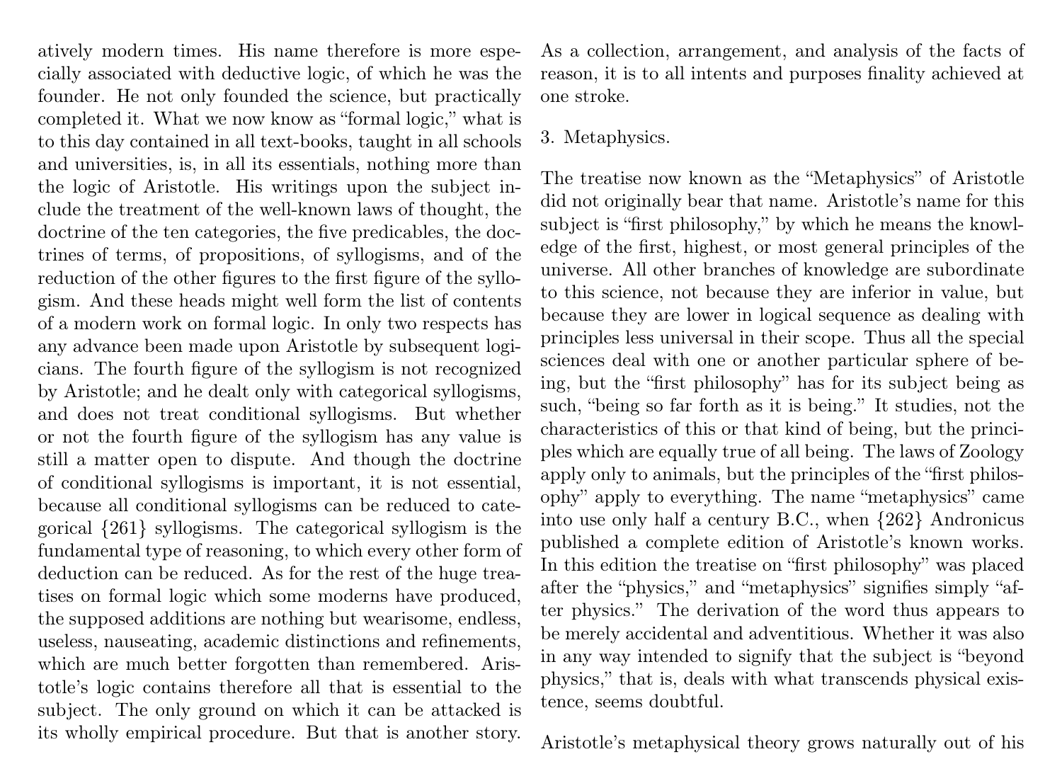atively modern times. His name therefore is more especially associated with deductive logic, of which he was the founder. He not only founded the science, but practically completed it. What we now know as "formal logic," what is to this day contained in all text-books, taught in all schools and universities, is, in all its essentials, nothing more than the logic of Aristotle. His writings upon the subject include the treatment of the well-known laws of thought, the doctrine of the ten categories, the five predicables, the doctrines of terms, of propositions, of syllogisms, and of the reduction of the other figures to the first figure of the syllogism. And these heads might well form the list of contents of a modern work on formal logic. In only two respects has any advance been made upon Aristotle by subsequent logicians. The fourth figure of the syllogism is not recognized by Aristotle; and he dealt only with categorical syllogisms, and does not treat conditional syllogisms. But whether or not the fourth figure of the syllogism has any value is still a matter open to dispute. And though the doctrine of conditional syllogisms is important, it is not essential, because all conditional syllogisms can be reduced to categorical {261} syllogisms. The categorical syllogism is the fundamental type of reasoning, to which every other form of deduction can be reduced. As for the rest of the huge treatises on formal logic which some moderns have produced, the supposed additions are nothing but wearisome, endless, useless, nauseating, academic distinctions and refinements, which are much better forgotten than remembered. Aristotle's logic contains therefore all that is essential to the subject. The only ground on which it can be attacked is its wholly empirical procedure. But that is another story. As a collection, arrangement, and analysis of the facts of reason, it is to all intents and purposes finality achieved at one stroke.

3. Metaphysics.

The treatise now known as the "Metaphysics" of Aristotle did not originally bear that name. Aristotle's name for this subject is "first philosophy," by which he means the knowledge of the first, highest, or most general principles of the universe. All other branches of knowledge are subordinate to this science, not because they are inferior in value, but because they are lower in logical sequence as dealing with principles less universal in their scope. Thus all the special sciences deal with one or another particular sphere of being, but the "first philosophy" has for its subject being as such, "being so far forth as it is being." It studies, not the characteristics of this or that kind of being, but the principles which are equally true of all being. The laws of Zoology apply only to animals, but the principles of the "first philosophy" apply to everything. The name "metaphysics" came into use only half a century B.C., when {262} Andronicus published a complete edition of Aristotle's known works. In this edition the treatise on "first philosophy" was placed after the "physics," and "metaphysics" signifies simply "after physics." The derivation of the word thus appears to be merely accidental and adventitious. Whether it was also in any way intended to signify that the subject is "beyond physics," that is, deals with what transcends physical existence, seems doubtful.

Aristotle's metaphysical theory grows naturally out of his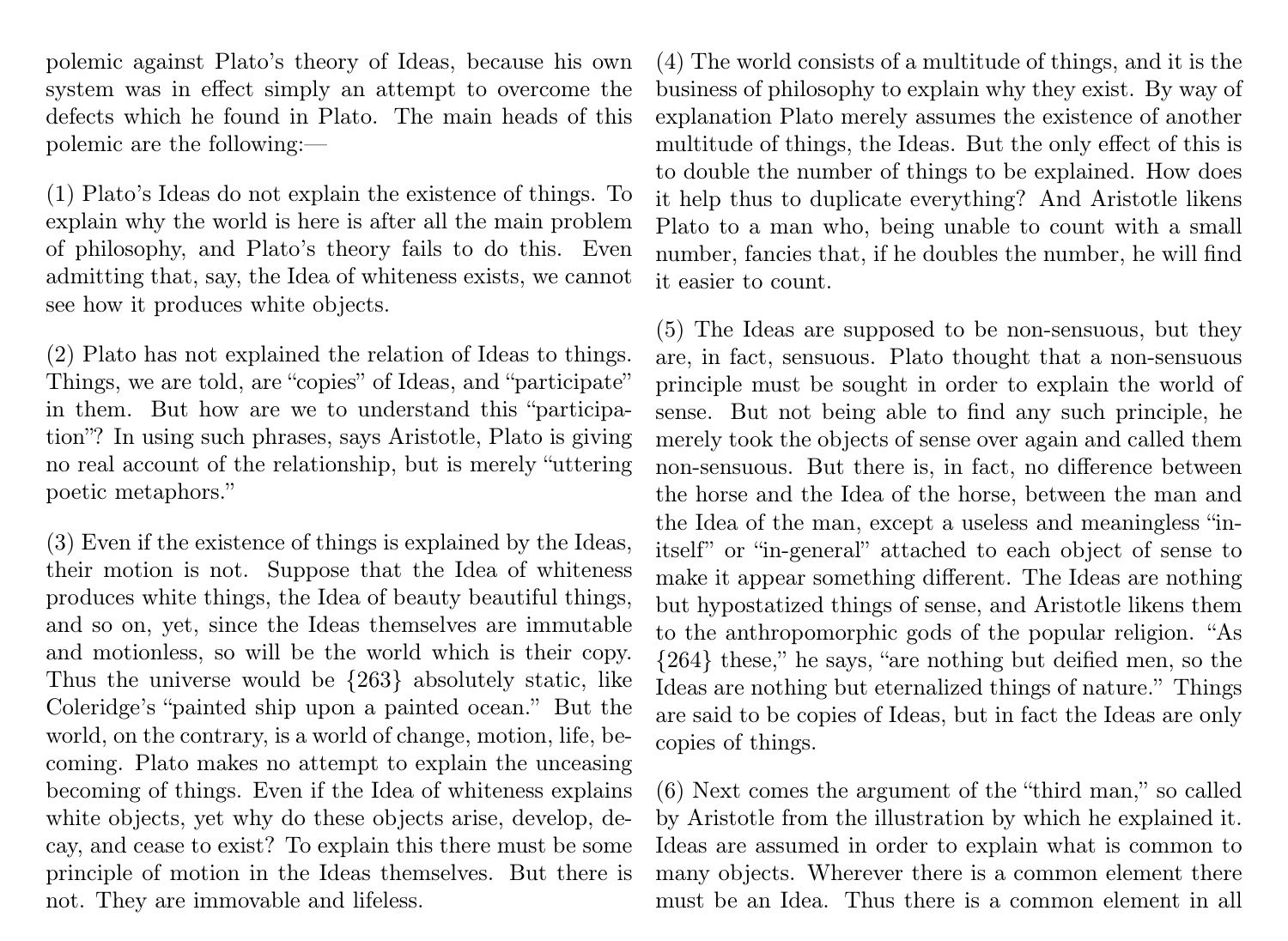polemic against Plato's theory of Ideas, because his own system was in effect simply an attempt to overcome the defects which he found in Plato. The main heads of this polemic are the following:—

(1) Plato's Ideas do not explain the existence of things. To explain why the world is here is after all the main problem of philosophy, and Plato's theory fails to do this. Even admitting that, say, the Idea of whiteness exists, we cannot see how it produces white objects.

(2) Plato has not explained the relation of Ideas to things. Things, we are told, are "copies" of Ideas, and "participate" in them. But how are we to understand this "participation"? In using such phrases, says Aristotle, Plato is giving no real account of the relationship, but is merely "uttering poetic metaphors."

(3) Even if the existence of things is explained by the Ideas, their motion is not. Suppose that the Idea of whiteness produces white things, the Idea of beauty beautiful things, and so on, yet, since the Ideas themselves are immutable and motionless, so will be the world which is their copy. Thus the universe would be {263} absolutely static, like Coleridge's "painted ship upon a painted ocean." But the world, on the contrary, is a world of change, motion, life, becoming. Plato makes no attempt to explain the unceasing becoming of things. Even if the Idea of whiteness explains white objects, yet why do these objects arise, develop, decay, and cease to exist? To explain this there must be some principle of motion in the Ideas themselves. But there is not. They are immovable and lifeless.

(4) The world consists of a multitude of things, and it is the business of philosophy to explain why they exist. By way of explanation Plato merely assumes the existence of another multitude of things, the Ideas. But the only effect of this is to double the number of things to be explained. How does it help thus to duplicate everything? And Aristotle likens Plato to a man who, being unable to count with a small number, fancies that, if he doubles the number, he will find it easier to count.

(5) The Ideas are supposed to be non-sensuous, but they are, in fact, sensuous. Plato thought that a non-sensuous principle must be sought in order to explain the world of sense. But not being able to find any such principle, he merely took the objects of sense over again and called them non-sensuous. But there is, in fact, no difference between the horse and the Idea of the horse, between the man and the Idea of the man, except a useless and meaningless "in-itself" or "in-general" attached to each object of sense to make it appear something different. The Ideas are nothing but hypostatized things of sense, and Aristotle likens them to the anthropomorphic gods of the popular religion. "As {264} these," he says, "are nothing but deified men, so the Ideas are nothing but eternalized things of nature." Things are said to be copies of Ideas, but in fact the Ideas are only copies of things.

(6) Next comes the argument of the "third man," so called by Aristotle from the illustration by which he explained it. Ideas are assumed in order to explain what is common to many objects. Wherever there is a common element there must be an Idea. Thus there is a common element in all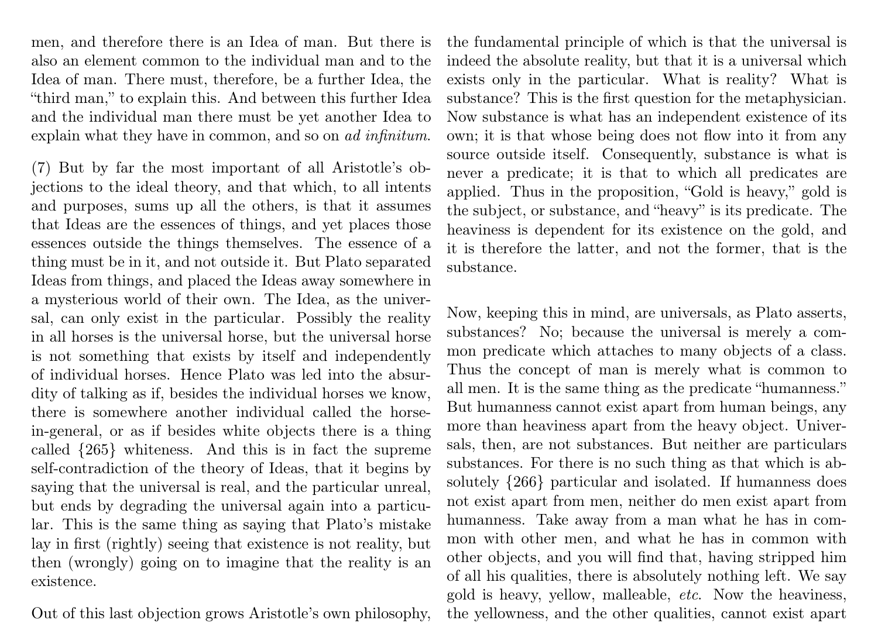men, and therefore there is an Idea of man. But there is also an element common to the individual man and to the Idea of man. There must, therefore, be a further Idea, the "third man," to explain this. And between this further Idea and the individual man there must be yet another Idea to explain what they have in common, and so on *ad infinitum*.

(7) But by far the most important of all Aristotle's objections to the ideal theory, and that which, to all intents and purposes, sums up all the others, is that it assumes that Ideas are the essences of things, and yet places those essences outside the things themselves. The essence of a thing must be in it, and not outside it. But Plato separated Ideas from things, and placed the Ideas away somewhere in a mysterious world of their own. The Idea, as the universal, can only exist in the particular. Possibly the reality in all horses is the universal horse, but the universal horse is not something that exists by itself and independently of individual horses. Hence Plato was led into the absurdity of talking as if, besides the individual horses we know, there is somewhere another individual called the horse-in-general, or as if besides white objects there is a thing called {265} whiteness. And this is in fact the supreme self-contradiction of the theory of Ideas, that it begins by saying that the universal is real, and the particular unreal, but ends by degrading the universal again into a particular. This is the same thing as saying that Plato's mistake lay in first (rightly) seeing that existence is not reality, but then (wrongly) going on to imagine that the reality is an existence.

Out of this last objection grows Aristotle's own philosophy, the fundamental principle of which is that the universal is indeed the absolute reality, but that it is a universal which exists only in the particular. What is reality? What is substance? This is the first question for the metaphysician. Now substance is what has an independent existence of its own; it is that whose being does not flow into it from any source outside itself. Consequently, substance is what is never a predicate; it is that to which all predicates are applied. Thus in the proposition, "Gold is heavy," gold is the subject, or substance, and "heavy" is its predicate. The heaviness is dependent for its existence on the gold, and it is therefore the latter, and not the former, that is the substance.

Now, keeping this in mind, are universals, as Plato asserts, substances? No; because the universal is merely a common predicate which attaches to many objects of a class. Thus the concept of man is merely what is common to all men. It is the same thing as the predicate "humanness." But humanness cannot exist apart from human beings, any more than heaviness apart from the heavy object. Universals, then, are not substances. But neither are particulars substances. For there is no such thing as that which is absolutely {266} particular and isolated. If humanness does not exist apart from men, neither do men exist apart from humanness. Take away from a man what he has in common with other men, and what he has in common with other objects, and you will find that, having stripped him of all his qualities, there is absolutely nothing left. We say gold is heavy, yellow, malleable, *etc.* Now the heaviness, the yellowness, and the other qualities, cannot exist apart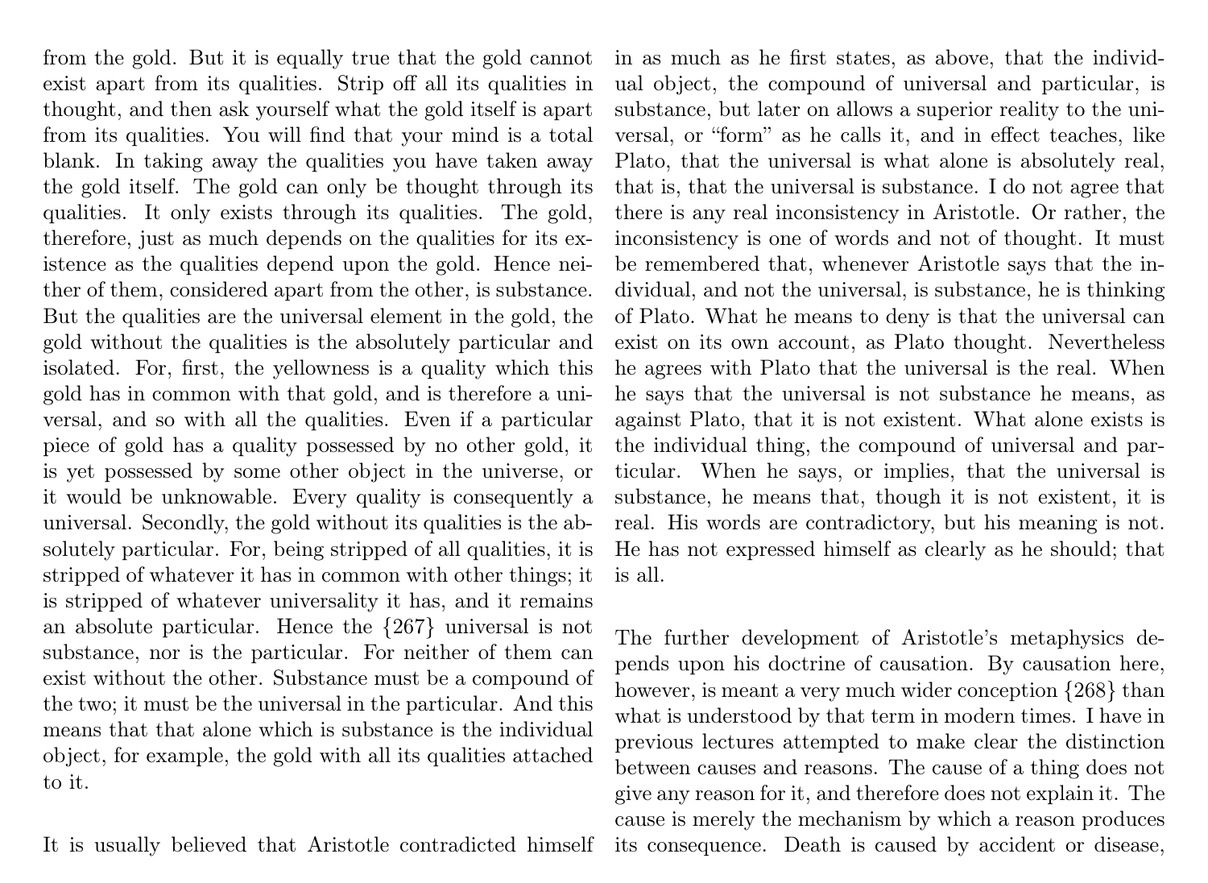from the gold. But it is equally true that the gold cannot exist apart from its qualities. Strip off all its qualities in thought, and then ask yourself what the gold itself is apart from its qualities. You will find that your mind is a total blank. In taking away the qualities you have taken away the gold itself. The gold can only be thought through its qualities. It only exists through its qualities. The gold, therefore, just as much depends on the qualities for its existence as the qualities depend upon the gold. Hence neither of them, considered apart from the other, is substance. But the qualities are the universal element in the gold, the gold without the qualities is the absolutely particular and isolated. For, first, the yellowness is a quality which this gold has in common with that gold, and is therefore a universal, and so with all the qualities. Even if a particular piece of gold has a quality possessed by no other gold, it is yet possessed by some other object in the universe, or it would be unknowable. Every quality is consequently a universal. Secondly, the gold without its qualities is the absolutely particular. For, being stripped of all qualities, it is stripped of whatever it has in common with other things; it is stripped of whatever universality it has, and it remains an absolute particular. Hence the {267} universal is not substance, nor is the particular. For neither of them can exist without the other. Substance must be a compound of the two; it must be the universal in the particular. And this means that that alone which is substance is the individual object, for example, the gold with all its qualities attached to it.

It is usually believed that Aristotle contradicted himself in as much as he first states, as above, that the individual object, the compound of universal and particular, is substance, but later on allows a superior reality to the universal, or "form" as he calls it, and in effect teaches, like Plato, that the universal is what alone is absolutely real, that is, that the universal is substance. I do not agree that there is any real inconsistency in Aristotle. Or rather, the inconsistency is one of words and not of thought. It must be remembered that, whenever Aristotle says that the individual, and not the universal, is substance, he is thinking of Plato. What he means to deny is that the universal can exist on its own account, as Plato thought. Nevertheless he agrees with Plato that the universal is the real. When he says that the universal is not substance he means, as against Plato, that it is not existent. What alone exists is the individual thing, the compound of universal and particular. When he says, or implies, that the universal is substance, he means that, though it is not existent, it is real. His words are contradictory, but his meaning is not. He has not expressed himself as clearly as he should; that is all.

The further development of Aristotle's metaphysics depends upon his doctrine of causation. By causation here, however, is meant a very much wider conception {268} than what is understood by that term in modern times. I have in previous lectures attempted to make clear the distinction between causes and reasons. The cause of a thing does not give any reason for it, and therefore does not explain it. The cause is merely the mechanism by which a reason produces its consequence. Death is caused by accident or disease,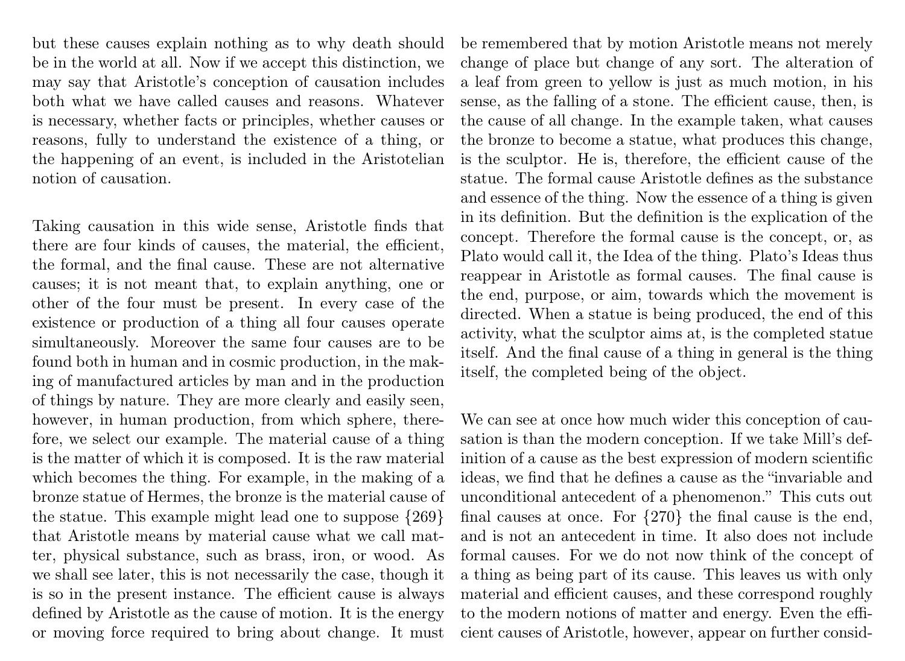but these causes explain nothing as to why death should be in the world at all. Now if we accept this distinction, we may say that Aristotle's conception of causation includes both what we have called causes and reasons. Whatever is necessary, whether facts or principles, whether causes or reasons, fully to understand the existence of a thing, or the happening of an event, is included in the Aristotelian notion of causation.

Taking causation in this wide sense, Aristotle finds that there are four kinds of causes, the material, the efficient, the formal, and the final cause. These are not alternative causes; it is not meant that, to explain anything, one or other of the four must be present. In every case of the existence or production of a thing all four causes operate simultaneously. Moreover the same four causes are to be found both in human and in cosmic production, in the making of manufactured articles by man and in the production of things by nature. They are more clearly and easily seen, however, in human production, from which sphere, therefore, we select our example. The material cause of a thing is the matter of which it is composed. It is the raw material which becomes the thing. For example, in the making of a bronze statue of Hermes, the bronze is the material cause of the statue. This example might lead one to suppose {269} that Aristotle means by material cause what we call matter, physical substance, such as brass, iron, or wood. As we shall see later, this is not necessarily the case, though it is so in the present instance. The efficient cause is always defined by Aristotle as the cause of motion. It is the energy or moving force required to bring about change. It must be remembered that by motion Aristotle means not merely change of place but change of any sort. The alteration of a leaf from green to yellow is just as much motion, in his sense, as the falling of a stone. The efficient cause, then, is the cause of all change. In the example taken, what causes the bronze to become a statue, what produces this change, is the sculptor. He is, therefore, the efficient cause of the statue. The formal cause Aristotle defines as the substance and essence of the thing. Now the essence of a thing is given in its definition. But the definition is the explication of the concept. Therefore the formal cause is the concept, or, as Plato would call it, the Idea of the thing. Plato's Ideas thus reappear in Aristotle as formal causes. The final cause is the end, purpose, or aim, towards which the movement is directed. When a statue is being produced, the end of this activity, what the sculptor aims at, is the completed statue itself. And the final cause of a thing in general is the thing itself, the completed being of the object.

We can see at once how much wider this conception of causation is than the modern conception. If we take Mill's definition of a cause as the best expression of modern scientific ideas, we find that he defines a cause as the "invariable and unconditional antecedent of a phenomenon." This cuts out final causes at once. For {270} the final cause is the end, and is not an antecedent in time. It also does not include formal causes. For we do not now think of the concept of a thing as being part of its cause. This leaves us with only material and efficient causes, and these correspond roughly to the modern notions of matter and energy. Even the efficient causes of Aristotle, however, appear on further consid-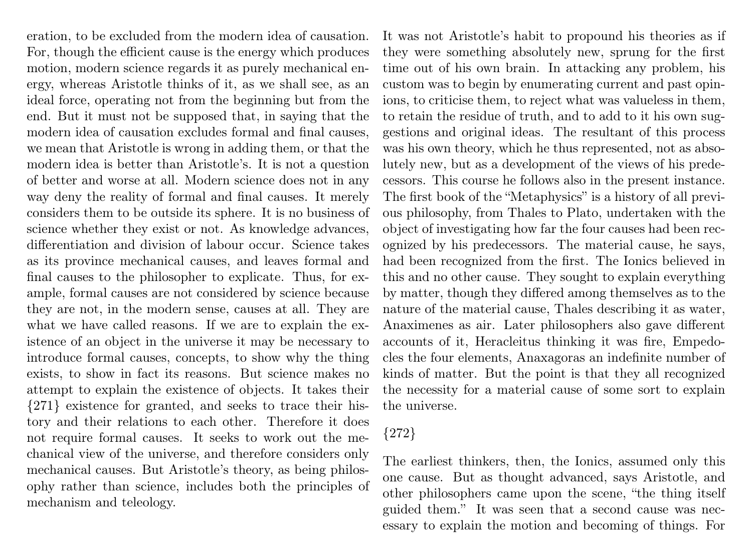eration, to be excluded from the modern idea of causation. For, though the efficient cause is the energy which produces motion, modern science regards it as purely mechanical energy, whereas Aristotle thinks of it, as we shall see, as an ideal force, operating not from the beginning but from the end. But it must not be supposed that, in saying that the modern idea of causation excludes formal and final causes, we mean that Aristotle is wrong in adding them, or that the modern idea is better than Aristotle's. It is not a question of better and worse at all. Modern science does not in any way deny the reality of formal and final causes. It merely considers them to be outside its sphere. It is no business of science whether they exist or not. As knowledge advances, differentiation and division of labour occur. Science takes as its province mechanical causes, and leaves formal and final causes to the philosopher to explicate. Thus, for example, formal causes are not considered by science because they are not, in the modern sense, causes at all. They are what we have called reasons. If we are to explain the existence of an object in the universe it may be necessary to introduce formal causes, concepts, to show why the thing exists, to show in fact its reasons. But science makes no attempt to explain the existence of objects. It takes their {271} existence for granted, and seeks to trace their history and their relations to each other. Therefore it does not require formal causes. It seeks to work out the mechanical view of the universe, and therefore considers only mechanical causes. But Aristotle's theory, as being philosophy rather than science, includes both the principles of mechanism and teleology.

It was not Aristotle's habit to propound his theories as if they were something absolutely new, sprung for the first time out of his own brain. In attacking any problem, his custom was to begin by enumerating current and past opinions, to criticise them, to reject what was valueless in them, to retain the residue of truth, and to add to it his own suggestions and original ideas. The resultant of this process was his own theory, which he thus represented, not as absolutely new, but as a development of the views of his predecessors. This course he follows also in the present instance. The first book of the "Metaphysics" is a history of all previous philosophy, from Thales to Plato, undertaken with the object of investigating how far the four causes had been recognized by his predecessors. The material cause, he says, had been recognized from the first. The Ionics believed in this and no other cause. They sought to explain everything by matter, though they differed among themselves as to the nature of the material cause, Thales describing it as water, Anaximenes as air. Later philosophers also gave different accounts of it, Heracleitus thinking it was fire, Empedocles the four elements, Anaxagoras an indefinite number of kinds of matter. But the point is that they all recognized the necessity for a material cause of some sort to explain the universe.

{272}

The earliest thinkers, then, the Ionics, assumed only this one cause. But as thought advanced, says Aristotle, and other philosophers came upon the scene, "the thing itself guided them." It was seen that a second cause was necessary to explain the motion and becoming of things. For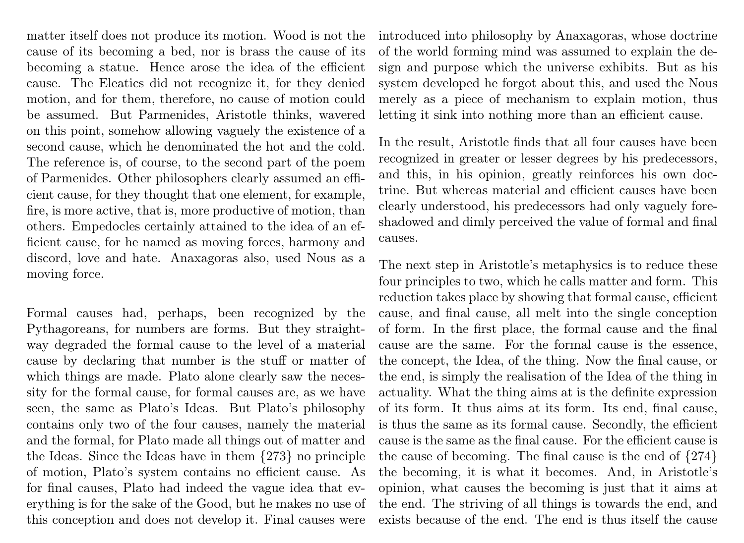matter itself does not produce its motion. Wood is not the cause of its becoming a bed, nor is brass the cause of its becoming a statue. Hence arose the idea of the efficient cause. The Eleatics did not recognize it, for they denied motion, and for them, therefore, no cause of motion could be assumed. But Parmenides, Aristotle thinks, wavered on this point, somehow allowing vaguely the existence of a second cause, which he denominated the hot and the cold. The reference is, of course, to the second part of the poem of Parmenides. Other philosophers clearly assumed an efficient cause, for they thought that one element, for example, fire, is more active, that is, more productive of motion, than others. Empedocles certainly attained to the idea of an efficient cause, for he named as moving forces, harmony and discord, love and hate. Anaxagoras also, used Nous as a moving force.

Formal causes had, perhaps, been recognized by the Pythagoreans, for numbers are forms. But they straightway degraded the formal cause to the level of a material cause by declaring that number is the stuff or matter of which things are made. Plato alone clearly saw the necessity for the formal cause, for formal causes are, as we have seen, the same as Plato's Ideas. But Plato's philosophy contains only two of the four causes, namely the material and the formal, for Plato made all things out of matter and the Ideas. Since the Ideas have in them {273} no principle of motion, Plato's system contains no efficient cause. As for final causes, Plato had indeed the vague idea that everything is for the sake of the Good, but he makes no use of this conception and does not develop it. Final causes were introduced into philosophy by Anaxagoras, whose doctrine of the world forming mind was assumed to explain the design and purpose which the universe exhibits. But as his system developed he forgot about this, and used the Nous merely as a piece of mechanism to explain motion, thus letting it sink into nothing more than an efficient cause.

In the result, Aristotle finds that all four causes have been recognized in greater or lesser degrees by his predecessors, and this, in his opinion, greatly reinforces his own doctrine. But whereas material and efficient causes have been clearly understood, his predecessors had only vaguely foreshadowed and dimly perceived the value of formal and final causes.

The next step in Aristotle's metaphysics is to reduce these four principles to two, which he calls matter and form. This reduction takes place by showing that formal cause, efficient cause, and final cause, all melt into the single conception of form. In the first place, the formal cause and the final cause are the same. For the formal cause is the essence, the concept, the Idea, of the thing. Now the final cause, or the end, is simply the realisation of the Idea of the thing in actuality. What the thing aims at is the definite expression of its form. It thus aims at its form. Its end, final cause, is thus the same as its formal cause. Secondly, the efficient cause is the same as the final cause. For the efficient cause is the cause of becoming. The final cause is the end of {274} the becoming, it is what it becomes. And, in Aristotle's opinion, what causes the becoming is just that it aims at the end. The striving of all things is towards the end, and exists because of the end. The end is thus itself the cause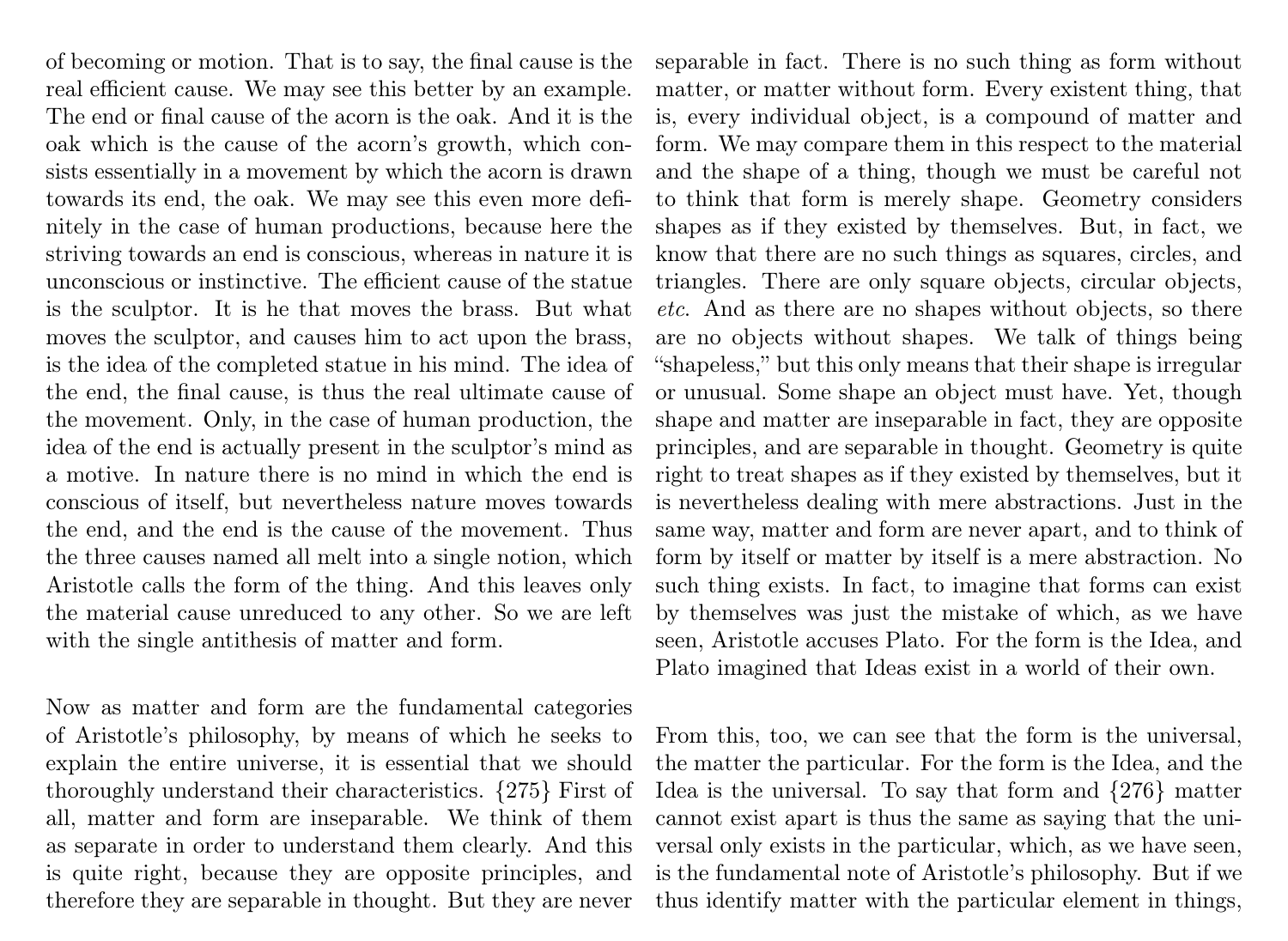of becoming or motion. That is to say, the final cause is the real efficient cause. We may see this better by an example. The end or final cause of the acorn is the oak. And it is the oak which is the cause of the acorn's growth, which consists essentially in a movement by which the acorn is drawn towards its end, the oak. We may see this even more definitely in the case of human productions, because here the striving towards an end is conscious, whereas in nature it is unconscious or instinctive. The efficient cause of the statue is the sculptor. It is he that moves the brass. But what moves the sculptor, and causes him to act upon the brass, is the idea of the completed statue in his mind. The idea of the end, the final cause, is thus the real ultimate cause of the movement. Only, in the case of human production, the idea of the end is actually present in the sculptor's mind as a motive. In nature there is no mind in which the end is conscious of itself, but nevertheless nature moves towards the end, and the end is the cause of the movement. Thus the three causes named all melt into a single notion, which Aristotle calls the form of the thing. And this leaves only the material cause unreduced to any other. So we are left with the single antithesis of matter and form.

Now as matter and form are the fundamental categories of Aristotle's philosophy, by means of which he seeks to explain the entire universe, it is essential that we should thoroughly understand their characteristics. {275} First of all, matter and form are inseparable. We think of them as separate in order to understand them clearly. And this is quite right, because they are opposite principles, and therefore they are separable in thought. But they are never separable in fact. There is no such thing as form without matter, or matter without form. Every existent thing, that is, every individual object, is a compound of matter and form. We may compare them in this respect to the material and the shape of a thing, though we must be careful not to think that form is merely shape. Geometry considers shapes as if they existed by themselves. But, in fact, we know that there are no such things as squares, circles, and triangles. There are only square objects, circular objects, *etc.* And as there are no shapes without objects, so there are no objects without shapes. We talk of things being "shapeless," but this only means that their shape is irregular or unusual. Some shape an object must have. Yet, though shape and matter are inseparable in fact, they are opposite principles, and are separable in thought. Geometry is quite right to treat shapes as if they existed by themselves, but it is nevertheless dealing with mere abstractions. Just in the same way, matter and form are never apart, and to think of form by itself or matter by itself is a mere abstraction. No such thing exists. In fact, to imagine that forms can exist by themselves was just the mistake of which, as we have seen, Aristotle accuses Plato. For the form is the Idea, and Plato imagined that Ideas exist in a world of their own.

From this, too, we can see that the form is the universal, the matter the particular. For the form is the Idea, and the Idea is the universal. To say that form and {276} matter cannot exist apart is thus the same as saying that the universal only exists in the particular, which, as we have seen, is the fundamental note of Aristotle's philosophy. But if we thus identify matter with the particular element in things,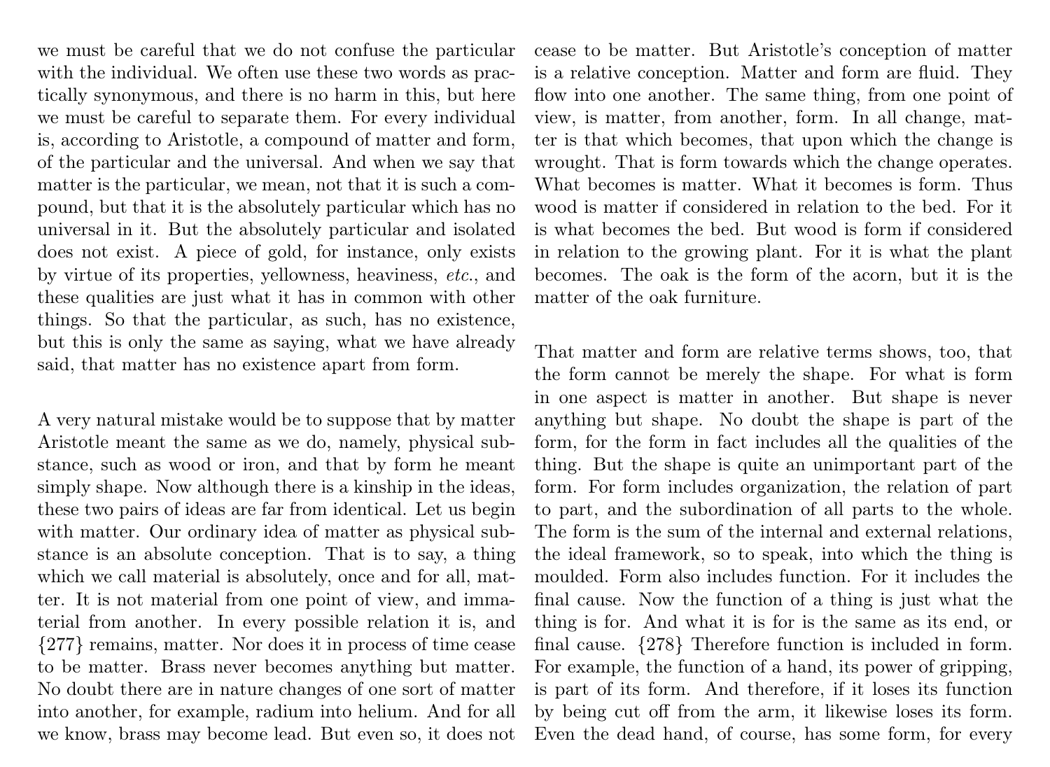we must be careful that we do not confuse the particular with the individual. We often use these two words as practically synonymous, and there is no harm in this, but here we must be careful to separate them. For every individual is, according to Aristotle, a compound of matter and form, of the particular and the universal. And when we say that matter is the particular, we mean, not that it is such a compound, but that it is the absolutely particular which has no universal in it. But the absolutely particular and isolated does not exist. A piece of gold, for instance, only exists by virtue of its properties, yellowness, heaviness, *etc.*, and these qualities are just what it has in common with other things. So that the particular, as such, has no existence, but this is only the same as saying, what we have already said, that matter has no existence apart from form.

A very natural mistake would be to suppose that by matter Aristotle meant the same as we do, namely, physical substance, such as wood or iron, and that by form he meant simply shape. Now although there is a kinship in the ideas, these two pairs of ideas are far from identical. Let us begin with matter. Our ordinary idea of matter as physical substance is an absolute conception. That is to say, a thing which we call material is absolutely, once and for all, matter. It is not material from one point of view, and immaterial from another. In every possible relation it is, and {277} remains, matter. Nor does it in process of time cease to be matter. Brass never becomes anything but matter. No doubt there are in nature changes of one sort of matter into another, for example, radium into helium. And for all we know, brass may become lead. But even so, it does not cease to be matter. But Aristotle's conception of matter is a relative conception. Matter and form are fluid. They flow into one another. The same thing, from one point of view, is matter, from another, form. In all change, matter is that which becomes, that upon which the change is wrought. That is form towards which the change operates. What becomes is matter. What it becomes is form. Thus wood is matter if considered in relation to the bed. For it is what becomes the bed. But wood is form if considered in relation to the growing plant. For it is what the plant becomes. The oak is the form of the acorn, but it is the matter of the oak furniture.

That matter and form are relative terms shows, too, that the form cannot be merely the shape. For what is form in one aspect is matter in another. But shape is never anything but shape. No doubt the shape is part of the form, for the form in fact includes all the qualities of the thing. But the shape is quite an unimportant part of the form. For form includes organization, the relation of part to part, and the subordination of all parts to the whole. The form is the sum of the internal and external relations, the ideal framework, so to speak, into which the thing is moulded. Form also includes function. For it includes the final cause. Now the function of a thing is just what the thing is for. And what it is for is the same as its end, or final cause. {278} Therefore function is included in form. For example, the function of a hand, its power of gripping, is part of its form. And therefore, if it loses its function by being cut off from the arm, it likewise loses its form. Even the dead hand, of course, has some form, for every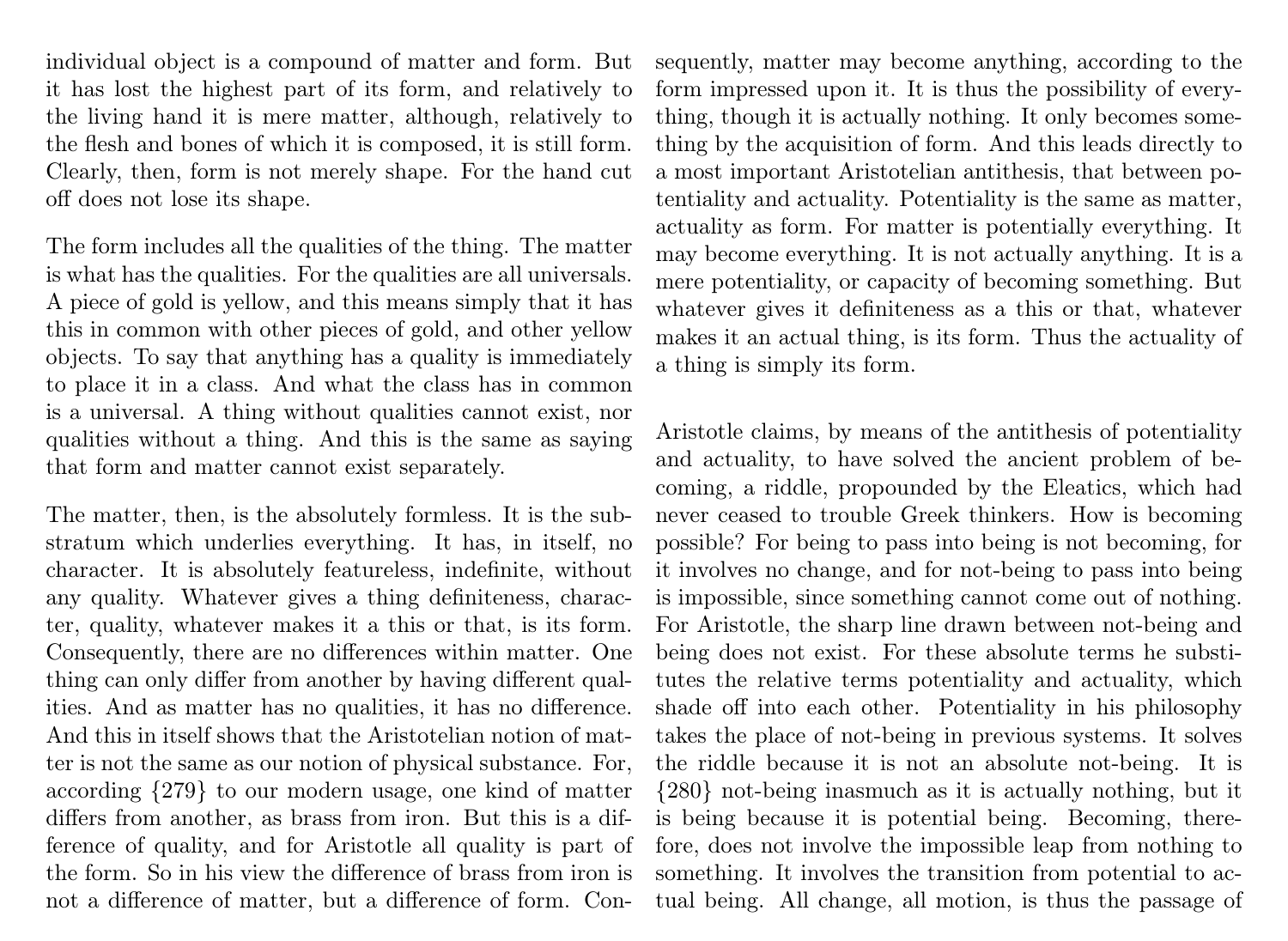individual object is a compound of matter and form. But it has lost the highest part of its form, and relatively to the living hand it is mere matter, although, relatively to the flesh and bones of which it is composed, it is still form. Clearly, then, form is not merely shape. For the hand cut off does not lose its shape.

The form includes all the qualities of the thing. The matter is what has the qualities. For the qualities are all universals. A piece of gold is yellow, and this means simply that it has this in common with other pieces of gold, and other yellow objects. To say that anything has a quality is immediately to place it in a class. And what the class has in common is a universal. A thing without qualities cannot exist, nor qualities without a thing. And this is the same as saying that form and matter cannot exist separately.

The matter, then, is the absolutely formless. It is the substratum which underlies everything. It has, in itself, no character. It is absolutely featureless, indefinite, without any quality. Whatever gives a thing definiteness, character, quality, whatever makes it a this or that, is its form. Consequently, there are no differences within matter. One thing can only differ from another by having different qualities. And as matter has no qualities, it has no difference. And this in itself shows that the Aristotelian notion of matter is not the same as our notion of physical substance. For, according {279} to our modern usage, one kind of matter differs from another, as brass from iron. But this is a difference of quality, and for Aristotle all quality is part of the form. So in his view the difference of brass from iron is not a difference of matter, but a difference of form. Consequently, matter may become anything, according to the form impressed upon it. It is thus the possibility of everything, though it is actually nothing. It only becomes something by the acquisition of form. And this leads directly to a most important Aristotelian antithesis, that between potentiality and actuality. Potentiality is the same as matter, actuality as form. For matter is potentially everything. It may become everything. It is not actually anything. It is a mere potentiality, or capacity of becoming something. But whatever gives it definiteness as a this or that, whatever makes it an actual thing, is its form. Thus the actuality of a thing is simply its form.

Aristotle claims, by means of the antithesis of potentiality and actuality, to have solved the ancient problem of becoming, a riddle, propounded by the Eleatics, which had never ceased to trouble Greek thinkers. How is becoming possible? For being to pass into being is not becoming, for it involves no change, and for not-being to pass into being is impossible, since something cannot come out of nothing. For Aristotle, the sharp line drawn between not-being and being does not exist. For these absolute terms he substitutes the relative terms potentiality and actuality, which shade off into each other. Potentiality in his philosophy takes the place of not-being in previous systems. It solves the riddle because it is not an absolute not-being. It is {280} not-being inasmuch as it is actually nothing, but it is being because it is potential being. Becoming, therefore, does not involve the impossible leap from nothing to something. It involves the transition from potential to actual being. All change, all motion, is thus the passage of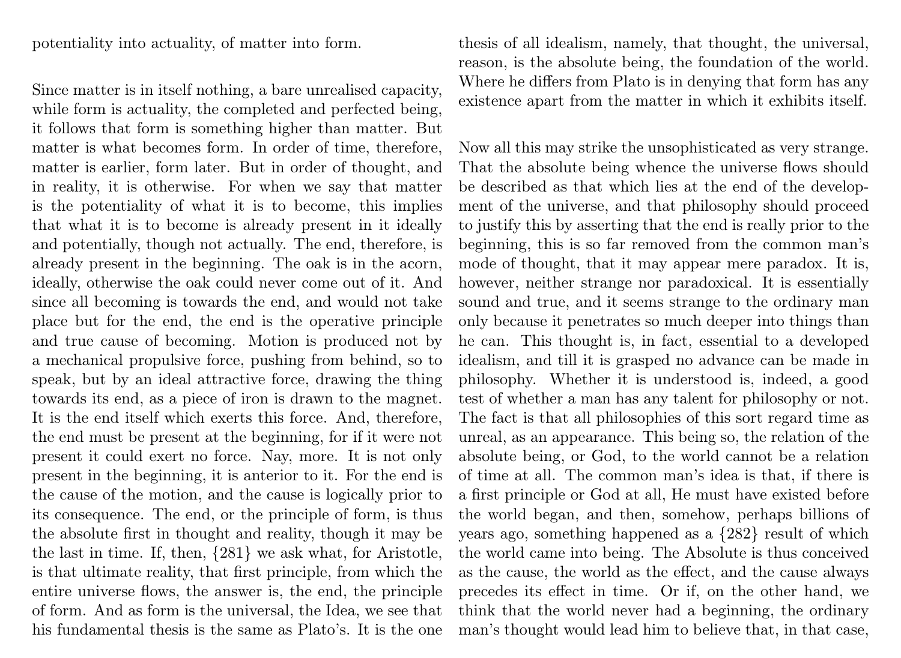potentiality into actuality, of matter into form.

Since matter is in itself nothing, a bare unrealised capacity, while form is actuality, the completed and perfected being, it follows that form is something higher than matter. But matter is what becomes form. In order of time, therefore, matter is earlier, form later. But in order of thought, and in reality, it is otherwise. For when we say that matter is the potentiality of what it is to become, this implies that what it is to become is already present in it ideally and potentially, though not actually. The end, therefore, is already present in the beginning. The oak is in the acorn, ideally, otherwise the oak could never come out of it. And since all becoming is towards the end, and would not take place but for the end, the end is the operative principle and true cause of becoming. Motion is produced not by a mechanical propulsive force, pushing from behind, so to speak, but by an ideal attractive force, drawing the thing towards its end, as a piece of iron is drawn to the magnet. It is the end itself which exerts this force. And, therefore, the end must be present at the beginning, for if it were not present it could exert no force. Nay, more. It is not only present in the beginning, it is anterior to it. For the end is the cause of the motion, and the cause is logically prior to its consequence. The end, or the principle of form, is thus the absolute first in thought and reality, though it may be the last in time. If, then, {281} we ask what, for Aristotle, is that ultimate reality, that first principle, from which the entire universe flows, the answer is, the end, the principle of form. And as form is the universal, the Idea, we see that his fundamental thesis is the same as Plato's. It is the one thesis of all idealism, namely, that thought, the universal, reason, is the absolute being, the foundation of the world. Where he differs from Plato is in denying that form has any existence apart from the matter in which it exhibits itself.

Now all this may strike the unsophisticated as very strange. That the absolute being whence the universe flows should be described as that which lies at the end of the development of the universe, and that philosophy should proceed to justify this by asserting that the end is really prior to the beginning, this is so far removed from the common man's mode of thought, that it may appear mere paradox. It is, however, neither strange nor paradoxical. It is essentially sound and true, and it seems strange to the ordinary man only because it penetrates so much deeper into things than he can. This thought is, in fact, essential to a developed idealism, and till it is grasped no advance can be made in philosophy. Whether it is understood is, indeed, a good test of whether a man has any talent for philosophy or not. The fact is that all philosophies of this sort regard time as unreal, as an appearance. This being so, the relation of the absolute being, or God, to the world cannot be a relation of time at all. The common man's idea is that, if there is a first principle or God at all, He must have existed before the world began, and then, somehow, perhaps billions of years ago, something happened as a {282} result of which the world came into being. The Absolute is thus conceived as the cause, the world as the effect, and the cause always precedes its effect in time. Or if, on the other hand, we think that the world never had a beginning, the ordinary man's thought would lead him to believe that, in that case,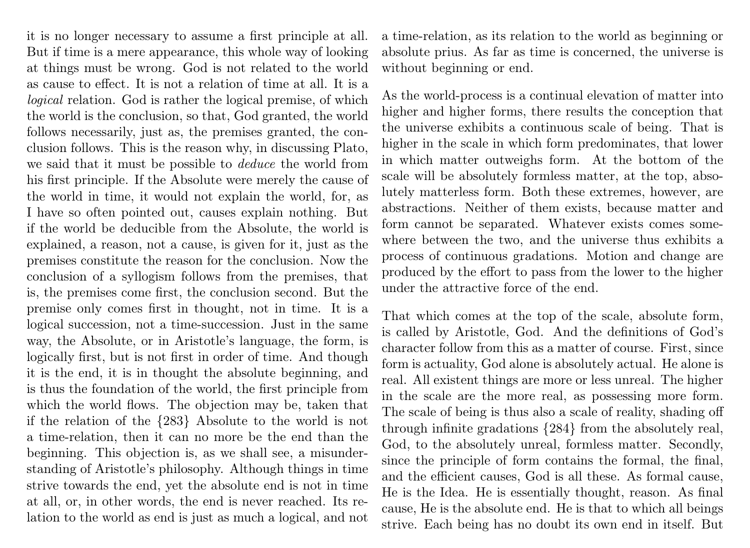it is no longer necessary to assume a first principle at all. But if time is a mere appearance, this whole way of looking at things must be wrong. God is not related to the world as cause to effect. It is not a relation of time at all. It is a *logical* relation. God is rather the logical premise, of which the world is the conclusion, so that, God granted, the world follows necessarily, just as, the premises granted, the conclusion follows. This is the reason why, in discussing Plato, we said that it must be possible to *deduce* the world from his first principle. If the Absolute were merely the cause of the world in time, it would not explain the world, for, as I have so often pointed out, causes explain nothing. But if the world be deducible from the Absolute, the world is explained, a reason, not a cause, is given for it, just as the premises constitute the reason for the conclusion. Now the conclusion of a syllogism follows from the premises, that is, the premises come first, the conclusion second. But the premise only comes first in thought, not in time. It is a logical succession, not a time-succession. Just in the same way, the Absolute, or in Aristotle's language, the form, is logically first, but is not first in order of time. And though it is the end, it is in thought the absolute beginning, and is thus the foundation of the world, the first principle from which the world flows. The objection may be, taken that if the relation of the {283} Absolute to the world is not a time-relation, then it can no more be the end than the beginning. This objection is, as we shall see, a misunderstanding of Aristotle's philosophy. Although things in time strive towards the end, yet the absolute end is not in time at all, or, in other words, the end is never reached. Its relation to the world as end is just as much a logical, and not a time-relation, as its relation to the world as beginning or absolute prius. As far as time is concerned, the universe is without beginning or end.

As the world-process is a continual elevation of matter into higher and higher forms, there results the conception that the universe exhibits a continuous scale of being. That is higher in the scale in which form predominates, that lower in which matter outweighs form. At the bottom of the scale will be absolutely formless matter, at the top, absolutely matterless form. Both these extremes, however, are abstractions. Neither of them exists, because matter and form cannot be separated. Whatever exists comes somewhere between the two, and the universe thus exhibits a process of continuous gradations. Motion and change are produced by the effort to pass from the lower to the higher under the attractive force of the end.

That which comes at the top of the scale, absolute form, is called by Aristotle, God. And the definitions of God's character follow from this as a matter of course. First, since form is actuality, God alone is absolutely actual. He alone is real. All existent things are more or less unreal. The higher in the scale are the more real, as possessing more form. The scale of being is thus also a scale of reality, shading off through infinite gradations {284} from the absolutely real, God, to the absolutely unreal, formless matter. Secondly, since the principle of form contains the formal, the final, and the efficient causes, God is all these. As formal cause, He is the Idea. He is essentially thought, reason. As final cause, He is the absolute end. He is that to which all beings strive. Each being has no doubt its own end in itself. But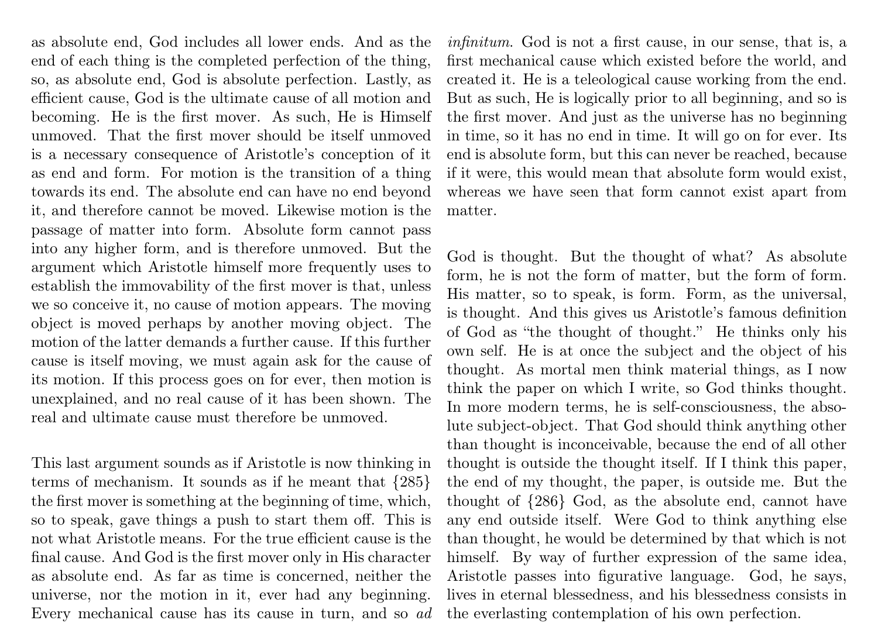as absolute end, God includes all lower ends. And as the end of each thing is the completed perfection of the thing, so, as absolute end, God is absolute perfection. Lastly, as efficient cause, God is the ultimate cause of all motion and becoming. He is the first mover. As such, He is Himself unmoved. That the first mover should be itself unmoved is a necessary consequence of Aristotle's conception of it as end and form. For motion is the transition of a thing towards its end. The absolute end can have no end beyond it, and therefore cannot be moved. Likewise motion is the passage of matter into form. Absolute form cannot pass into any higher form, and is therefore unmoved. But the argument which Aristotle himself more frequently uses to establish the immovability of the first mover is that, unless we so conceive it, no cause of motion appears. The moving object is moved perhaps by another moving object. The motion of the latter demands a further cause. If this further cause is itself moving, we must again ask for the cause of its motion. If this process goes on for ever, then motion is unexplained, and no real cause of it has been shown. The real and ultimate cause must therefore be unmoved.

This last argument sounds as if Aristotle is now thinking in terms of mechanism. It sounds as if he meant that {285} the first mover is something at the beginning of time, which, so to speak, gave things a push to start them off. This is not what Aristotle means. For the true efficient cause is the final cause. And God is the first mover only in His character as absolute end. As far as time is concerned, neither the universe, nor the motion in it, ever had any beginning. Every mechanical cause has its cause in turn, and so *ad infinitum*. God is not a first cause, in our sense, that is, a first mechanical cause which existed before the world, and created it. He is a teleological cause working from the end. But as such, He is logically prior to all beginning, and so is the first mover. And just as the universe has no beginning in time, so it has no end in time. It will go on for ever. Its end is absolute form, but this can never be reached, because if it were, this would mean that absolute form would exist, whereas we have seen that form cannot exist apart from matter.

God is thought. But the thought of what? As absolute form, he is not the form of matter, but the form of form. His matter, so to speak, is form. Form, as the universal, is thought. And this gives us Aristotle's famous definition of God as "the thought of thought." He thinks only his own self. He is at once the subject and the object of his thought. As mortal men think material things, as I now think the paper on which I write, so God thinks thought. In more modern terms, he is self-consciousness, the absolute subject-object. That God should think anything other than thought is inconceivable, because the end of all other thought is outside the thought itself. If I think this paper, the end of my thought, the paper, is outside me. But the thought of {286} God, as the absolute end, cannot have any end outside itself. Were God to think anything else than thought, he would be determined by that which is not himself. By way of further expression of the same idea, Aristotle passes into figurative language. God, he says, lives in eternal blessedness, and his blessedness consists in the everlasting contemplation of his own perfection.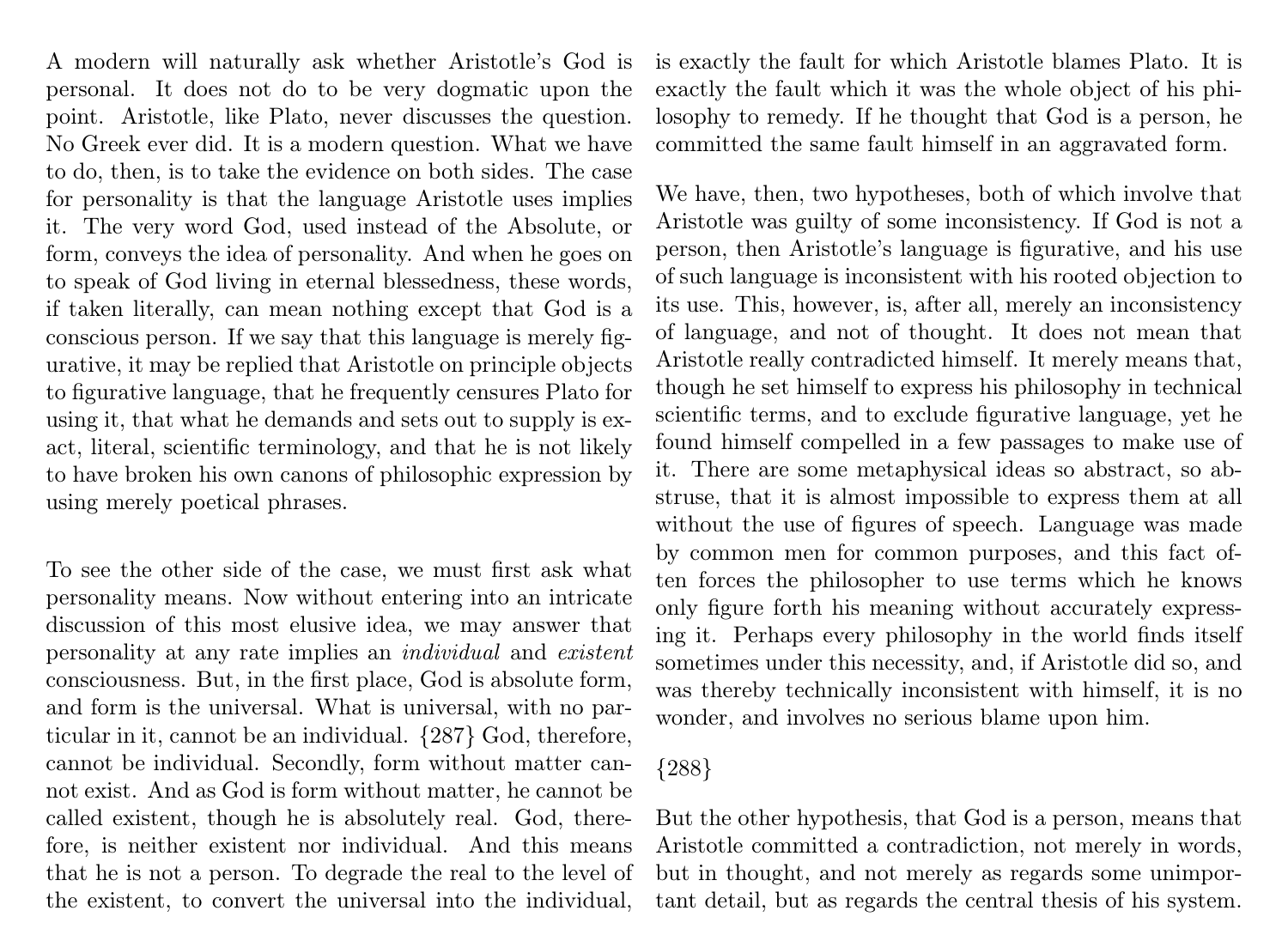A modern will naturally ask whether Aristotle's God is personal. It does not do to be very dogmatic upon the point. Aristotle, like Plato, never discusses the question. No Greek ever did. It is a modern question. What we have to do, then, is to take the evidence on both sides. The case for personality is that the language Aristotle uses implies it. The very word God, used instead of the Absolute, or form, conveys the idea of personality. And when he goes on to speak of God living in eternal blessedness, these words, if taken literally, can mean nothing except that God is a conscious person. If we say that this language is merely figurative, it may be replied that Aristotle on principle objects to figurative language, that he frequently censures Plato for using it, that what he demands and sets out to supply is exact, literal, scientific terminology, and that he is not likely to have broken his own canons of philosophic expression by using merely poetical phrases.

To see the other side of the case, we must first ask what personality means. Now without entering into an intricate discussion of this most elusive idea, we may answer that personality at any rate implies an *individual* and *existent* consciousness. But, in the first place, God is absolute form, and form is the universal. What is universal, with no particular in it, cannot be an individual. {287} God, therefore, cannot be individual. Secondly, form without matter cannot exist. And as God is form without matter, he cannot be called existent, though he is absolutely real. God, therefore, is neither existent nor individual. And this means that he is not a person. To degrade the real to the level of the existent, to convert the universal into the individual, is exactly the fault for which Aristotle blames Plato. It is exactly the fault which it was the whole object of his philosophy to remedy. If he thought that God is a person, he committed the same fault himself in an aggravated form.

We have, then, two hypotheses, both of which involve that Aristotle was guilty of some inconsistency. If God is not a person, then Aristotle's language is figurative, and his use of such language is inconsistent with his rooted objection to its use. This, however, is, after all, merely an inconsistency of language, and not of thought. It does not mean that Aristotle really contradicted himself. It merely means that, though he set himself to express his philosophy in technical scientific terms, and to exclude figurative language, yet he found himself compelled in a few passages to make use of it. There are some metaphysical ideas so abstract, so abstruse, that it is almost impossible to express them at all without the use of figures of speech. Language was made by common men for common purposes, and this fact often forces the philosopher to use terms which he knows only figure forth his meaning without accurately expressing it. Perhaps every philosophy in the world finds itself sometimes under this necessity, and, if Aristotle did so, and was thereby technically inconsistent with himself, it is no wonder, and involves no serious blame upon him.

{288}

But the other hypothesis, that God is a person, means that Aristotle committed a contradiction, not merely in words, but in thought, and not merely as regards some unimportant detail, but as regards the central thesis of his system.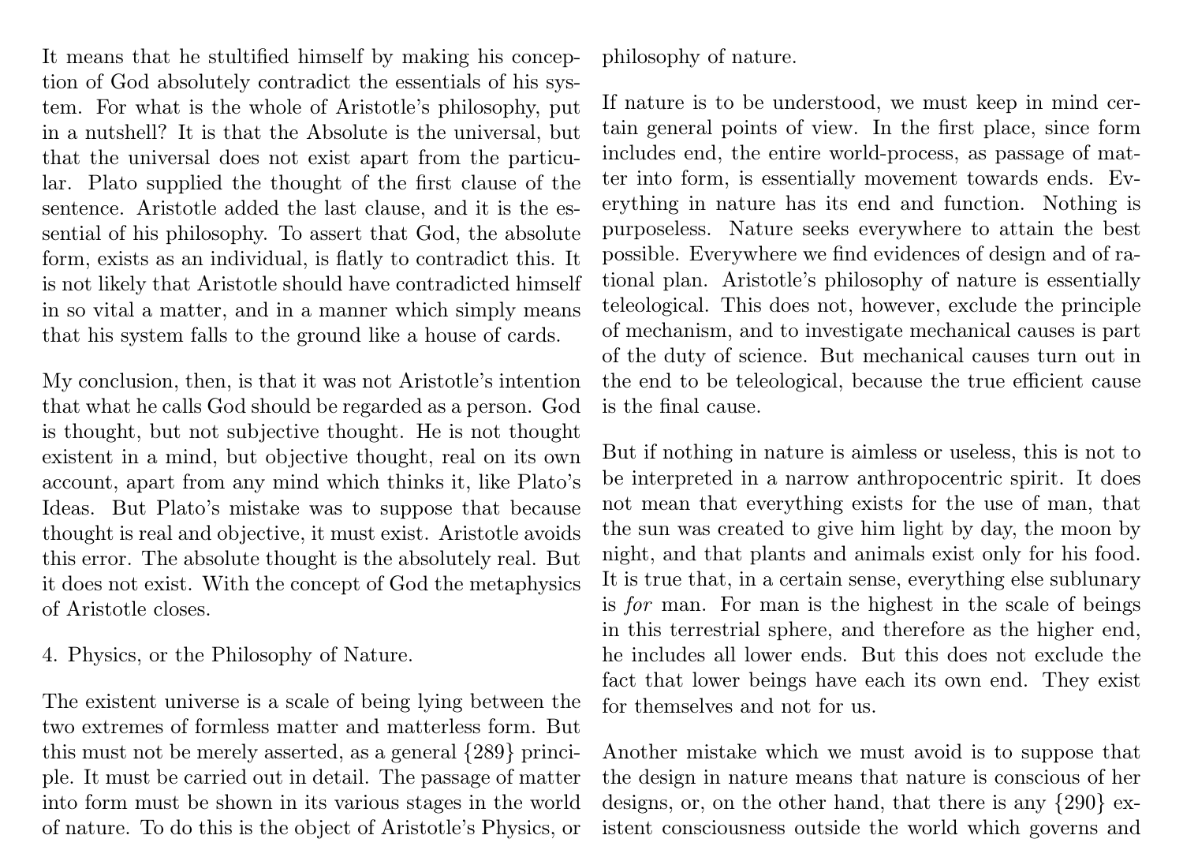It means that he stultified himself by making his conception of God absolutely contradict the essentials of his system. For what is the whole of Aristotle's philosophy, put in a nutshell? It is that the Absolute is the universal, but that the universal does not exist apart from the particular. Plato supplied the thought of the first clause of the sentence. Aristotle added the last clause, and it is the essential of his philosophy. To assert that God, the absolute form, exists as an individual, is flatly to contradict this. It is not likely that Aristotle should have contradicted himself in so vital a matter, and in a manner which simply means that his system falls to the ground like a house of cards.

My conclusion, then, is that it was not Aristotle's intention that what he calls God should be regarded as a person. God is thought, but not subjective thought. He is not thought existent in a mind, but objective thought, real on its own account, apart from any mind which thinks it, like Plato's Ideas. But Plato's mistake was to suppose that because thought is real and objective, it must exist. Aristotle avoids this error. The absolute thought is the absolutely real. But it does not exist. With the concept of God the metaphysics of Aristotle closes.

4. Physics, or the Philosophy of Nature.

The existent universe is a scale of being lying between the two extremes of formless matter and matterless form. But this must not be merely asserted, as a general {289} principle. It must be carried out in detail. The passage of matter into form must be shown in its various stages in the world of nature. To do this is the object of Aristotle's Physics, or philosophy of nature.

If nature is to be understood, we must keep in mind certain general points of view. In the first place, since form includes end, the entire world-process, as passage of matter into form, is essentially movement towards ends. Everything in nature has its end and function. Nothing is purposeless. Nature seeks everywhere to attain the best possible. Everywhere we find evidences of design and of rational plan. Aristotle's philosophy of nature is essentially teleological. This does not, however, exclude the principle of mechanism, and to investigate mechanical causes is part of the duty of science. But mechanical causes turn out in the end to be teleological, because the true efficient cause is the final cause.

But if nothing in nature is aimless or useless, this is not to be interpreted in a narrow anthropocentric spirit. It does not mean that everything exists for the use of man, that the sun was created to give him light by day, the moon by night, and that plants and animals exist only for his food. It is true that, in a certain sense, everything else sublunary is *for* man. For man is the highest in the scale of beings in this terrestrial sphere, and therefore as the higher end, he includes all lower ends. But this does not exclude the fact that lower beings have each its own end. They exist for themselves and not for us.

Another mistake which we must avoid is to suppose that the design in nature means that nature is conscious of her designs, or, on the other hand, that there is any {290} existent consciousness outside the world which governs and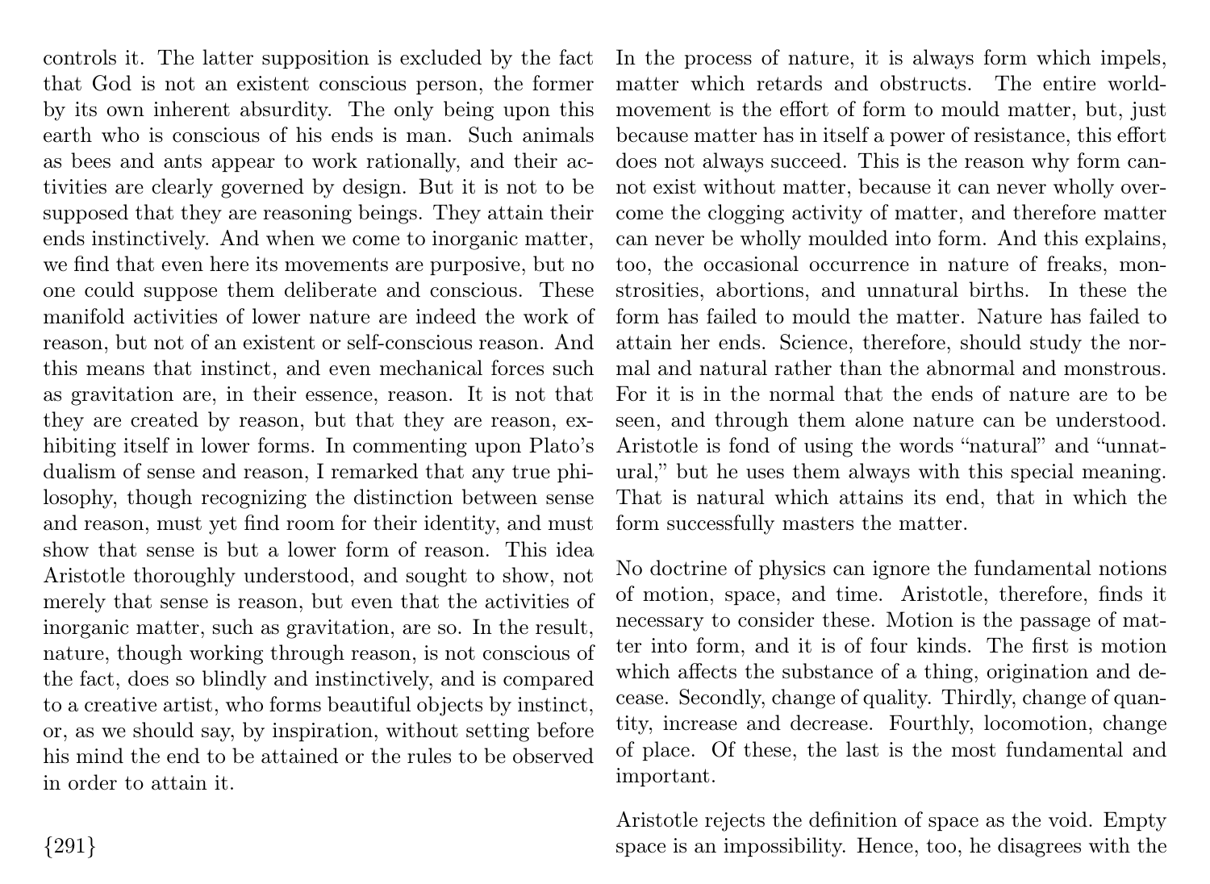controls it. The latter supposition is excluded by the fact that God is not an existent conscious person, the former by its own inherent absurdity. The only being upon this earth who is conscious of his ends is man. Such animals as bees and ants appear to work rationally, and their activities are clearly governed by design. But it is not to be supposed that they are reasoning beings. They attain their ends instinctively. And when we come to inorganic matter, we find that even here its movements are purposive, but no one could suppose them deliberate and conscious. These manifold activities of lower nature are indeed the work of reason, but not of an existent or self-conscious reason. And this means that instinct, and even mechanical forces such as gravitation are, in their essence, reason. It is not that they are created by reason, but that they are reason, exhibiting itself in lower forms. In commenting upon Plato's dualism of sense and reason, I remarked that any true philosophy, though recognizing the distinction between sense and reason, must yet find room for their identity, and must show that sense is but a lower form of reason. This idea Aristotle thoroughly understood, and sought to show, not merely that sense is reason, but even that the activities of inorganic matter, such as gravitation, are so. In the result, nature, though working through reason, is not conscious of the fact, does so blindly and instinctively, and is compared to a creative artist, who forms beautiful objects by instinct, or, as we should say, by inspiration, without setting before his mind the end to be attained or the rules to be observed in order to attain it.

{291}

In the process of nature, it is always form which impels, matter which retards and obstructs. The entire world-movement is the effort of form to mould matter, but, just because matter has in itself a power of resistance, this effort does not always succeed. This is the reason why form cannot exist without matter, because it can never wholly overcome the clogging activity of matter, and therefore matter can never be wholly moulded into form. And this explains, too, the occasional occurrence in nature of freaks, monstrosities, abortions, and unnatural births. In these the form has failed to mould the matter. Nature has failed to attain her ends. Science, therefore, should study the normal and natural rather than the abnormal and monstrous. For it is in the normal that the ends of nature are to be seen, and through them alone nature can be understood. Aristotle is fond of using the words "natural" and "unnatural," but he uses them always with this special meaning. That is natural which attains its end, that in which the form successfully masters the matter.

No doctrine of physics can ignore the fundamental notions of motion, space, and time. Aristotle, therefore, finds it necessary to consider these. Motion is the passage of matter into form, and it is of four kinds. The first is motion which affects the substance of a thing, origination and decease. Secondly, change of quality. Thirdly, change of quantity, increase and decrease. Fourthly, locomotion, change of place. Of these, the last is the most fundamental and important.

Aristotle rejects the definition of space as the void. Empty space is an impossibility. Hence, too, he disagrees with the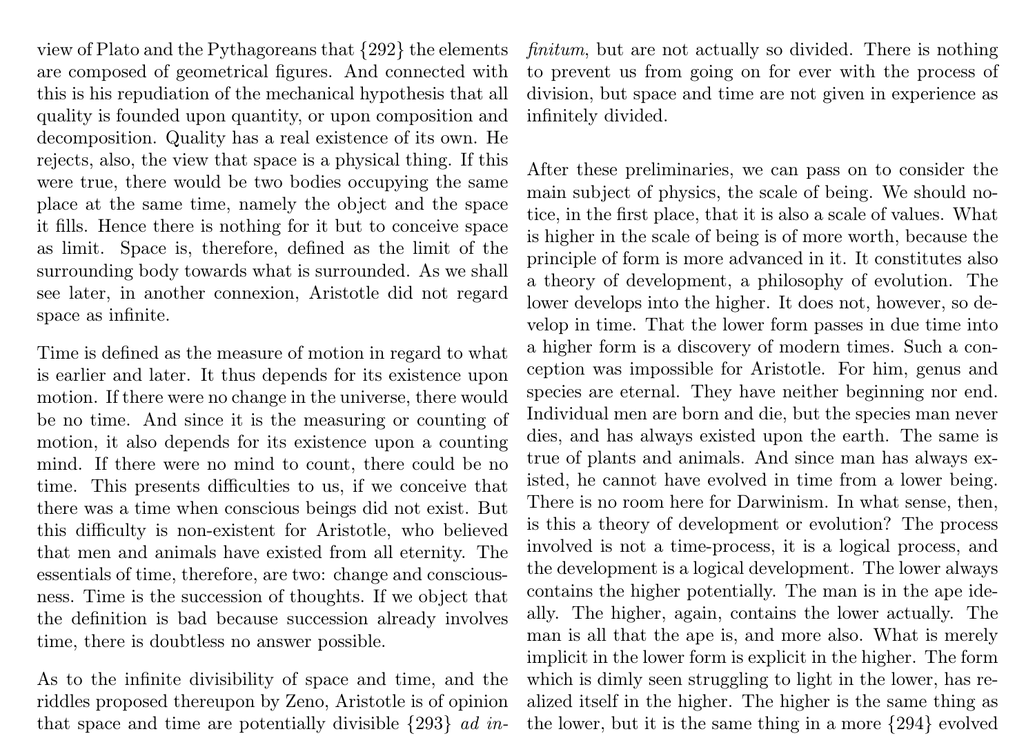view of Plato and the Pythagoreans that {292} the elements are composed of geometrical figures. And connected with this is his repudiation of the mechanical hypothesis that all quality is founded upon quantity, or upon composition and decomposition. Quality has a real existence of its own. He rejects, also, the view that space is a physical thing. If this were true, there would be two bodies occupying the same place at the same time, namely the object and the space it fills. Hence there is nothing for it but to conceive space as limit. Space is, therefore, defined as the limit of the surrounding body towards what is surrounded. As we shall see later, in another connexion, Aristotle did not regard space as infinite.

Time is defined as the measure of motion in regard to what is earlier and later. It thus depends for its existence upon motion. If there were no change in the universe, there would be no time. And since it is the measuring or counting of motion, it also depends for its existence upon a counting mind. If there were no mind to count, there could be no time. This presents difficulties to us, if we conceive that there was a time when conscious beings did not exist. But this difficulty is non-existent for Aristotle, who believed that men and animals have existed from all eternity. The essentials of time, therefore, are two: change and consciousness. Time is the succession of thoughts. If we object that the definition is bad because succession already involves time, there is doubtless no answer possible.

As to the infinite divisibility of space and time, and the riddles proposed thereupon by Zeno, Aristotle is of opinion that space and time are potentially divisible {293} *ad infinitum*, but are not actually so divided. There is nothing to prevent us from going on for ever with the process of division, but space and time are not given in experience as infinitely divided.

After these preliminaries, we can pass on to consider the main subject of physics, the scale of being. We should notice, in the first place, that it is also a scale of values. What is higher in the scale of being is of more worth, because the principle of form is more advanced in it. It constitutes also a theory of development, a philosophy of evolution. The lower develops into the higher. It does not, however, so develop in time. That the lower form passes in due time into a higher form is a discovery of modern times. Such a conception was impossible for Aristotle. For him, genus and species are eternal. They have neither beginning nor end. Individual men are born and die, but the species man never dies, and has always existed upon the earth. The same is true of plants and animals. And since man has always existed, he cannot have evolved in time from a lower being. There is no room here for Darwinism. In what sense, then, is this a theory of development or evolution? The process involved is not a time-process, it is a logical process, and the development is a logical development. The lower always contains the higher potentially. The man is in the ape ideally. The higher, again, contains the lower actually. The man is all that the ape is, and more also. What is merely implicit in the lower form is explicit in the higher. The form which is dimly seen struggling to light in the lower, has realized itself in the higher. The higher is the same thing as the lower, but it is the same thing in a more {294} evolved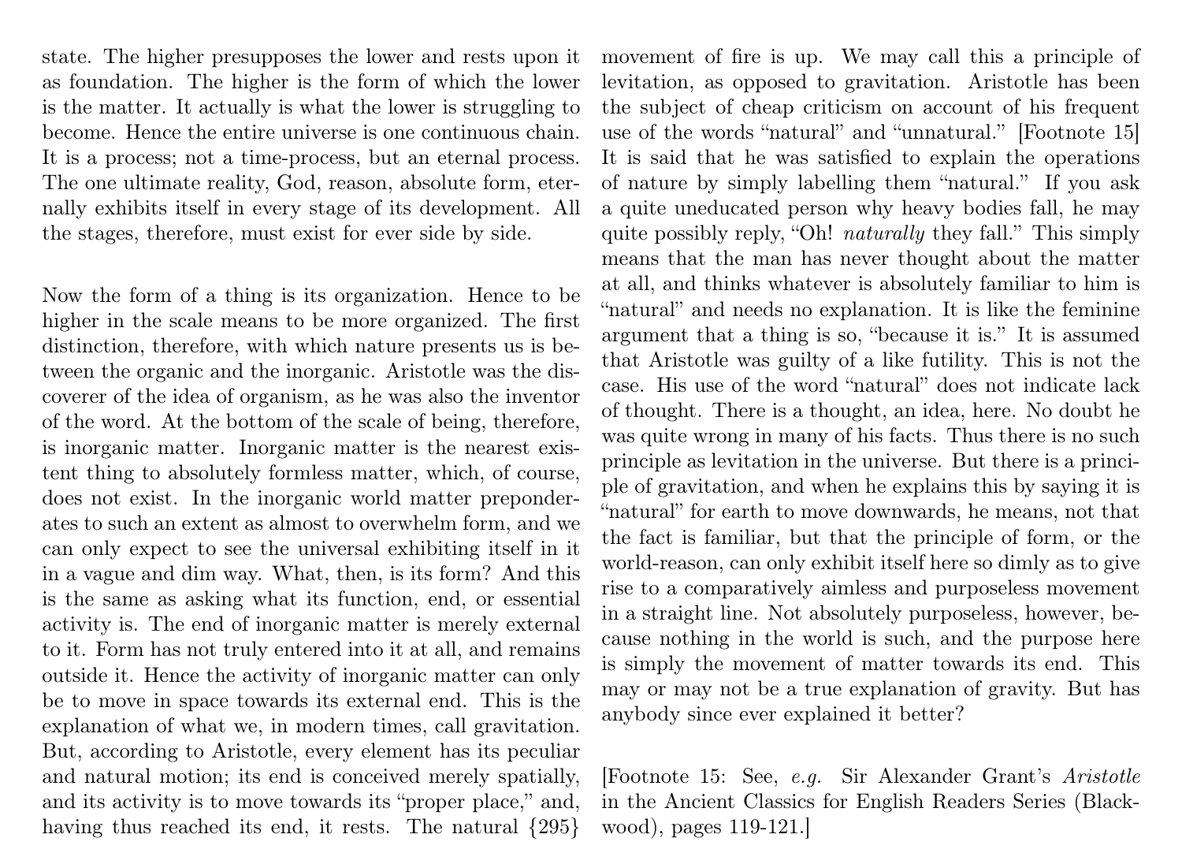state. The higher presupposes the lower and rests upon it as foundation. The higher is the form of which the lower is the matter. It actually is what the lower is struggling to become. Hence the entire universe is one continuous chain. It is a process; not a time-process, but an eternal process. The one ultimate reality, God, reason, absolute form, eternally exhibits itself in every stage of its development. All the stages, therefore, must exist for ever side by side.

Now the form of a thing is its organization. Hence to be higher in the scale means to be more organized. The first distinction, therefore, with which nature presents us is between the organic and the inorganic. Aristotle was the discoverer of the idea of organism, as he was also the inventor of the word. At the bottom of the scale of being, therefore, is inorganic matter. Inorganic matter is the nearest existent thing to absolutely formless matter, which, of course, does not exist. In the inorganic world matter preponderates to such an extent as almost to overwhelm form, and we can only expect to see the universal exhibiting itself in it in a vague and dim way. What, then, is its form? And this is the same as asking what its function, end, or essential activity is. The end of inorganic matter is merely external to it. Form has not truly entered into it at all, and remains outside it. Hence the activity of inorganic matter can only be to move in space towards its external end. This is the explanation of what we, in modern times, call gravitation. But, according to Aristotle, every element has its peculiar and natural motion; its end is conceived merely spatially, and its activity is to move towards its "proper place," and, having thus reached its end, it rests. The natural {295} movement of fire is up. We may call this a principle of levitation, as opposed to gravitation. Aristotle has been the subject of cheap criticism on account of his frequent use of the words "natural" and "unnatural." [Footnote 15] It is said that he was satisfied to explain the operations of nature by simply labelling them "natural." If you ask a quite uneducated person why heavy bodies fall, he may quite possibly reply, "Oh! *naturally* they fall." This simply means that the man has never thought about the matter at all, and thinks whatever is absolutely familiar to him is "natural" and needs no explanation. It is like the feminine argument that a thing is so, "because it is." It is assumed that Aristotle was guilty of a like futility. This is not the case. His use of the word "natural" does not indicate lack of thought. There is a thought, an idea, here. No doubt he was quite wrong in many of his facts. Thus there is no such principle as levitation in the universe. But there is a principle of gravitation, and when he explains this by saying it is "natural" for earth to move downwards, he means, not that the fact is familiar, but that the principle of form, or the world-reason, can only exhibit itself here so dimly as to give rise to a comparatively aimless and purposeless movement in a straight line. Not absolutely purposeless, however, because nothing in the world is such, and the purpose here is simply the movement of matter towards its end. This may or may not be a true explanation of gravity. But has anybody since ever explained it better?

[Footnote 15: See, *e.g.* Sir Alexander Grant's *Aristotle* in the Ancient Classics for English Readers Series (Blackwood), pages 119-121.]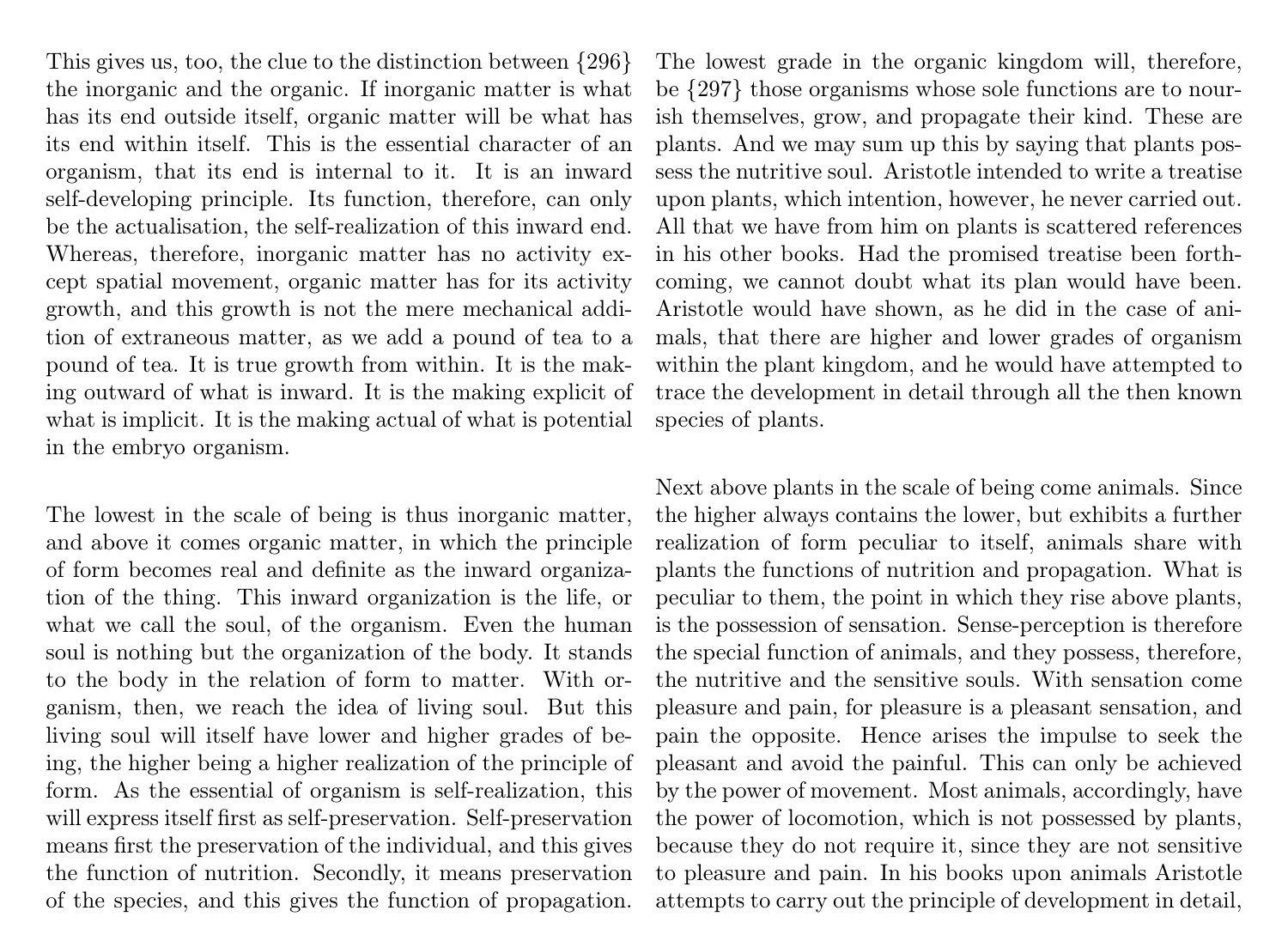This gives us, too, the clue to the distinction between {296} the inorganic and the organic. If inorganic matter is what has its end outside itself, organic matter will be what has its end within itself. This is the essential character of an organism, that its end is internal to it. It is an inward self-developing principle. Its function, therefore, can only be the actualisation, the self-realization of this inward end. Whereas, therefore, inorganic matter has no activity except spatial movement, organic matter has for its activity growth, and this growth is not the mere mechanical addition of extraneous matter, as we add a pound of tea to a pound of tea. It is true growth from within. It is the making outward of what is inward. It is the making explicit of what is implicit. It is the making actual of what is potential in the embryo organism.

The lowest in the scale of being is thus inorganic matter, and above it comes organic matter, in which the principle of form becomes real and definite as the inward organization of the thing. This inward organization is the life, or what we call the soul, of the organism. Even the human soul is nothing but the organization of the body. It stands to the body in the relation of form to matter. With organism, then, we reach the idea of living soul. But this living soul will itself have lower and higher grades of being, the higher being a higher realization of the principle of form. As the essential of organism is self-realization, this will express itself first as self-preservation. Self-preservation means first the preservation of the individual, and this gives the function of nutrition. Secondly, it means preservation of the species, and this gives the function of propagation. The lowest grade in the organic kingdom will, therefore, be {297} those organisms whose sole functions are to nourish themselves, grow, and propagate their kind. These are plants. And we may sum up this by saying that plants possess the nutritive soul. Aristotle intended to write a treatise upon plants, which intention, however, he never carried out. All that we have from him on plants is scattered references in his other books. Had the promised treatise been forthcoming, we cannot doubt what its plan would have been. Aristotle would have shown, as he did in the case of animals, that there are higher and lower grades of organism within the plant kingdom, and he would have attempted to trace the development in detail through all the then known species of plants.

Next above plants in the scale of being come animals. Since the higher always contains the lower, but exhibits a further realization of form peculiar to itself, animals share with plants the functions of nutrition and propagation. What is peculiar to them, the point in which they rise above plants, is the possession of sensation. Sense-perception is therefore the special function of animals, and they possess, therefore, the nutritive and the sensitive souls. With sensation come pleasure and pain, for pleasure is a pleasant sensation, and pain the opposite. Hence arises the impulse to seek the pleasant and avoid the painful. This can only be achieved by the power of movement. Most animals, accordingly, have the power of locomotion, which is not possessed by plants, because they do not require it, since they are not sensitive to pleasure and pain. In his books upon animals Aristotle attempts to carry out the principle of development in detail,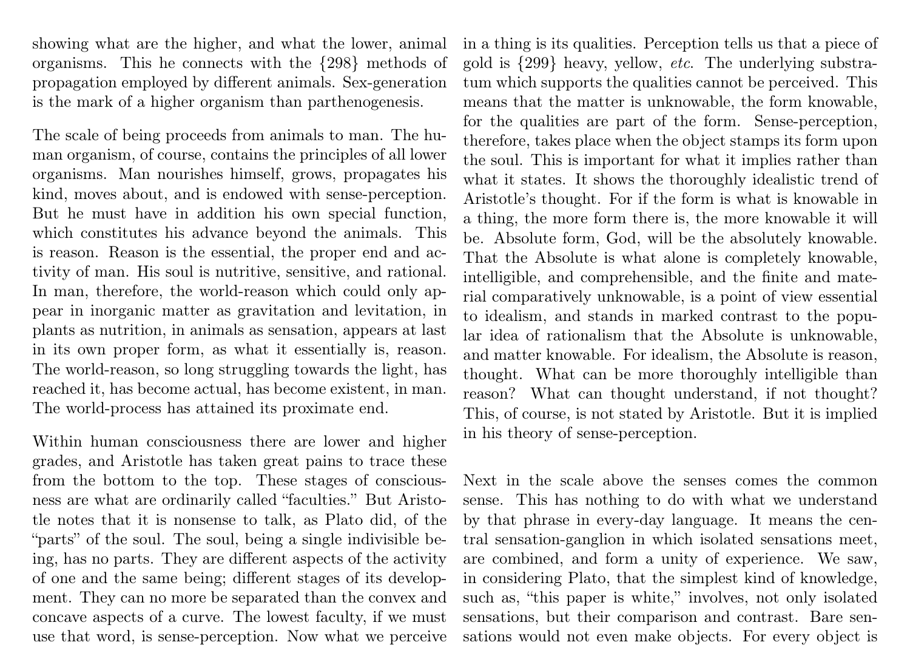showing what are the higher, and what the lower, animal organisms. This he connects with the {298} methods of propagation employed by different animals. Sex-generation is the mark of a higher organism than parthenogenesis.

The scale of being proceeds from animals to man. The human organism, of course, contains the principles of all lower organisms. Man nourishes himself, grows, propagates his kind, moves about, and is endowed with sense-perception. But he must have in addition his own special function, which constitutes his advance beyond the animals. This is reason. Reason is the essential, the proper end and activity of man. His soul is nutritive, sensitive, and rational. In man, therefore, the world-reason which could only appear in inorganic matter as gravitation and levitation, in plants as nutrition, in animals as sensation, appears at last in its own proper form, as what it essentially is, reason. The world-reason, so long struggling towards the light, has reached it, has become actual, has become existent, in man. The world-process has attained its proximate end.

Within human consciousness there are lower and higher grades, and Aristotle has taken great pains to trace these from the bottom to the top. These stages of consciousness are what are ordinarily called "faculties." But Aristotle notes that it is nonsense to talk, as Plato did, of the "parts" of the soul. The soul, being a single indivisible being, has no parts. They are different aspects of the activity of one and the same being; different stages of its development. They can no more be separated than the convex and concave aspects of a curve. The lowest faculty, if we must use that word, is sense-perception. Now what we perceive in a thing is its qualities. Perception tells us that a piece of gold is {299} heavy, yellow, *etc*. The underlying substratum which supports the qualities cannot be perceived. This means that the matter is unknowable, the form knowable, for the qualities are part of the form. Sense-perception, therefore, takes place when the object stamps its form upon the soul. This is important for what it implies rather than what it states. It shows the thoroughly idealistic trend of Aristotle's thought. For if the form is what is knowable in a thing, the more form there is, the more knowable it will be. Absolute form, God, will be the absolutely knowable. That the Absolute is what alone is completely knowable, intelligible, and comprehensible, and the finite and material comparatively unknowable, is a point of view essential to idealism, and stands in marked contrast to the popular idea of rationalism that the Absolute is unknowable, and matter knowable. For idealism, the Absolute is reason, thought. What can be more thoroughly intelligible than reason? What can thought understand, if not thought? This, of course, is not stated by Aristotle. But it is implied in his theory of sense-perception.

Next in the scale above the senses comes the common sense. This has nothing to do with what we understand by that phrase in every-day language. It means the central sensation-ganglion in which isolated sensations meet, are combined, and form a unity of experience. We saw, in considering Plato, that the simplest kind of knowledge, such as, "this paper is white," involves, not only isolated sensations, but their comparison and contrast. Bare sensations would not even make objects. For every object is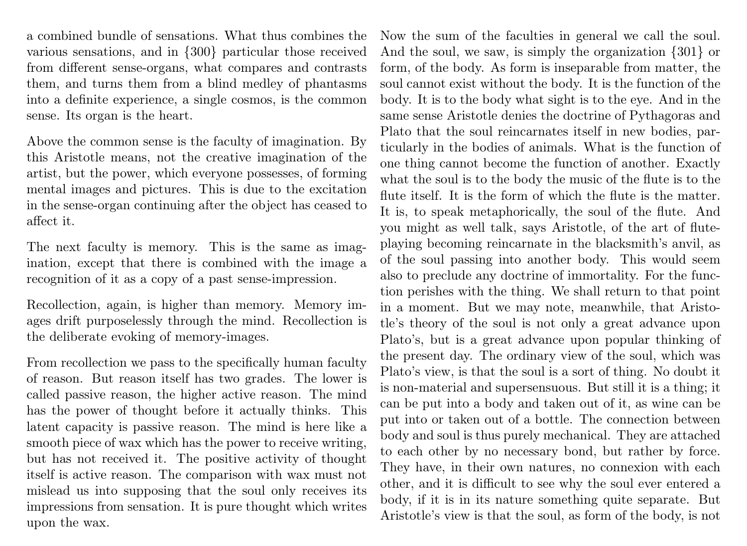a combined bundle of sensations. What thus combines the various sensations, and in {300} particular those received from different sense-organs, what compares and contrasts them, and turns them from a blind medley of phantasms into a definite experience, a single cosmos, is the common sense. Its organ is the heart.

Above the common sense is the faculty of imagination. By this Aristotle means, not the creative imagination of the artist, but the power, which everyone possesses, of forming mental images and pictures. This is due to the excitation in the sense-organ continuing after the object has ceased to affect it.

The next faculty is memory. This is the same as imagination, except that there is combined with the image a recognition of it as a copy of a past sense-impression.

Recollection, again, is higher than memory. Memory images drift purposelessly through the mind. Recollection is the deliberate evoking of memory-images.

From recollection we pass to the specifically human faculty of reason. But reason itself has two grades. The lower is called passive reason, the higher active reason. The mind has the power of thought before it actually thinks. This latent capacity is passive reason. The mind is here like a smooth piece of wax which has the power to receive writing, but has not received it. The positive activity of thought itself is active reason. The comparison with wax must not mislead us into supposing that the soul only receives its impressions from sensation. It is pure thought which writes upon the wax.

Now the sum of the faculties in general we call the soul. And the soul, we saw, is simply the organization {301} or form, of the body. As form is inseparable from matter, the soul cannot exist without the body. It is the function of the body. It is to the body what sight is to the eye. And in the same sense Aristotle denies the doctrine of Pythagoras and Plato that the soul reincarnates itself in new bodies, particularly in the bodies of animals. What is the function of one thing cannot become the function of another. Exactly what the soul is to the body the music of the flute is to the flute itself. It is the form of which the flute is the matter. It is, to speak metaphorically, the soul of the flute. And you might as well talk, says Aristotle, of the art of flute-playing becoming reincarnate in the blacksmith's anvil, as of the soul passing into another body. This would seem also to preclude any doctrine of immortality. For the function perishes with the thing. We shall return to that point in a moment. But we may note, meanwhile, that Aristotle's theory of the soul is not only a great advance upon Plato's, but is a great advance upon popular thinking of the present day. The ordinary view of the soul, which was Plato's view, is that the soul is a sort of thing. No doubt it is non-material and supersensuous. But still it is a thing; it can be put into a body and taken out of it, as wine can be put into or taken out of a bottle. The connection between body and soul is thus purely mechanical. They are attached to each other by no necessary bond, but rather by force. They have, in their own natures, no connexion with each other, and it is difficult to see why the soul ever entered a body, if it is in its nature something quite separate. But Aristotle's view is that the soul, as form of the body, is not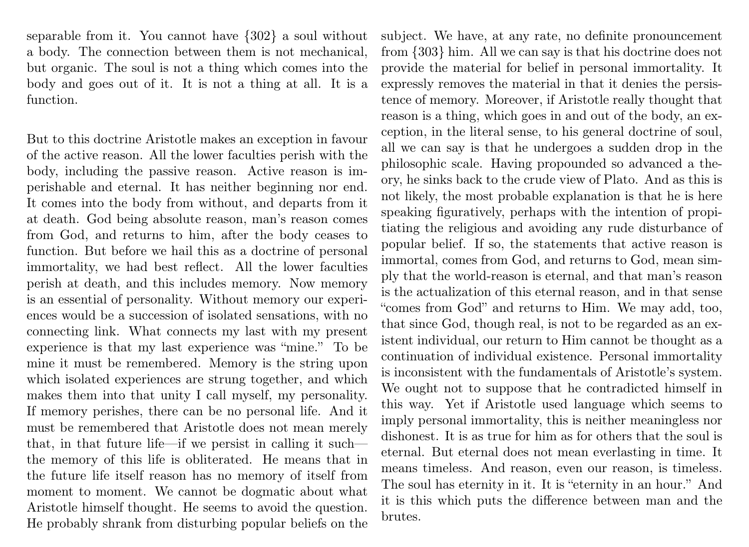separable from it. You cannot have {302} a soul without a body. The connection between them is not mechanical, but organic. The soul is not a thing which comes into the body and goes out of it. It is not a thing at all. It is a function.

But to this doctrine Aristotle makes an exception in favour of the active reason. All the lower faculties perish with the body, including the passive reason. Active reason is imperishable and eternal. It has neither beginning nor end. It comes into the body from without, and departs from it at death. God being absolute reason, man's reason comes from God, and returns to him, after the body ceases to function. But before we hail this as a doctrine of personal immortality, we had best reflect. All the lower faculties perish at death, and this includes memory. Now memory is an essential of personality. Without memory our experiences would be a succession of isolated sensations, with no connecting link. What connects my last with my present experience is that my last experience was "mine." To be mine it must be remembered. Memory is the string upon which isolated experiences are strung together, and which makes them into that unity I call myself, my personality. If memory perishes, there can be no personal life. And it must be remembered that Aristotle does not mean merely that, in that future life—if we persist in calling it such—the memory of this life is obliterated. He means that in the future life itself reason has no memory of itself from moment to moment. We cannot be dogmatic about what Aristotle himself thought. He seems to avoid the question. He probably shrank from disturbing popular beliefs on the subject. We have, at any rate, no definite pronouncement from {303} him. All we can say is that his doctrine does not provide the material for belief in personal immortality. It expressly removes the material in that it denies the persistence of memory. Moreover, if Aristotle really thought that reason is a thing, which goes in and out of the body, an exception, in the literal sense, to his general doctrine of soul, all we can say is that he undergoes a sudden drop in the philosophic scale. Having propounded so advanced a theory, he sinks back to the crude view of Plato. And as this is not likely, the most probable explanation is that he is here speaking figuratively, perhaps with the intention of propitiating the religious and avoiding any rude disturbance of popular belief. If so, the statements that active reason is immortal, comes from God, and returns to God, mean simply that the world-reason is eternal, and that man's reason is the actualization of this eternal reason, and in that sense "comes from God" and returns to Him. We may add, too, that since God, though real, is not to be regarded as an existent individual, our return to Him cannot be thought as a continuation of individual existence. Personal immortality is inconsistent with the fundamentals of Aristotle's system. We ought not to suppose that he contradicted himself in this way. Yet if Aristotle used language which seems to imply personal immortality, this is neither meaningless nor dishonest. It is as true for him as for others that the soul is eternal. But eternal does not mean everlasting in time. It means timeless. And reason, even our reason, is timeless. The soul has eternity in it. It is "eternity in an hour." And it is this which puts the difference between man and the brutes.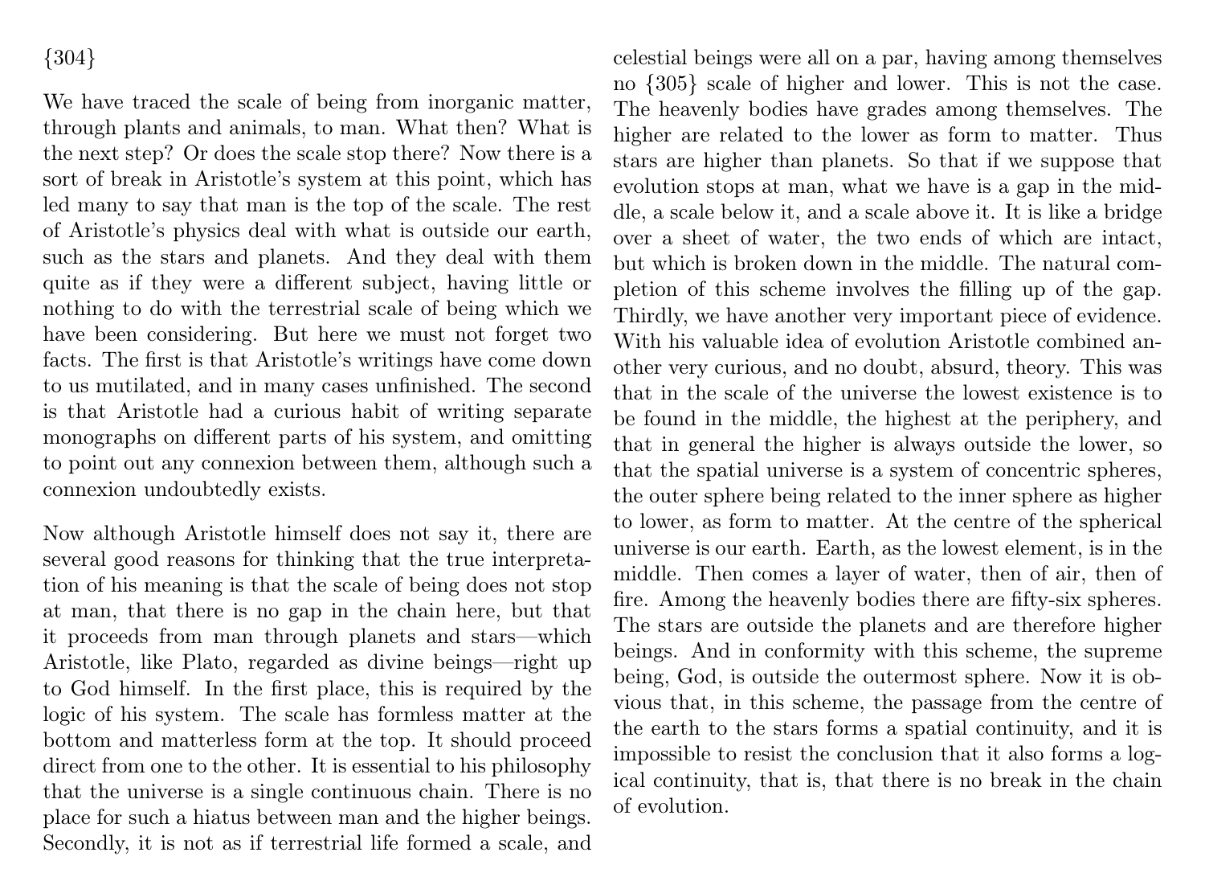{304}

We have traced the scale of being from inorganic matter, through plants and animals, to man. What then? What is the next step? Or does the scale stop there? Now there is a sort of break in Aristotle's system at this point, which has led many to say that man is the top of the scale. The rest of Aristotle's physics deal with what is outside our earth, such as the stars and planets. And they deal with them quite as if they were a different subject, having little or nothing to do with the terrestrial scale of being which we have been considering. But here we must not forget two facts. The first is that Aristotle's writings have come down to us mutilated, and in many cases unfinished. The second is that Aristotle had a curious habit of writing separate monographs on different parts of his system, and omitting to point out any connexion between them, although such a connexion undoubtedly exists.

Now although Aristotle himself does not say it, there are several good reasons for thinking that the true interpretation of his meaning is that the scale of being does not stop at man, that there is no gap in the chain here, but that it proceeds from man through planets and stars—which Aristotle, like Plato, regarded as divine beings—right up to God himself. In the first place, this is required by the logic of his system. The scale has formless matter at the bottom and matterless form at the top. It should proceed direct from one to the other. It is essential to his philosophy that the universe is a single continuous chain. There is no place for such a hiatus between man and the higher beings. Secondly, it is not as if terrestrial life formed a scale, and celestial beings were all on a par, having among themselves no {305} scale of higher and lower. This is not the case. The heavenly bodies have grades among themselves. The higher are related to the lower as form to matter. Thus stars are higher than planets. So that if we suppose that evolution stops at man, what we have is a gap in the middle, a scale below it, and a scale above it. It is like a bridge over a sheet of water, the two ends of which are intact, but which is broken down in the middle. The natural completion of this scheme involves the filling up of the gap. Thirdly, we have another very important piece of evidence. With his valuable idea of evolution Aristotle combined another very curious, and no doubt, absurd, theory. This was that in the scale of the universe the lowest existence is to be found in the middle, the highest at the periphery, and that in general the higher is always outside the lower, so that the spatial universe is a system of concentric spheres, the outer sphere being related to the inner sphere as higher to lower, as form to matter. At the centre of the spherical universe is our earth. Earth, as the lowest element, is in the middle. Then comes a layer of water, then of air, then of fire. Among the heavenly bodies there are fifty-six spheres. The stars are outside the planets and are therefore higher beings. And in conformity with this scheme, the supreme being, God, is outside the outermost sphere. Now it is obvious that, in this scheme, the passage from the centre of the earth to the stars forms a spatial continuity, and it is impossible to resist the conclusion that it also forms a logical continuity, that is, that there is no break in the chain of evolution.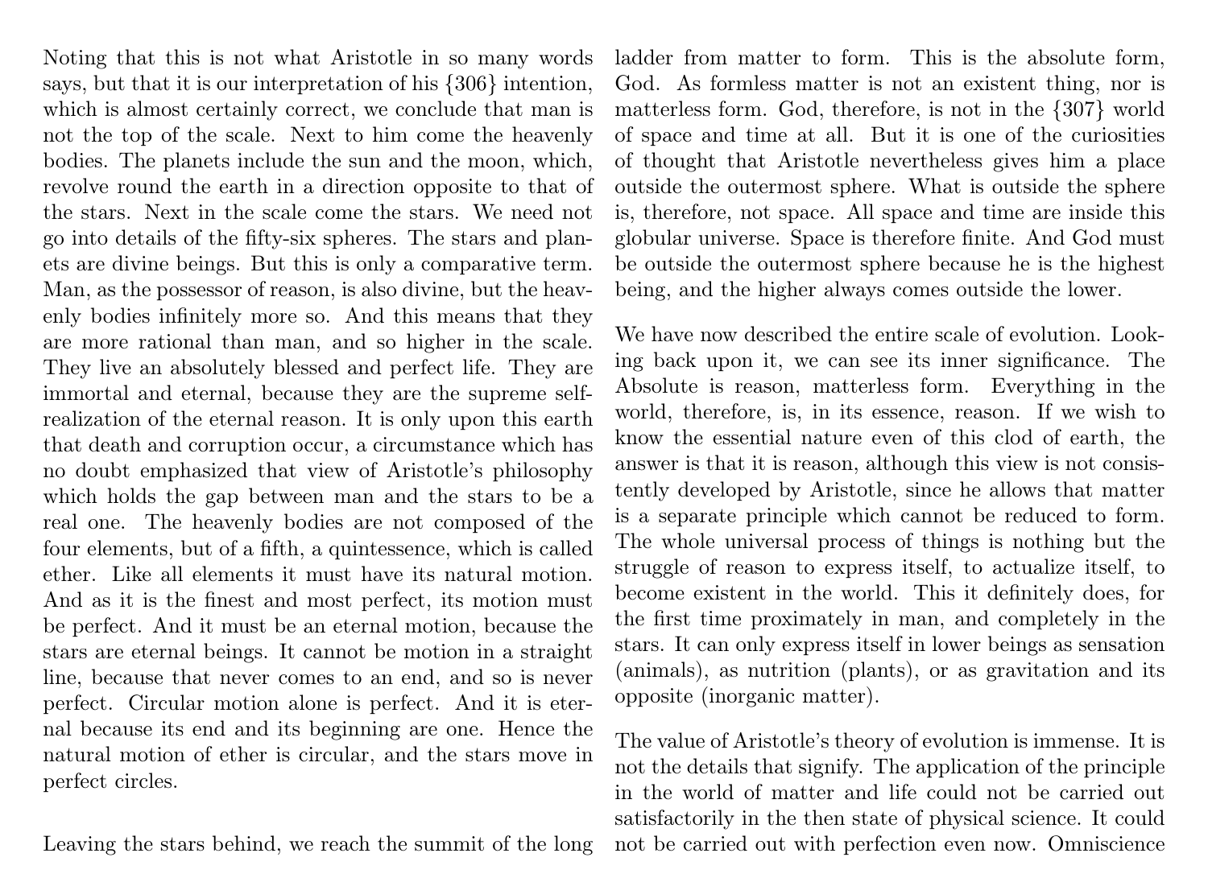Noting that this is not what Aristotle in so many words says, but that it is our interpretation of his {306} intention, which is almost certainly correct, we conclude that man is not the top of the scale. Next to him come the heavenly bodies. The planets include the sun and the moon, which, revolve round the earth in a direction opposite to that of the stars. Next in the scale come the stars. We need not go into details of the fifty-six spheres. The stars and planets are divine beings. But this is only a comparative term. Man, as the possessor of reason, is also divine, but the heavenly bodies infinitely more so. And this means that they are more rational than man, and so higher in the scale. They live an absolutely blessed and perfect life. They are immortal and eternal, because they are the supreme self-realization of the eternal reason. It is only upon this earth that death and corruption occur, a circumstance which has no doubt emphasized that view of Aristotle's philosophy which holds the gap between man and the stars to be a real one. The heavenly bodies are not composed of the four elements, but of a fifth, a quintessence, which is called ether. Like all elements it must have its natural motion. And as it is the finest and most perfect, its motion must be perfect. And it must be an eternal motion, because the stars are eternal beings. It cannot be motion in a straight line, because that never comes to an end, and so is never perfect. Circular motion alone is perfect. And it is eternal because its end and its beginning are one. Hence the natural motion of ether is circular, and the stars move in perfect circles.

Leaving the stars behind, we reach the summit of the long ladder from matter to form. This is the absolute form, God. As formless matter is not an existent thing, nor is matterless form. God, therefore, is not in the {307} world of space and time at all. But it is one of the curiosities of thought that Aristotle nevertheless gives him a place outside the outermost sphere. What is outside the sphere is, therefore, not space. All space and time are inside this globular universe. Space is therefore finite. And God must be outside the outermost sphere because he is the highest being, and the higher always comes outside the lower.

We have now described the entire scale of evolution. Looking back upon it, we can see its inner significance. The Absolute is reason, matterless form. Everything in the world, therefore, is, in its essence, reason. If we wish to know the essential nature even of this clod of earth, the answer is that it is reason, although this view is not consistently developed by Aristotle, since he allows that matter is a separate principle which cannot be reduced to form. The whole universal process of things is nothing but the struggle of reason to express itself, to actualize itself, to become existent in the world. This it definitely does, for the first time proximately in man, and completely in the stars. It can only express itself in lower beings as sensation (animals), as nutrition (plants), or as gravitation and its opposite (inorganic matter).

The value of Aristotle's theory of evolution is immense. It is not the details that signify. The application of the principle in the world of matter and life could not be carried out satisfactorily in the then state of physical science. It could not be carried out with perfection even now. Omniscience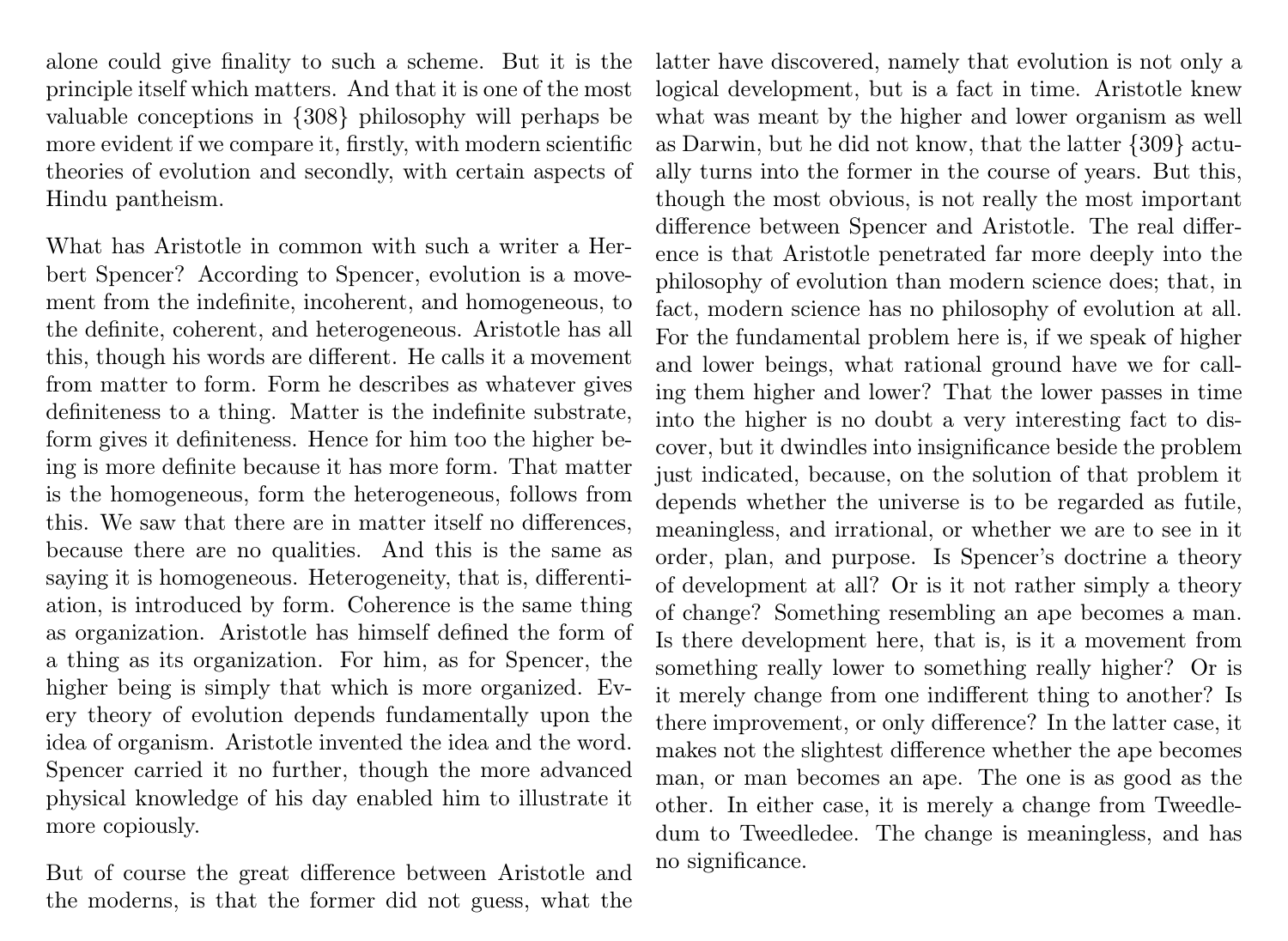alone could give finality to such a scheme. But it is the principle itself which matters. And that it is one of the most valuable conceptions in {308} philosophy will perhaps be more evident if we compare it, firstly, with modern scientific theories of evolution and secondly, with certain aspects of Hindu pantheism.

What has Aristotle in common with such a writer a Herbert Spencer? According to Spencer, evolution is a movement from the indefinite, incoherent, and homogeneous, to the definite, coherent, and heterogeneous. Aristotle has all this, though his words are different. He calls it a movement from matter to form. Form he describes as whatever gives definiteness to a thing. Matter is the indefinite substrate, form gives it definiteness. Hence for him too the higher being is more definite because it has more form. That matter is the homogeneous, form the heterogeneous, follows from this. We saw that there are in matter itself no differences, because there are no qualities. And this is the same as saying it is homogeneous. Heterogeneity, that is, differentiation, is introduced by form. Coherence is the same thing as organization. Aristotle has himself defined the form of a thing as its organization. For him, as for Spencer, the higher being is simply that which is more organized. Every theory of evolution depends fundamentally upon the idea of organism. Aristotle invented the idea and the word. Spencer carried it no further, though the more advanced physical knowledge of his day enabled him to illustrate it more copiously.

But of course the great difference between Aristotle and the moderns, is that the former did not guess, what the latter have discovered, namely that evolution is not only a logical development, but is a fact in time. Aristotle knew what was meant by the higher and lower organism as well as Darwin, but he did not know, that the latter {309} actually turns into the former in the course of years. But this, though the most obvious, is not really the most important difference between Spencer and Aristotle. The real difference is that Aristotle penetrated far more deeply into the philosophy of evolution than modern science does; that, in fact, modern science has no philosophy of evolution at all. For the fundamental problem here is, if we speak of higher and lower beings, what rational ground have we for calling them higher and lower? That the lower passes in time into the higher is no doubt a very interesting fact to discover, but it dwindles into insignificance beside the problem just indicated, because, on the solution of that problem it depends whether the universe is to be regarded as futile, meaningless, and irrational, or whether we are to see in it order, plan, and purpose. Is Spencer's doctrine a theory of development at all? Or is it not rather simply a theory of change? Something resembling an ape becomes a man. Is there development here, that is, is it a movement from something really lower to something really higher? Or is it merely change from one indifferent thing to another? Is there improvement, or only difference? In the latter case, it makes not the slightest difference whether the ape becomes man, or man becomes an ape. The one is as good as the other. In either case, it is merely a change from Tweedledum to Tweedledee. The change is meaningless, and has no significance.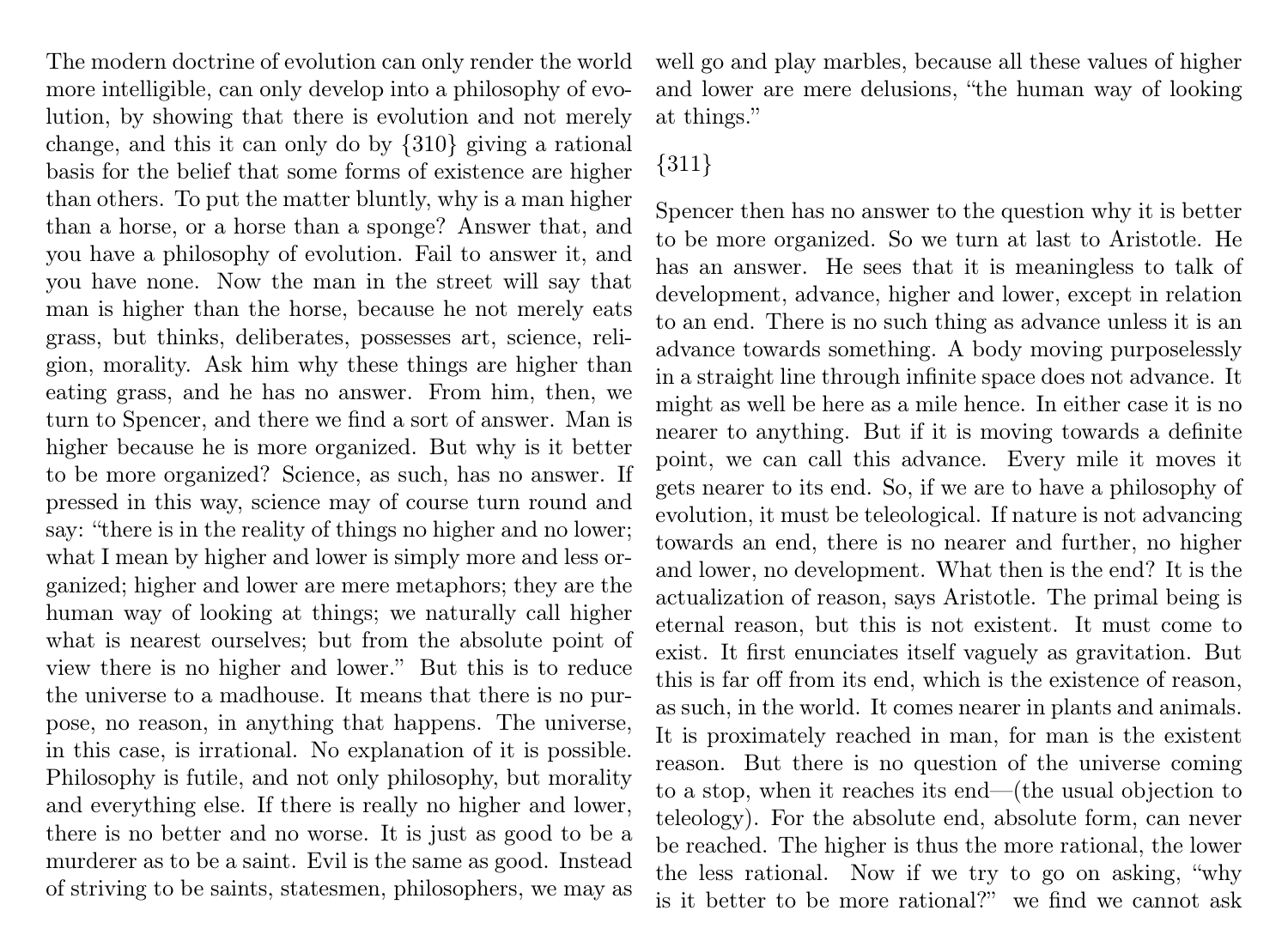The modern doctrine of evolution can only render the world more intelligible, can only develop into a philosophy of evolution, by showing that there is evolution and not merely change, and this it can only do by {310} giving a rational basis for the belief that some forms of existence are higher than others. To put the matter bluntly, why is a man higher than a horse, or a horse than a sponge? Answer that, and you have a philosophy of evolution. Fail to answer it, and you have none. Now the man in the street will say that man is higher than the horse, because he not merely eats grass, but thinks, deliberates, possesses art, science, religion, morality. Ask him why these things are higher than eating grass, and he has no answer. From him, then, we turn to Spencer, and there we find a sort of answer. Man is higher because he is more organized. But why is it better to be more organized? Science, as such, has no answer. If pressed in this way, science may of course turn round and say: "there is in the reality of things no higher and no lower; what I mean by higher and lower is simply more and less organized; higher and lower are mere metaphors; they are the human way of looking at things; we naturally call higher what is nearest ourselves; but from the absolute point of view there is no higher and lower." But this is to reduce the universe to a madhouse. It means that there is no purpose, no reason, in anything that happens. The universe, in this case, is irrational. No explanation of it is possible. Philosophy is futile, and not only philosophy, but morality and everything else. If there is really no higher and lower, there is no better and no worse. It is just as good to be a murderer as to be a saint. Evil is the same as good. Instead of striving to be saints, statesmen, philosophers, we may as well go and play marbles, because all these values of higher and lower are mere delusions, "the human way of looking at things."

{311}

Spencer then has no answer to the question why it is better to be more organized. So we turn at last to Aristotle. He has an answer. He sees that it is meaningless to talk of development, advance, higher and lower, except in relation to an end. There is no such thing as advance unless it is an advance towards something. A body moving purposelessly in a straight line through infinite space does not advance. It might as well be here as a mile hence. In either case it is no nearer to anything. But if it is moving towards a definite point, we can call this advance. Every mile it moves it gets nearer to its end. So, if we are to have a philosophy of evolution, it must be teleological. If nature is not advancing towards an end, there is no nearer and further, no higher and lower, no development. What then is the end? It is the actualization of reason, says Aristotle. The primal being is eternal reason, but this is not existent. It must come to exist. It first enunciates itself vaguely as gravitation. But this is far off from its end, which is the existence of reason, as such, in the world. It comes nearer in plants and animals. It is proximately reached in man, for man is the existent reason. But there is no question of the universe coming to a stop, when it reaches its end—(the usual objection to teleology). For the absolute end, absolute form, can never be reached. The higher is thus the more rational, the lower the less rational. Now if we try to go on asking, "why is it better to be more rational?" we find we cannot ask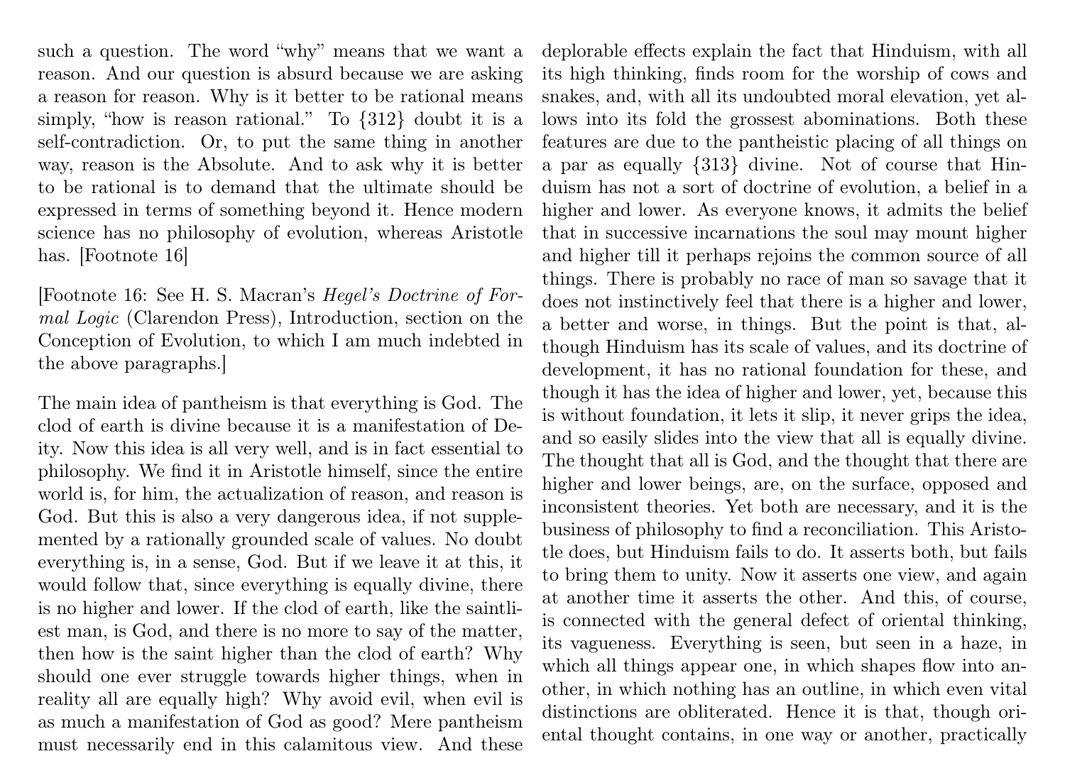such a question. The word "why" means that we want a reason. And our question is absurd because we are asking a reason for reason. Why is it better to be rational means simply, "how is reason rational." To {312} doubt it is a self-contradiction. Or, to put the same thing in another way, reason is the Absolute. And to ask why it is better to be rational is to demand that the ultimate should be expressed in terms of something beyond it. Hence modern science has no philosophy of evolution, whereas Aristotle has. [Footnote 16]

[Footnote 16: See H. S. Macran's *Hegel's Doctrine of Formal Logic* (Clarendon Press), Introduction, section on the Conception of Evolution, to which I am much indebted in the above paragraphs.]

The main idea of pantheism is that everything is God. The clod of earth is divine because it is a manifestation of Deity. Now this idea is all very well, and is in fact essential to philosophy. We find it in Aristotle himself, since the entire world is, for him, the actualization of reason, and reason is God. But this is also a very dangerous idea, if not supplemented by a rationally grounded scale of values. No doubt everything is, in a sense, God. But if we leave it at this, it would follow that, since everything is equally divine, there is no higher and lower. If the clod of earth, like the saintliest man, is God, and there is no more to say of the matter, then how is the saint higher than the clod of earth? Why should one ever struggle towards higher things, when in reality all are equally high? Why avoid evil, when evil is as much a manifestation of God as good? Mere pantheism must necessarily end in this calamitous view. And these deplorable effects explain the fact that Hinduism, with all its high thinking, finds room for the worship of cows and snakes, and, with all its undoubted moral elevation, yet allows into its fold the grossest abominations. Both these features are due to the pantheistic placing of all things on a par as equally {313} divine. Not of course that Hinduism has not a sort of doctrine of evolution, a belief in a higher and lower. As everyone knows, it admits the belief that in successive incarnations the soul may mount higher and higher till it perhaps rejoins the common source of all things. There is probably no race of man so savage that it does not instinctively feel that there is a higher and lower, a better and worse, in things. But the point is that, although Hinduism has its scale of values, and its doctrine of development, it has no rational foundation for these, and though it has the idea of higher and lower, yet, because this is without foundation, it lets it slip, it never grips the idea, and so easily slides into the view that all is equally divine. The thought that all is God, and the thought that there are higher and lower beings, are, on the surface, opposed and inconsistent theories. Yet both are necessary, and it is the business of philosophy to find a reconciliation. This Aristotle does, but Hinduism fails to do. It asserts both, but fails to bring them to unity. Now it asserts one view, and again at another time it asserts the other. And this, of course, is connected with the general defect of oriental thinking, its vagueness. Everything is seen, but seen in a haze, in which all things appear one, in which shapes flow into another, in which nothing has an outline, in which even vital distinctions are obliterated. Hence it is that, though oriental thought contains, in one way or another, practically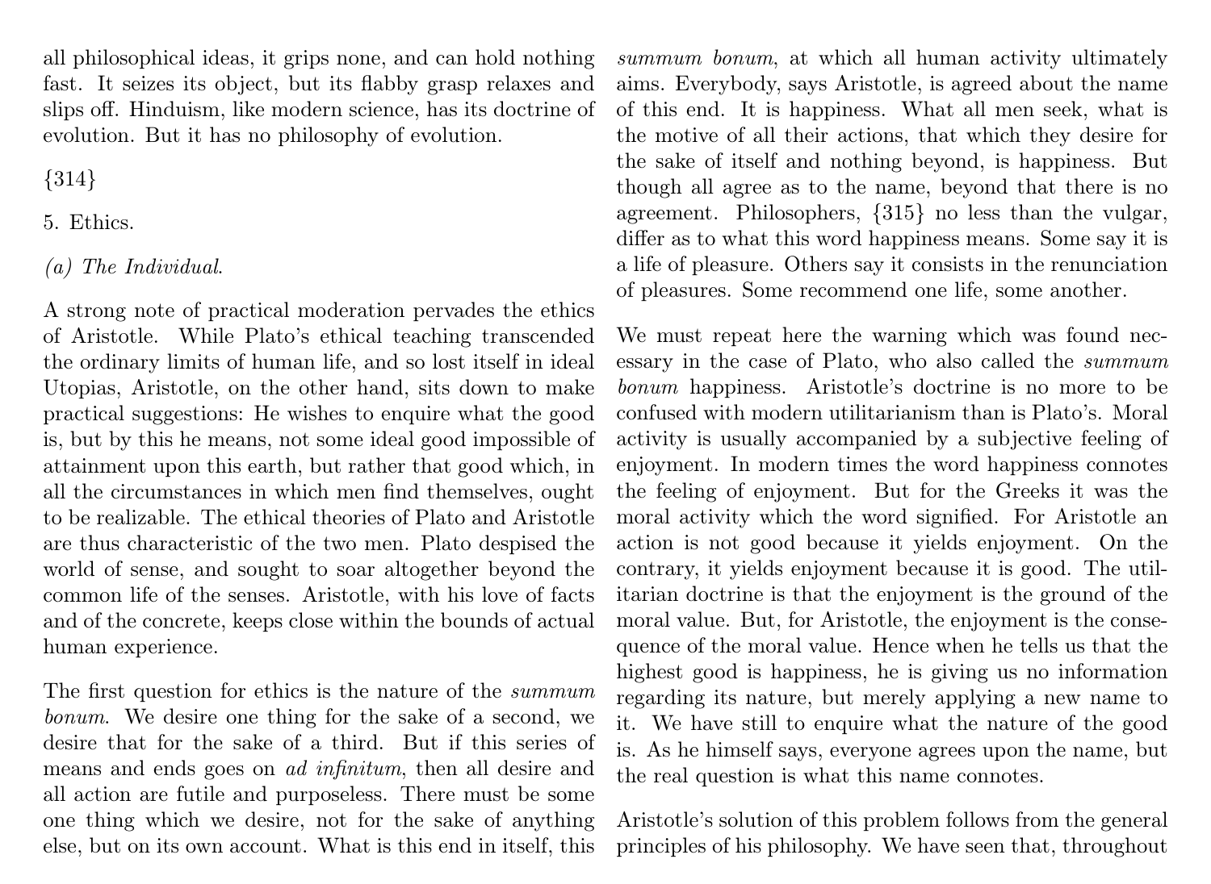all philosophical ideas, it grips none, and can hold nothing fast. It seizes its object, but its flabby grasp relaxes and slips off. Hinduism, like modern science, has its doctrine of evolution. But it has no philosophy of evolution.

{314}

5. Ethics.

*(a) The Individual.*

A strong note of practical moderation pervades the ethics of Aristotle. While Plato's ethical teaching transcended the ordinary limits of human life, and so lost itself in ideal Utopias, Aristotle, on the other hand, sits down to make practical suggestions: He wishes to enquire what the good is, but by this he means, not some ideal good impossible of attainment upon this earth, but rather that good which, in all the circumstances in which men find themselves, ought to be realizable. The ethical theories of Plato and Aristotle are thus characteristic of the two men. Plato despised the world of sense, and sought to soar altogether beyond the common life of the senses. Aristotle, with his love of facts and of the concrete, keeps close within the bounds of actual human experience.

The first question for ethics is the nature of the *summum bonum*. We desire one thing for the sake of a second, we desire that for the sake of a third. But if this series of means and ends goes on *ad infinitum*, then all desire and all action are futile and purposeless. There must be some one thing which we desire, not for the sake of anything else, but on its own account. What is this end in itself, this *summum bonum*, at which all human activity ultimately aims. Everybody, says Aristotle, is agreed about the name of this end. It is happiness. What all men seek, what is the motive of all their actions, that which they desire for the sake of itself and nothing beyond, is happiness. But though all agree as to the name, beyond that there is no agreement. Philosophers, {315} no less than the vulgar, differ as to what this word happiness means. Some say it is a life of pleasure. Others say it consists in the renunciation of pleasures. Some recommend one life, some another.

We must repeat here the warning which was found necessary in the case of Plato, who also called the *summum bonum* happiness. Aristotle's doctrine is no more to be confused with modern utilitarianism than is Plato's. Moral activity is usually accompanied by a subjective feeling of enjoyment. In modern times the word happiness connotes the feeling of enjoyment. But for the Greeks it was the moral activity which the word signified. For Aristotle an action is not good because it yields enjoyment. On the contrary, it yields enjoyment because it is good. The utilitarian doctrine is that the enjoyment is the ground of the moral value. But, for Aristotle, the enjoyment is the consequence of the moral value. Hence when he tells us that the highest good is happiness, he is giving us no information regarding its nature, but merely applying a new name to it. We have still to enquire what the nature of the good is. As he himself says, everyone agrees upon the name, but the real question is what this name connotes.

Aristotle's solution of this problem follows from the general principles of his philosophy. We have seen that, throughout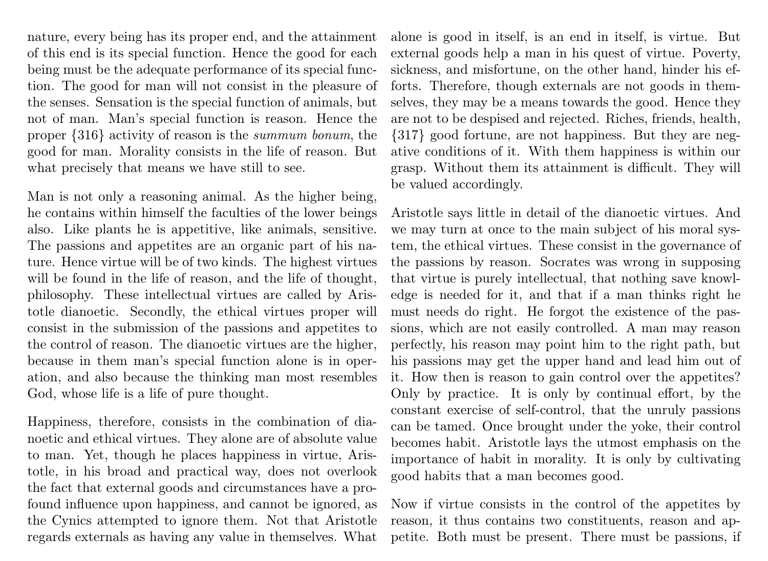nature, every being has its proper end, and the attainment of this end is its special function. Hence the good for each being must be the adequate performance of its special function. The good for man will not consist in the pleasure of the senses. Sensation is the special function of animals, but not of man. Man's special function is reason. Hence the proper {316} activity of reason is the *summum bonum*, the good for man. Morality consists in the life of reason. But what precisely that means we have still to see.

Man is not only a reasoning animal. As the higher being, he contains within himself the faculties of the lower beings also. Like plants he is appetitive, like animals, sensitive. The passions and appetites are an organic part of his nature. Hence virtue will be of two kinds. The highest virtues will be found in the life of reason, and the life of thought, philosophy. These intellectual virtues are called by Aristotle dianoetic. Secondly, the ethical virtues proper will consist in the submission of the passions and appetites to the control of reason. The dianoetic virtues are the higher, because in them man's special function alone is in operation, and also because the thinking man most resembles God, whose life is a life of pure thought.

Happiness, therefore, consists in the combination of dianoetic and ethical virtues. They alone are of absolute value to man. Yet, though he places happiness in virtue, Aristotle, in his broad and practical way, does not overlook the fact that external goods and circumstances have a profound influence upon happiness, and cannot be ignored, as the Cynics attempted to ignore them. Not that Aristotle regards externals as having any value in themselves. What alone is good in itself, is an end in itself, is virtue. But external goods help a man in his quest of virtue. Poverty, sickness, and misfortune, on the other hand, hinder his efforts. Therefore, though externals are not goods in themselves, they may be a means towards the good. Hence they are not to be despised and rejected. Riches, friends, health, {317} good fortune, are not happiness. But they are negative conditions of it. With them happiness is within our grasp. Without them its attainment is difficult. They will be valued accordingly.

Aristotle says little in detail of the dianoetic virtues. And we may turn at once to the main subject of his moral system, the ethical virtues. These consist in the governance of the passions by reason. Socrates was wrong in supposing that virtue is purely intellectual, that nothing save knowledge is needed for it, and that if a man thinks right he must needs do right. He forgot the existence of the passions, which are not easily controlled. A man may reason perfectly, his reason may point him to the right path, but his passions may get the upper hand and lead him out of it. How then is reason to gain control over the appetites? Only by practice. It is only by continual effort, by the constant exercise of self-control, that the unruly passions can be tamed. Once brought under the yoke, their control becomes habit. Aristotle lays the utmost emphasis on the importance of habit in morality. It is only by cultivating good habits that a man becomes good.

Now if virtue consists in the control of the appetites by reason, it thus contains two constituents, reason and appetite. Both must be present. There must be passions, if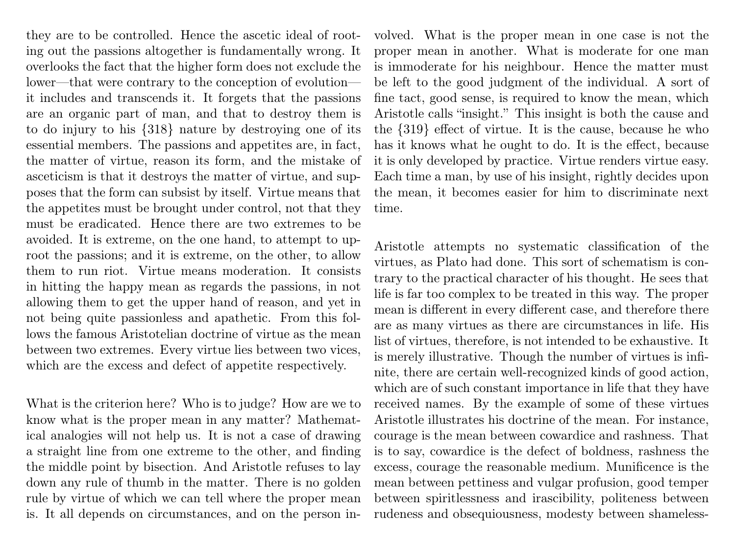they are to be controlled. Hence the ascetic ideal of rooting out the passions altogether is fundamentally wrong. It overlooks the fact that the higher form does not exclude the lower—that were contrary to the conception of evolution—it includes and transcends it. It forgets that the passions are an organic part of man, and that to destroy them is to do injury to his {318} nature by destroying one of its essential members. The passions and appetites are, in fact, the matter of virtue, reason its form, and the mistake of asceticism is that it destroys the matter of virtue, and supposes that the form can subsist by itself. Virtue means that the appetites must be brought under control, not that they must be eradicated. Hence there are two extremes to be avoided. It is extreme, on the one hand, to attempt to uproot the passions; and it is extreme, on the other, to allow them to run riot. Virtue means moderation. It consists in hitting the happy mean as regards the passions, in not allowing them to get the upper hand of reason, and yet in not being quite passionless and apathetic. From this follows the famous Aristotelian doctrine of virtue as the mean between two extremes. Every virtue lies between two vices, which are the excess and defect of appetite respectively.

What is the criterion here? Who is to judge? How are we to know what is the proper mean in any matter? Mathematical analogies will not help us. It is not a case of drawing a straight line from one extreme to the other, and finding the middle point by bisection. And Aristotle refuses to lay down any rule of thumb in the matter. There is no golden rule by virtue of which we can tell where the proper mean is. It all depends on circumstances, and on the person involved. What is the proper mean in one case is not the proper mean in another. What is moderate for one man is immoderate for his neighbour. Hence the matter must be left to the good judgment of the individual. A sort of fine tact, good sense, is required to know the mean, which Aristotle calls "insight." This insight is both the cause and the {319} effect of virtue. It is the cause, because he who has it knows what he ought to do. It is the effect, because it is only developed by practice. Virtue renders virtue easy. Each time a man, by use of his insight, rightly decides upon the mean, it becomes easier for him to discriminate next time.

Aristotle attempts no systematic classification of the virtues, as Plato had done. This sort of schematism is contrary to the practical character of his thought. He sees that life is far too complex to be treated in this way. The proper mean is different in every different case, and therefore there are as many virtues as there are circumstances in life. His list of virtues, therefore, is not intended to be exhaustive. It is merely illustrative. Though the number of virtues is infinite, there are certain well-recognized kinds of good action, which are of such constant importance in life that they have received names. By the example of some of these virtues Aristotle illustrates his doctrine of the mean. For instance, courage is the mean between cowardice and rashness. That is to say, cowardice is the defect of boldness, rashness the excess, courage the reasonable medium. Munificence is the mean between pettiness and vulgar profusion, good temper between spiritlessness and irascibility, politeness between rudeness and obsequiousness, modesty between shameless-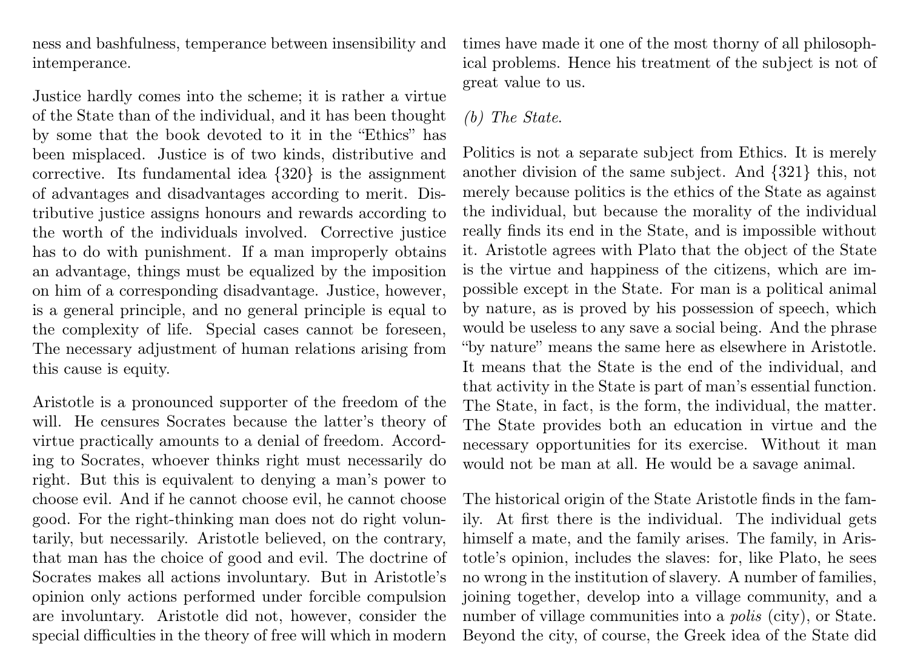ness and bashfulness, temperance between insensibility and intemperance.

Justice hardly comes into the scheme; it is rather a virtue of the State than of the individual, and it has been thought by some that the book devoted to it in the "Ethics" has been misplaced. Justice is of two kinds, distributive and corrective. Its fundamental idea {320} is the assignment of advantages and disadvantages according to merit. Distributive justice assigns honours and rewards according to the worth of the individuals involved. Corrective justice has to do with punishment. If a man improperly obtains an advantage, things must be equalized by the imposition on him of a corresponding disadvantage. Justice, however, is a general principle, and no general principle is equal to the complexity of life. Special cases cannot be foreseen, The necessary adjustment of human relations arising from this cause is equity.

Aristotle is a pronounced supporter of the freedom of the will. He censures Socrates because the latter's theory of virtue practically amounts to a denial of freedom. According to Socrates, whoever thinks right must necessarily do right. But this is equivalent to denying a man's power to choose evil. And if he cannot choose evil, he cannot choose good. For the right-thinking man does not do right voluntarily, but necessarily. Aristotle believed, on the contrary, that man has the choice of good and evil. The doctrine of Socrates makes all actions involuntary. But in Aristotle's opinion only actions performed under forcible compulsion are involuntary. Aristotle did not, however, consider the special difficulties in the theory of free will which in modern times have made it one of the most thorny of all philosophical problems. Hence his treatment of the subject is not of great value to us.

*(b) The State.*

Politics is not a separate subject from Ethics. It is merely another division of the same subject. And {321} this, not merely because politics is the ethics of the State as against the individual, but because the morality of the individual really finds its end in the State, and is impossible without it. Aristotle agrees with Plato that the object of the State is the virtue and happiness of the citizens, which are impossible except in the State. For man is a political animal by nature, as is proved by his possession of speech, which would be useless to any save a social being. And the phrase "by nature" means the same here as elsewhere in Aristotle. It means that the State is the end of the individual, and that activity in the State is part of man's essential function. The State, in fact, is the form, the individual, the matter. The State provides both an education in virtue and the necessary opportunities for its exercise. Without it man would not be man at all. He would be a savage animal.

The historical origin of the State Aristotle finds in the family. At first there is the individual. The individual gets himself a mate, and the family arises. The family, in Aristotle's opinion, includes the slaves: for, like Plato, he sees no wrong in the institution of slavery. A number of families, joining together, develop into a village community, and a number of village communities into a *polis* (city), or State. Beyond the city, of course, the Greek idea of the State did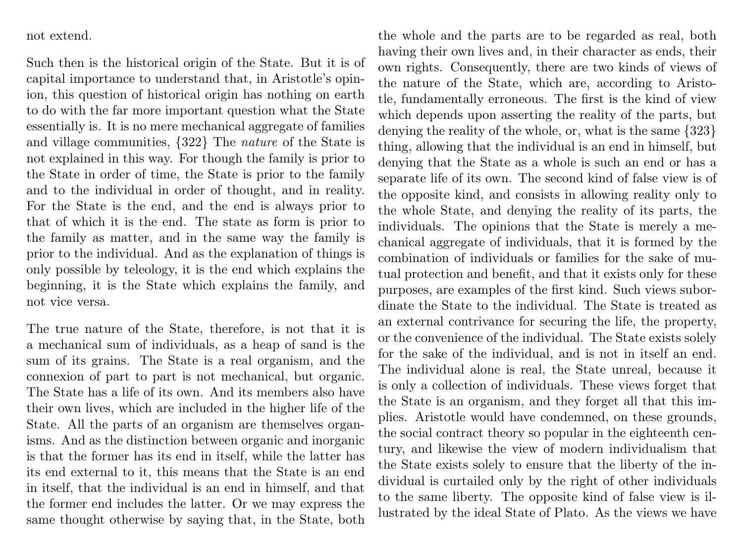not extend.

Such then is the historical origin of the State. But it is of capital importance to understand that, in Aristotle's opinion, this question of historical origin has nothing on earth to do with the far more important question what the State essentially is. It is no mere mechanical aggregate of families and village communities, {322} The *nature* of the State is not explained in this way. For though the family is prior to the State in order of time, the State is prior to the family and to the individual in order of thought, and in reality. For the State is the end, and the end is always prior to that of which it is the end. The state as form is prior to the family as matter, and in the same way the family is prior to the individual. And as the explanation of things is only possible by teleology, it is the end which explains the beginning, it is the State which explains the family, and not vice versa.

The true nature of the State, therefore, is not that it is a mechanical sum of individuals, as a heap of sand is the sum of its grains. The State is a real organism, and the connexion of part to part is not mechanical, but organic. The State has a life of its own. And its members also have their own lives, which are included in the higher life of the State. All the parts of an organism are themselves organisms. And as the distinction between organic and inorganic is that the former has its end in itself, while the latter has its end external to it, this means that the State is an end in itself, that the individual is an end in himself, and that the former end includes the latter. Or we may express the same thought otherwise by saying that, in the State, both the whole and the parts are to be regarded as real, both having their own lives and, in their character as ends, their own rights. Consequently, there are two kinds of views of the nature of the State, which are, according to Aristotle, fundamentally erroneous. The first is the kind of view which depends upon asserting the reality of the parts, but denying the reality of the whole, or, what is the same {323} thing, allowing that the individual is an end in himself, but denying that the State as a whole is such an end or has a separate life of its own. The second kind of false view is of the opposite kind, and consists in allowing reality only to the whole State, and denying the reality of its parts, the individuals. The opinions that the State is merely a mechanical aggregate of individuals, that it is formed by the combination of individuals or families for the sake of mutual protection and benefit, and that it exists only for these purposes, are examples of the first kind. Such views subordinate the State to the individual. The State is treated as an external contrivance for securing the life, the property, or the convenience of the individual. The State exists solely for the sake of the individual, and is not in itself an end. The individual alone is real, the State unreal, because it is only a collection of individuals. These views forget that the State is an organism, and they forget all that this implies. Aristotle would have condemned, on these grounds, the social contract theory so popular in the eighteenth century, and likewise the view of modern individualism that the State exists solely to ensure that the liberty of the individual is curtailed only by the right of other individuals to the same liberty. The opposite kind of false view is illustrated by the ideal State of Plato. As the views we have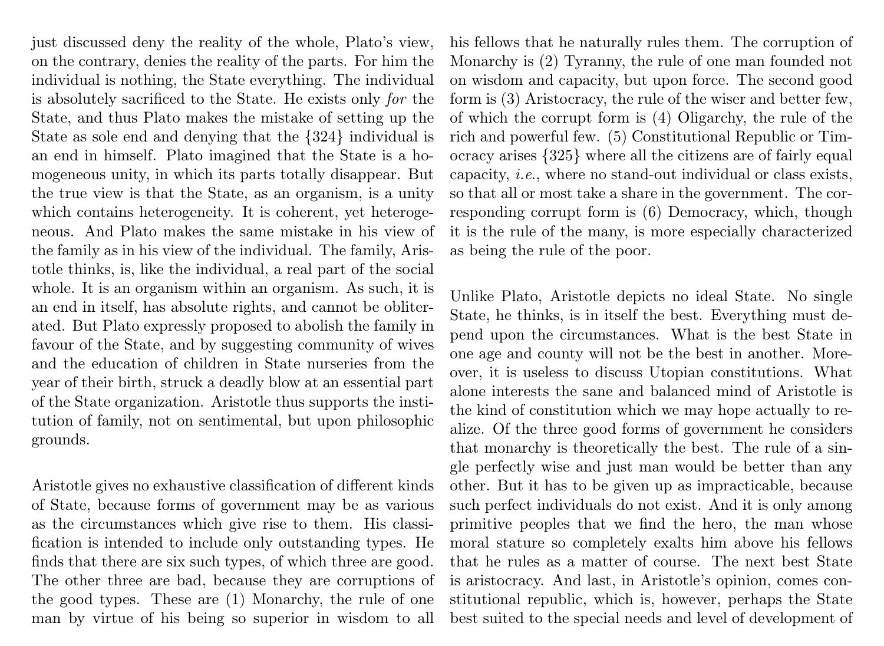just discussed deny the reality of the whole, Plato's view, on the contrary, denies the reality of the parts. For him the individual is nothing, the State everything. The individual is absolutely sacrificed to the State. He exists only *for* the State, and thus Plato makes the mistake of setting up the State as sole end and denying that the {324} individual is an end in himself. Plato imagined that the State is a homogeneous unity, in which its parts totally disappear. But the true view is that the State, as an organism, is a unity which contains heterogeneity. It is coherent, yet heterogeneous. And Plato makes the same mistake in his view of the family as in his view of the individual. The family, Aristotle thinks, is, like the individual, a real part of the social whole. It is an organism within an organism. As such, it is an end in itself, has absolute rights, and cannot be obliterated. But Plato expressly proposed to abolish the family in favour of the State, and by suggesting community of wives and the education of children in State nurseries from the year of their birth, struck a deadly blow at an essential part of the State organization. Aristotle thus supports the institution of family, not on sentimental, but upon philosophic grounds.

Aristotle gives no exhaustive classification of different kinds of State, because forms of government may be as various as the circumstances which give rise to them. His classification is intended to include only outstanding types. He finds that there are six such types, of which three are good. The other three are bad, because they are corruptions of the good types. These are (1) Monarchy, the rule of one man by virtue of his being so superior in wisdom to all his fellows that he naturally rules them. The corruption of Monarchy is (2) Tyranny, the rule of one man founded not on wisdom and capacity, but upon force. The second good form is (3) Aristocracy, the rule of the wiser and better few, of which the corrupt form is (4) Oligarchy, the rule of the rich and powerful few. (5) Constitutional Republic or Timocracy arises {325} where all the citizens are of fairly equal capacity, *i.e.*, where no stand-out individual or class exists, so that all or most take a share in the government. The corresponding corrupt form is (6) Democracy, which, though it is the rule of the many, is more especially characterized as being the rule of the poor.

Unlike Plato, Aristotle depicts no ideal State. No single State, he thinks, is in itself the best. Everything must depend upon the circumstances. What is the best State in one age and county will not be the best in another. Moreover, it is useless to discuss Utopian constitutions. What alone interests the sane and balanced mind of Aristotle is the kind of constitution which we may hope actually to realize. Of the three good forms of government he considers that monarchy is theoretically the best. The rule of a single perfectly wise and just man would be better than any other. But it has to be given up as impracticable, because such perfect individuals do not exist. And it is only among primitive peoples that we find the hero, the man whose moral stature so completely exalts him above his fellows that he rules as a matter of course. The next best State is aristocracy. And last, in Aristotle's opinion, comes constitutional republic, which is, however, perhaps the State best suited to the special needs and level of development of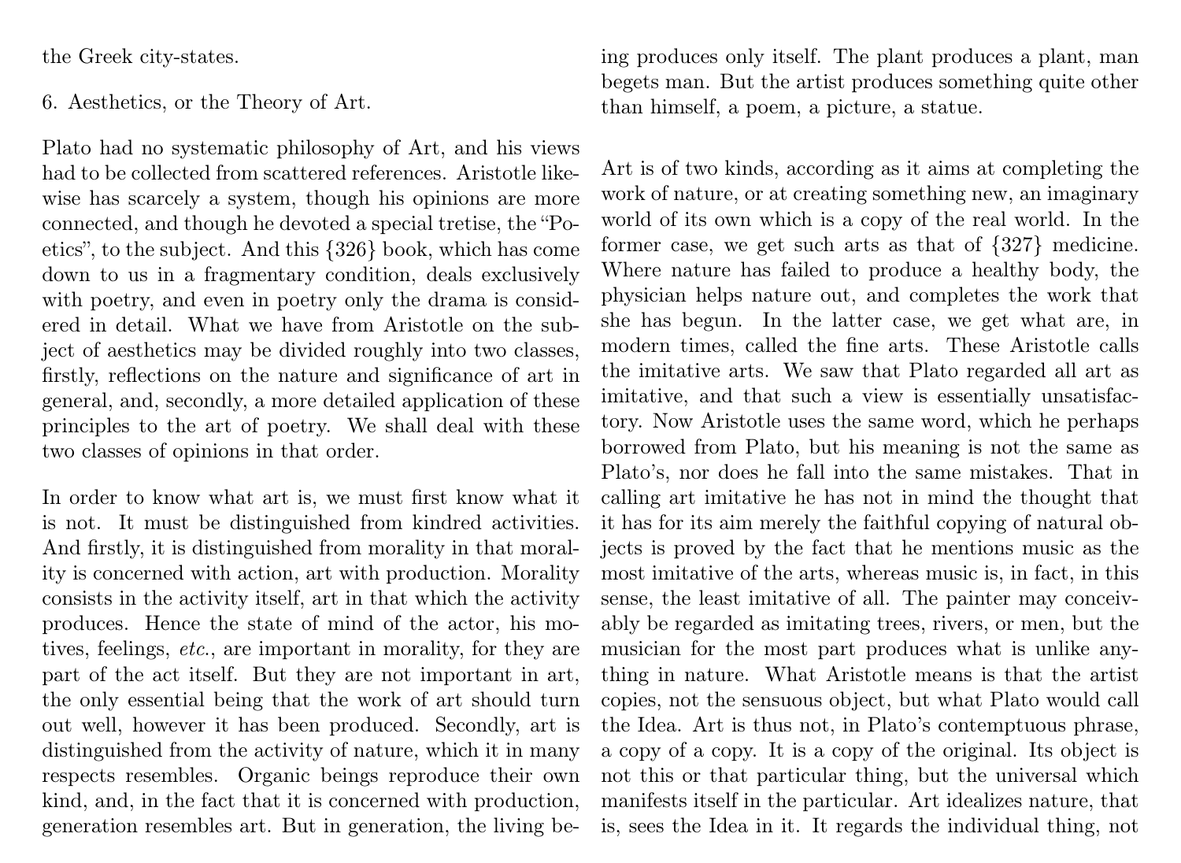the Greek city-states.

## 6. Aesthetics, or the Theory of Art.

Plato had no systematic philosophy of Art, and his views had to be collected from scattered references. Aristotle likewise has scarcely a system, though his opinions are more connected, and though he devoted a special tretise, the "Poetics", to the subject. And this {326} book, which has come down to us in a fragmentary condition, deals exclusively with poetry, and even in poetry only the drama is considered in detail. What we have from Aristotle on the subject of aesthetics may be divided roughly into two classes, firstly, reflections on the nature and significance of art in general, and, secondly, a more detailed application of these principles to the art of poetry. We shall deal with these two classes of opinions in that order.

In order to know what art is, we must first know what it is not. It must be distinguished from kindred activities. And firstly, it is distinguished from morality in that morality is concerned with action, art with production. Morality consists in the activity itself, art in that which the activity produces. Hence the state of mind of the actor, his motives, feelings, *etc.*, are important in morality, for they are part of the act itself. But they are not important in art, the only essential being that the work of art should turn out well, however it has been produced. Secondly, art is distinguished from the activity of nature, which it in many respects resembles. Organic beings reproduce their own kind, and, in the fact that it is concerned with production, generation resembles art. But in generation, the living being produces only itself. The plant produces a plant, man begets man. But the artist produces something quite other than himself, a poem, a picture, a statue.

Art is of two kinds, according as it aims at completing the work of nature, or at creating something new, an imaginary world of its own which is a copy of the real world. In the former case, we get such arts as that of {327} medicine. Where nature has failed to produce a healthy body, the physician helps nature out, and completes the work that she has begun. In the latter case, we get what are, in modern times, called the fine arts. These Aristotle calls the imitative arts. We saw that Plato regarded all art as imitative, and that such a view is essentially unsatisfactory. Now Aristotle uses the same word, which he perhaps borrowed from Plato, but his meaning is not the same as Plato's, nor does he fall into the same mistakes. That in calling art imitative he has not in mind the thought that it has for its aim merely the faithful copying of natural objects is proved by the fact that he mentions music as the most imitative of the arts, whereas music is, in fact, in this sense, the least imitative of all. The painter may conceivably be regarded as imitating trees, rivers, or men, but the musician for the most part produces what is unlike anything in nature. What Aristotle means is that the artist copies, not the sensuous object, but what Plato would call the Idea. Art is thus not, in Plato's contemptuous phrase, a copy of a copy. It is a copy of the original. Its object is not this or that particular thing, but the universal which manifests itself in the particular. Art idealizes nature, that is, sees the Idea in it. It regards the individual thing, not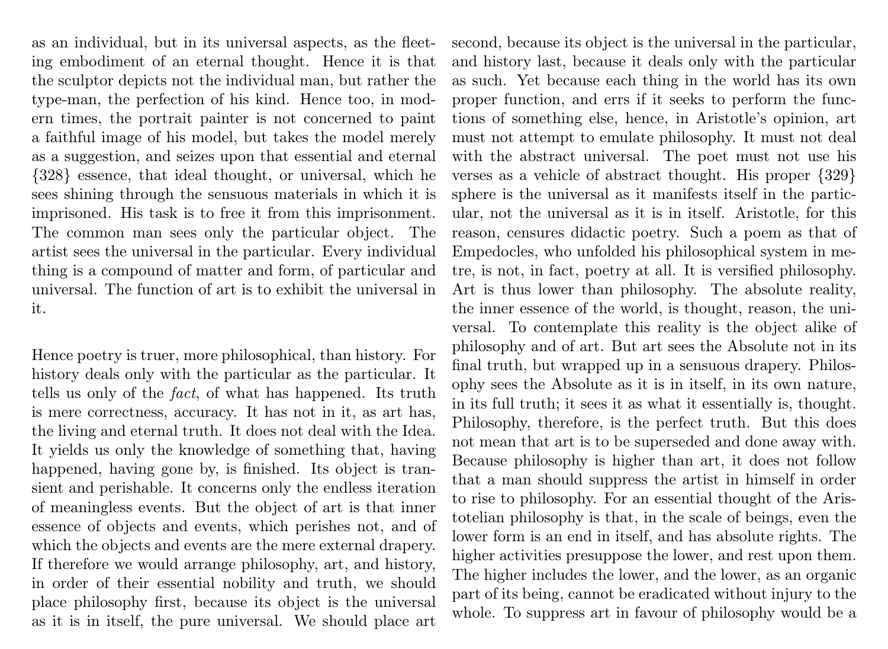as an individual, but in its universal aspects, as the fleeting embodiment of an eternal thought. Hence it is that the sculptor depicts not the individual man, but rather the type-man, the perfection of his kind. Hence too, in modern times, the portrait painter is not concerned to paint a faithful image of his model, but takes the model merely as a suggestion, and seizes upon that essential and eternal {328} essence, that ideal thought, or universal, which he sees shining through the sensuous materials in which it is imprisoned. His task is to free it from this imprisonment. The common man sees only the particular object. The artist sees the universal in the particular. Every individual thing is a compound of matter and form, of particular and universal. The function of art is to exhibit the universal in it.

Hence poetry is truer, more philosophical, than history. For history deals only with the particular as the particular. It tells us only of the *fact*, of what has happened. Its truth is mere correctness, accuracy. It has not in it, as art has, the living and eternal truth. It does not deal with the Idea. It yields us only the knowledge of something that, having happened, having gone by, is finished. Its object is transient and perishable. It concerns only the endless iteration of meaningless events. But the object of art is that inner essence of objects and events, which perishes not, and of which the objects and events are the mere external drapery. If therefore we would arrange philosophy, art, and history, in order of their essential nobility and truth, we should place philosophy first, because its object is the universal as it is in itself, the pure universal. We should place art second, because its object is the universal in the particular, and history last, because it deals only with the particular as such. Yet because each thing in the world has its own proper function, and errs if it seeks to perform the functions of something else, hence, in Aristotle's opinion, art must not attempt to emulate philosophy. It must not deal with the abstract universal. The poet must not use his verses as a vehicle of abstract thought. His proper {329} sphere is the universal as it manifests itself in the particular, not the universal as it is in itself. Aristotle, for this reason, censures didactic poetry. Such a poem as that of Empedocles, who unfolded his philosophical system in metre, is not, in fact, poetry at all. It is versified philosophy. Art is thus lower than philosophy. The absolute reality, the inner essence of the world, is thought, reason, the universal. To contemplate this reality is the object alike of philosophy and of art. But art sees the Absolute not in its final truth, but wrapped up in a sensuous drapery. Philosophy sees the Absolute as it is in itself, in its own nature, in its full truth; it sees it as what it essentially is, thought. Philosophy, therefore, is the perfect truth. But this does not mean that art is to be superseded and done away with. Because philosophy is higher than art, it does not follow that a man should suppress the artist in himself in order to rise to philosophy. For an essential thought of the Aristotelian philosophy is that, in the scale of beings, even the lower form is an end in itself, and has absolute rights. The higher activities presuppose the lower, and rest upon them. The higher includes the lower, and the lower, as an organic part of its being, cannot be eradicated without injury to the whole. To suppress art in favour of philosophy would be a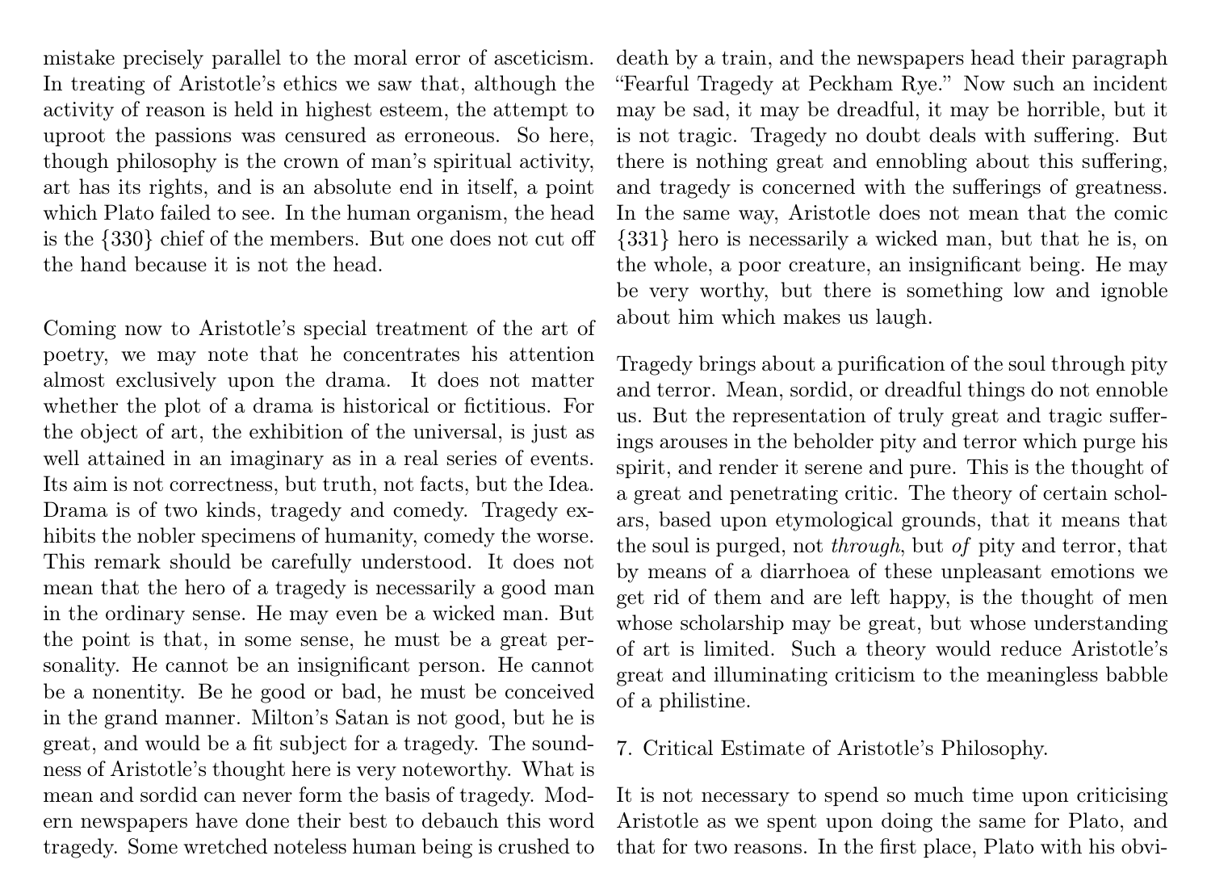mistake precisely parallel to the moral error of asceticism. In treating of Aristotle's ethics we saw that, although the activity of reason is held in highest esteem, the attempt to uproot the passions was censured as erroneous. So here, though philosophy is the crown of man's spiritual activity, art has its rights, and is an absolute end in itself, a point which Plato failed to see. In the human organism, the head is the {330} chief of the members. But one does not cut off the hand because it is not the head.

Coming now to Aristotle's special treatment of the art of poetry, we may note that he concentrates his attention almost exclusively upon the drama. It does not matter whether the plot of a drama is historical or fictitious. For the object of art, the exhibition of the universal, is just as well attained in an imaginary as in a real series of events. Its aim is not correctness, but truth, not facts, but the Idea. Drama is of two kinds, tragedy and comedy. Tragedy exhibits the nobler specimens of humanity, comedy the worse. This remark should be carefully understood. It does not mean that the hero of a tragedy is necessarily a good man in the ordinary sense. He may even be a wicked man. But the point is that, in some sense, he must be a great personality. He cannot be an insignificant person. He cannot be a nonentity. Be he good or bad, he must be conceived in the grand manner. Milton's Satan is not good, but he is great, and would be a fit subject for a tragedy. The soundness of Aristotle's thought here is very noteworthy. What is mean and sordid can never form the basis of tragedy. Modern newspapers have done their best to debauch this word tragedy. Some wretched noteless human being is crushed to death by a train, and the newspapers head their paragraph "Fearful Tragedy at Peckham Rye." Now such an incident may be sad, it may be dreadful, it may be horrible, but it is not tragic. Tragedy no doubt deals with suffering. But there is nothing great and ennobling about this suffering, and tragedy is concerned with the sufferings of greatness. In the same way, Aristotle does not mean that the comic {331} hero is necessarily a wicked man, but that he is, on the whole, a poor creature, an insignificant being. He may be very worthy, but there is something low and ignoble about him which makes us laugh.

Tragedy brings about a purification of the soul through pity and terror. Mean, sordid, or dreadful things do not ennoble us. But the representation of truly great and tragic sufferings arouses in the beholder pity and terror which purge his spirit, and render it serene and pure. This is the thought of a great and penetrating critic. The theory of certain scholars, based upon etymological grounds, that it means that the soul is purged, not *through*, but *of* pity and terror, that by means of a diarrhoea of these unpleasant emotions we get rid of them and are left happy, is the thought of men whose scholarship may be great, but whose understanding of art is limited. Such a theory would reduce Aristotle's great and illuminating criticism to the meaningless babble of a philistine.

## 7. Critical Estimate of Aristotle's Philosophy.

It is not necessary to spend so much time upon criticising Aristotle as we spent upon doing the same for Plato, and that for two reasons. In the first place, Plato with his obvi-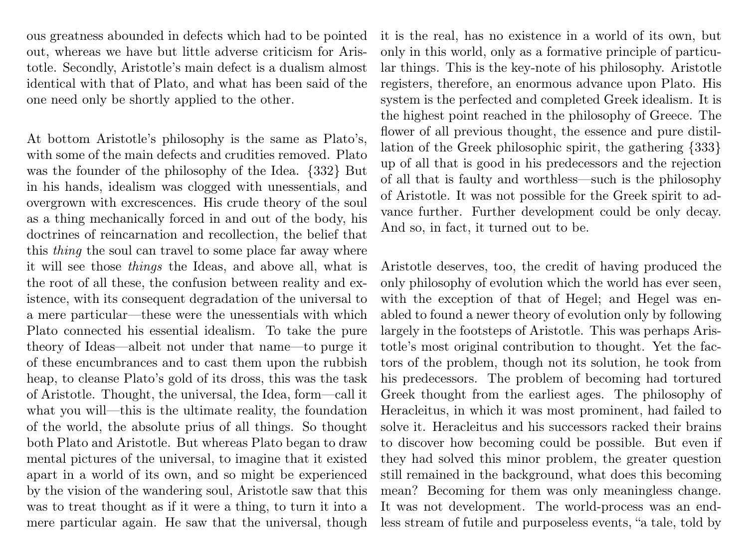ous greatness abounded in defects which had to be pointed out, whereas we have but little adverse criticism for Aristotle. Secondly, Aristotle's main defect is a dualism almost identical with that of Plato, and what has been said of the one need only be shortly applied to the other.

At bottom Aristotle's philosophy is the same as Plato's, with some of the main defects and crudities removed. Plato was the founder of the philosophy of the Idea. {332} But in his hands, idealism was clogged with unessentials, and overgrown with excrescences. His crude theory of the soul as a thing mechanically forced in and out of the body, his doctrines of reincarnation and recollection, the belief that this *thing* the soul can travel to some place far away where it will see those *things* the Ideas, and above all, what is the root of all these, the confusion between reality and existence, with its consequent degradation of the universal to a mere particular—these were the unessentials with which Plato connected his essential idealism. To take the pure theory of Ideas—albeit not under that name—to purge it of these encumbrances and to cast them upon the rubbish heap, to cleanse Plato's gold of its dross, this was the task of Aristotle. Thought, the universal, the Idea, form—call it what you will—this is the ultimate reality, the foundation of the world, the absolute prius of all things. So thought both Plato and Aristotle. But whereas Plato began to draw mental pictures of the universal, to imagine that it existed apart in a world of its own, and so might be experienced by the vision of the wandering soul, Aristotle saw that this was to treat thought as if it were a thing, to turn it into a mere particular again. He saw that the universal, though it is the real, has no existence in a world of its own, but only in this world, only as a formative principle of particular things. This is the key-note of his philosophy. Aristotle registers, therefore, an enormous advance upon Plato. His system is the perfected and completed Greek idealism. It is the highest point reached in the philosophy of Greece. The flower of all previous thought, the essence and pure distillation of the Greek philosophic spirit, the gathering {333} up of all that is good in his predecessors and the rejection of all that is faulty and worthless—such is the philosophy of Aristotle. It was not possible for the Greek spirit to advance further. Further development could be only decay. And so, in fact, it turned out to be.

Aristotle deserves, too, the credit of having produced the only philosophy of evolution which the world has ever seen, with the exception of that of Hegel; and Hegel was enabled to found a newer theory of evolution only by following largely in the footsteps of Aristotle. This was perhaps Aristotle's most original contribution to thought. Yet the factors of the problem, though not its solution, he took from his predecessors. The problem of becoming had tortured Greek thought from the earliest ages. The philosophy of Heracleitus, in which it was most prominent, had failed to solve it. Heracleitus and his successors racked their brains to discover how becoming could be possible. But even if they had solved this minor problem, the greater question still remained in the background, what does this becoming mean? Becoming for them was only meaningless change. It was not development. The world-process was an endless stream of futile and purposeless events, "a tale, told by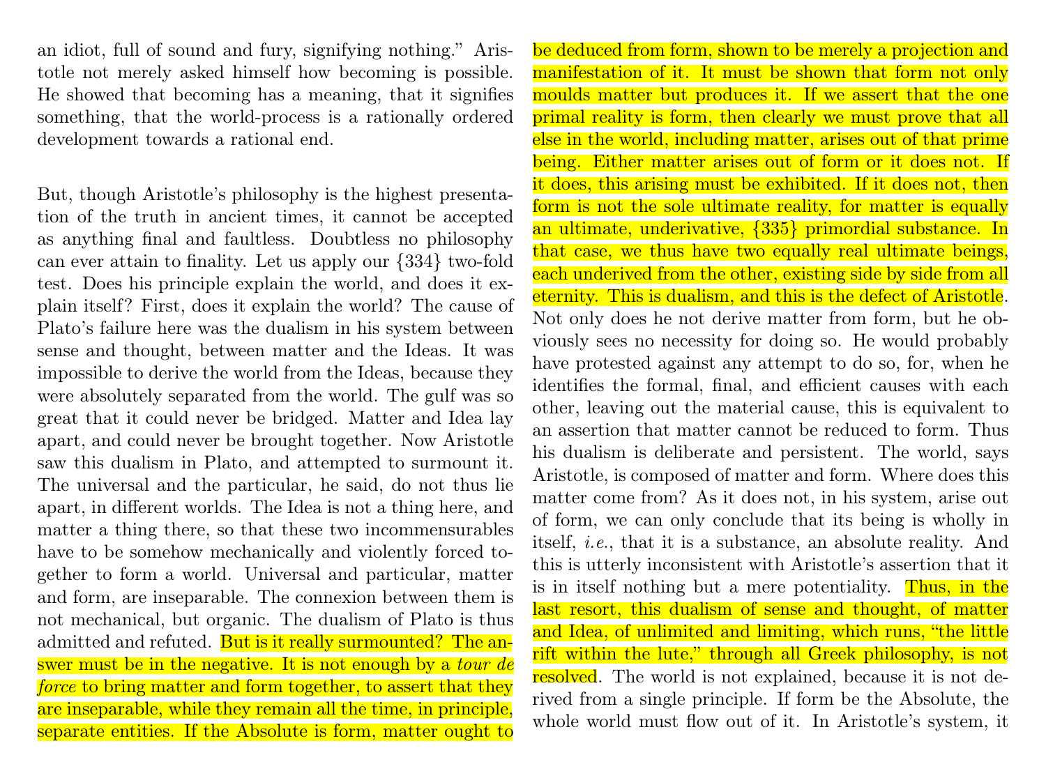an idiot, full of sound and fury, signifying nothing." Aristotle not merely asked himself how becoming is possible. He showed that becoming has a meaning, that it signifies something, that the world-process is a rationally ordered development towards a rational end.

But, though Aristotle's philosophy is the highest presentation of the truth in ancient times, it cannot be accepted as anything final and faultless. Doubtless no philosophy can ever attain to finality. Let us apply our {334} two-fold test. Does his principle explain the world, and does it explain itself? First, does it explain the world? The cause of Plato's failure here was the dualism in his system between sense and thought, between matter and the Ideas. It was impossible to derive the world from the Ideas, because they were absolutely separated from the world. The gulf was so great that it could never be bridged. Matter and Idea lay apart, and could never be brought together. Now Aristotle saw this dualism in Plato, and attempted to surmount it. The universal and the particular, he said, do not thus lie apart, in different worlds. The Idea is not a thing here, and matter a thing there, so that these two incommensurables have to be somehow mechanically and violently forced together to form a world. Universal and particular, matter and form, are inseparable. The connexion between them is not mechanical, but organic. The dualism of Plato is thus admitted and refuted. But is it really surmounted? The answer must be in the negative. It is not enough by a *tour de force* to bring matter and form together, to assert that they are inseparable, while they remain all the time, in principle, separate entities. If the Absolute is form, matter ought to be deduced from form, shown to be merely a projection and manifestation of it. It must be shown that form not only moulds matter but produces it. If we assert that the one primal reality is form, then clearly we must prove that all else in the world, including matter, arises out of that prime being. Either matter arises out of form or it does not. If it does, this arising must be exhibited. If it does not, then form is not the sole ultimate reality, for matter is equally an ultimate, underivative, {335} primordial substance. In that case, we thus have two equally real ultimate beings, each underived from the other, existing side by side from all eternity. This is dualism, and this is the defect of Aristotle. Not only does he not derive matter from form, but he obviously sees no necessity for doing so. He would probably have protested against any attempt to do so, for, when he identifies the formal, final, and efficient causes with each other, leaving out the material cause, this is equivalent to an assertion that matter cannot be reduced to form. Thus his dualism is deliberate and persistent. The world, says Aristotle, is composed of matter and form. Where does this matter come from? As it does not, in his system, arise out of form, we can only conclude that its being is wholly in itself, *i.e.*, that it is a substance, an absolute reality. And this is utterly inconsistent with Aristotle's assertion that it is in itself nothing but a mere potentiality. Thus, in the last resort, this dualism of sense and thought, of matter and Idea, of unlimited and limiting, which runs, "the little rift within the lute," through all Greek philosophy, is not resolved. The world is not explained, because it is not derived from a single principle. If form be the Absolute, the whole world must flow out of it. In Aristotle's system, it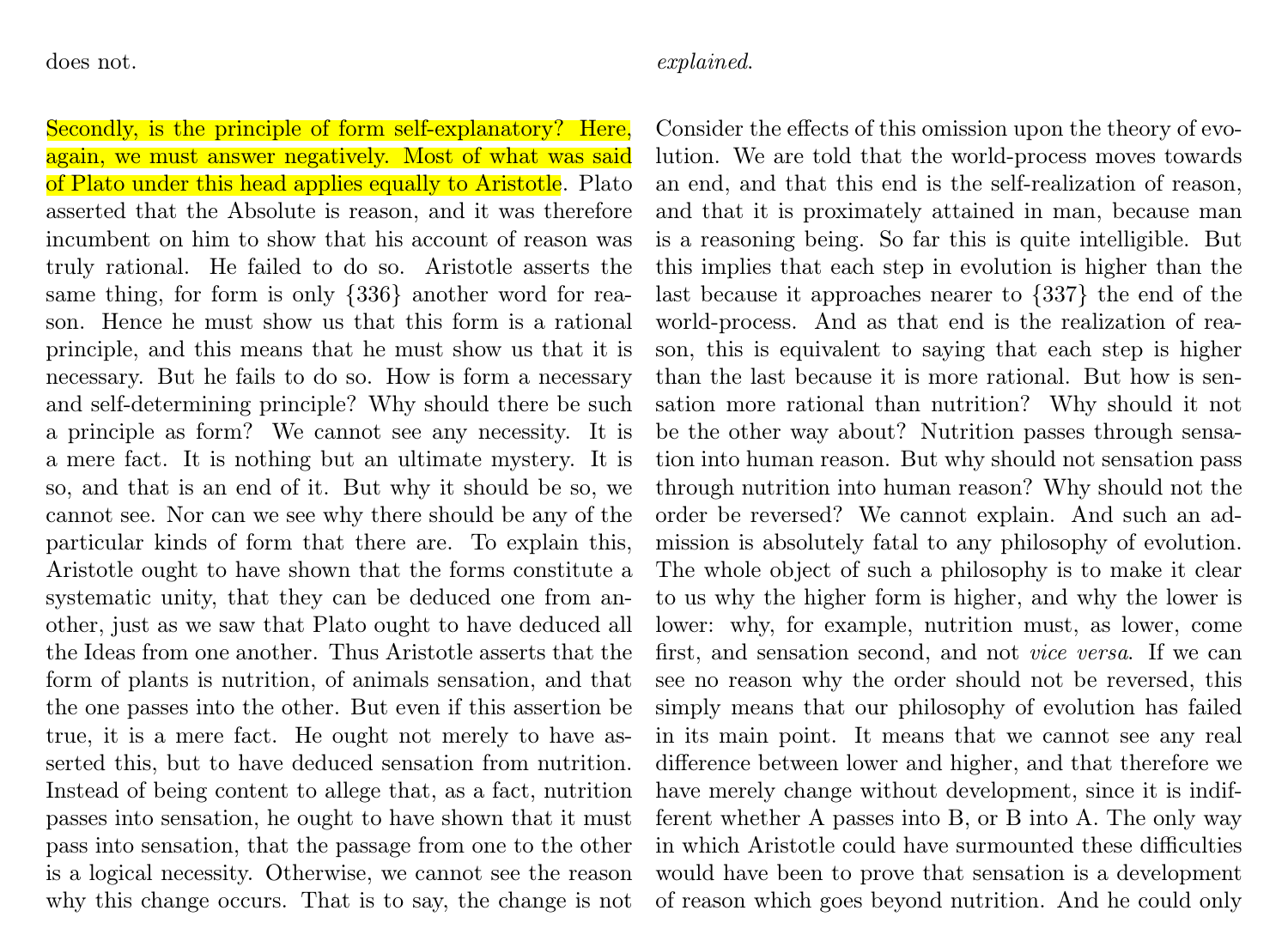does not.

Secondly, is the principle of form self-explanatory? Here, again, we must answer negatively. Most of what was said of Plato under this head applies equally to Aristotle. Plato asserted that the Absolute is reason, and it was therefore incumbent on him to show that his account of reason was truly rational. He failed to do so. Aristotle asserts the same thing, for form is only {336} another word for reason. Hence he must show us that this form is a rational principle, and this means that he must show us that it is necessary. But he fails to do so. How is form a necessary and self-determining principle? Why should there be such a principle as form? We cannot see any necessity. It is a mere fact. It is nothing but an ultimate mystery. It is so, and that is an end of it. But why it should be so, we cannot see. Nor can we see why there should be any of the particular kinds of form that there are. To explain this, Aristotle ought to have shown that the forms constitute a systematic unity, that they can be deduced one from another, just as we saw that Plato ought to have deduced all the Ideas from one another. Thus Aristotle asserts that the form of plants is nutrition, of animals sensation, and that the one passes into the other. But even if this assertion be true, it is a mere fact. He ought not merely to have asserted this, but to have deduced sensation from nutrition. Instead of being content to allege that, as a fact, nutrition passes into sensation, he ought to have shown that it must pass into sensation, that the passage from one to the other is a logical necessity. Otherwise, we cannot see the reason why this change occurs. That is to say, the change is not *explained*.

Consider the effects of this omission upon the theory of evolution. We are told that the world-process moves towards an end, and that this end is the self-realization of reason, and that it is proximately attained in man, because man is a reasoning being. So far this is quite intelligible. But this implies that each step in evolution is higher than the last because it approaches nearer to {337} the end of the world-process. And as that end is the realization of reason, this is equivalent to saying that each step is higher than the last because it is more rational. But how is sensation more rational than nutrition? Why should it not be the other way about? Nutrition passes through sensation into human reason. But why should not sensation pass through nutrition into human reason? Why should not the order be reversed? We cannot explain. And such an admission is absolutely fatal to any philosophy of evolution. The whole object of such a philosophy is to make it clear to us why the higher form is higher, and why the lower is lower: why, for example, nutrition must, as lower, come first, and sensation second, and not *vice versa*. If we can see no reason why the order should not be reversed, this simply means that our philosophy of evolution has failed in its main point. It means that we cannot see any real difference between lower and higher, and that therefore we have merely change without development, since it is indifferent whether A passes into B, or B into A. The only way in which Aristotle could have surmounted these difficulties would have been to prove that sensation is a development of reason which goes beyond nutrition. And he could only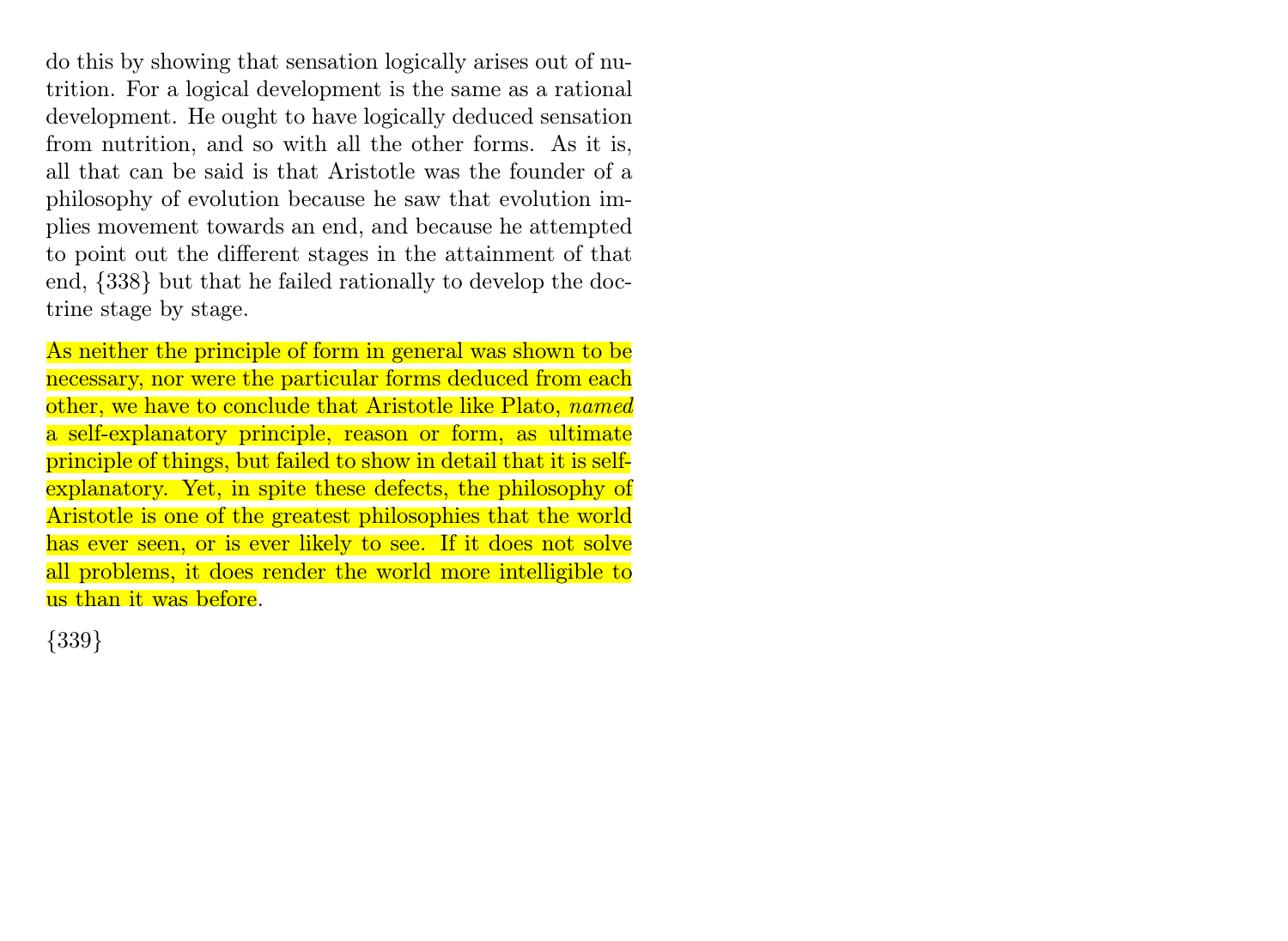do this by showing that sensation logically arises out of nutrition. For a logical development is the same as a rational development. He ought to have logically deduced sensation from nutrition, and so with all the other forms. As it is, all that can be said is that Aristotle was the founder of a philosophy of evolution because he saw that evolution implies movement towards an end, and because he attempted to point out the different stages in the attainment of that end, {338} but that he failed rationally to develop the doctrine stage by stage.

As neither the principle of form in general was shown to be necessary, nor were the particular forms deduced from each other, we have to conclude that Aristotle like Plato, *named* a self-explanatory principle, reason or form, as ultimate principle of things, but failed to show in detail that it is self-explanatory. Yet, in spite these defects, the philosophy of Aristotle is one of the greatest philosophies that the world has ever seen, or is ever likely to see. If it does not solve all problems, it does render the world more intelligible to us than it was before.

{339}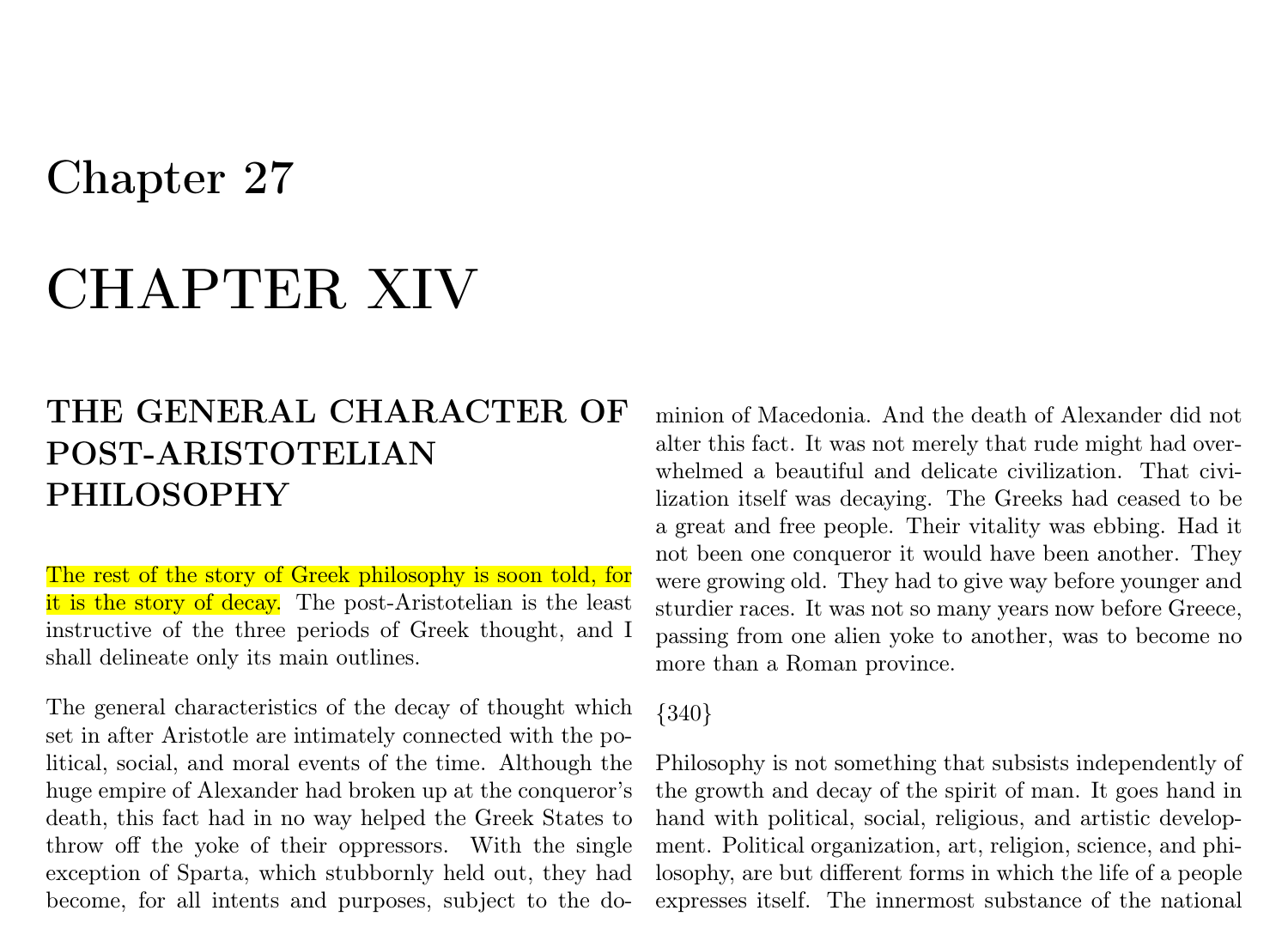# Chapter 27

# CHAPTER XIV

## THE GENERAL CHARACTER OF POST-ARISTOTELIAN PHILOSOPHY

The rest of the story of Greek philosophy is soon told, for it is the story of decay. The post-Aristotelian is the least instructive of the three periods of Greek thought, and I shall delineate only its main outlines.

The general characteristics of the decay of thought which set in after Aristotle are intimately connected with the political, social, and moral events of the time. Although the huge empire of Alexander had broken up at the conqueror's death, this fact had in no way helped the Greek States to throw off the yoke of their oppressors. With the single exception of Sparta, which stubbornly held out, they had become, for all intents and purposes, subject to the dominion of Macedonia. And the death of Alexander did not alter this fact. It was not merely that rude might had overwhelmed a beautiful and delicate civilization. That civilization itself was decaying. The Greeks had ceased to be a great and free people. Their vitality was ebbing. Had it not been one conqueror it would have been another. They were growing old. They had to give way before younger and sturdier races. It was not so many years now before Greece, passing from one alien yoke to another, was to become no more than a Roman province.

{340}

Philosophy is not something that subsists independently of the growth and decay of the spirit of man. It goes hand in hand with political, social, religious, and artistic development. Political organization, art, religion, science, and philosophy, are but different forms in which the life of a people expresses itself. The innermost substance of the national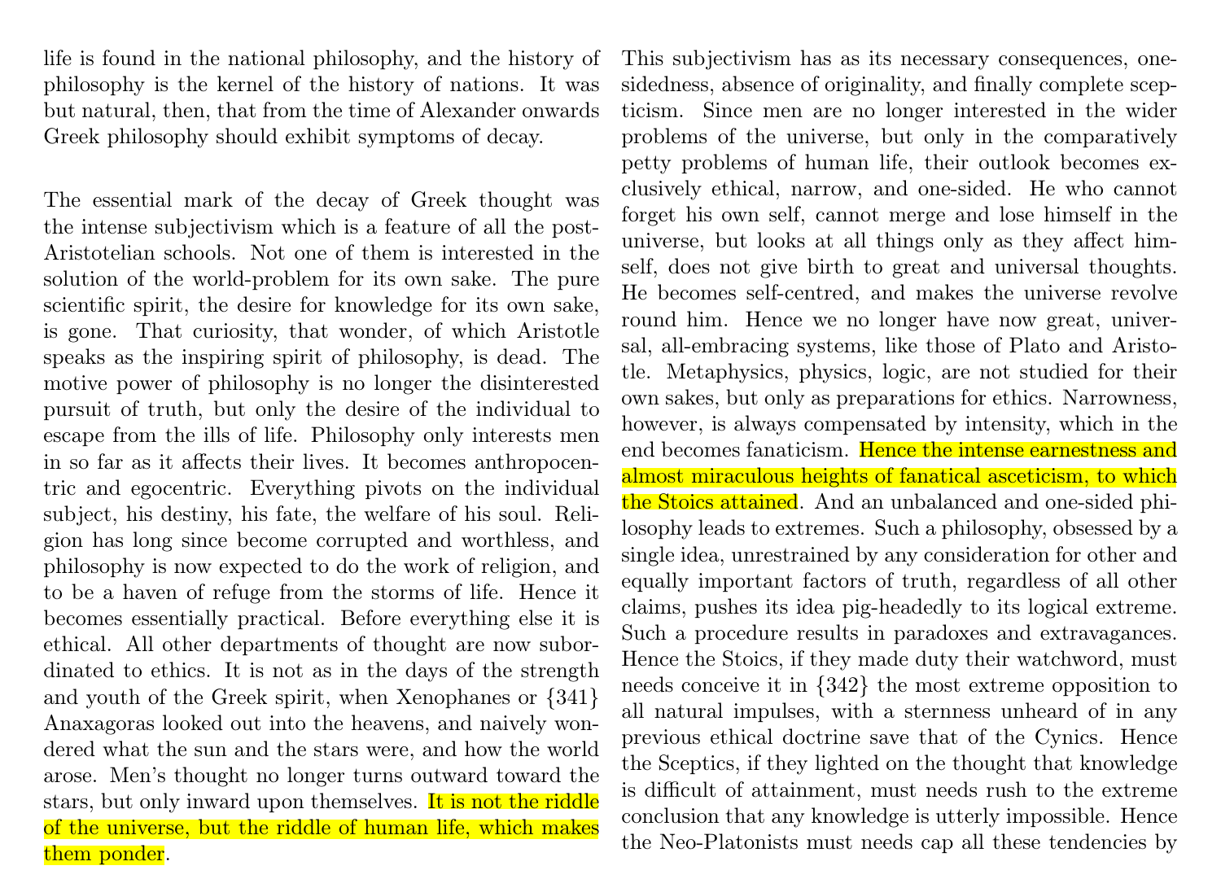life is found in the national philosophy, and the history of philosophy is the kernel of the history of nations. It was but natural, then, that from the time of Alexander onwards Greek philosophy should exhibit symptoms of decay.

The essential mark of the decay of Greek thought was the intense subjectivism which is a feature of all the post-Aristotelian schools. Not one of them is interested in the solution of the world-problem for its own sake. The pure scientific spirit, the desire for knowledge for its own sake, is gone. That curiosity, that wonder, of which Aristotle speaks as the inspiring spirit of philosophy, is dead. The motive power of philosophy is no longer the disinterested pursuit of truth, but only the desire of the individual to escape from the ills of life. Philosophy only interests men in so far as it affects their lives. It becomes anthropocentric and egocentric. Everything pivots on the individual subject, his destiny, his fate, the welfare of his soul. Religion has long since become corrupted and worthless, and philosophy is now expected to do the work of religion, and to be a haven of refuge from the storms of life. Hence it becomes essentially practical. Before everything else it is ethical. All other departments of thought are now subordinated to ethics. It is not as in the days of the strength and youth of the Greek spirit, when Xenophanes or {341} Anaxagoras looked out into the heavens, and naively wondered what the sun and the stars were, and how the world arose. Men's thought no longer turns outward toward the stars, but only inward upon themselves. It is not the riddle of the universe, but the riddle of human life, which makes them ponder.

This subjectivism has as its necessary consequences, one-sidedness, absence of originality, and finally complete scepticism. Since men are no longer interested in the wider problems of the universe, but only in the comparatively petty problems of human life, their outlook becomes exclusively ethical, narrow, and one-sided. He who cannot forget his own self, cannot merge and lose himself in the universe, but looks at all things only as they affect himself, does not give birth to great and universal thoughts. He becomes self-centred, and makes the universe revolve round him. Hence we no longer have now great, universal, all-embracing systems, like those of Plato and Aristotle. Metaphysics, physics, logic, are not studied for their own sakes, but only as preparations for ethics. Narrowness, however, is always compensated by intensity, which in the end becomes fanaticism. Hence the intense earnestness and almost miraculous heights of fanatical asceticism, to which the Stoics attained. And an unbalanced and one-sided philosophy leads to extremes. Such a philosophy, obsessed by a single idea, unrestrained by any consideration for other and equally important factors of truth, regardless of all other claims, pushes its idea pig-headedly to its logical extreme. Such a procedure results in paradoxes and extravagances. Hence the Stoics, if they made duty their watchword, must needs conceive it in {342} the most extreme opposition to all natural impulses, with a sternness unheard of in any previous ethical doctrine save that of the Cynics. Hence the Sceptics, if they lighted on the thought that knowledge is difficult of attainment, must needs rush to the extreme conclusion that any knowledge is utterly impossible. Hence the Neo-Platonists must needs cap all these tendencies by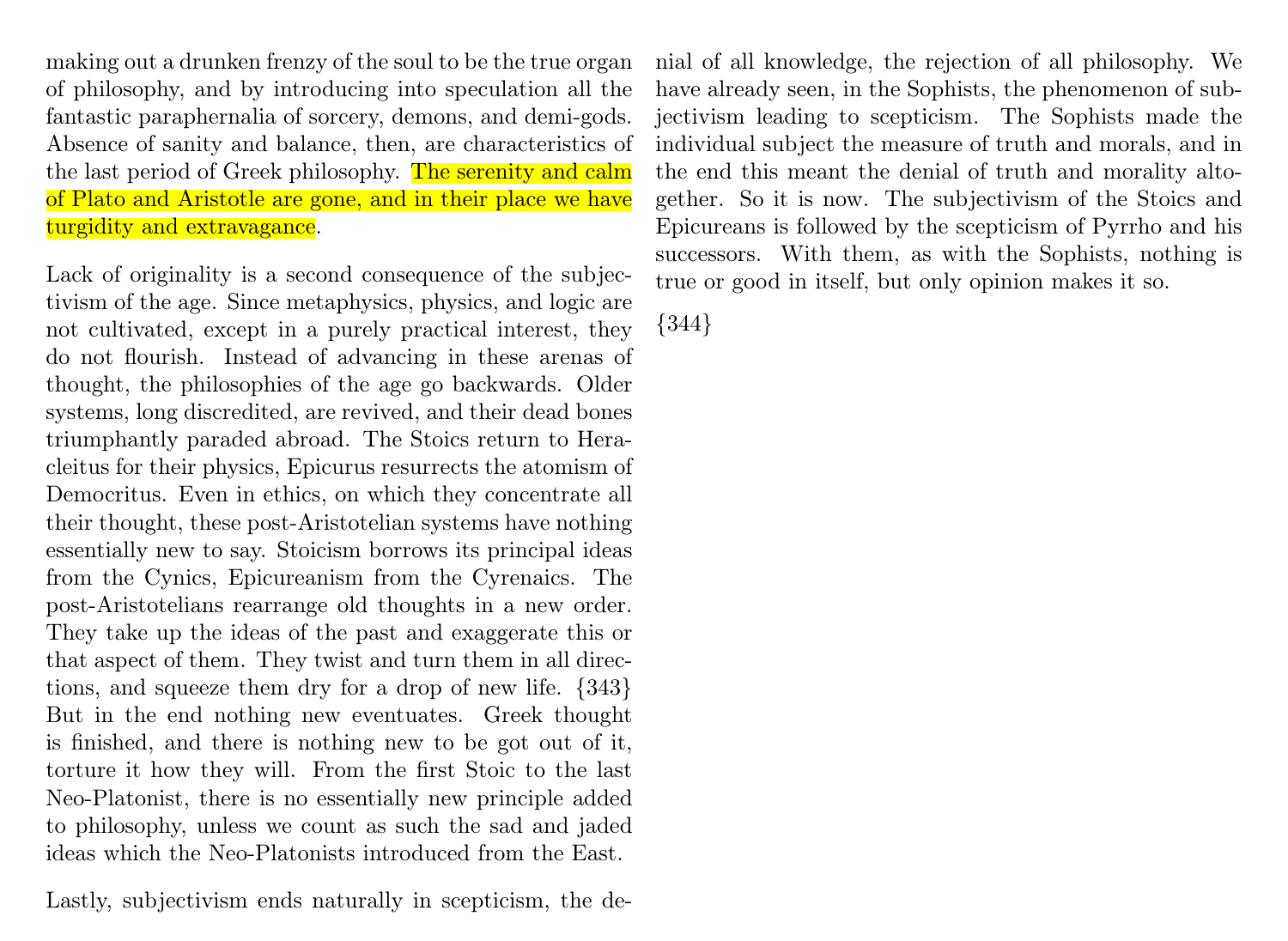making out a drunken frenzy of the soul to be the true organ of philosophy, and by introducing into speculation all the fantastic paraphernalia of sorcery, demons, and demi-gods. Absence of sanity and balance, then, are characteristics of the last period of Greek philosophy. The serenity and calm of Plato and Aristotle are gone, and in their place we have turgidity and extravagance.

Lack of originality is a second consequence of the subjectivism of the age. Since metaphysics, physics, and logic are not cultivated, except in a purely practical interest, they do not flourish. Instead of advancing in these arenas of thought, the philosophies of the age go backwards. Older systems, long discredited, are revived, and their dead bones triumphantly paraded abroad. The Stoics return to Heracleitus for their physics, Epicurus resurrects the atomism of Democritus. Even in ethics, on which they concentrate all their thought, these post-Aristotelian systems have nothing essentially new to say. Stoicism borrows its principal ideas from the Cynics, Epicureanism from the Cyrenaics. The post-Aristotelians rearrange old thoughts in a new order. They take up the ideas of the past and exaggerate this or that aspect of them. They twist and turn them in all directions, and squeeze them dry for a drop of new life. {343} But in the end nothing new eventuates. Greek thought is finished, and there is nothing new to be got out of it, torture it how they will. From the first Stoic to the last Neo-Platonist, there is no essentially new principle added to philosophy, unless we count as such the sad and jaded ideas which the Neo-Platonists introduced from the East.

Lastly, subjectivism ends naturally in scepticism, the denial of all knowledge, the rejection of all philosophy. We have already seen, in the Sophists, the phenomenon of subjectivism leading to scepticism. The Sophists made the individual subject the measure of truth and morals, and in the end this meant the denial of truth and morality altogether. So it is now. The subjectivism of the Stoics and Epicureans is followed by the scepticism of Pyrrho and his successors. With them, as with the Sophists, nothing is true or good in itself, but only opinion makes it so.

{344}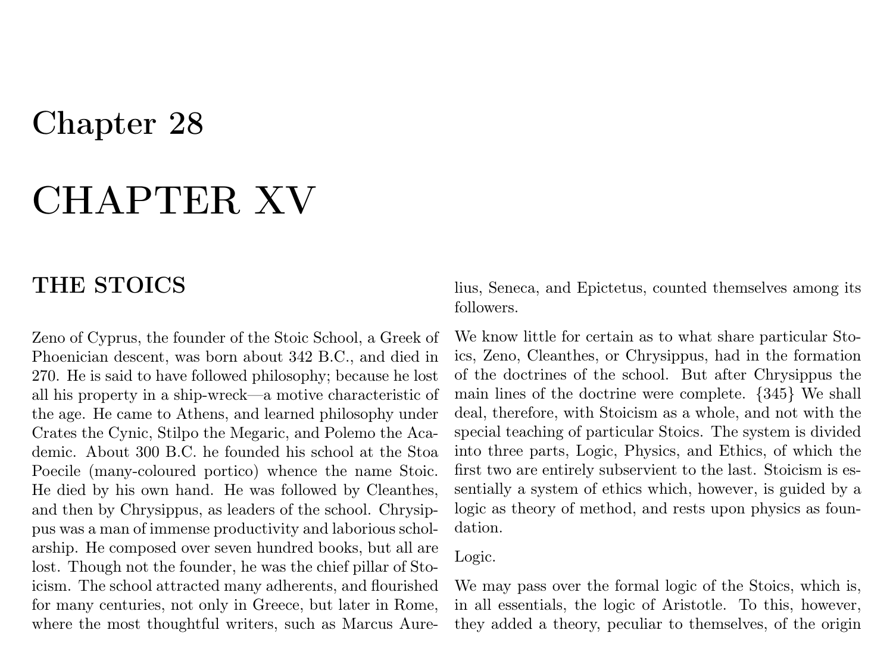# Chapter 28

# CHAPTER XV

## THE STOICS

Zeno of Cyprus, the founder of the Stoic School, a Greek of Phoenician descent, was born about 342 B.C., and died in 270. He is said to have followed philosophy; because he lost all his property in a ship-wreck—a motive characteristic of the age. He came to Athens, and learned philosophy under Crates the Cynic, Stilpo the Megaric, and Polemo the Academic. About 300 B.C. he founded his school at the Stoa Poecile (many-coloured portico) whence the name Stoic. He died by his own hand. He was followed by Cleanthes, and then by Chrysippus, as leaders of the school. Chrysippus was a man of immense productivity and laborious scholarship. He composed over seven hundred books, but all are lost. Though not the founder, he was the chief pillar of Stoicism. The school attracted many adherents, and flourished for many centuries, not only in Greece, but later in Rome, where the most thoughtful writers, such as Marcus Aurelius, Seneca, and Epictetus, counted themselves among its followers.

We know little for certain as to what share particular Stoics, Zeno, Cleanthes, or Chrysippus, had in the formation of the doctrines of the school. But after Chrysippus the main lines of the doctrine were complete. {345} We shall deal, therefore, with Stoicism as a whole, and not with the special teaching of particular Stoics. The system is divided into three parts, Logic, Physics, and Ethics, of which the first two are entirely subservient to the last. Stoicism is essentially a system of ethics which, however, is guided by a logic as theory of method, and rests upon physics as foundation.

Logic.

We may pass over the formal logic of the Stoics, which is, in all essentials, the logic of Aristotle. To this, however, they added a theory, peculiar to themselves, of the origin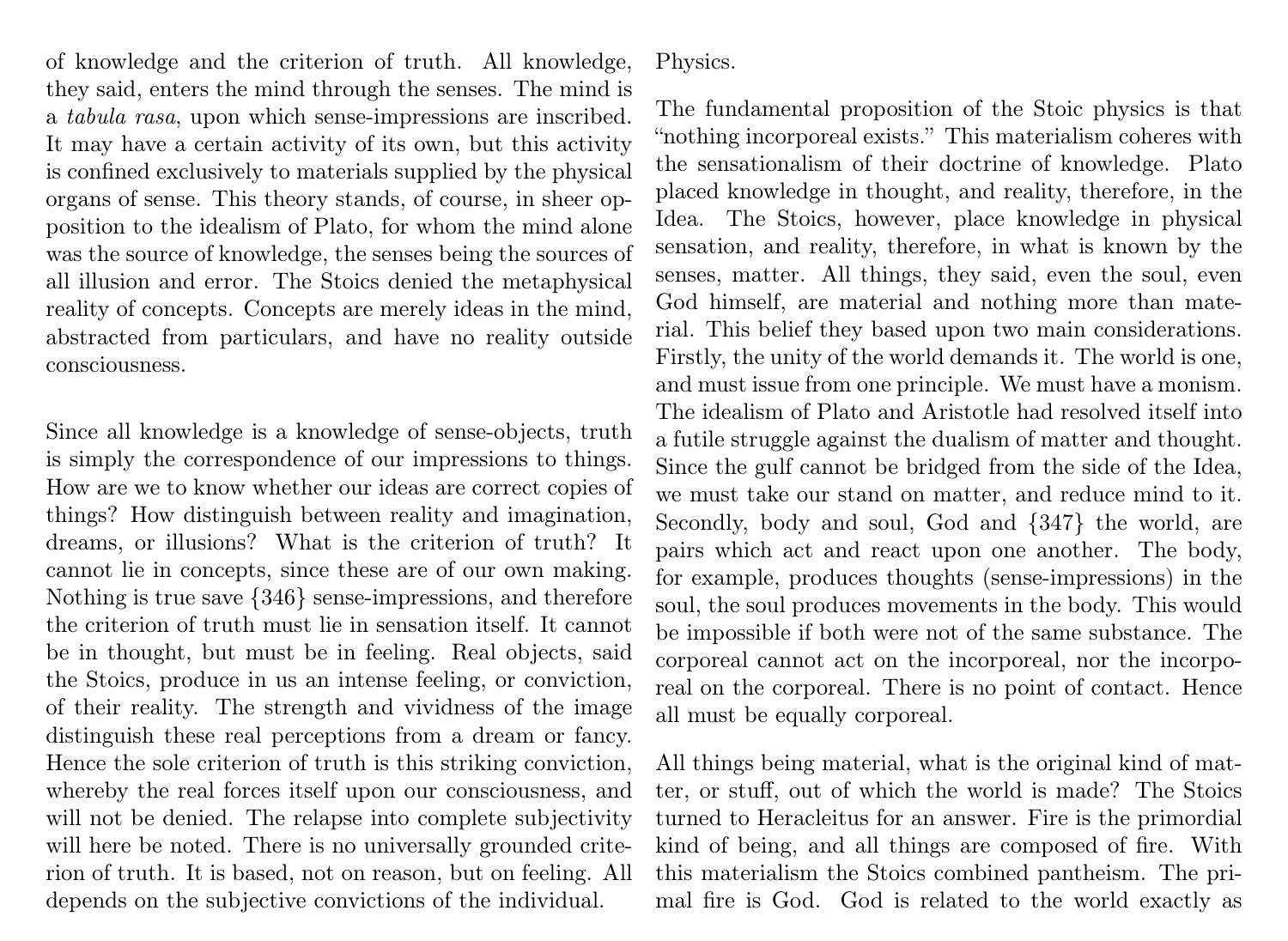of knowledge and the criterion of truth. All knowledge, they said, enters the mind through the senses. The mind is a *tabula rasa*, upon which sense-impressions are inscribed. It may have a certain activity of its own, but this activity is confined exclusively to materials supplied by the physical organs of sense. This theory stands, of course, in sheer opposition to the idealism of Plato, for whom the mind alone was the source of knowledge, the senses being the sources of all illusion and error. The Stoics denied the metaphysical reality of concepts. Concepts are merely ideas in the mind, abstracted from particulars, and have no reality outside consciousness.

Since all knowledge is a knowledge of sense-objects, truth is simply the correspondence of our impressions to things. How are we to know whether our ideas are correct copies of things? How distinguish between reality and imagination, dreams, or illusions? What is the criterion of truth? It cannot lie in concepts, since these are of our own making. Nothing is true save {346} sense-impressions, and therefore the criterion of truth must lie in sensation itself. It cannot be in thought, but must be in feeling. Real objects, said the Stoics, produce in us an intense feeling, or conviction, of their reality. The strength and vividness of the image distinguish these real perceptions from a dream or fancy. Hence the sole criterion of truth is this striking conviction, whereby the real forces itself upon our consciousness, and will not be denied. The relapse into complete subjectivity will here be noted. There is no universally grounded criterion of truth. It is based, not on reason, but on feeling. All depends on the subjective convictions of the individual.

Physics.

The fundamental proposition of the Stoic physics is that "nothing incorporeal exists." This materialism coheres with the sensationalism of their doctrine of knowledge. Plato placed knowledge in thought, and reality, therefore, in the Idea. The Stoics, however, place knowledge in physical sensation, and reality, therefore, in what is known by the senses, matter. All things, they said, even the soul, even God himself, are material and nothing more than material. This belief they based upon two main considerations. Firstly, the unity of the world demands it. The world is one, and must issue from one principle. We must have a monism. The idealism of Plato and Aristotle had resolved itself into a futile struggle against the dualism of matter and thought. Since the gulf cannot be bridged from the side of the Idea, we must take our stand on matter, and reduce mind to it. Secondly, body and soul, God and {347} the world, are pairs which act and react upon one another. The body, for example, produces thoughts (sense-impressions) in the soul, the soul produces movements in the body. This would be impossible if both were not of the same substance. The corporeal cannot act on the incorporeal, nor the incorporeal on the corporeal. There is no point of contact. Hence all must be equally corporeal.

All things being material, what is the original kind of matter, or stuff, out of which the world is made? The Stoics turned to Heracleitus for an answer. Fire is the primordial kind of being, and all things are composed of fire. With this materialism the Stoics combined pantheism. The primal fire is God. God is related to the world exactly as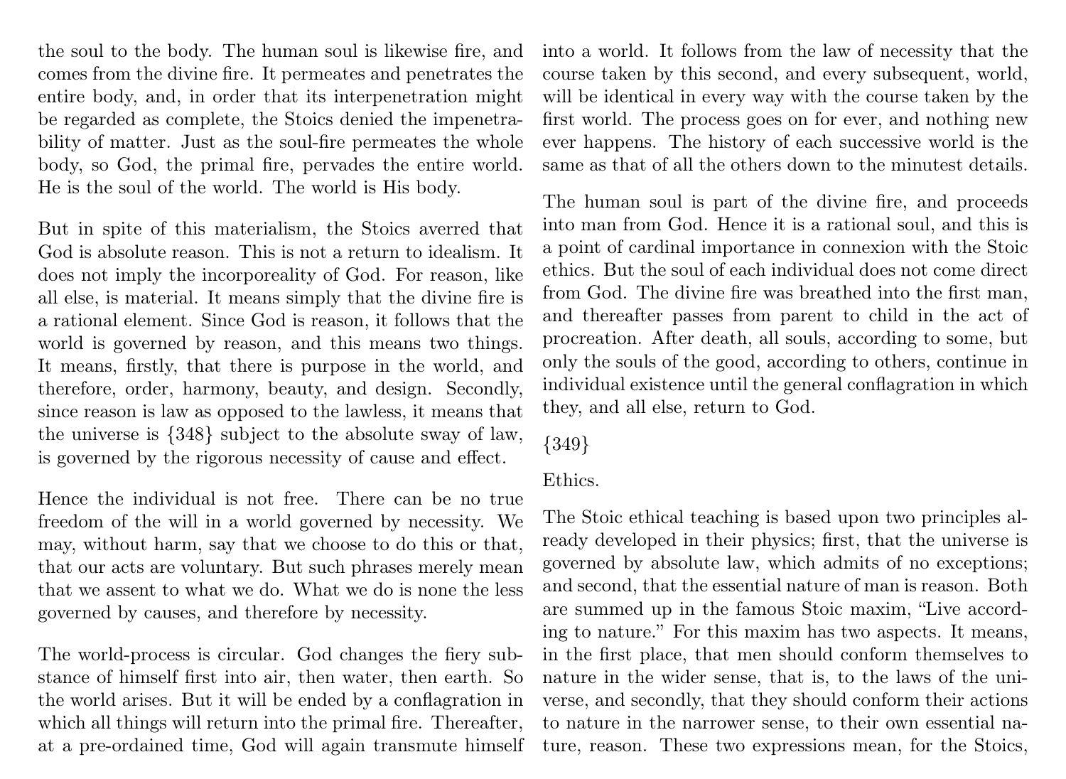the soul to the body. The human soul is likewise fire, and comes from the divine fire. It permeates and penetrates the entire body, and, in order that its interpenetration might be regarded as complete, the Stoics denied the impenetrability of matter. Just as the soul-fire permeates the whole body, so God, the primal fire, pervades the entire world. He is the soul of the world. The world is His body.

But in spite of this materialism, the Stoics averred that God is absolute reason. This is not a return to idealism. It does not imply the incorporeality of God. For reason, like all else, is material. It means simply that the divine fire is a rational element. Since God is reason, it follows that the world is governed by reason, and this means two things. It means, firstly, that there is purpose in the world, and therefore, order, harmony, beauty, and design. Secondly, since reason is law as opposed to the lawless, it means that the universe is {348} subject to the absolute sway of law, is governed by the rigorous necessity of cause and effect.

Hence the individual is not free. There can be no true freedom of the will in a world governed by necessity. We may, without harm, say that we choose to do this or that, that our acts are voluntary. But such phrases merely mean that we assent to what we do. What we do is none the less governed by causes, and therefore by necessity.

The world-process is circular. God changes the fiery substance of himself first into air, then water, then earth. So the world arises. But it will be ended by a conflagration in which all things will return into the primal fire. Thereafter, at a pre-ordained time, God will again transmute himself into a world. It follows from the law of necessity that the course taken by this second, and every subsequent, world, will be identical in every way with the course taken by the first world. The process goes on for ever, and nothing new ever happens. The history of each successive world is the same as that of all the others down to the minutest details.

The human soul is part of the divine fire, and proceeds into man from God. Hence it is a rational soul, and this is a point of cardinal importance in connexion with the Stoic ethics. But the soul of each individual does not come direct from God. The divine fire was breathed into the first man, and thereafter passes from parent to child in the act of procreation. After death, all souls, according to some, but only the souls of the good, according to others, continue in individual existence until the general conflagration in which they, and all else, return to God.

{349}

Ethics.

The Stoic ethical teaching is based upon two principles already developed in their physics; first, that the universe is governed by absolute law, which admits of no exceptions; and second, that the essential nature of man is reason. Both are summed up in the famous Stoic maxim, "Live according to nature." For this maxim has two aspects. It means, in the first place, that men should conform themselves to nature in the wider sense, that is, to the laws of the universe, and secondly, that they should conform their actions to nature in the narrower sense, to their own essential nature, reason. These two expressions mean, for the Stoics,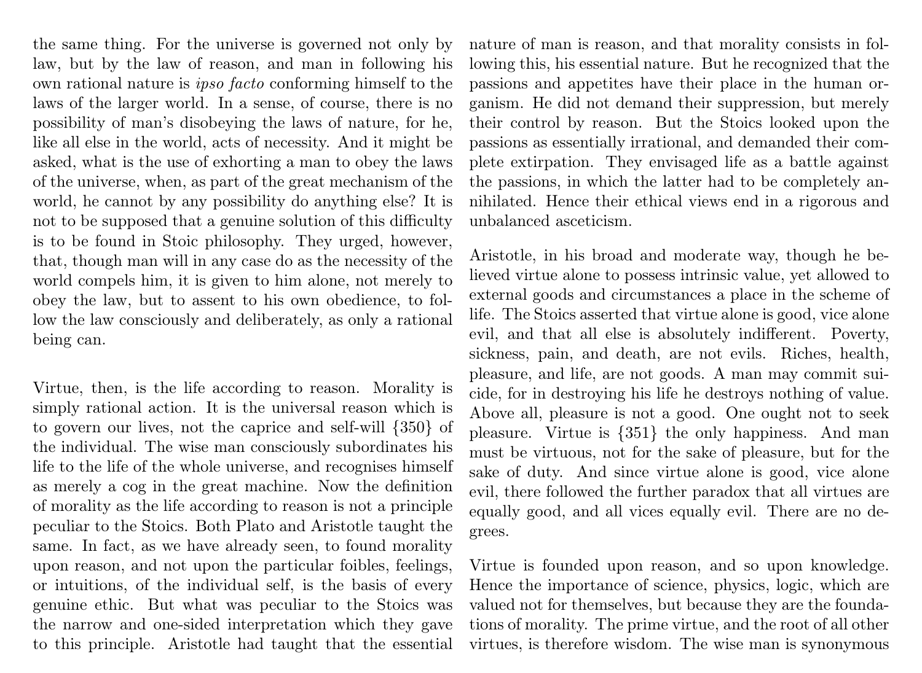the same thing. For the universe is governed not only by law, but by the law of reason, and man in following his own rational nature is *ipso facto* conforming himself to the laws of the larger world. In a sense, of course, there is no possibility of man's disobeying the laws of nature, for he, like all else in the world, acts of necessity. And it might be asked, what is the use of exhorting a man to obey the laws of the universe, when, as part of the great mechanism of the world, he cannot by any possibility do anything else? It is not to be supposed that a genuine solution of this difficulty is to be found in Stoic philosophy. They urged, however, that, though man will in any case do as the necessity of the world compels him, it is given to him alone, not merely to obey the law, but to assent to his own obedience, to follow the law consciously and deliberately, as only a rational being can.

Virtue, then, is the life according to reason. Morality is simply rational action. It is the universal reason which is to govern our lives, not the caprice and self-will {350} of the individual. The wise man consciously subordinates his life to the life of the whole universe, and recognises himself as merely a cog in the great machine. Now the definition of morality as the life according to reason is not a principle peculiar to the Stoics. Both Plato and Aristotle taught the same. In fact, as we have already seen, to found morality upon reason, and not upon the particular foibles, feelings, or intuitions, of the individual self, is the basis of every genuine ethic. But what was peculiar to the Stoics was the narrow and one-sided interpretation which they gave to this principle. Aristotle had taught that the essential nature of man is reason, and that morality consists in following this, his essential nature. But he recognized that the passions and appetites have their place in the human organism. He did not demand their suppression, but merely their control by reason. But the Stoics looked upon the passions as essentially irrational, and demanded their complete extirpation. They envisaged life as a battle against the passions, in which the latter had to be completely annihilated. Hence their ethical views end in a rigorous and unbalanced asceticism.

Aristotle, in his broad and moderate way, though he believed virtue alone to possess intrinsic value, yet allowed to external goods and circumstances a place in the scheme of life. The Stoics asserted that virtue alone is good, vice alone evil, and that all else is absolutely indifferent. Poverty, sickness, pain, and death, are not evils. Riches, health, pleasure, and life, are not goods. A man may commit suicide, for in destroying his life he destroys nothing of value. Above all, pleasure is not a good. One ought not to seek pleasure. Virtue is {351} the only happiness. And man must be virtuous, not for the sake of pleasure, but for the sake of duty. And since virtue alone is good, vice alone evil, there followed the further paradox that all virtues are equally good, and all vices equally evil. There are no degrees.

Virtue is founded upon reason, and so upon knowledge. Hence the importance of science, physics, logic, which are valued not for themselves, but because they are the foundations of morality. The prime virtue, and the root of all other virtues, is therefore wisdom. The wise man is synonymous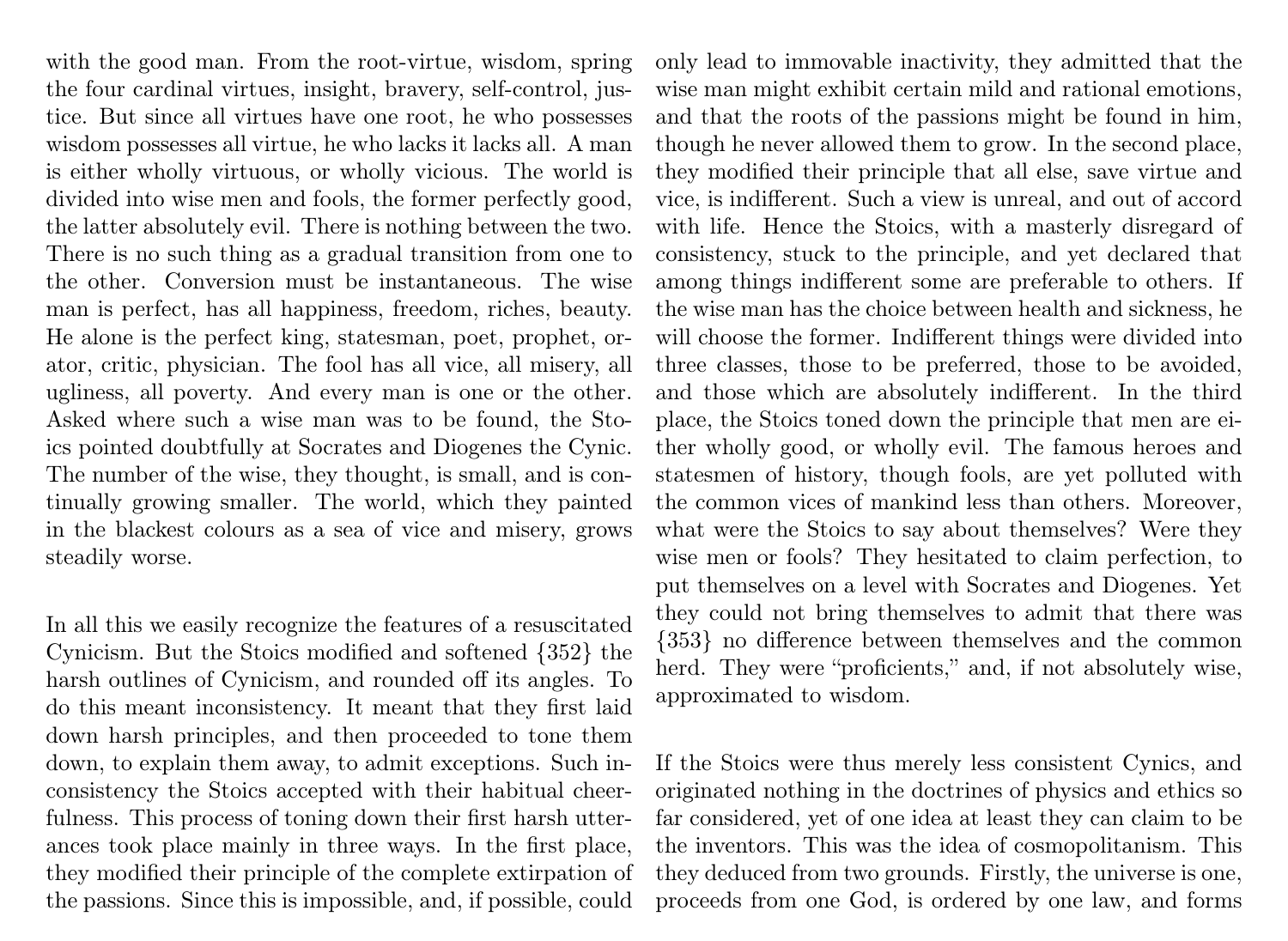with the good man. From the root-virtue, wisdom, spring the four cardinal virtues, insight, bravery, self-control, justice. But since all virtues have one root, he who possesses wisdom possesses all virtue, he who lacks it lacks all. A man is either wholly virtuous, or wholly vicious. The world is divided into wise men and fools, the former perfectly good, the latter absolutely evil. There is nothing between the two. There is no such thing as a gradual transition from one to the other. Conversion must be instantaneous. The wise man is perfect, has all happiness, freedom, riches, beauty. He alone is the perfect king, statesman, poet, prophet, orator, critic, physician. The fool has all vice, all misery, all ugliness, all poverty. And every man is one or the other. Asked where such a wise man was to be found, the Stoics pointed doubtfully at Socrates and Diogenes the Cynic. The number of the wise, they thought, is small, and is continually growing smaller. The world, which they painted in the blackest colours as a sea of vice and misery, grows steadily worse.

In all this we easily recognize the features of a resuscitated Cynicism. But the Stoics modified and softened {352} the harsh outlines of Cynicism, and rounded off its angles. To do this meant inconsistency. It meant that they first laid down harsh principles, and then proceeded to tone them down, to explain them away, to admit exceptions. Such inconsistency the Stoics accepted with their habitual cheerfulness. This process of toning down their first harsh utterances took place mainly in three ways. In the first place, they modified their principle of the complete extirpation of the passions. Since this is impossible, and, if possible, could only lead to immovable inactivity, they admitted that the wise man might exhibit certain mild and rational emotions, and that the roots of the passions might be found in him, though he never allowed them to grow. In the second place, they modified their principle that all else, save virtue and vice, is indifferent. Such a view is unreal, and out of accord with life. Hence the Stoics, with a masterly disregard of consistency, stuck to the principle, and yet declared that among things indifferent some are preferable to others. If the wise man has the choice between health and sickness, he will choose the former. Indifferent things were divided into three classes, those to be preferred, those to be avoided, and those which are absolutely indifferent. In the third place, the Stoics toned down the principle that men are either wholly good, or wholly evil. The famous heroes and statesmen of history, though fools, are yet polluted with the common vices of mankind less than others. Moreover, what were the Stoics to say about themselves? Were they wise men or fools? They hesitated to claim perfection, to put themselves on a level with Socrates and Diogenes. Yet they could not bring themselves to admit that there was {353} no difference between themselves and the common herd. They were "proficients," and, if not absolutely wise, approximated to wisdom.

If the Stoics were thus merely less consistent Cynics, and originated nothing in the doctrines of physics and ethics so far considered, yet of one idea at least they can claim to be the inventors. This was the idea of cosmopolitanism. This they deduced from two grounds. Firstly, the universe is one, proceeds from one God, is ordered by one law, and forms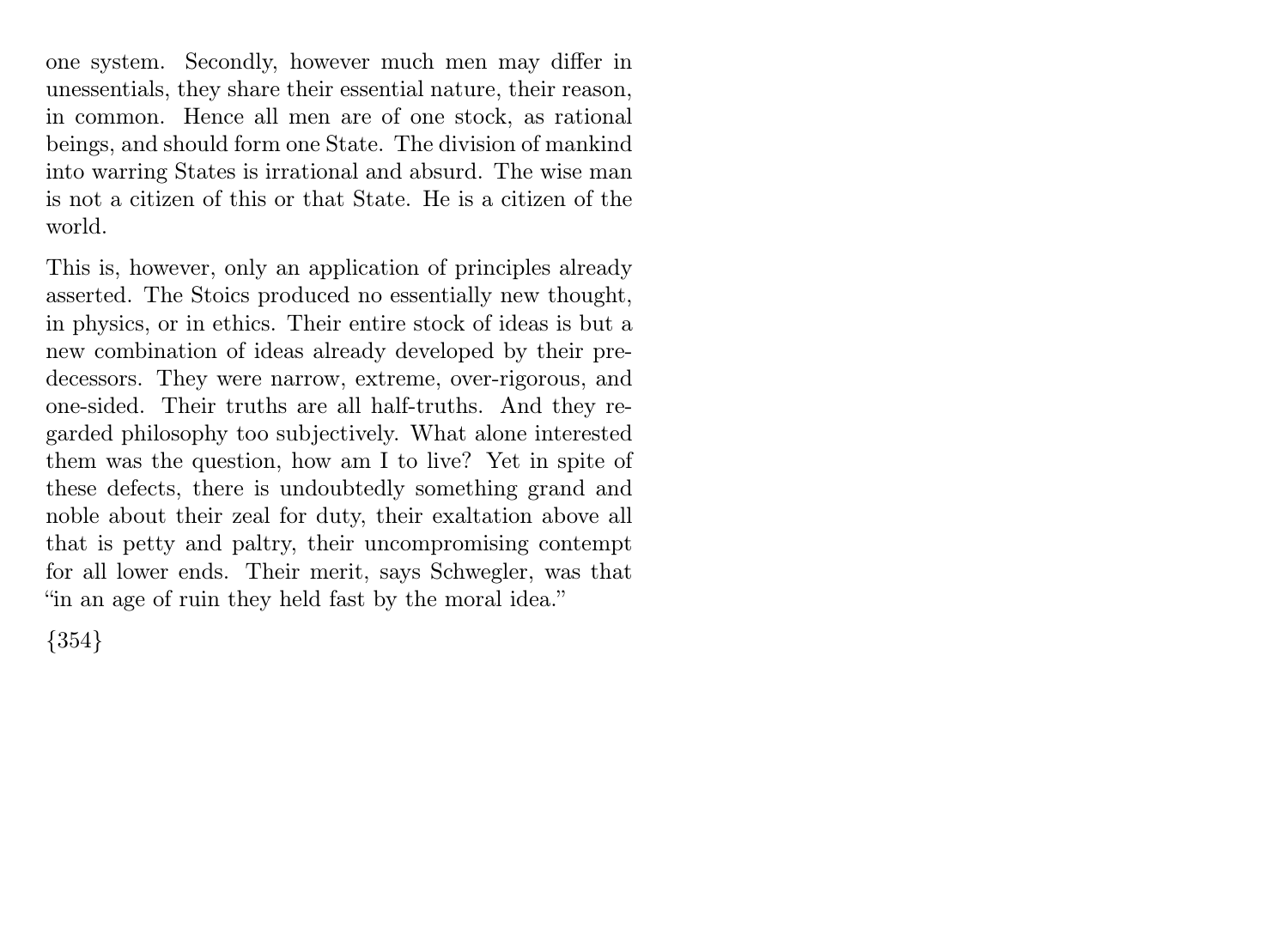one system. Secondly, however much men may differ in unessentials, they share their essential nature, their reason, in common. Hence all men are of one stock, as rational beings, and should form one State. The division of mankind into warring States is irrational and absurd. The wise man is not a citizen of this or that State. He is a citizen of the world.

This is, however, only an application of principles already asserted. The Stoics produced no essentially new thought, in physics, or in ethics. Their entire stock of ideas is but a new combination of ideas already developed by their predecessors. They were narrow, extreme, over-rigorous, and one-sided. Their truths are all half-truths. And they regarded philosophy too subjectively. What alone interested them was the question, how am I to live? Yet in spite of these defects, there is undoubtedly something grand and noble about their zeal for duty, their exaltation above all that is petty and paltry, their uncompromising contempt for all lower ends. Their merit, says Schwegler, was that "in an age of ruin they held fast by the moral idea."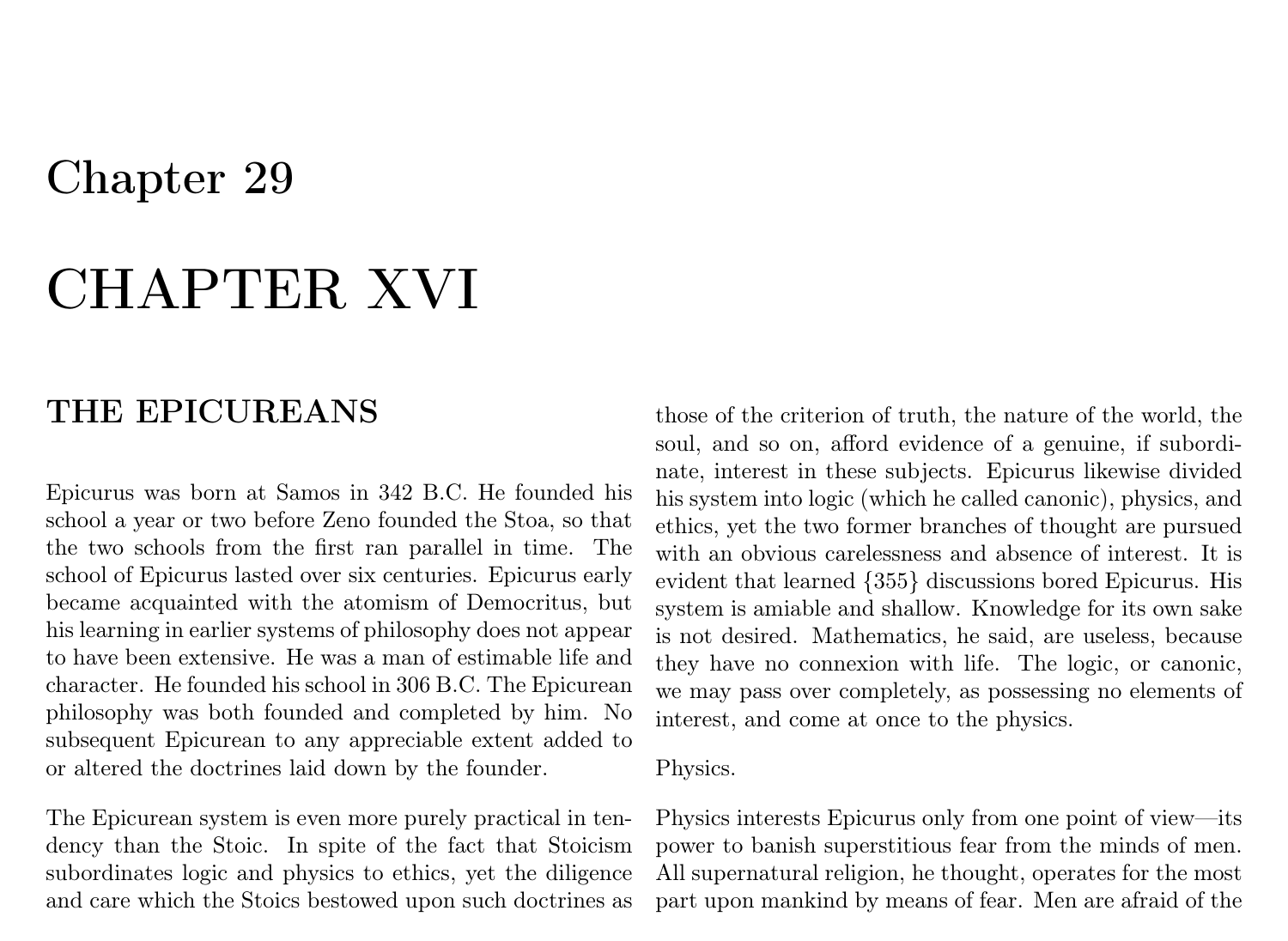# Chapter 29

# CHAPTER XVI

## THE EPICUREANS

Epicurus was born at Samos in 342 B.C. He founded his school a year or two before Zeno founded the Stoa, so that the two schools from the first ran parallel in time. The school of Epicurus lasted over six centuries. Epicurus early became acquainted with the atomism of Democritus, but his learning in earlier systems of philosophy does not appear to have been extensive. He was a man of estimable life and character. He founded his school in 306 B.C. The Epicurean philosophy was both founded and completed by him. No subsequent Epicurean to any appreciable extent added to or altered the doctrines laid down by the founder.

The Epicurean system is even more purely practical in tendency than the Stoic. In spite of the fact that Stoicism subordinates logic and physics to ethics, yet the diligence and care which the Stoics bestowed upon such doctrines as those of the criterion of truth, the nature of the world, the soul, and so on, afford evidence of a genuine, if subordinate, interest in these subjects. Epicurus likewise divided his system into logic (which he called canonic), physics, and ethics, yet the two former branches of thought are pursued with an obvious carelessness and absence of interest. It is evident that learned {355} discussions bored Epicurus. His system is amiable and shallow. Knowledge for its own sake is not desired. Mathematics, he said, are useless, because they have no connexion with life. The logic, or canonic, we may pass over completely, as possessing no elements of interest, and come at once to the physics.

Physics.

Physics interests Epicurus only from one point of view—its power to banish superstitious fear from the minds of men. All supernatural religion, he thought, operates for the most part upon mankind by means of fear. Men are afraid of the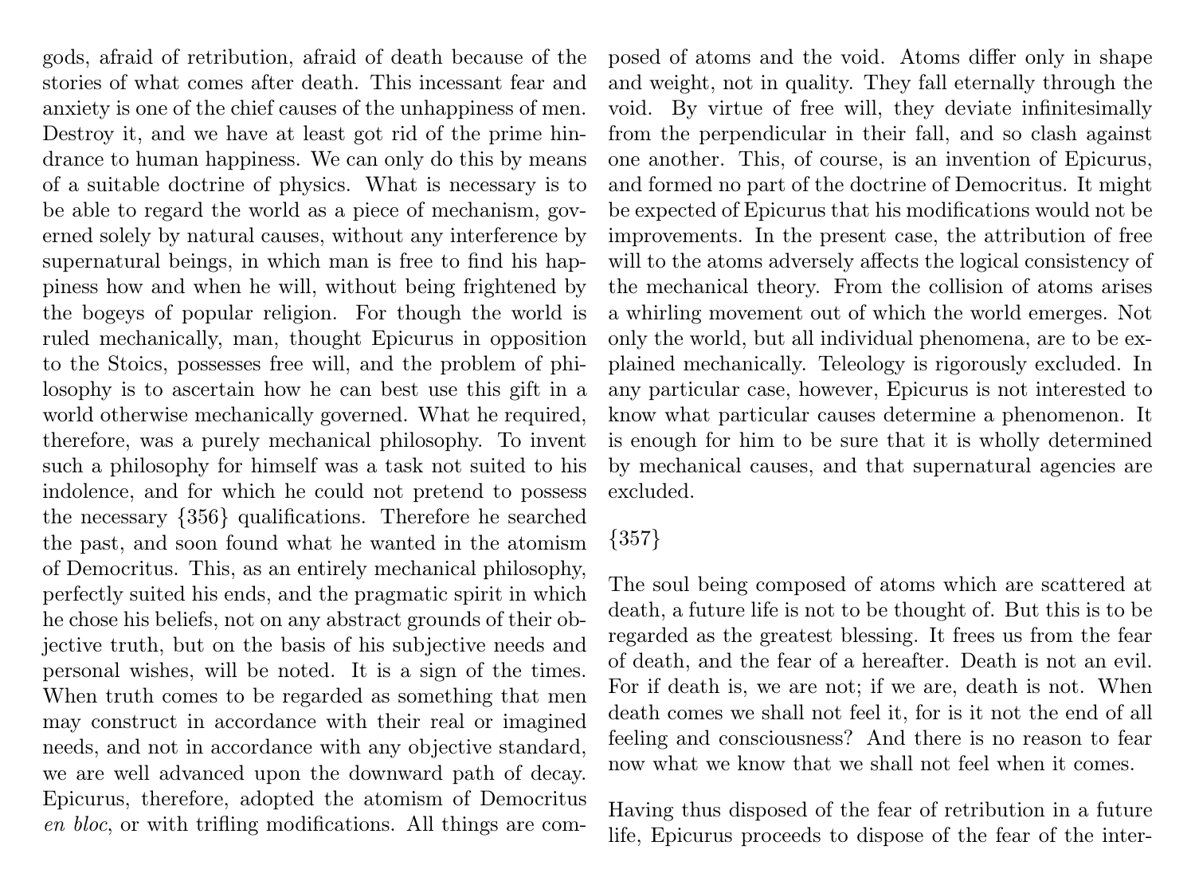gods, afraid of retribution, afraid of death because of the stories of what comes after death. This incessant fear and anxiety is one of the chief causes of the unhappiness of men. Destroy it, and we have at least got rid of the prime hindrance to human happiness. We can only do this by means of a suitable doctrine of physics. What is necessary is to be able to regard the world as a piece of mechanism, governed solely by natural causes, without any interference by supernatural beings, in which man is free to find his happiness how and when he will, without being frightened by the bogeys of popular religion. For though the world is ruled mechanically, man, thought Epicurus in opposition to the Stoics, possesses free will, and the problem of philosophy is to ascertain how he can best use this gift in a world otherwise mechanically governed. What he required, therefore, was a purely mechanical philosophy. To invent such a philosophy for himself was a task not suited to his indolence, and for which he could not pretend to possess the necessary {356} qualifications. Therefore he searched the past, and soon found what he wanted in the atomism of Democritus. This, as an entirely mechanical philosophy, perfectly suited his ends, and the pragmatic spirit in which he chose his beliefs, not on any abstract grounds of their objective truth, but on the basis of his subjective needs and personal wishes, will be noted. It is a sign of the times. When truth comes to be regarded as something that men may construct in accordance with their real or imagined needs, and not in accordance with any objective standard, we are well advanced upon the downward path of decay. Epicurus, therefore, adopted the atomism of Democritus *en bloc*, or with trifling modifications. All things are composed of atoms and the void. Atoms differ only in shape and weight, not in quality. They fall eternally through the void. By virtue of free will, they deviate infinitesimally from the perpendicular in their fall, and so clash against one another. This, of course, is an invention of Epicurus, and formed no part of the doctrine of Democritus. It might be expected of Epicurus that his modifications would not be improvements. In the present case, the attribution of free will to the atoms adversely affects the logical consistency of the mechanical theory. From the collision of atoms arises a whirling movement out of which the world emerges. Not only the world, but all individual phenomena, are to be explained mechanically. Teleology is rigorously excluded. In any particular case, however, Epicurus is not interested to know what particular causes determine a phenomenon. It is enough for him to be sure that it is wholly determined by mechanical causes, and that supernatural agencies are excluded.

{357}

The soul being composed of atoms which are scattered at death, a future life is not to be thought of. But this is to be regarded as the greatest blessing. It frees us from the fear of death, and the fear of a hereafter. Death is not an evil. For if death is, we are not; if we are, death is not. When death comes we shall not feel it, for is it not the end of all feeling and consciousness? And there is no reason to fear now what we know that we shall not feel when it comes.

Having thus disposed of the fear of retribution in a future life, Epicurus proceeds to dispose of the fear of the inter-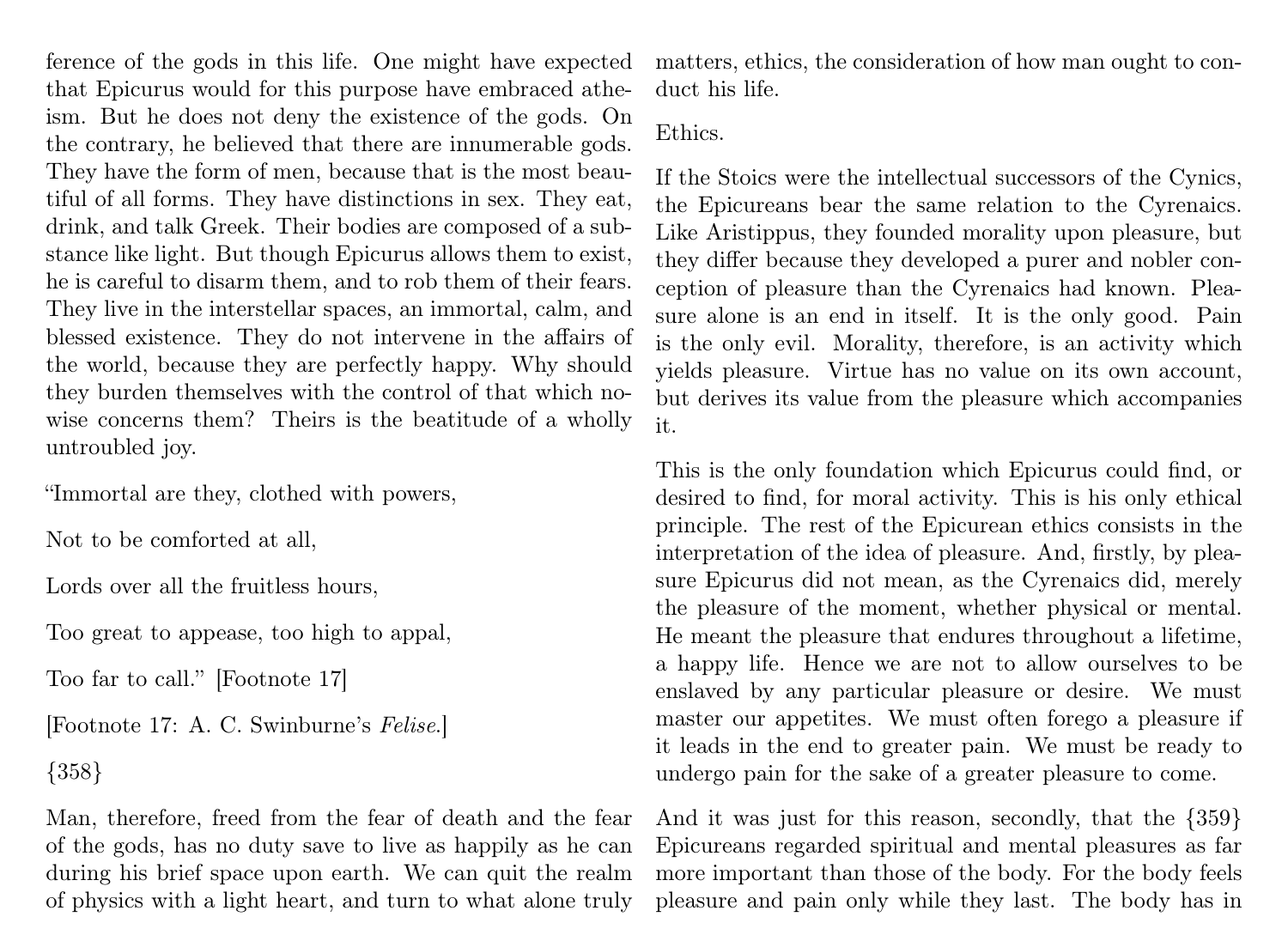ference of the gods in this life. One might have expected that Epicurus would for this purpose have embraced atheism. But he does not deny the existence of the gods. On the contrary, he believed that there are innumerable gods. They have the form of men, because that is the most beautiful of all forms. They have distinctions in sex. They eat, drink, and talk Greek. Their bodies are composed of a substance like light. But though Epicurus allows them to exist, he is careful to disarm them, and to rob them of their fears. They live in the interstellar spaces, an immortal, calm, and blessed existence. They do not intervene in the affairs of the world, because they are perfectly happy. Why should they burden themselves with the control of that which nowise concerns them? Theirs is the beatitude of a wholly untroubled joy.

"Immortal are they, clothed with powers,

Not to be comforted at all,

Lords over all the fruitless hours,

Too great to appease, too high to appal,

Too far to call." [Footnote 17]

[Footnote 17: A. C. Swinburne's *Felise*.]

{358}

Man, therefore, freed from the fear of death and the fear of the gods, has no duty save to live as happily as he can during his brief space upon earth. We can quit the realm of physics with a light heart, and turn to what alone truly matters, ethics, the consideration of how man ought to conduct his life.

Ethics.

If the Stoics were the intellectual successors of the Cynics, the Epicureans bear the same relation to the Cyrenaics. Like Aristippus, they founded morality upon pleasure, but they differ because they developed a purer and nobler conception of pleasure than the Cyrenaics had known. Pleasure alone is an end in itself. It is the only good. Pain is the only evil. Morality, therefore, is an activity which yields pleasure. Virtue has no value on its own account, but derives its value from the pleasure which accompanies it.

This is the only foundation which Epicurus could find, or desired to find, for moral activity. This is his only ethical principle. The rest of the Epicurean ethics consists in the interpretation of the idea of pleasure. And, firstly, by pleasure Epicurus did not mean, as the Cyrenaics did, merely the pleasure of the moment, whether physical or mental. He meant the pleasure that endures throughout a lifetime, a happy life. Hence we are not to allow ourselves to be enslaved by any particular pleasure or desire. We must master our appetites. We must often forego a pleasure if it leads in the end to greater pain. We must be ready to undergo pain for the sake of a greater pleasure to come.

And it was just for this reason, secondly, that the {359} Epicureans regarded spiritual and mental pleasures as far more important than those of the body. For the body feels pleasure and pain only while they last. The body has in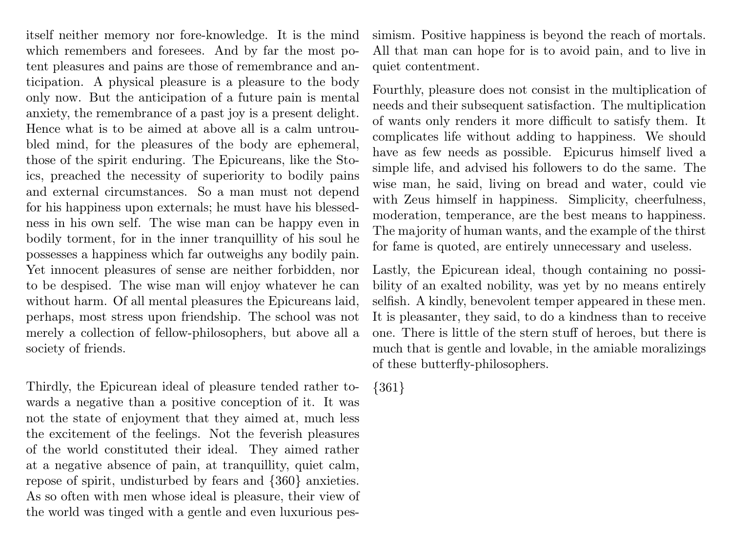itself neither memory nor fore-knowledge. It is the mind which remembers and foresees. And by far the most potent pleasures and pains are those of remembrance and anticipation. A physical pleasure is a pleasure to the body only now. But the anticipation of a future pain is mental anxiety, the remembrance of a past joy is a present delight. Hence what is to be aimed at above all is a calm untroubled mind, for the pleasures of the body are ephemeral, those of the spirit enduring. The Epicureans, like the Stoics, preached the necessity of superiority to bodily pains and external circumstances. So a man must not depend for his happiness upon externals; he must have his blessedness in his own self. The wise man can be happy even in bodily torment, for in the inner tranquillity of his soul he possesses a happiness which far outweighs any bodily pain. Yet innocent pleasures of sense are neither forbidden, nor to be despised. The wise man will enjoy whatever he can without harm. Of all mental pleasures the Epicureans laid, perhaps, most stress upon friendship. The school was not merely a collection of fellow-philosophers, but above all a society of friends.

Thirdly, the Epicurean ideal of pleasure tended rather towards a negative than a positive conception of it. It was not the state of enjoyment that they aimed at, much less the excitement of the feelings. Not the feverish pleasures of the world constituted their ideal. They aimed rather at a negative absence of pain, at tranquillity, quiet calm, repose of spirit, undisturbed by fears and {360} anxieties. As so often with men whose ideal is pleasure, their view of the world was tinged with a gentle and even luxurious pessimism. Positive happiness is beyond the reach of mortals. All that man can hope for is to avoid pain, and to live in quiet contentment.

Fourthly, pleasure does not consist in the multiplication of needs and their subsequent satisfaction. The multiplication of wants only renders it more difficult to satisfy them. It complicates life without adding to happiness. We should have as few needs as possible. Epicurus himself lived a simple life, and advised his followers to do the same. The wise man, he said, living on bread and water, could vie with Zeus himself in happiness. Simplicity, cheerfulness, moderation, temperance, are the best means to happiness. The majority of human wants, and the example of the thirst for fame is quoted, are entirely unnecessary and useless.

Lastly, the Epicurean ideal, though containing no possibility of an exalted nobility, was yet by no means entirely selfish. A kindly, benevolent temper appeared in these men. It is pleasanter, they said, to do a kindness than to receive one. There is little of the stern stuff of heroes, but there is much that is gentle and lovable, in the amiable moralizings of these butterfly-philosophers.

{361}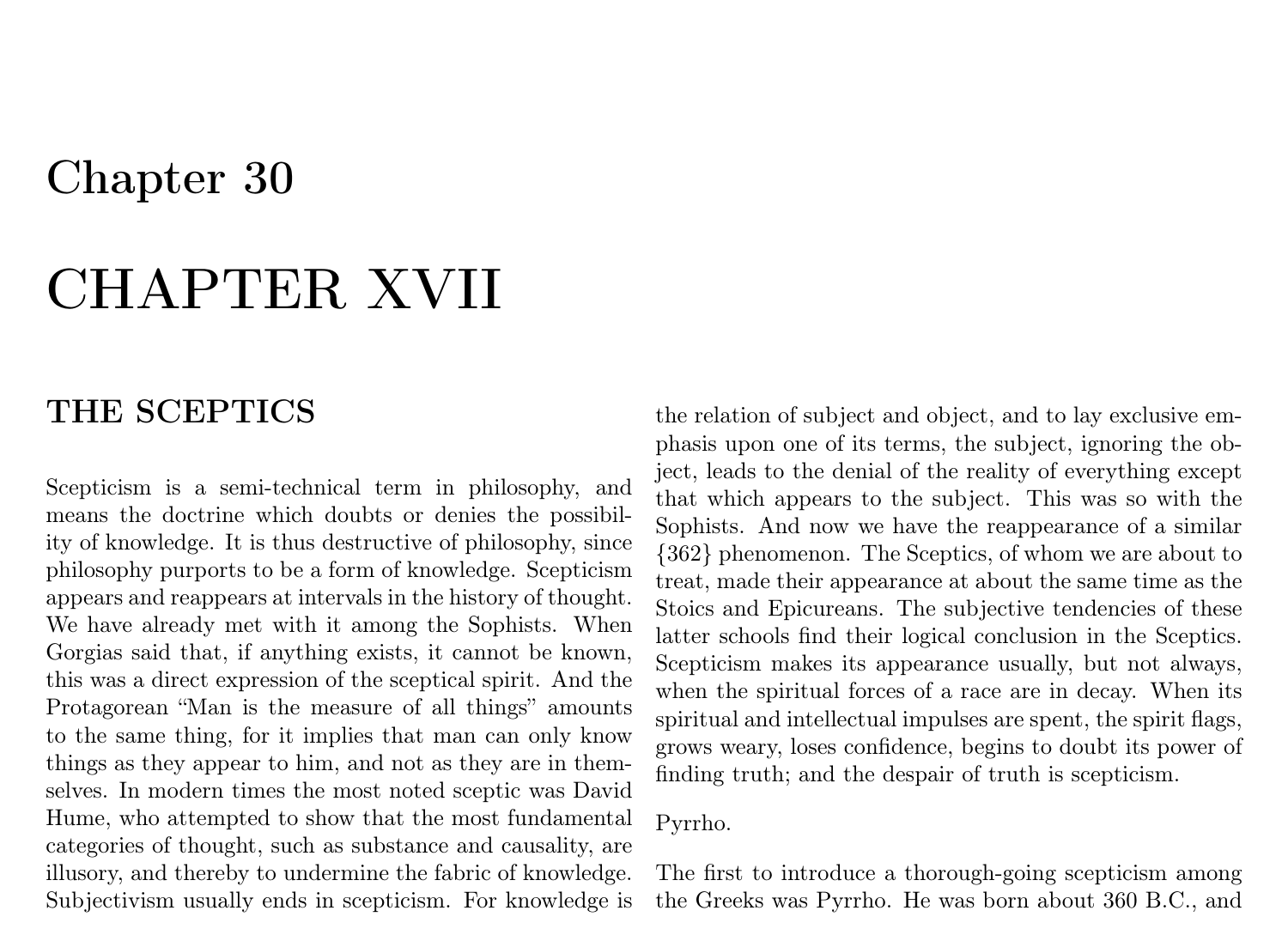# Chapter 30

# CHAPTER XVII

## THE SCEPTICS

Scepticism is a semi-technical term in philosophy, and means the doctrine which doubts or denies the possibility of knowledge. It is thus destructive of philosophy, since philosophy purports to be a form of knowledge. Scepticism appears and reappears at intervals in the history of thought. We have already met with it among the Sophists. When Gorgias said that, if anything exists, it cannot be known, this was a direct expression of the sceptical spirit. And the Protagorean "Man is the measure of all things" amounts to the same thing, for it implies that man can only know things as they appear to him, and not as they are in themselves. In modern times the most noted sceptic was David Hume, who attempted to show that the most fundamental categories of thought, such as substance and causality, are illusory, and thereby to undermine the fabric of knowledge. Subjectivism usually ends in scepticism. For knowledge is the relation of subject and object, and to lay exclusive emphasis upon one of its terms, the subject, ignoring the object, leads to the denial of the reality of everything except that which appears to the subject. This was so with the Sophists. And now we have the reappearance of a similar {362} phenomenon. The Sceptics, of whom we are about to treat, made their appearance at about the same time as the Stoics and Epicureans. The subjective tendencies of these latter schools find their logical conclusion in the Sceptics. Scepticism makes its appearance usually, but not always, when the spiritual forces of a race are in decay. When its spiritual and intellectual impulses are spent, the spirit flags, grows weary, loses confidence, begins to doubt its power of finding truth; and the despair of truth is scepticism.

Pyrrho.

The first to introduce a thorough-going scepticism among the Greeks was Pyrrho. He was born about 360 B.C., and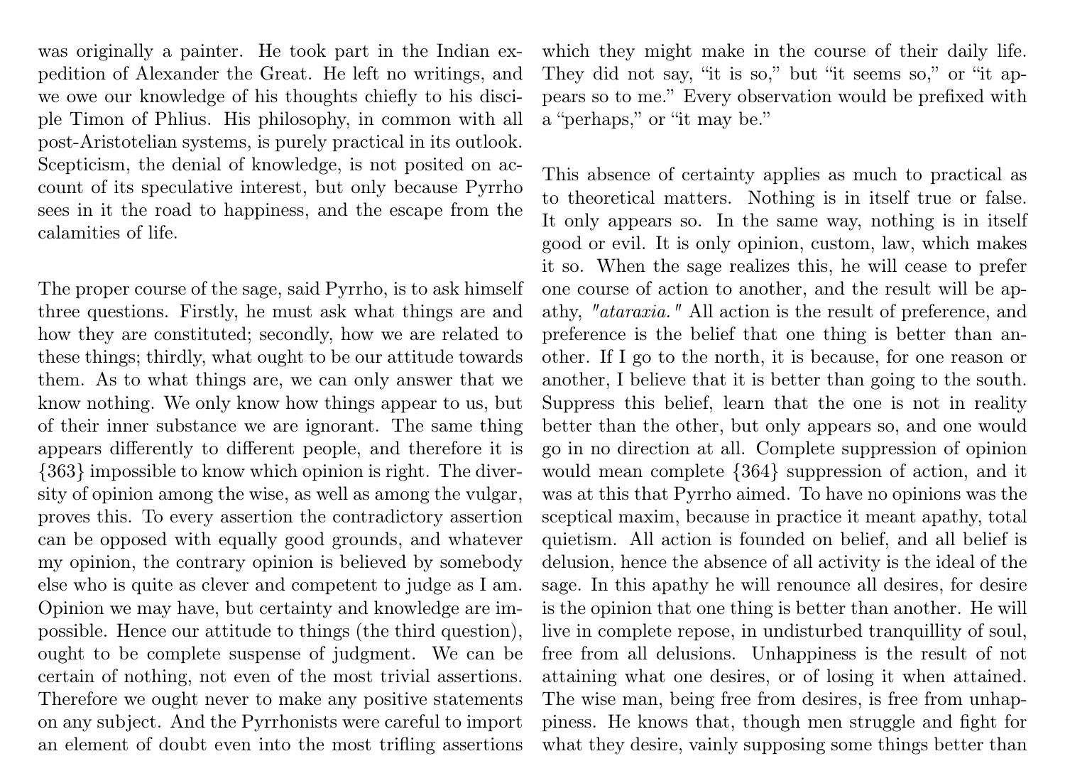was originally a painter. He took part in the Indian expedition of Alexander the Great. He left no writings, and we owe our knowledge of his thoughts chiefly to his disciple Timon of Phlius. His philosophy, in common with all post-Aristotelian systems, is purely practical in its outlook. Scepticism, the denial of knowledge, is not posited on account of its speculative interest, but only because Pyrrho sees in it the road to happiness, and the escape from the calamities of life.

The proper course of the sage, said Pyrrho, is to ask himself three questions. Firstly, he must ask what things are and how they are constituted; secondly, how we are related to these things; thirdly, what ought to be our attitude towards them. As to what things are, we can only answer that we know nothing. We only know how things appear to us, but of their inner substance we are ignorant. The same thing appears differently to different people, and therefore it is {363} impossible to know which opinion is right. The diversity of opinion among the wise, as well as among the vulgar, proves this. To every assertion the contradictory assertion can be opposed with equally good grounds, and whatever my opinion, the contrary opinion is believed by somebody else who is quite as clever and competent to judge as I am. Opinion we may have, but certainty and knowledge are impossible. Hence our attitude to things (the third question), ought to be complete suspense of judgment. We can be certain of nothing, not even of the most trivial assertions. Therefore we ought never to make any positive statements on any subject. And the Pyrrhonists were careful to import an element of doubt even into the most trifling assertions which they might make in the course of their daily life. They did not say, "it is so," but "it seems so," or "it appears so to me." Every observation would be prefixed with a "perhaps," or "it may be."

This absence of certainty applies as much to practical as to theoretical matters. Nothing is in itself true or false. It only appears so. In the same way, nothing is in itself good or evil. It is only opinion, custom, law, which makes it so. When the sage realizes this, he will cease to prefer one course of action to another, and the result will be apathy, *"ataraxia."* All action is the result of preference, and preference is the belief that one thing is better than another. If I go to the north, it is because, for one reason or another, I believe that it is better than going to the south. Suppress this belief, learn that the one is not in reality better than the other, but only appears so, and one would go in no direction at all. Complete suppression of opinion would mean complete {364} suppression of action, and it was at this that Pyrrho aimed. To have no opinions was the sceptical maxim, because in practice it meant apathy, total quietism. All action is founded on belief, and all belief is delusion, hence the absence of all activity is the ideal of the sage. In this apathy he will renounce all desires, for desire is the opinion that one thing is better than another. He will live in complete repose, in undisturbed tranquillity of soul, free from all delusions. Unhappiness is the result of not attaining what one desires, or of losing it when attained. The wise man, being free from desires, is free from unhappiness. He knows that, though men struggle and fight for what they desire, vainly supposing some things better than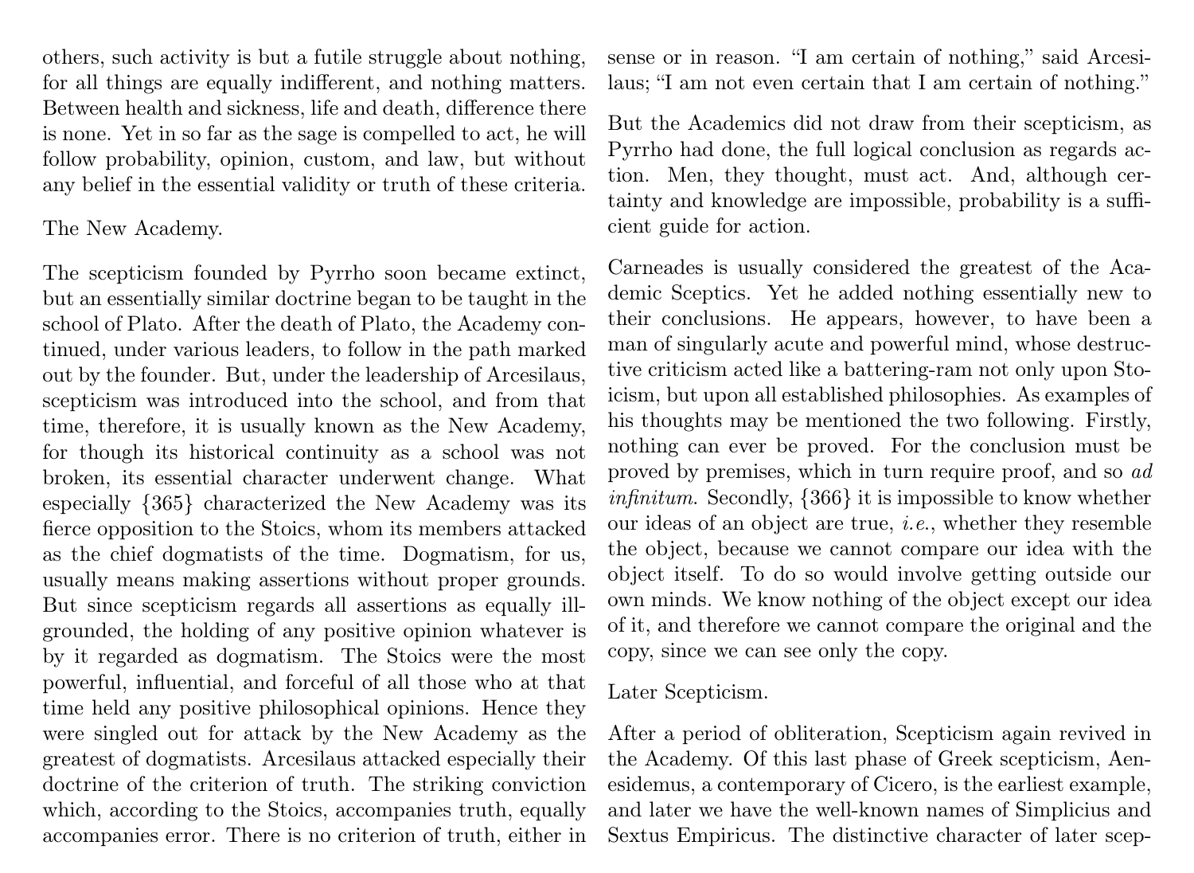others, such activity is but a futile struggle about nothing, for all things are equally indifferent, and nothing matters. Between health and sickness, life and death, difference there is none. Yet in so far as the sage is compelled to act, he will follow probability, opinion, custom, and law, but without any belief in the essential validity or truth of these criteria.

The New Academy.

The scepticism founded by Pyrrho soon became extinct, but an essentially similar doctrine began to be taught in the school of Plato. After the death of Plato, the Academy continued, under various leaders, to follow in the path marked out by the founder. But, under the leadership of Arcesilaus, scepticism was introduced into the school, and from that time, therefore, it is usually known as the New Academy, for though its historical continuity as a school was not broken, its essential character underwent change. What especially {365} characterized the New Academy was its fierce opposition to the Stoics, whom its members attacked as the chief dogmatists of the time. Dogmatism, for us, usually means making assertions without proper grounds. But since scepticism regards all assertions as equally ill-grounded, the holding of any positive opinion whatever is by it regarded as dogmatism. The Stoics were the most powerful, influential, and forceful of all those who at that time held any positive philosophical opinions. Hence they were singled out for attack by the New Academy as the greatest of dogmatists. Arcesilaus attacked especially their doctrine of the criterion of truth. The striking conviction which, according to the Stoics, accompanies truth, equally accompanies error. There is no criterion of truth, either in sense or in reason. "I am certain of nothing," said Arcesilaus; "I am not even certain that I am certain of nothing."

But the Academics did not draw from their scepticism, as Pyrrho had done, the full logical conclusion as regards action. Men, they thought, must act. And, although certainty and knowledge are impossible, probability is a sufficient guide for action.

Carneades is usually considered the greatest of the Academic Sceptics. Yet he added nothing essentially new to their conclusions. He appears, however, to have been a man of singularly acute and powerful mind, whose destructive criticism acted like a battering-ram not only upon Stoicism, but upon all established philosophies. As examples of his thoughts may be mentioned the two following. Firstly, nothing can ever be proved. For the conclusion must be proved by premises, which in turn require proof, and so *ad infinitum*. Secondly, {366} it is impossible to know whether our ideas of an object are true, *i.e.*, whether they resemble the object, because we cannot compare our idea with the object itself. To do so would involve getting outside our own minds. We know nothing of the object except our idea of it, and therefore we cannot compare the original and the copy, since we can see only the copy.

Later Scepticism.

After a period of obliteration, Scepticism again revived in the Academy. Of this last phase of Greek scepticism, Aenesidemus, a contemporary of Cicero, is the earliest example, and later we have the well-known names of Simplicius and Sextus Empiricus. The distinctive character of later scep-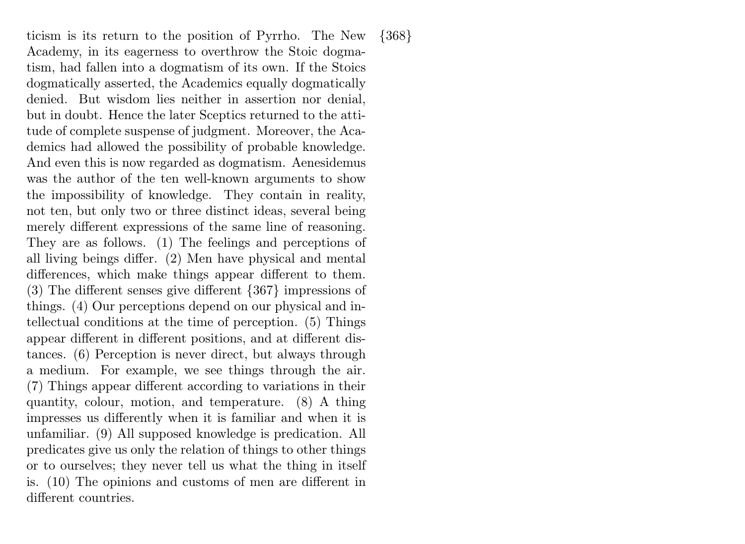ticism is its return to the position of Pyrrho. The New {368} Academy, in its eagerness to overthrow the Stoic dogmatism, had fallen into a dogmatism of its own. If the Stoics dogmatically asserted, the Academics equally dogmatically denied. But wisdom lies neither in assertion nor denial, but in doubt. Hence the later Sceptics returned to the attitude of complete suspense of judgment. Moreover, the Academics had allowed the possibility of probable knowledge. And even this is now regarded as dogmatism. Aenesidemus was the author of the ten well-known arguments to show the impossibility of knowledge. They contain in reality, not ten, but only two or three distinct ideas, several being merely different expressions of the same line of reasoning. They are as follows. (1) The feelings and perceptions of all living beings differ. (2) Men have physical and mental differences, which make things appear different to them. (3) The different senses give different {367} impressions of things. (4) Our perceptions depend on our physical and intellectual conditions at the time of perception. (5) Things appear different in different positions, and at different distances. (6) Perception is never direct, but always through a medium. For example, we see things through the air. (7) Things appear different according to variations in their quantity, colour, motion, and temperature. (8) A thing impresses us differently when it is familiar and when it is unfamiliar. (9) All supposed knowledge is predication. All predicates give us only the relation of things to other things or to ourselves; they never tell us what the thing in itself is. (10) The opinions and customs of men are different in different countries.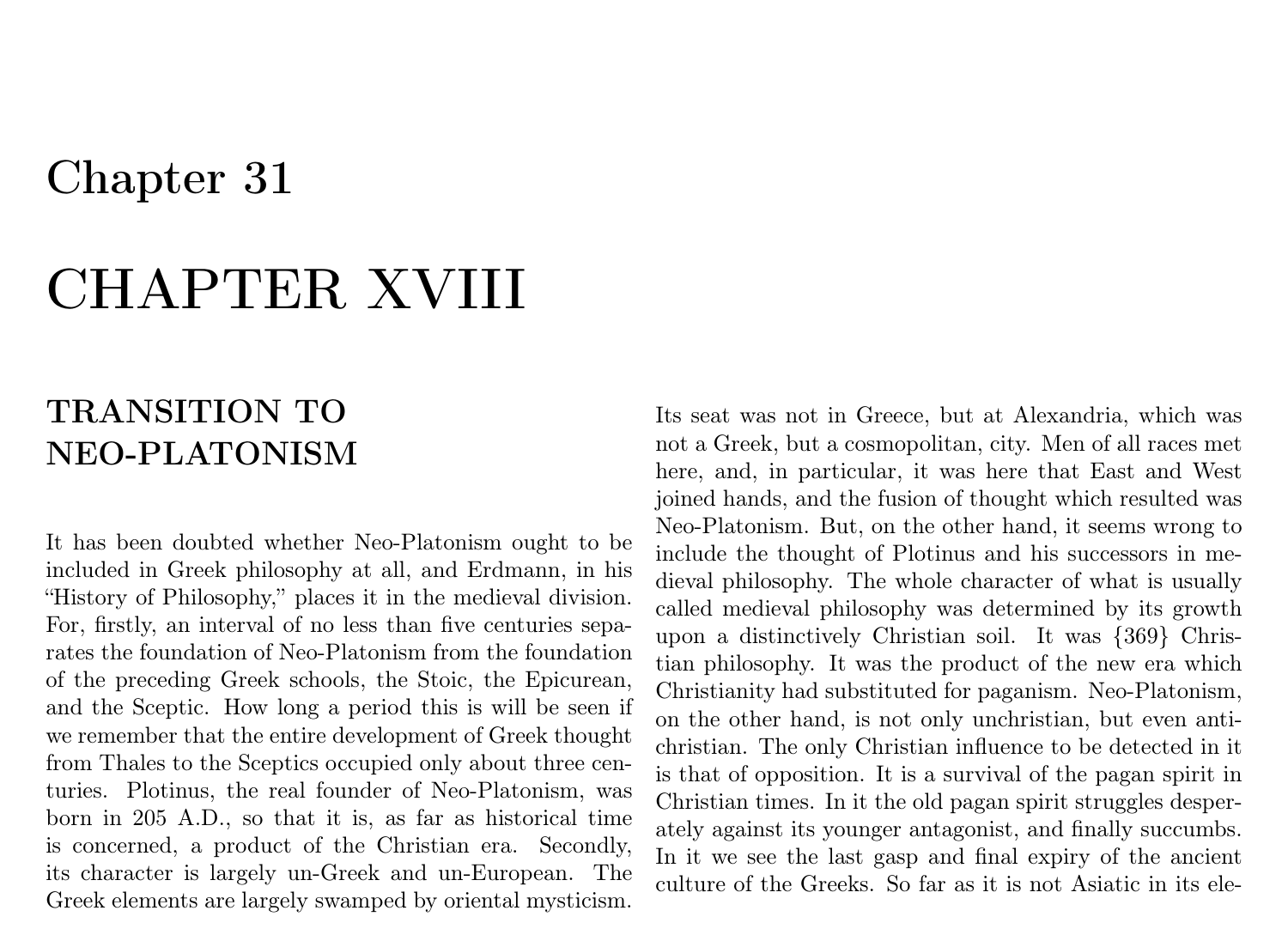# Chapter 31

# CHAPTER XVIII

## TRANSITION TO NEO-PLATONISM

It has been doubted whether Neo-Platonism ought to be included in Greek philosophy at all, and Erdmann, in his "History of Philosophy," places it in the medieval division. For, firstly, an interval of no less than five centuries separates the foundation of Neo-Platonism from the foundation of the preceding Greek schools, the Stoic, the Epicurean, and the Sceptic. How long a period this is will be seen if we remember that the entire development of Greek thought from Thales to the Sceptics occupied only about three centuries. Plotinus, the real founder of Neo-Platonism, was born in 205 A.D., so that it is, as far as historical time is concerned, a product of the Christian era. Secondly, its character is largely un-Greek and un-European. The Greek elements are largely swamped by oriental mysticism. Its seat was not in Greece, but at Alexandria, which was not a Greek, but a cosmopolitan, city. Men of all races met here, and, in particular, it was here that East and West joined hands, and the fusion of thought which resulted was Neo-Platonism. But, on the other hand, it seems wrong to include the thought of Plotinus and his successors in medieval philosophy. The whole character of what is usually called medieval philosophy was determined by its growth upon a distinctively Christian soil. It was {369} Christian philosophy. It was the product of the new era which Christianity had substituted for paganism. Neo-Platonism, on the other hand, is not only unchristian, but even antichristian. The only Christian influence to be detected in it is that of opposition. It is a survival of the pagan spirit in Christian times. In it the old pagan spirit struggles desperately against its younger antagonist, and finally succumbs. In it we see the last gasp and final expiry of the ancient culture of the Greeks. So far as it is not Asiatic in its ele-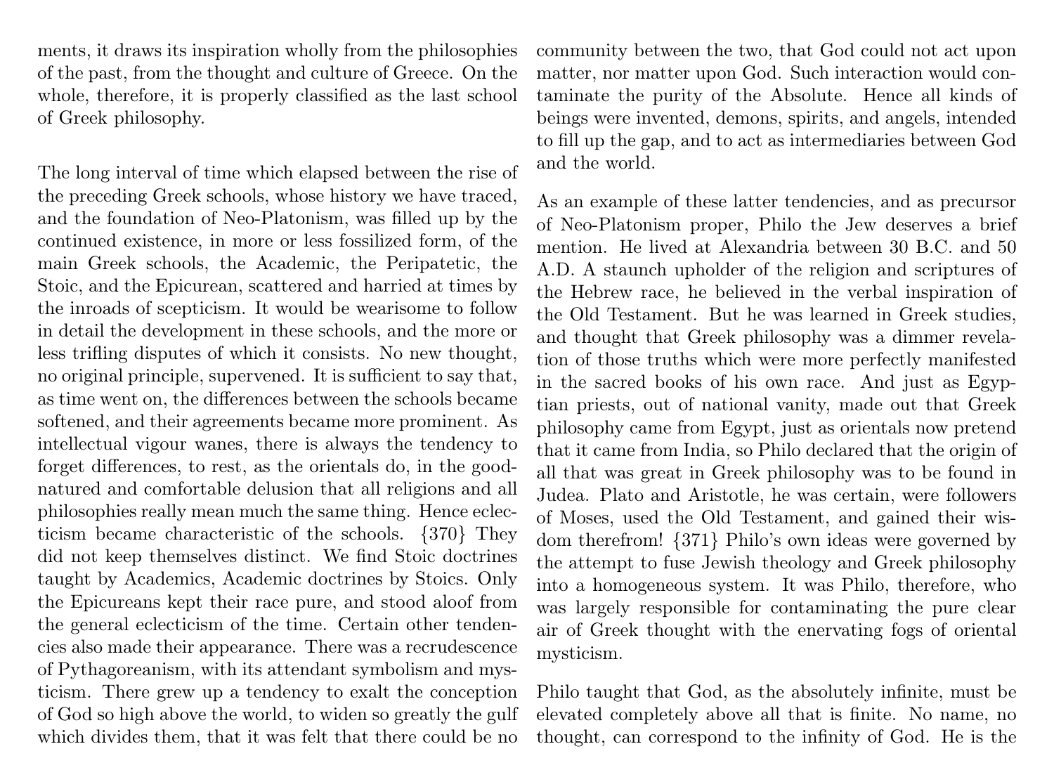ments, it draws its inspiration wholly from the philosophies of the past, from the thought and culture of Greece. On the whole, therefore, it is properly classified as the last school of Greek philosophy.

The long interval of time which elapsed between the rise of the preceding Greek schools, whose history we have traced, and the foundation of Neo-Platonism, was filled up by the continued existence, in more or less fossilized form, of the main Greek schools, the Academic, the Peripatetic, the Stoic, and the Epicurean, scattered and harried at times by the inroads of scepticism. It would be wearisome to follow in detail the development in these schools, and the more or less trifling disputes of which it consists. No new thought, no original principle, supervened. It is sufficient to say that, as time went on, the differences between the schools became softened, and their agreements became more prominent. As intellectual vigour wanes, there is always the tendency to forget differences, to rest, as the orientals do, in the good-natured and comfortable delusion that all religions and all philosophies really mean much the same thing. Hence eclecticism became characteristic of the schools. {370} They did not keep themselves distinct. We find Stoic doctrines taught by Academics, Academic doctrines by Stoics. Only the Epicureans kept their race pure, and stood aloof from the general eclecticism of the time. Certain other tendencies also made their appearance. There was a recrudescence of Pythagoreanism, with its attendant symbolism and mysticism. There grew up a tendency to exalt the conception of God so high above the world, to widen so greatly the gulf which divides them, that it was felt that there could be no community between the two, that God could not act upon matter, nor matter upon God. Such interaction would contaminate the purity of the Absolute. Hence all kinds of beings were invented, demons, spirits, and angels, intended to fill up the gap, and to act as intermediaries between God and the world.

As an example of these latter tendencies, and as precursor of Neo-Platonism proper, Philo the Jew deserves a brief mention. He lived at Alexandria between 30 B.C. and 50 A.D. A staunch upholder of the religion and scriptures of the Hebrew race, he believed in the verbal inspiration of the Old Testament. But he was learned in Greek studies, and thought that Greek philosophy was a dimmer revelation of those truths which were more perfectly manifested in the sacred books of his own race. And just as Egyptian priests, out of national vanity, made out that Greek philosophy came from Egypt, just as orientals now pretend that it came from India, so Philo declared that the origin of all that was great in Greek philosophy was to be found in Judea. Plato and Aristotle, he was certain, were followers of Moses, used the Old Testament, and gained their wisdom therefrom! {371} Philo's own ideas were governed by the attempt to fuse Jewish theology and Greek philosophy into a homogeneous system. It was Philo, therefore, who was largely responsible for contaminating the pure clear air of Greek thought with the enervating fogs of oriental mysticism.

Philo taught that God, as the absolutely infinite, must be elevated completely above all that is finite. No name, no thought, can correspond to the infinity of God. He is the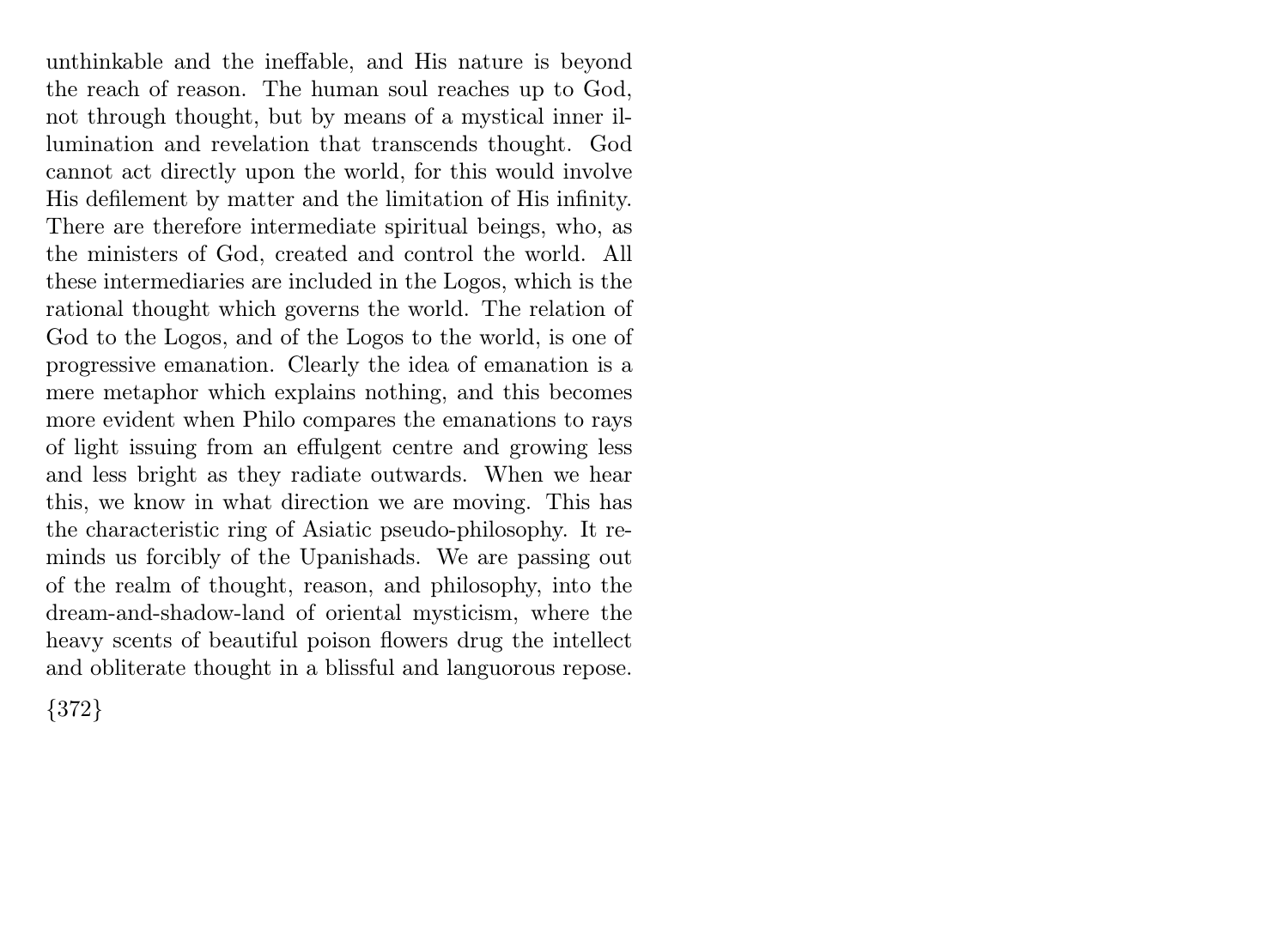unthinkable and the ineffable, and His nature is beyond the reach of reason. The human soul reaches up to God, not through thought, but by means of a mystical inner illumination and revelation that transcends thought. God cannot act directly upon the world, for this would involve His defilement by matter and the limitation of His infinity. There are therefore intermediate spiritual beings, who, as the ministers of God, created and control the world. All these intermediaries are included in the Logos, which is the rational thought which governs the world. The relation of God to the Logos, and of the Logos to the world, is one of progressive emanation. Clearly the idea of emanation is a mere metaphor which explains nothing, and this becomes more evident when Philo compares the emanations to rays of light issuing from an effulgent centre and growing less and less bright as they radiate outwards. When we hear this, we know in what direction we are moving. This has the characteristic ring of Asiatic pseudo-philosophy. It reminds us forcibly of the Upanishads. We are passing out of the realm of thought, reason, and philosophy, into the dream-and-shadow-land of oriental mysticism, where the heavy scents of beautiful poison flowers drug the intellect and obliterate thought in a blissful and languorous repose.

{372}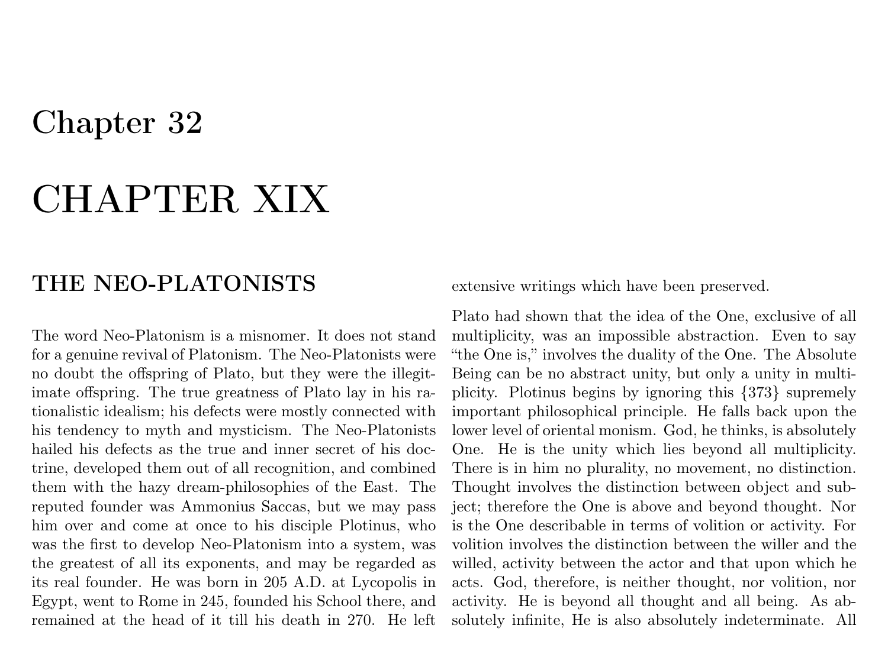# Chapter 32

# CHAPTER XIX

## THE NEO-PLATONISTS

The word Neo-Platonism is a misnomer. It does not stand for a genuine revival of Platonism. The Neo-Platonists were no doubt the offspring of Plato, but they were the illegitimate offspring. The true greatness of Plato lay in his rationalistic idealism; his defects were mostly connected with his tendency to myth and mysticism. The Neo-Platonists hailed his defects as the true and inner secret of his doctrine, developed them out of all recognition, and combined them with the hazy dream-philosophies of the East. The reputed founder was Ammonius Saccas, but we may pass him over and come at once to his disciple Plotinus, who was the first to develop Neo-Platonism into a system, was the greatest of all its exponents, and may be regarded as its real founder. He was born in 205 A.D. at Lycopolis in Egypt, went to Rome in 245, founded his School there, and remained at the head of it till his death in 270. He left extensive writings which have been preserved.

Plato had shown that the idea of the One, exclusive of all multiplicity, was an impossible abstraction. Even to say "the One is," involves the duality of the One. The Absolute Being can be no abstract unity, but only a unity in multiplicity. Plotinus begins by ignoring this {373} supremely important philosophical principle. He falls back upon the lower level of oriental monism. God, he thinks, is absolutely One. He is the unity which lies beyond all multiplicity. There is in him no plurality, no movement, no distinction. Thought involves the distinction between object and subject; therefore the One is above and beyond thought. Nor is the One describable in terms of volition or activity. For volition involves the distinction between the willer and the willed, activity between the actor and that upon which he acts. God, therefore, is neither thought, nor volition, nor activity. He is beyond all thought and all being. As absolutely infinite, He is also absolutely indeterminate. All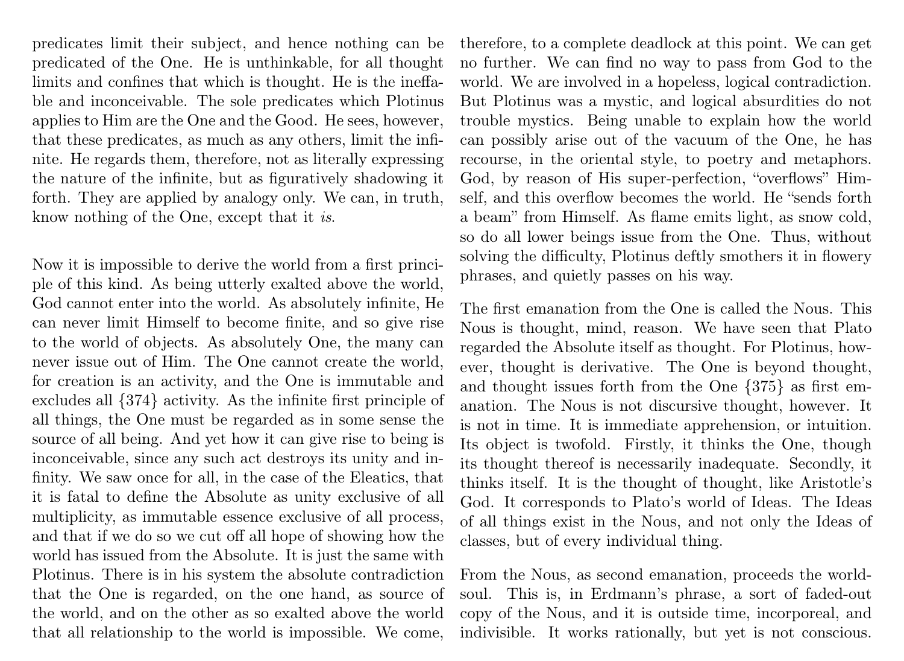predicates limit their subject, and hence nothing can be predicated of the One. He is unthinkable, for all thought limits and confines that which is thought. He is the ineffable and inconceivable. The sole predicates which Plotinus applies to Him are the One and the Good. He sees, however, that these predicates, as much as any others, limit the infinite. He regards them, therefore, not as literally expressing the nature of the infinite, but as figuratively shadowing it forth. They are applied by analogy only. We can, in truth, know nothing of the One, except that it *is*.

Now it is impossible to derive the world from a first principle of this kind. As being utterly exalted above the world, God cannot enter into the world. As absolutely infinite, He can never limit Himself to become finite, and so give rise to the world of objects. As absolutely One, the many can never issue out of Him. The One cannot create the world, for creation is an activity, and the One is immutable and excludes all {374} activity. As the infinite first principle of all things, the One must be regarded as in some sense the source of all being. And yet how it can give rise to being is inconceivable, since any such act destroys its unity and infinity. We saw once for all, in the case of the Eleatics, that it is fatal to define the Absolute as unity exclusive of all multiplicity, as immutable essence exclusive of all process, and that if we do so we cut off all hope of showing how the world has issued from the Absolute. It is just the same with Plotinus. There is in his system the absolute contradiction that the One is regarded, on the one hand, as source of the world, and on the other as so exalted above the world that all relationship to the world is impossible. We come, therefore, to a complete deadlock at this point. We can get no further. We can find no way to pass from God to the world. We are involved in a hopeless, logical contradiction. But Plotinus was a mystic, and logical absurdities do not trouble mystics. Being unable to explain how the world can possibly arise out of the vacuum of the One, he has recourse, in the oriental style, to poetry and metaphors. God, by reason of His super-perfection, "overflows" Himself, and this overflow becomes the world. He "sends forth a beam" from Himself. As flame emits light, as snow cold, so do all lower beings issue from the One. Thus, without solving the difficulty, Plotinus deftly smothers it in flowery phrases, and quietly passes on his way.

The first emanation from the One is called the Nous. This Nous is thought, mind, reason. We have seen that Plato regarded the Absolute itself as thought. For Plotinus, however, thought is derivative. The One is beyond thought, and thought issues forth from the One {375} as first emanation. The Nous is not discursive thought, however. It is not in time. It is immediate apprehension, or intuition. Its object is twofold. Firstly, it thinks the One, though its thought thereof is necessarily inadequate. Secondly, it thinks itself. It is the thought of thought, like Aristotle's God. It corresponds to Plato's world of Ideas. The Ideas of all things exist in the Nous, and not only the Ideas of classes, but of every individual thing.

From the Nous, as second emanation, proceeds the world-soul. This is, in Erdmann's phrase, a sort of faded-out copy of the Nous, and it is outside time, incorporeal, and indivisible. It works rationally, but yet is not conscious.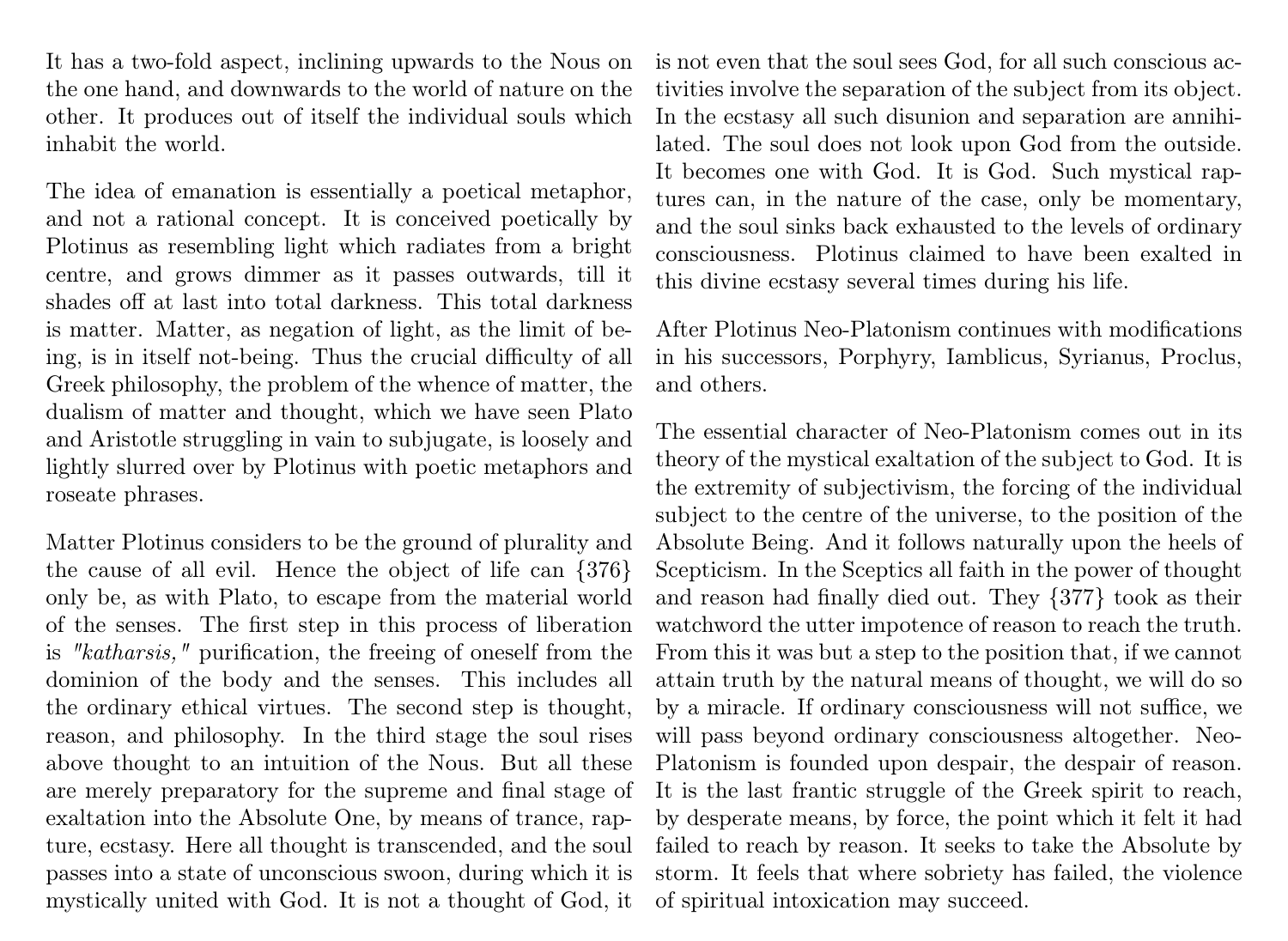It has a two-fold aspect, inclining upwards to the Nous on the one hand, and downwards to the world of nature on the other. It produces out of itself the individual souls which inhabit the world.

The idea of emanation is essentially a poetical metaphor, and not a rational concept. It is conceived poetically by Plotinus as resembling light which radiates from a bright centre, and grows dimmer as it passes outwards, till it shades off at last into total darkness. This total darkness is matter. Matter, as negation of light, as the limit of being, is in itself not-being. Thus the crucial difficulty of all Greek philosophy, the problem of the whence of matter, the dualism of matter and thought, which we have seen Plato and Aristotle struggling in vain to subjugate, is loosely and lightly slurred over by Plotinus with poetic metaphors and roseate phrases.

Matter Plotinus considers to be the ground of plurality and the cause of all evil. Hence the object of life can {376} only be, as with Plato, to escape from the material world of the senses. The first step in this process of liberation is *"katharsis,"* purification, the freeing of oneself from the dominion of the body and the senses. This includes all the ordinary ethical virtues. The second step is thought, reason, and philosophy. In the third stage the soul rises above thought to an intuition of the Nous. But all these are merely preparatory for the supreme and final stage of exaltation into the Absolute One, by means of trance, rapture, ecstasy. Here all thought is transcended, and the soul passes into a state of unconscious swoon, during which it is mystically united with God. It is not a thought of God, it is not even that the soul sees God, for all such conscious activities involve the separation of the subject from its object. In the ecstasy all such disunion and separation are annihilated. The soul does not look upon God from the outside. It becomes one with God. It is God. Such mystical raptures can, in the nature of the case, only be momentary, and the soul sinks back exhausted to the levels of ordinary consciousness. Plotinus claimed to have been exalted in this divine ecstasy several times during his life.

After Plotinus Neo-Platonism continues with modifications in his successors, Porphyry, Iamblicus, Syrianus, Proclus, and others.

The essential character of Neo-Platonism comes out in its theory of the mystical exaltation of the subject to God. It is the extremity of subjectivism, the forcing of the individual subject to the centre of the universe, to the position of the Absolute Being. And it follows naturally upon the heels of Scepticism. In the Sceptics all faith in the power of thought and reason had finally died out. They {377} took as their watchword the utter impotence of reason to reach the truth. From this it was but a step to the position that, if we cannot attain truth by the natural means of thought, we will do so by a miracle. If ordinary consciousness will not suffice, we will pass beyond ordinary consciousness altogether. Neo-Platonism is founded upon despair, the despair of reason. It is the last frantic struggle of the Greek spirit to reach, by desperate means, by force, the point which it felt it had failed to reach by reason. It seeks to take the Absolute by storm. It feels that where sobriety has failed, the violence of spiritual intoxication may succeed.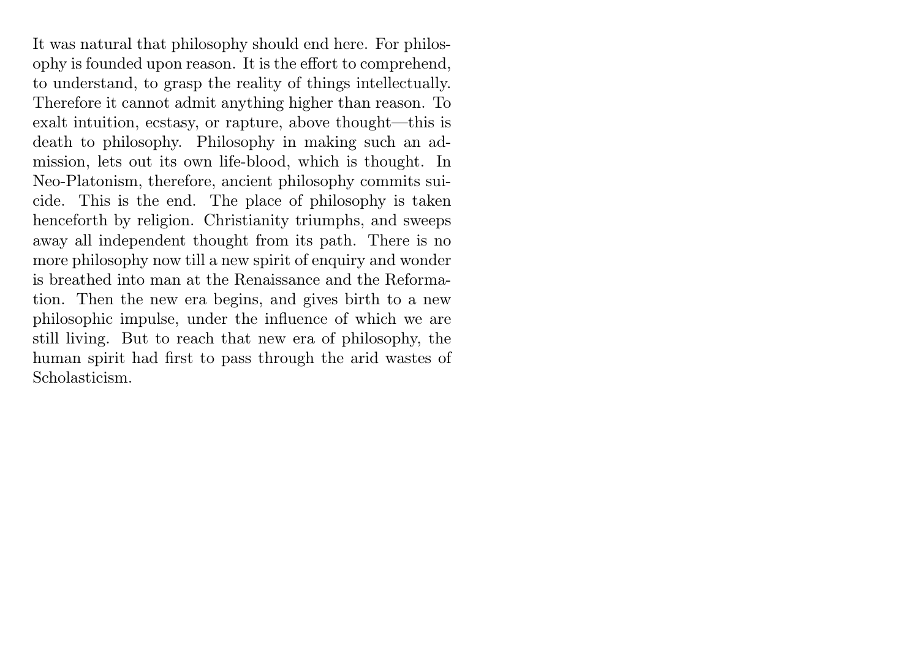It was natural that philosophy should end here. For philosophy is founded upon reason. It is the effort to comprehend, to understand, to grasp the reality of things intellectually. Therefore it cannot admit anything higher than reason. To exalt intuition, ecstasy, or rapture, above thought—this is death to philosophy. Philosophy in making such an admission, lets out its own life-blood, which is thought. In Neo-Platonism, therefore, ancient philosophy commits suicide. This is the end. The place of philosophy is taken henceforth by religion. Christianity triumphs, and sweeps away all independent thought from its path. There is no more philosophy now till a new spirit of enquiry and wonder is breathed into man at the Renaissance and the Reformation. Then the new era begins, and gives birth to a new philosophic impulse, under the influence of which we are still living. But to reach that new era of philosophy, the human spirit had first to pass through the arid wastes of Scholasticism.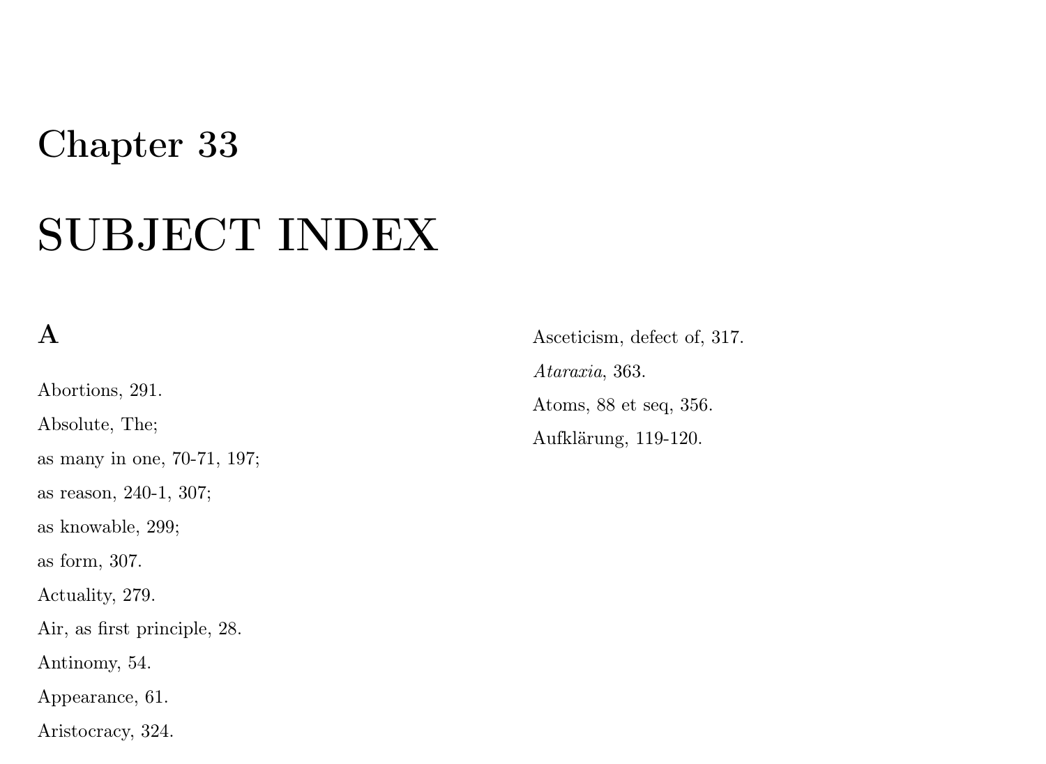# Chapter 33

# SUBJECT INDEX

## A

Abortions, 291.

Absolute, The;

as many in one, 70-71, 197;

as reason, 240-1, 307;

as knowable, 299;

as form, 307.

Actuality, 279.

Air, as first principle, 28.

Antinomy, 54.

Appearance, 61.

Aristocracy, 324.

Asceticism, defect of, 317.

*Ataraxia*, 363.

Atoms, 88 et seq, 356.

Aufklärung, 119-120.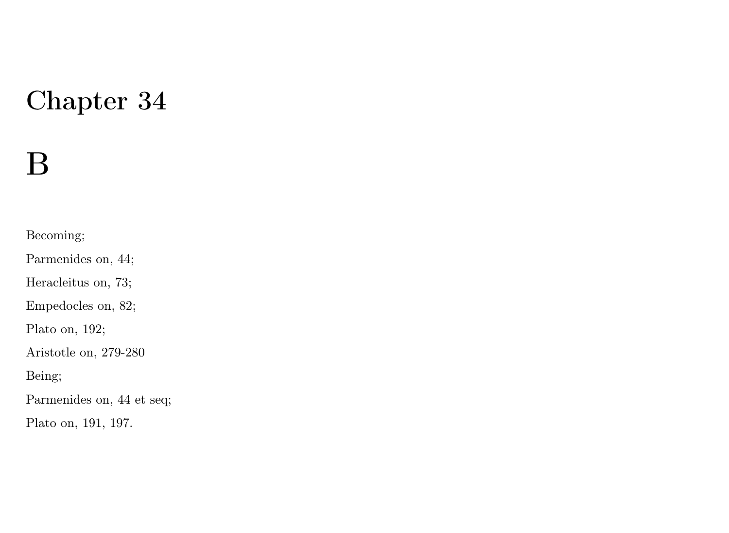# Chapter 34

# B

Becoming;

Parmenides on, 44;

Heracleitus on, 73;

Empedocles on, 82;

Plato on, 192;

Aristotle on, 279-280

Being;

Parmenides on, 44 et seq;

Plato on, 191, 197.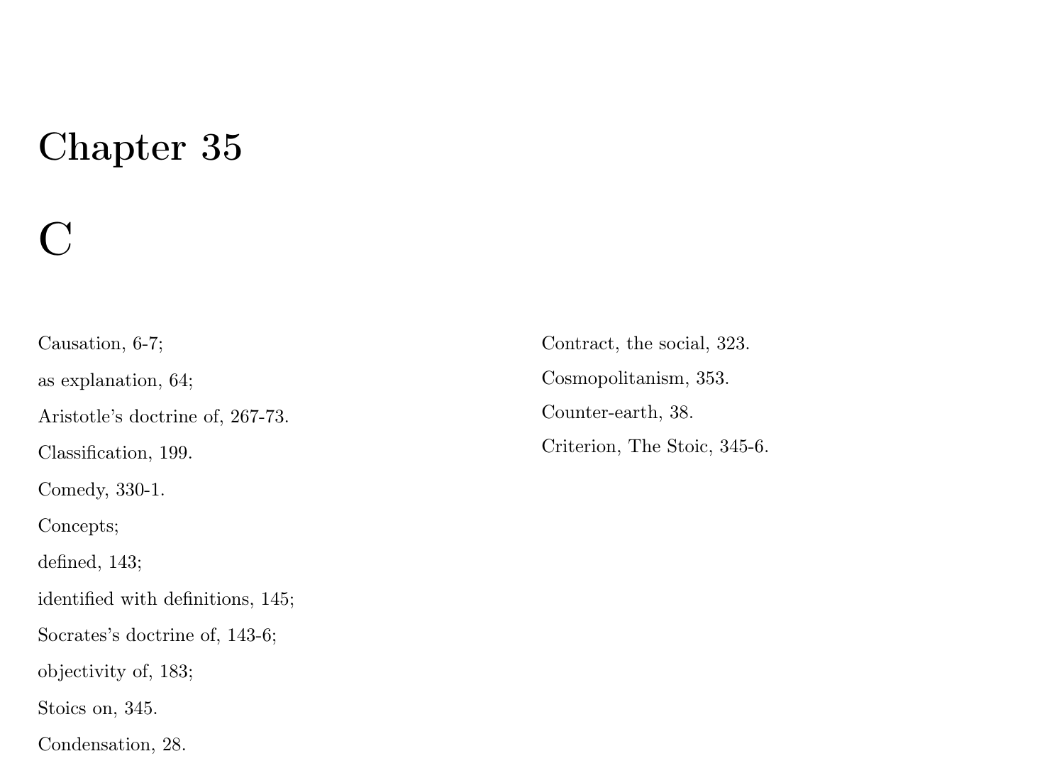# Chapter 35

## C

Causation, 6-7;

as explanation, 64;

Aristotle's doctrine of, 267-73.

Classification, 199.

Comedy, 330-1.

Concepts;

defined, 143;

identified with definitions, 145;

Socrates's doctrine of, 143-6;

objectivity of, 183;

Stoics on, 345.

Condensation, 28.

Contract, the social, 323.

Cosmopolitanism, 353.

Counter-earth, 38.

Criterion, The Stoic, 345-6.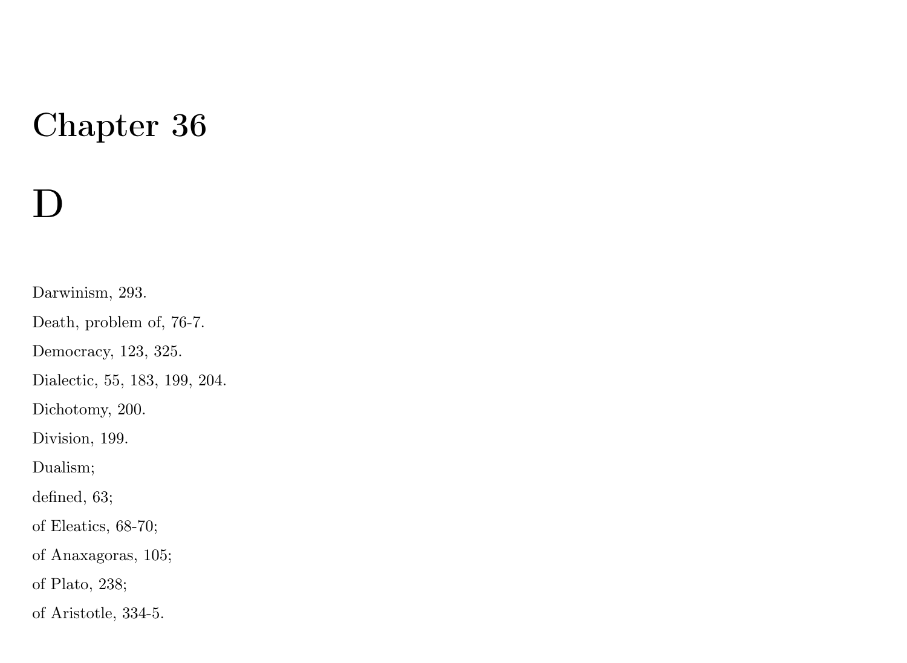# Chapter 36

# D

Darwinism, 293.

Death, problem of, 76-7.

Democracy, 123, 325.

Dialectic, 55, 183, 199, 204.

Dichotomy, 200.

Division, 199.

Dualism;

defined, 63;

of Eleatics, 68-70;

of Anaxagoras, 105;

of Plato, 238;

of Aristotle, 334-5.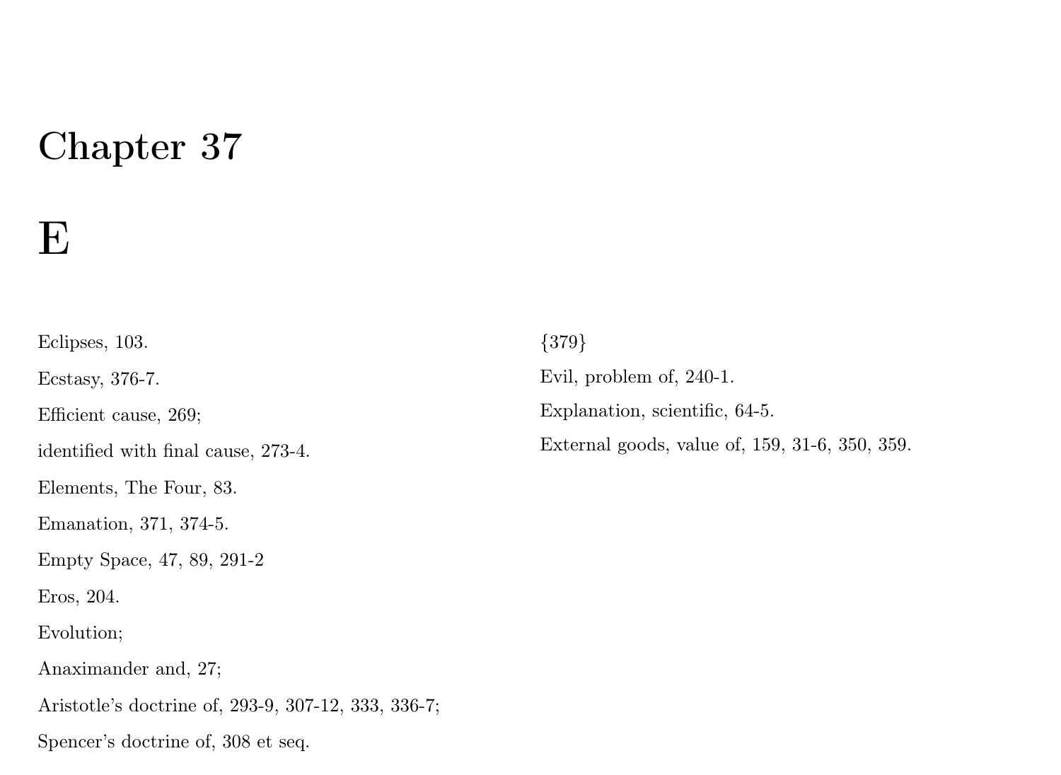# Chapter 37

# E

Eclipses, 103.

Ecstasy, 376-7.

Efficient cause, 269;

identified with final cause, 273-4.

Elements, The Four, 83.

Emanation, 371, 374-5.

Empty Space, 47, 89, 291-2

Eros, 204.

Evolution;

Anaximander and, 27;

Aristotle's doctrine of, 293-9, 307-12, 333, 336-7;

Spencer's doctrine of, 308 et seq.

{379}

Evil, problem of, 240-1.

Explanation, scientific, 64-5.

External goods, value of, 159, 31-6, 350, 359.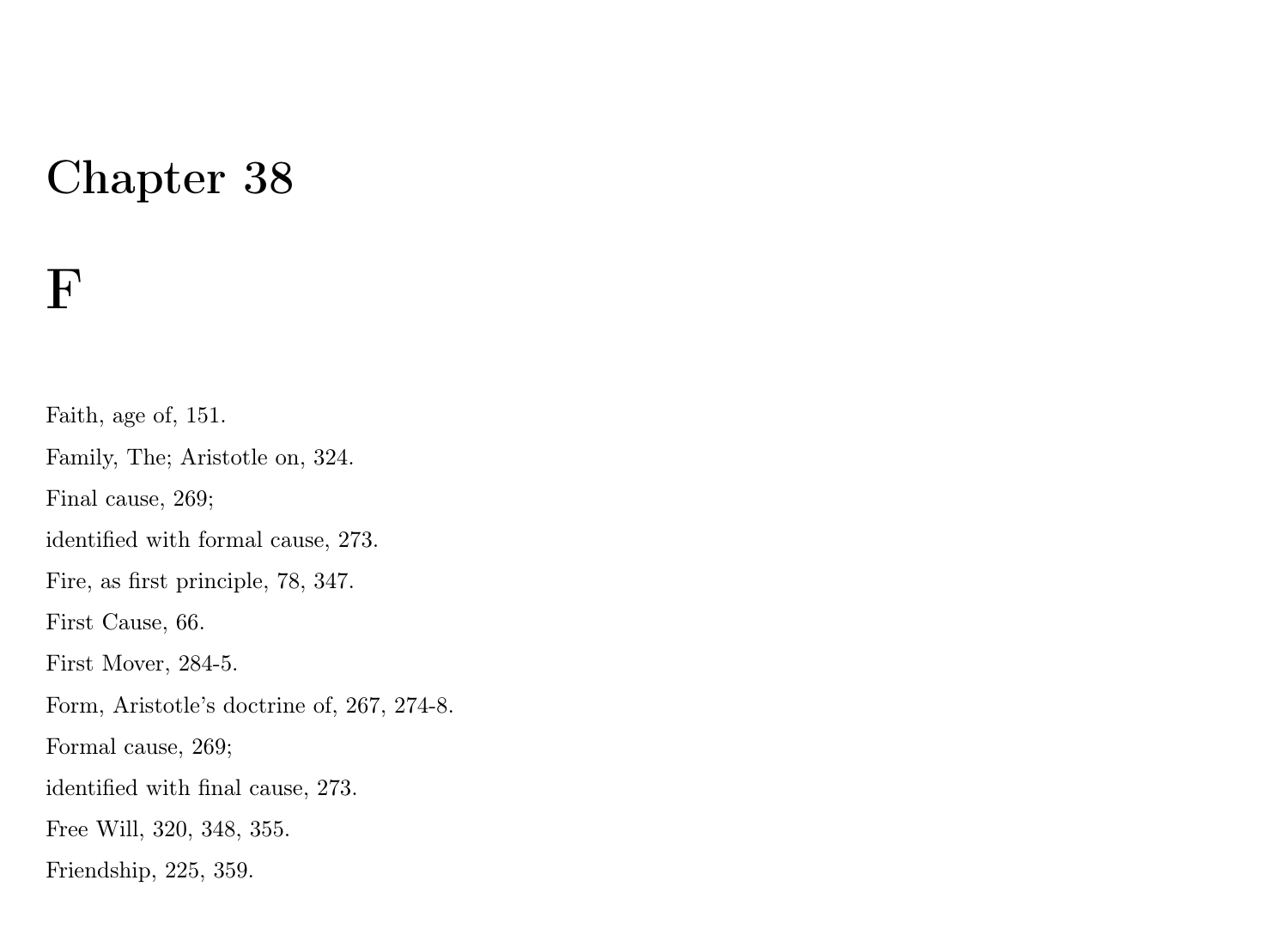# Chapter 38

# F

Faith, age of, 151.

Family, The; Aristotle on, 324.

Final cause, 269;

identified with formal cause, 273.

Fire, as first principle, 78, 347.

First Cause, 66.

First Mover, 284-5.

Form, Aristotle's doctrine of, 267, 274-8.

Formal cause, 269;

identified with final cause, 273.

Free Will, 320, 348, 355.

Friendship, 225, 359.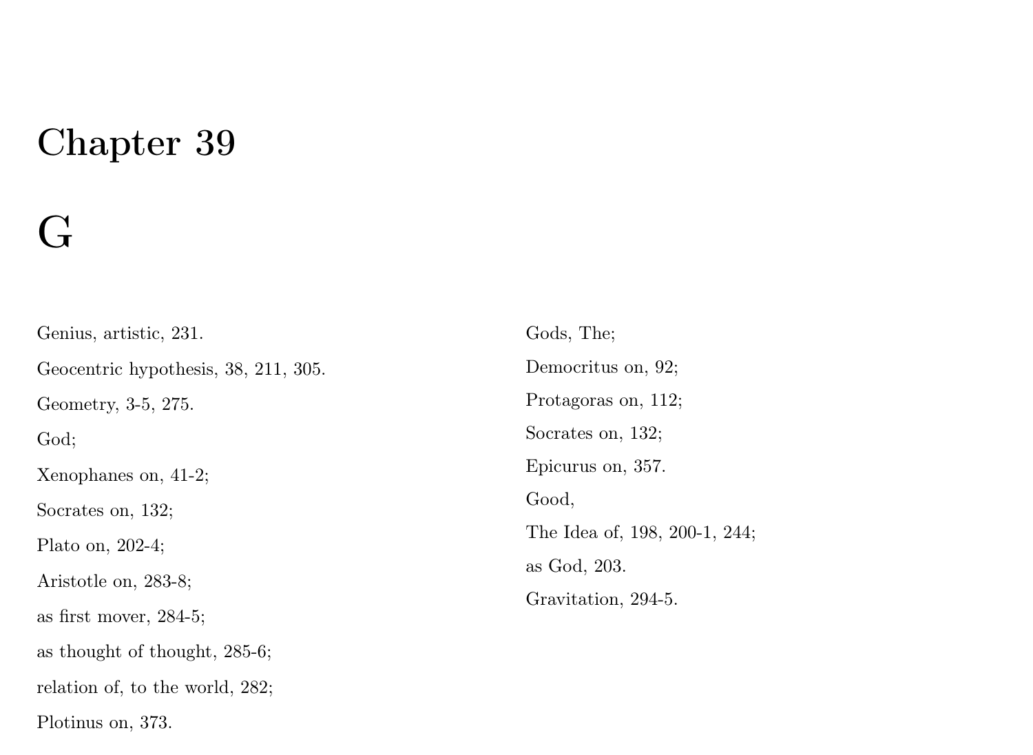# Chapter 39

# G

Genius, artistic, 231.

Geocentric hypothesis, 38, 211, 305.

Geometry, 3-5, 275.

God;

Xenophanes on, 41-2;

Socrates on, 132;

Plato on, 202-4;

Aristotle on, 283-8;

as first mover, 284-5;

as thought of thought, 285-6;

relation of, to the world, 282;

Plotinus on, 373.

Gods, The;

Democritus on, 92;

Protagoras on, 112;

Socrates on, 132;

Epicurus on, 357.

Good,

The Idea of, 198, 200-1, 244;

as God, 203.

Gravitation, 294-5.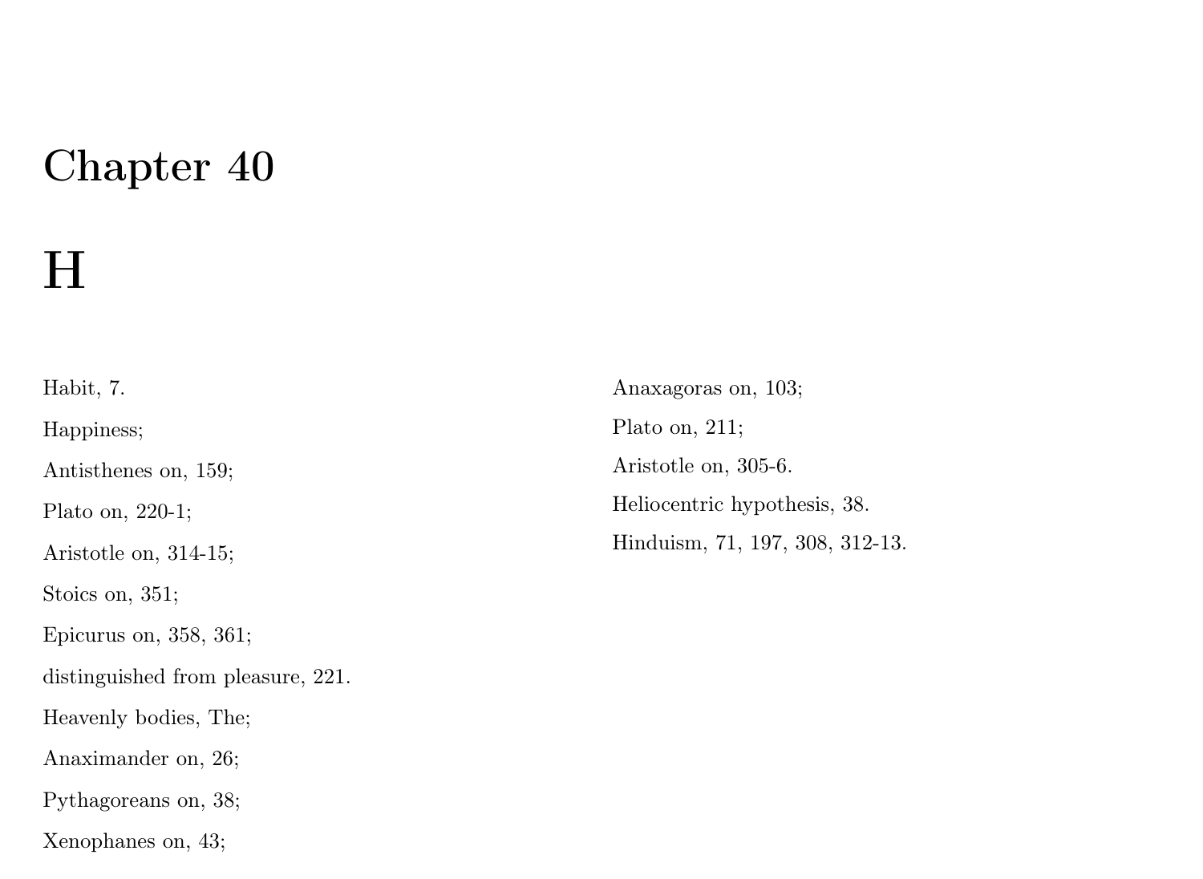# Chapter 40

# H

Habit, 7.

Happiness;

Antisthenes on, 159;

Plato on, 220-1;

Aristotle on, 314-15;

Stoics on, 351;

Epicurus on, 358, 361;

distinguished from pleasure, 221.

Heavenly bodies, The;

Anaximander on, 26;

Pythagoreans on, 38;

Xenophanes on, 43;

Anaxagoras on, 103;

Plato on, 211;

Aristotle on, 305-6.

Heliocentric hypothesis, 38.

Hinduism, 71, 197, 308, 312-13.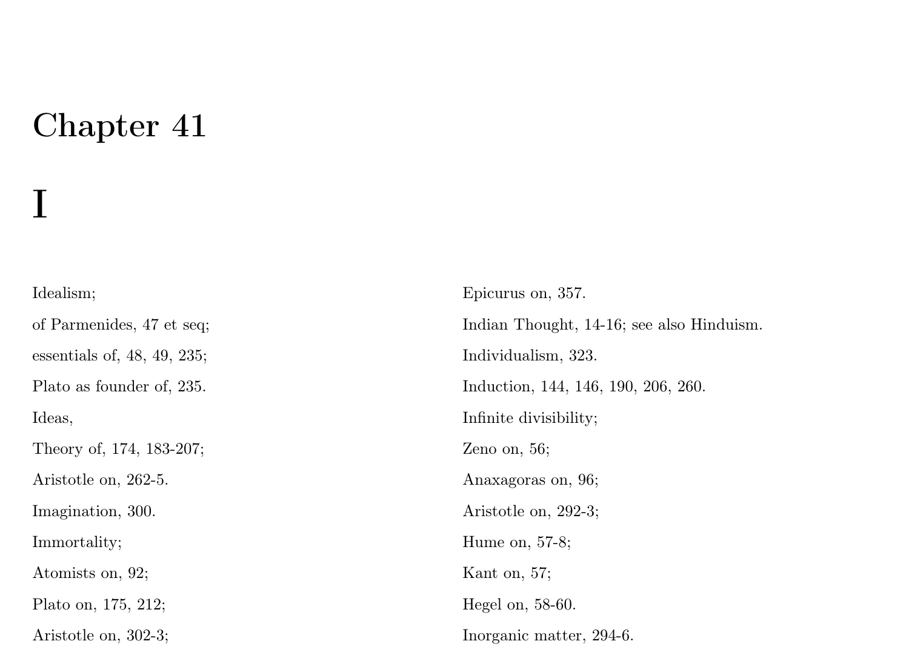# Chapter 41

# I

Idealism;

of Parmenides, 47 et seq;

essentials of, 48, 49, 235;

Plato as founder of, 235.

Ideas,

Theory of, 174, 183-207;

Aristotle on, 262-5.

Imagination, 300.

Immortality;

Atomists on, 92;

Plato on, 175, 212;

Aristotle on, 302-3;

Epicurus on, 357.

Indian Thought, 14-16; see also Hinduism.

Individualism, 323.

Induction, 144, 146, 190, 206, 260.

Infinite divisibility;

Zeno on, 56;

Anaxagoras on, 96;

Aristotle on, 292-3;

Hume on, 57-8;

Kant on, 57;

Hegel on, 58-60.

Inorganic matter, 294-6.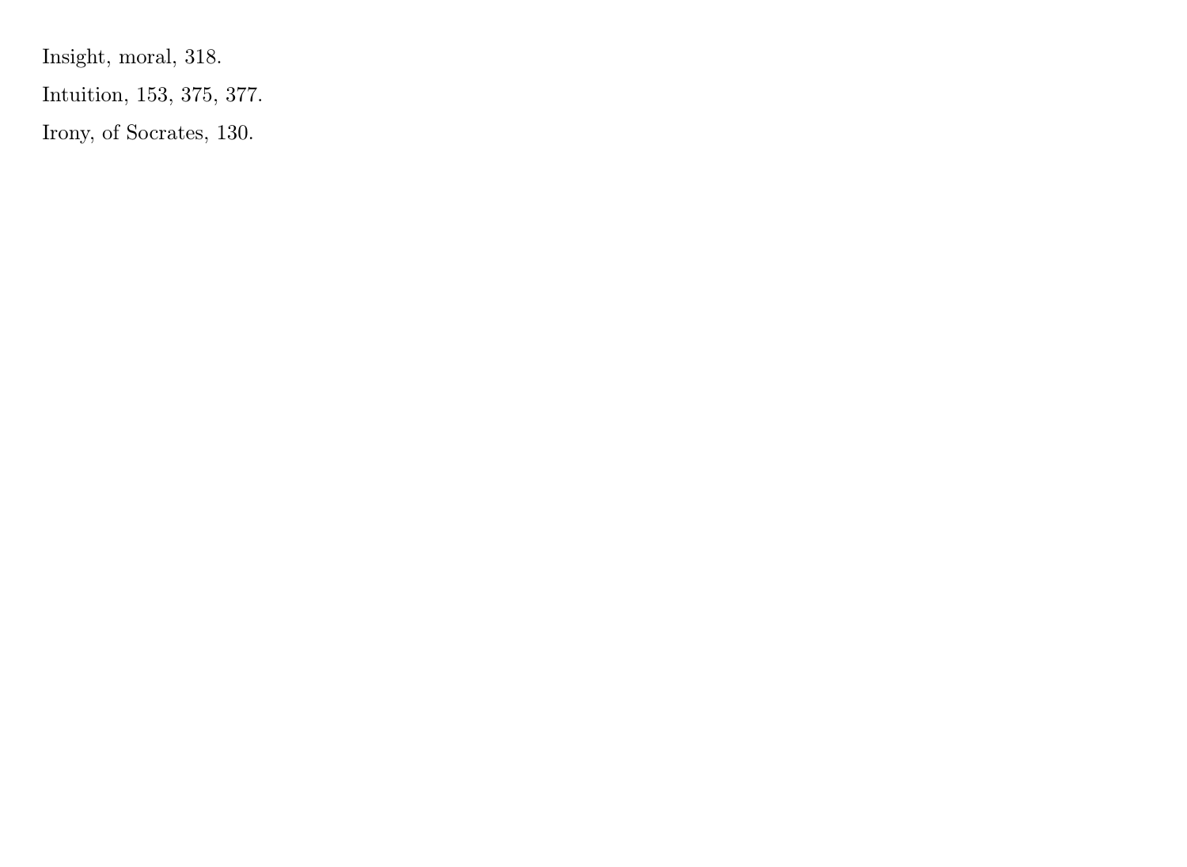Insight, moral, 318.

Intuition, 153, 375, 377.

Irony, of Socrates, 130.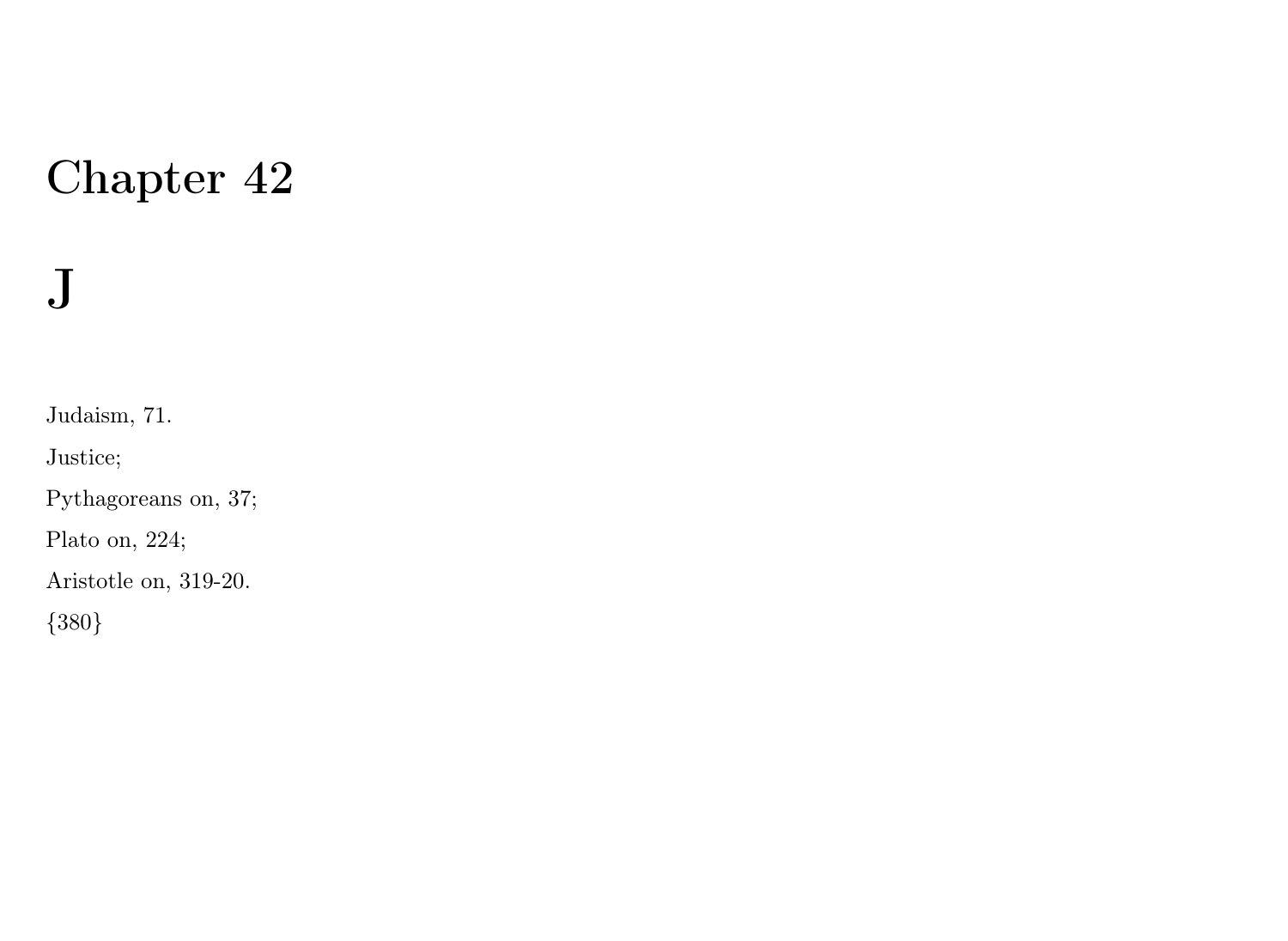# Chapter 42

# J

Judaism, 71.

Justice;

Pythagoreans on, 37;

Plato on, 224;

Aristotle on, 319-20.

{380}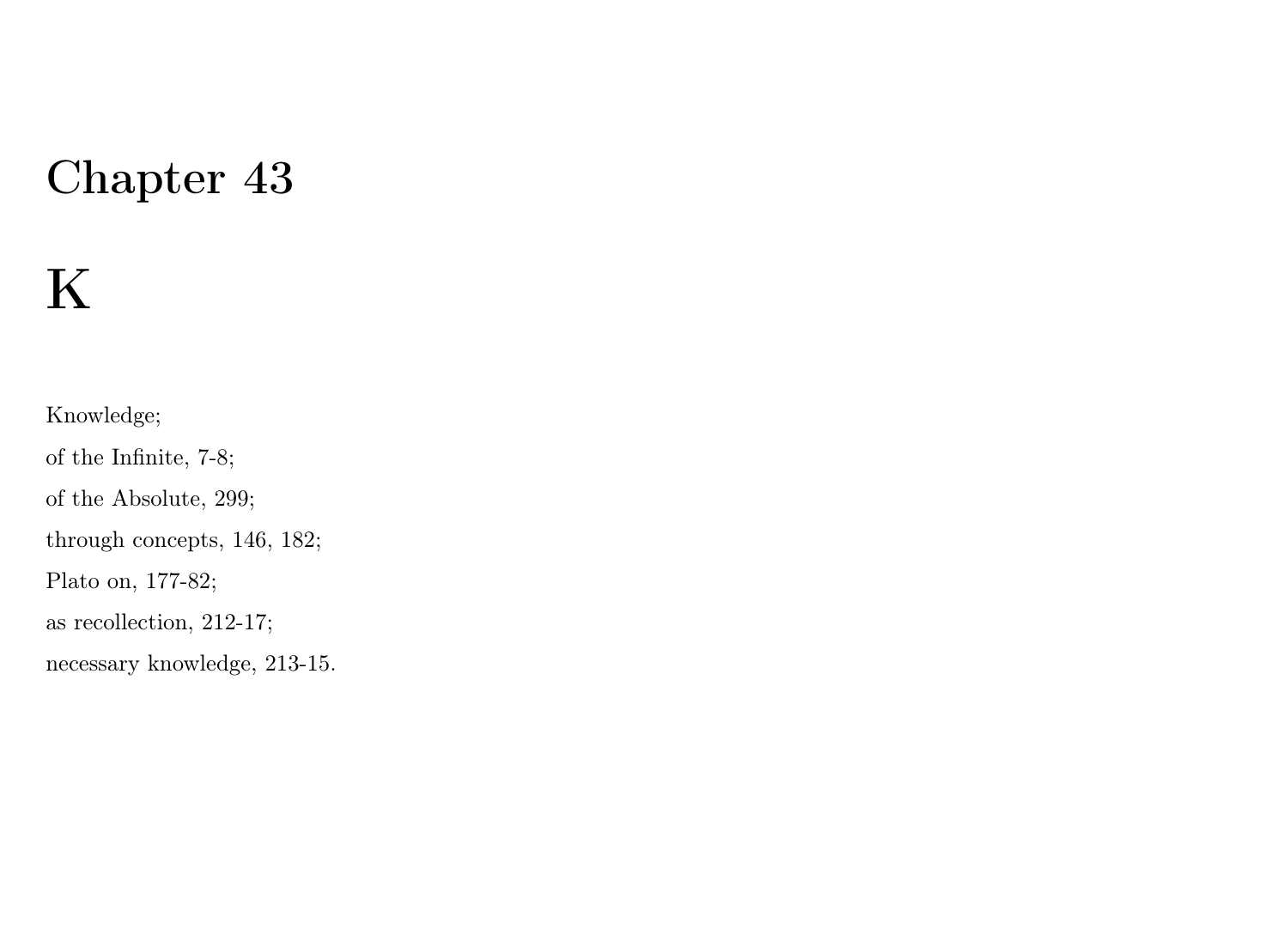# Chapter 43

# K

Knowledge;

of the Infinite, 7-8;

of the Absolute, 299;

through concepts, 146, 182;

Plato on, 177-82;

as recollection, 212-17;

necessary knowledge, 213-15.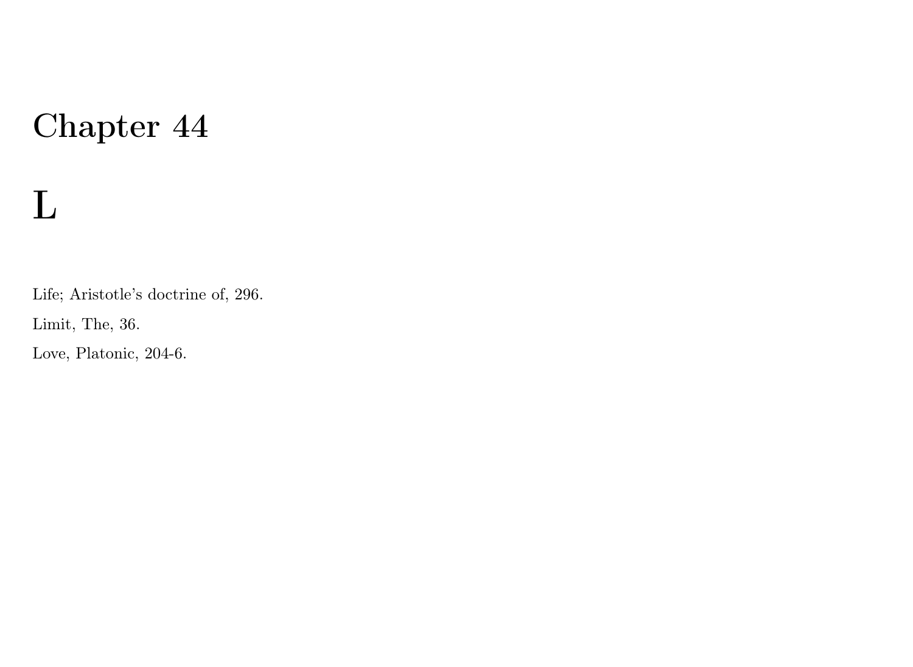# Chapter 44

# L

Life; Aristotle's doctrine of, 296.

Limit, The, 36.

Love, Platonic, 204-6.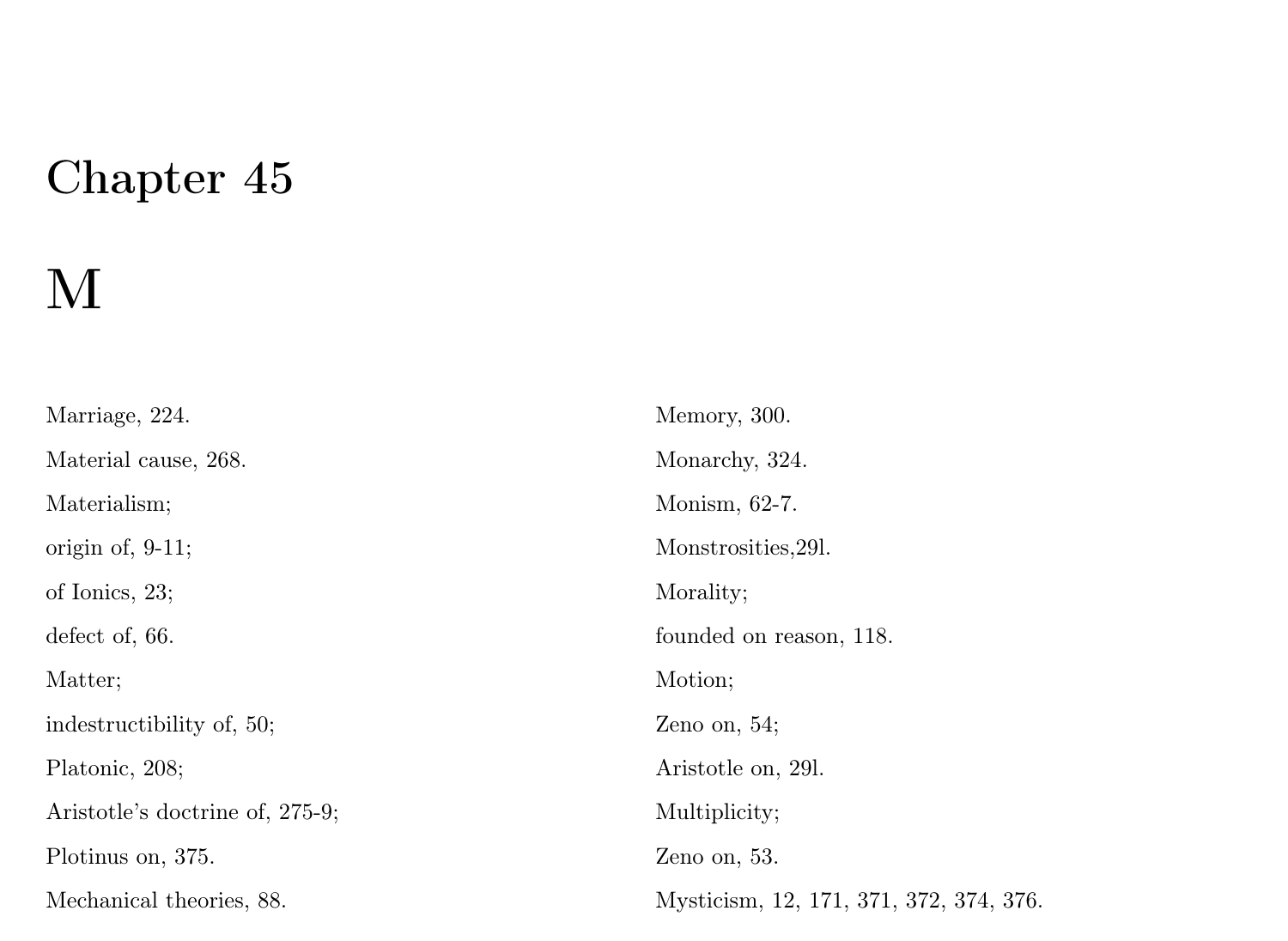# Chapter 45

# M

Marriage, 224.

Material cause, 268.

Materialism;

origin of, 9-11;

of Ionics, 23;

defect of, 66.

Matter;

indestructibility of, 50;

Platonic, 208;

Aristotle's doctrine of, 275-9;

Plotinus on, 375.

Mechanical theories, 88.

Memory, 300.

Monarchy, 324.

Monism, 62-7.

Monstrosities,29l.

Morality;

founded on reason, 118.

Motion;

Zeno on, 54;

Aristotle on, 29l.

Multiplicity;

Zeno on, 53.

Mysticism, 12, 171, 371, 372, 374, 376.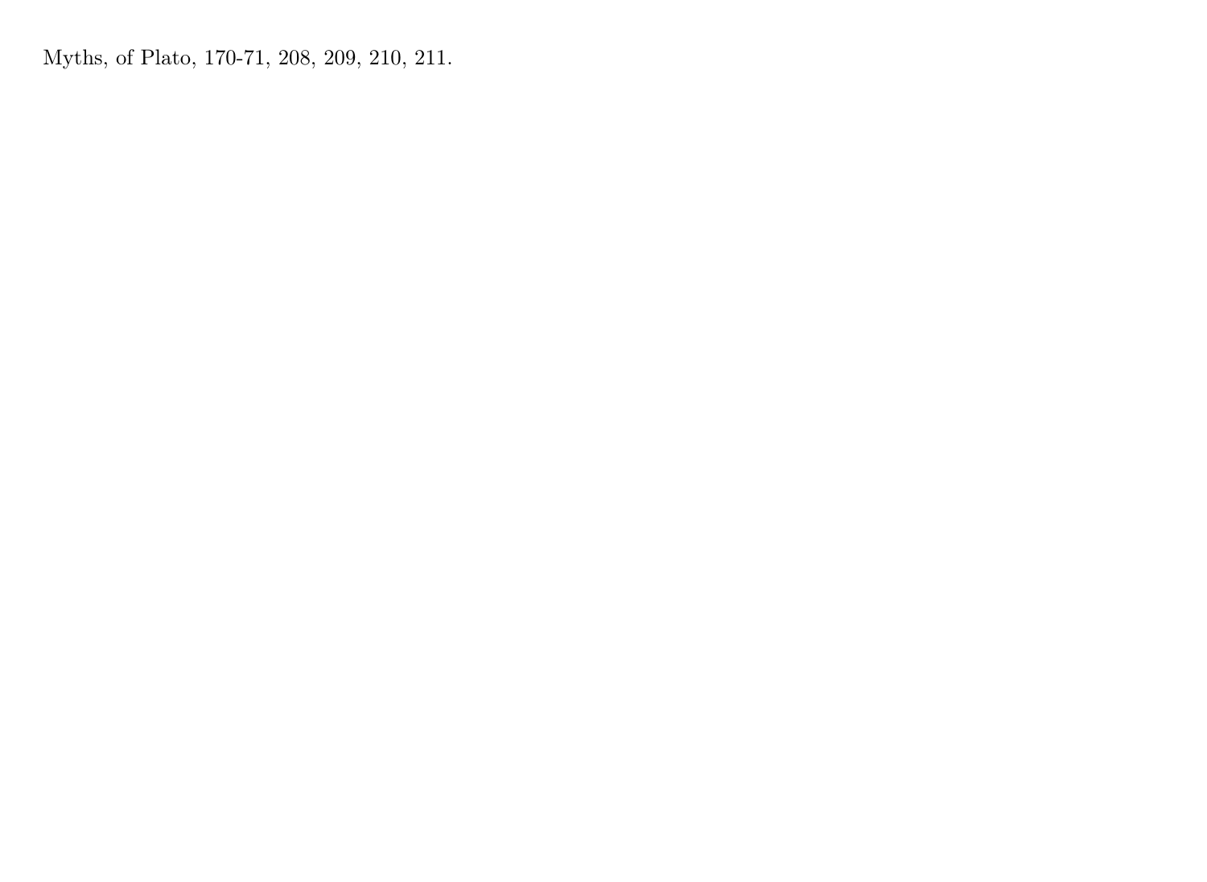Myths, of Plato, 170-71, 208, 209, 210, 211.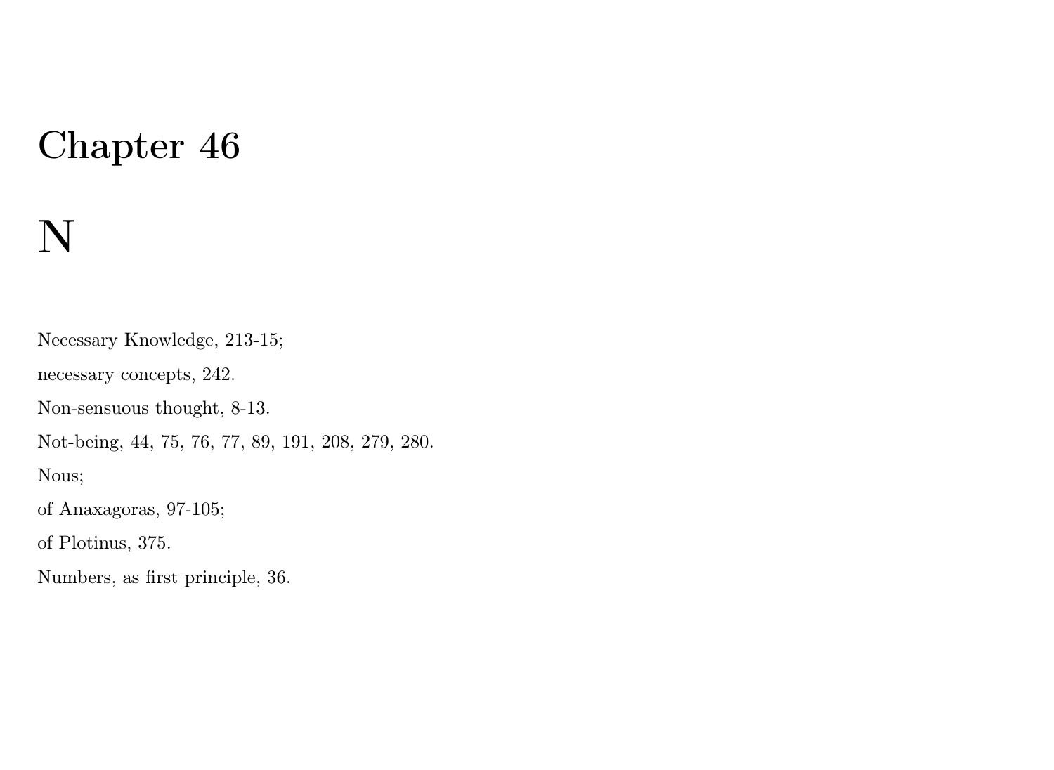# Chapter 46

# N

Necessary Knowledge, 213-15;

necessary concepts, 242.

Non-sensuous thought, 8-13.

Not-being, 44, 75, 76, 77, 89, 191, 208, 279, 280.

Nous;

of Anaxagoras, 97-105;

of Plotinus, 375.

Numbers, as first principle, 36.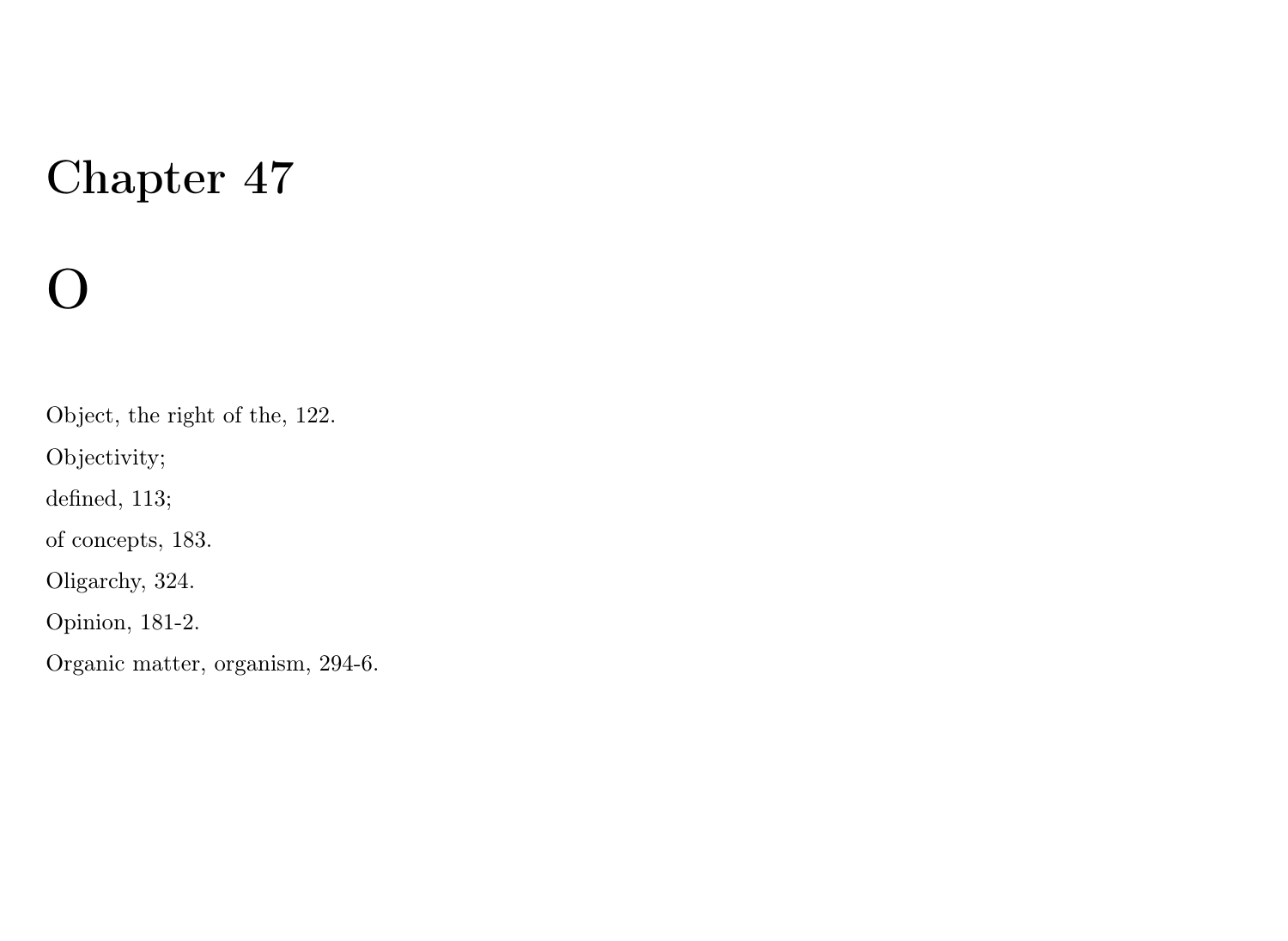# Chapter 47

# O

Object, the right of the, 122.

Objectivity;

defined, 113;

of concepts, 183.

Oligarchy, 324.

Opinion, 181-2.

Organic matter, organism, 294-6.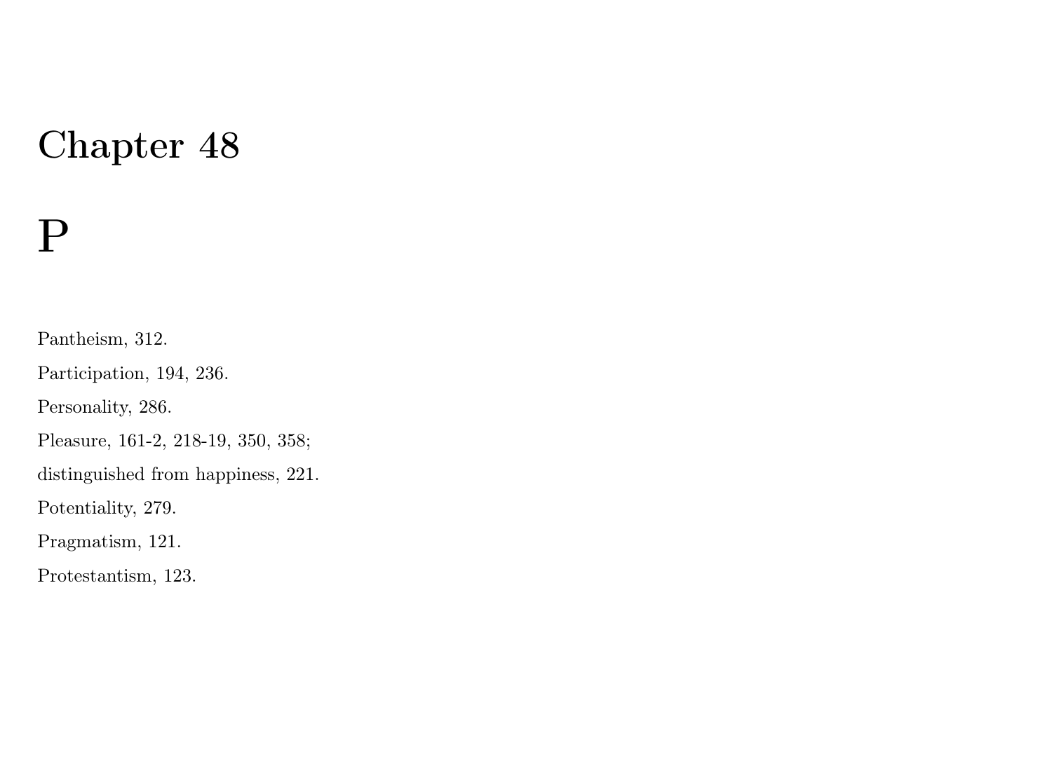# Chapter 48

# P

Pantheism, 312.

Participation, 194, 236.

Personality, 286.

Pleasure, 161-2, 218-19, 350, 358;

distinguished from happiness, 221.

Potentiality, 279.

Pragmatism, 121.

Protestantism, 123.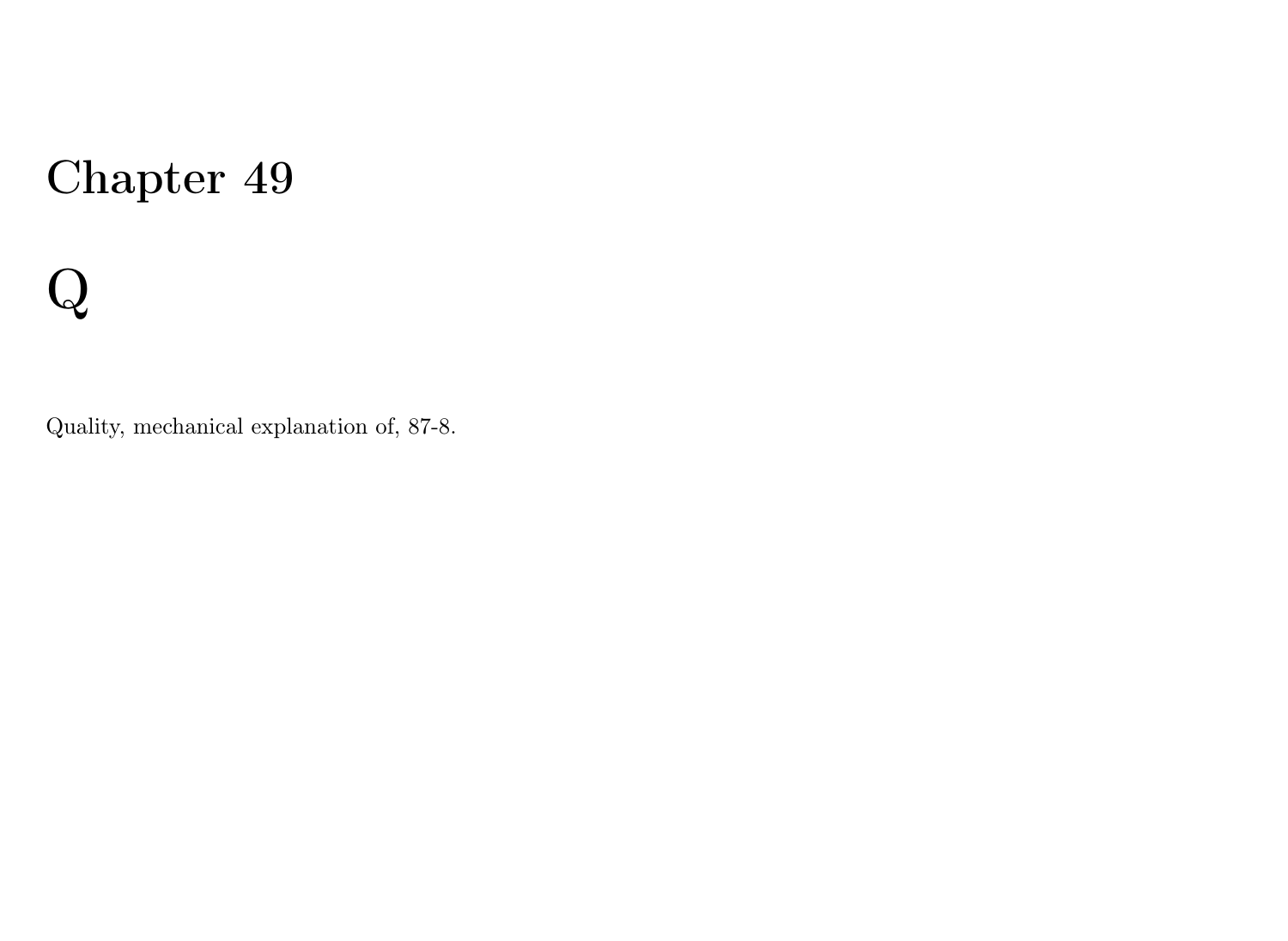# Chapter 49

# Q

Quality, mechanical explanation of, 87-8.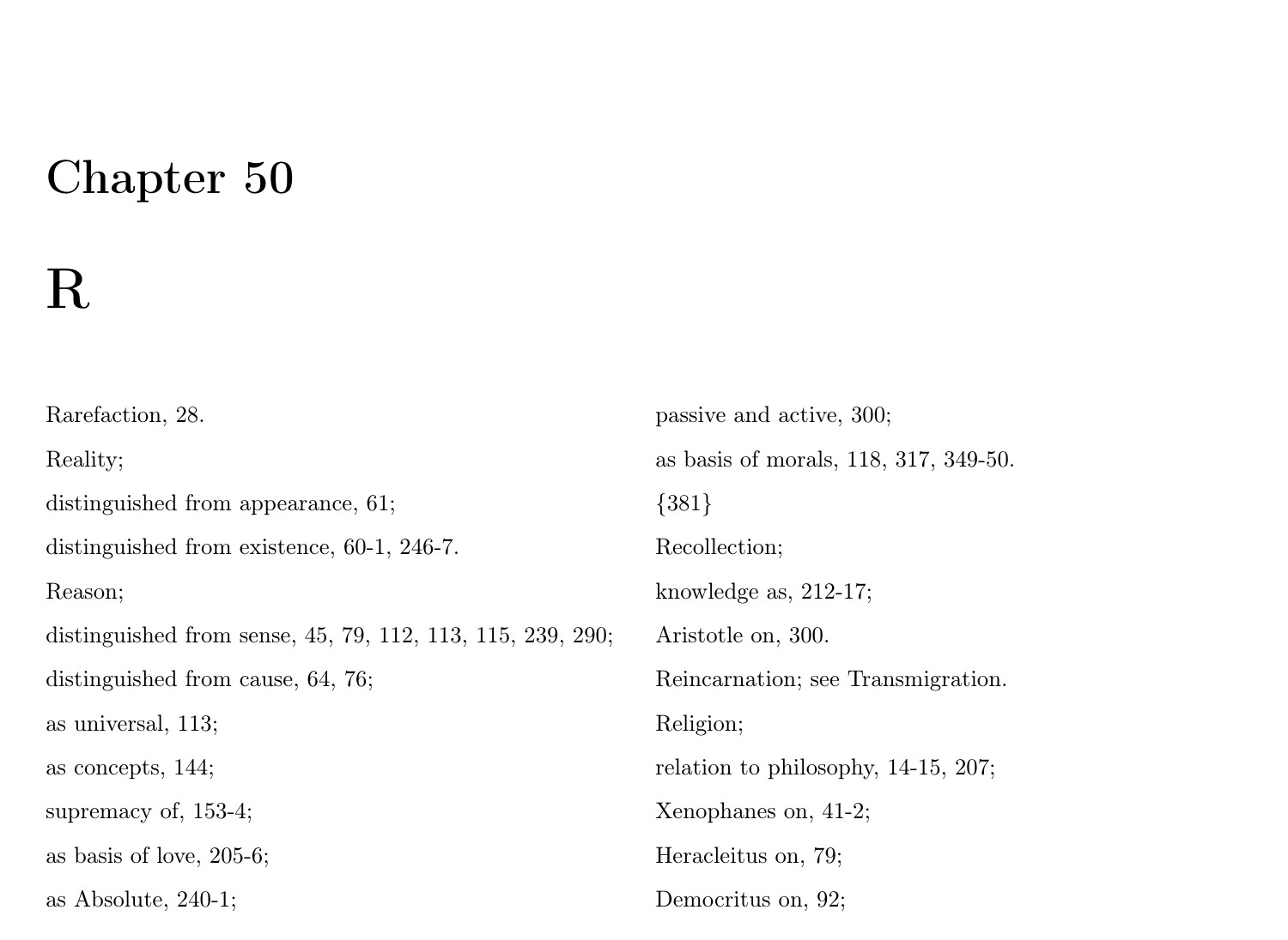# Chapter 50

# R

Rarefaction, 28.

Reality;

distinguished from appearance, 61;

distinguished from existence, 60-1, 246-7.

Reason;

distinguished from sense, 45, 79, 112, 113, 115, 239, 290;

distinguished from cause, 64, 76;

as universal, 113;

as concepts, 144;

supremacy of, 153-4;

as basis of love, 205-6;

as Absolute, 240-1;

passive and active, 300;

as basis of morals, 118, 317, 349-50.

{381}

Recollection;

knowledge as, 212-17;

Aristotle on, 300.

Reincarnation; see Transmigration.

Religion;

relation to philosophy, 14-15, 207;

Xenophanes on, 41-2;

Heracleitus on, 79;

Democritus on, 92;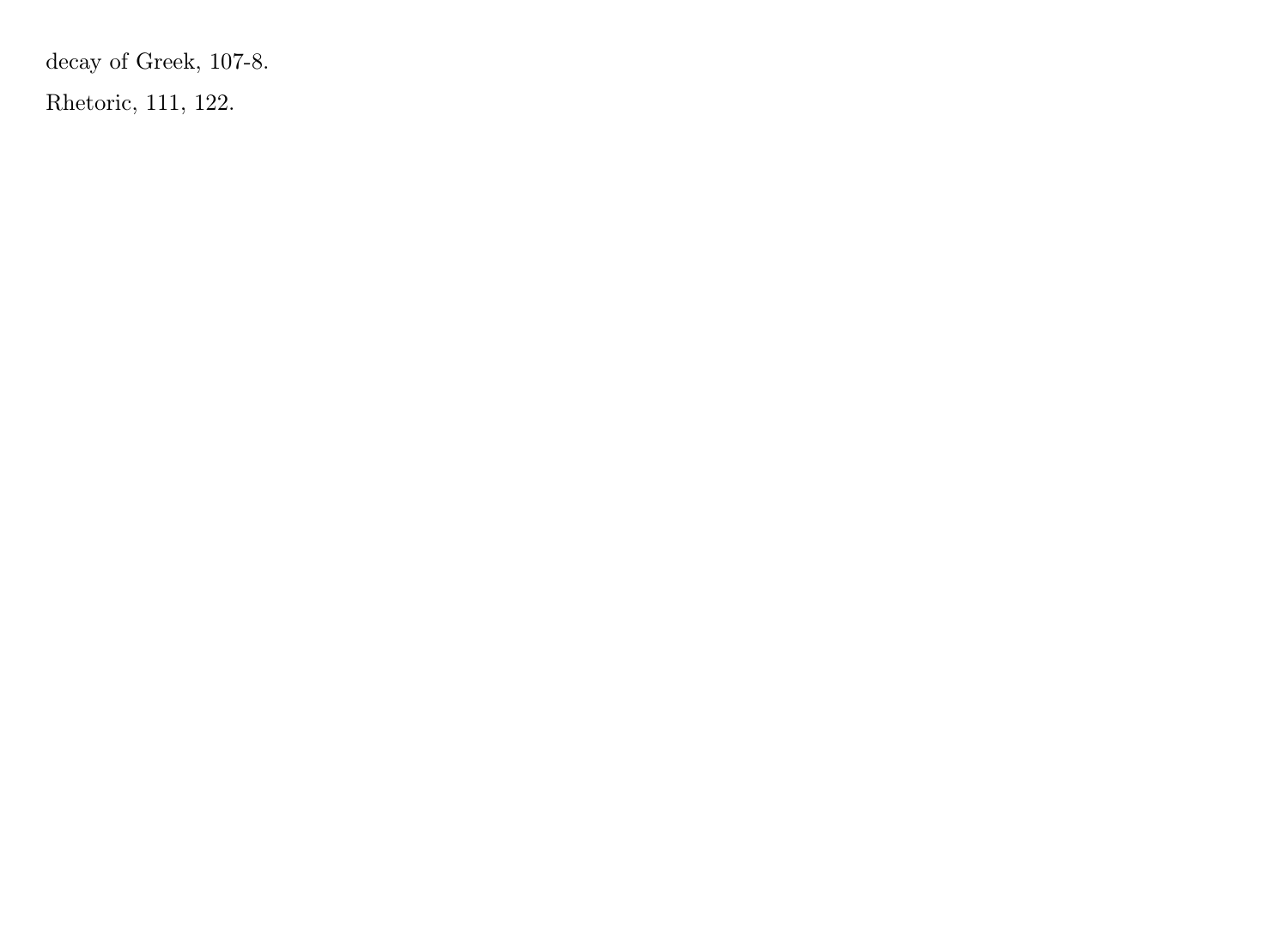decay of Greek, 107-8.

Rhetoric, 111, 122.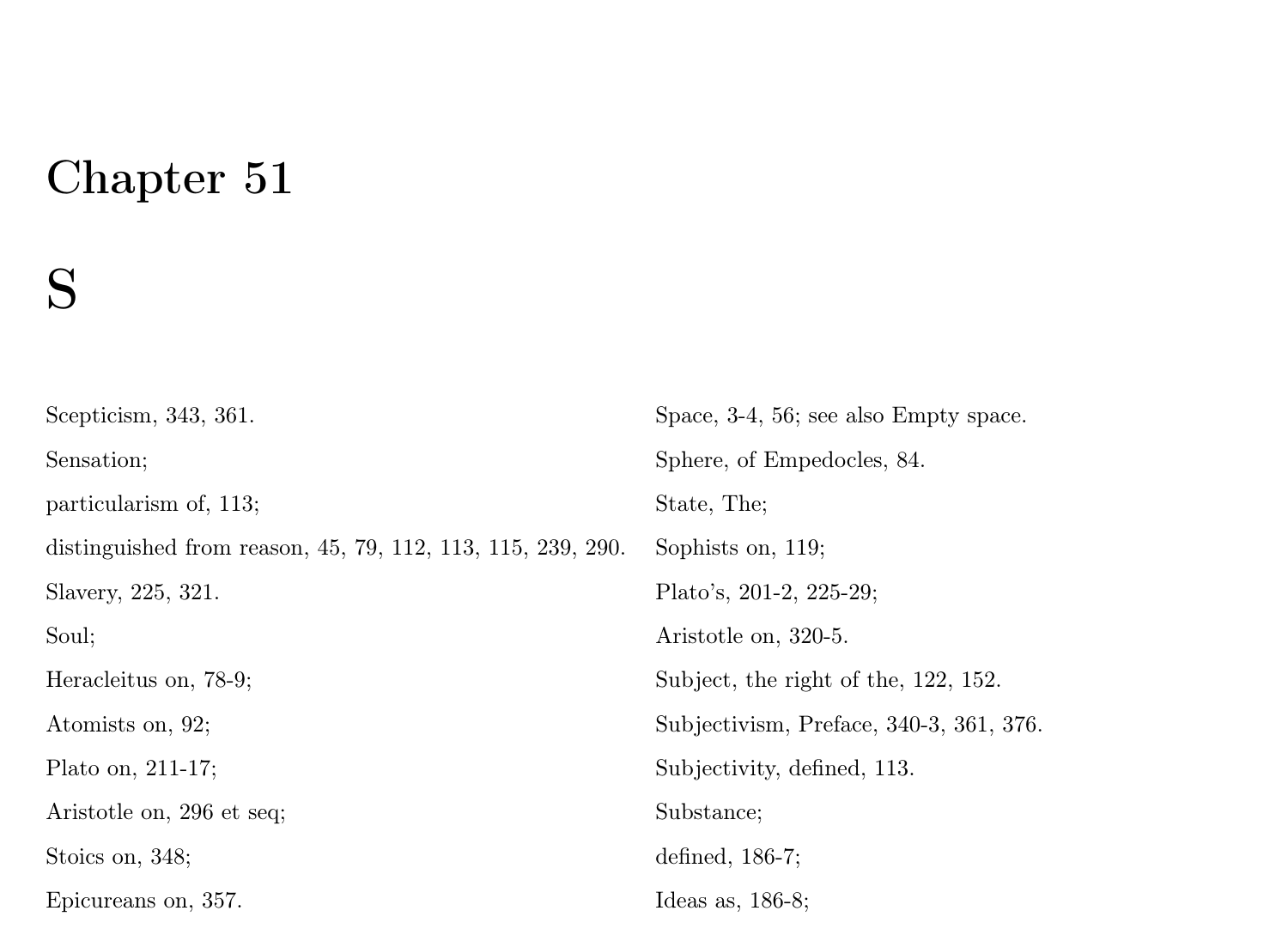# Chapter 51

# S

Scepticism, 343, 361.

Sensation;

particularism of, 113;

distinguished from reason, 45, 79, 112, 113, 115, 239, 290.

Slavery, 225, 321.

Soul;

Heracleitus on, 78-9;

Atomists on, 92;

Plato on, 211-17;

Aristotle on, 296 et seq;

Stoics on, 348;

Epicureans on, 357.

Space, 3-4, 56; see also Empty space.

Sphere, of Empedocles, 84.

State, The;

Sophists on, 119;

Plato's, 201-2, 225-29;

Aristotle on, 320-5.

Subject, the right of the, 122, 152.

Subjectivism, Preface, 340-3, 361, 376.

Subjectivity, defined, 113.

Substance;

defined, 186-7;

Ideas as, 186-8;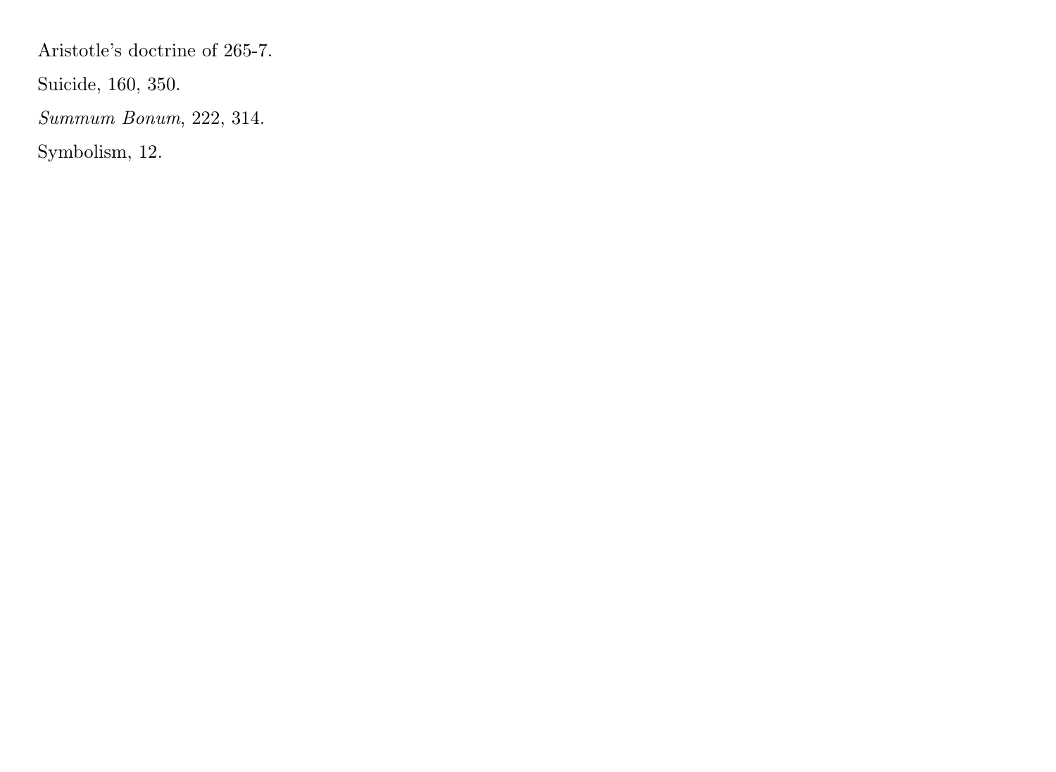Aristotle's doctrine of 265-7.

Suicide, 160, 350.

*Summum Bonum*, 222, 314.

Symbolism, 12.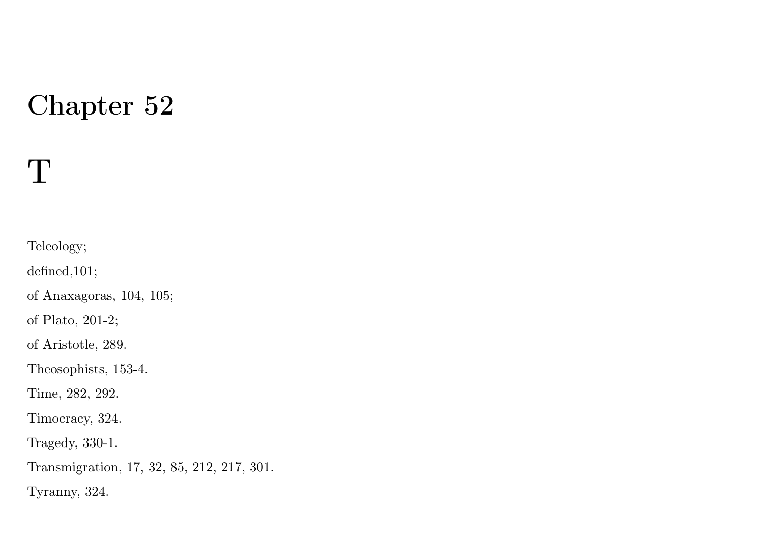# Chapter 52

# T

Teleology;

defined,101;

of Anaxagoras, 104, 105;

of Plato, 201-2;

of Aristotle, 289.

Theosophists, 153-4.

Time, 282, 292.

Timocracy, 324.

Tragedy, 330-1.

Transmigration, 17, 32, 85, 212, 217, 301.

Tyranny, 324.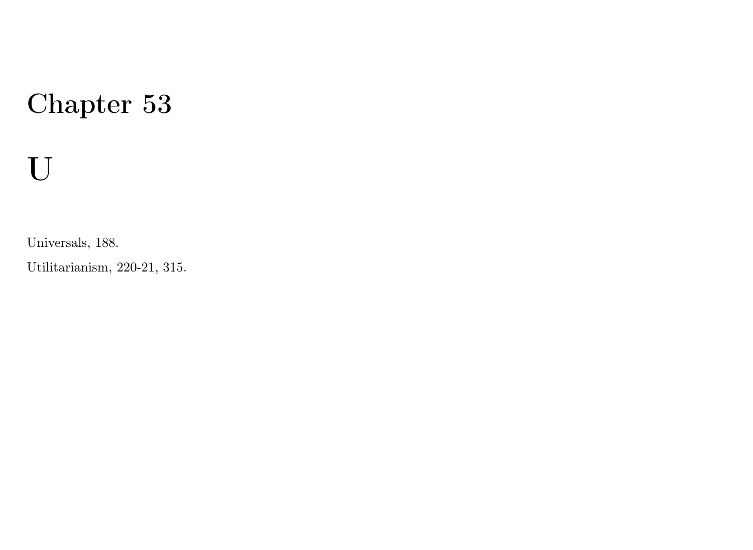# Chapter 53

# U

Universals, 188.

Utilitarianism, 220-21, 315.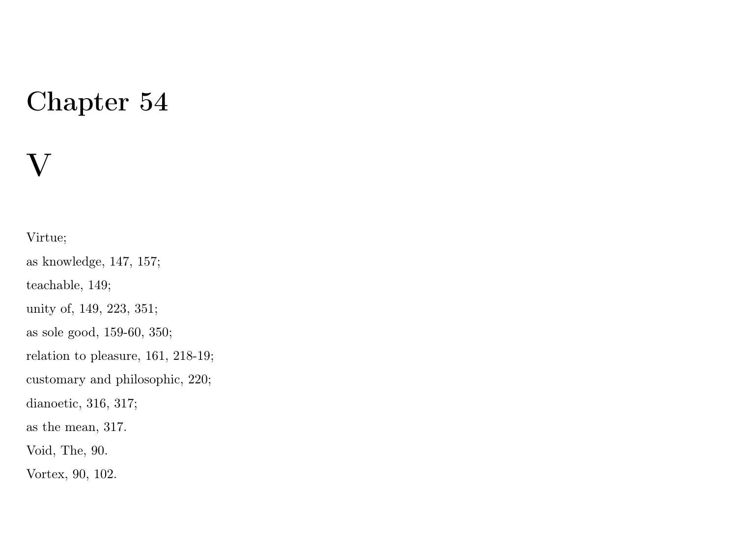# Chapter 54

# V

Virtue;

as knowledge, 147, 157;

teachable, 149;

unity of, 149, 223, 351;

as sole good, 159-60, 350;

relation to pleasure, 161, 218-19;

customary and philosophic, 220;

dianoetic, 316, 317;

as the mean, 317.

Void, The, 90.

Vortex, 90, 102.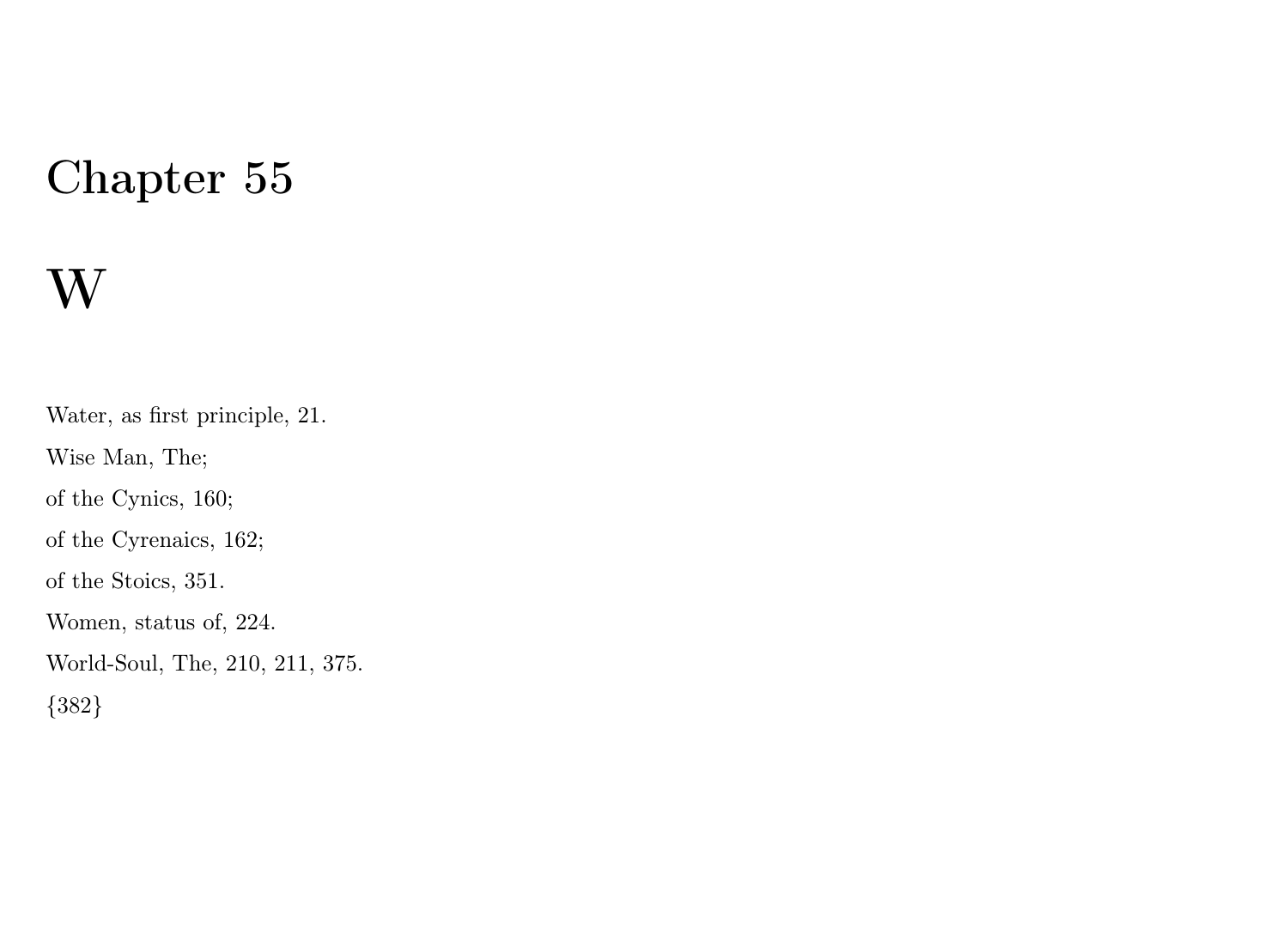# Chapter 55

# W

Water, as first principle, 21.

Wise Man, The;

of the Cynics, 160;

of the Cyrenaics, 162;

of the Stoics, 351.

Women, status of, 224.

World-Soul, The, 210, 211, 375.

{382}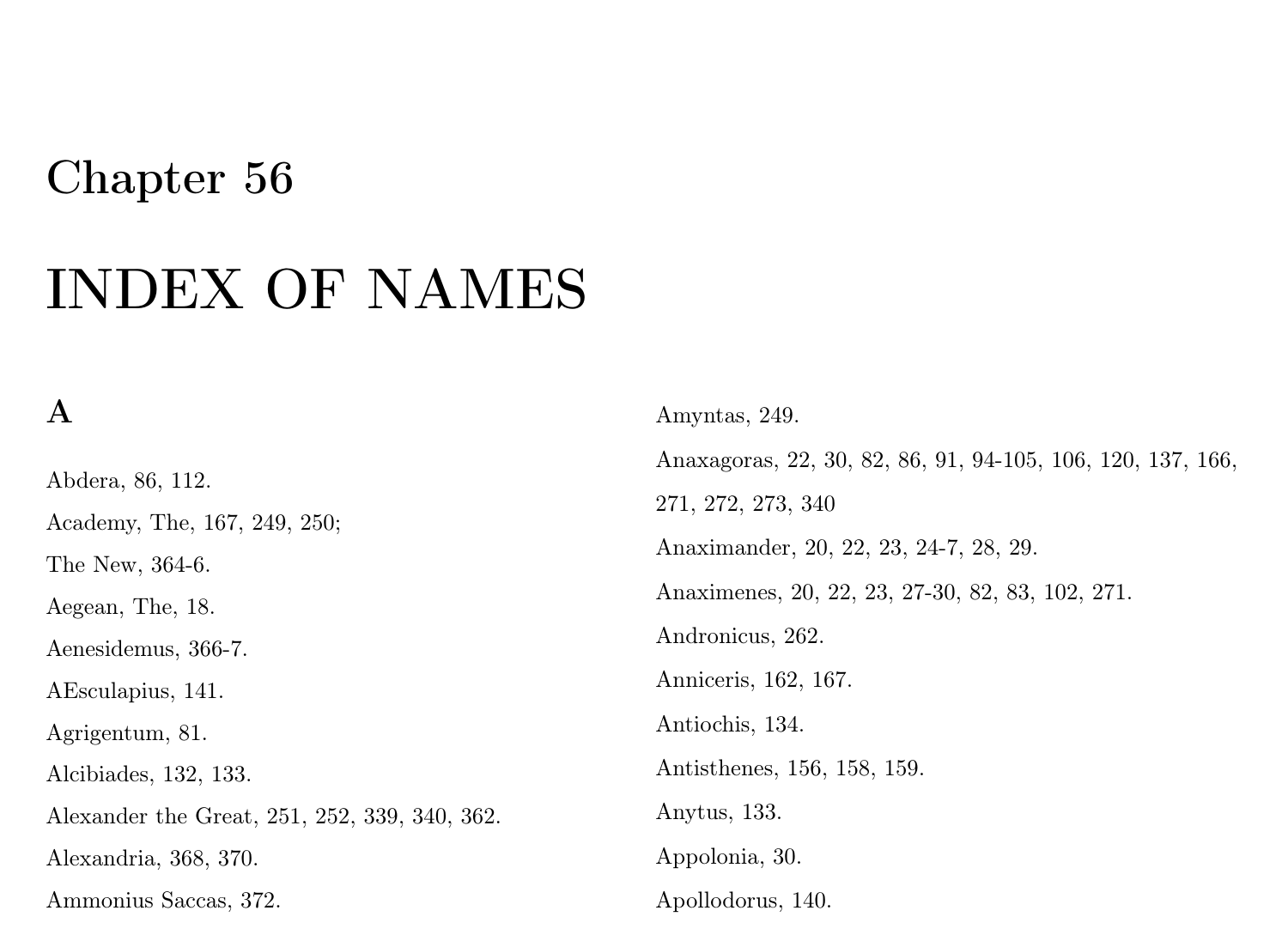# Chapter 56

# INDEX OF NAMES

## A

Abdera, 86, 112.

Academy, The, 167, 249, 250;

The New, 364-6.

Aegean, The, 18.

Aenesidemus, 366-7.

AEsculapius, 141.

Agrigentum, 81.

Alcibiades, 132, 133.

Alexander the Great, 251, 252, 339, 340, 362.

Alexandria, 368, 370.

Ammonius Saccas, 372.

Amyntas, 249.

Anaxagoras, 22, 30, 82, 86, 91, 94-105, 106, 120, 137, 166, 271, 272, 273, 340

Anaximander, 20, 22, 23, 24-7, 28, 29.

Anaximenes, 20, 22, 23, 27-30, 82, 83, 102, 271.

Andronicus, 262.

Anniceris, 162, 167.

Antiochis, 134.

Antisthenes, 156, 158, 159.

Anytus, 133.

Appolonia, 30.

Apollodorus, 140.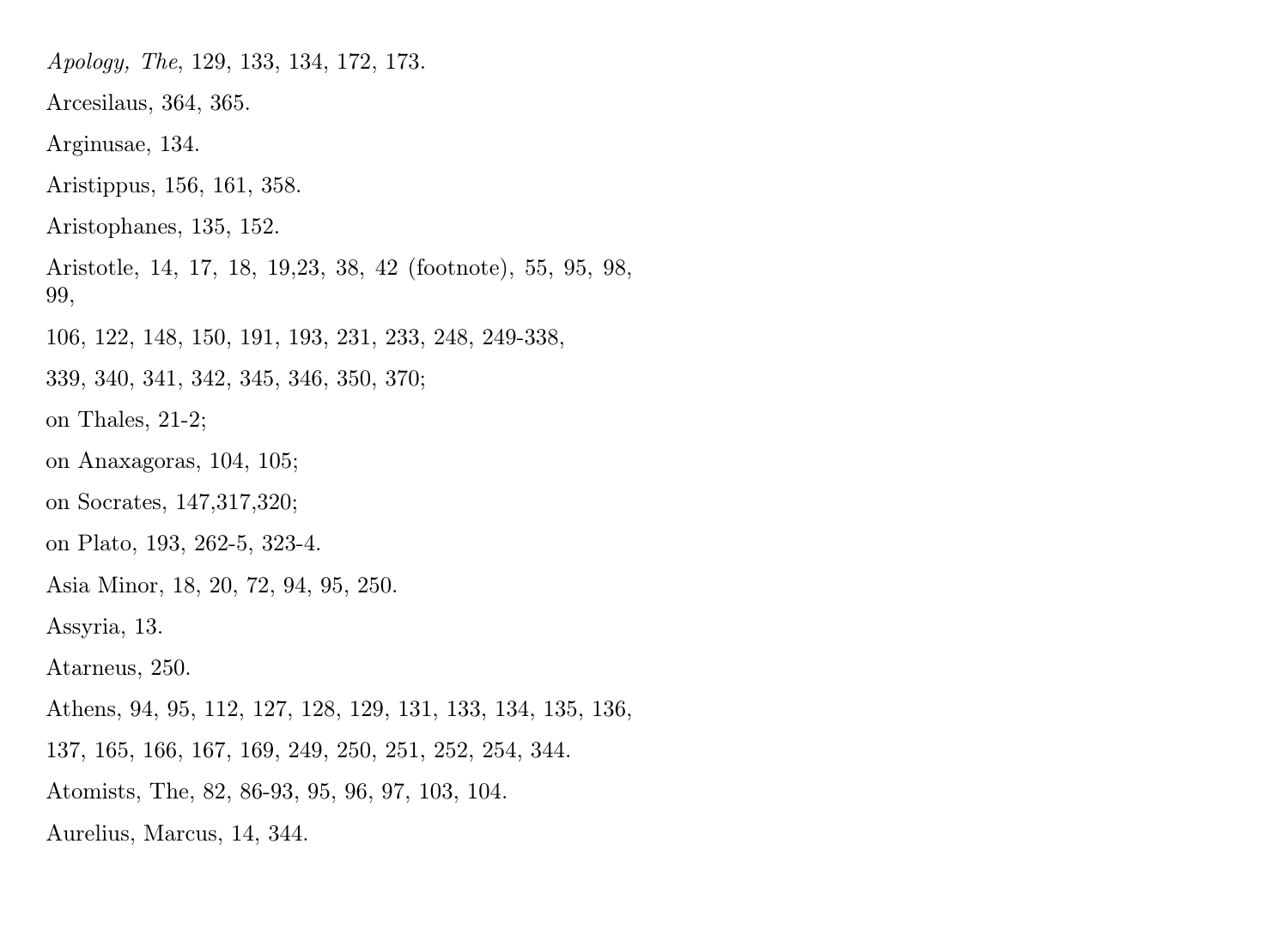*Apology, The*, 129, 133, 134, 172, 173.

Arcesilaus, 364, 365.

Arginusae, 134.

Aristippus, 156, 161, 358.

Aristophanes, 135, 152.

Aristotle, 14, 17, 18, 19,23, 38, 42 (footnote), 55, 95, 98, 99,

106, 122, 148, 150, 191, 193, 231, 233, 248, 249-338,

339, 340, 341, 342, 345, 346, 350, 370;

on Thales, 21-2;

on Anaxagoras, 104, 105;

on Socrates, 147,317,320;

on Plato, 193, 262-5, 323-4.

Asia Minor, 18, 20, 72, 94, 95, 250.

Assyria, 13.

Atarneus, 250.

Athens, 94, 95, 112, 127, 128, 129, 131, 133, 134, 135, 136,

137, 165, 166, 167, 169, 249, 250, 251, 252, 254, 344.

Atomists, The, 82, 86-93, 95, 96, 97, 103, 104.

Aurelius, Marcus, 14, 344.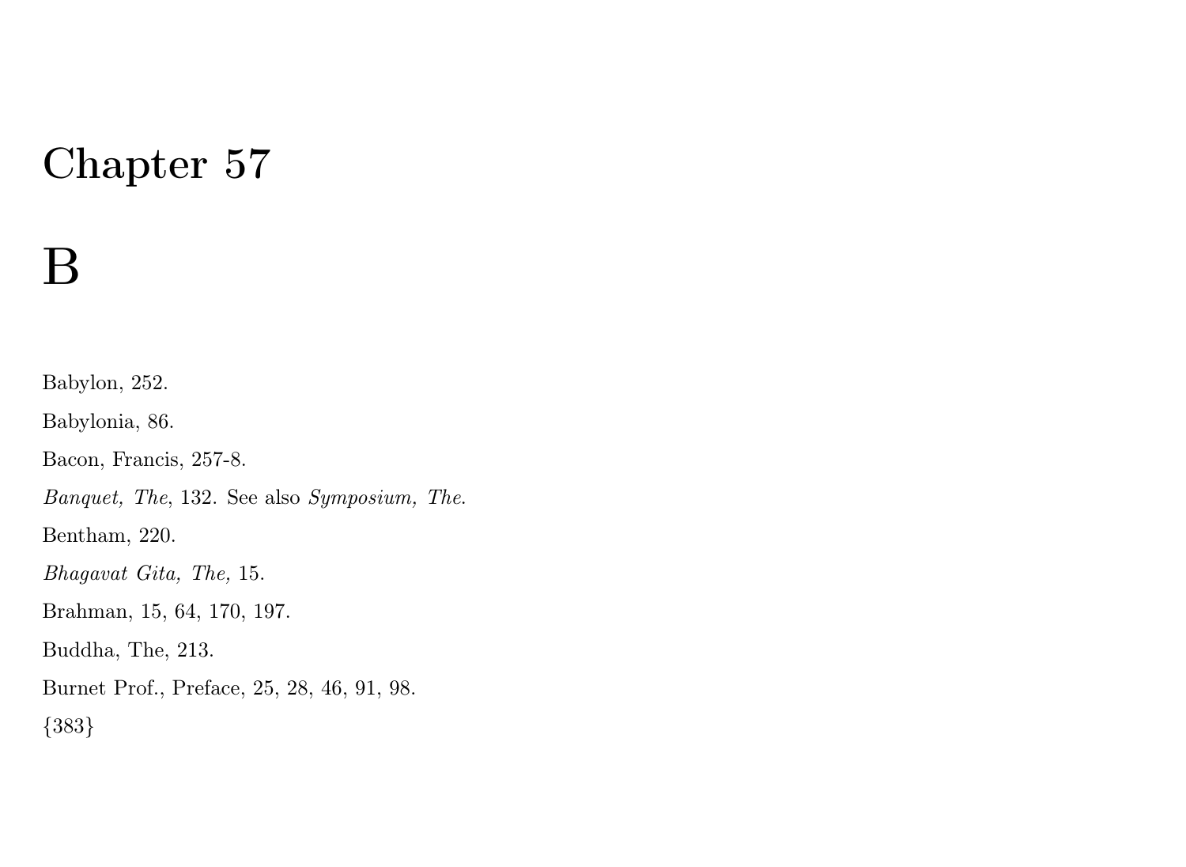# Chapter 57

# B

Babylon, 252.

Babylonia, 86.

Bacon, Francis, 257-8.

*Banquet, The*, 132. See also *Symposium, The*.

Bentham, 220.

*Bhagavat Gita, The,* 15.

Brahman, 15, 64, 170, 197.

Buddha, The, 213.

Burnet Prof., Preface, 25, 28, 46, 91, 98.

{383}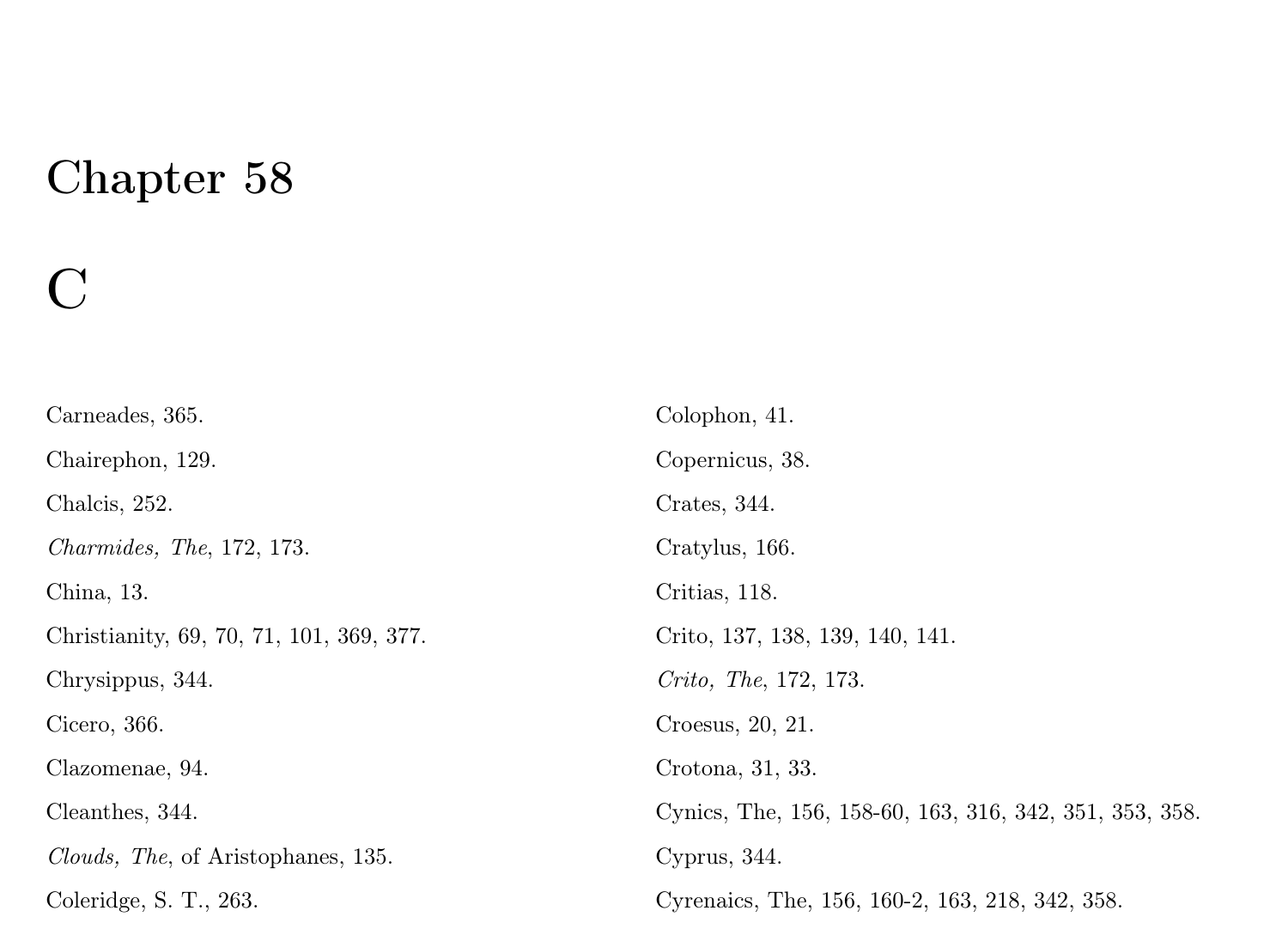# Chapter 58

# C

Carneades, 365.

Chairephon, 129.

Chalcis, 252.

*Charmides, The*, 172, 173.

China, 13.

Christianity, 69, 70, 71, 101, 369, 377.

Chrysippus, 344.

Cicero, 366.

Clazomenae, 94.

Cleanthes, 344.

*Clouds, The*, of Aristophanes, 135.

Coleridge, S. T., 263.

Colophon, 41.

Copernicus, 38.

Crates, 344.

Cratylus, 166.

Critias, 118.

Crito, 137, 138, 139, 140, 141.

*Crito, The*, 172, 173.

Croesus, 20, 21.

Crotona, 31, 33.

Cynics, The, 156, 158-60, 163, 316, 342, 351, 353, 358.

Cyprus, 344.

Cyrenaics, The, 156, 160-2, 163, 218, 342, 358.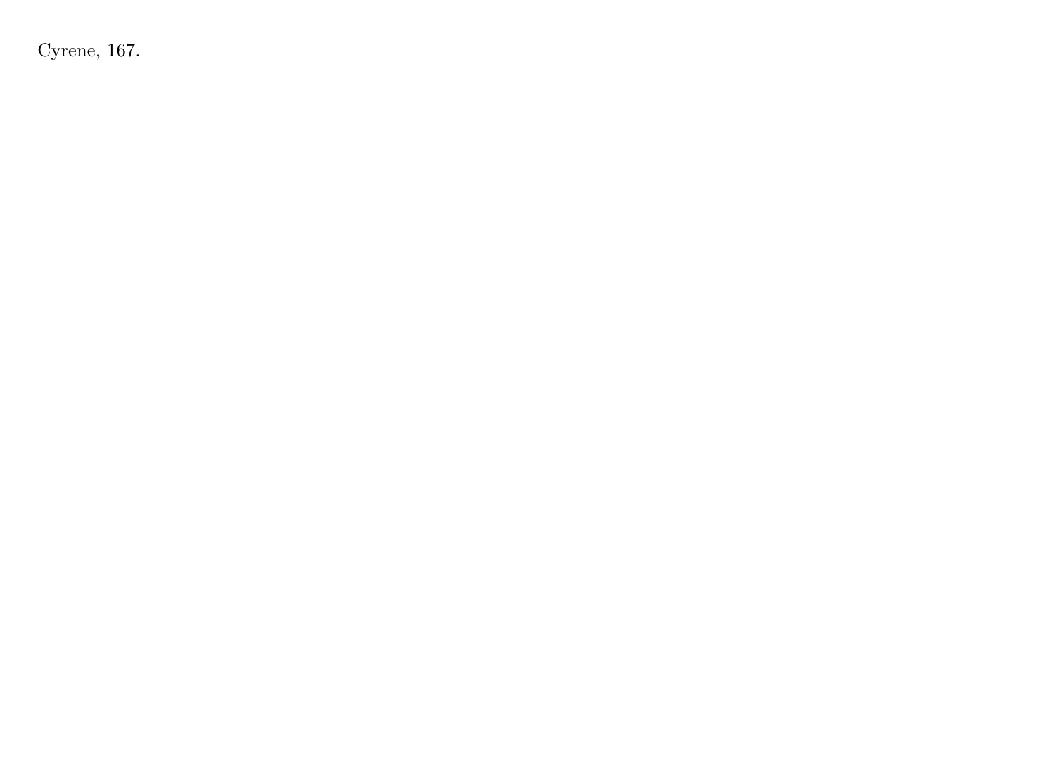Cyrene, 167.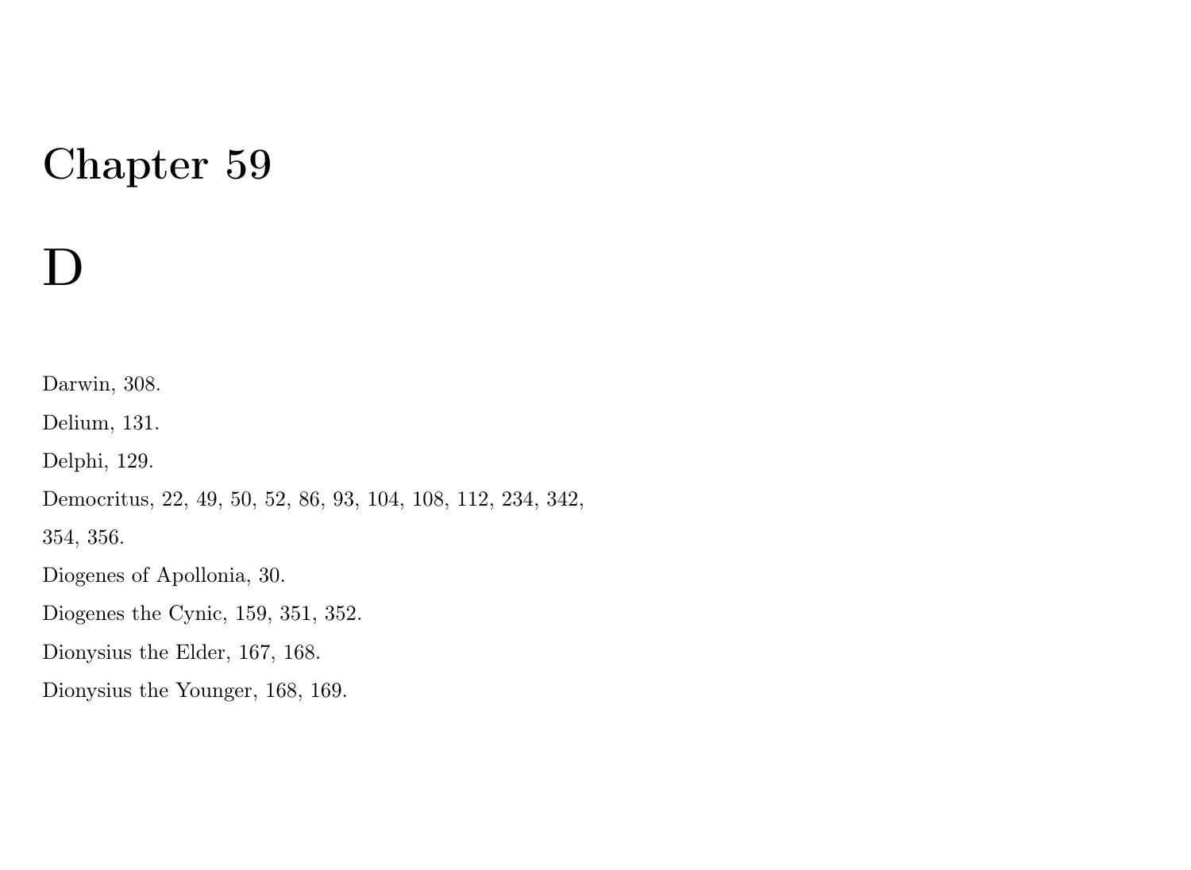# Chapter 59

# D

Darwin, 308.

Delium, 131.

Delphi, 129.

Democritus, 22, 49, 50, 52, 86, 93, 104, 108, 112, 234, 342, 354, 356.

Diogenes of Apollonia, 30.

Diogenes the Cynic, 159, 351, 352.

Dionysius the Elder, 167, 168.

Dionysius the Younger, 168, 169.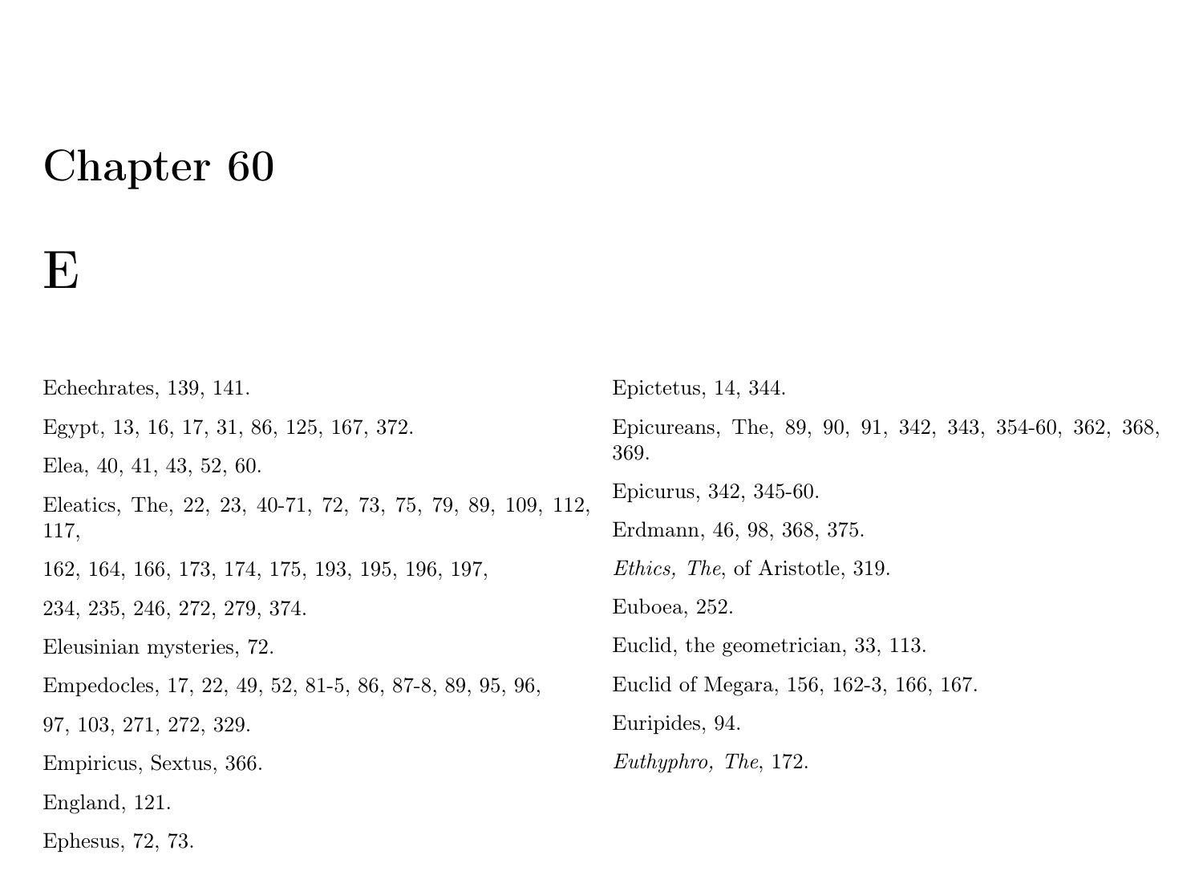# Chapter 60

# E

Echechrates, 139, 141.

Egypt, 13, 16, 17, 31, 86, 125, 167, 372.

Elea, 40, 41, 43, 52, 60.

Eleatics, The, 22, 23, 40-71, 72, 73, 75, 79, 89, 109, 112, 117,

162, 164, 166, 173, 174, 175, 193, 195, 196, 197,

234, 235, 246, 272, 279, 374.

Eleusinian mysteries, 72.

Empedocles, 17, 22, 49, 52, 81-5, 86, 87-8, 89, 95, 96,

97, 103, 271, 272, 329.

Empiricus, Sextus, 366.

England, 121.

Ephesus, 72, 73.

Epictetus, 14, 344.

Epicureans, The, 89, 90, 91, 342, 343, 354-60, 362, 368, 369.

Epicurus, 342, 345-60.

Erdmann, 46, 98, 368, 375.

*Ethics, The*, of Aristotle, 319.

Euboea, 252.

Euclid, the geometrician, 33, 113.

Euclid of Megara, 156, 162-3, 166, 167.

Euripides, 94.

*Euthyphro, The*, 172.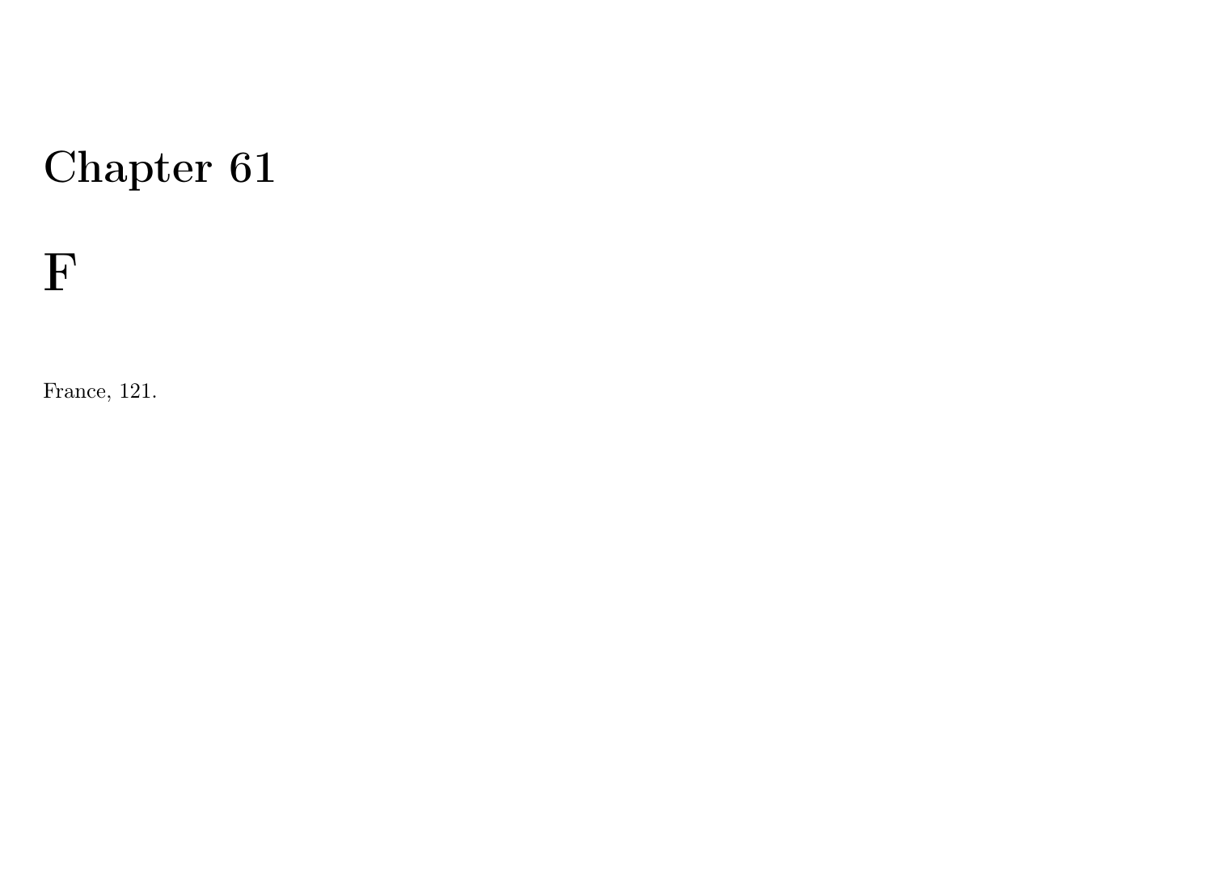# Chapter 61

# F

France, 121.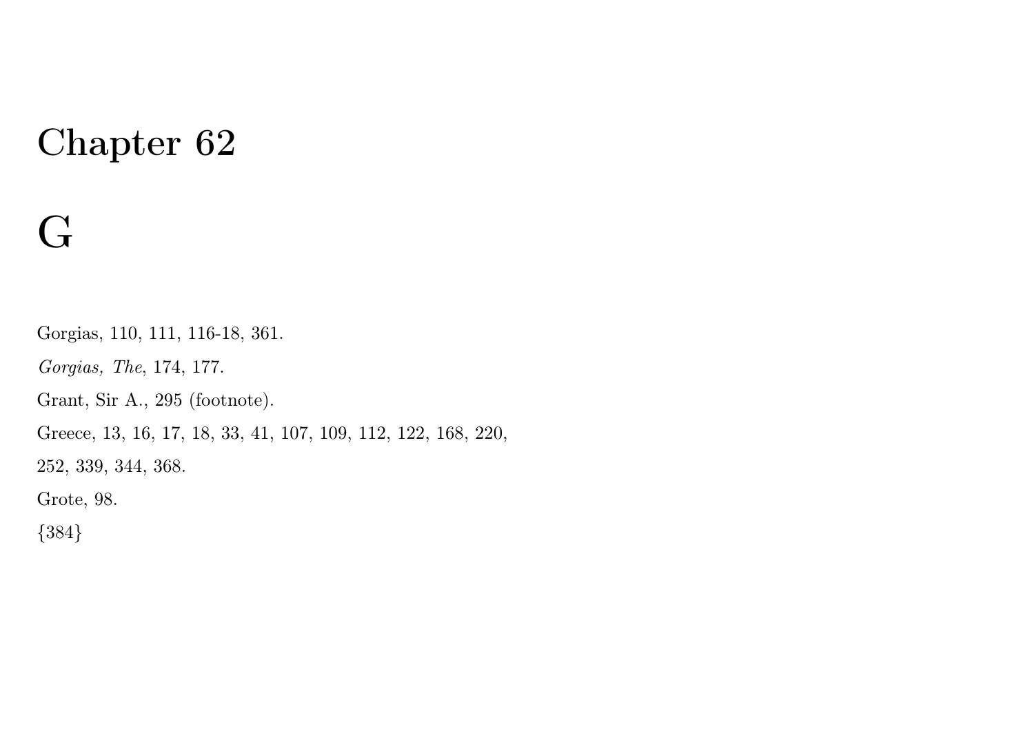# Chapter 62

# G

Gorgias, 110, 111, 116-18, 361.

*Gorgias, The*, 174, 177.

Grant, Sir A., 295 (footnote).

Greece, 13, 16, 17, 18, 33, 41, 107, 109, 112, 122, 168, 220,

252, 339, 344, 368.

Grote, 98.

{384}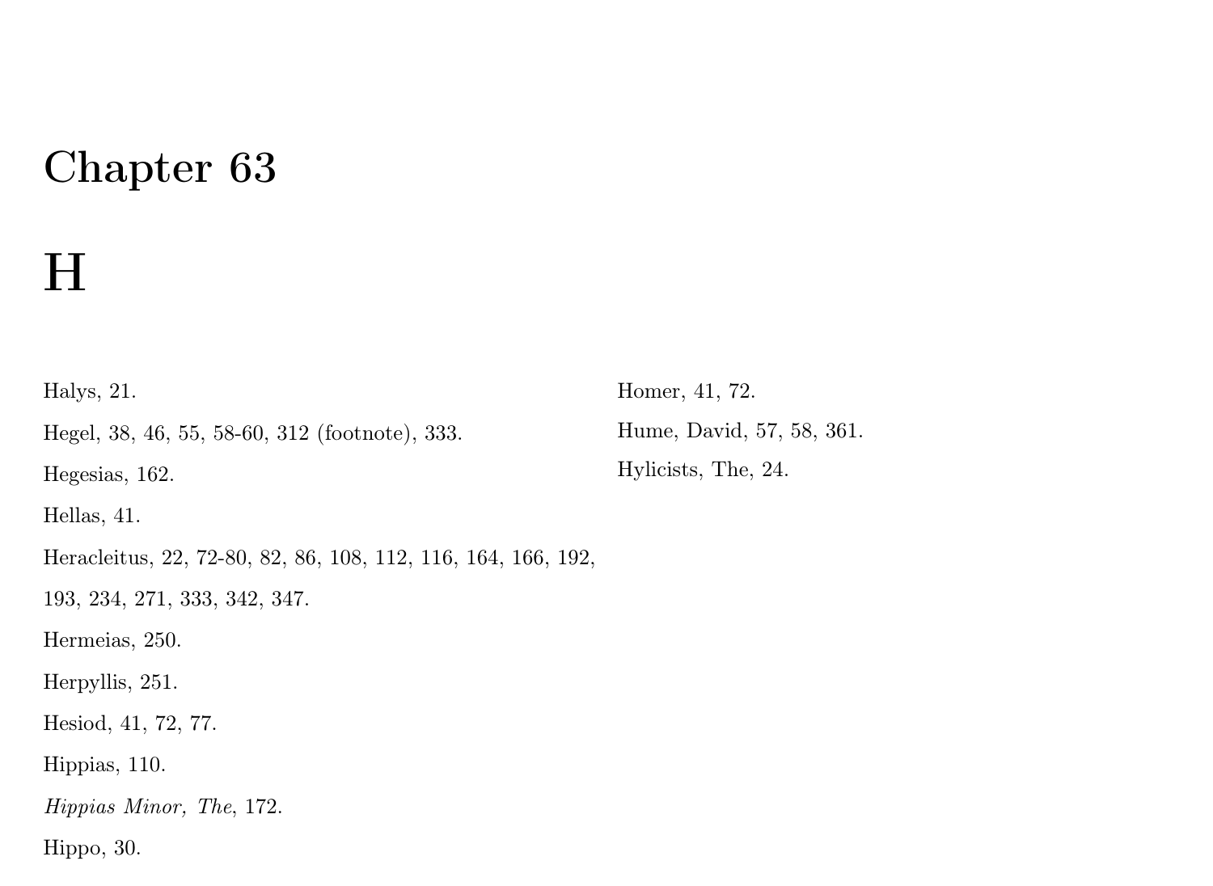# Chapter 63

# H

Halys, 21.

Hegel, 38, 46, 55, 58-60, 312 (footnote), 333.

Hegesias, 162.

Hellas, 41.

Heracleitus, 22, 72-80, 82, 86, 108, 112, 116, 164, 166, 192, 193, 234, 271, 333, 342, 347.

Hermeias, 250.

Herpyllis, 251.

Hesiod, 41, 72, 77.

Hippias, 110.

*Hippias Minor, The*, 172.

Hippo, 30.

Homer, 41, 72.

Hume, David, 57, 58, 361.

Hylicists, The, 24.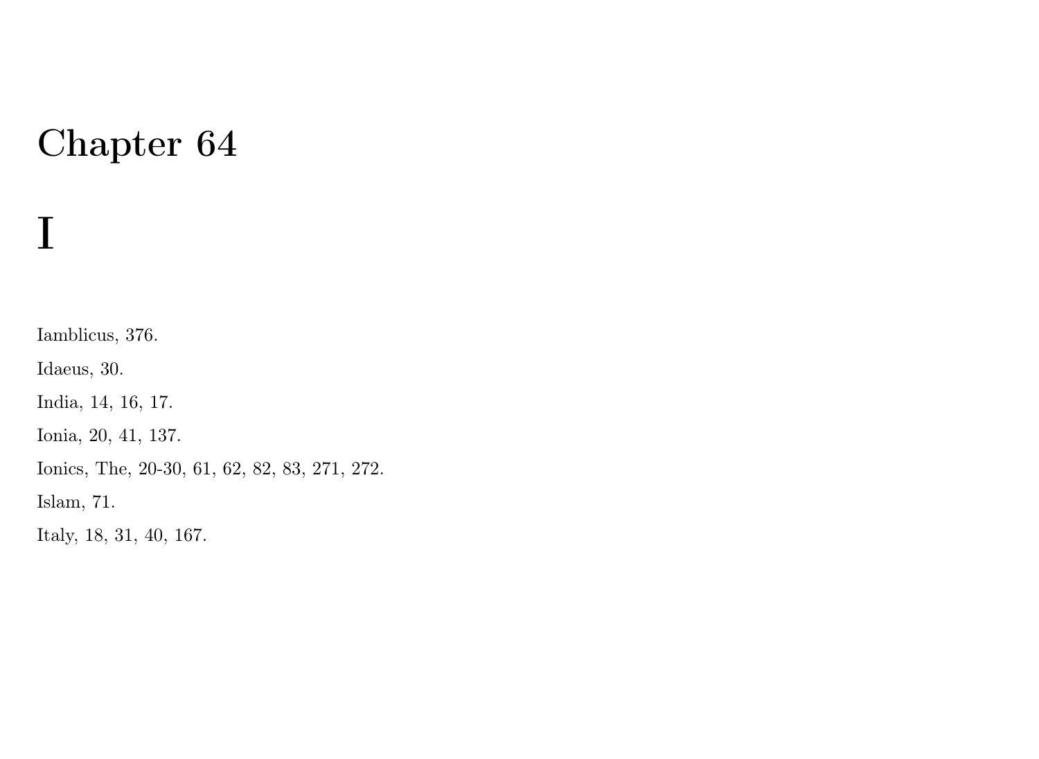# Chapter 64

# I

Iamblicus, 376.

Idaeus, 30.

India, 14, 16, 17.

Ionia, 20, 41, 137.

Ionics, The, 20-30, 61, 62, 82, 83, 271, 272.

Islam, 71.

Italy, 18, 31, 40, 167.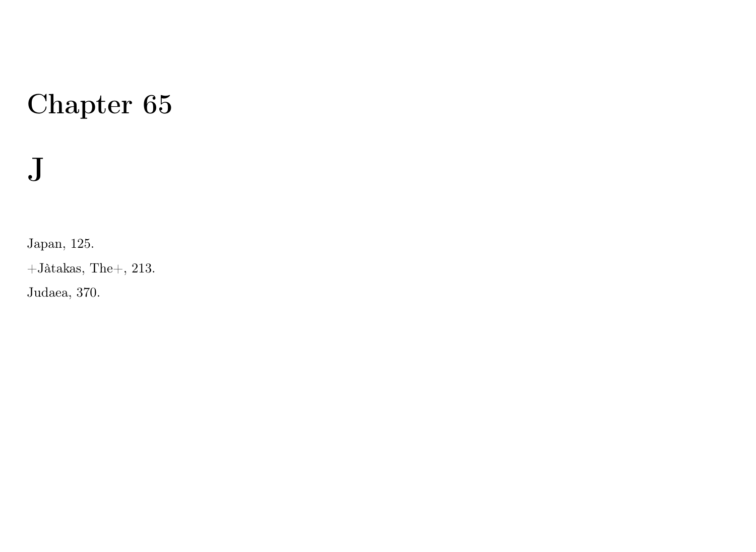# Chapter 65

## J

Japan, 125.

+Jàtakas, The+, 213.

Judaea, 370.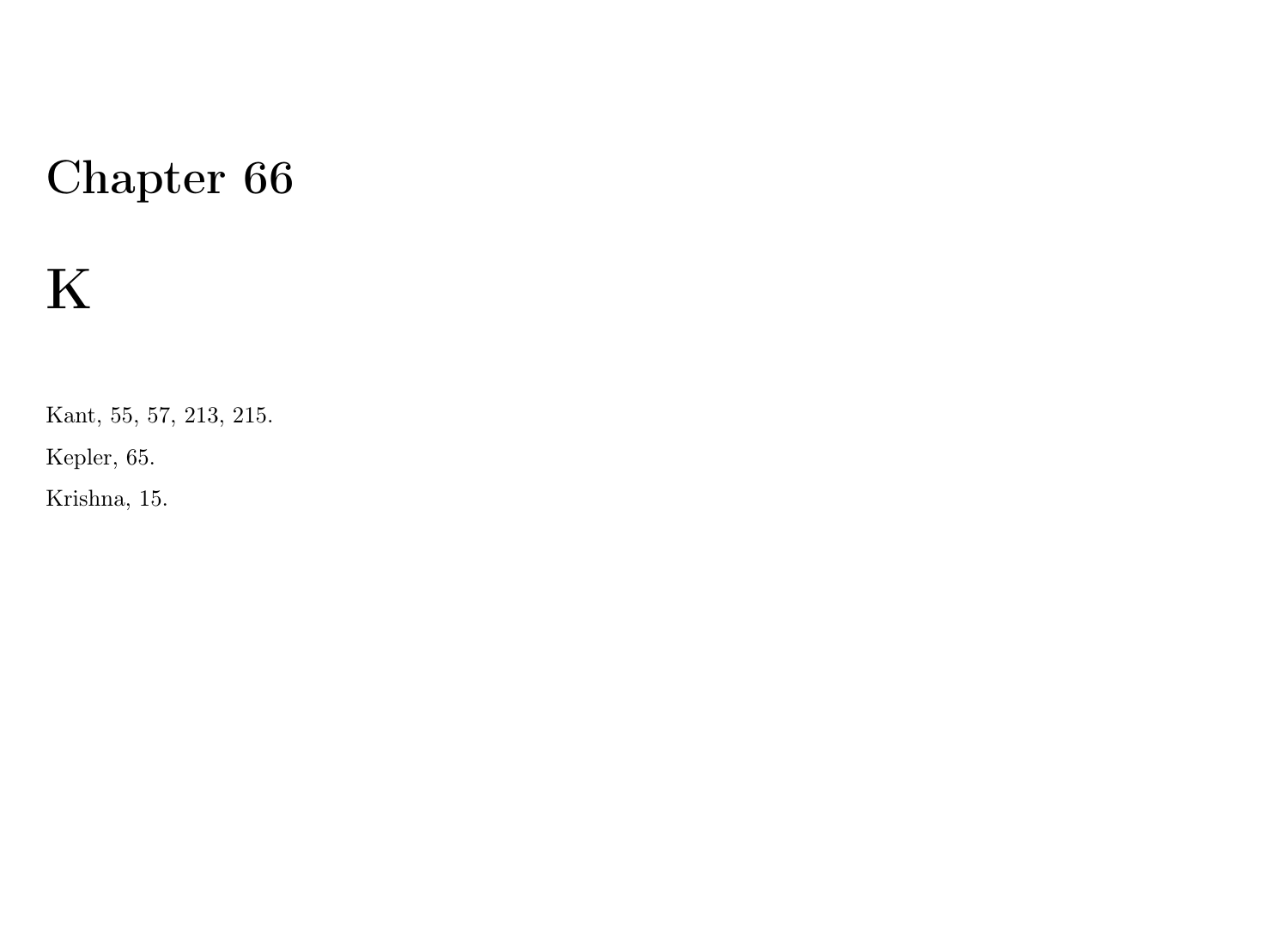# Chapter 66

# K

Kant, 55, 57, 213, 215.

Kepler, 65.

Krishna, 15.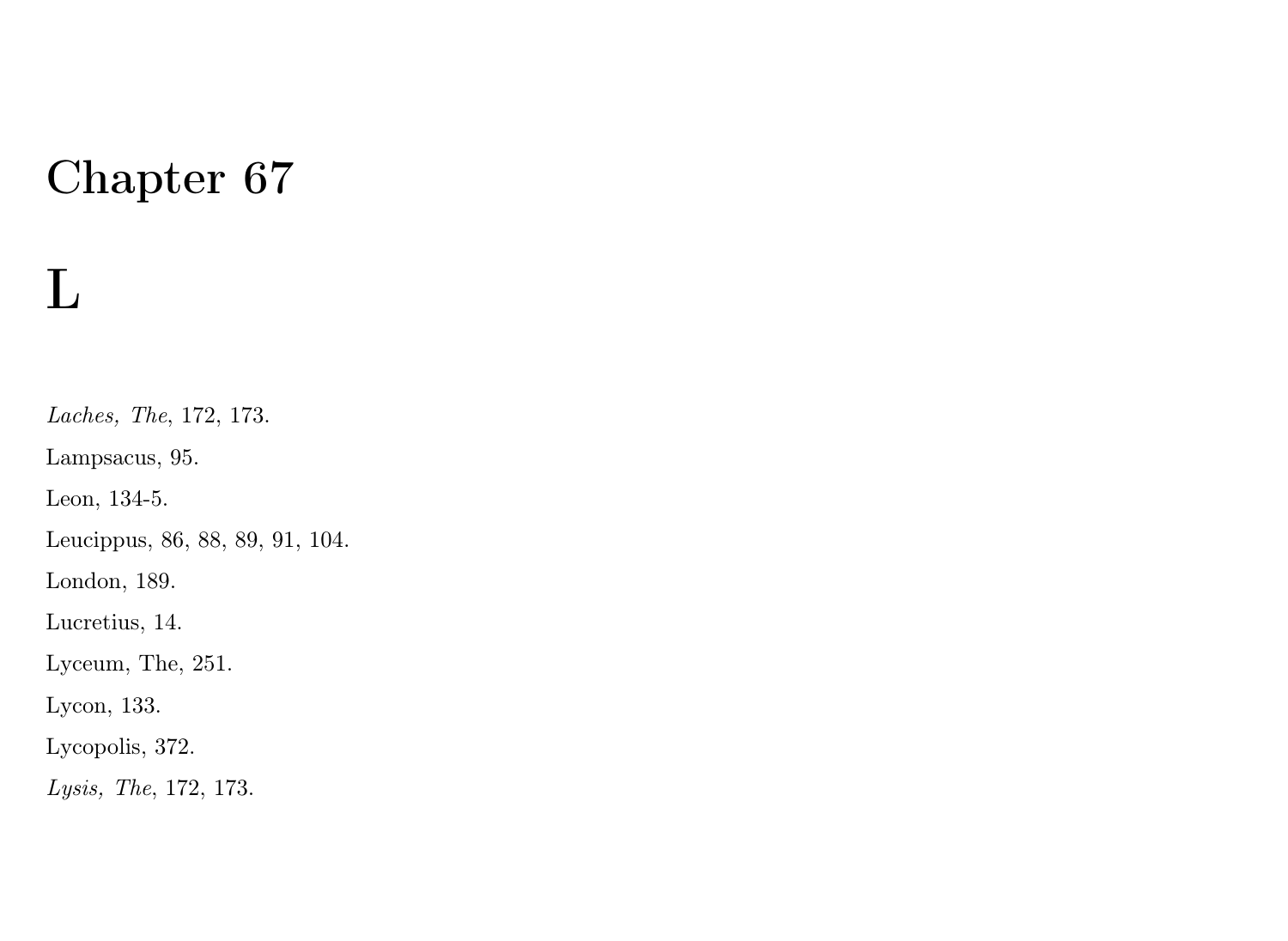# Chapter 67

# L

*Laches, The*, 172, 173.

Lampsacus, 95.

Leon, 134-5.

Leucippus, 86, 88, 89, 91, 104.

London, 189.

Lucretius, 14.

Lyceum, The, 251.

Lycon, 133.

Lycopolis, 372.

*Lysis, The*, 172, 173.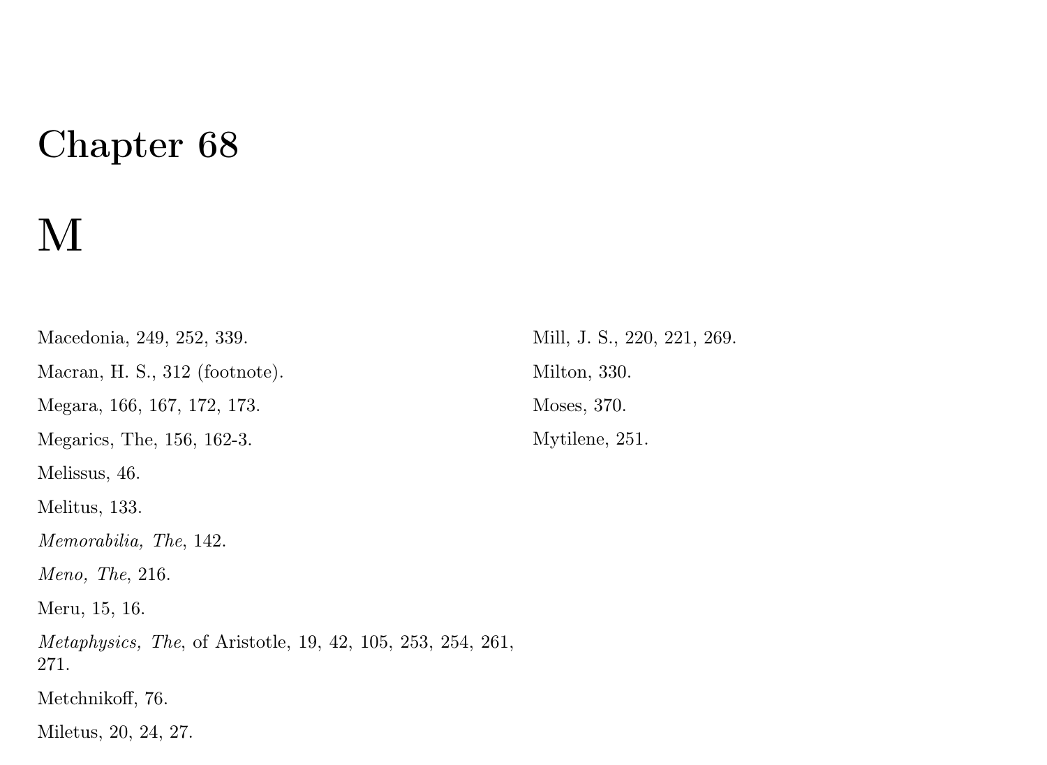# Chapter 68

# M

Macedonia, 249, 252, 339.

Macran, H. S., 312 (footnote).

Megara, 166, 167, 172, 173.

Megarics, The, 156, 162-3.

Melissus, 46.

Melitus, 133.

*Memorabilia, The*, 142.

*Meno, The*, 216.

Meru, 15, 16.

*Metaphysics, The*, of Aristotle, 19, 42, 105, 253, 254, 261, 271.

Metchnikoff, 76.

Miletus, 20, 24, 27.

Mill, J. S., 220, 221, 269.

Milton, 330.

Moses, 370.

Mytilene, 251.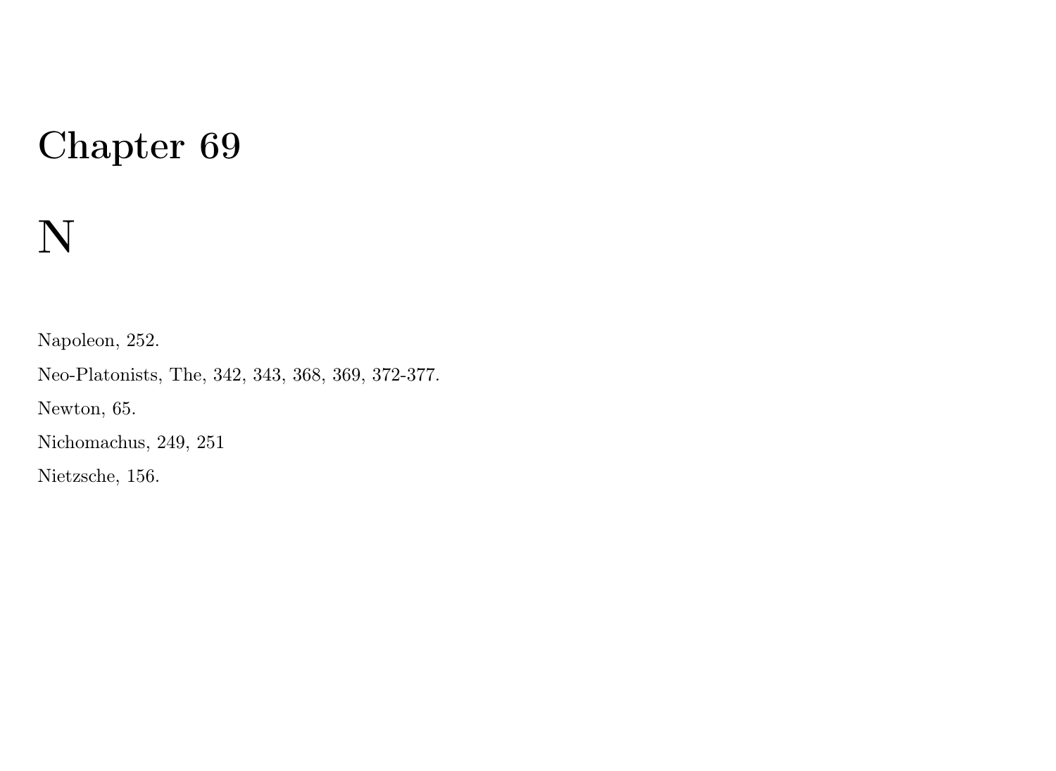# Chapter 69

# N

Napoleon, 252.

Neo-Platonists, The, 342, 343, 368, 369, 372-377.

Newton, 65.

Nichomachus, 249, 251

Nietzsche, 156.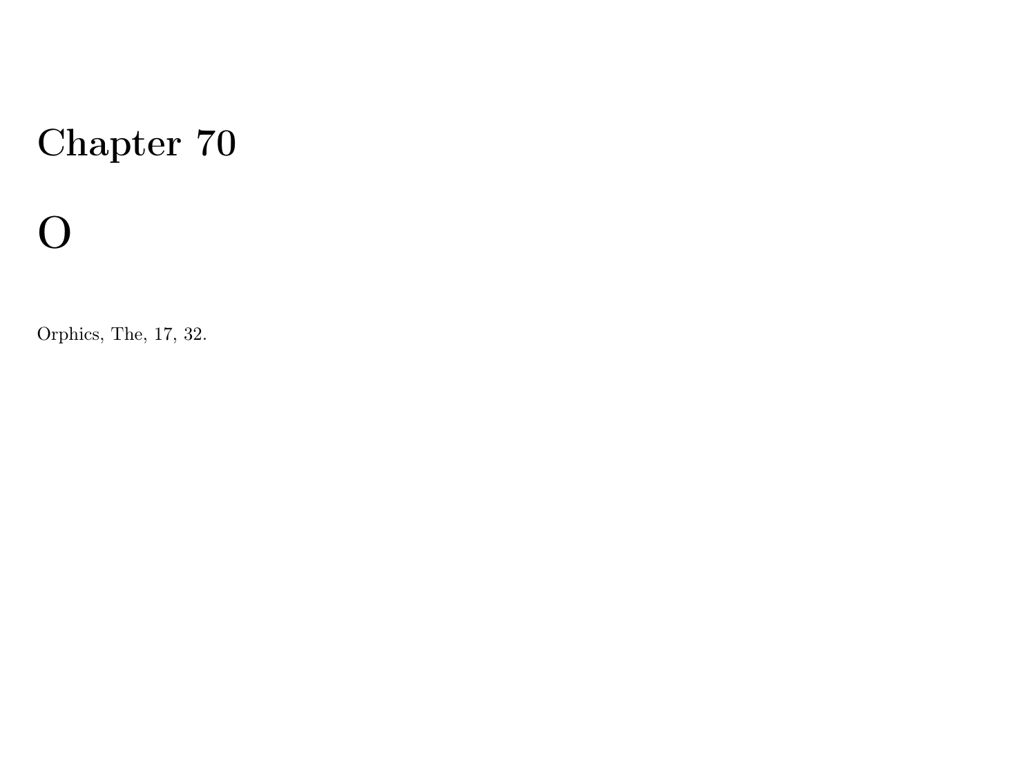# Chapter 70

# O

Orphics, The, 17, 32.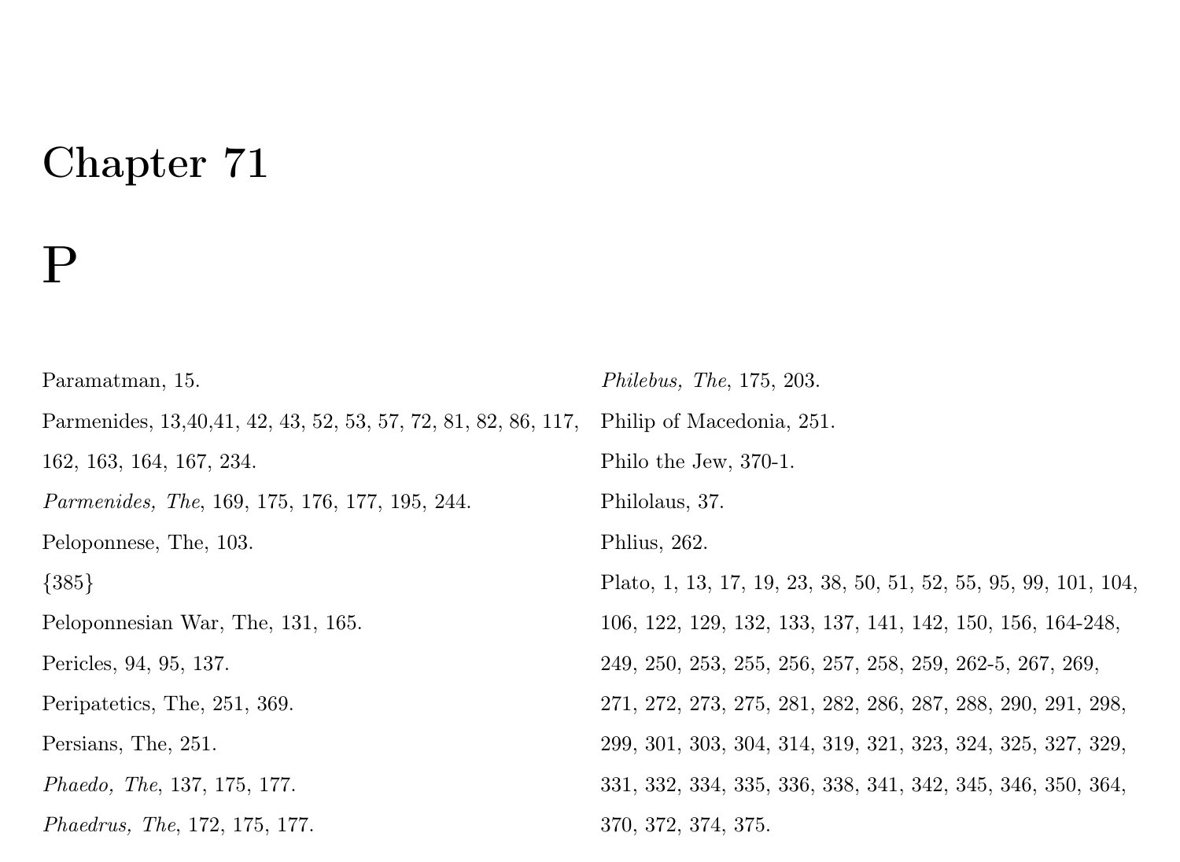# Chapter 71

# P

Paramatman, 15.

Parmenides, 13,40,41, 42, 43, 52, 53, 57, 72, 81, 82, 86, 117, 162, 163, 164, 167, 234.

*Parmenides, The*, 169, 175, 176, 177, 195, 244.

Peloponnese, The, 103.

{385}

Peloponnesian War, The, 131, 165.

Pericles, 94, 95, 137.

Peripatetics, The, 251, 369.

Persians, The, 251.

*Phaedo, The*, 137, 175, 177.

*Phaedrus, The*, 172, 175, 177.

*Philebus, The*, 175, 203.

Philip of Macedonia, 251.

Philo the Jew, 370-1.

Philolaus, 37.

Phlius, 262.

Plato, 1, 13, 17, 19, 23, 38, 50, 51, 52, 55, 95, 99, 101, 104, 106, 122, 129, 132, 133, 137, 141, 142, 150, 156, 164-248, 249, 250, 253, 255, 256, 257, 258, 259, 262-5, 267, 269, 271, 272, 273, 275, 281, 282, 286, 287, 288, 290, 291, 298, 299, 301, 303, 304, 314, 319, 321, 323, 324, 325, 327, 329, 331, 332, 334, 335, 336, 338, 341, 342, 345, 346, 350, 364, 370, 372, 374, 375.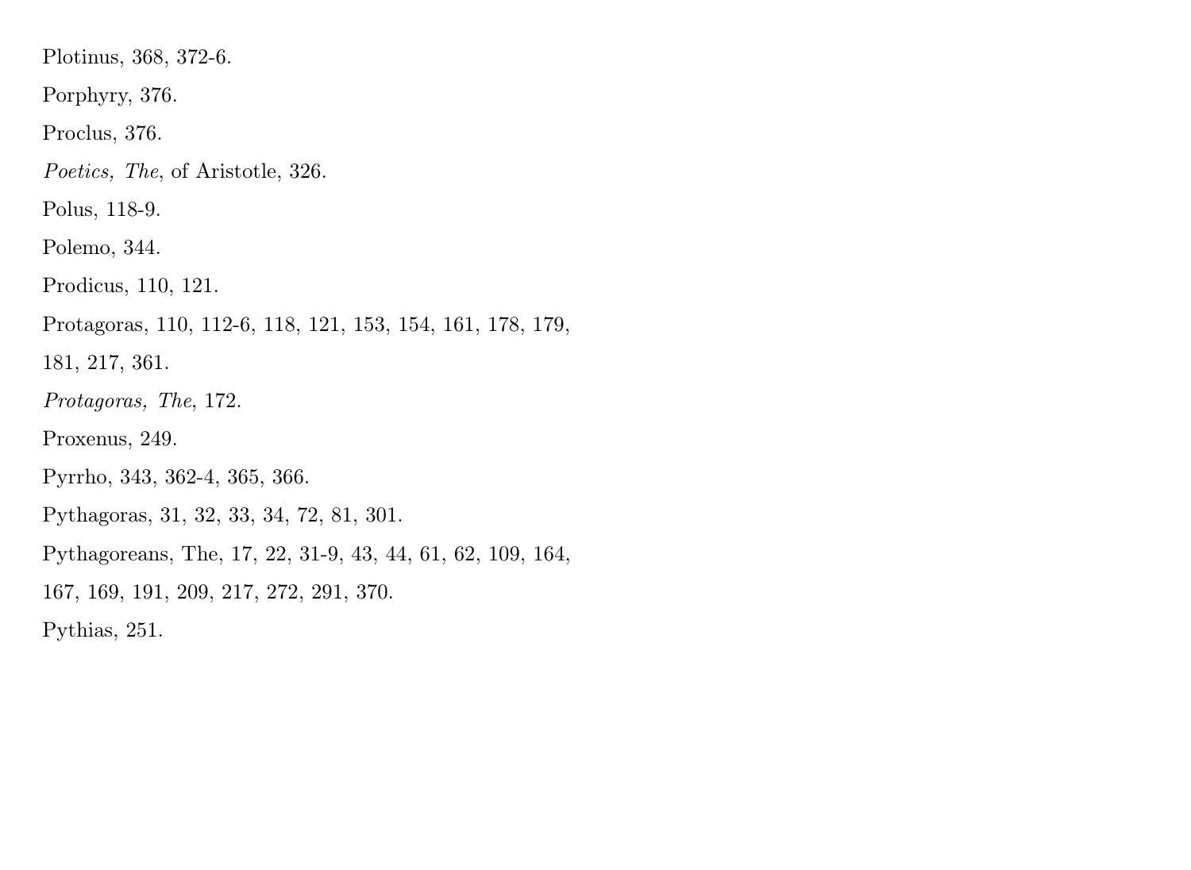Plotinus, 368, 372-6.

Porphyry, 376.

Proclus, 376.

*Poetics, The*, of Aristotle, 326.

Polus, 118-9.

Polemo, 344.

Prodicus, 110, 121.

Protagoras, 110, 112-6, 118, 121, 153, 154, 161, 178, 179, 181, 217, 361.

*Protagoras, The*, 172.

Proxenus, 249.

Pyrrho, 343, 362-4, 365, 366.

Pythagoras, 31, 32, 33, 34, 72, 81, 301.

Pythagoreans, The, 17, 22, 31-9, 43, 44, 61, 62, 109, 164, 167, 169, 191, 209, 217, 272, 291, 370.

Pythias, 251.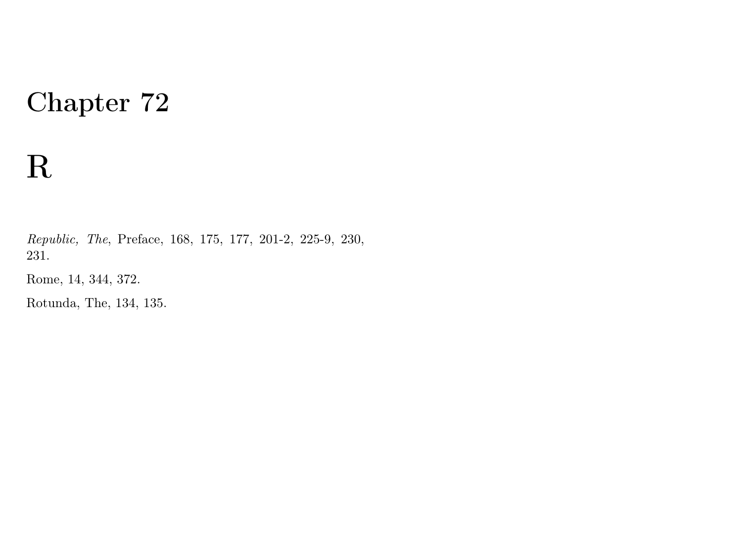# Chapter 72

# R

*Republic, The*, Preface, 168, 175, 177, 201-2, 225-9, 230, 231.

Rome, 14, 344, 372.

Rotunda, The, 134, 135.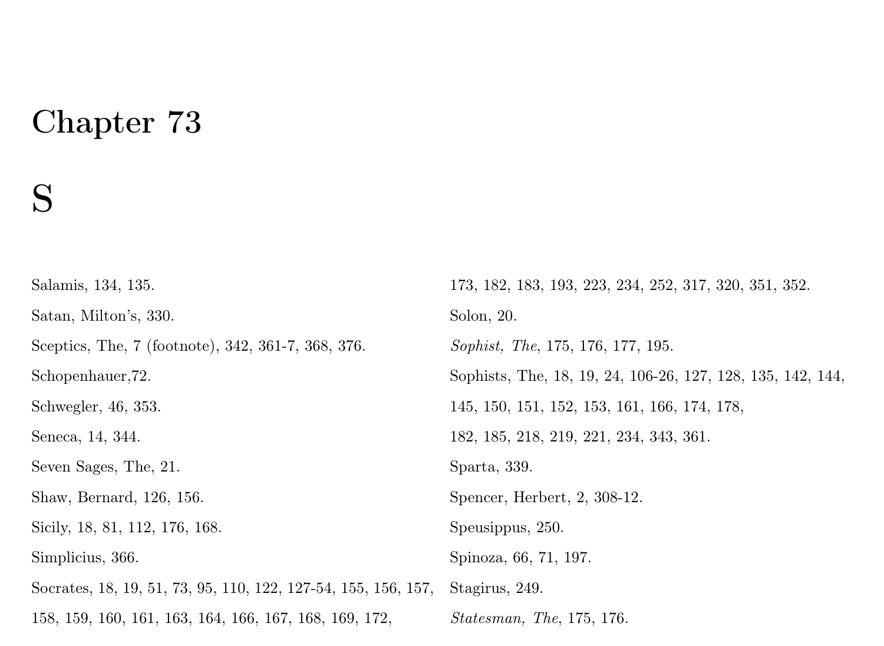# Chapter 73

# S

Salamis, 134, 135.

Satan, Milton's, 330.

Sceptics, The, 7 (footnote), 342, 361-7, 368, 376.

Schopenhauer,72.

Schwegler, 46, 353.

Seneca, 14, 344.

Seven Sages, The, 21.

Shaw, Bernard, 126, 156.

Sicily, 18, 81, 112, 176, 168.

Simplicius, 366.

Socrates, 18, 19, 51, 73, 95, 110, 122, 127-54, 155, 156, 157, 158, 159, 160, 161, 163, 164, 166, 167, 168, 169, 172, 173, 182, 183, 193, 223, 234, 252, 317, 320, 351, 352.

Solon, 20.

*Sophist, The*, 175, 176, 177, 195.

Sophists, The, 18, 19, 24, 106-26, 127, 128, 135, 142, 144, 145, 150, 151, 152, 153, 161, 166, 174, 178, 182, 185, 218, 219, 221, 234, 343, 361.

Sparta, 339.

Spencer, Herbert, 2, 308-12.

Speusippus, 250.

Spinoza, 66, 71, 197.

Stagirus, 249.

*Statesman, The*, 175, 176.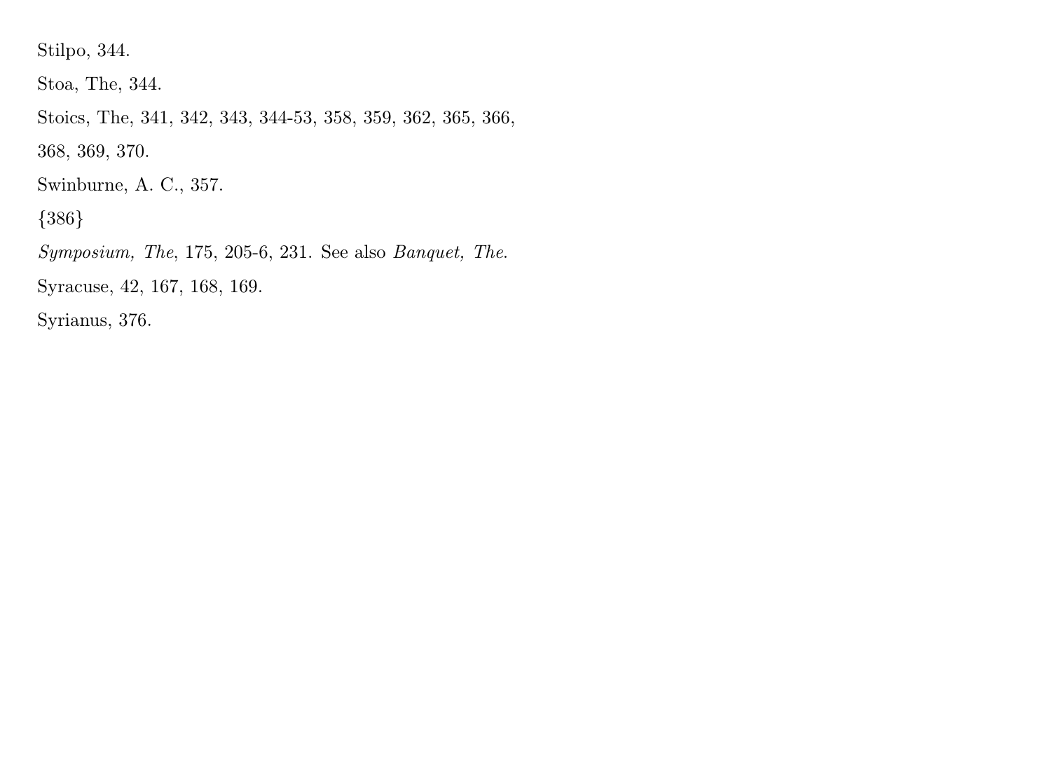Stilpo, 344.

Stoa, The, 344.

Stoics, The, 341, 342, 343, 344-53, 358, 359, 362, 365, 366, 368, 369, 370.

Swinburne, A. C., 357.

{386}

*Symposium, The*, 175, 205-6, 231. See also *Banquet, The*.

Syracuse, 42, 167, 168, 169.

Syrianus, 376.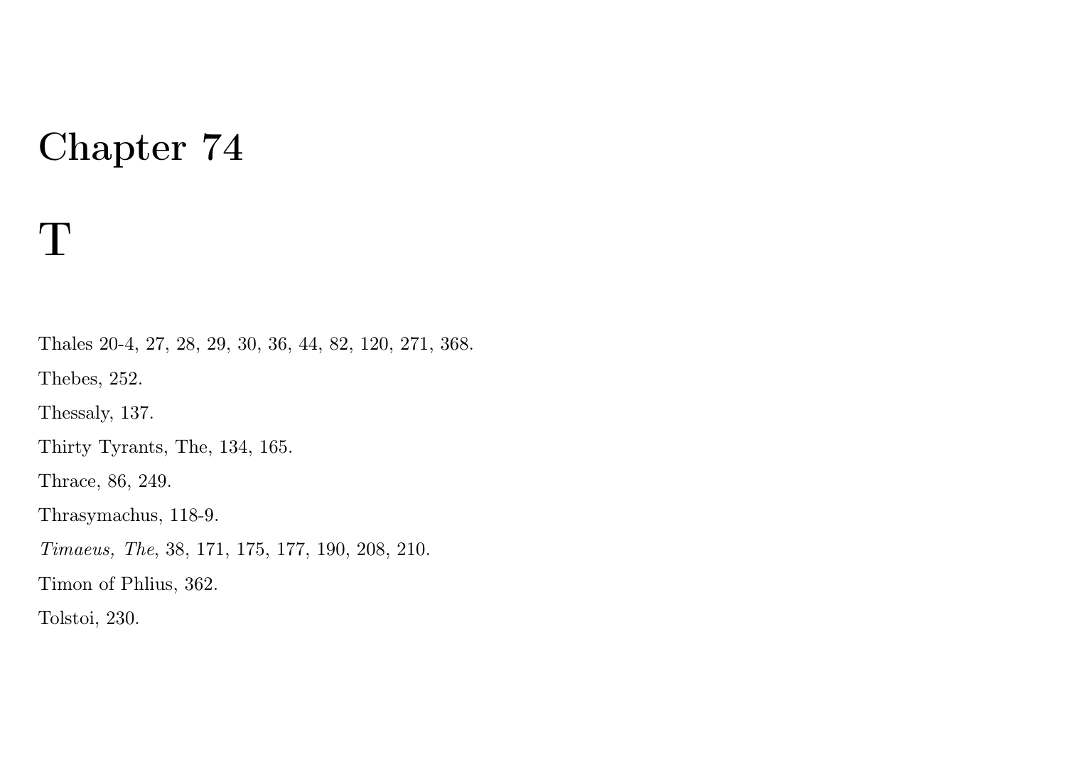# Chapter 74

# T

Thales 20-4, 27, 28, 29, 30, 36, 44, 82, 120, 271, 368.

Thebes, 252.

Thessaly, 137.

Thirty Tyrants, The, 134, 165.

Thrace, 86, 249.

Thrasymachus, 118-9.

*Timaeus, The*, 38, 171, 175, 177, 190, 208, 210.

Timon of Phlius, 362.

Tolstoi, 230.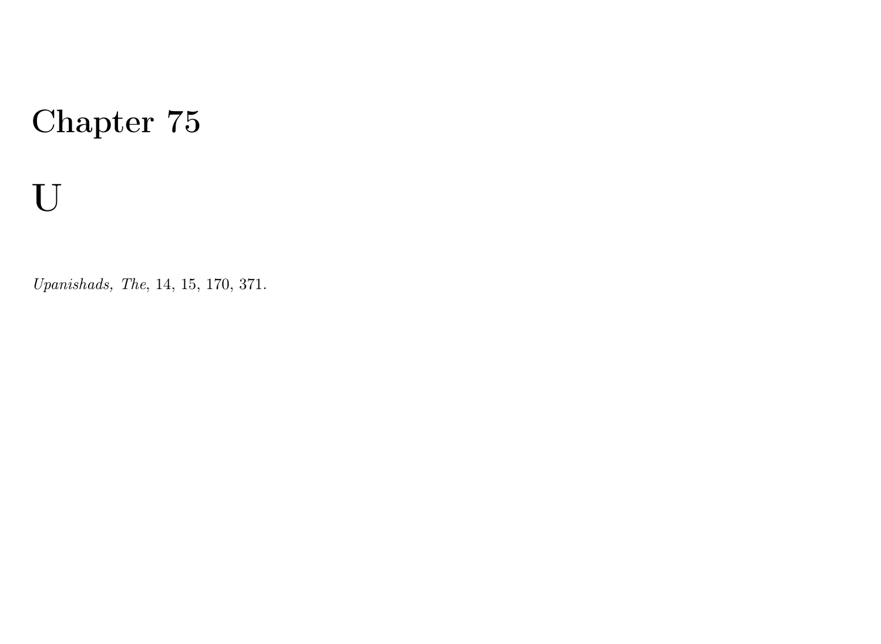# Chapter 75

# U

*Upanishads, The*, 14, 15, 170, 371.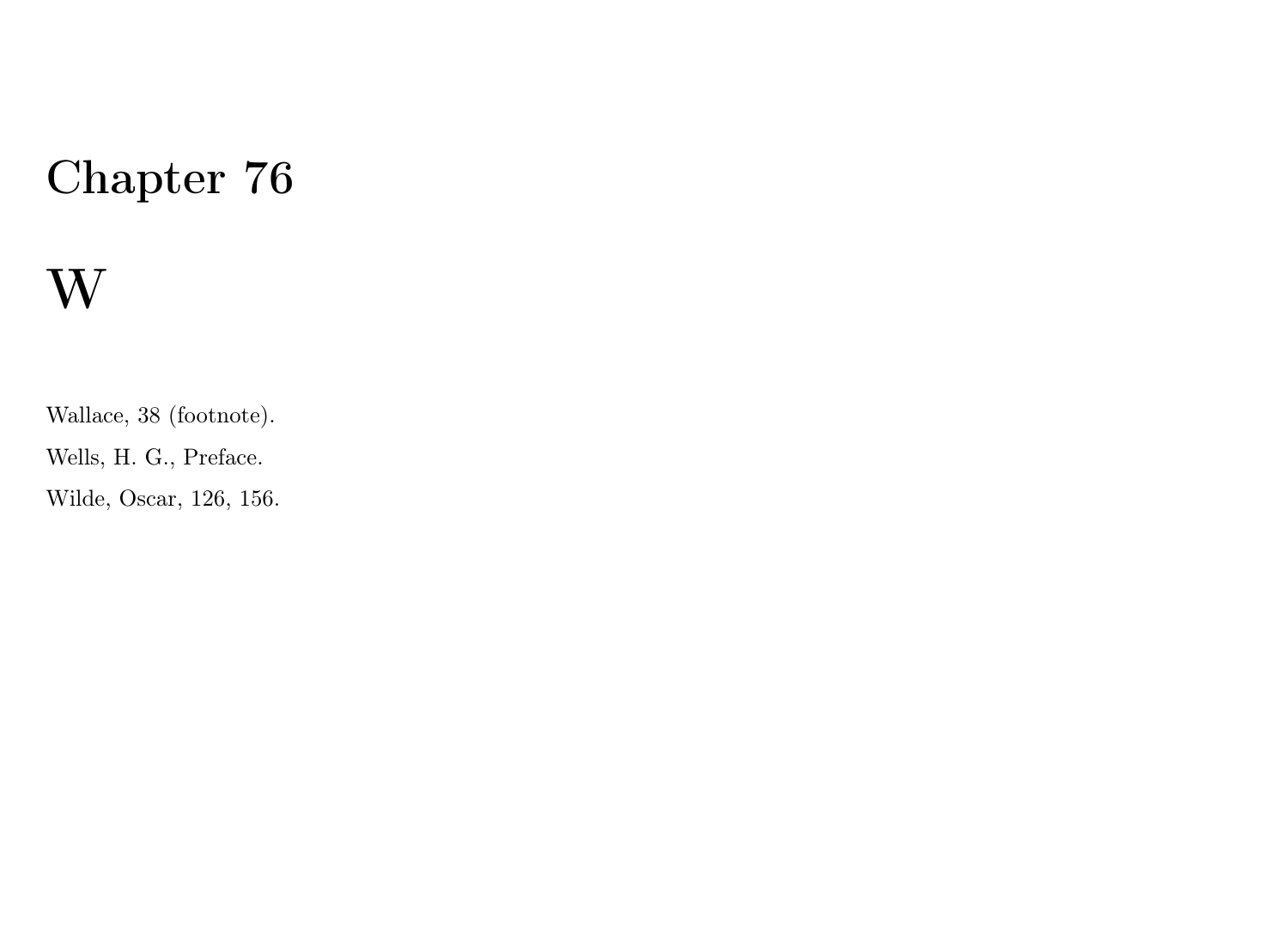# Chapter 76

# W

Wallace, 38 (footnote).

Wells, H. G., Preface.

Wilde, Oscar, 126, 156.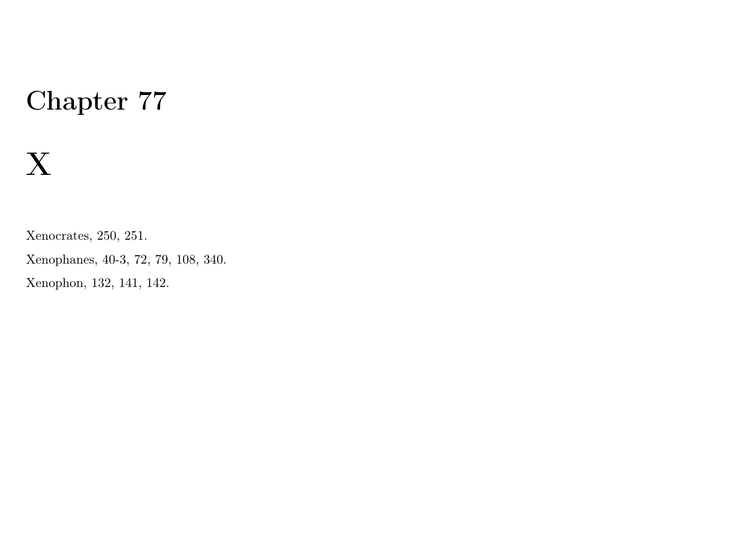# Chapter 77

# X

Xenocrates, 250, 251.

Xenophanes, 40-3, 72, 79, 108, 340.

Xenophon, 132, 141, 142.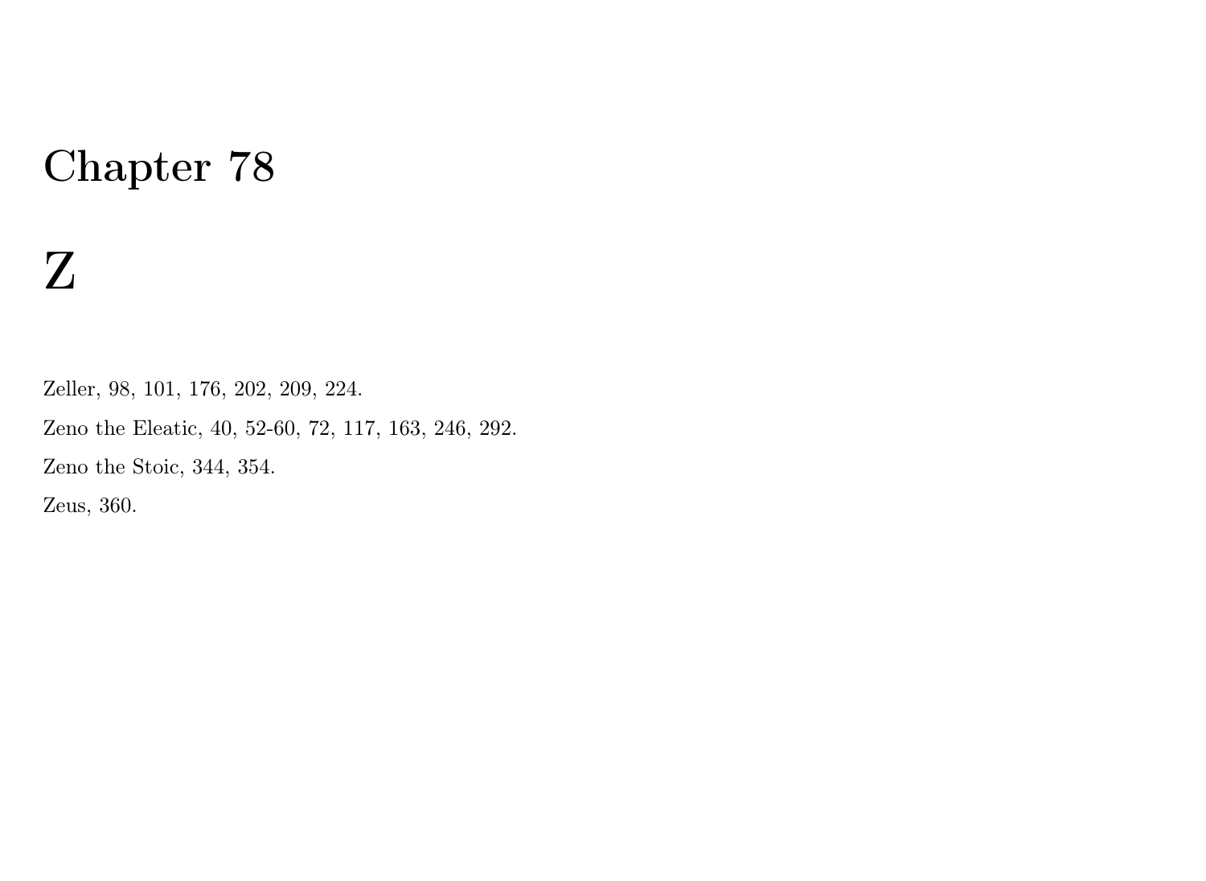# Chapter 78

# Z

Zeller, 98, 101, 176, 202, 209, 224.

Zeno the Eleatic, 40, 52-60, 72, 117, 163, 246, 292.

Zeno the Stoic, 344, 354.

Zeus, 360.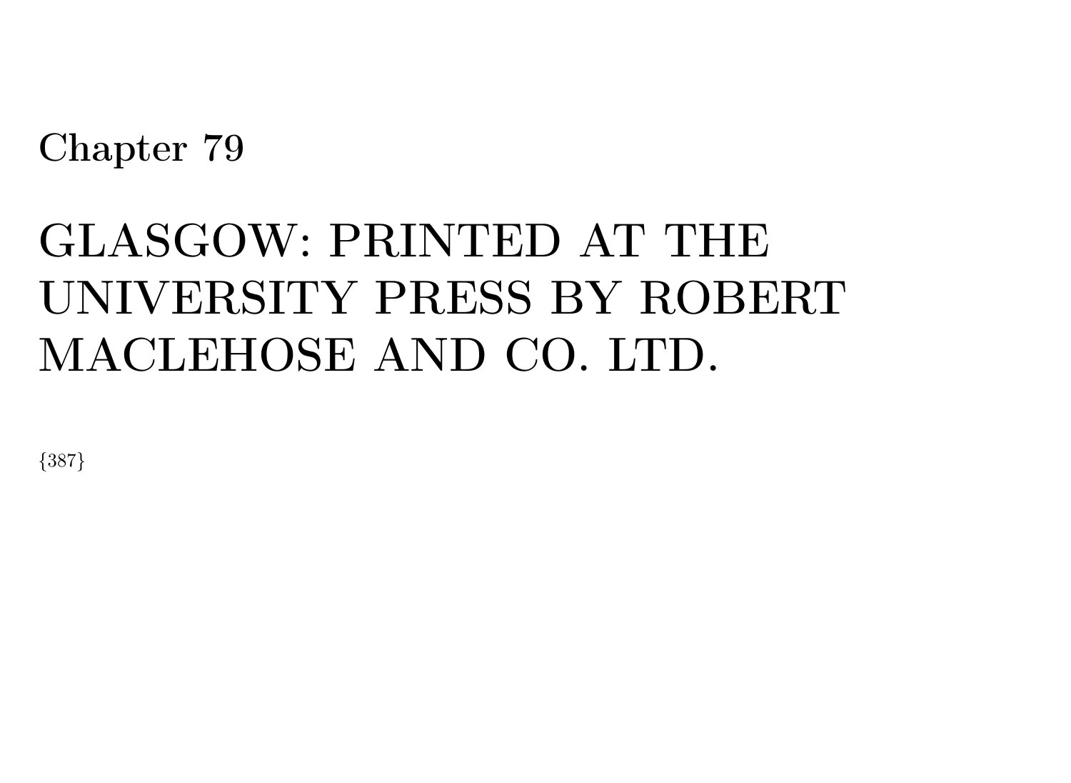Chapter 79

# GLASGOW: PRINTED AT THE UNIVERSITY PRESS BY ROBERT MACLEHOSE AND CO. LTD.

{387}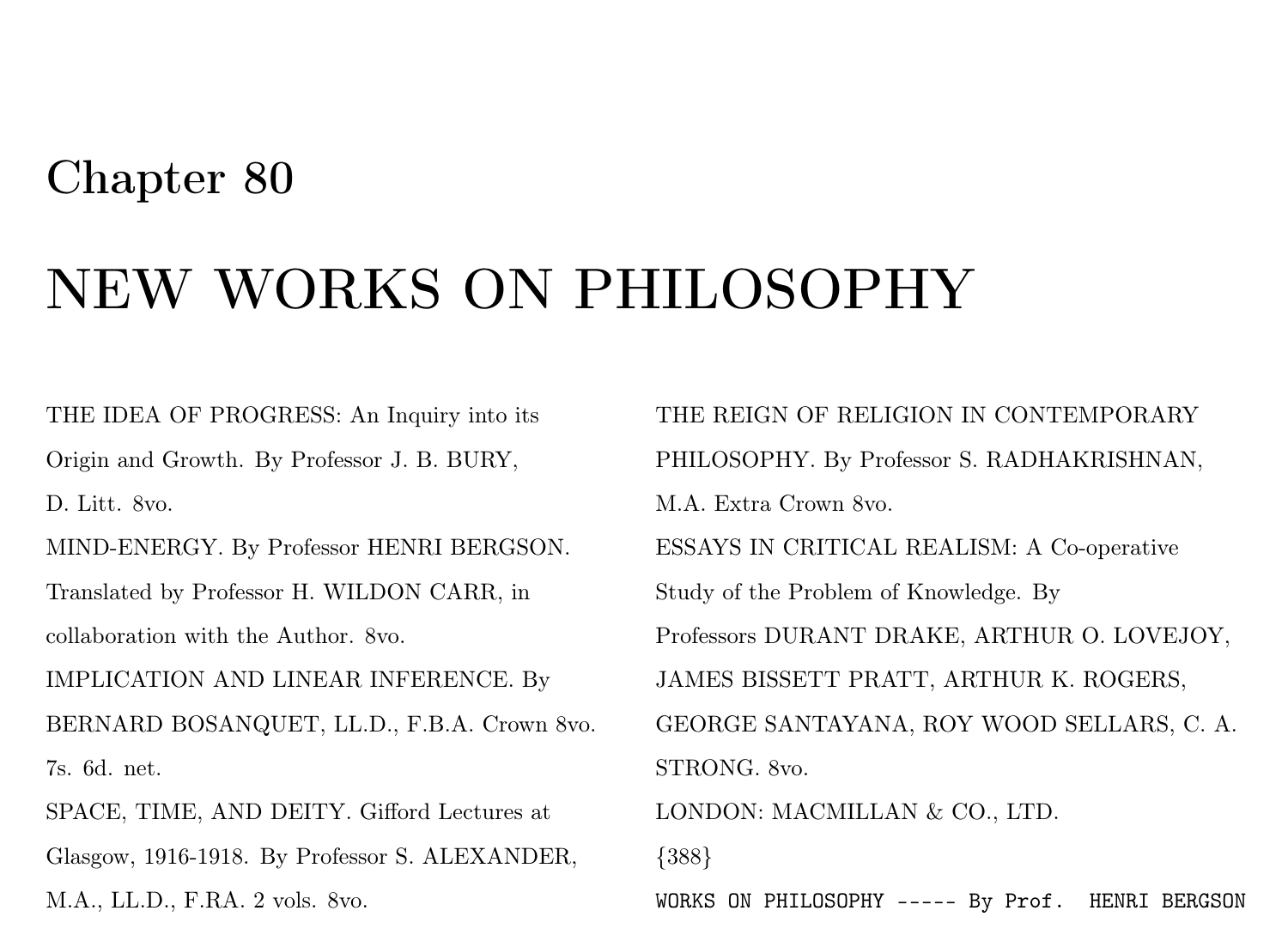# Chapter 80

# NEW WORKS ON PHILOSOPHY

THE IDEA OF PROGRESS: An Inquiry into its Origin and Growth. By Professor J. B. BURY, D. Litt. 8vo.

MIND-ENERGY. By Professor HENRI BERGSON. Translated by Professor H. WILDON CARR, in collaboration with the Author. 8vo.

IMPLICATION AND LINEAR INFERENCE. By BERNARD BOSANQUET, LL.D., F.B.A. Crown 8vo. 7s. 6d. net.

SPACE, TIME, AND DEITY. Gifford Lectures at Glasgow, 1916-1918. By Professor S. ALEXANDER, M.A., LL.D., F.RA. 2 vols. 8vo.

THE REIGN OF RELIGION IN CONTEMPORARY PHILOSOPHY. By Professor S. RADHAKRISHNAN, M.A. Extra Crown 8vo.

ESSAYS IN CRITICAL REALISM: A Co-operative Study of the Problem of Knowledge. By Professors DURANT DRAKE, ARTHUR O. LOVEJOY, JAMES BISSETT PRATT, ARTHUR K. ROGERS, GEORGE SANTAYANA, ROY WOOD SELLARS, C. A. STRONG. 8vo.

LONDON: MACMILLAN & CO., LTD.

{388}

```
WORKS ON PHILOSOPHY ----- By Prof.  HENRI BERGSON
```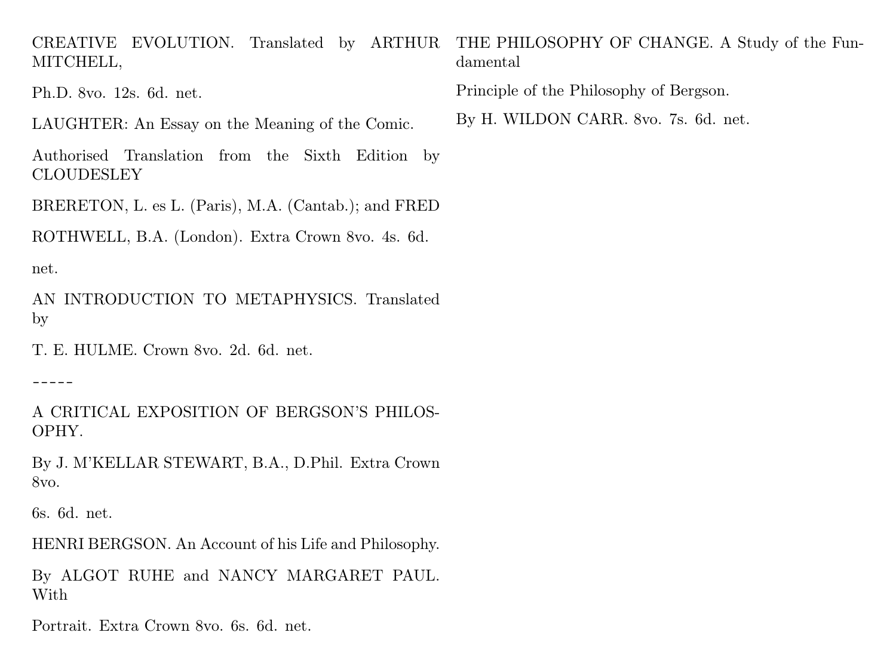CREATIVE EVOLUTION. Translated by ARTHUR MITCHELL,

Ph.D. 8vo. 12s. 6d. net.

LAUGHTER: An Essay on the Meaning of the Comic.

Authorised Translation from the Sixth Edition by CLOUDESLEY

BRERETON, L. es L. (Paris), M.A. (Cantab.); and FRED

ROTHWELL, B.A. (London). Extra Crown 8vo. 4s. 6d.

net.

AN INTRODUCTION TO METAPHYSICS. Translated by

T. E. HULME. Crown 8vo. 2d. 6d. net.

-----

A CRITICAL EXPOSITION OF BERGSON'S PHILOSOPHY.

By J. M'KELLAR STEWART, B.A., D.Phil. Extra Crown 8vo.

6s. 6d. net.

HENRI BERGSON. An Account of his Life and Philosophy.

By ALGOT RUHE and NANCY MARGARET PAUL. With

Portrait. Extra Crown 8vo. 6s. 6d. net.

THE PHILOSOPHY OF CHANGE. A Study of the Fundamental

Principle of the Philosophy of Bergson.

By H. WILDON CARR. 8vo. 7s. 6d. net.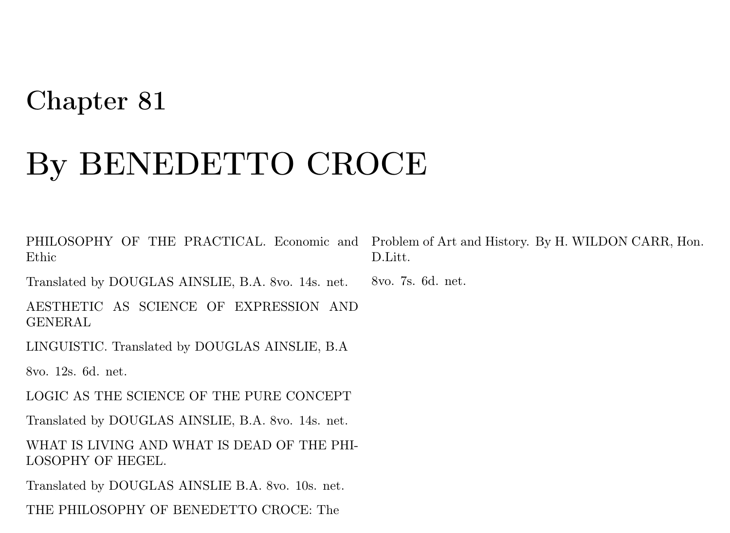# Chapter 81

# By BENEDETTO CROCE

PHILOSOPHY OF THE PRACTICAL. Economic and Ethic

Translated by DOUGLAS AINSLIE, B.A. 8vo. 14s. net.

AESTHETIC AS SCIENCE OF EXPRESSION AND GENERAL

LINGUISTIC. Translated by DOUGLAS AINSLIE, B.A

8vo. 12s. 6d. net.

LOGIC AS THE SCIENCE OF THE PURE CONCEPT

Translated by DOUGLAS AINSLIE, B.A. 8vo. 14s. net.

WHAT IS LIVING AND WHAT IS DEAD OF THE PHILOSOPHY OF HEGEL.

Translated by DOUGLAS AINSLIE B.A. 8vo. 10s. net.

THE PHILOSOPHY OF BENEDETTO CROCE: The Problem of Art and History. By H. WILDON CARR, Hon. D.Litt.

8vo. 7s. 6d. net.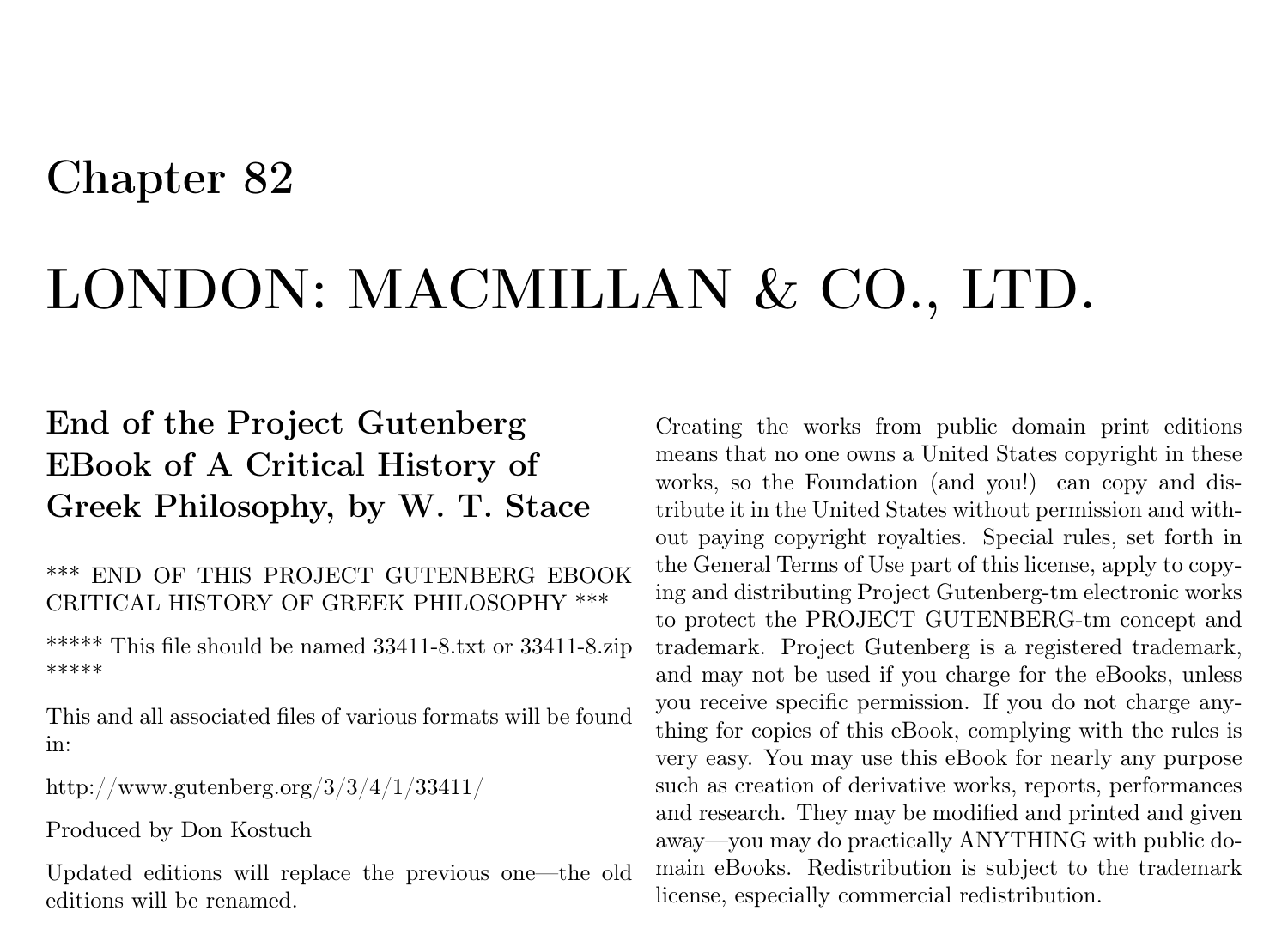# Chapter 82

# LONDON: MACMILLAN & CO., LTD.

## End of the Project Gutenberg EBook of A Critical History of Greek Philosophy, by W. T. Stace

*** END OF THIS PROJECT GUTENBERG EBOOK CRITICAL HISTORY OF GREEK PHILOSOPHY ***

***** This file should be named 33411-8.txt or 33411-8.zip *****

This and all associated files of various formats will be found in:

http://www.gutenberg.org/3/3/4/1/33411/

Produced by Don Kostuch

Updated editions will replace the previous one—the old editions will be renamed.

Creating the works from public domain print editions means that no one owns a United States copyright in these works, so the Foundation (and you!) can copy and distribute it in the United States without permission and without paying copyright royalties. Special rules, set forth in the General Terms of Use part of this license, apply to copying and distributing Project Gutenberg-tm electronic works to protect the PROJECT GUTENBERG-tm concept and trademark. Project Gutenberg is a registered trademark, and may not be used if you charge for the eBooks, unless you receive specific permission. If you do not charge anything for copies of this eBook, complying with the rules is very easy. You may use this eBook for nearly any purpose such as creation of derivative works, reports, performances and research. They may be modified and printed and given away—you may do practically ANYTHING with public domain eBooks. Redistribution is subject to the trademark license, especially commercial redistribution.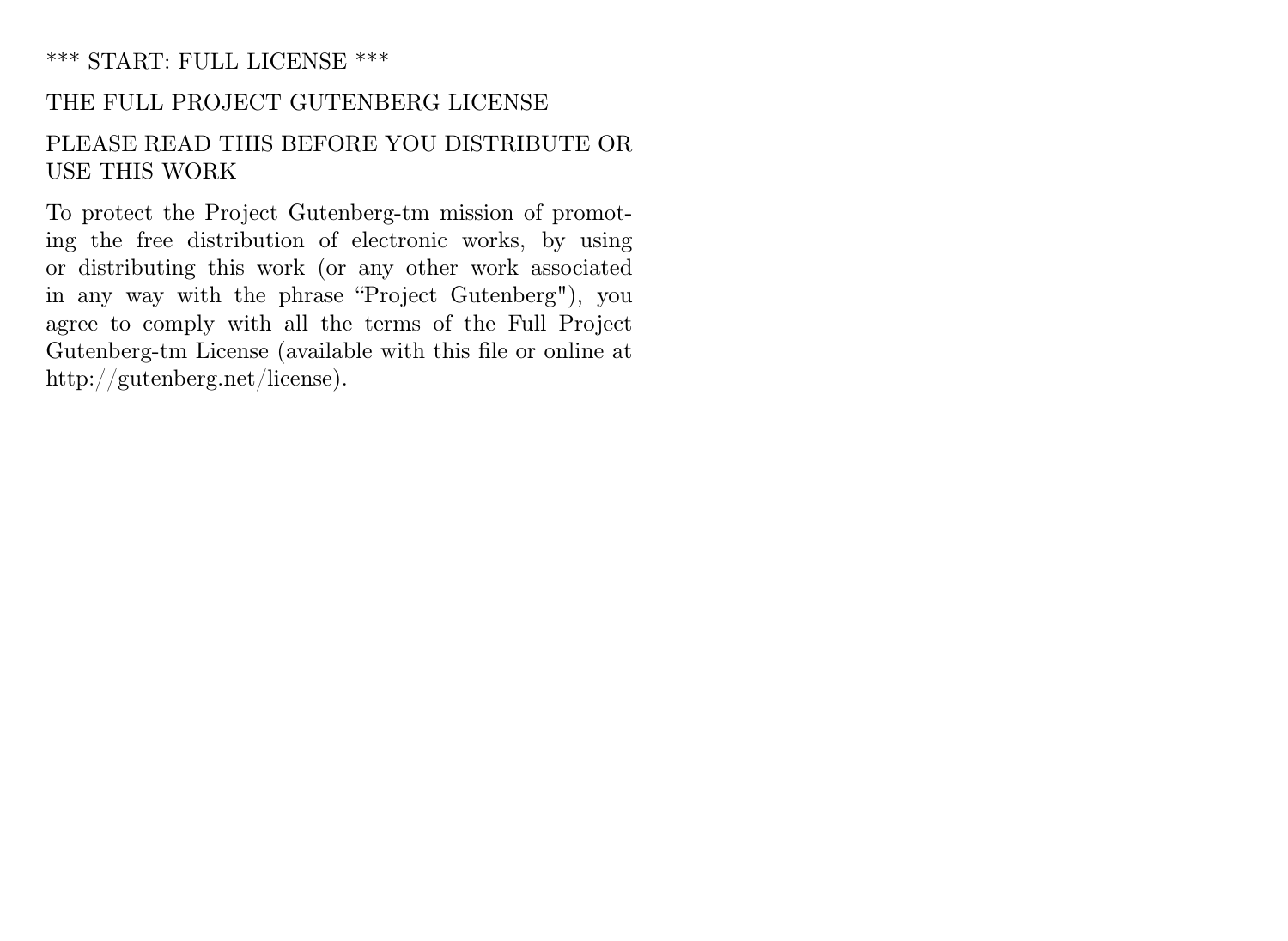*** START: FULL LICENSE ***

THE FULL PROJECT GUTENBERG LICENSE

PLEASE READ THIS BEFORE YOU DISTRIBUTE OR USE THIS WORK

To protect the Project Gutenberg-tm mission of promoting the free distribution of electronic works, by using or distributing this work (or any other work associated in any way with the phrase "Project Gutenberg"), you agree to comply with all the terms of the Full Project Gutenberg-tm License (available with this file or online at http://gutenberg.net/license).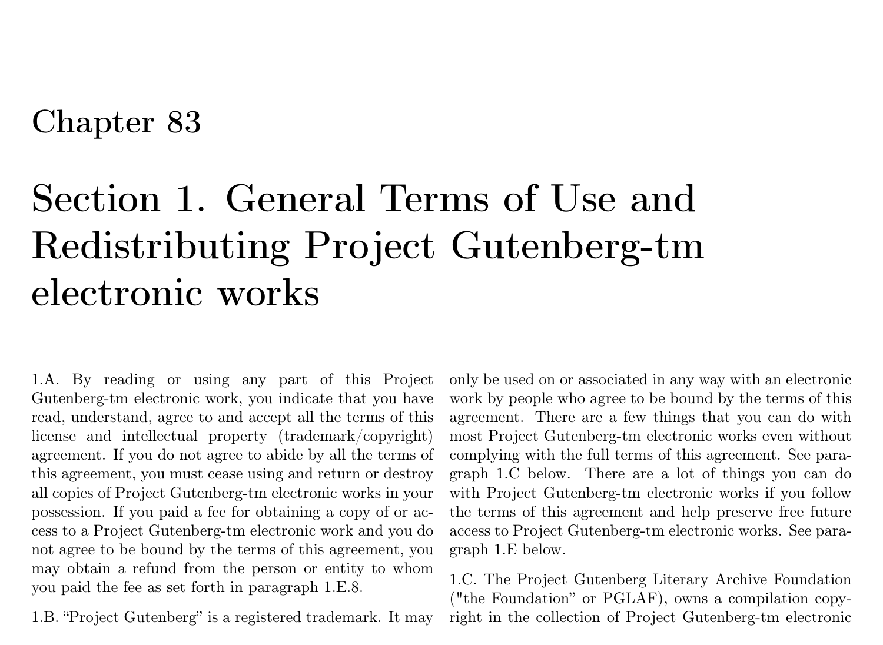# Chapter 83

# Section 1. General Terms of Use and Redistributing Project Gutenberg-tm electronic works

1.A. By reading or using any part of this Project Gutenberg-tm electronic work, you indicate that you have read, understand, agree to and accept all the terms of this license and intellectual property (trademark/copyright) agreement. If you do not agree to abide by all the terms of this agreement, you must cease using and return or destroy all copies of Project Gutenberg-tm electronic works in your possession. If you paid a fee for obtaining a copy of or access to a Project Gutenberg-tm electronic work and you do not agree to be bound by the terms of this agreement, you may obtain a refund from the person or entity to whom you paid the fee as set forth in paragraph 1.E.8.

1.B. "Project Gutenberg" is a registered trademark. It may only be used on or associated in any way with an electronic work by people who agree to be bound by the terms of this agreement. There are a few things that you can do with most Project Gutenberg-tm electronic works even without complying with the full terms of this agreement. See paragraph 1.C below. There are a lot of things you can do with Project Gutenberg-tm electronic works if you follow the terms of this agreement and help preserve free future access to Project Gutenberg-tm electronic works. See paragraph 1.E below.

1.C. The Project Gutenberg Literary Archive Foundation ("the Foundation" or PGLAF), owns a compilation copyright in the collection of Project Gutenberg-tm electronic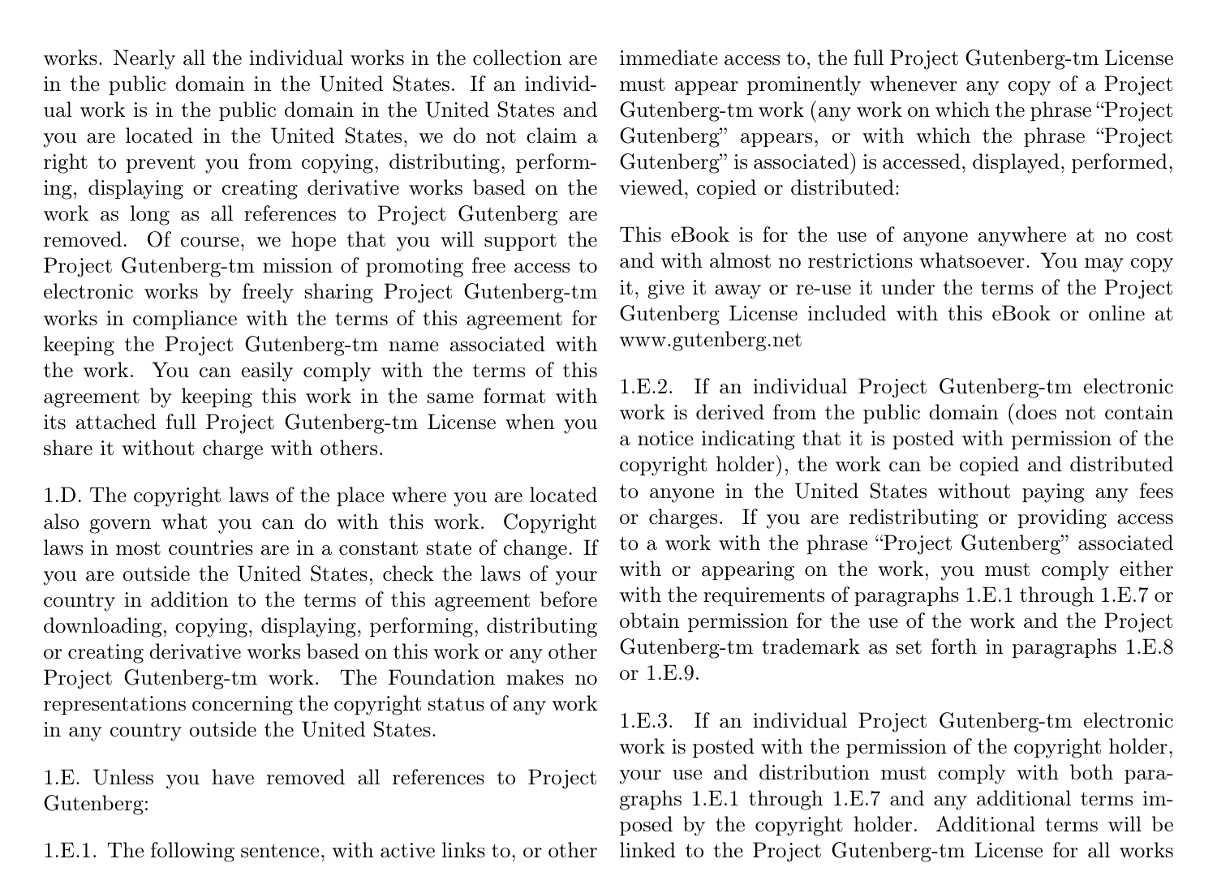works. Nearly all the individual works in the collection are in the public domain in the United States. If an individual work is in the public domain in the United States and you are located in the United States, we do not claim a right to prevent you from copying, distributing, performing, displaying or creating derivative works based on the work as long as all references to Project Gutenberg are removed. Of course, we hope that you will support the Project Gutenberg-tm mission of promoting free access to electronic works by freely sharing Project Gutenberg-tm works in compliance with the terms of this agreement for keeping the Project Gutenberg-tm name associated with the work. You can easily comply with the terms of this agreement by keeping this work in the same format with its attached full Project Gutenberg-tm License when you share it without charge with others.

1.D. The copyright laws of the place where you are located also govern what you can do with this work. Copyright laws in most countries are in a constant state of change. If you are outside the United States, check the laws of your country in addition to the terms of this agreement before downloading, copying, displaying, performing, distributing or creating derivative works based on this work or any other Project Gutenberg-tm work. The Foundation makes no representations concerning the copyright status of any work in any country outside the United States.

1.E. Unless you have removed all references to Project Gutenberg:

1.E.1. The following sentence, with active links to, or other immediate access to, the full Project Gutenberg-tm License must appear prominently whenever any copy of a Project Gutenberg-tm work (any work on which the phrase "Project Gutenberg" appears, or with which the phrase "Project Gutenberg" is associated) is accessed, displayed, performed, viewed, copied or distributed:

This eBook is for the use of anyone anywhere at no cost and with almost no restrictions whatsoever. You may copy it, give it away or re-use it under the terms of the Project Gutenberg License included with this eBook or online at www.gutenberg.net

1.E.2. If an individual Project Gutenberg-tm electronic work is derived from the public domain (does not contain a notice indicating that it is posted with permission of the copyright holder), the work can be copied and distributed to anyone in the United States without paying any fees or charges. If you are redistributing or providing access to a work with the phrase "Project Gutenberg" associated with or appearing on the work, you must comply either with the requirements of paragraphs 1.E.1 through 1.E.7 or obtain permission for the use of the work and the Project Gutenberg-tm trademark as set forth in paragraphs 1.E.8 or 1.E.9.

1.E.3. If an individual Project Gutenberg-tm electronic work is posted with the permission of the copyright holder, your use and distribution must comply with both paragraphs 1.E.1 through 1.E.7 and any additional terms imposed by the copyright holder. Additional terms will be linked to the Project Gutenberg-tm License for all works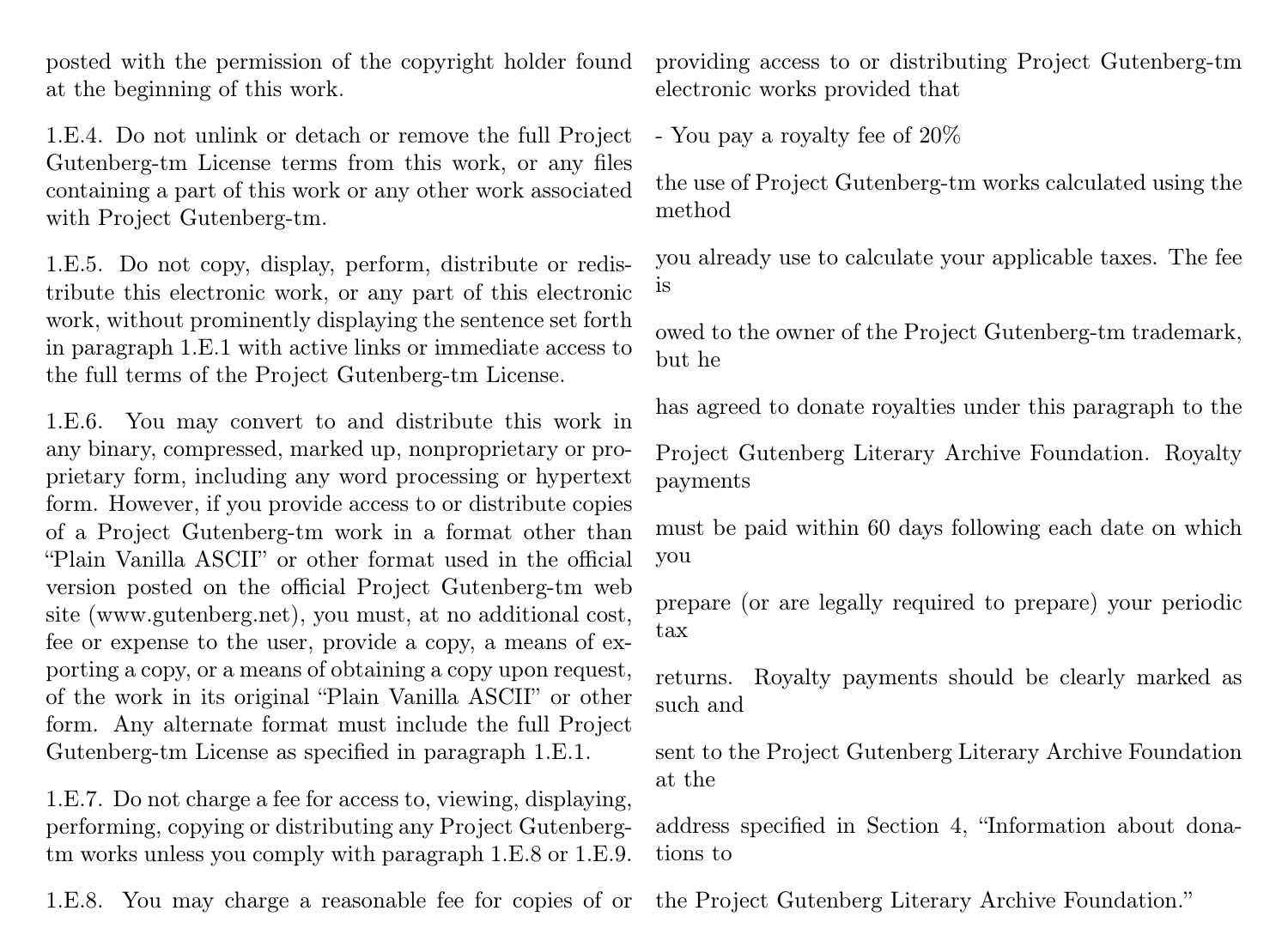posted with the permission of the copyright holder found at the beginning of this work.

1.E.4. Do not unlink or detach or remove the full Project Gutenberg-tm License terms from this work, or any files containing a part of this work or any other work associated with Project Gutenberg-tm.

1.E.5. Do not copy, display, perform, distribute or redistribute this electronic work, or any part of this electronic work, without prominently displaying the sentence set forth in paragraph 1.E.1 with active links or immediate access to the full terms of the Project Gutenberg-tm License.

1.E.6. You may convert to and distribute this work in any binary, compressed, marked up, nonproprietary or proprietary form, including any word processing or hypertext form. However, if you provide access to or distribute copies of a Project Gutenberg-tm work in a format other than "Plain Vanilla ASCII" or other format used in the official version posted on the official Project Gutenberg-tm web site (www.gutenberg.net), you must, at no additional cost, fee or expense to the user, provide a copy, a means of exporting a copy, or a means of obtaining a copy upon request, of the work in its original "Plain Vanilla ASCII" or other form. Any alternate format must include the full Project Gutenberg-tm License as specified in paragraph 1.E.1.

1.E.7. Do not charge a fee for access to, viewing, displaying, performing, copying or distributing any Project Gutenberg-tm works unless you comply with paragraph 1.E.8 or 1.E.9.

1.E.8. You may charge a reasonable fee for copies of or providing access to or distributing Project Gutenberg-tm electronic works provided that

- You pay a royalty fee of 20%

the use of Project Gutenberg-tm works calculated using the method

you already use to calculate your applicable taxes. The fee is

owed to the owner of the Project Gutenberg-tm trademark, but he

has agreed to donate royalties under this paragraph to the

Project Gutenberg Literary Archive Foundation. Royalty payments

must be paid within 60 days following each date on which you

prepare (or are legally required to prepare) your periodic tax

returns. Royalty payments should be clearly marked as such and

sent to the Project Gutenberg Literary Archive Foundation at the

address specified in Section 4, "Information about donations to

the Project Gutenberg Literary Archive Foundation."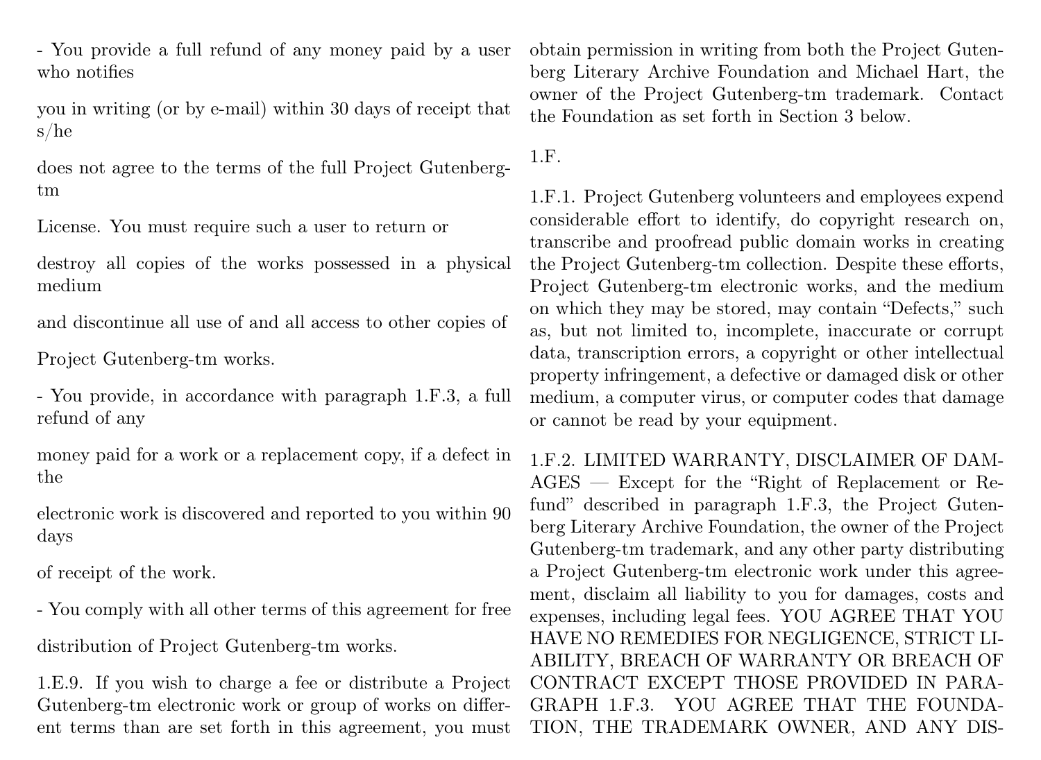- You provide a full refund of any money paid by a user who notifies

you in writing (or by e-mail) within 30 days of receipt that s/he

does not agree to the terms of the full Project Gutenberg-tm

License. You must require such a user to return or

destroy all copies of the works possessed in a physical medium

and discontinue all use of and all access to other copies of

Project Gutenberg-tm works.

- You provide, in accordance with paragraph 1.F.3, a full refund of any

money paid for a work or a replacement copy, if a defect in the

electronic work is discovered and reported to you within 90 days

of receipt of the work.

- You comply with all other terms of this agreement for free

distribution of Project Gutenberg-tm works.

1.E.9. If you wish to charge a fee or distribute a Project Gutenberg-tm electronic work or group of works on different terms than are set forth in this agreement, you must obtain permission in writing from both the Project Gutenberg Literary Archive Foundation and Michael Hart, the owner of the Project Gutenberg-tm trademark. Contact the Foundation as set forth in Section 3 below.

1.F.

1.F.1. Project Gutenberg volunteers and employees expend considerable effort to identify, do copyright research on, transcribe and proofread public domain works in creating the Project Gutenberg-tm collection. Despite these efforts, Project Gutenberg-tm electronic works, and the medium on which they may be stored, may contain "Defects," such as, but not limited to, incomplete, inaccurate or corrupt data, transcription errors, a copyright or other intellectual property infringement, a defective or damaged disk or other medium, a computer virus, or computer codes that damage or cannot be read by your equipment.

1.F.2. LIMITED WARRANTY, DISCLAIMER OF DAMAGES — Except for the "Right of Replacement or Refund" described in paragraph 1.F.3, the Project Gutenberg Literary Archive Foundation, the owner of the Project Gutenberg-tm trademark, and any other party distributing a Project Gutenberg-tm electronic work under this agreement, disclaim all liability to you for damages, costs and expenses, including legal fees. YOU AGREE THAT YOU HAVE NO REMEDIES FOR NEGLIGENCE, STRICT LIABILITY, BREACH OF WARRANTY OR BREACH OF CONTRACT EXCEPT THOSE PROVIDED IN PARAGRAPH 1.F.3. YOU AGREE THAT THE FOUNDATION, THE TRADEMARK OWNER, AND ANY DIS-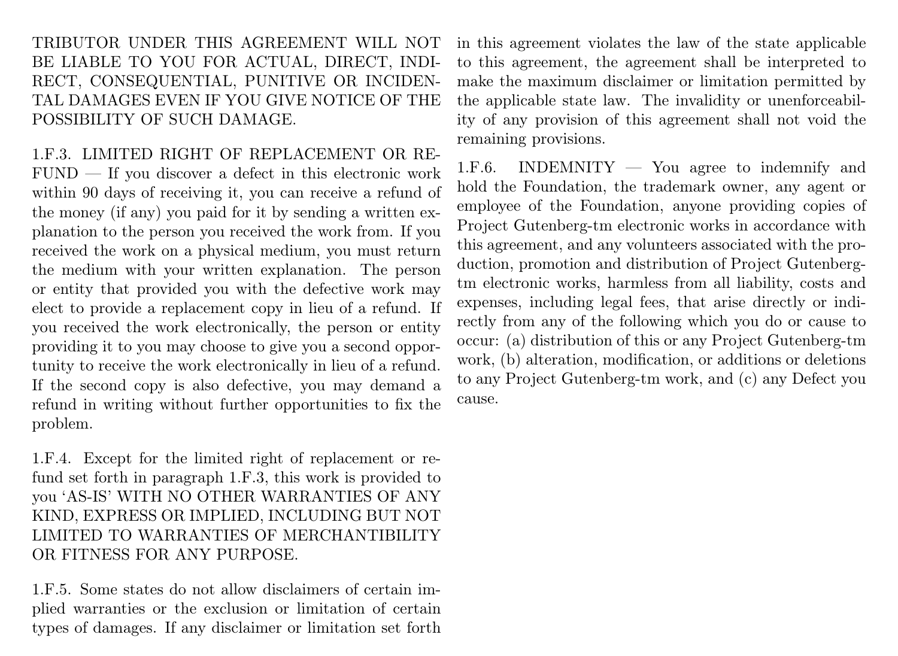TRIBUTOR UNDER THIS AGREEMENT WILL NOT BE LIABLE TO YOU FOR ACTUAL, DIRECT, INDIRECT, CONSEQUENTIAL, PUNITIVE OR INCIDENTAL DAMAGES EVEN IF YOU GIVE NOTICE OF THE POSSIBILITY OF SUCH DAMAGE.

1.F.3. LIMITED RIGHT OF REPLACEMENT OR REFUND — If you discover a defect in this electronic work within 90 days of receiving it, you can receive a refund of the money (if any) you paid for it by sending a written explanation to the person you received the work from. If you received the work on a physical medium, you must return the medium with your written explanation. The person or entity that provided you with the defective work may elect to provide a replacement copy in lieu of a refund. If you received the work electronically, the person or entity providing it to you may choose to give you a second opportunity to receive the work electronically in lieu of a refund. If the second copy is also defective, you may demand a refund in writing without further opportunities to fix the problem.

1.F.4. Except for the limited right of replacement or refund set forth in paragraph 1.F.3, this work is provided to you 'AS-IS' WITH NO OTHER WARRANTIES OF ANY KIND, EXPRESS OR IMPLIED, INCLUDING BUT NOT LIMITED TO WARRANTIES OF MERCHANTIBILITY OR FITNESS FOR ANY PURPOSE.

1.F.5. Some states do not allow disclaimers of certain implied warranties or the exclusion or limitation of certain types of damages. If any disclaimer or limitation set forth in this agreement violates the law of the state applicable to this agreement, the agreement shall be interpreted to make the maximum disclaimer or limitation permitted by the applicable state law. The invalidity or unenforceability of any provision of this agreement shall not void the remaining provisions.

1.F.6. INDEMNITY — You agree to indemnify and hold the Foundation, the trademark owner, any agent or employee of the Foundation, anyone providing copies of Project Gutenberg-tm electronic works in accordance with this agreement, and any volunteers associated with the production, promotion and distribution of Project Gutenberg-tm electronic works, harmless from all liability, costs and expenses, including legal fees, that arise directly or indirectly from any of the following which you do or cause to occur: (a) distribution of this or any Project Gutenberg-tm work, (b) alteration, modification, or additions or deletions to any Project Gutenberg-tm work, and (c) any Defect you cause.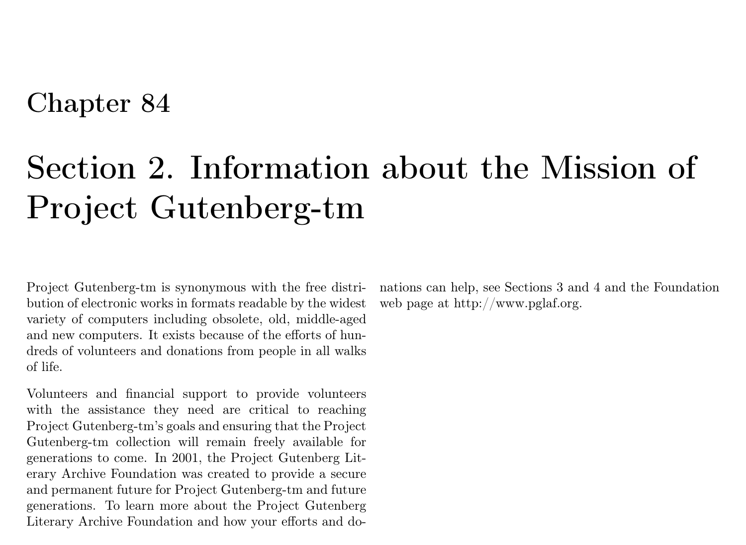# Chapter 84

# Section 2. Information about the Mission of Project Gutenberg-tm

Project Gutenberg-tm is synonymous with the free distribution of electronic works in formats readable by the widest variety of computers including obsolete, old, middle-aged and new computers. It exists because of the efforts of hundreds of volunteers and donations from people in all walks of life.

Volunteers and financial support to provide volunteers with the assistance they need are critical to reaching Project Gutenberg-tm's goals and ensuring that the Project Gutenberg-tm collection will remain freely available for generations to come. In 2001, the Project Gutenberg Literary Archive Foundation was created to provide a secure and permanent future for Project Gutenberg-tm and future generations. To learn more about the Project Gutenberg Literary Archive Foundation and how your efforts and donations can help, see Sections 3 and 4 and the Foundation web page at http://www.pglaf.org.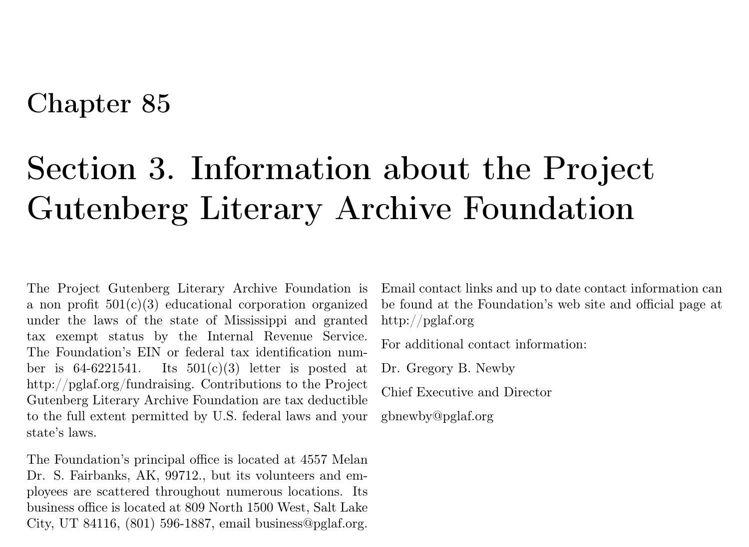# Chapter 85

# Section 3. Information about the Project Gutenberg Literary Archive Foundation

The Project Gutenberg Literary Archive Foundation is a non profit 501(c)(3) educational corporation organized under the laws of the state of Mississippi and granted tax exempt status by the Internal Revenue Service. The Foundation's EIN or federal tax identification number is 64-6221541. Its 501(c)(3) letter is posted at http://pglaf.org/fundraising. Contributions to the Project Gutenberg Literary Archive Foundation are tax deductible to the full extent permitted by U.S. federal laws and your state's laws.

The Foundation's principal office is located at 4557 Melan Dr. S. Fairbanks, AK, 99712., but its volunteers and employees are scattered throughout numerous locations. Its business office is located at 809 North 1500 West, Salt Lake City, UT 84116, (801) 596-1887, email business@pglaf.org.

Email contact links and up to date contact information can be found at the Foundation's web site and official page at http://pglaf.org

For additional contact information:

Dr. Gregory B. Newby

Chief Executive and Director

gbnewby@pglaf.org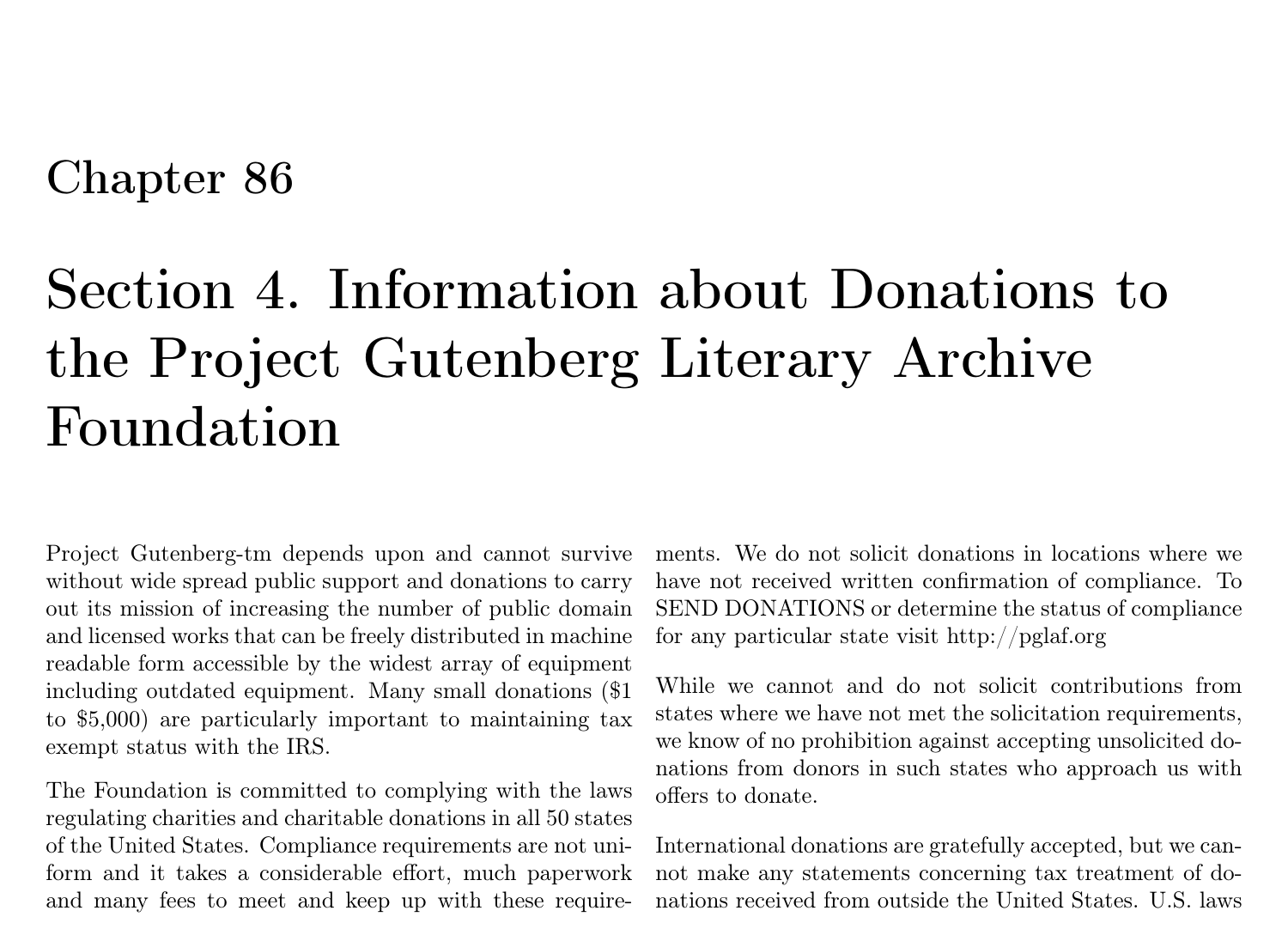# Chapter 86

# Section 4. Information about Donations to the Project Gutenberg Literary Archive Foundation

Project Gutenberg-tm depends upon and cannot survive without wide spread public support and donations to carry out its mission of increasing the number of public domain and licensed works that can be freely distributed in machine readable form accessible by the widest array of equipment including outdated equipment. Many small donations ($1 to $5,000) are particularly important to maintaining tax exempt status with the IRS.

The Foundation is committed to complying with the laws regulating charities and charitable donations in all 50 states of the United States. Compliance requirements are not uniform and it takes a considerable effort, much paperwork and many fees to meet and keep up with these requirements. We do not solicit donations in locations where we have not received written confirmation of compliance. To SEND DONATIONS or determine the status of compliance for any particular state visit http://pglaf.org

While we cannot and do not solicit contributions from states where we have not met the solicitation requirements, we know of no prohibition against accepting unsolicited donations from donors in such states who approach us with offers to donate.

International donations are gratefully accepted, but we cannot make any statements concerning tax treatment of donations received from outside the United States. U.S. laws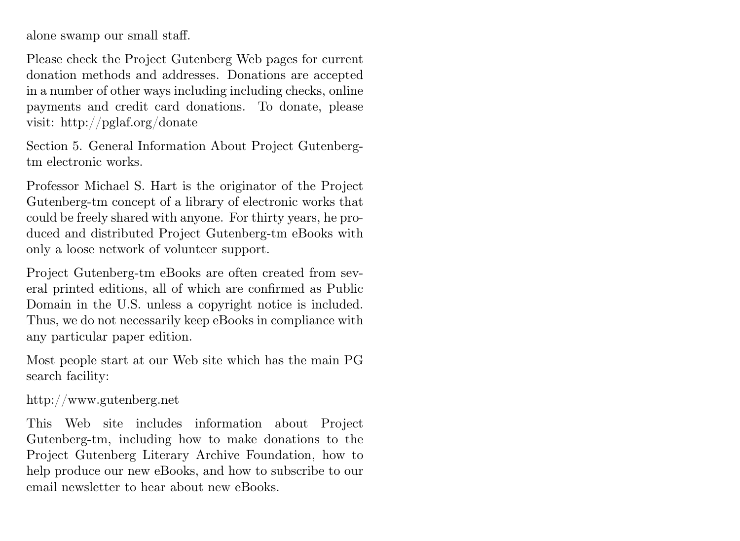alone swamp our small staff.

Please check the Project Gutenberg Web pages for current donation methods and addresses. Donations are accepted in a number of other ways including including checks, online payments and credit card donations. To donate, please visit: http://pglaf.org/donate

Section 5. General Information About Project Gutenberg-tm electronic works.

Professor Michael S. Hart is the originator of the Project Gutenberg-tm concept of a library of electronic works that could be freely shared with anyone. For thirty years, he produced and distributed Project Gutenberg-tm eBooks with only a loose network of volunteer support.

Project Gutenberg-tm eBooks are often created from several printed editions, all of which are confirmed as Public Domain in the U.S. unless a copyright notice is included. Thus, we do not necessarily keep eBooks in compliance with any particular paper edition.

Most people start at our Web site which has the main PG search facility:

http://www.gutenberg.net

This Web site includes information about Project Gutenberg-tm, including how to make donations to the Project Gutenberg Literary Archive Foundation, how to help produce our new eBooks, and how to subscribe to our email newsletter to hear about new eBooks.